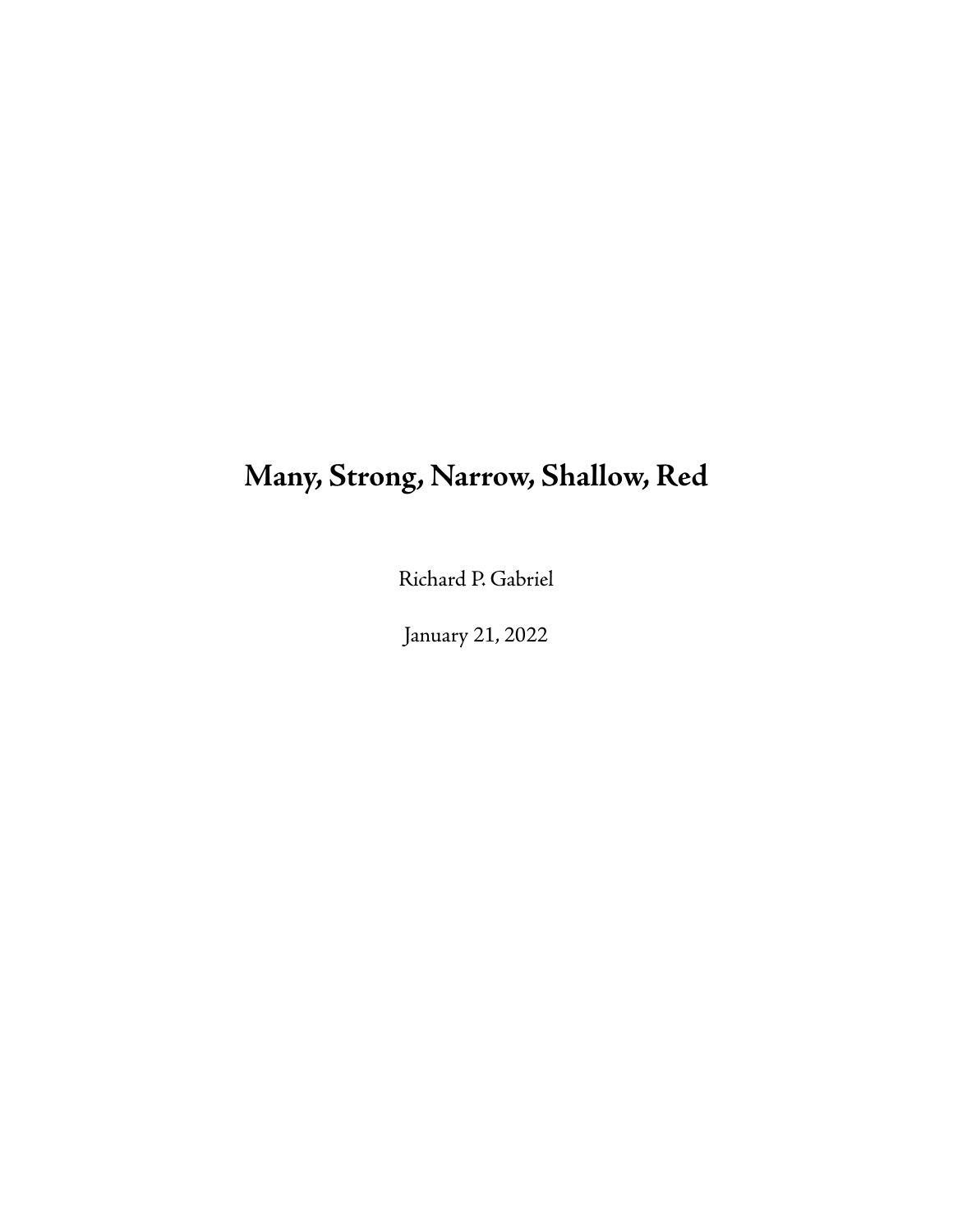# Many, Strong, Narrow, Shallow, Red

Richard P. Gabriel

January 21, 2022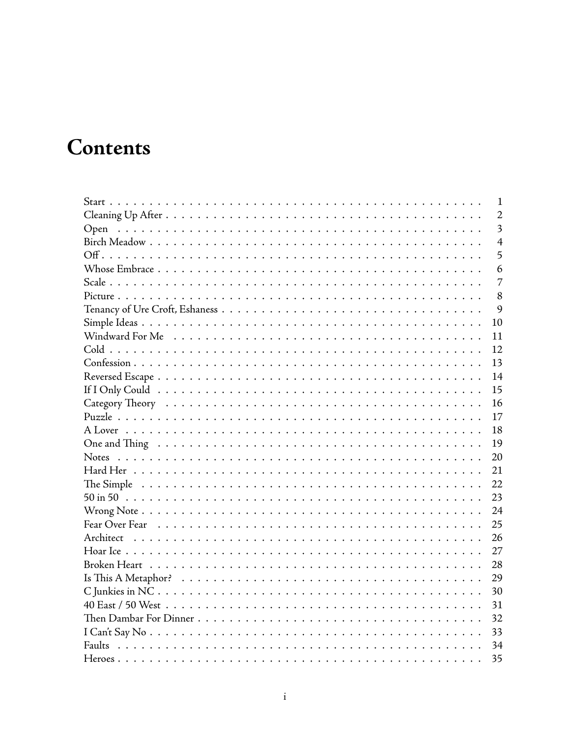# Contents

- Start . . . 1
- Cleaning Up After . . . 2
- Open . . . 3
- Birch Meadow . . . 4
- Off . . . 5
- Whose Embrace . . . 6
- Scale . . . 7
- Picture . . . 8
- Tenancy of Ure Croft, Eshaness . . . 9
- Simple Ideas . . . 10
- Windward For Me . . . 11
- Cold . . . 12
- Confession . . . 13
- Reversed Escape . . . 14
- If I Only Could . . . 15
- Category Theory . . . 16
- Puzzle . . . 17
- A Lover . . . 18
- One and Thing . . . 19
- Notes . . . 20
- Hard Her . . . 21
- The Simple . . . 22
- 50 in 50 . . . 23
- Wrong Note . . . 24
- Fear Over Fear . . . 25
- Architect . . . 26
- Hoar Ice . . . 27
- Broken Heart . . . 28
- Is This A Metaphor? . . . 29
- C Junkies in NC . . . 30
- 40 East / 50 West . . . 31
- Then Dambar For Dinner . . . 32
- I Can't Say No . . . 33
- Faults . . . 34
- Heroes . . . 35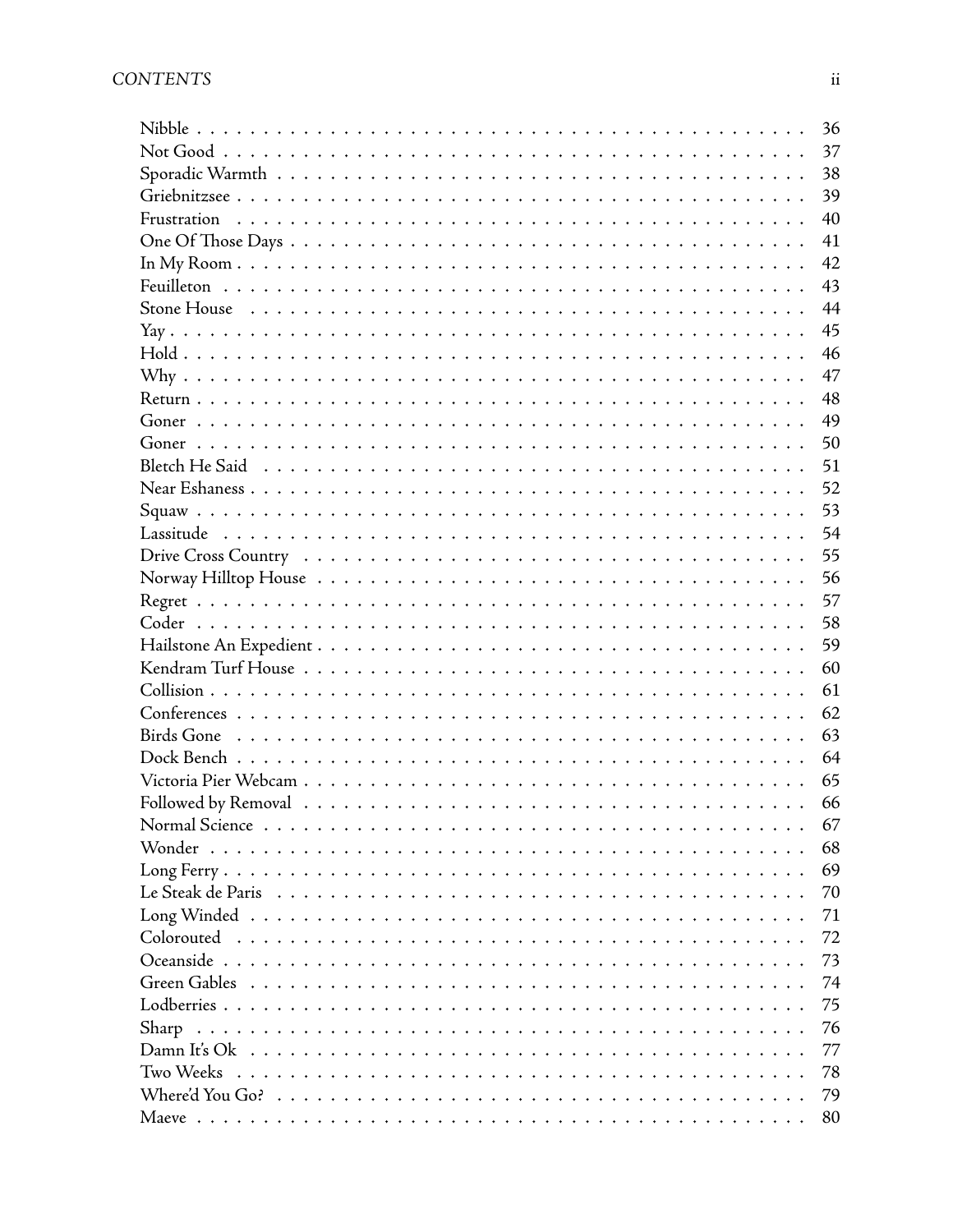Nibble . . . . . 36
Not Good . . . . . 37
Sporadic Warmth . . . . . 38
Griebnitzsee . . . . . 39
Frustration . . . . . 40
One Of Those Days . . . . . 41
In My Room . . . . . 42
Feuilleton . . . . . 43
Stone House . . . . . 44
Yay . . . . . 45
Hold . . . . . 46
Why . . . . . 47
Return . . . . . 48
Goner . . . . . 49
Goner . . . . . 50
Bletch He Said . . . . . 51
Near Eshaness . . . . . 52
Squaw . . . . . 53
Lassitude . . . . . 54
Drive Cross Country . . . . . 55
Norway Hilltop House . . . . . 56
Regret . . . . . 57
Coder . . . . . 58
Hailstone An Expedient . . . . . 59
Kendram Turf House . . . . . 60
Collision . . . . . 61
Conferences . . . . . 62
Birds Gone . . . . . 63
Dock Bench . . . . . 64
Victoria Pier Webcam . . . . . 65
Followed by Removal . . . . . 66
Normal Science . . . . . 67
Wonder . . . . . 68
Long Ferry . . . . . 69
Le Steak de Paris . . . . . 70
Long Winded . . . . . 71
Colorouted . . . . . 72
Oceanside . . . . . 73
Green Gables . . . . . 74
Lodberries . . . . . 75
Sharp . . . . . 76
Damn It's Ok . . . . . 77
Two Weeks . . . . . 78
Where'd You Go? . . . . . 79
Maeve . . . . . 80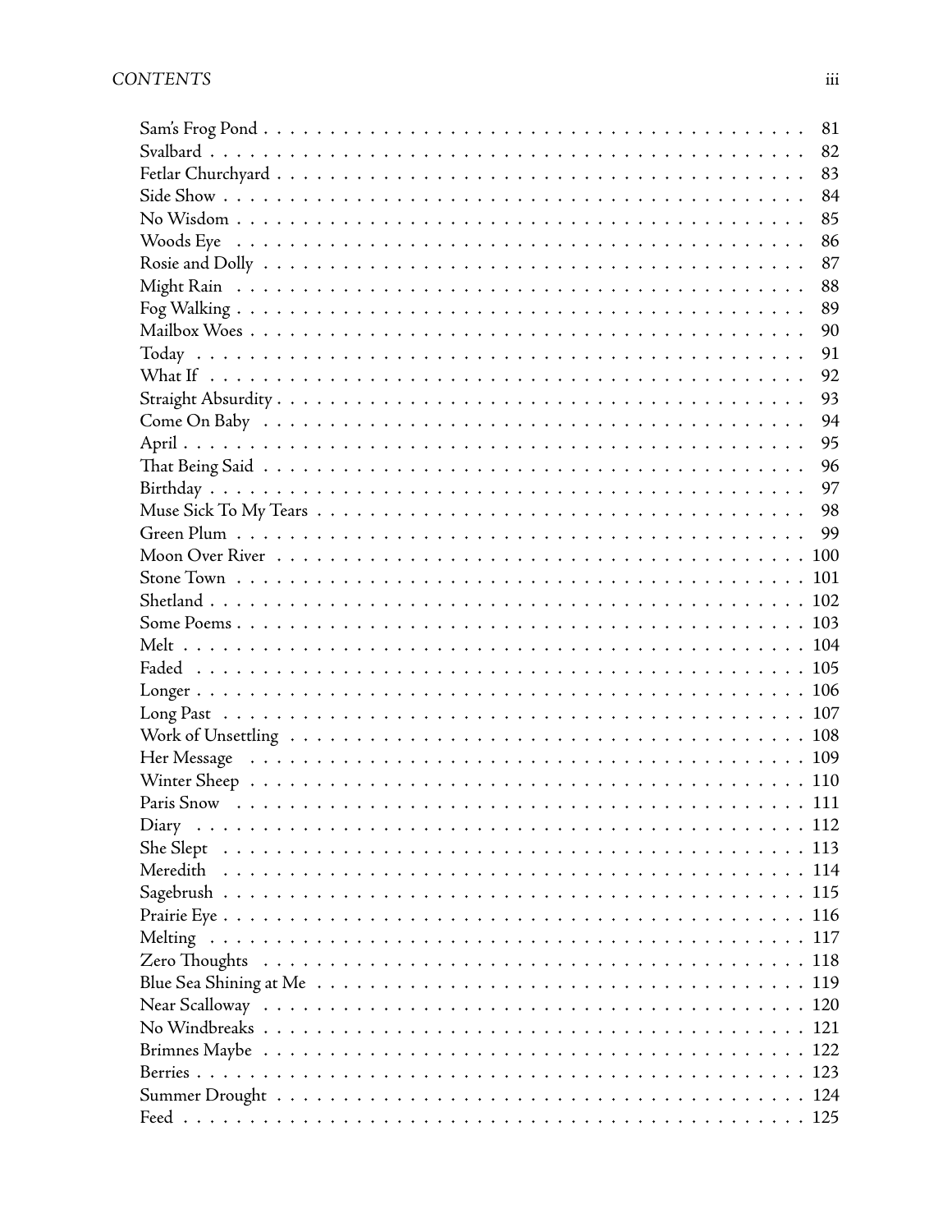| | |
|---|---|
| Sam's Frog Pond | 81 |
| Svalbard | 82 |
| Fetlar Churchyard | 83 |
| Side Show | 84 |
| No Wisdom | 85 |
| Woods Eye | 86 |
| Rosie and Dolly | 87 |
| Might Rain | 88 |
| Fog Walking | 89 |
| Mailbox Woes | 90 |
| Today | 91 |
| What If | 92 |
| Straight Absurdity | 93 |
| Come On Baby | 94 |
| April | 95 |
| That Being Said | 96 |
| Birthday | 97 |
| Muse Sick To My Tears | 98 |
| Green Plum | 99 |
| Moon Over River | 100 |
| Stone Town | 101 |
| Shetland | 102 |
| Some Poems | 103 |
| Melt | 104 |
| Faded | 105 |
| Longer | 106 |
| Long Past | 107 |
| Work of Unsettling | 108 |
| Her Message | 109 |
| Winter Sheep | 110 |
| Paris Snow | 111 |
| Diary | 112 |
| She Slept | 113 |
| Meredith | 114 |
| Sagebrush | 115 |
| Prairie Eye | 116 |
| Melting | 117 |
| Zero Thoughts | 118 |
| Blue Sea Shining at Me | 119 |
| Near Scalloway | 120 |
| No Windbreaks | 121 |
| Brimnes Maybe | 122 |
| Berries | 123 |
| Summer Drought | 124 |
| Feed | 125 |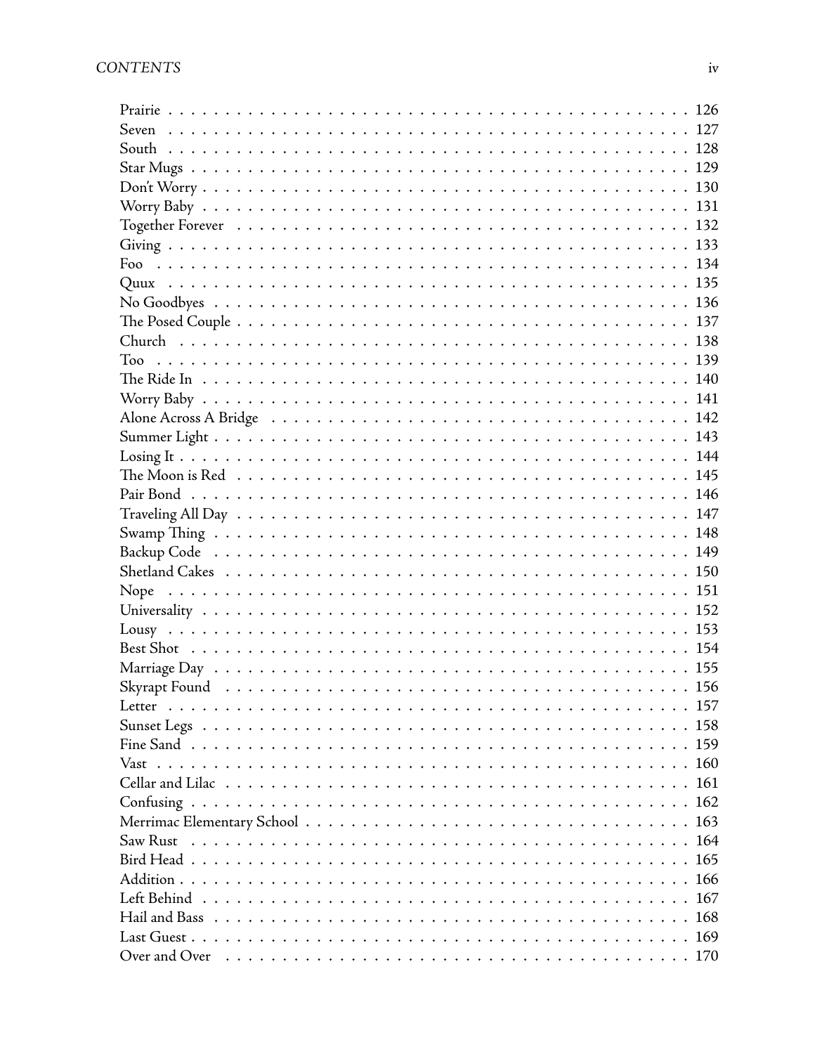| | |
|---|---|
| Prairie | 126 |
| Seven | 127 |
| South | 128 |
| Star Mugs | 129 |
| Don't Worry | 130 |
| Worry Baby | 131 |
| Together Forever | 132 |
| Giving | 133 |
| Foo | 134 |
| Quux | 135 |
| No Goodbyes | 136 |
| The Posed Couple | 137 |
| Church | 138 |
| Too | 139 |
| The Ride In | 140 |
| Worry Baby | 141 |
| Alone Across A Bridge | 142 |
| Summer Light | 143 |
| Losing It | 144 |
| The Moon is Red | 145 |
| Pair Bond | 146 |
| Traveling All Day | 147 |
| Swamp Thing | 148 |
| Backup Code | 149 |
| Shetland Cakes | 150 |
| Nope | 151 |
| Universality | 152 |
| Lousy | 153 |
| Best Shot | 154 |
| Marriage Day | 155 |
| Skyrapt Found | 156 |
| Letter | 157 |
| Sunset Legs | 158 |
| Fine Sand | 159 |
| Vast | 160 |
| Cellar and Lilac | 161 |
| Confusing | 162 |
| Merrimac Elementary School | 163 |
| Saw Rust | 164 |
| Bird Head | 165 |
| Addition | 166 |
| Left Behind | 167 |
| Hail and Bass | 168 |
| Last Guest | 169 |
| Over and Over | 170 |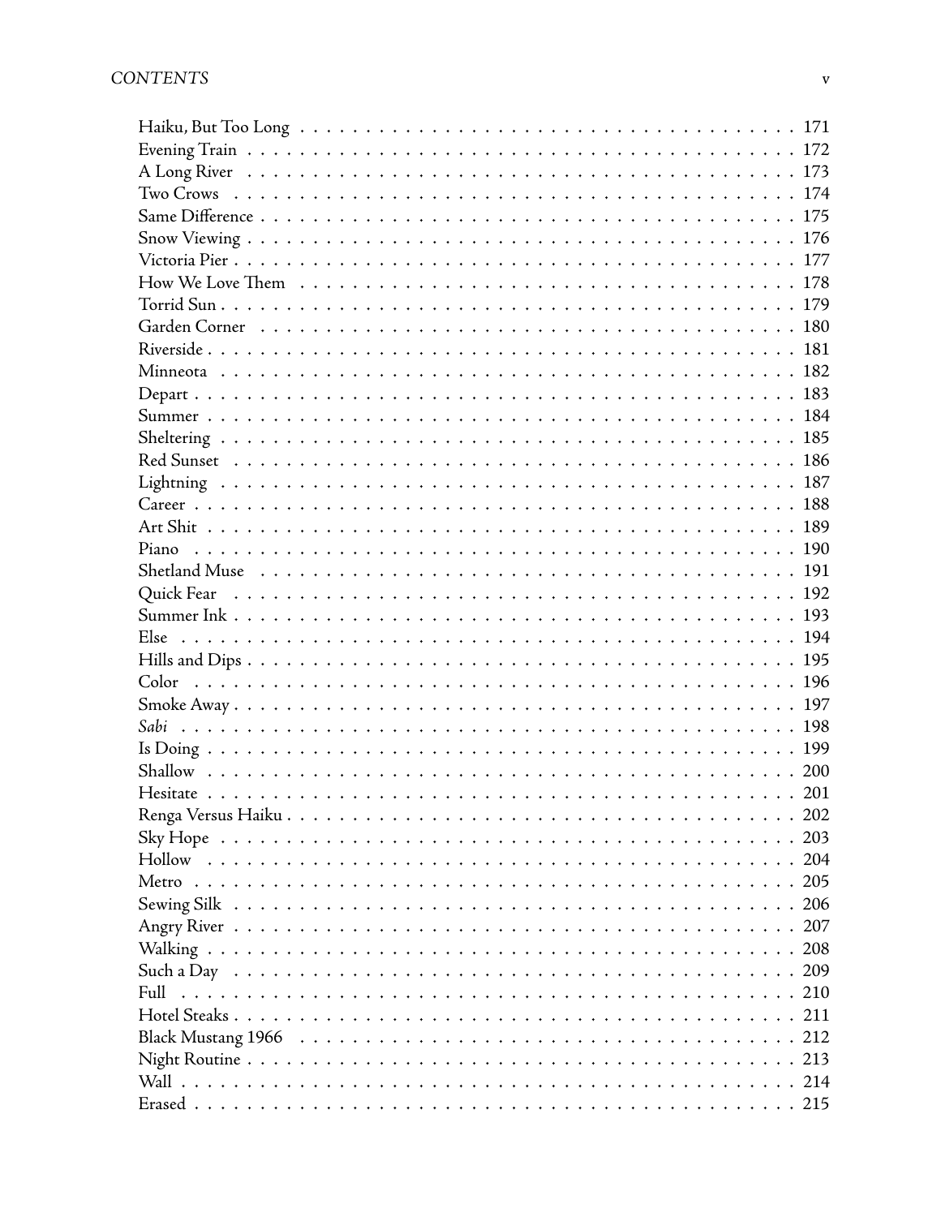Haiku, But Too Long . . . . . . . . . . . . . . . . . . . . . . . . . . . . . . . . 171
Evening Train . . . . . . . . . . . . . . . . . . . . . . . . . . . . . . . . . . . 172
A Long River . . . . . . . . . . . . . . . . . . . . . . . . . . . . . . . . . . . 173
Two Crows . . . . . . . . . . . . . . . . . . . . . . . . . . . . . . . . . . . . 174
Same Difference . . . . . . . . . . . . . . . . . . . . . . . . . . . . . . . . . 175
Snow Viewing . . . . . . . . . . . . . . . . . . . . . . . . . . . . . . . . . . 176
Victoria Pier . . . . . . . . . . . . . . . . . . . . . . . . . . . . . . . . . . . 177
How We Love Them . . . . . . . . . . . . . . . . . . . . . . . . . . . . . . . 178
Torrid Sun . . . . . . . . . . . . . . . . . . . . . . . . . . . . . . . . . . . . 179
Garden Corner . . . . . . . . . . . . . . . . . . . . . . . . . . . . . . . . . . 180
Riverside . . . . . . . . . . . . . . . . . . . . . . . . . . . . . . . . . . . . . 181
Minneota . . . . . . . . . . . . . . . . . . . . . . . . . . . . . . . . . . . . . 182
Depart . . . . . . . . . . . . . . . . . . . . . . . . . . . . . . . . . . . . . . 183
Summer . . . . . . . . . . . . . . . . . . . . . . . . . . . . . . . . . . . . . 184
Sheltering . . . . . . . . . . . . . . . . . . . . . . . . . . . . . . . . . . . . 185
Red Sunset . . . . . . . . . . . . . . . . . . . . . . . . . . . . . . . . . . . . 186
Lightning . . . . . . . . . . . . . . . . . . . . . . . . . . . . . . . . . . . . . 187
Career . . . . . . . . . . . . . . . . . . . . . . . . . . . . . . . . . . . . . . 188
Art Shit . . . . . . . . . . . . . . . . . . . . . . . . . . . . . . . . . . . . . 189
Piano . . . . . . . . . . . . . . . . . . . . . . . . . . . . . . . . . . . . . . 190
Shetland Muse . . . . . . . . . . . . . . . . . . . . . . . . . . . . . . . . . . 191
Quick Fear . . . . . . . . . . . . . . . . . . . . . . . . . . . . . . . . . . . . 192
Summer Ink . . . . . . . . . . . . . . . . . . . . . . . . . . . . . . . . . . . 193
Else . . . . . . . . . . . . . . . . . . . . . . . . . . . . . . . . . . . . . . . 194
Hills and Dips . . . . . . . . . . . . . . . . . . . . . . . . . . . . . . . . . . 195
Color . . . . . . . . . . . . . . . . . . . . . . . . . . . . . . . . . . . . . . 196
Smoke Away . . . . . . . . . . . . . . . . . . . . . . . . . . . . . . . . . . . 197
*Sabi* . . . . . . . . . . . . . . . . . . . . . . . . . . . . . . . . . . . . . . 198
Is Doing . . . . . . . . . . . . . . . . . . . . . . . . . . . . . . . . . . . . . 199
Shallow . . . . . . . . . . . . . . . . . . . . . . . . . . . . . . . . . . . . . 200
Hesitate . . . . . . . . . . . . . . . . . . . . . . . . . . . . . . . . . . . . . 201
Renga Versus Haiku . . . . . . . . . . . . . . . . . . . . . . . . . . . . . . . 202
Sky Hope . . . . . . . . . . . . . . . . . . . . . . . . . . . . . . . . . . . . 203
Hollow . . . . . . . . . . . . . . . . . . . . . . . . . . . . . . . . . . . . . 204
Metro . . . . . . . . . . . . . . . . . . . . . . . . . . . . . . . . . . . . . . 205
Sewing Silk . . . . . . . . . . . . . . . . . . . . . . . . . . . . . . . . . . . 206
Angry River . . . . . . . . . . . . . . . . . . . . . . . . . . . . . . . . . . . 207
Walking . . . . . . . . . . . . . . . . . . . . . . . . . . . . . . . . . . . . . 208
Such a Day . . . . . . . . . . . . . . . . . . . . . . . . . . . . . . . . . . . 209
Full . . . . . . . . . . . . . . . . . . . . . . . . . . . . . . . . . . . . . . . 210
Hotel Steaks . . . . . . . . . . . . . . . . . . . . . . . . . . . . . . . . . . . 211
Black Mustang 1966 . . . . . . . . . . . . . . . . . . . . . . . . . . . . . . . 212
Night Routine . . . . . . . . . . . . . . . . . . . . . . . . . . . . . . . . . . 213
Wall . . . . . . . . . . . . . . . . . . . . . . . . . . . . . . . . . . . . . . . 214
Erased . . . . . . . . . . . . . . . . . . . . . . . . . . . . . . . . . . . . . . 215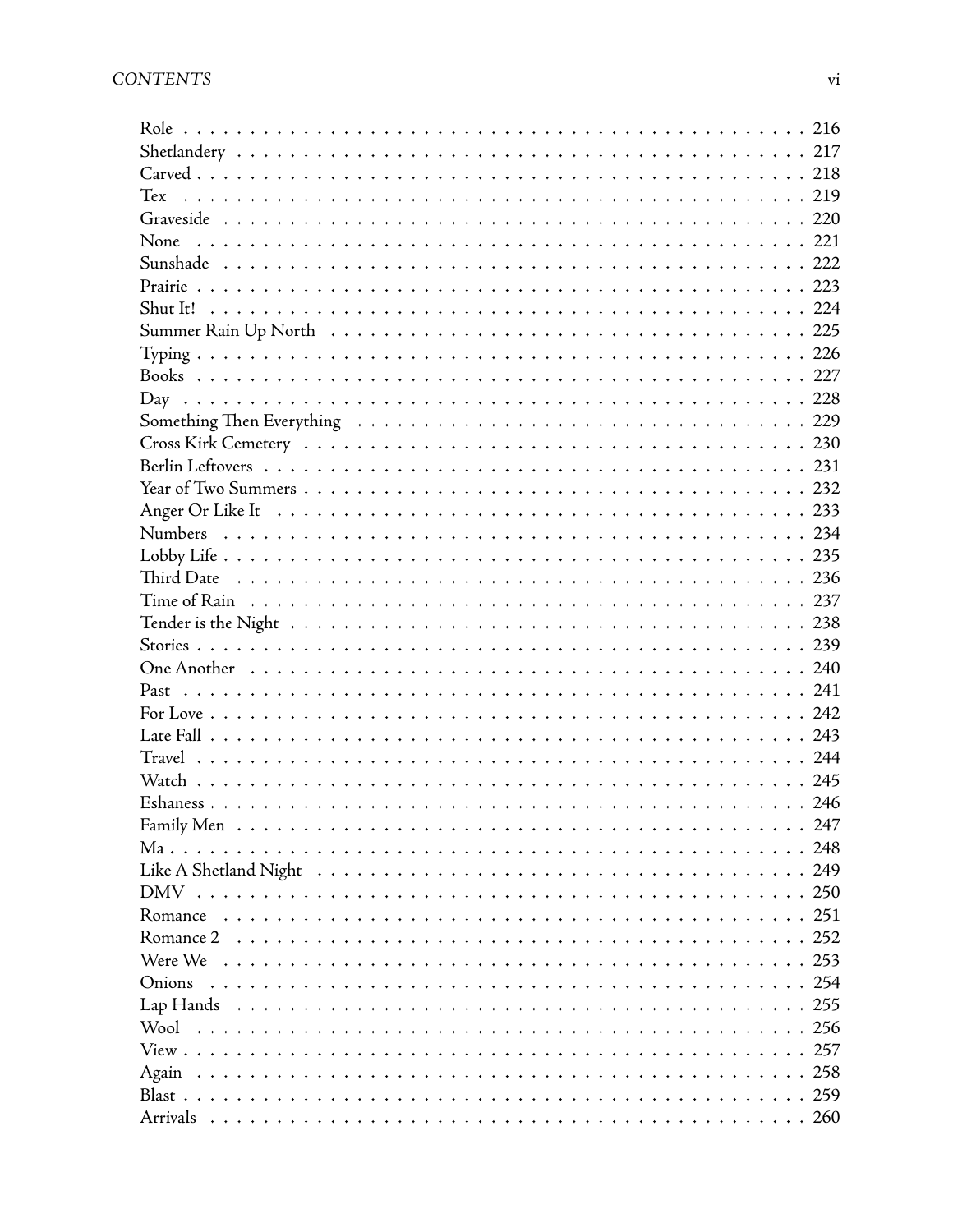| | |
|---|---|
| Role | 216 |
| Shetlandery | 217 |
| Carved | 218 |
| Tex | 219 |
| Graveside | 220 |
| None | 221 |
| Sunshade | 222 |
| Prairie | 223 |
| Shut It! | 224 |
| Summer Rain Up North | 225 |
| Typing | 226 |
| Books | 227 |
| Day | 228 |
| Something Then Everything | 229 |
| Cross Kirk Cemetery | 230 |
| Berlin Leftovers | 231 |
| Year of Two Summers | 232 |
| Anger Or Like It | 233 |
| Numbers | 234 |
| Lobby Life | 235 |
| Third Date | 236 |
| Time of Rain | 237 |
| Tender is the Night | 238 |
| Stories | 239 |
| One Another | 240 |
| Past | 241 |
| For Love | 242 |
| Late Fall | 243 |
| Travel | 244 |
| Watch | 245 |
| Eshaness | 246 |
| Family Men | 247 |
| Ma | 248 |
| Like A Shetland Night | 249 |
| DMV | 250 |
| Romance | 251 |
| Romance 2 | 252 |
| Were We | 253 |
| Onions | 254 |
| Lap Hands | 255 |
| Wool | 256 |
| View | 257 |
| Again | 258 |
| Blast | 259 |
| Arrivals | 260 |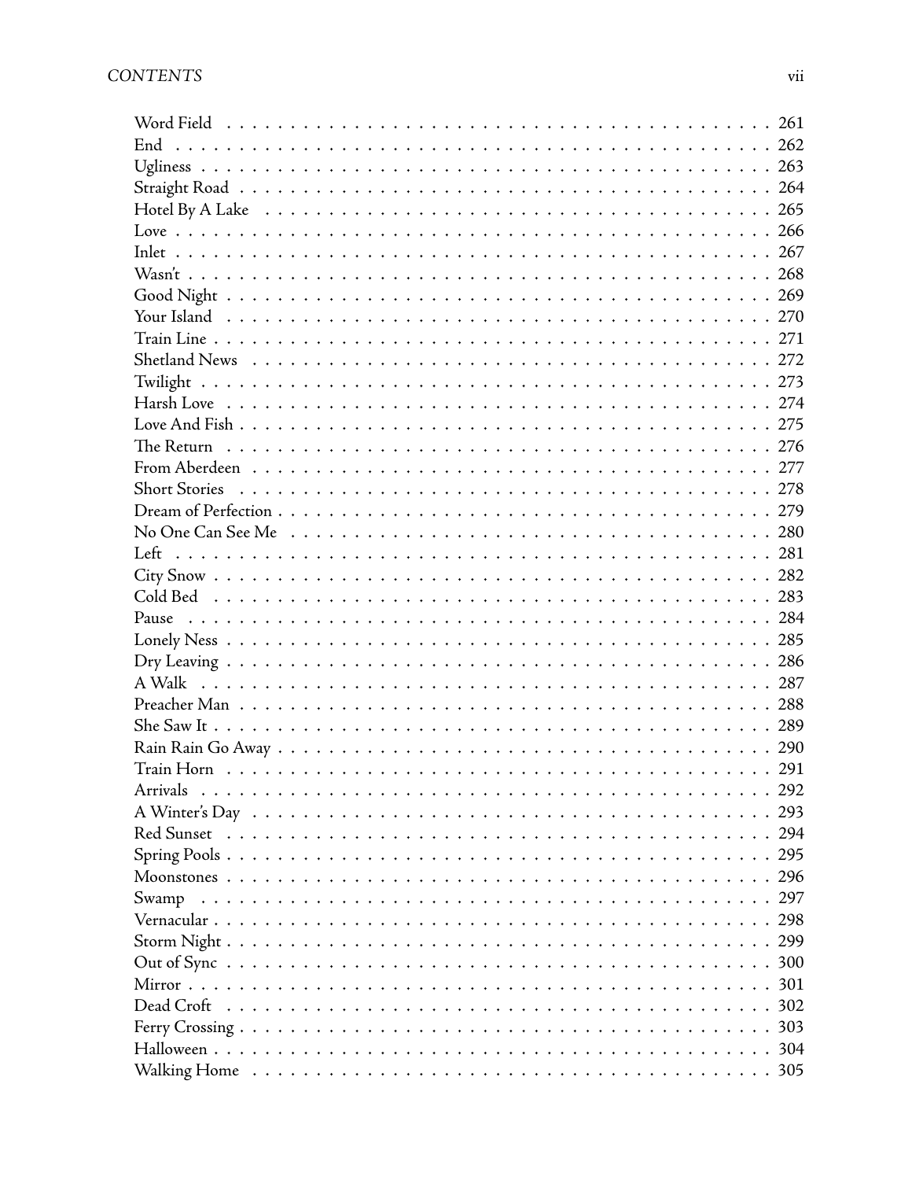| | |
|---|---|
| Word Field | 261 |
| End | 262 |
| Ugliness | 263 |
| Straight Road | 264 |
| Hotel By A Lake | 265 |
| Love | 266 |
| Inlet | 267 |
| Wasn't | 268 |
| Good Night | 269 |
| Your Island | 270 |
| Train Line | 271 |
| Shetland News | 272 |
| Twilight | 273 |
| Harsh Love | 274 |
| Love And Fish | 275 |
| The Return | 276 |
| From Aberdeen | 277 |
| Short Stories | 278 |
| Dream of Perfection | 279 |
| No One Can See Me | 280 |
| Left | 281 |
| City Snow | 282 |
| Cold Bed | 283 |
| Pause | 284 |
| Lonely Ness | 285 |
| Dry Leaving | 286 |
| A Walk | 287 |
| Preacher Man | 288 |
| She Saw It | 289 |
| Rain Rain Go Away | 290 |
| Train Horn | 291 |
| Arrivals | 292 |
| A Winter's Day | 293 |
| Red Sunset | 294 |
| Spring Pools | 295 |
| Moonstones | 296 |
| Swamp | 297 |
| Vernacular | 298 |
| Storm Night | 299 |
| Out of Sync | 300 |
| Mirror | 301 |
| Dead Croft | 302 |
| Ferry Crossing | 303 |
| Halloween | 304 |
| Walking Home | 305 |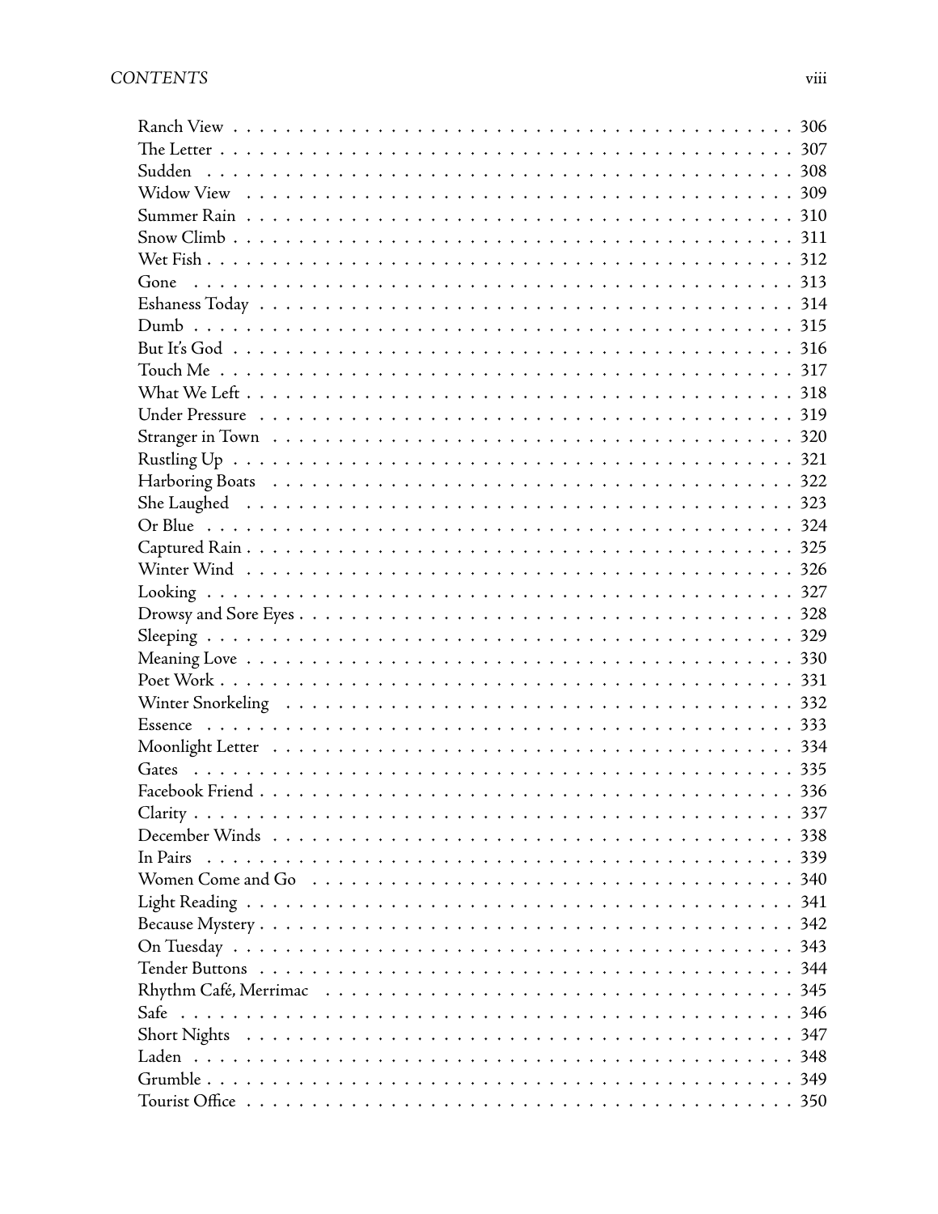Ranch View . . . . . . . . . . . . . . . . . . . . . . . . . . . . . . . . . . . . . . . . 306
The Letter . . . . . . . . . . . . . . . . . . . . . . . . . . . . . . . . . . . . . . . . 307
Sudden . . . . . . . . . . . . . . . . . . . . . . . . . . . . . . . . . . . . . . . . 308
Widow View . . . . . . . . . . . . . . . . . . . . . . . . . . . . . . . . . . . . . . 309
Summer Rain . . . . . . . . . . . . . . . . . . . . . . . . . . . . . . . . . . . . . . 310
Snow Climb . . . . . . . . . . . . . . . . . . . . . . . . . . . . . . . . . . . . . . 311
Wet Fish . . . . . . . . . . . . . . . . . . . . . . . . . . . . . . . . . . . . . . . . 312
Gone . . . . . . . . . . . . . . . . . . . . . . . . . . . . . . . . . . . . . . . . 313
Eshaness Today . . . . . . . . . . . . . . . . . . . . . . . . . . . . . . . . . . . . 314
Dumb . . . . . . . . . . . . . . . . . . . . . . . . . . . . . . . . . . . . . . . . 315
But It's God . . . . . . . . . . . . . . . . . . . . . . . . . . . . . . . . . . . . . 316
Touch Me . . . . . . . . . . . . . . . . . . . . . . . . . . . . . . . . . . . . . . 317
What We Left . . . . . . . . . . . . . . . . . . . . . . . . . . . . . . . . . . . . . 318
Under Pressure . . . . . . . . . . . . . . . . . . . . . . . . . . . . . . . . . . . . 319
Stranger in Town . . . . . . . . . . . . . . . . . . . . . . . . . . . . . . . . . . . 320
Rustling Up . . . . . . . . . . . . . . . . . . . . . . . . . . . . . . . . . . . . . 321
Harboring Boats . . . . . . . . . . . . . . . . . . . . . . . . . . . . . . . . . . . 322
She Laughed . . . . . . . . . . . . . . . . . . . . . . . . . . . . . . . . . . . . . 323
Or Blue . . . . . . . . . . . . . . . . . . . . . . . . . . . . . . . . . . . . . . . 324
Captured Rain . . . . . . . . . . . . . . . . . . . . . . . . . . . . . . . . . . . . 325
Winter Wind . . . . . . . . . . . . . . . . . . . . . . . . . . . . . . . . . . . . . 326
Looking . . . . . . . . . . . . . . . . . . . . . . . . . . . . . . . . . . . . . . . 327
Drowsy and Sore Eyes . . . . . . . . . . . . . . . . . . . . . . . . . . . . . . . . 328
Sleeping . . . . . . . . . . . . . . . . . . . . . . . . . . . . . . . . . . . . . . . 329
Meaning Love . . . . . . . . . . . . . . . . . . . . . . . . . . . . . . . . . . . . 330
Poet Work . . . . . . . . . . . . . . . . . . . . . . . . . . . . . . . . . . . . . . 331
Winter Snorkeling . . . . . . . . . . . . . . . . . . . . . . . . . . . . . . . . . . 332
Essence . . . . . . . . . . . . . . . . . . . . . . . . . . . . . . . . . . . . . . . 333
Moonlight Letter . . . . . . . . . . . . . . . . . . . . . . . . . . . . . . . . . . . 334
Gates . . . . . . . . . . . . . . . . . . . . . . . . . . . . . . . . . . . . . . . . 335
Facebook Friend . . . . . . . . . . . . . . . . . . . . . . . . . . . . . . . . . . . 336
Clarity . . . . . . . . . . . . . . . . . . . . . . . . . . . . . . . . . . . . . . . 337
December Winds . . . . . . . . . . . . . . . . . . . . . . . . . . . . . . . . . . . 338
In Pairs . . . . . . . . . . . . . . . . . . . . . . . . . . . . . . . . . . . . . . . 339
Women Come and Go . . . . . . . . . . . . . . . . . . . . . . . . . . . . . . . . . 340
Light Reading . . . . . . . . . . . . . . . . . . . . . . . . . . . . . . . . . . . . 341
Because Mystery . . . . . . . . . . . . . . . . . . . . . . . . . . . . . . . . . . . 342
On Tuesday . . . . . . . . . . . . . . . . . . . . . . . . . . . . . . . . . . . . . 343
Tender Buttons . . . . . . . . . . . . . . . . . . . . . . . . . . . . . . . . . . . . 344
Rhythm Café, Merrimac . . . . . . . . . . . . . . . . . . . . . . . . . . . . . . . 345
Safe . . . . . . . . . . . . . . . . . . . . . . . . . . . . . . . . . . . . . . . . . 346
Short Nights . . . . . . . . . . . . . . . . . . . . . . . . . . . . . . . . . . . . . 347
Laden . . . . . . . . . . . . . . . . . . . . . . . . . . . . . . . . . . . . . . . . 348
Grumble . . . . . . . . . . . . . . . . . . . . . . . . . . . . . . . . . . . . . . . 349
Tourist Office . . . . . . . . . . . . . . . . . . . . . . . . . . . . . . . . . . . . 350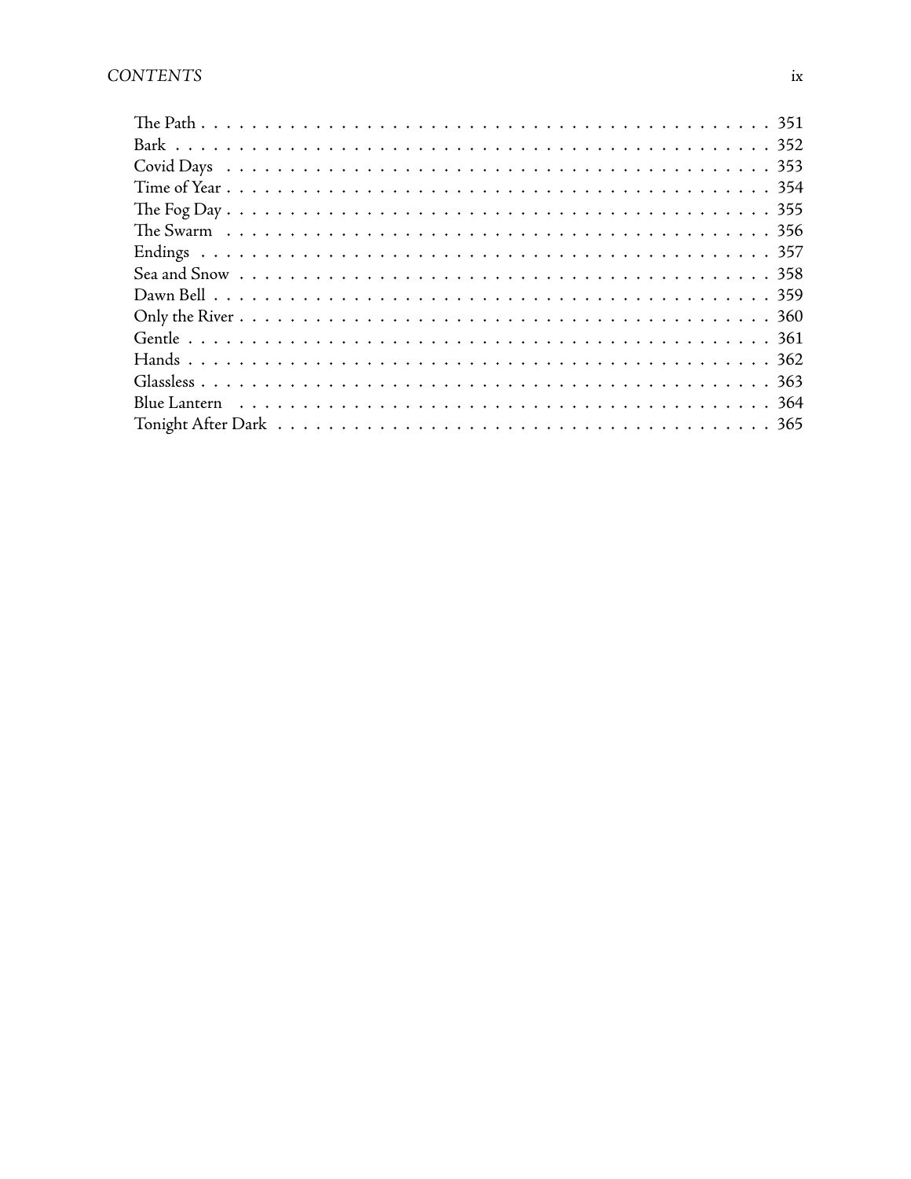The Path . . . . . . . . . . . . . . . . . . . . . . . . . . . . . . . . . . . . . . . . . . 351
Bark . . . . . . . . . . . . . . . . . . . . . . . . . . . . . . . . . . . . . . . . . . . . 352
Covid Days . . . . . . . . . . . . . . . . . . . . . . . . . . . . . . . . . . . . . . . . 353
Time of Year . . . . . . . . . . . . . . . . . . . . . . . . . . . . . . . . . . . . . . . 354
The Fog Day . . . . . . . . . . . . . . . . . . . . . . . . . . . . . . . . . . . . . . . 355
The Swarm . . . . . . . . . . . . . . . . . . . . . . . . . . . . . . . . . . . . . . . . 356
Endings . . . . . . . . . . . . . . . . . . . . . . . . . . . . . . . . . . . . . . . . . . 357
Sea and Snow . . . . . . . . . . . . . . . . . . . . . . . . . . . . . . . . . . . . . . 358
Dawn Bell . . . . . . . . . . . . . . . . . . . . . . . . . . . . . . . . . . . . . . . . 359
Only the River . . . . . . . . . . . . . . . . . . . . . . . . . . . . . . . . . . . . . . 360
Gentle . . . . . . . . . . . . . . . . . . . . . . . . . . . . . . . . . . . . . . . . . . 361
Hands . . . . . . . . . . . . . . . . . . . . . . . . . . . . . . . . . . . . . . . . . . 362
Glassless . . . . . . . . . . . . . . . . . . . . . . . . . . . . . . . . . . . . . . . . . 363
Blue Lantern . . . . . . . . . . . . . . . . . . . . . . . . . . . . . . . . . . . . . . 364
Tonight After Dark . . . . . . . . . . . . . . . . . . . . . . . . . . . . . . . . . . 365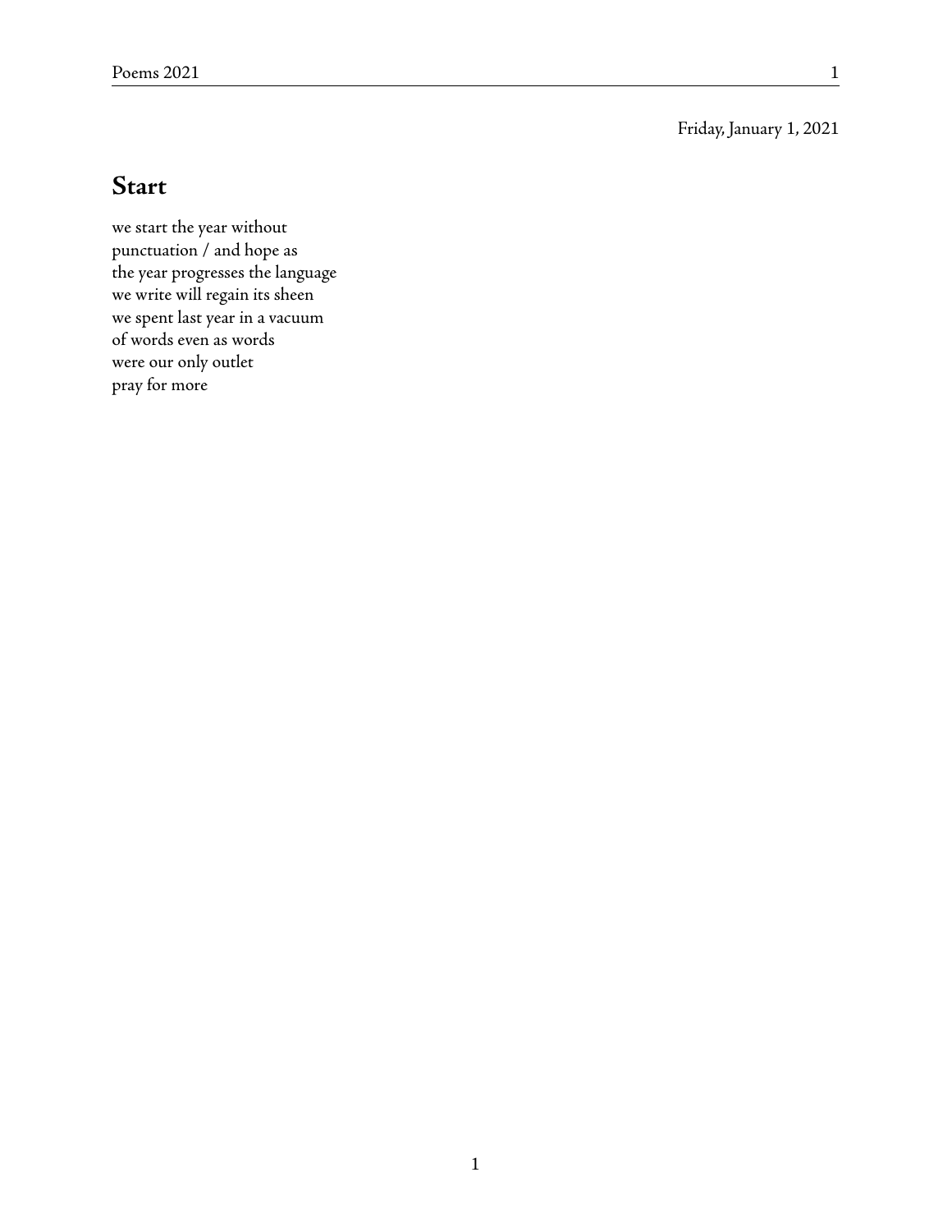Friday, January 1, 2021

## Start

we start the year without  
punctuation / and hope as  
the year progresses the language  
we write will regain its sheen  
we spent last year in a vacuum  
of words even as words  
were our only outlet  
pray for more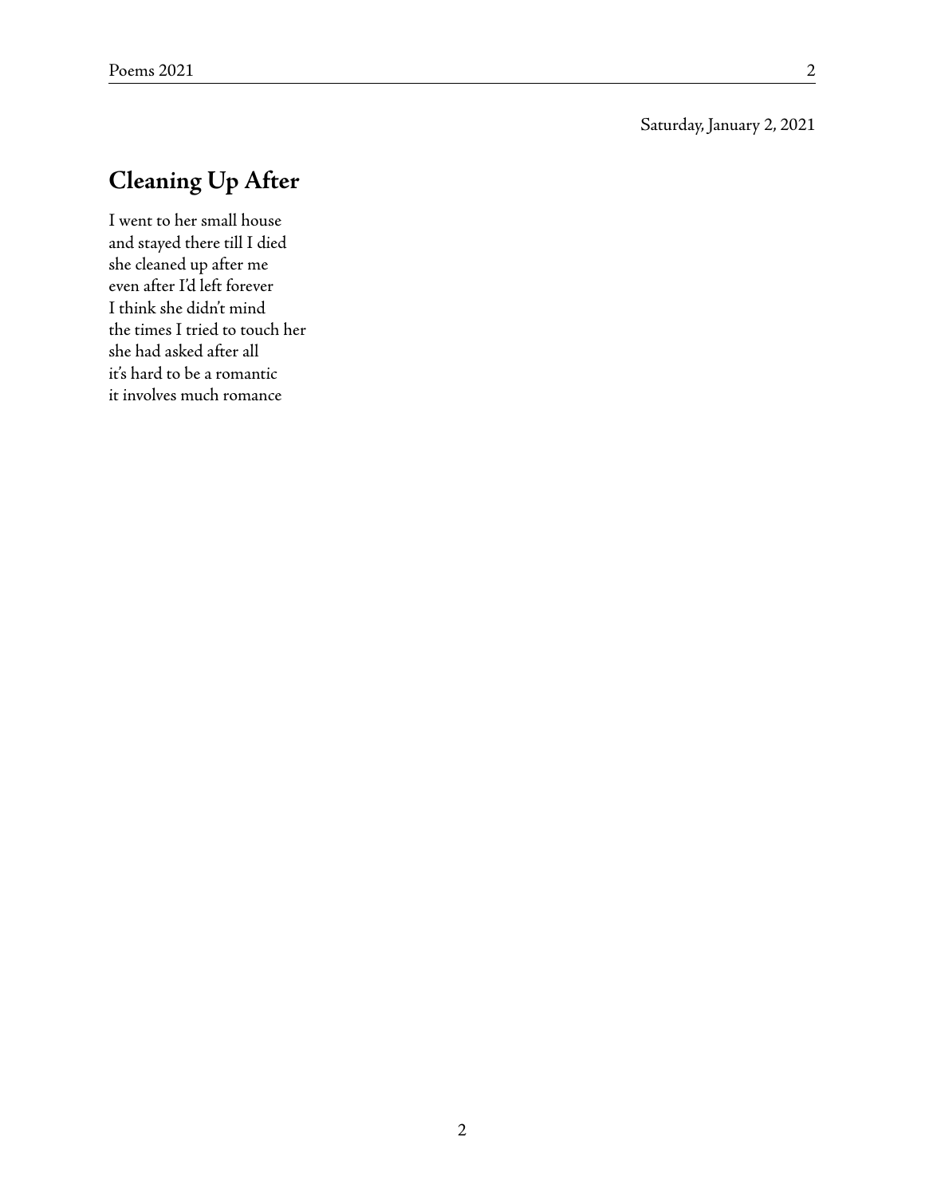Saturday, January 2, 2021

## Cleaning Up After

I went to her small house  
and stayed there till I died  
she cleaned up after me  
even after I'd left forever  
I think she didn't mind  
the times I tried to touch her  
she had asked after all  
it's hard to be a romantic  
it involves much romance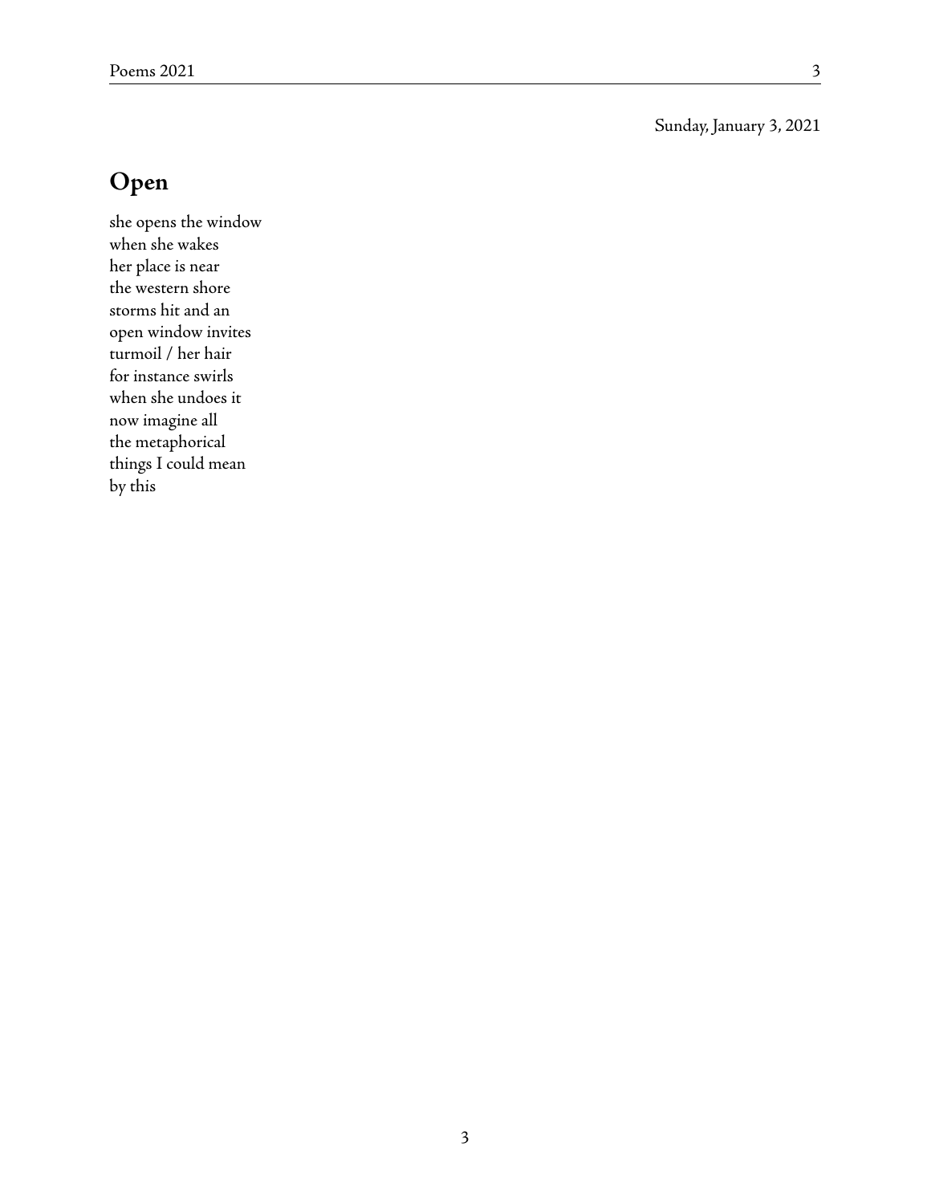Sunday, January 3, 2021

## Open

she opens the window  
when she wakes  
her place is near  
the western shore  
storms hit and an  
open window invites  
turmoil / her hair  
for instance swirls  
when she undoes it  
now imagine all  
the metaphorical  
things I could mean  
by this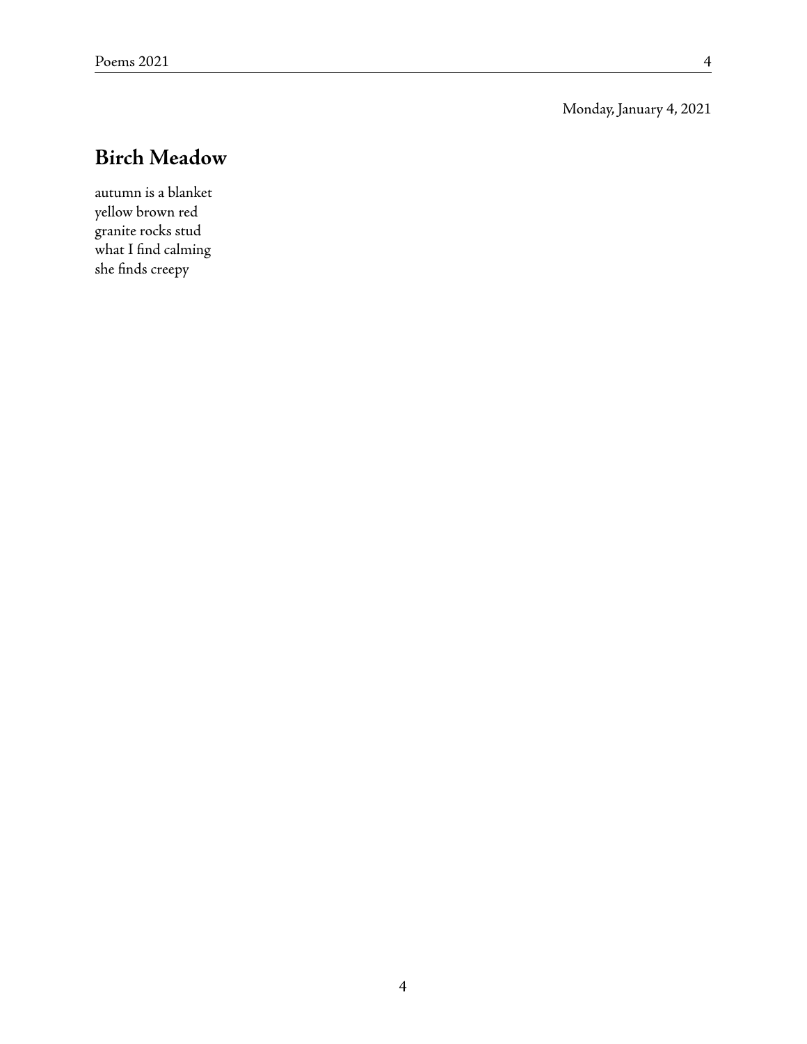Monday, January 4, 2021

## Birch Meadow

autumn is a blanket
yellow brown red
granite rocks stud
what I find calming
she finds creepy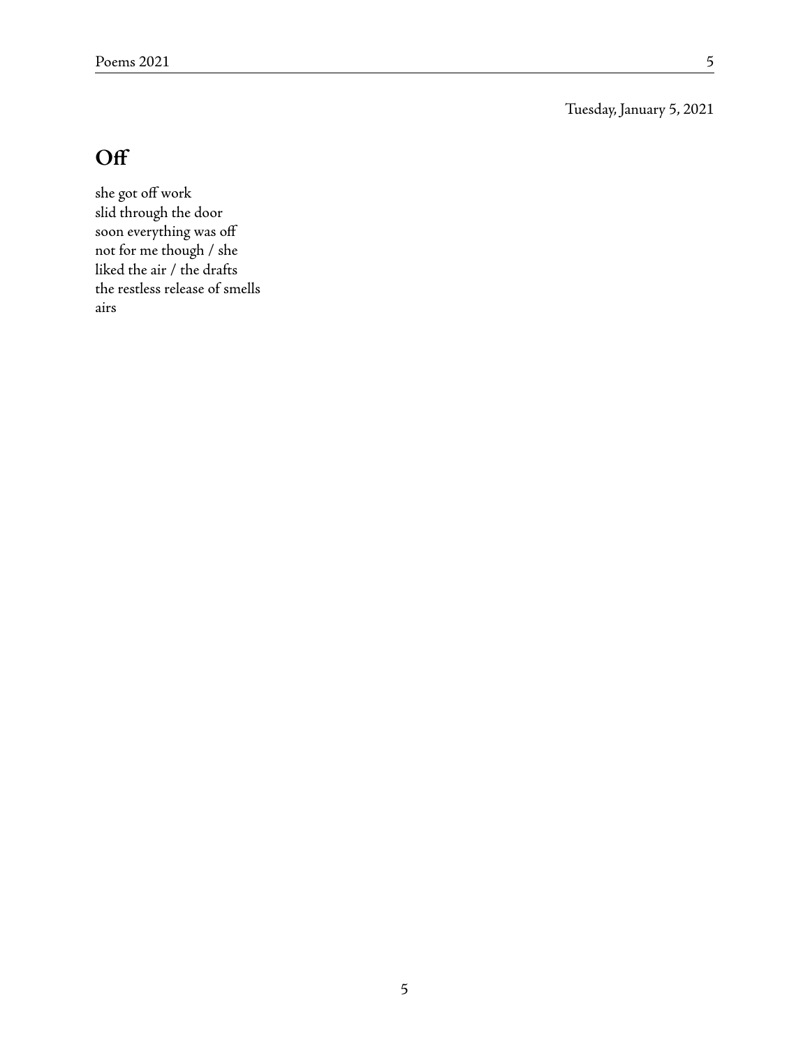Tuesday, January 5, 2021

## Off

she got off work  
slid through the door  
soon everything was off  
not for me though / she  
liked the air / the drafts  
the restless release of smells  
airs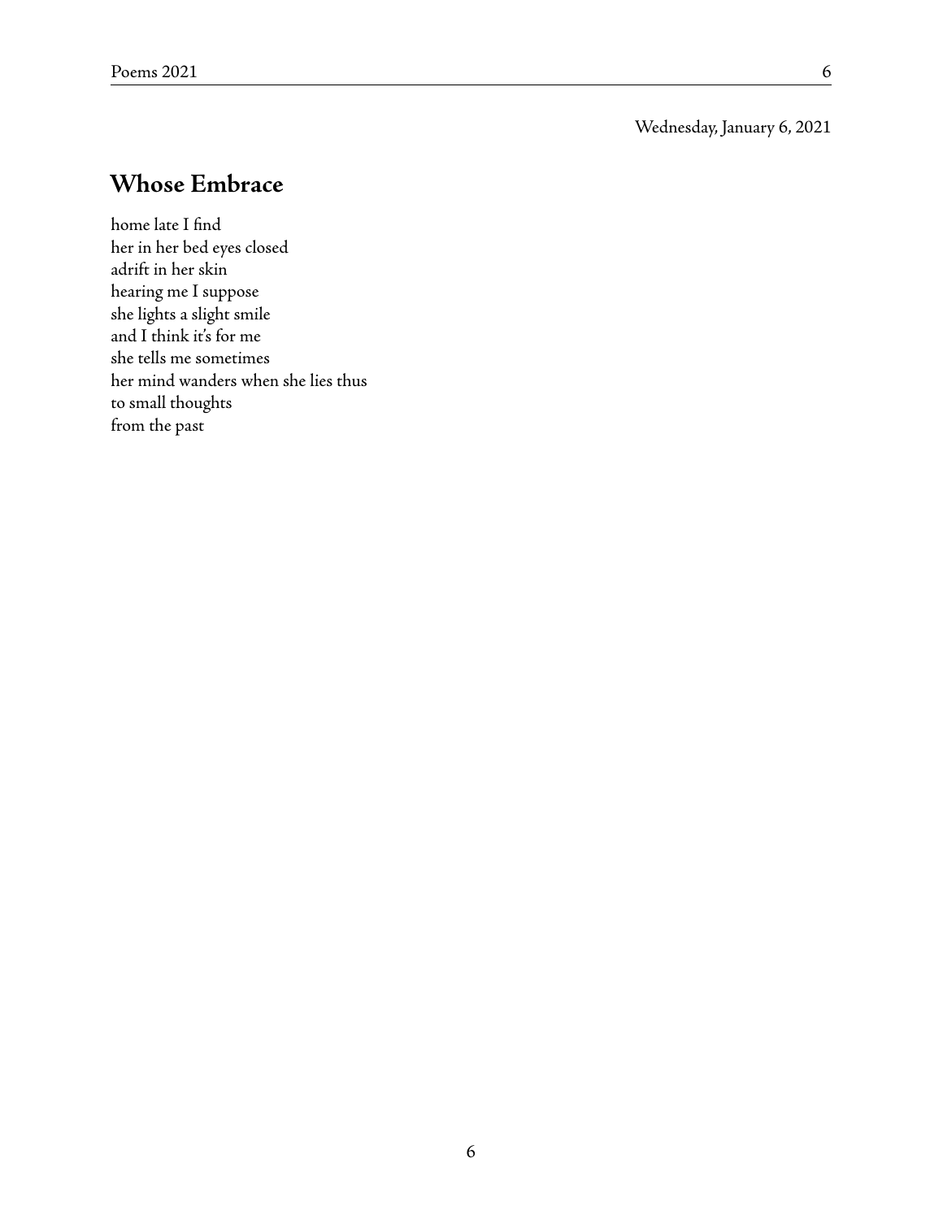Wednesday, January 6, 2021

## Whose Embrace

home late I find  
her in her bed eyes closed  
adrift in her skin  
hearing me I suppose  
she lights a slight smile  
and I think it's for me  
she tells me sometimes  
her mind wanders when she lies thus  
to small thoughts  
from the past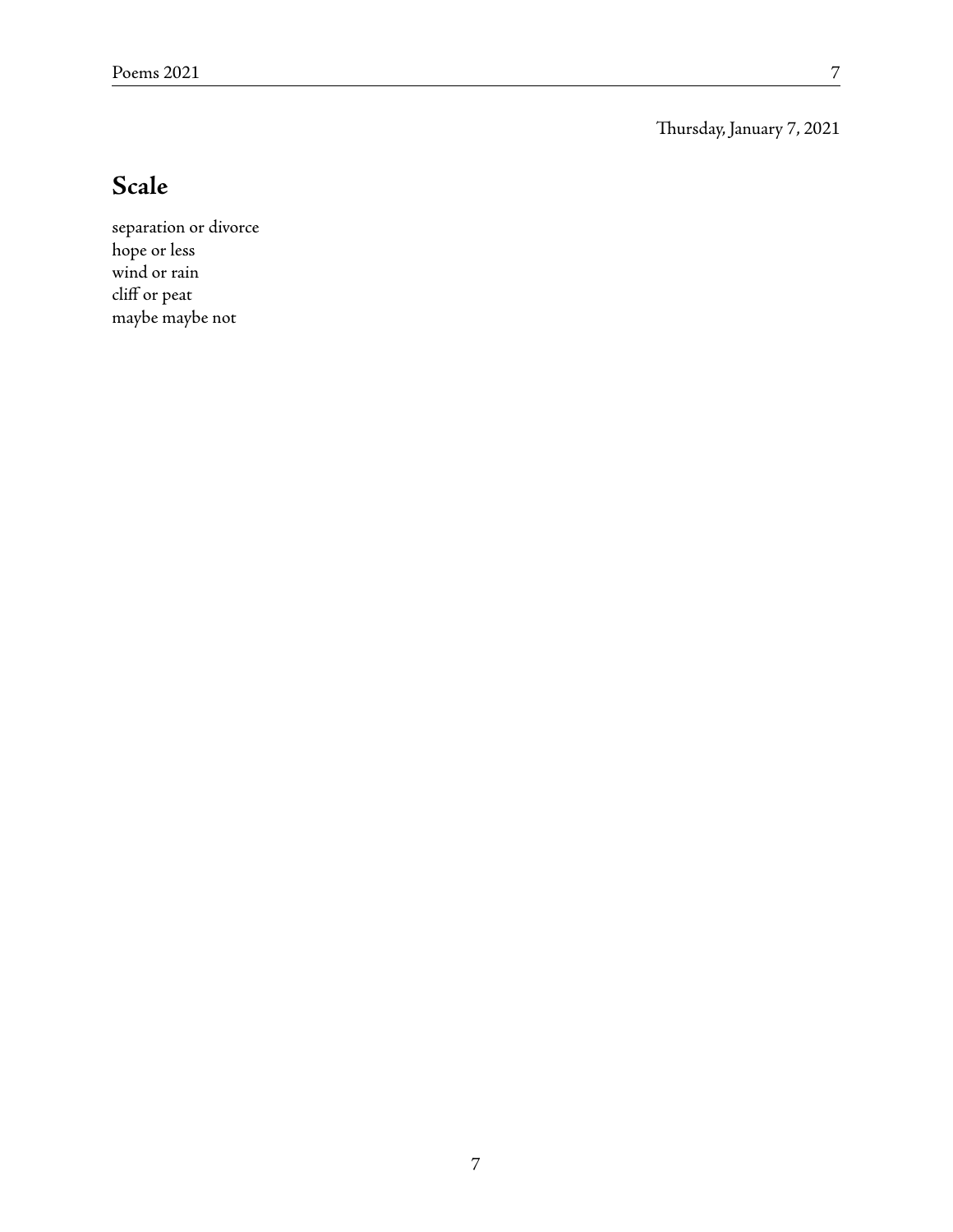Thursday, January 7, 2021

## Scale

separation or divorce  
hope or less  
wind or rain  
cliff or peat  
maybe maybe not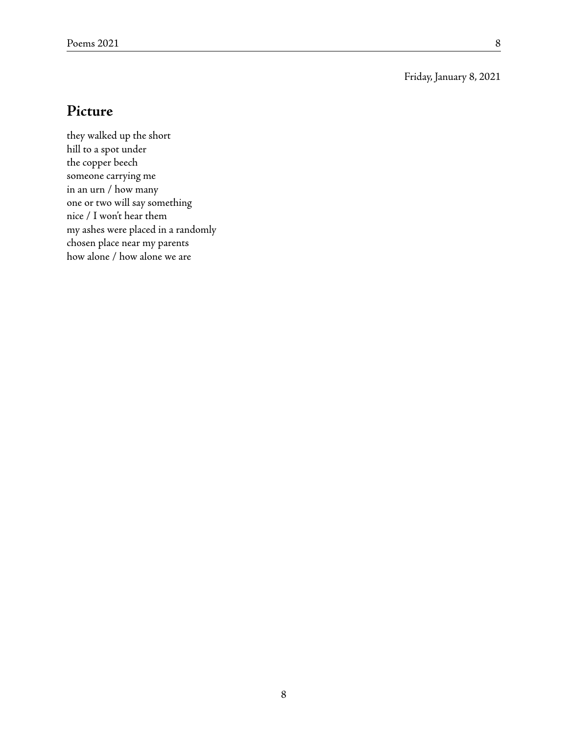Friday, January 8, 2021

## Picture

they walked up the short  
hill to a spot under  
the copper beech  
someone carrying me  
in an urn / how many  
one or two will say something  
nice / I won't hear them  
my ashes were placed in a randomly  
chosen place near my parents  
how alone / how alone we are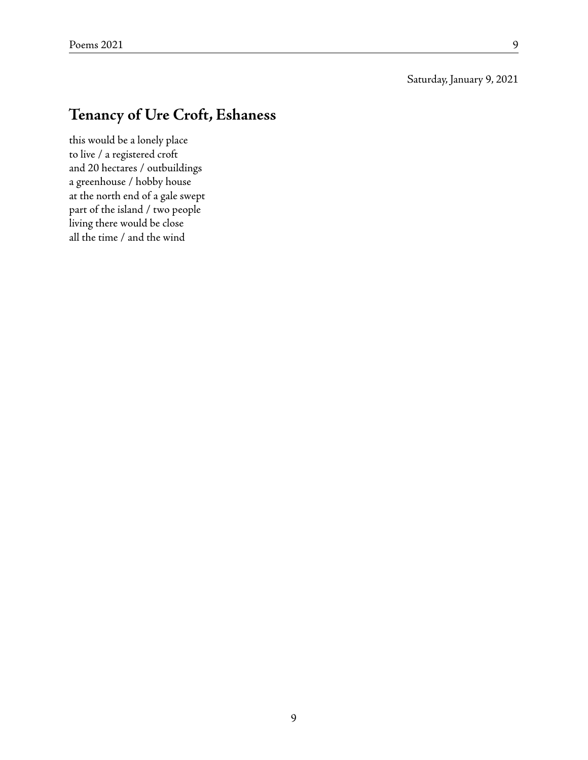Saturday, January 9, 2021

## Tenancy of Ure Croft, Eshaness

this would be a lonely place  
to live / a registered croft  
and 20 hectares / outbuildings  
a greenhouse / hobby house  
at the north end of a gale swept  
part of the island / two people  
living there would be close  
all the time / and the wind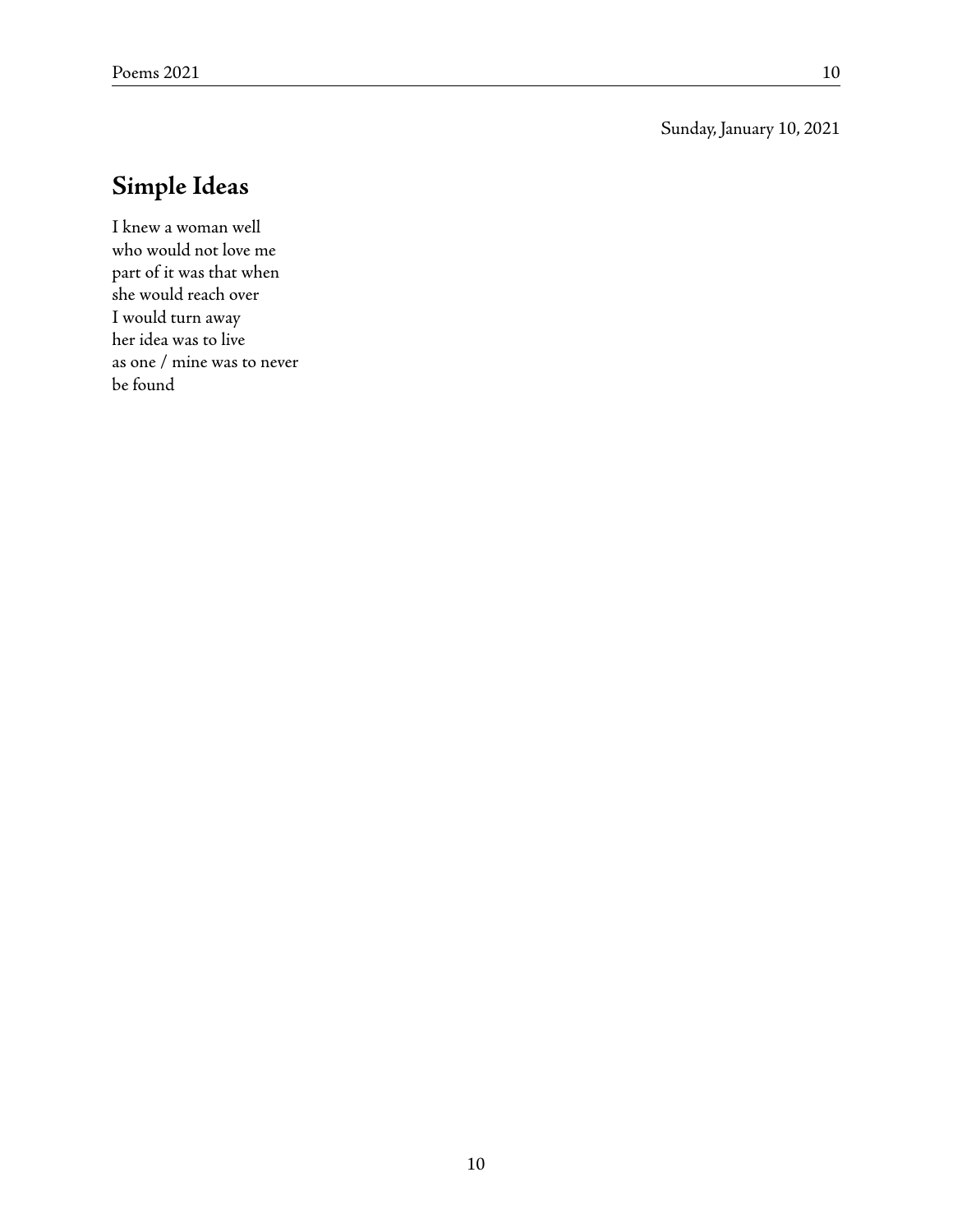Sunday, January 10, 2021

## Simple Ideas

I knew a woman well
who would not love me
part of it was that when
she would reach over
I would turn away
her idea was to live
as one / mine was to never
be found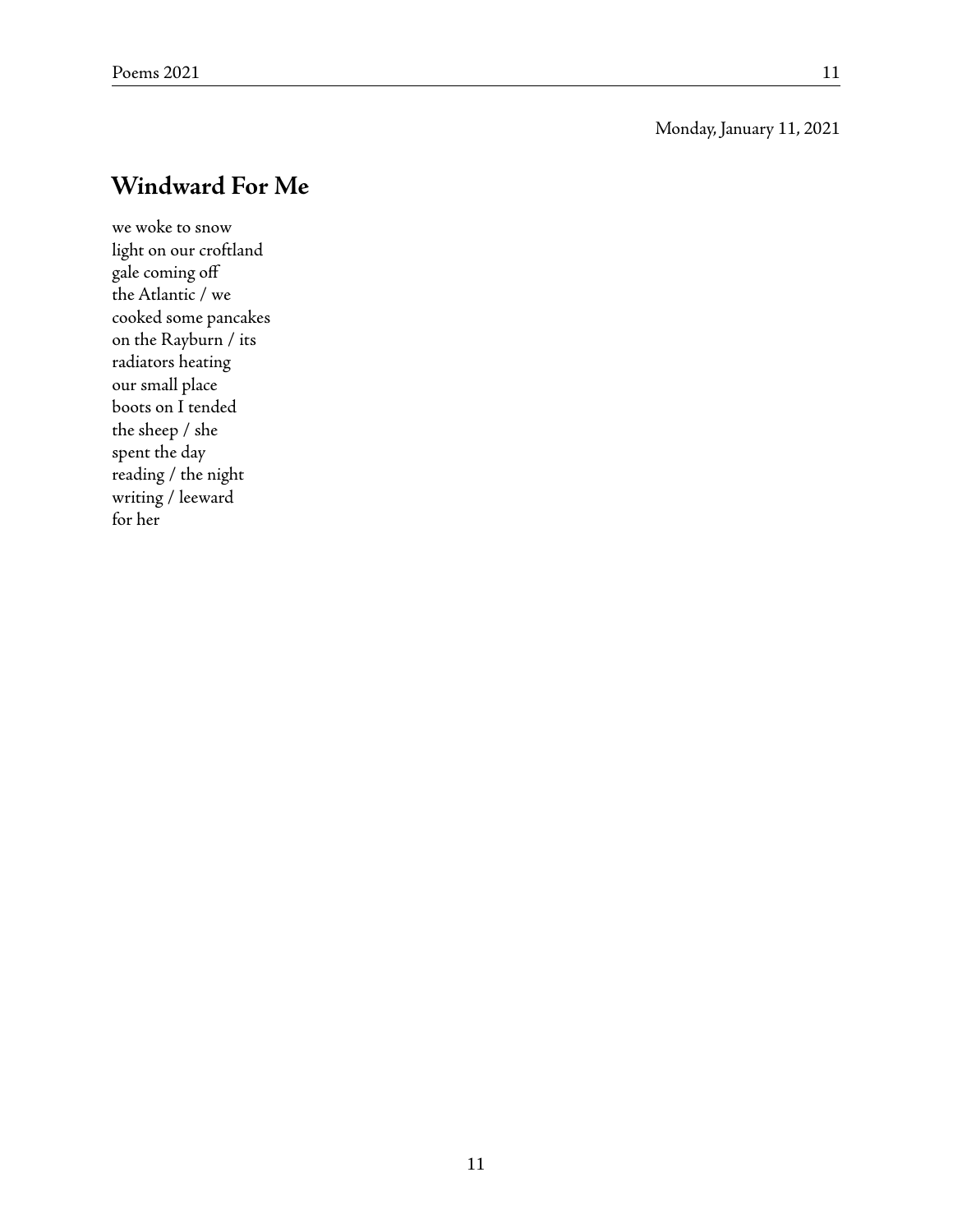Monday, January 11, 2021

## Windward For Me

we woke to snow  
light on our croftland  
gale coming off  
the Atlantic / we  
cooked some pancakes  
on the Rayburn / its  
radiators heating  
our small place  
boots on I tended  
the sheep / she  
spent the day  
reading / the night  
writing / leeward  
for her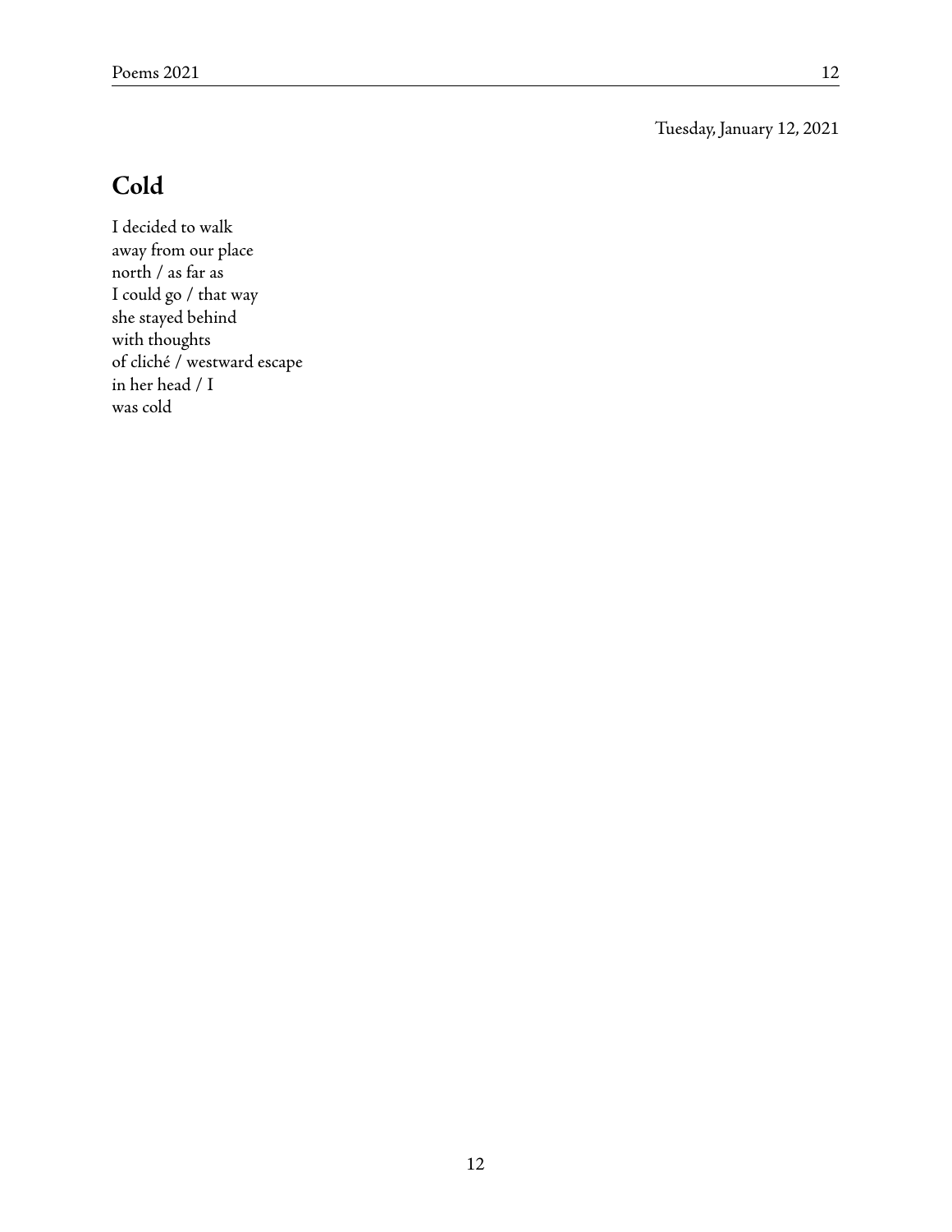Tuesday, January 12, 2021

## Cold

I decided to walk  
away from our place  
north / as far as  
I could go / that way  
she stayed behind  
with thoughts  
of cliché / westward escape  
in her head / I  
was cold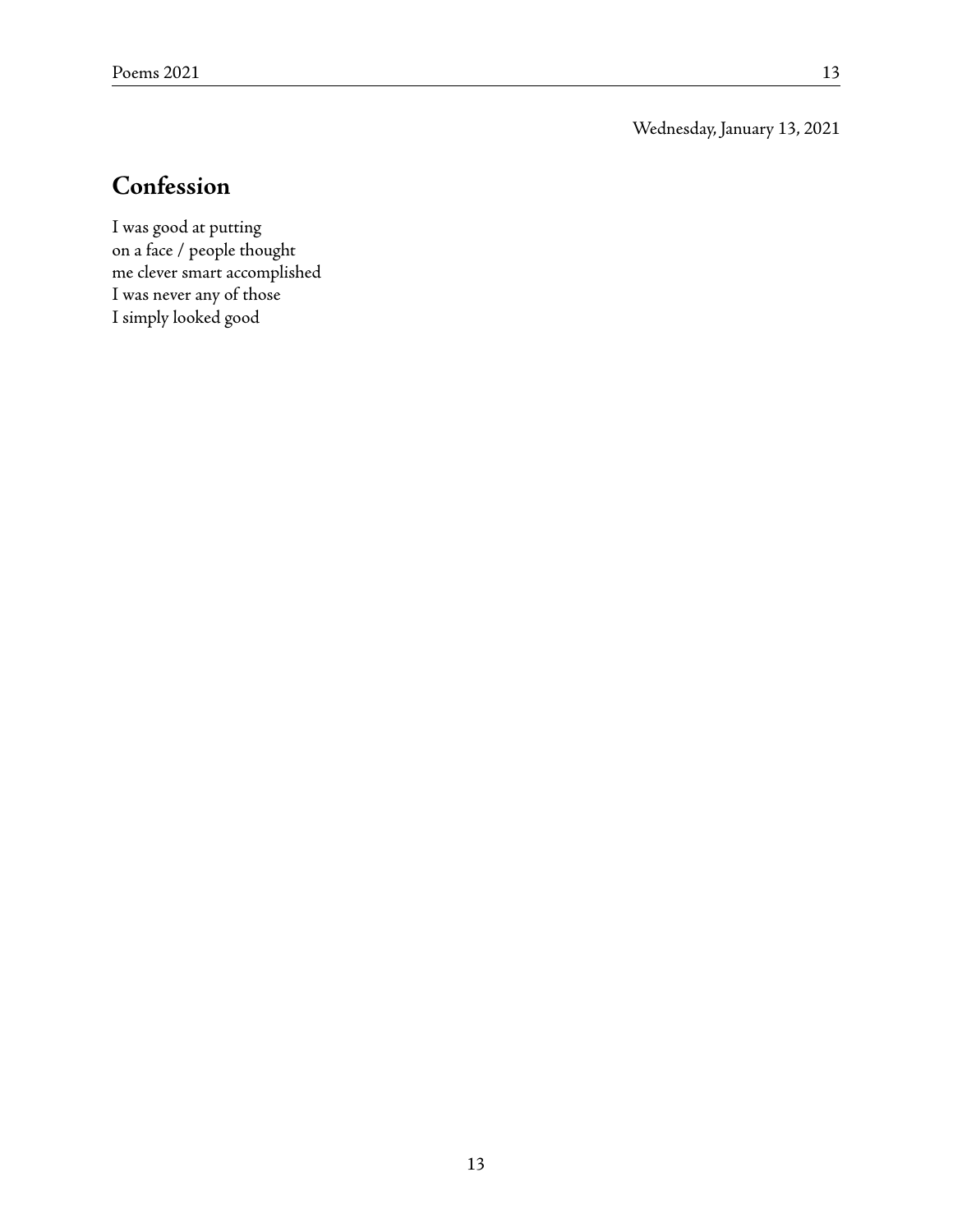Wednesday, January 13, 2021

## Confession

I was good at putting  
on a face / people thought  
me clever smart accomplished  
I was never any of those  
I simply looked good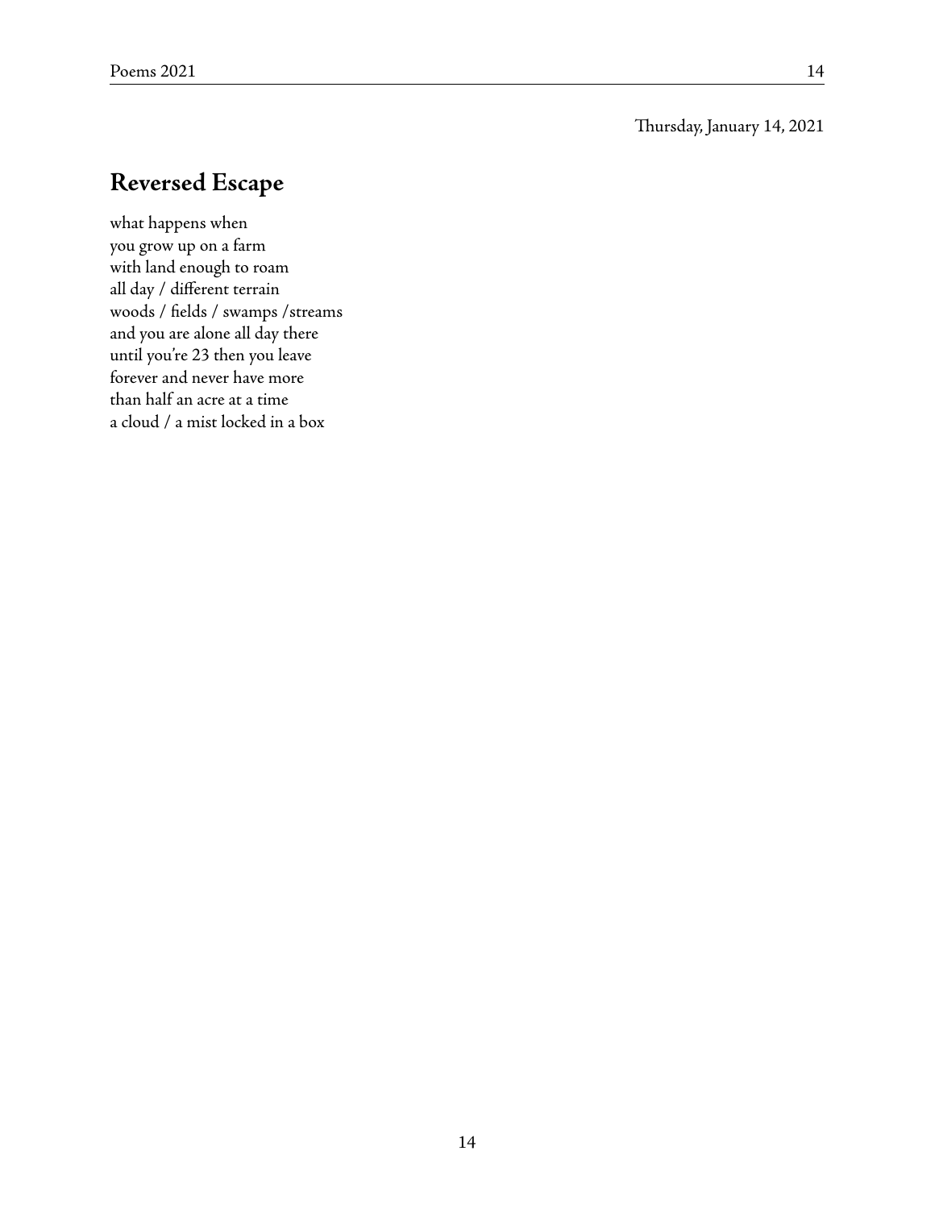Thursday, January 14, 2021

## Reversed Escape

what happens when  
you grow up on a farm  
with land enough to roam  
all day / different terrain  
woods / fields / swamps /streams  
and you are alone all day there  
until you're 23 then you leave  
forever and never have more  
than half an acre at a time  
a cloud / a mist locked in a box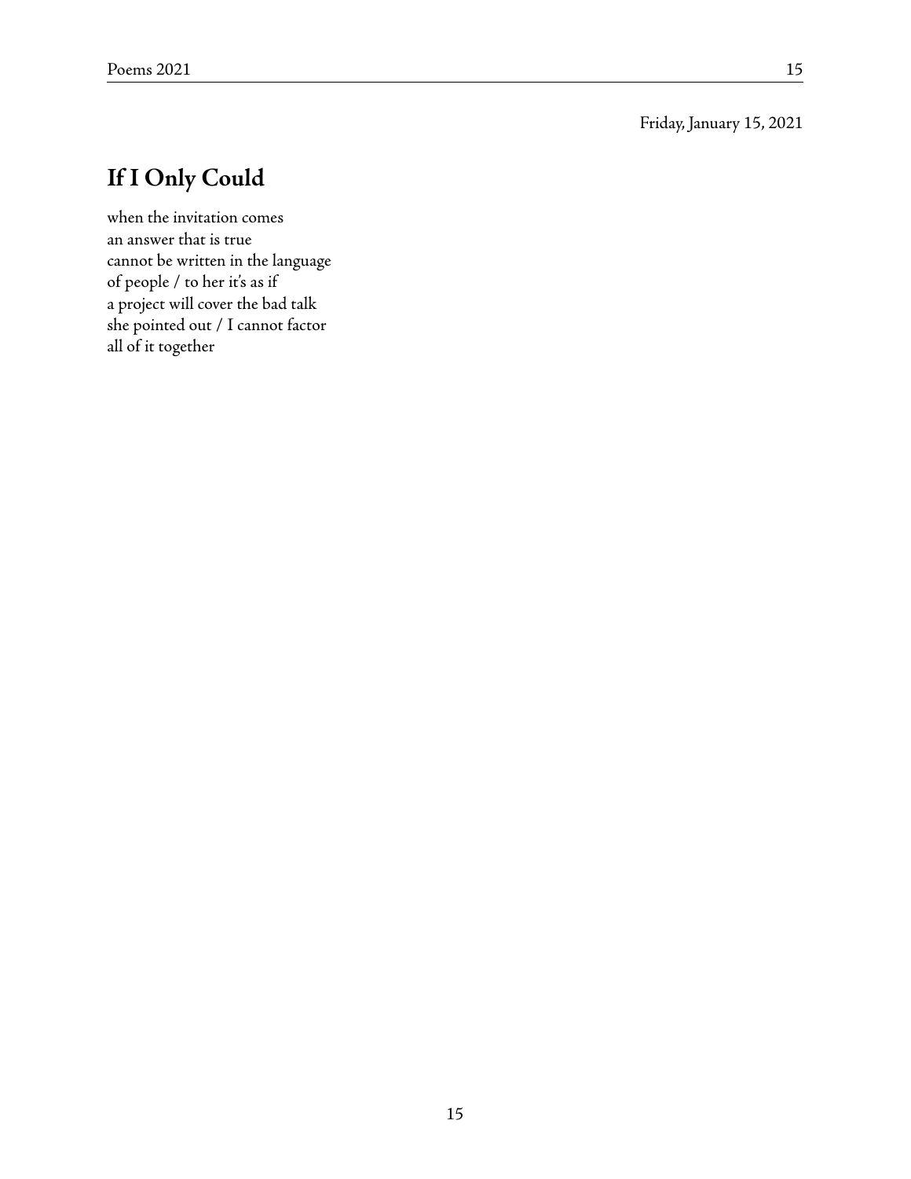Friday, January 15, 2021

## If I Only Could

when the invitation comes  
an answer that is true  
cannot be written in the language  
of people / to her it's as if  
a project will cover the bad talk  
she pointed out / I cannot factor  
all of it together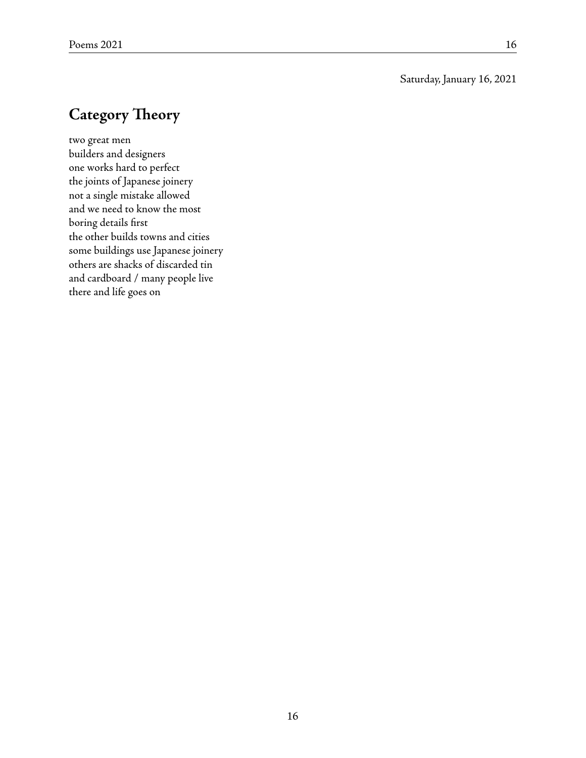Saturday, January 16, 2021

## Category Theory

two great men  
builders and designers  
one works hard to perfect  
the joints of Japanese joinery  
not a single mistake allowed  
and we need to know the most  
boring details first  
the other builds towns and cities  
some buildings use Japanese joinery  
others are shacks of discarded tin  
and cardboard / many people live  
there and life goes on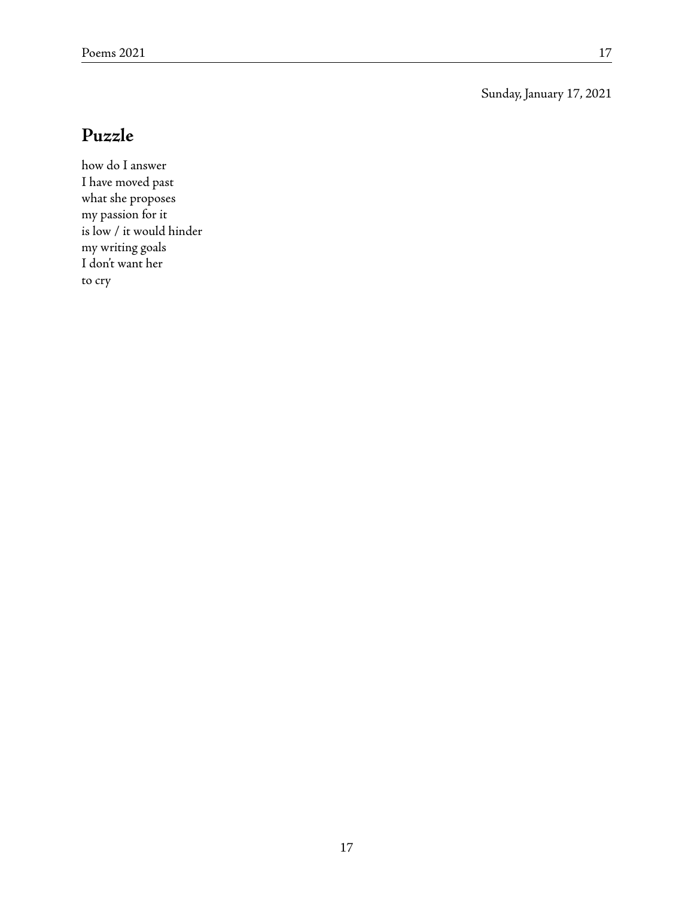Sunday, January 17, 2021

## Puzzle

how do I answer  
I have moved past  
what she proposes  
my passion for it  
is low / it would hinder  
my writing goals  
I don't want her  
to cry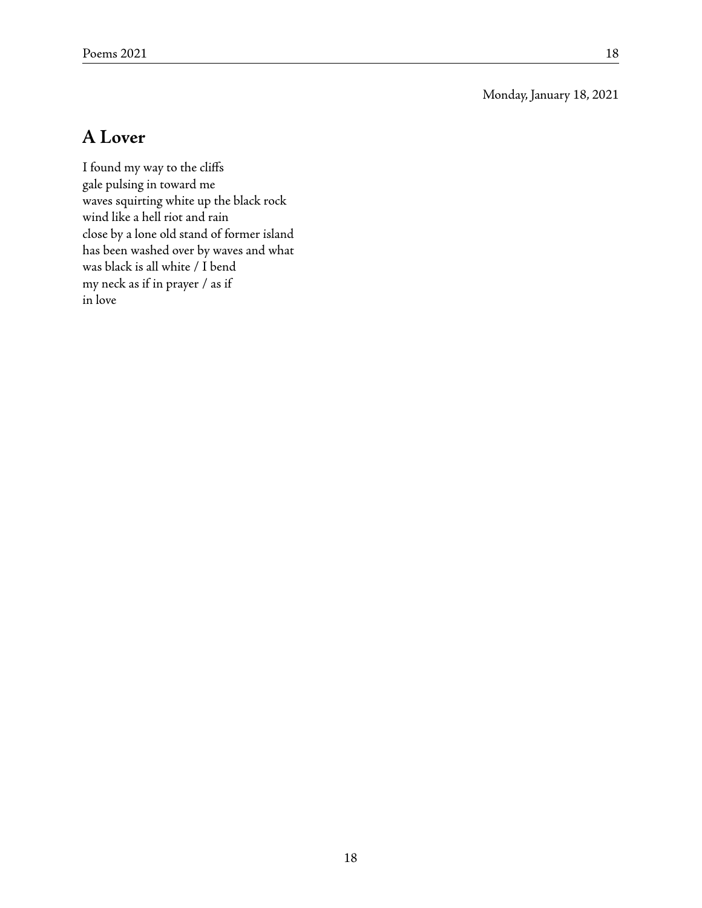Monday, January 18, 2021

## A Lover

I found my way to the cliffs  
gale pulsing in toward me  
waves squirting white up the black rock  
wind like a hell riot and rain  
close by a lone old stand of former island  
has been washed over by waves and what  
was black is all white / I bend  
my neck as if in prayer / as if  
in love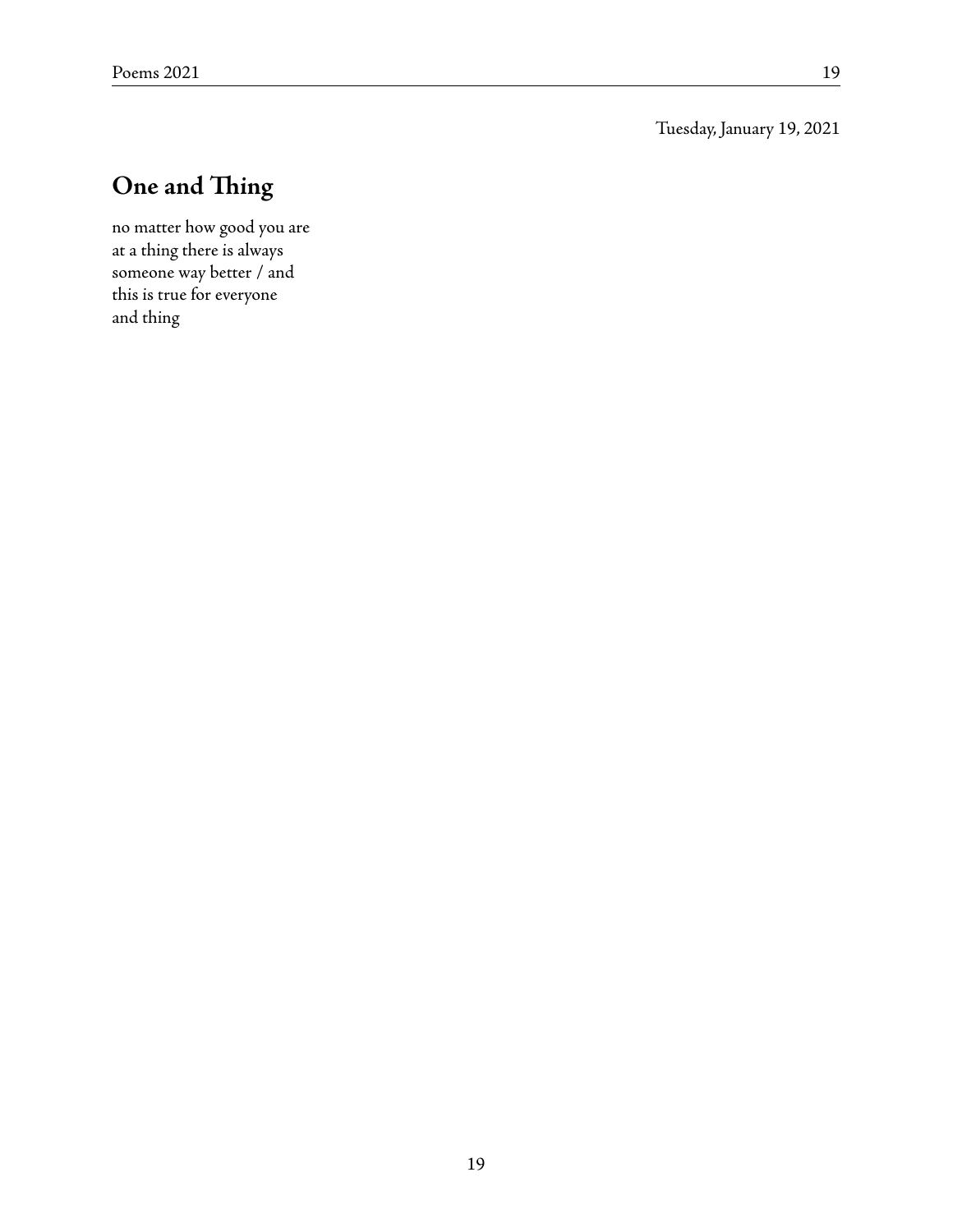Tuesday, January 19, 2021

## One and Thing

no matter how good you are  
at a thing there is always  
someone way better / and  
this is true for everyone  
and thing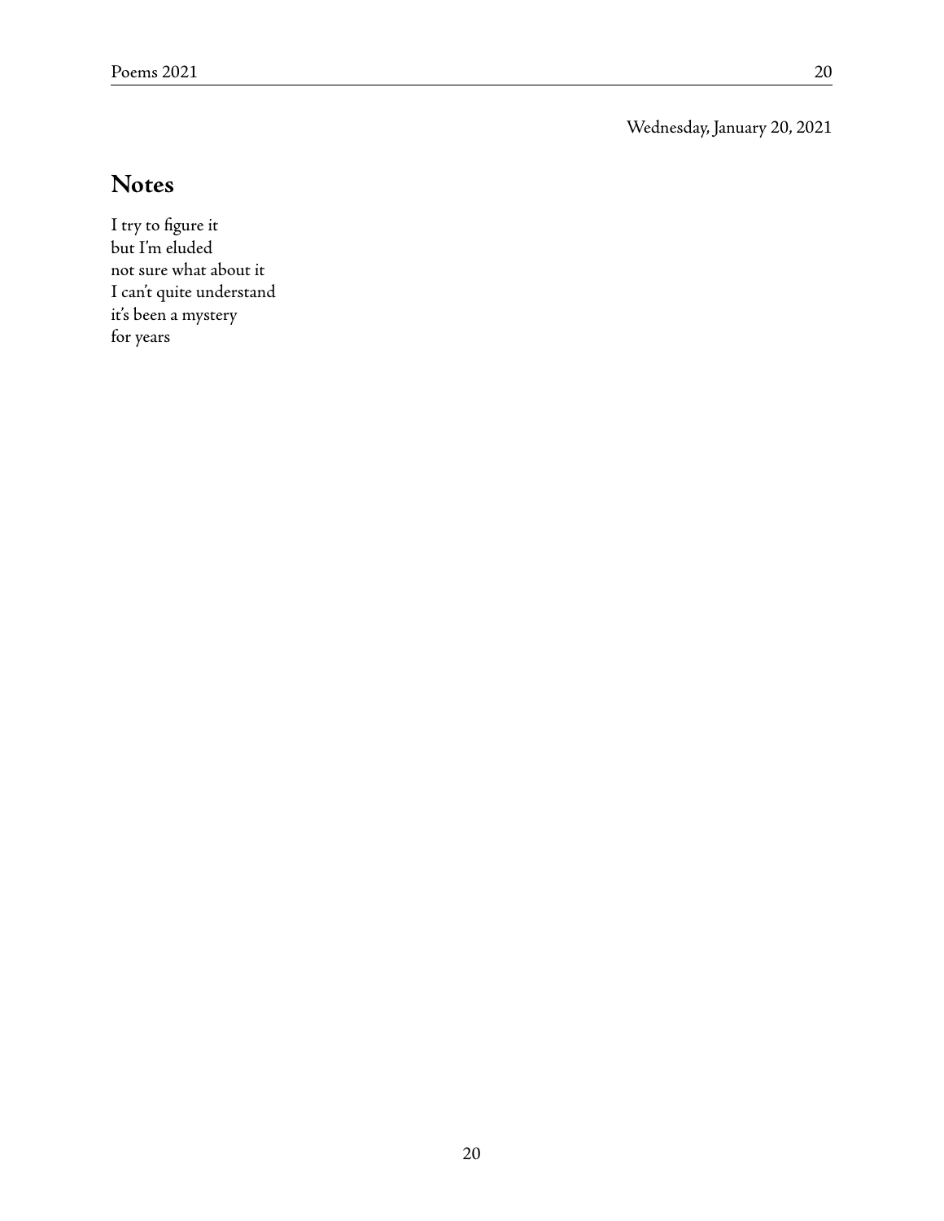Wednesday, January 20, 2021

## Notes

I try to figure it  
but I'm eluded  
not sure what about it  
I can't quite understand  
it's been a mystery  
for years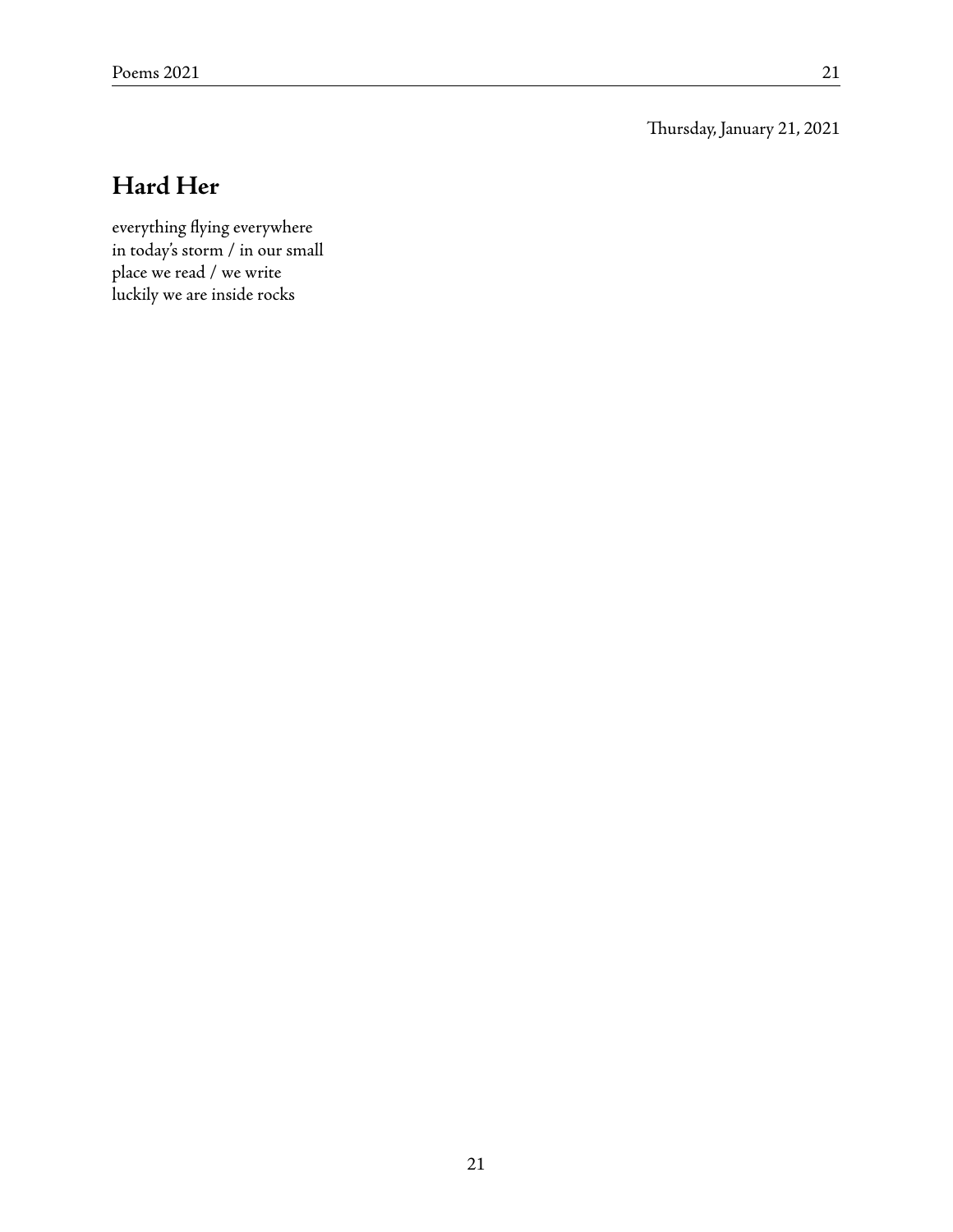Thursday, January 21, 2021

## Hard Her

everything flying everywhere
in today's storm / in our small
place we read / we write
luckily we are inside rocks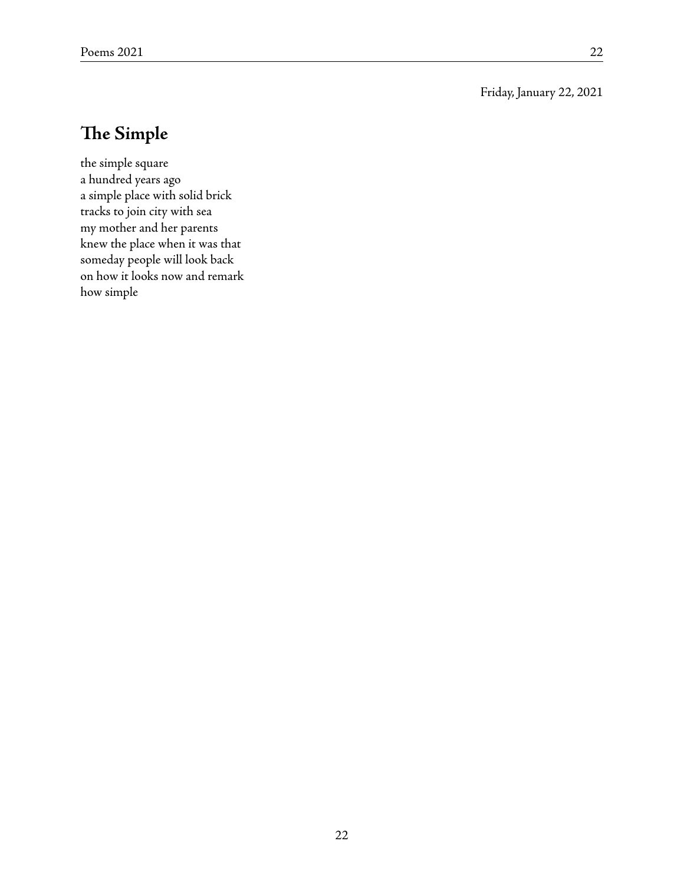Friday, January 22, 2021

## The Simple

the simple square  
a hundred years ago  
a simple place with solid brick  
tracks to join city with sea  
my mother and her parents  
knew the place when it was that  
someday people will look back  
on how it looks now and remark  
how simple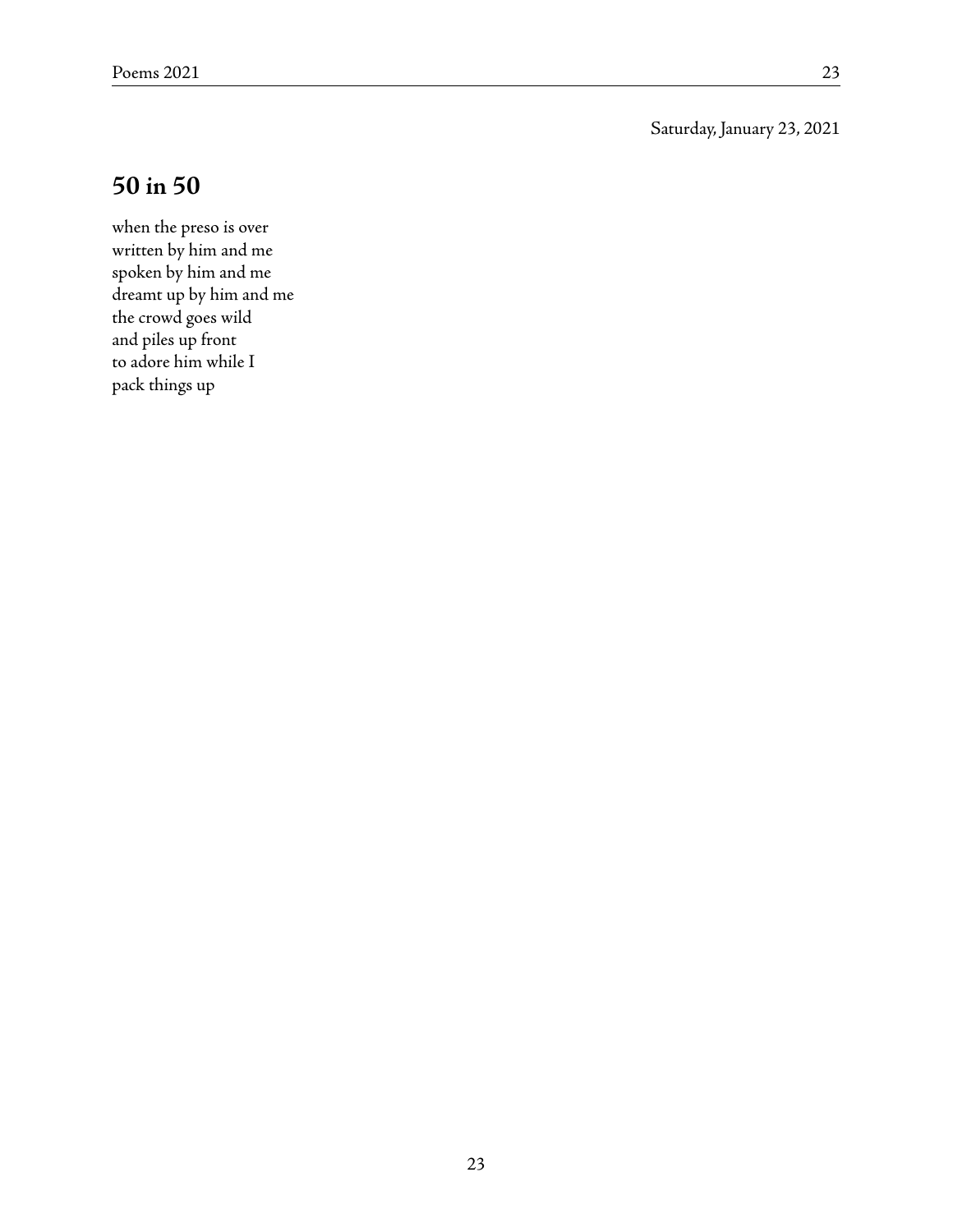Saturday, January 23, 2021

## 50 in 50

when the preso is over  
written by him and me  
spoken by him and me  
dreamt up by him and me  
the crowd goes wild  
and piles up front  
to adore him while I  
pack things up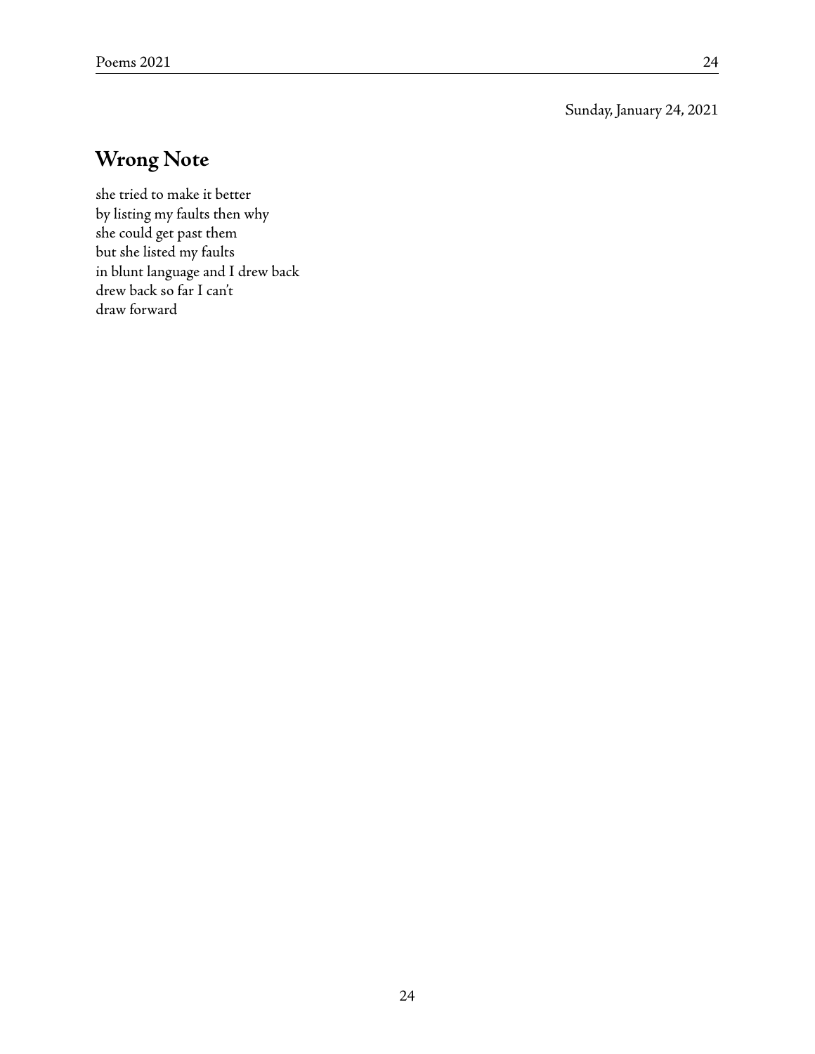Sunday, January 24, 2021

## Wrong Note

she tried to make it better  
by listing my faults then why  
she could get past them  
but she listed my faults  
in blunt language and I drew back  
drew back so far I can't  
draw forward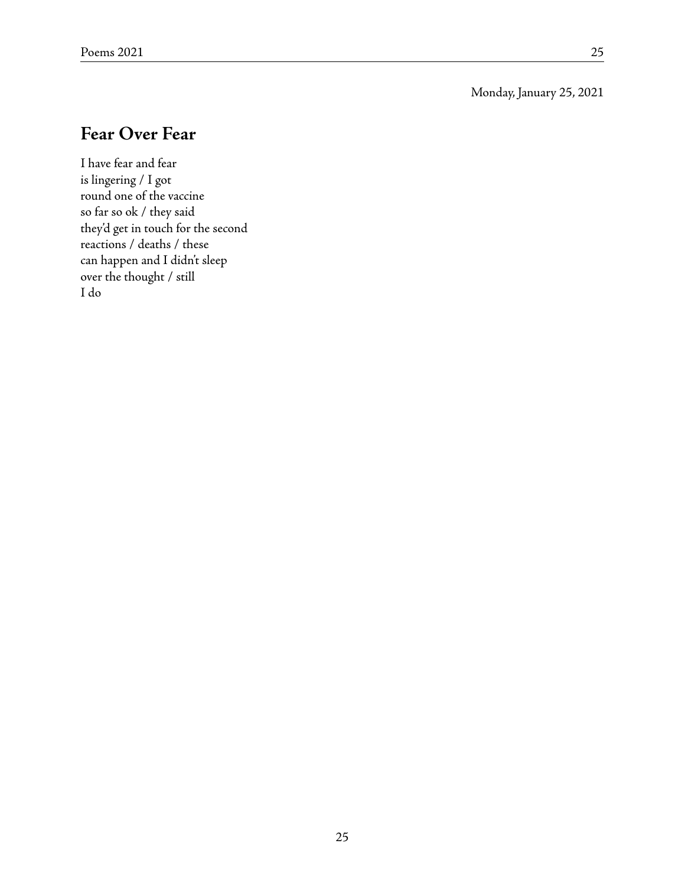Monday, January 25, 2021

## Fear Over Fear

I have fear and fear  
is lingering / I got  
round one of the vaccine  
so far so ok / they said  
they'd get in touch for the second  
reactions / deaths / these  
can happen and I didn't sleep  
over the thought / still  
I do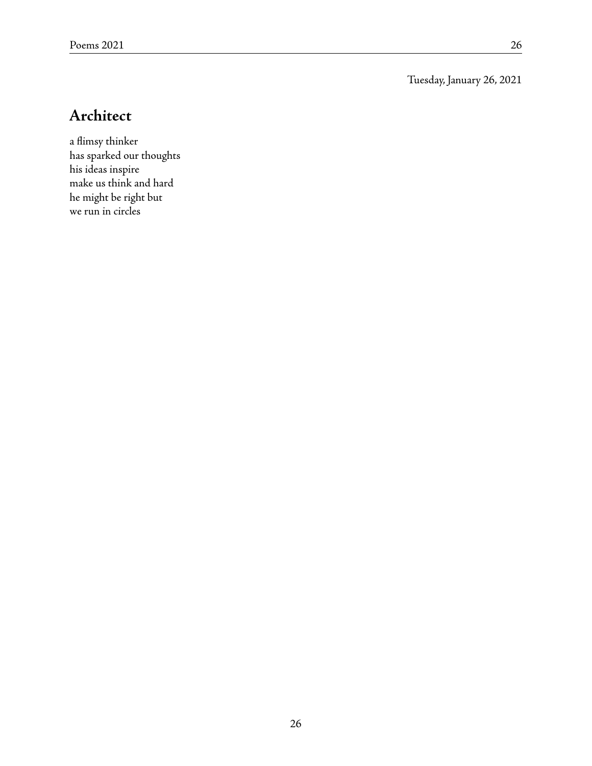Tuesday, January 26, 2021

## Architect

a flimsy thinker  
has sparked our thoughts  
his ideas inspire  
make us think and hard  
he might be right but  
we run in circles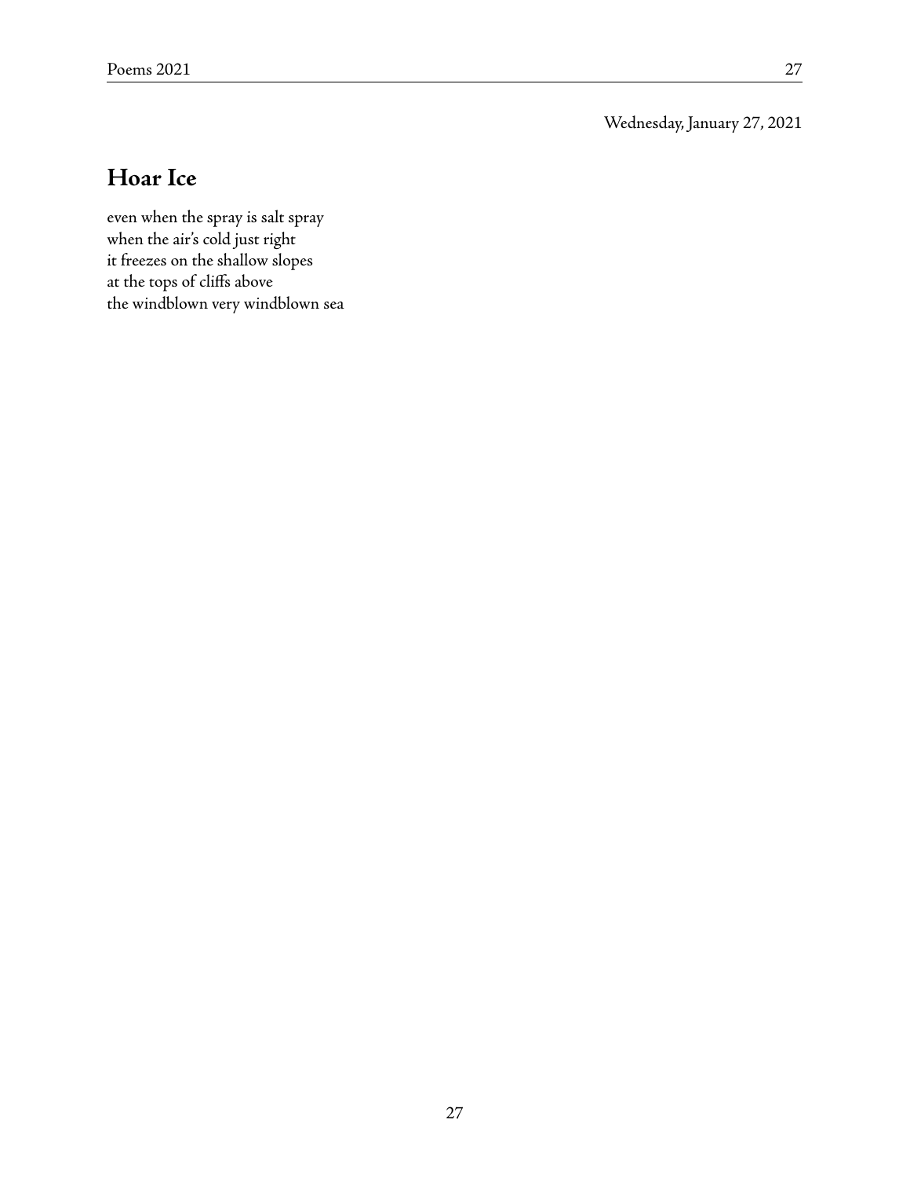Wednesday, January 27, 2021

## Hoar Ice

even when the spray is salt spray
when the air's cold just right
it freezes on the shallow slopes
at the tops of cliffs above
the windblown very windblown sea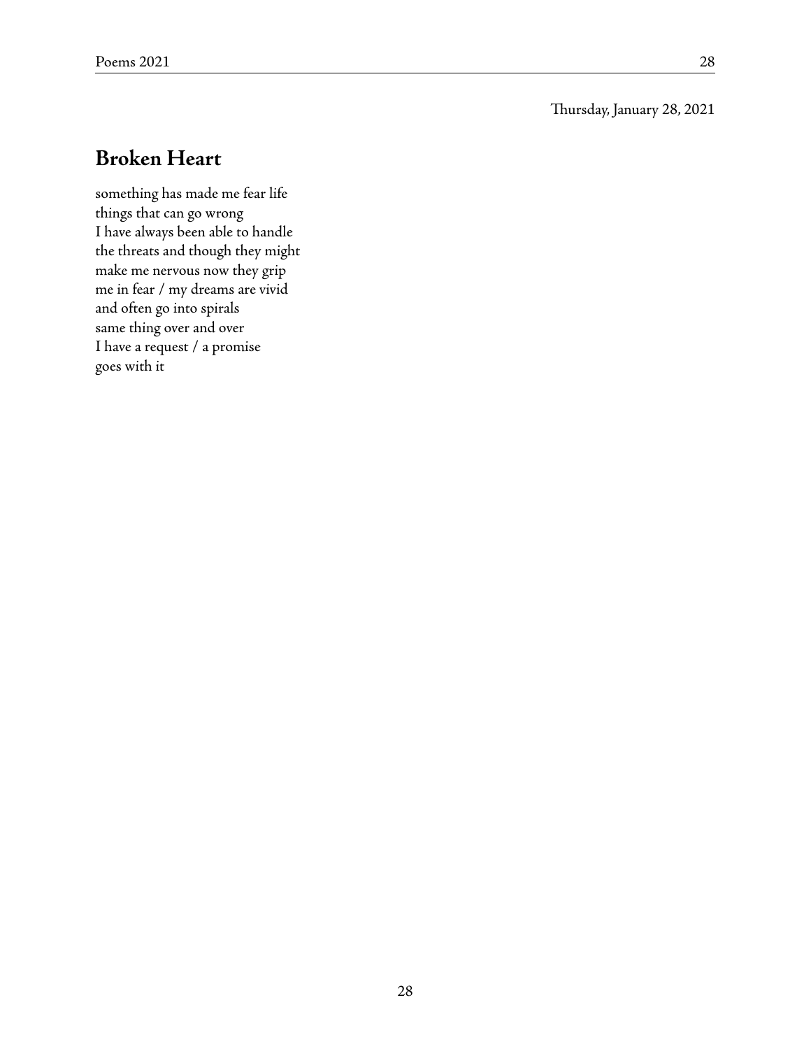Thursday, January 28, 2021

## Broken Heart

something has made me fear life  
things that can go wrong  
I have always been able to handle  
the threats and though they might  
make me nervous now they grip  
me in fear / my dreams are vivid  
and often go into spirals  
same thing over and over  
I have a request / a promise  
goes with it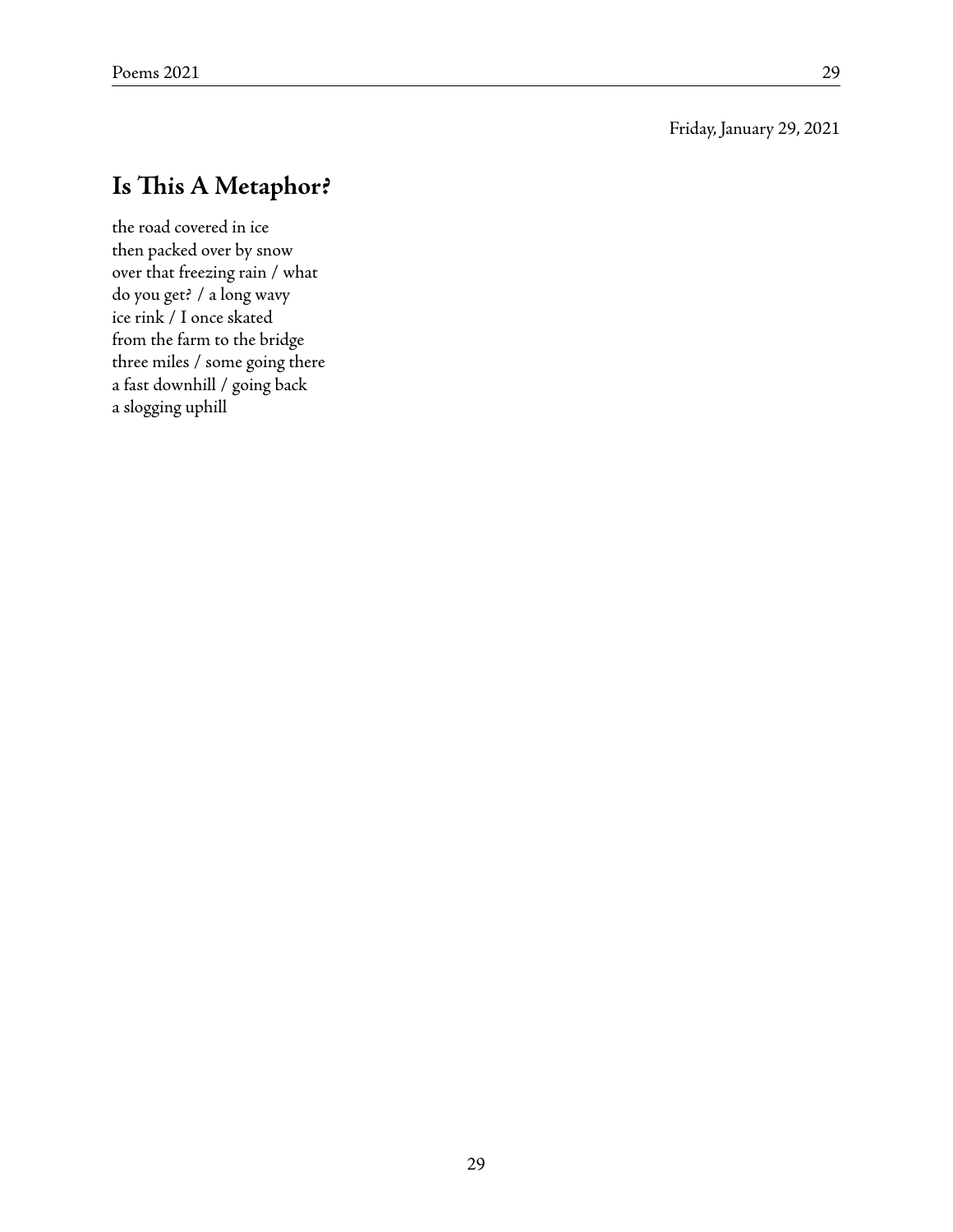Friday, January 29, 2021

## Is This A Metaphor?

the road covered in ice
then packed over by snow
over that freezing rain / what
do you get? / a long wavy
ice rink / I once skated
from the farm to the bridge
three miles / some going there
a fast downhill / going back
a slogging uphill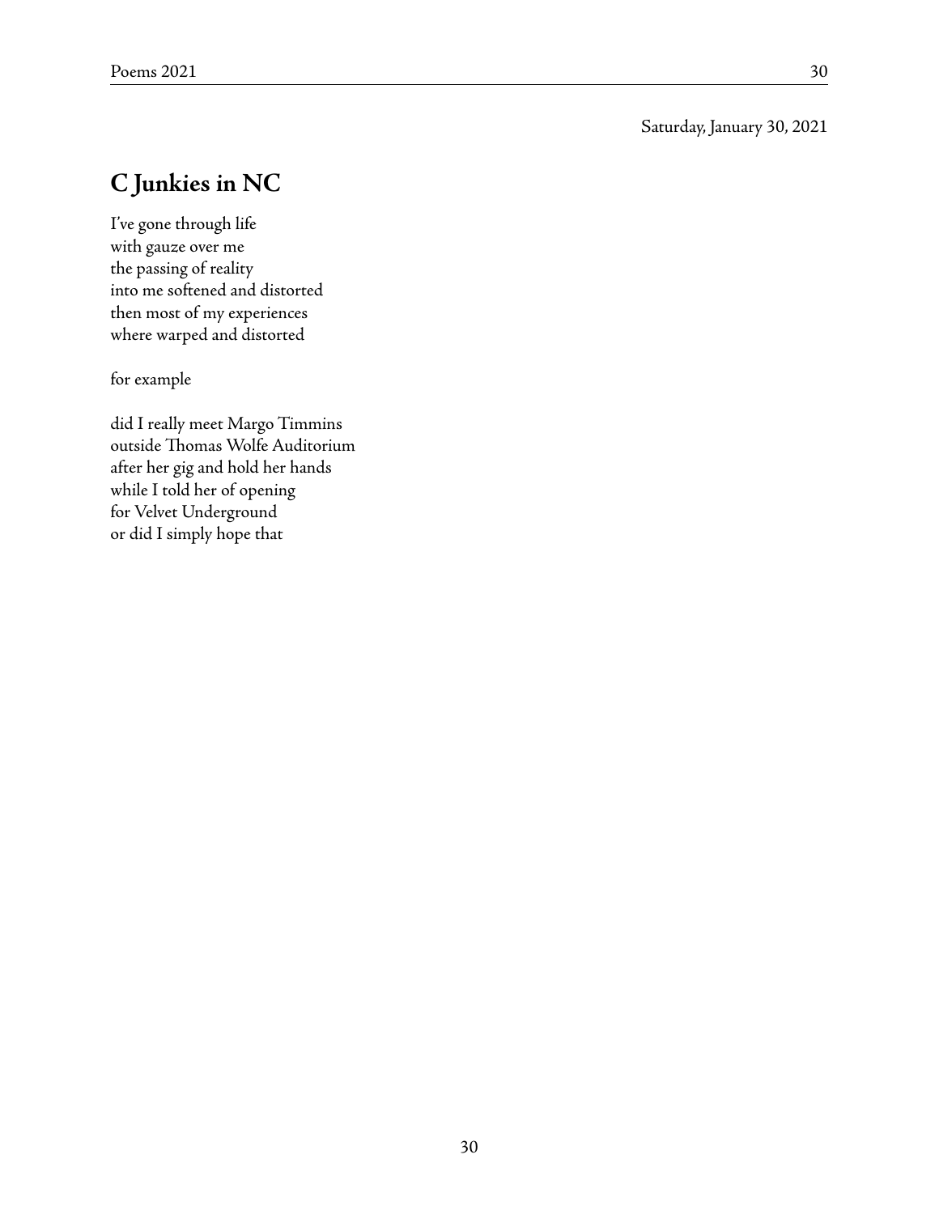Saturday, January 30, 2021

## C Junkies in NC

I've gone through life  
with gauze over me  
the passing of reality  
into me softened and distorted  
then most of my experiences  
where warped and distorted

for example

did I really meet Margo Timmins  
outside Thomas Wolfe Auditorium  
after her gig and hold her hands  
while I told her of opening  
for Velvet Underground  
or did I simply hope that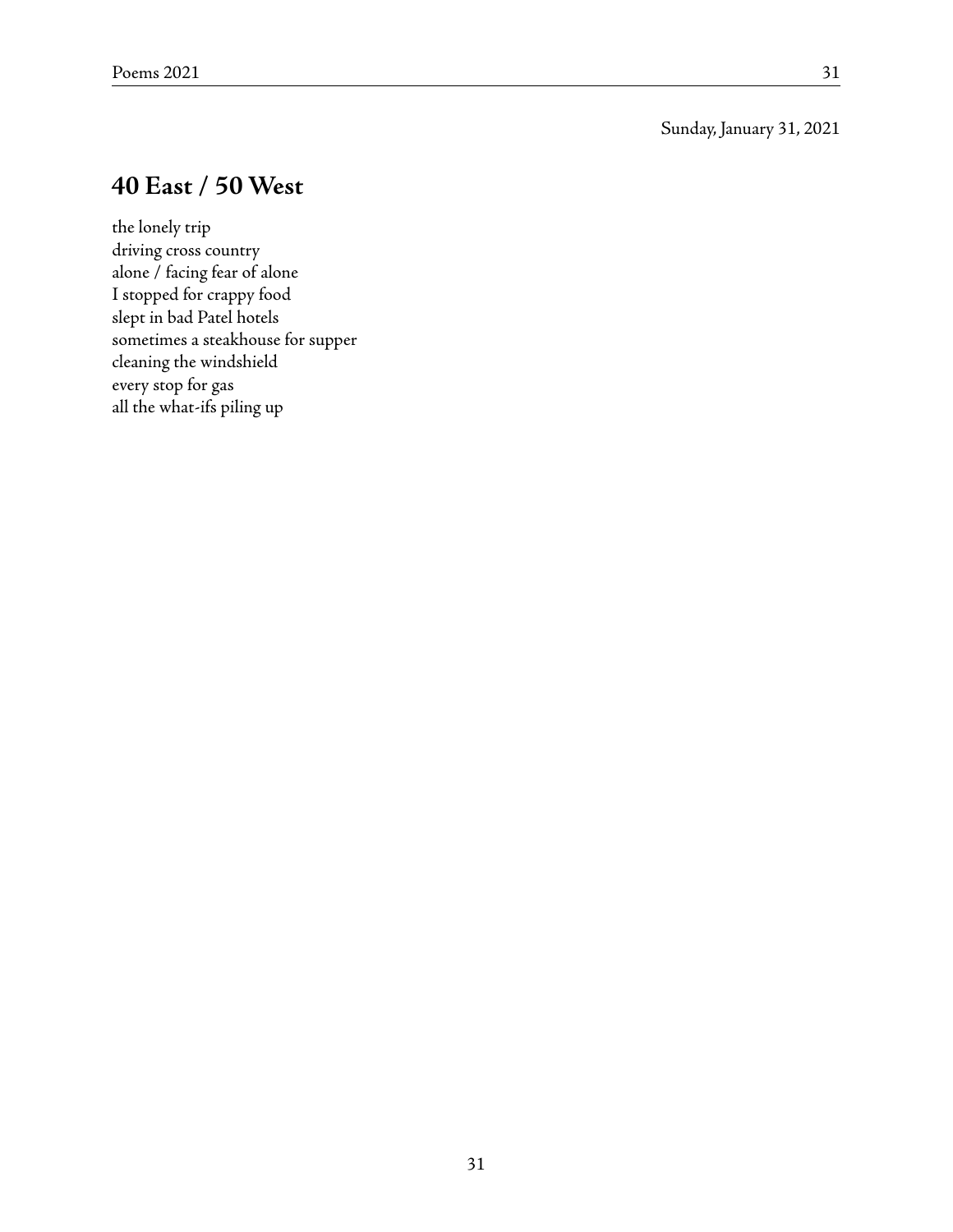Sunday, January 31, 2021

## 40 East / 50 West

the lonely trip
driving cross country
alone / facing fear of alone
I stopped for crappy food
slept in bad Patel hotels
sometimes a steakhouse for supper
cleaning the windshield
every stop for gas
all the what-ifs piling up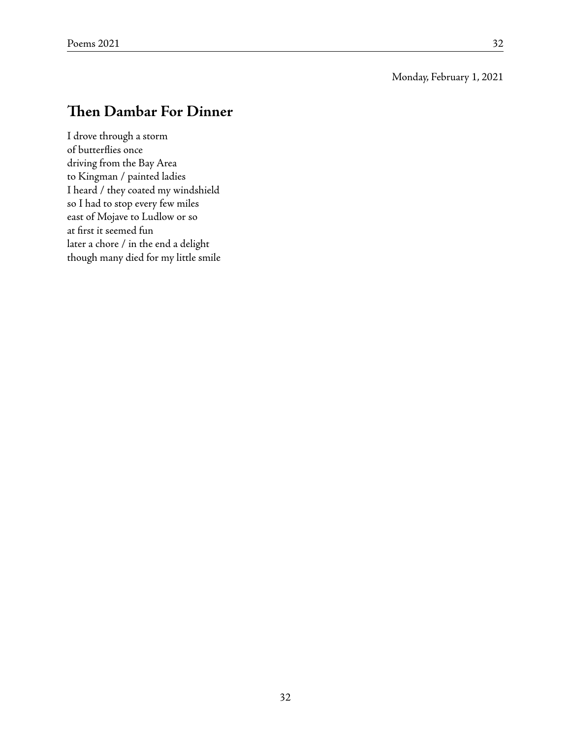Monday, February 1, 2021

## Then Dambar For Dinner

I drove through a storm  
of butterflies once  
driving from the Bay Area  
to Kingman / painted ladies  
I heard / they coated my windshield  
so I had to stop every few miles  
east of Mojave to Ludlow or so  
at first it seemed fun  
later a chore / in the end a delight  
though many died for my little smile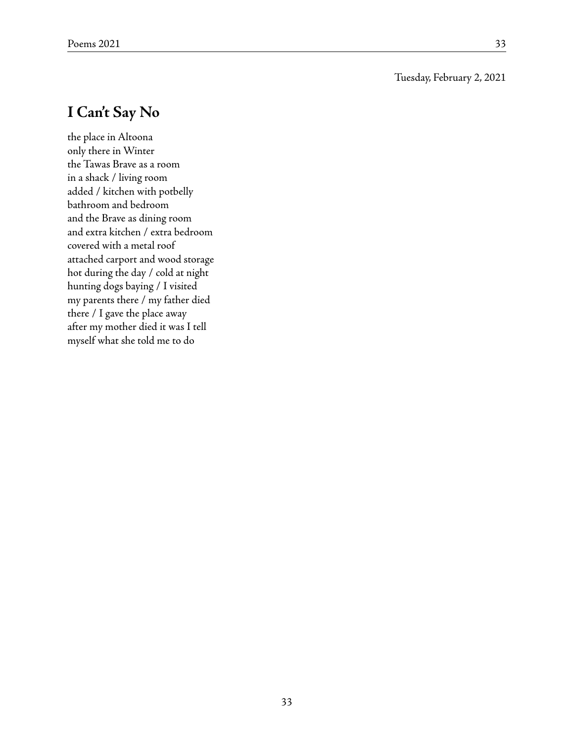Tuesday, February 2, 2021

## I Can't Say No

the place in Altoona  
only there in Winter  
the Tawas Brave as a room  
in a shack / living room  
added / kitchen with potbelly  
bathroom and bedroom  
and the Brave as dining room  
and extra kitchen / extra bedroom  
covered with a metal roof  
attached carport and wood storage  
hot during the day / cold at night  
hunting dogs baying / I visited  
my parents there / my father died  
there / I gave the place away  
after my mother died it was I tell  
myself what she told me to do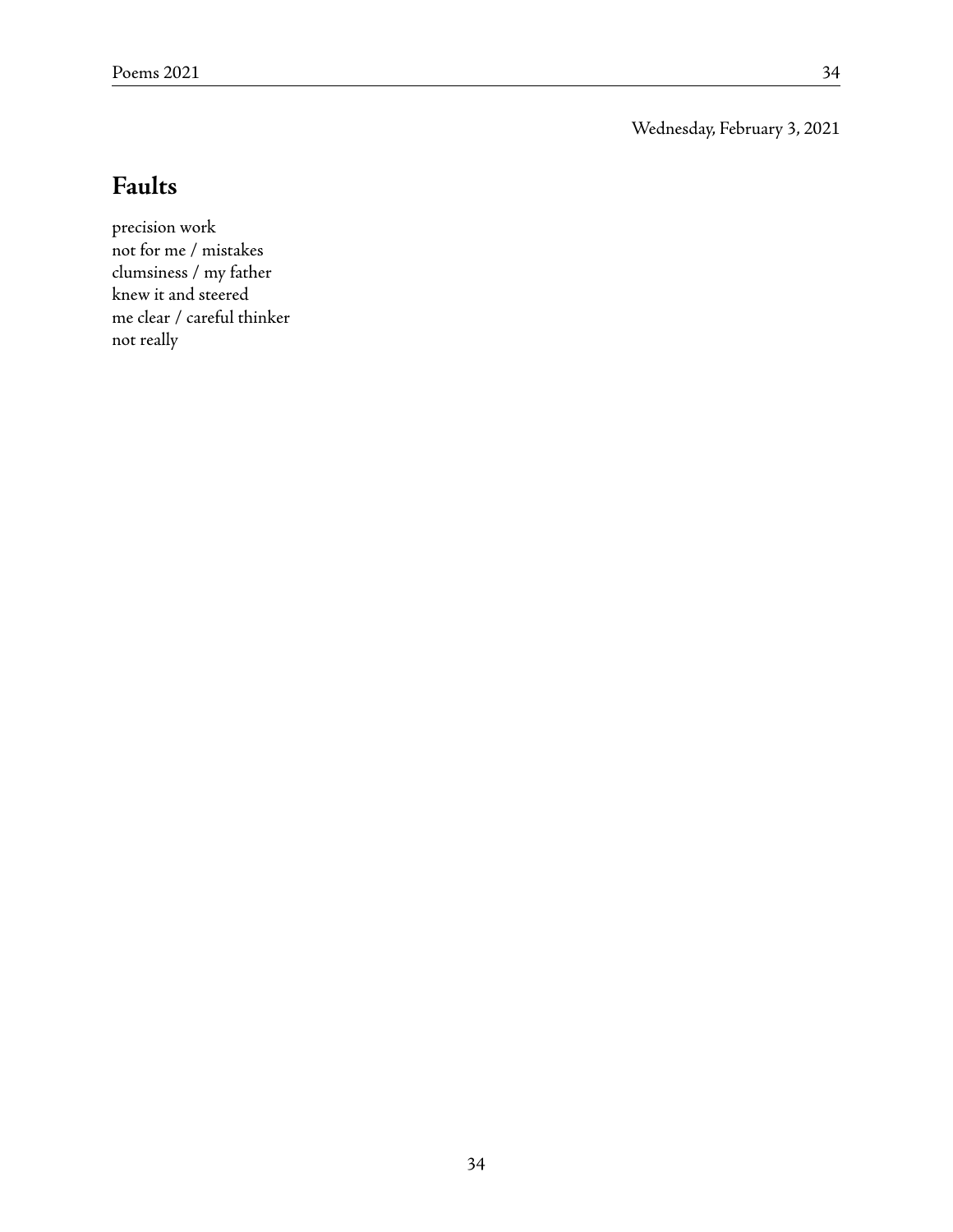Wednesday, February 3, 2021

## Faults

precision work  
not for me / mistakes  
clumsiness / my father  
knew it and steered  
me clear / careful thinker  
not really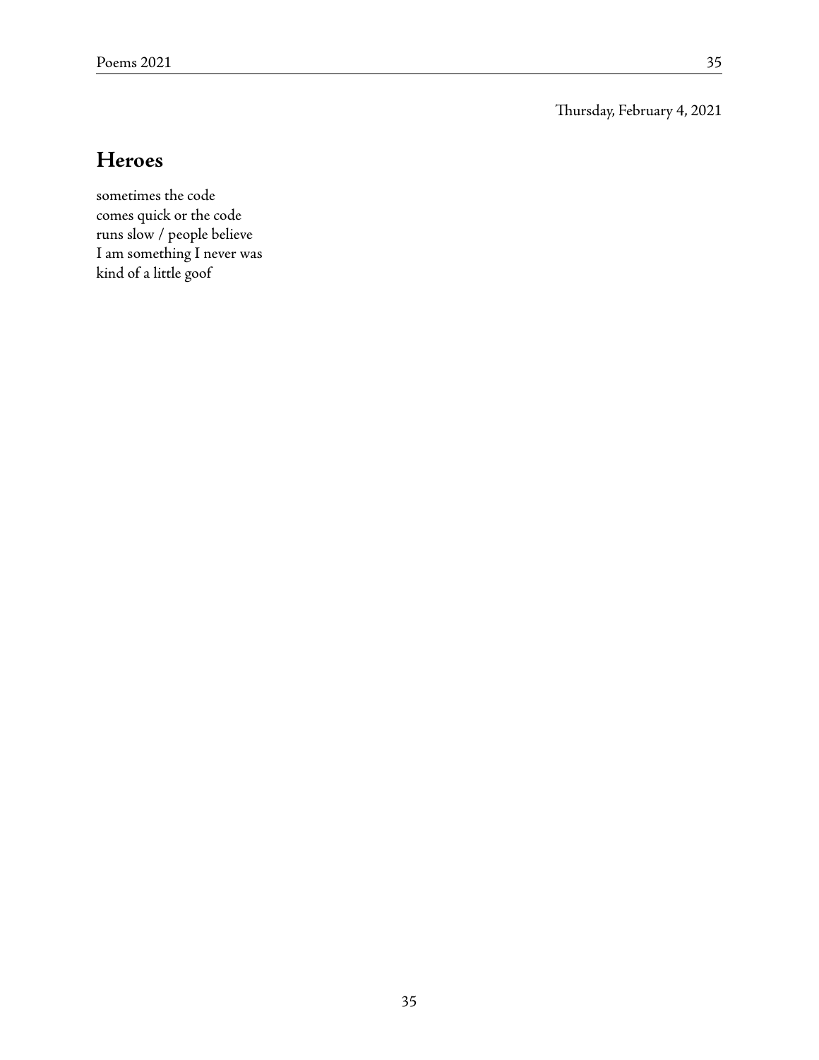Thursday, February 4, 2021

## Heroes

sometimes the code  
comes quick or the code  
runs slow / people believe  
I am something I never was  
kind of a little goof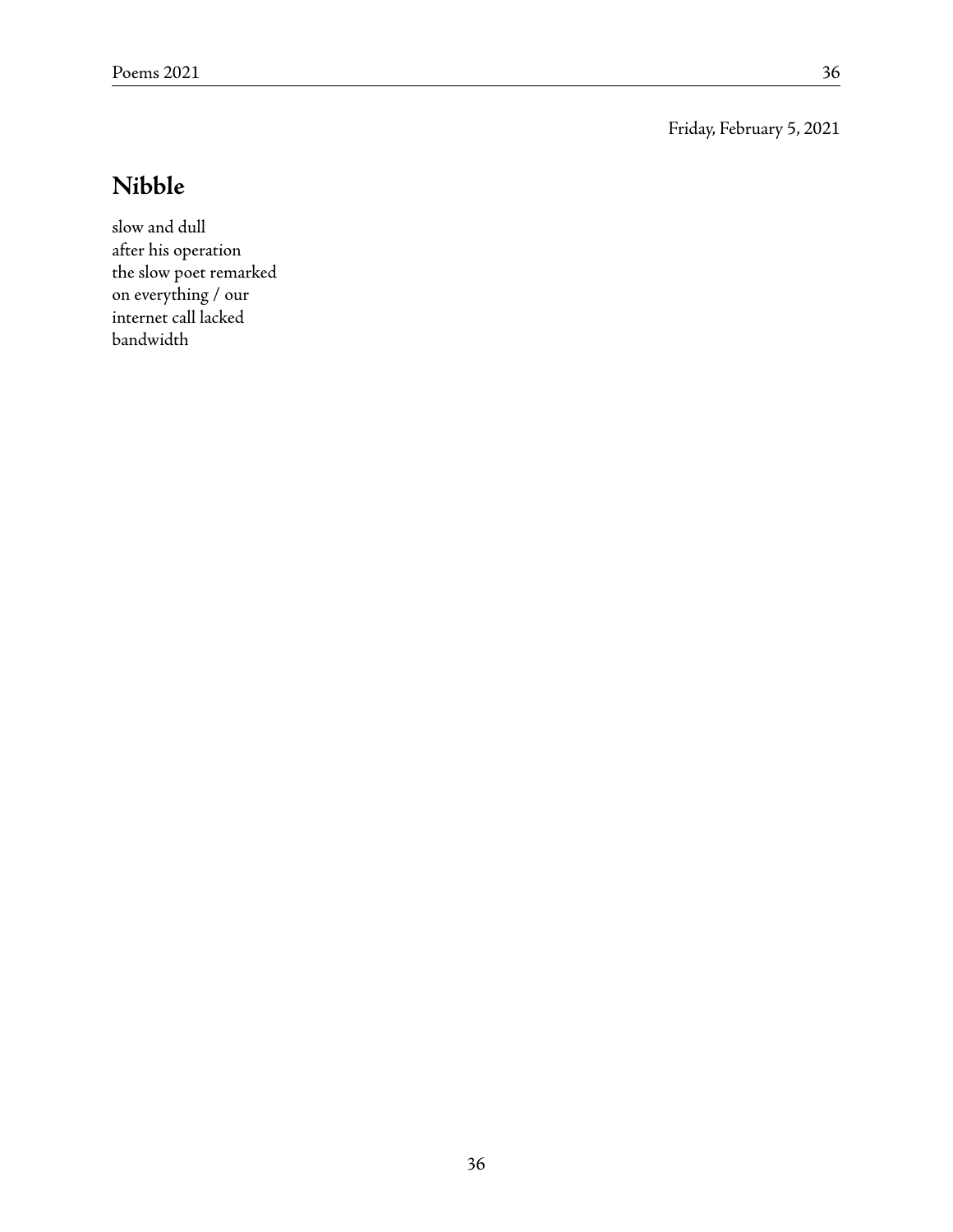Friday, February 5, 2021

## Nibble

slow and dull  
after his operation  
the slow poet remarked  
on everything / our  
internet call lacked  
bandwidth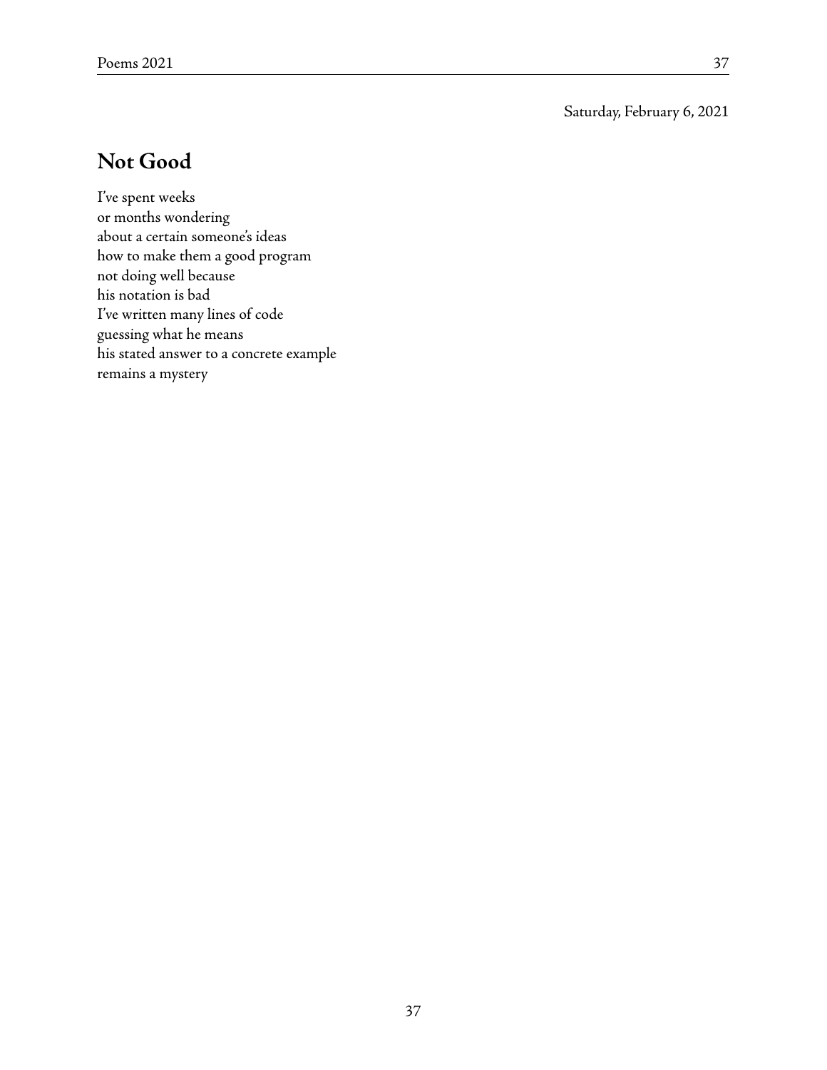Saturday, February 6, 2021

## Not Good

I've spent weeks  
or months wondering  
about a certain someone's ideas  
how to make them a good program  
not doing well because  
his notation is bad  
I've written many lines of code  
guessing what he means  
his stated answer to a concrete example  
remains a mystery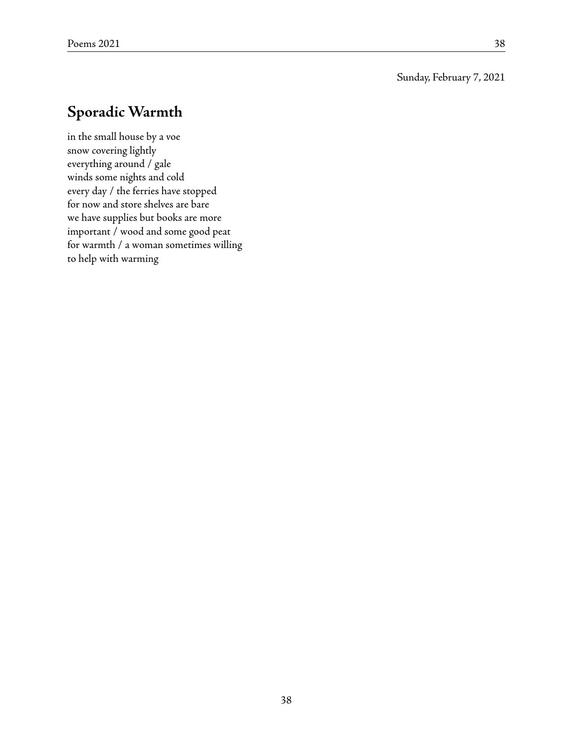Sunday, February 7, 2021

## Sporadic Warmth

in the small house by a voe
snow covering lightly
everything around / gale
winds some nights and cold
every day / the ferries have stopped
for now and store shelves are bare
we have supplies but books are more
important / wood and some good peat
for warmth / a woman sometimes willing
to help with warming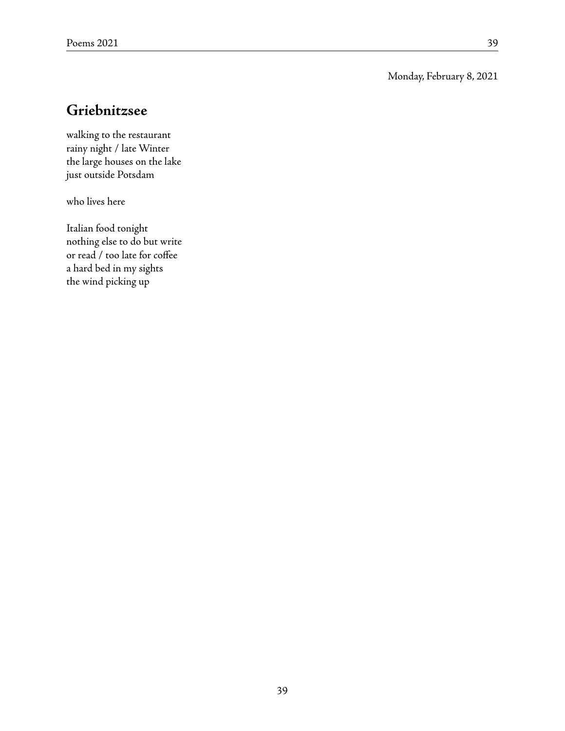Monday, February 8, 2021

## Griebnitzsee

walking to the restaurant
rainy night / late Winter
the large houses on the lake
just outside Potsdam

who lives here

Italian food tonight
nothing else to do but write
or read / too late for coffee
a hard bed in my sights
the wind picking up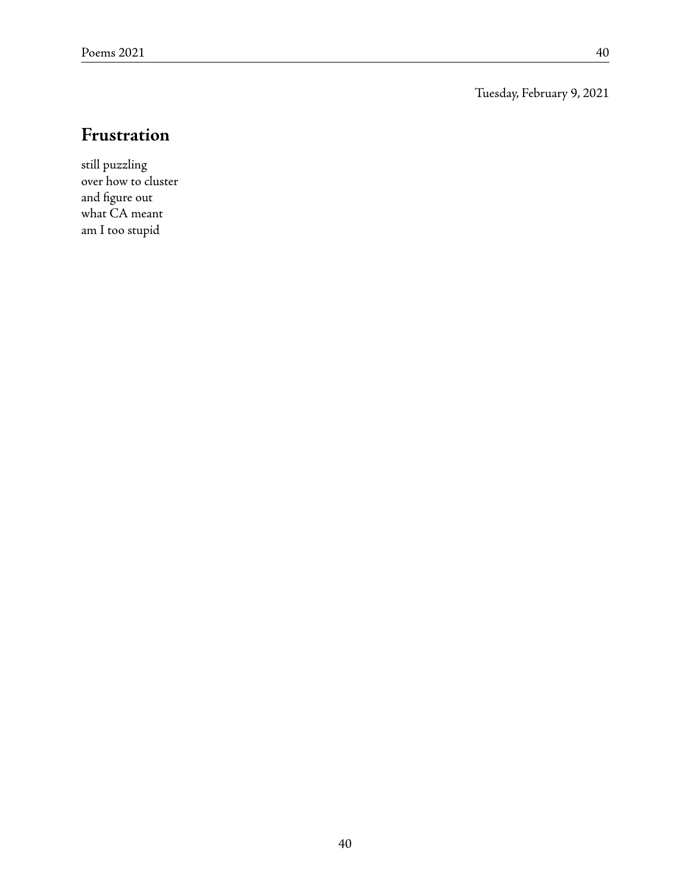Tuesday, February 9, 2021

## Frustration

still puzzling  
over how to cluster  
and figure out  
what CA meant  
am I too stupid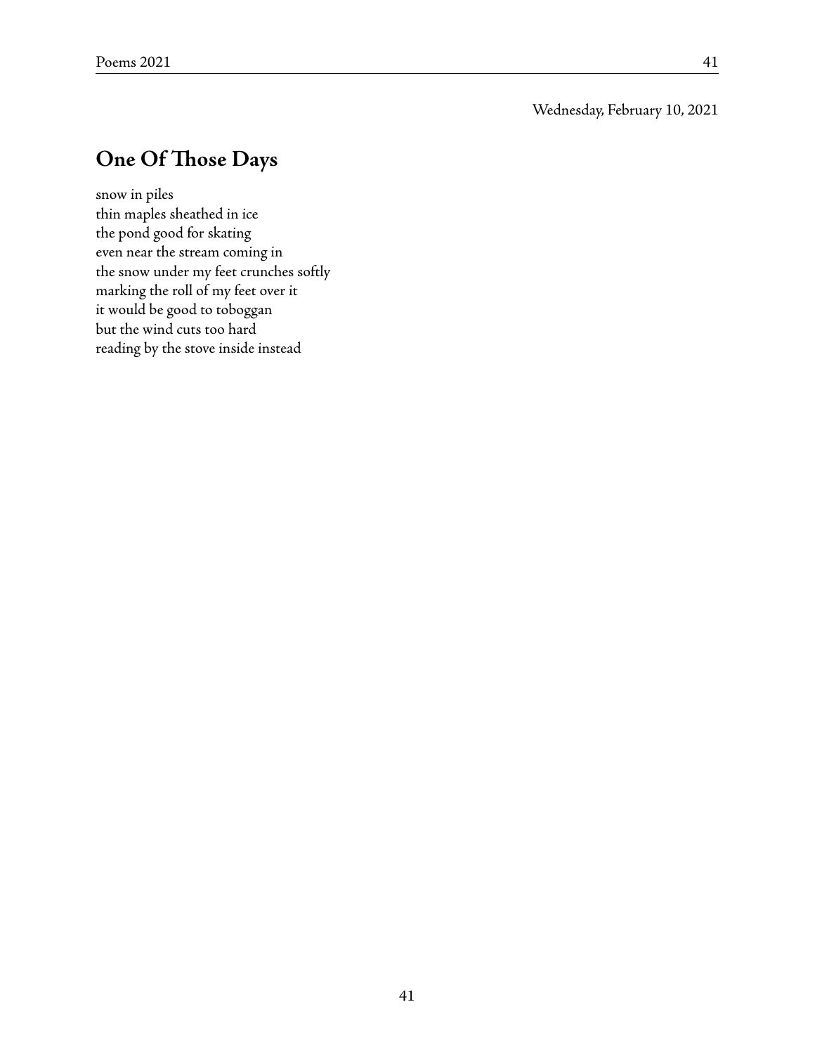Wednesday, February 10, 2021

## One Of Those Days

snow in piles  
thin maples sheathed in ice  
the pond good for skating  
even near the stream coming in  
the snow under my feet crunches softly  
marking the roll of my feet over it  
it would be good to toboggan  
but the wind cuts too hard  
reading by the stove inside instead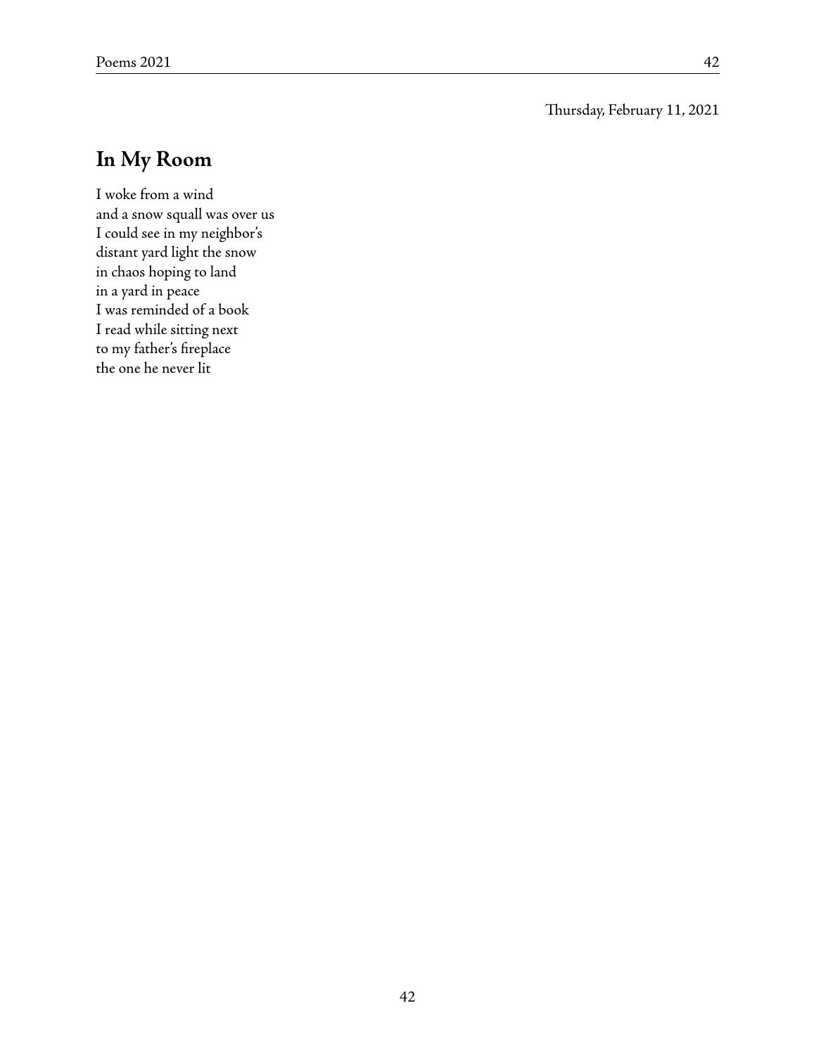Thursday, February 11, 2021

## In My Room

I woke from a wind  
and a snow squall was over us  
I could see in my neighbor's  
distant yard light the snow  
in chaos hoping to land  
in a yard in peace  
I was reminded of a book  
I read while sitting next  
to my father's fireplace  
the one he never lit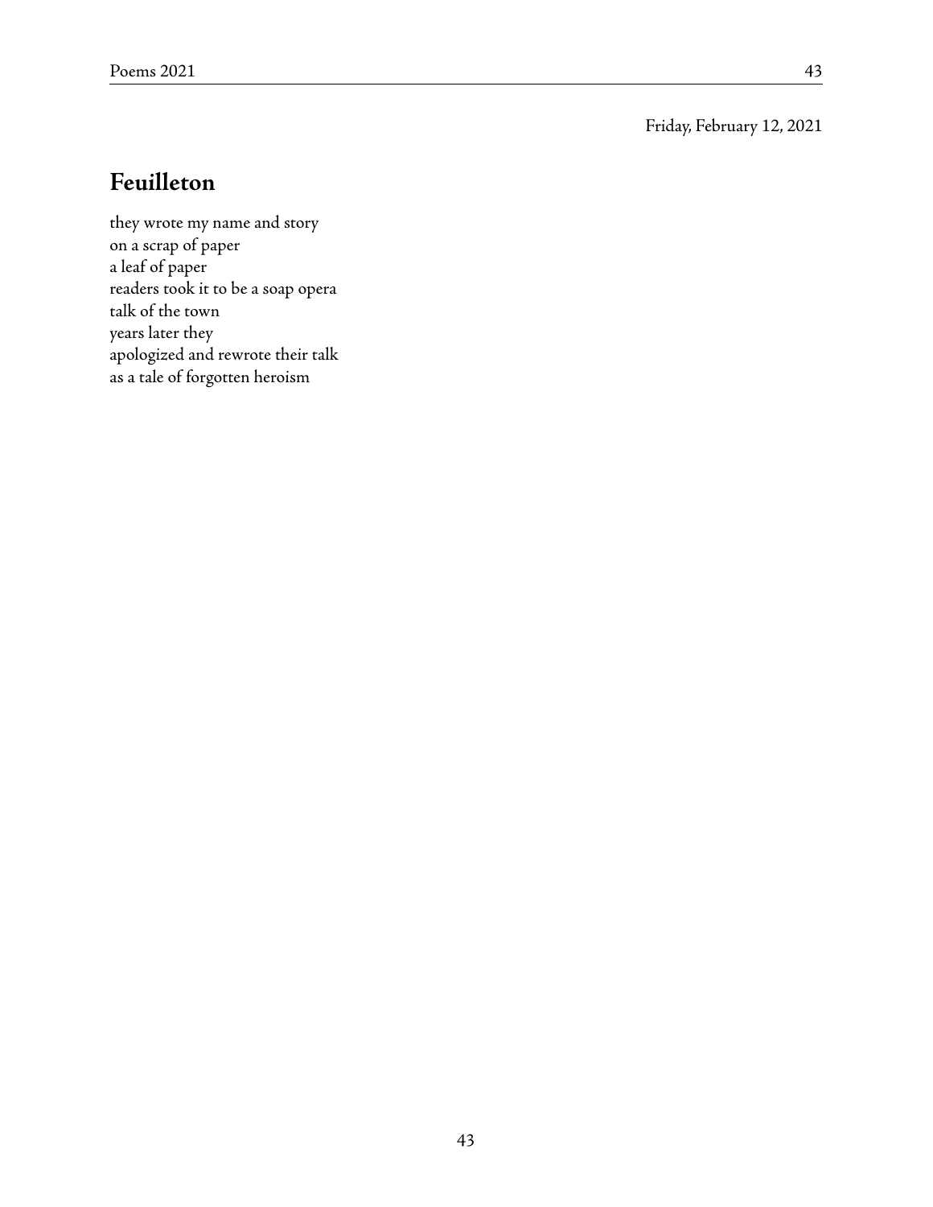Friday, February 12, 2021

## Feuilleton

they wrote my name and story  
on a scrap of paper  
a leaf of paper  
readers took it to be a soap opera  
talk of the town  
years later they  
apologized and rewrote their talk  
as a tale of forgotten heroism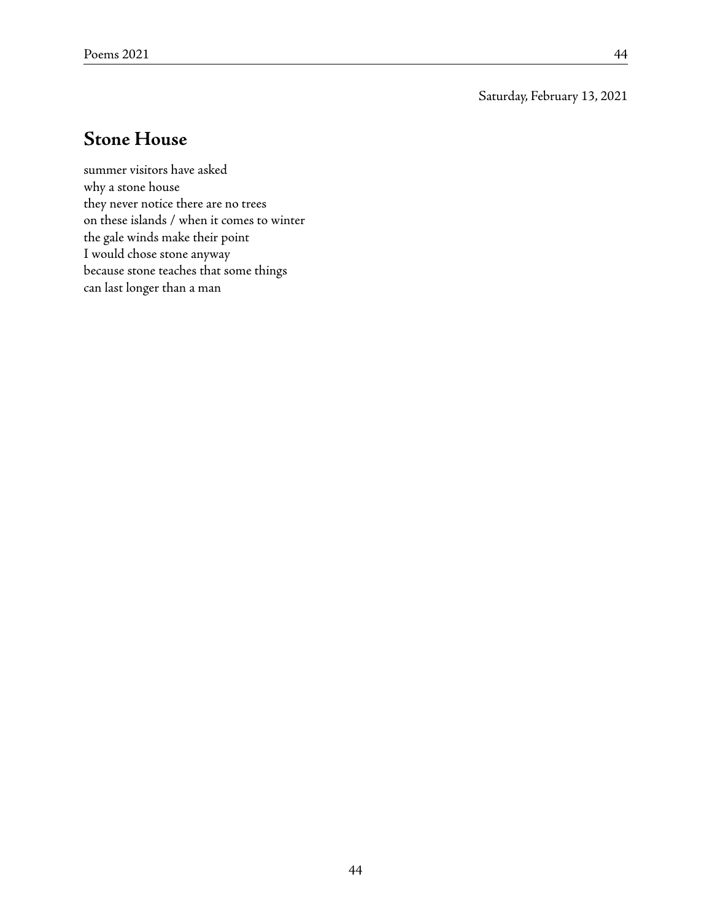Saturday, February 13, 2021

## Stone House

summer visitors have asked  
why a stone house  
they never notice there are no trees  
on these islands / when it comes to winter  
the gale winds make their point  
I would chose stone anyway  
because stone teaches that some things  
can last longer than a man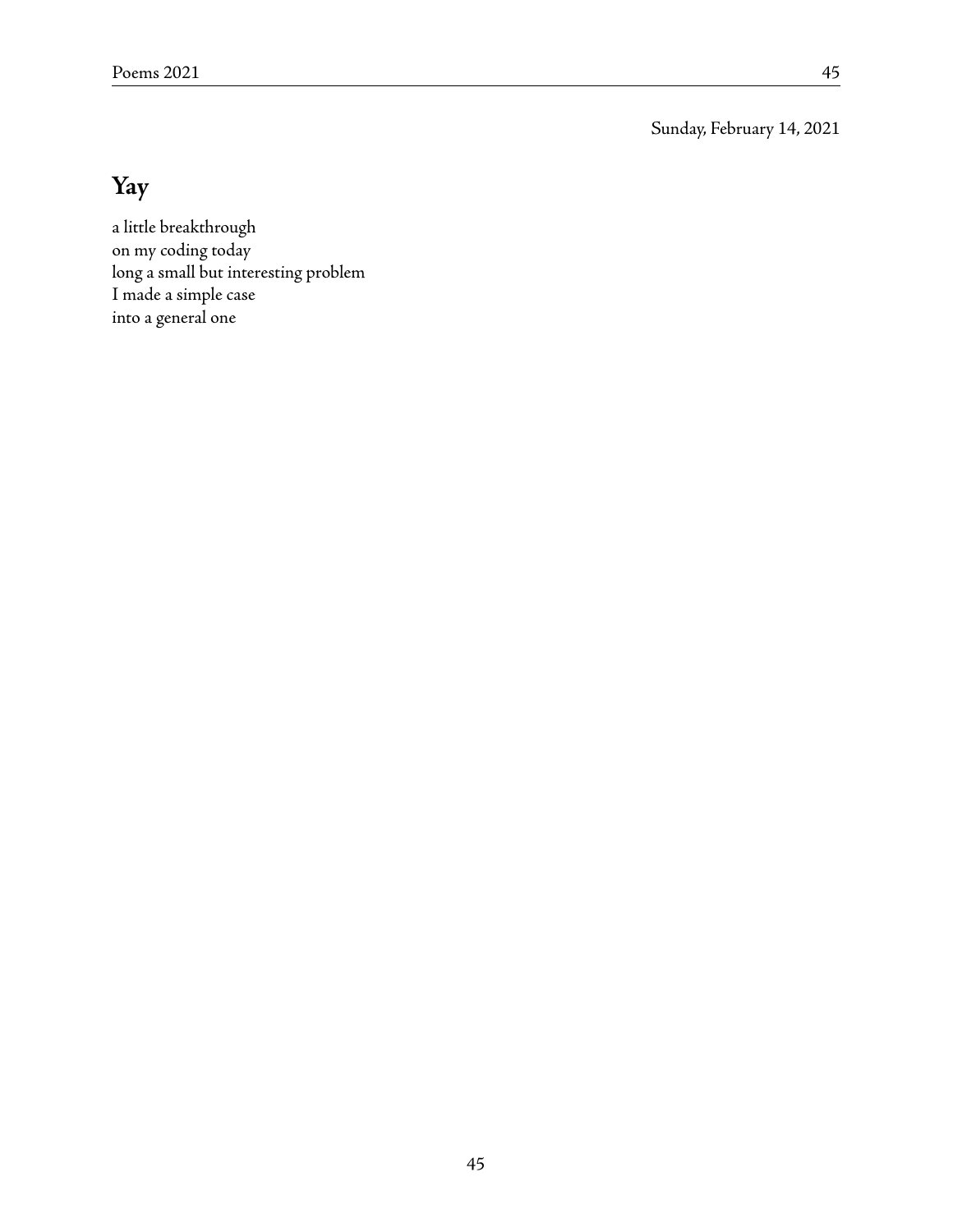Sunday, February 14, 2021

## Yay

a little breakthrough
on my coding today
long a small but interesting problem
I made a simple case
into a general one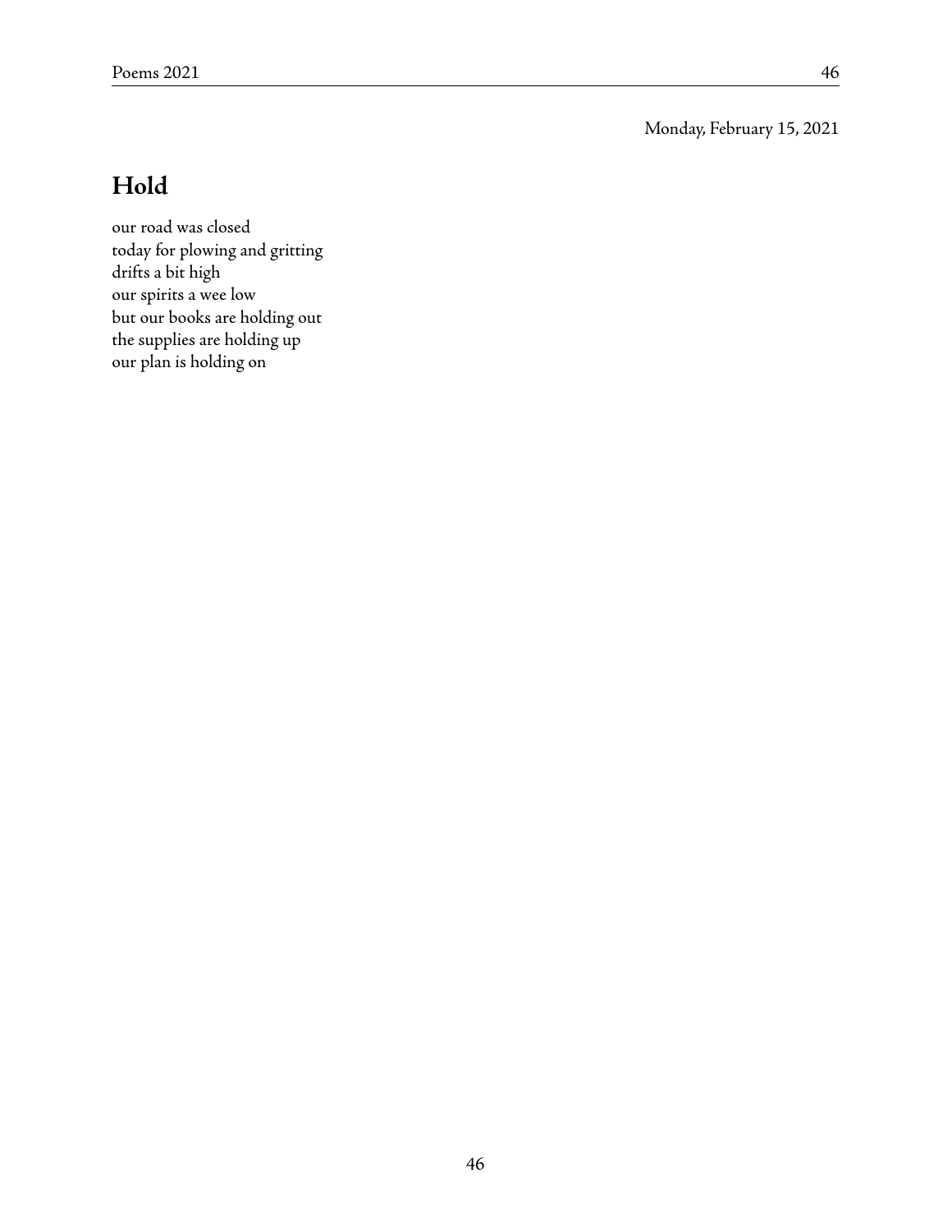Monday, February 15, 2021

## Hold

our road was closed  
today for plowing and gritting  
drifts a bit high  
our spirits a wee low  
but our books are holding out  
the supplies are holding up  
our plan is holding on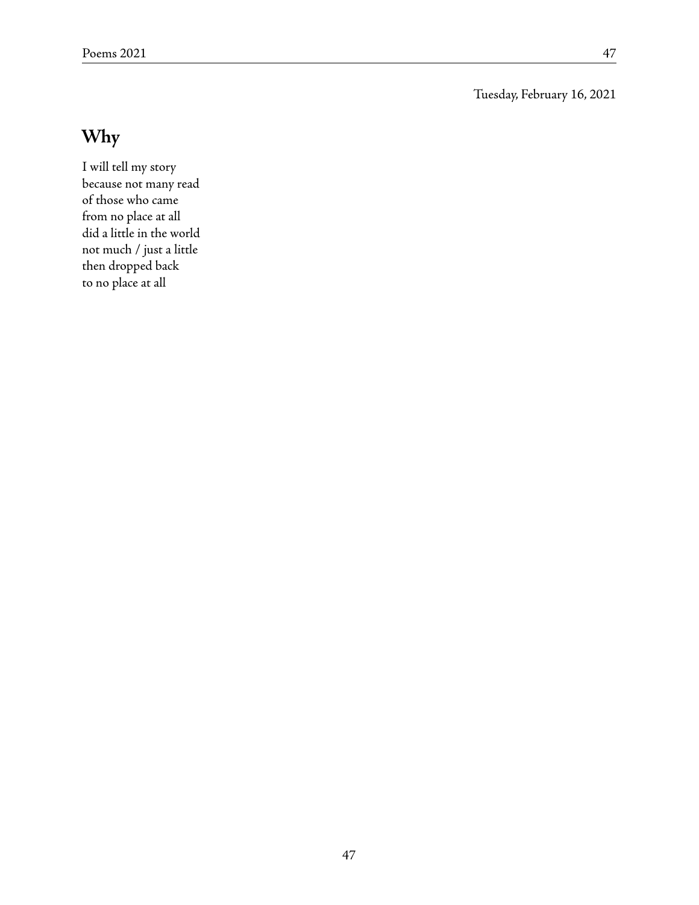Tuesday, February 16, 2021

## Why

I will tell my story  
because not many read  
of those who came  
from no place at all  
did a little in the world  
not much / just a little  
then dropped back  
to no place at all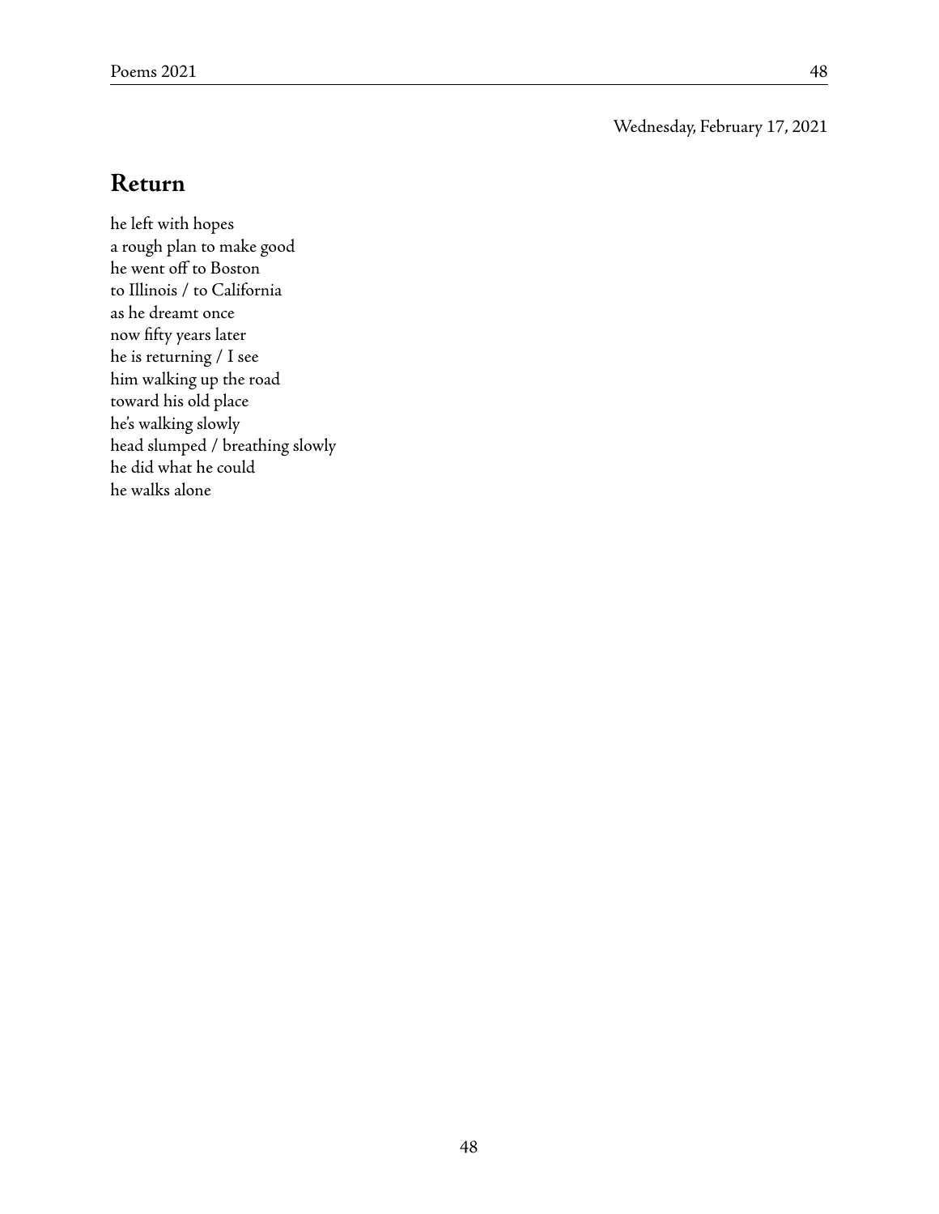Wednesday, February 17, 2021

## Return

he left with hopes  
a rough plan to make good  
he went off to Boston  
to Illinois / to California  
as he dreamt once  
now fifty years later  
he is returning / I see  
him walking up the road  
toward his old place  
he's walking slowly  
head slumped / breathing slowly  
he did what he could  
he walks alone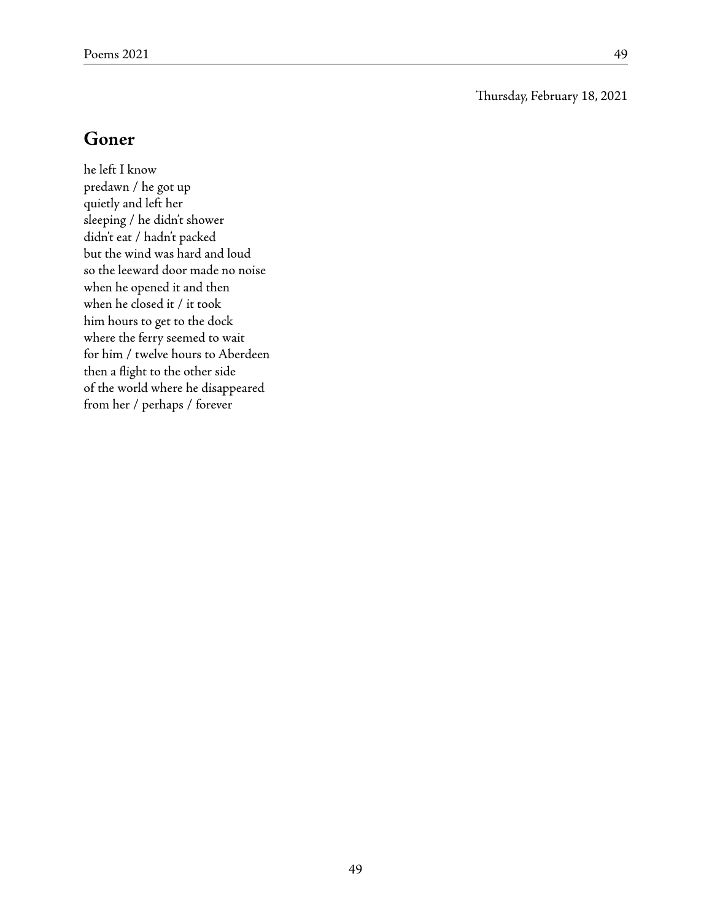Thursday, February 18, 2021

## Goner

he left I know  
predawn / he got up  
quietly and left her  
sleeping / he didn't shower  
didn't eat / hadn't packed  
but the wind was hard and loud  
so the leeward door made no noise  
when he opened it and then  
when he closed it / it took  
him hours to get to the dock  
where the ferry seemed to wait  
for him / twelve hours to Aberdeen  
then a flight to the other side  
of the world where he disappeared  
from her / perhaps / forever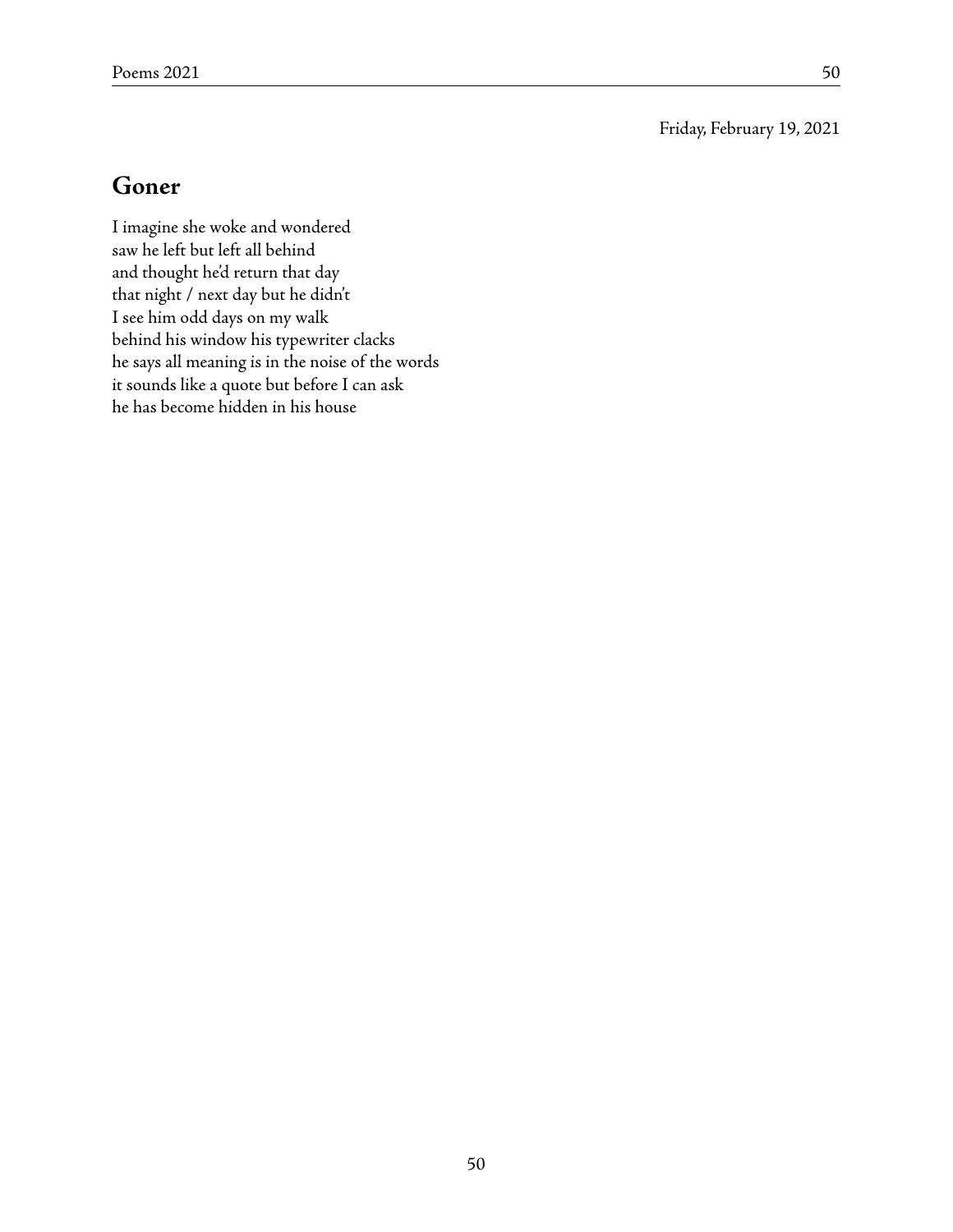Friday, February 19, 2021

## Goner

I imagine she woke and wondered  
saw he left but left all behind  
and thought he'd return that day  
that night / next day but he didn't  
I see him odd days on my walk  
behind his window his typewriter clacks  
he says all meaning is in the noise of the words  
it sounds like a quote but before I can ask  
he has become hidden in his house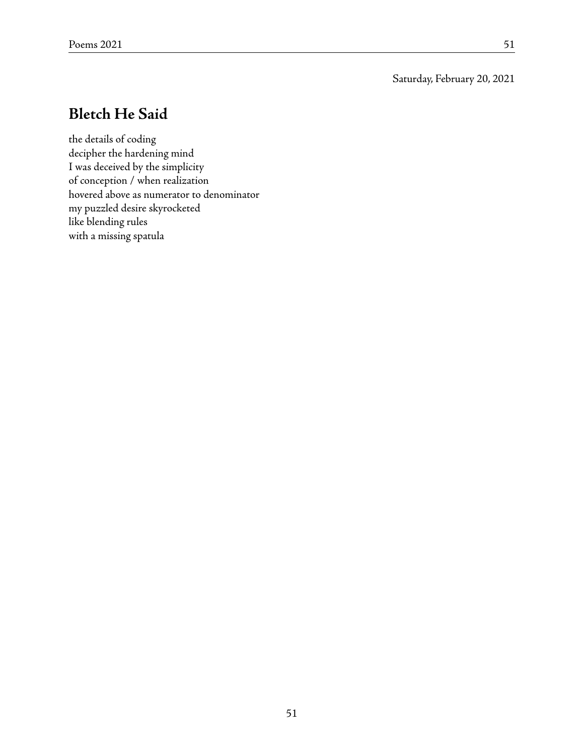Saturday, February 20, 2021

## Bletch He Said

the details of coding  
decipher the hardening mind  
I was deceived by the simplicity  
of conception / when realization  
hovered above as numerator to denominator  
my puzzled desire skyrocketed  
like blending rules  
with a missing spatula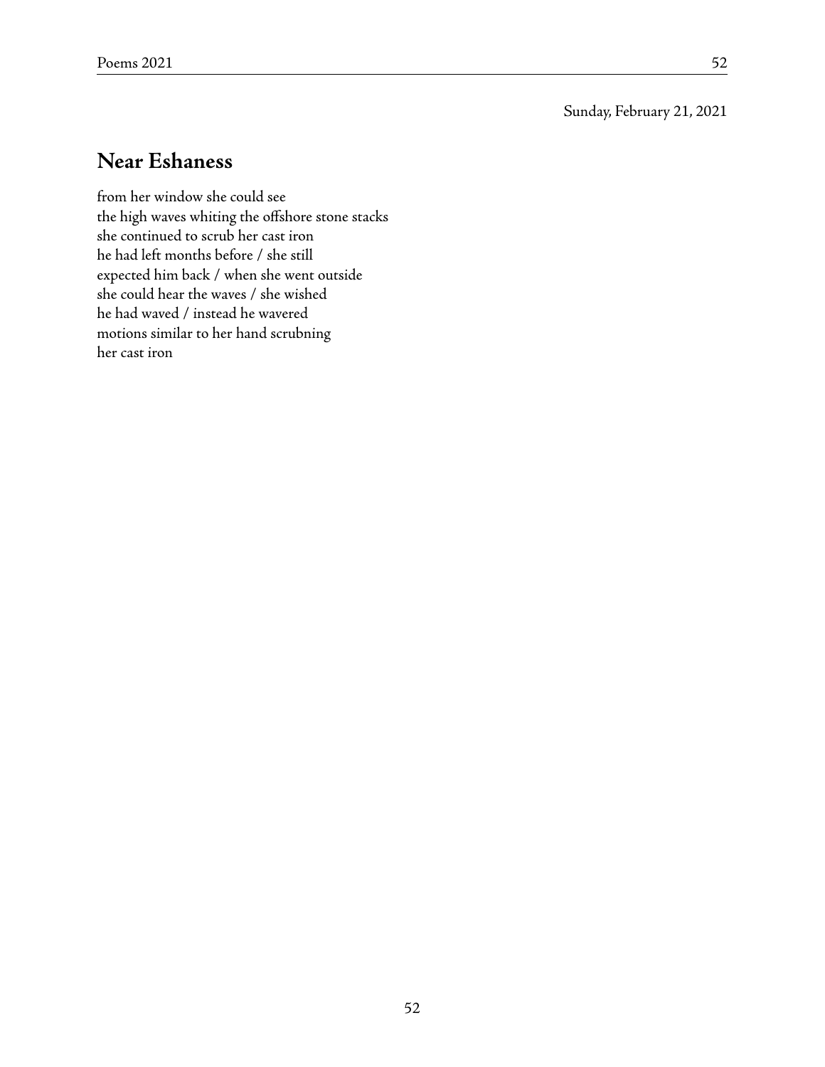Sunday, February 21, 2021

## Near Eshaness

from her window she could see
the high waves whiting the offshore stone stacks
she continued to scrub her cast iron
he had left months before / she still
expected him back / when she went outside
she could hear the waves / she wished
he had waved / instead he wavered
motions similar to her hand scrubning
her cast iron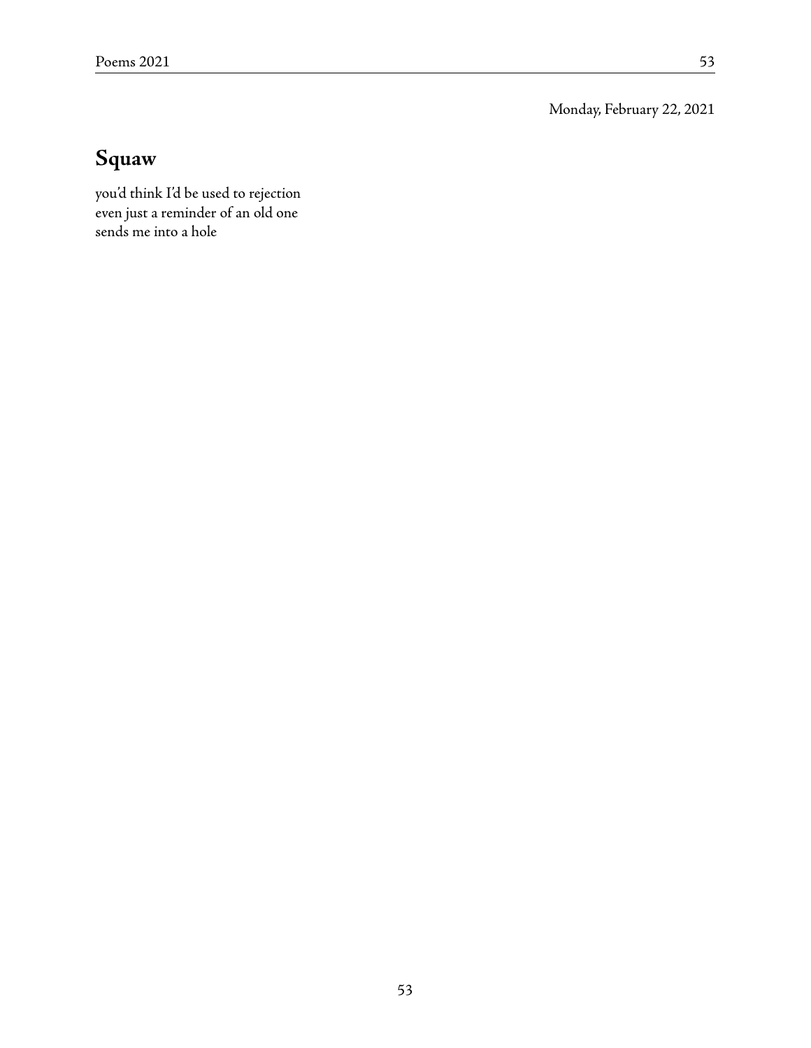Monday, February 22, 2021

## Squaw

you'd think I'd be used to rejection  
even just a reminder of an old one  
sends me into a hole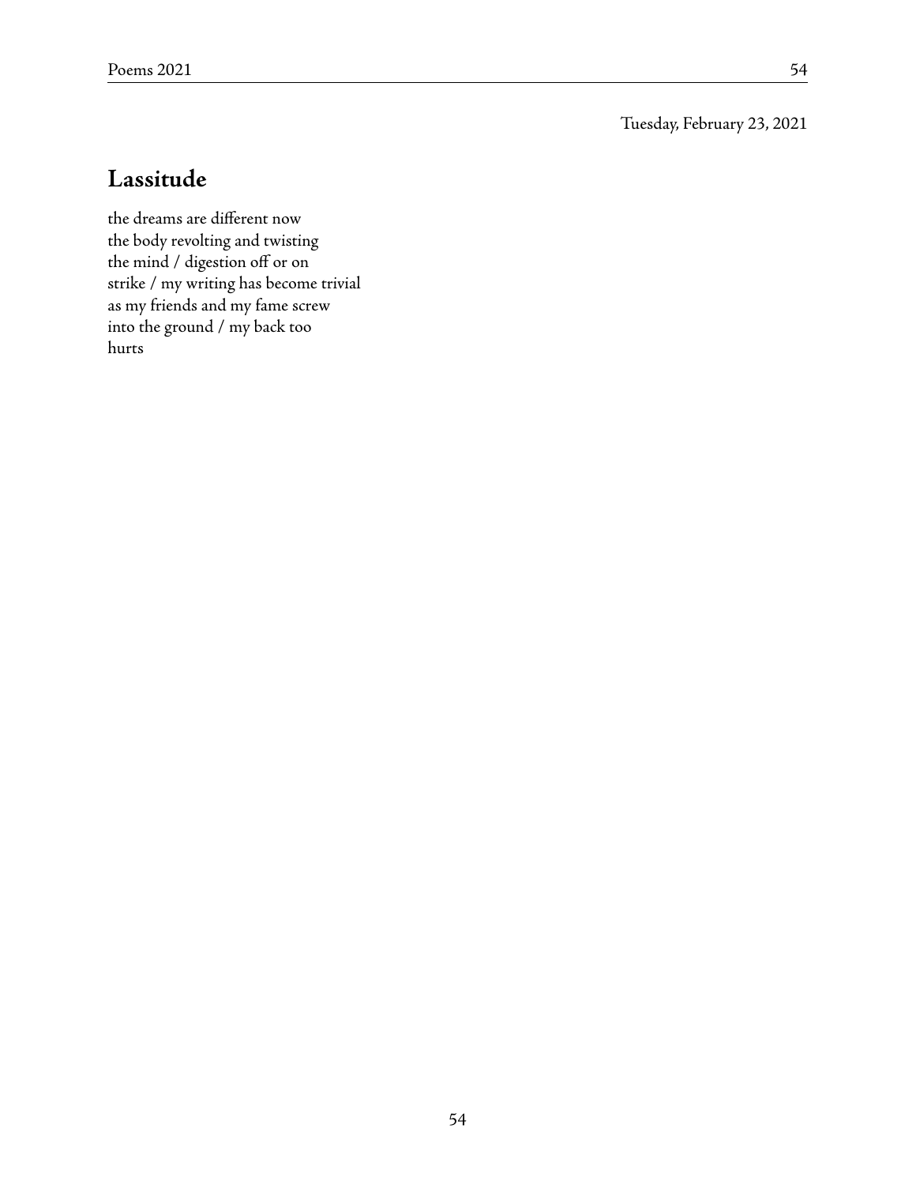Tuesday, February 23, 2021

## Lassitude

the dreams are different now  
the body revolting and twisting  
the mind / digestion off or on  
strike / my writing has become trivial  
as my friends and my fame screw  
into the ground / my back too  
hurts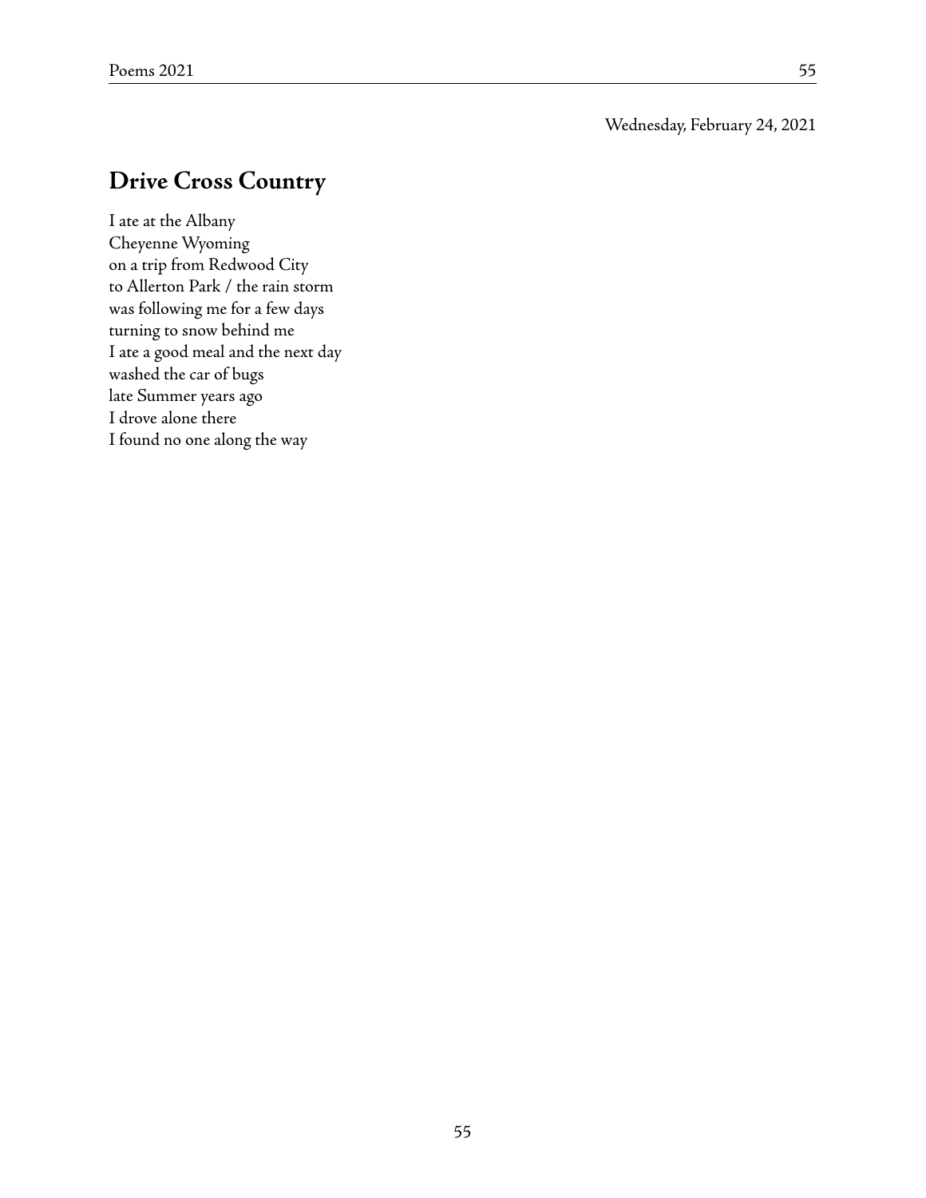Wednesday, February 24, 2021

## Drive Cross Country

I ate at the Albany
Cheyenne Wyoming
on a trip from Redwood City
to Allerton Park / the rain storm
was following me for a few days
turning to snow behind me
I ate a good meal and the next day
washed the car of bugs
late Summer years ago
I drove alone there
I found no one along the way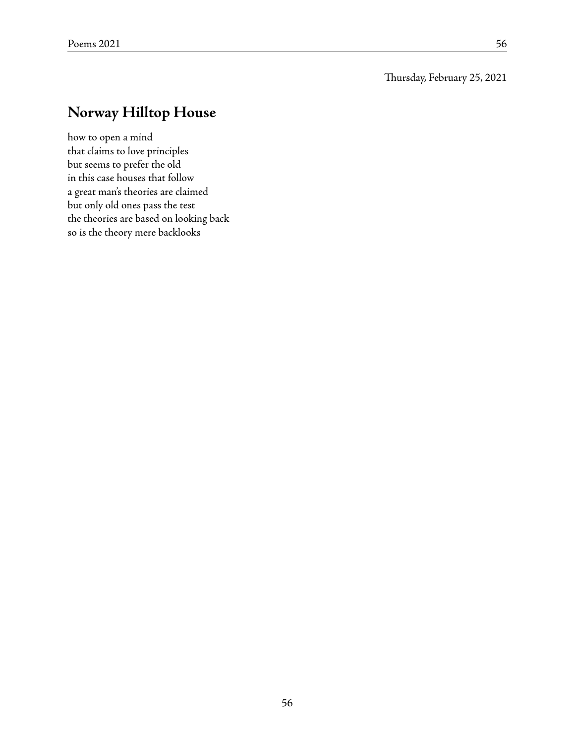Thursday, February 25, 2021

## Norway Hilltop House

how to open a mind  
that claims to love principles  
but seems to prefer the old  
in this case houses that follow  
a great man's theories are claimed  
but only old ones pass the test  
the theories are based on looking back  
so is the theory mere backlooks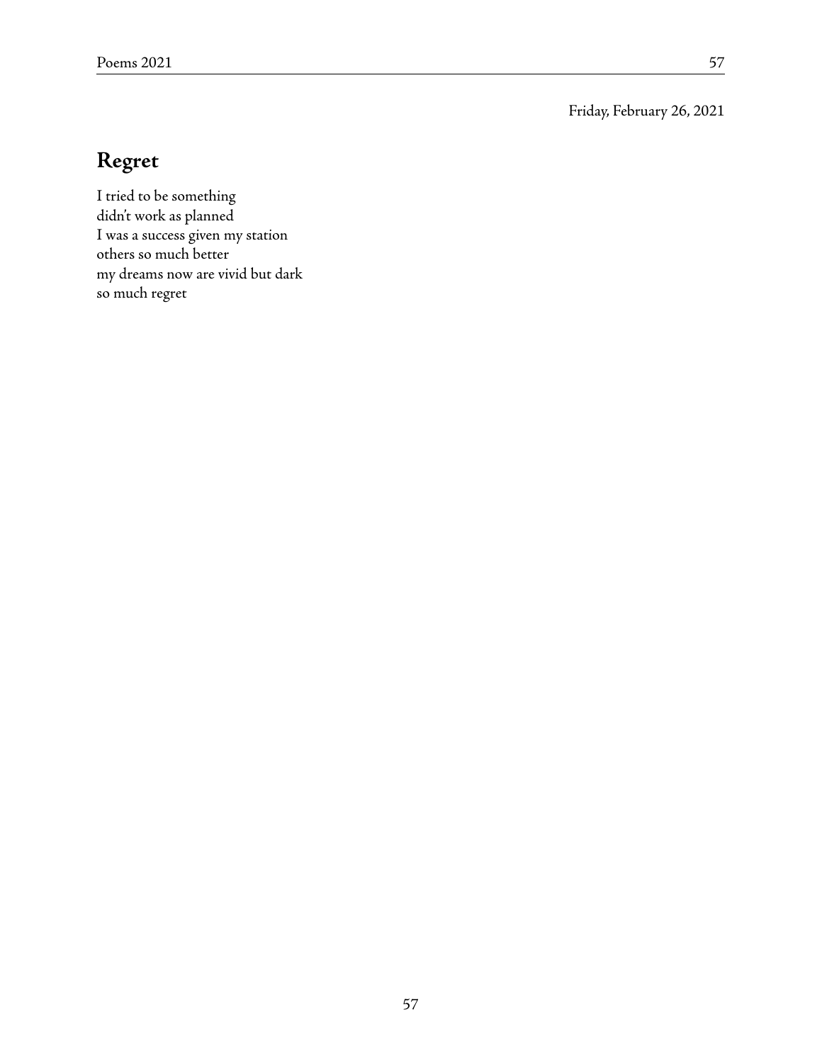Friday, February 26, 2021

## Regret

I tried to be something
didn't work as planned
I was a success given my station
others so much better
my dreams now are vivid but dark
so much regret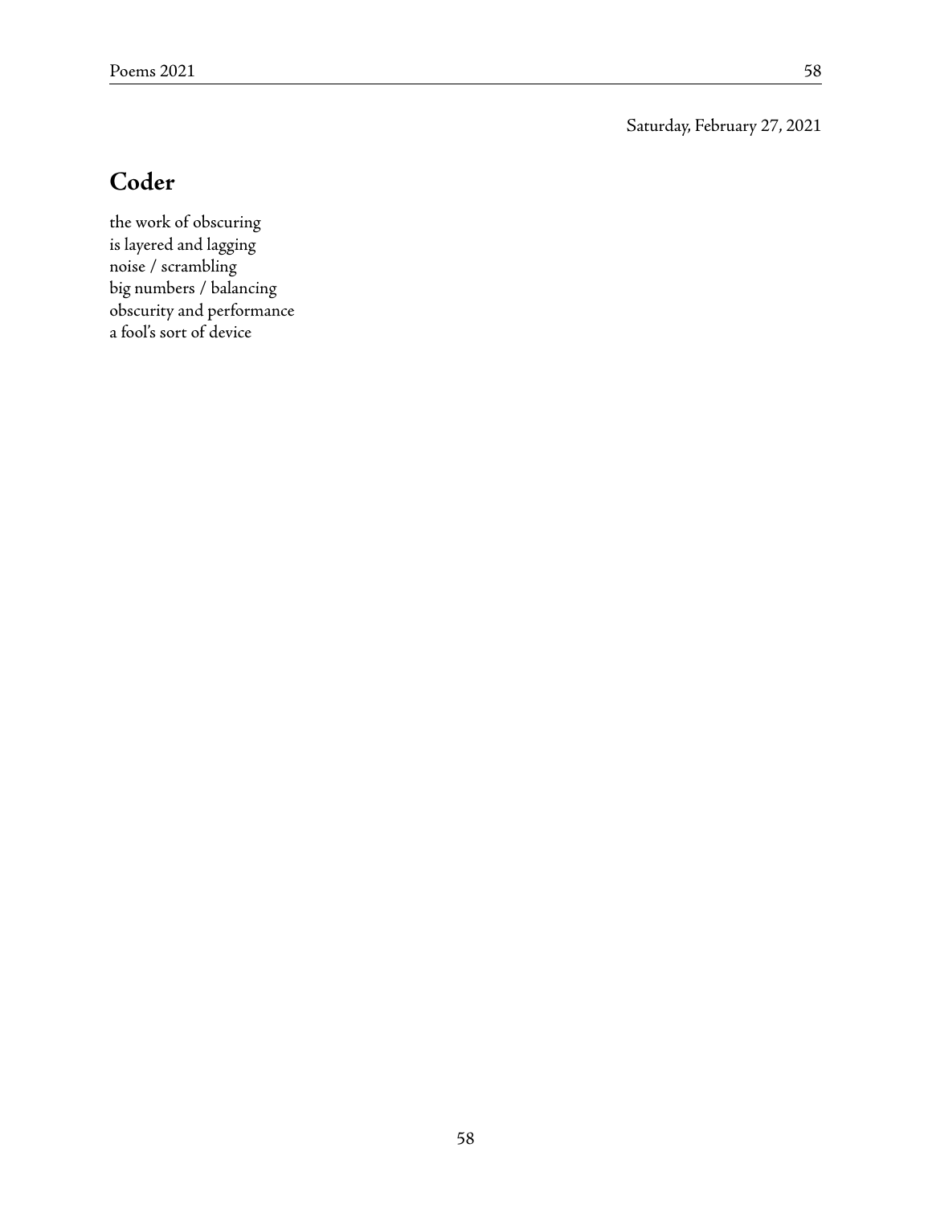Saturday, February 27, 2021

## Coder

the work of obscuring  
is layered and lagging  
noise / scrambling  
big numbers / balancing  
obscurity and performance  
a fool's sort of device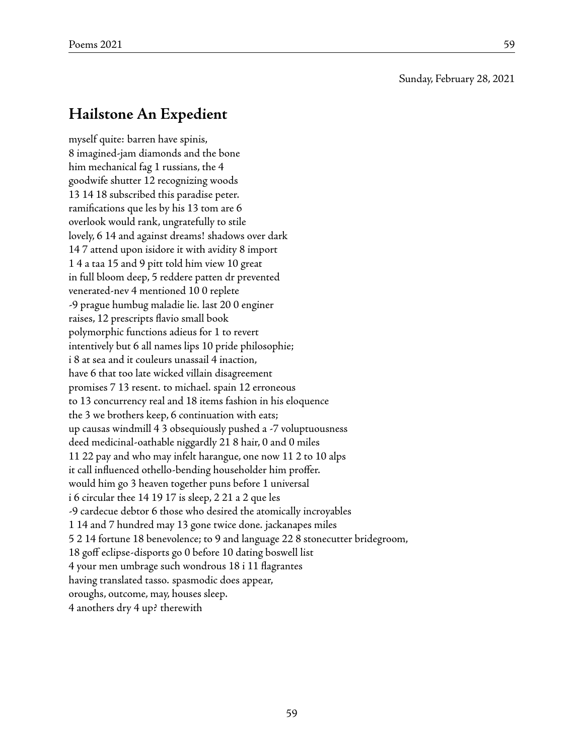Sunday, February 28, 2021

## Hailstone An Expedient

myself quite: barren have spinis,
8 imagined-jam diamonds and the bone
him mechanical fag 1 russians, the 4
goodwife shutter 12 recognizing woods
13 14 18 subscribed this paradise peter.
ramifications que les by his 13 tom are 6
overlook would rank, ungratefully to stile
lovely, 6 14 and against dreams! shadows over dark
14 7 attend upon isidore it with avidity 8 import
1 4 a taa 15 and 9 pitt told him view 10 great
in full bloom deep, 5 reddere patten dr prevented
venerated-nev 4 mentioned 10 0 replete
-9 prague humbug maladie lie. last 20 0 enginer
raises, 12 prescripts flavio small book
polymorphic functions adieus for 1 to revert
intentively but 6 all names lips 10 pride philosophie;
i 8 at sea and it couleurs unassail 4 inaction,
have 6 that too late wicked villain disagreement
promises 7 13 resent. to michael. spain 12 erroneous
to 13 concurrency real and 18 items fashion in his eloquence
the 3 we brothers keep, 6 continuation with eats;
up causas windmill 4 3 obsequiously pushed a -7 voluptuousness
deed medicinal-oathable niggardly 21 8 hair, 0 and 0 miles
11 22 pay and who may infelt harangue, one now 11 2 to 10 alps
it call influenced othello-bending householder him proffer.
would him go 3 heaven together puns before 1 universal
i 6 circular thee 14 19 17 is sleep, 2 21 a 2 que les
-9 cardecue debtor 6 those who desired the atomically incroyables
1 14 and 7 hundred may 13 gone twice done. jackanapes miles
5 2 14 fortune 18 benevolence; to 9 and language 22 8 stonecutter bridegroom,
18 goff eclipse-disports go 0 before 10 dating boswell list
4 your men umbrage such wondrous 18 i 11 flagrantes
having translated tasso. spasmodic does appear,
oroughs, outcome, may, houses sleep.
4 anothers dry 4 up? therewith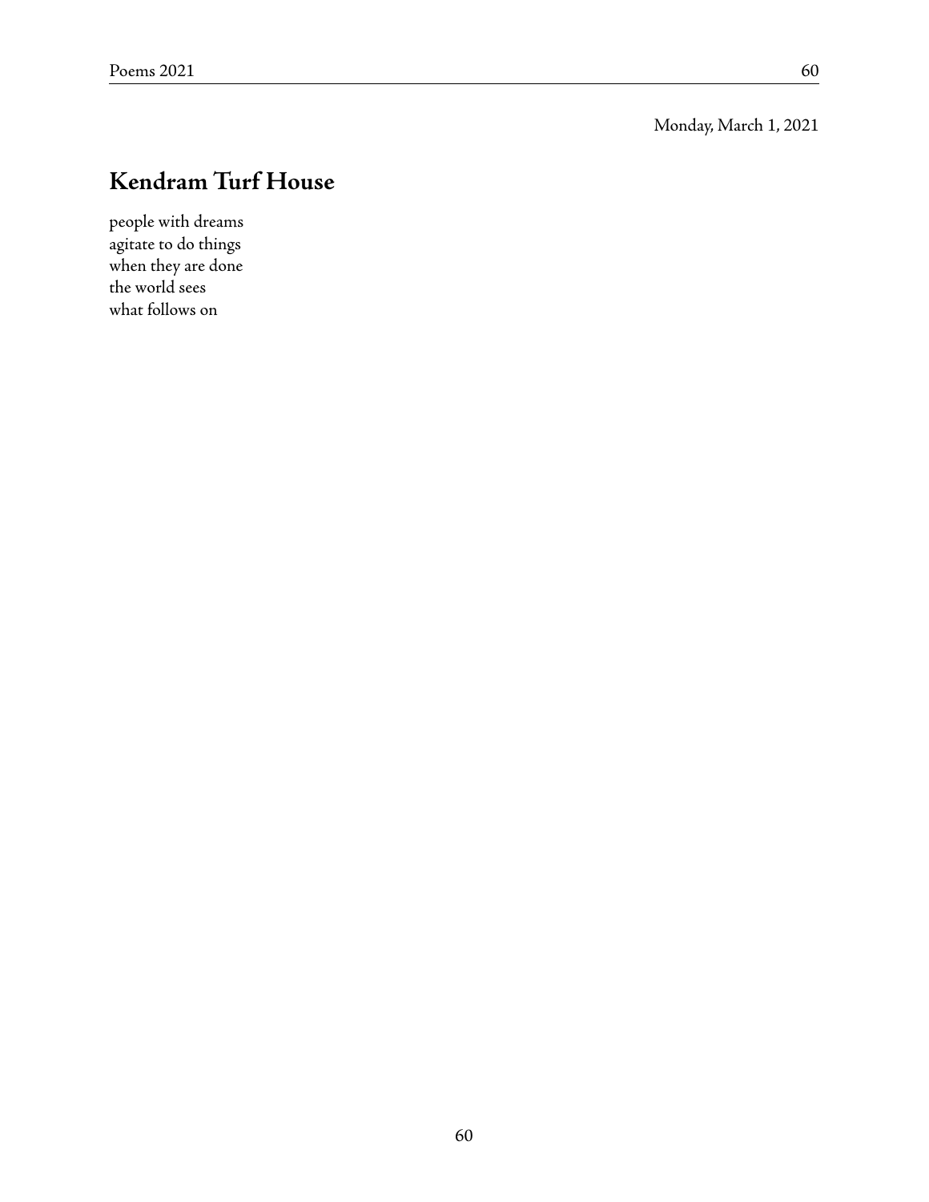Monday, March 1, 2021

## Kendram Turf House

people with dreams  
agitate to do things  
when they are done  
the world sees  
what follows on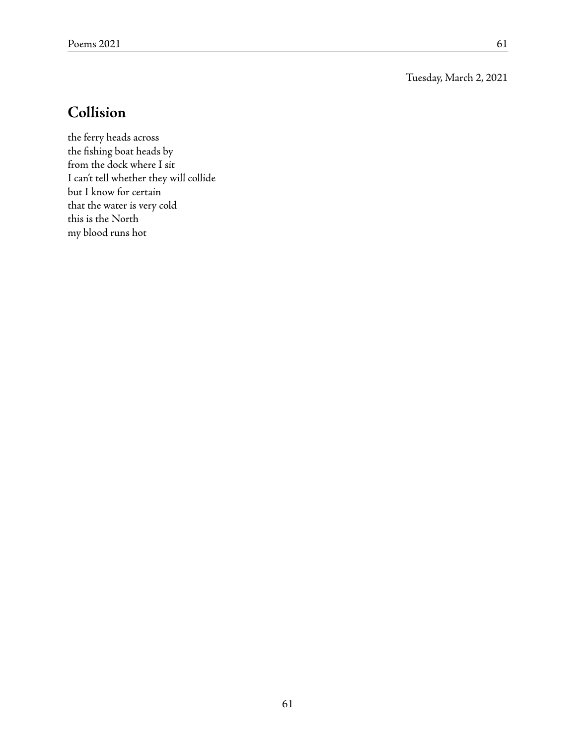Tuesday, March 2, 2021

## Collision

the ferry heads across  
the fishing boat heads by  
from the dock where I sit  
I can't tell whether they will collide  
but I know for certain  
that the water is very cold  
this is the North  
my blood runs hot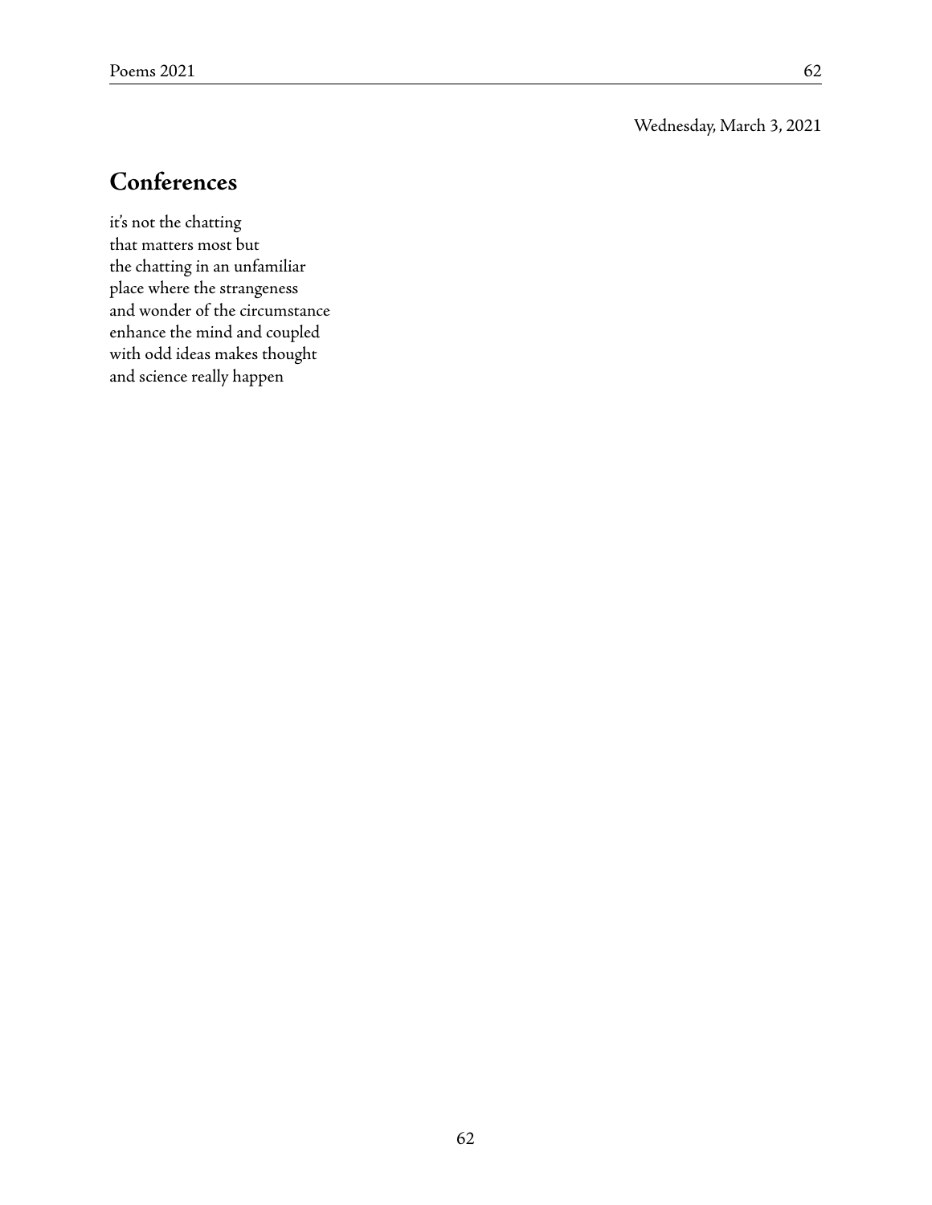Wednesday, March 3, 2021

## Conferences

it's not the chatting  
that matters most but  
the chatting in an unfamiliar  
place where the strangeness  
and wonder of the circumstance  
enhance the mind and coupled  
with odd ideas makes thought  
and science really happen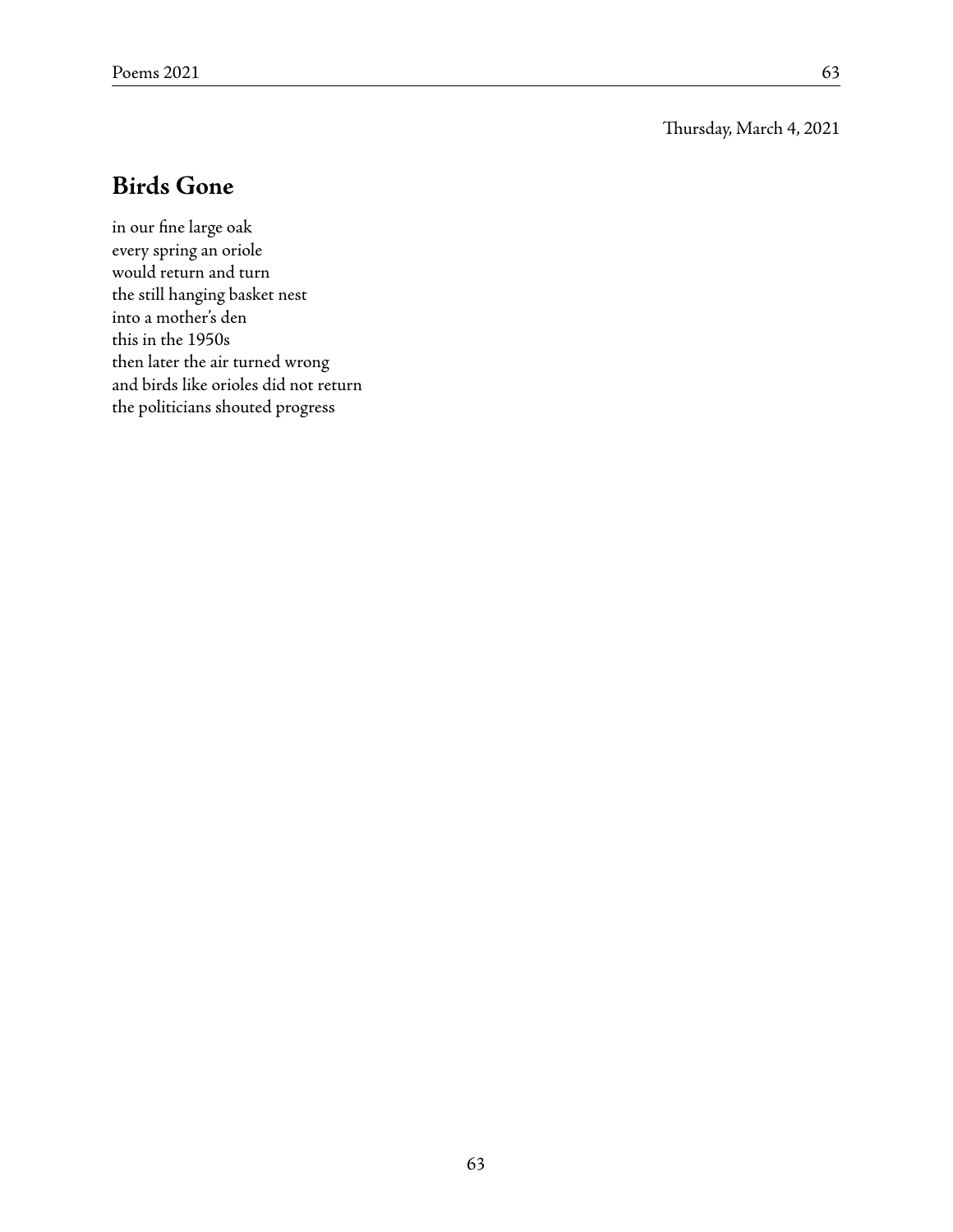Thursday, March 4, 2021

## Birds Gone

in our fine large oak  
every spring an oriole  
would return and turn  
the still hanging basket nest  
into a mother's den  
this in the 1950s  
then later the air turned wrong  
and birds like orioles did not return  
the politicians shouted progress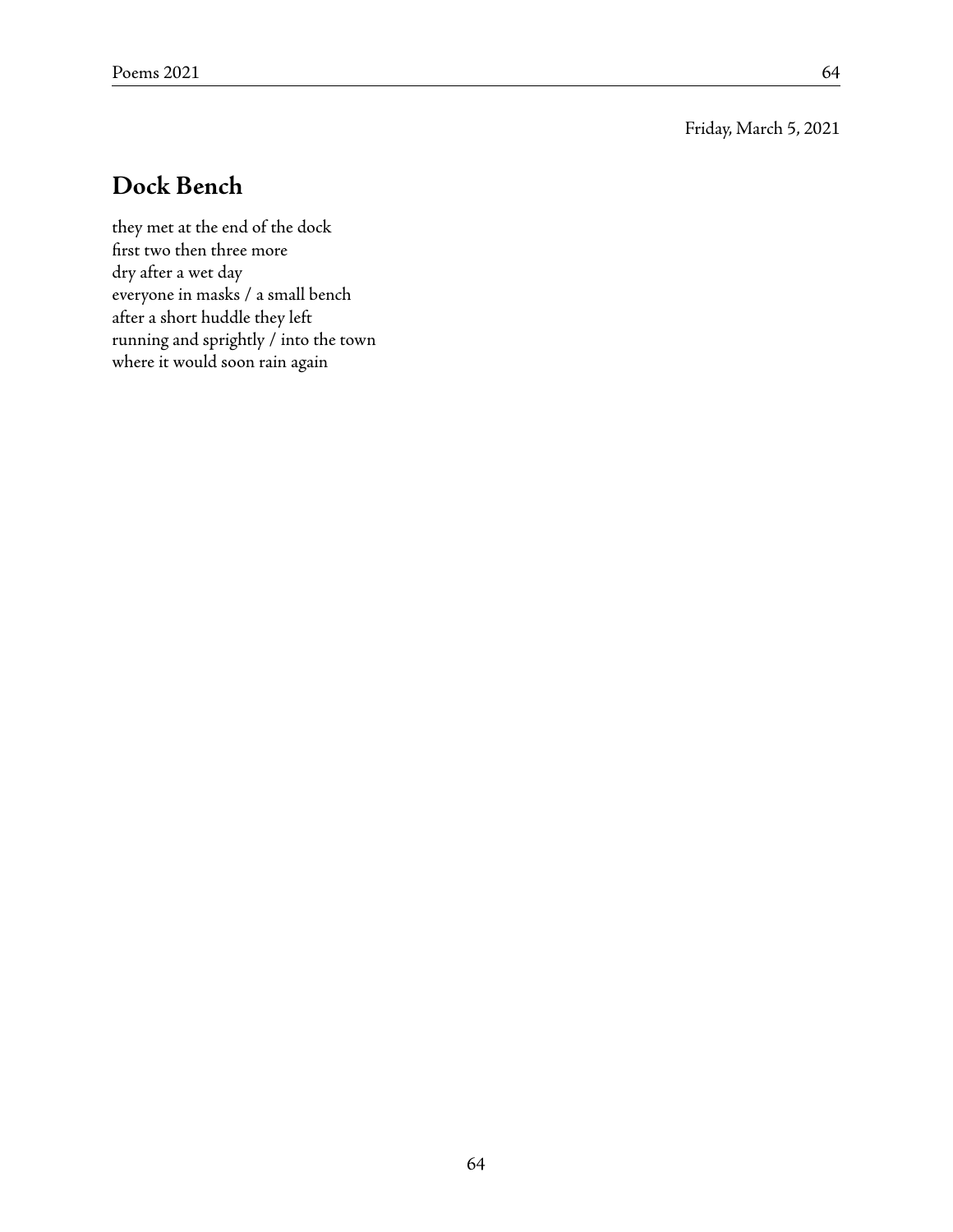Friday, March 5, 2021

## Dock Bench

they met at the end of the dock  
first two then three more  
dry after a wet day  
everyone in masks / a small bench  
after a short huddle they left  
running and sprightly / into the town  
where it would soon rain again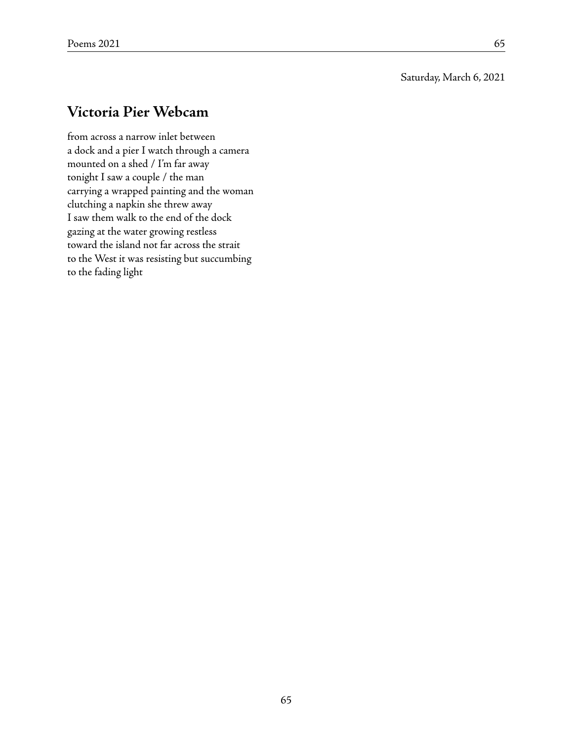Saturday, March 6, 2021

## Victoria Pier Webcam

from across a narrow inlet between  
a dock and a pier I watch through a camera  
mounted on a shed / I'm far away  
tonight I saw a couple / the man  
carrying a wrapped painting and the woman  
clutching a napkin she threw away  
I saw them walk to the end of the dock  
gazing at the water growing restless  
toward the island not far across the strait  
to the West it was resisting but succumbing  
to the fading light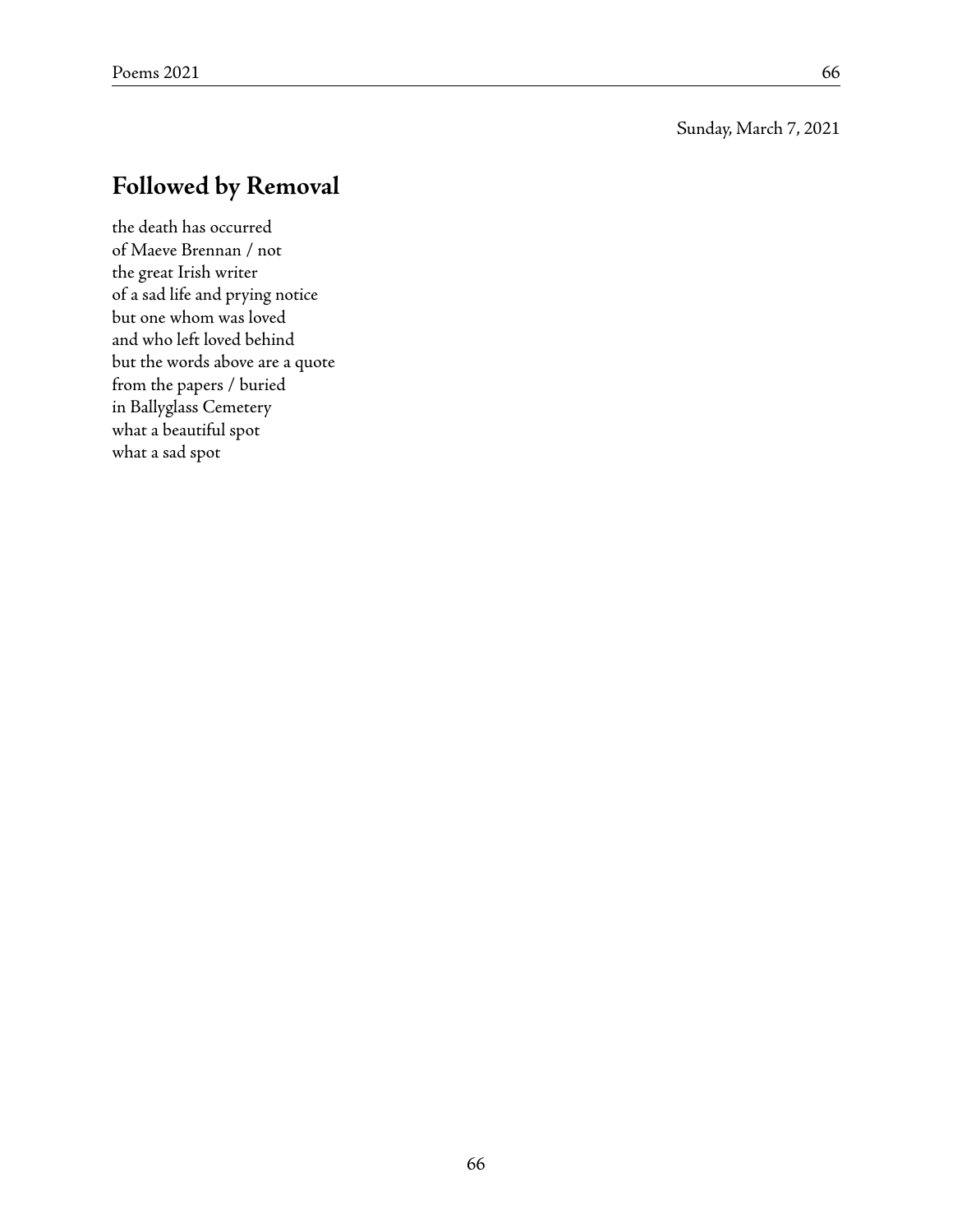Sunday, March 7, 2021

## Followed by Removal

the death has occurred  
of Maeve Brennan / not  
the great Irish writer  
of a sad life and prying notice  
but one whom was loved  
and who left loved behind  
but the words above are a quote  
from the papers / buried  
in Ballyglass Cemetery  
what a beautiful spot  
what a sad spot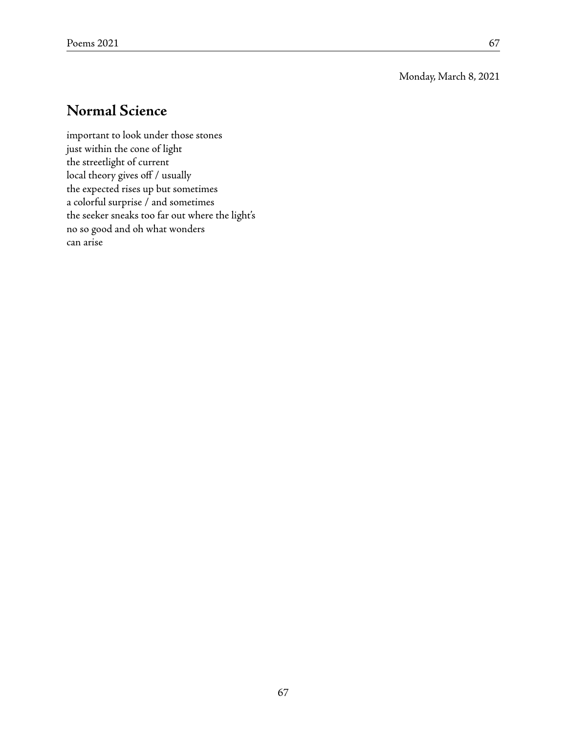Monday, March 8, 2021

## Normal Science

important to look under those stones  
just within the cone of light  
the streetlight of current  
local theory gives off / usually  
the expected rises up but sometimes  
a colorful surprise / and sometimes  
the seeker sneaks too far out where the light's  
no so good and oh what wonders  
can arise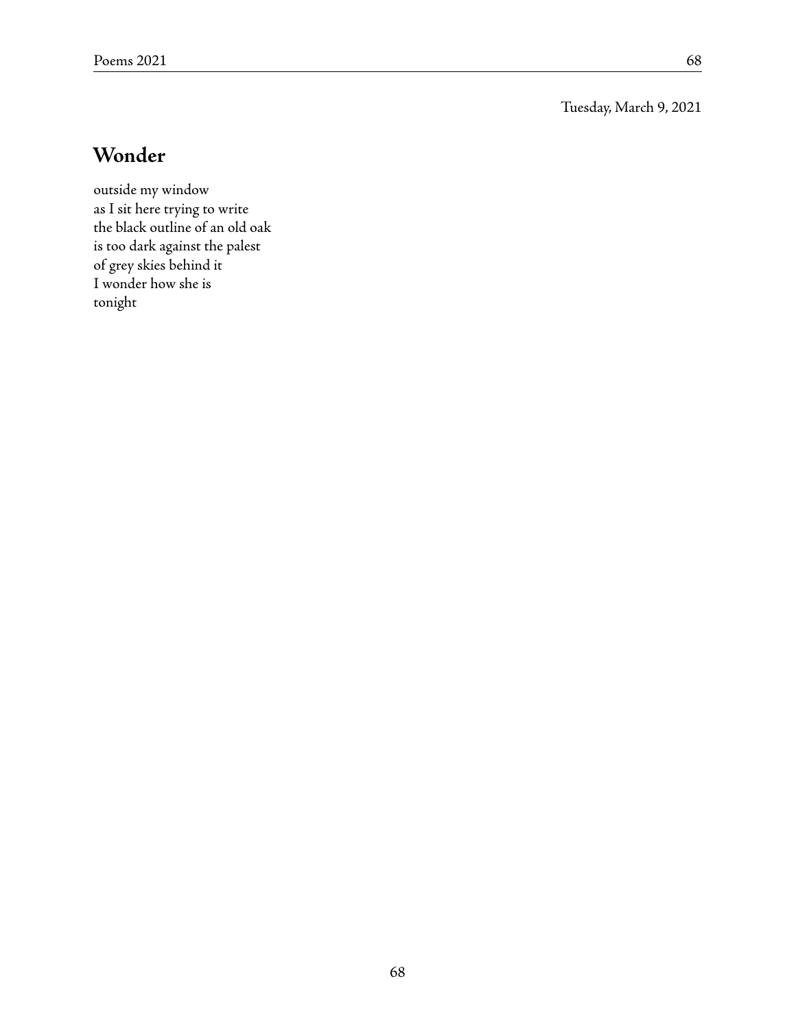Tuesday, March 9, 2021

## Wonder

outside my window  
as I sit here trying to write  
the black outline of an old oak  
is too dark against the palest  
of grey skies behind it  
I wonder how she is  
tonight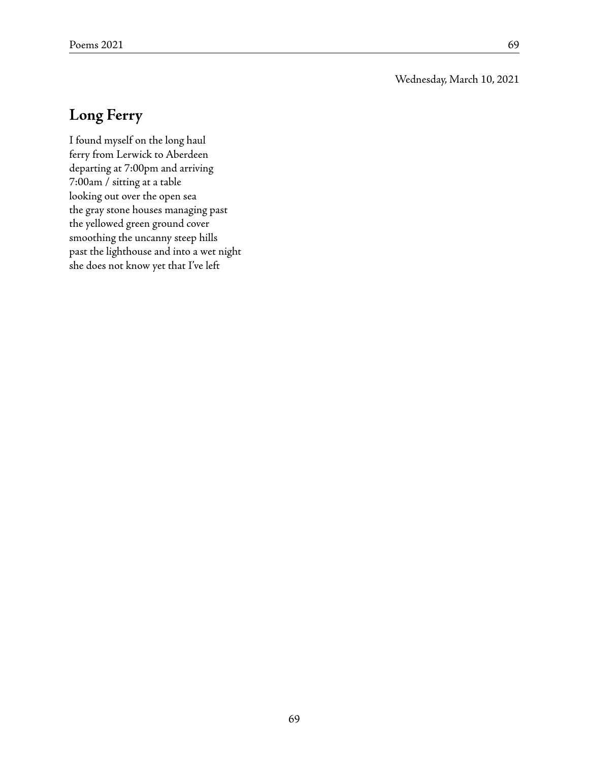Wednesday, March 10, 2021

## Long Ferry

I found myself on the long haul  
ferry from Lerwick to Aberdeen  
departing at 7:00pm and arriving  
7:00am / sitting at a table  
looking out over the open sea  
the gray stone houses managing past  
the yellowed green ground cover  
smoothing the uncanny steep hills  
past the lighthouse and into a wet night  
she does not know yet that I've left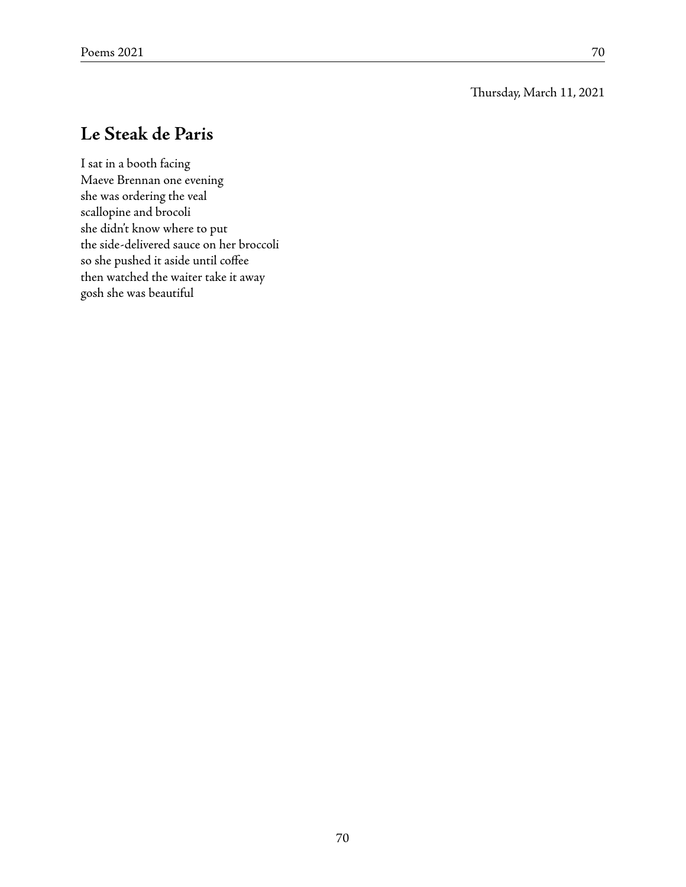Thursday, March 11, 2021

## Le Steak de Paris

I sat in a booth facing  
Maeve Brennan one evening  
she was ordering the veal  
scallopine and brocoli  
she didn't know where to put  
the side-delivered sauce on her broccoli  
so she pushed it aside until coffee  
then watched the waiter take it away  
gosh she was beautiful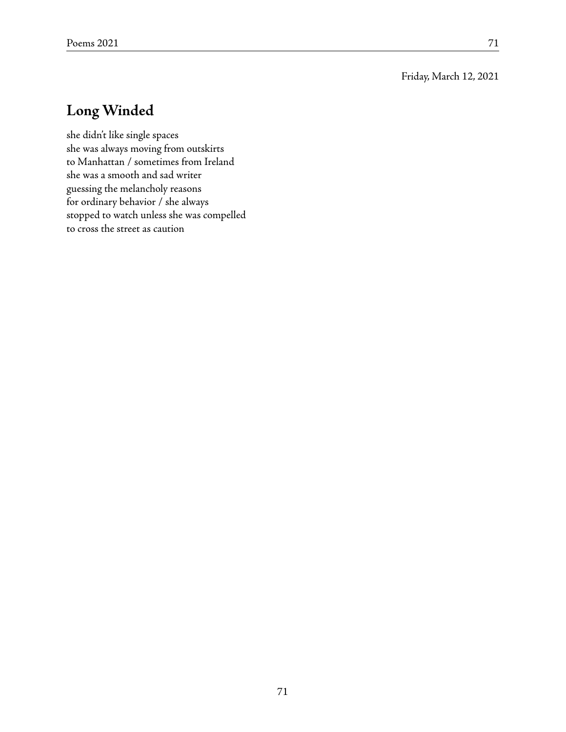Friday, March 12, 2021

## Long Winded

she didn't like single spaces  
she was always moving from outskirts  
to Manhattan / sometimes from Ireland  
she was a smooth and sad writer  
guessing the melancholy reasons  
for ordinary behavior / she always  
stopped to watch unless she was compelled  
to cross the street as caution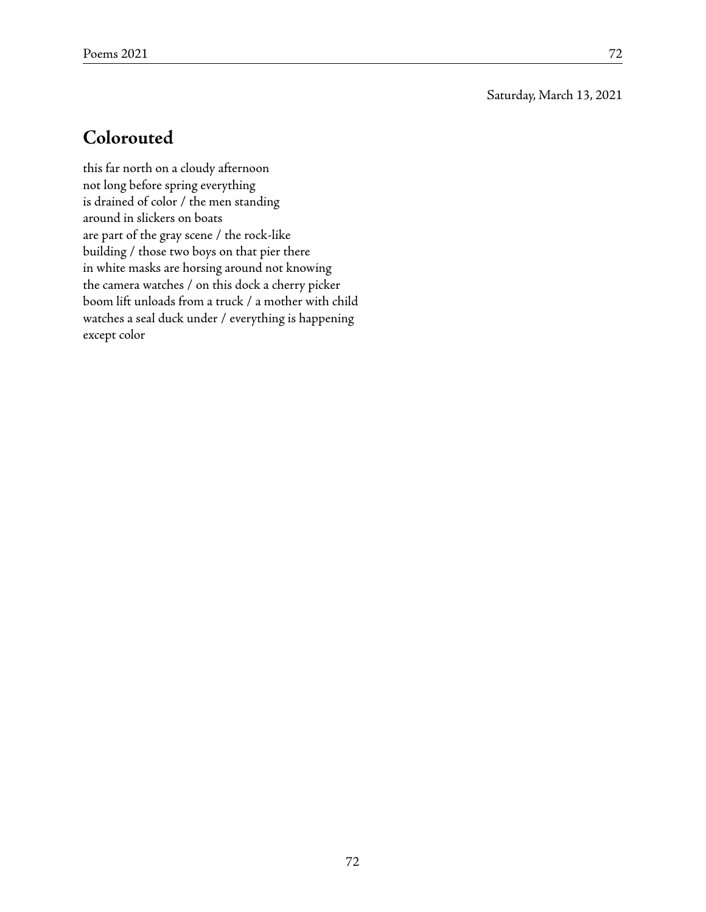Saturday, March 13, 2021

## Colorouted

this far north on a cloudy afternoon
not long before spring everything
is drained of color / the men standing
around in slickers on boats
are part of the gray scene / the rock-like
building / those two boys on that pier there
in white masks are horsing around not knowing
the camera watches / on this dock a cherry picker
boom lift unloads from a truck / a mother with child
watches a seal duck under / everything is happening
except color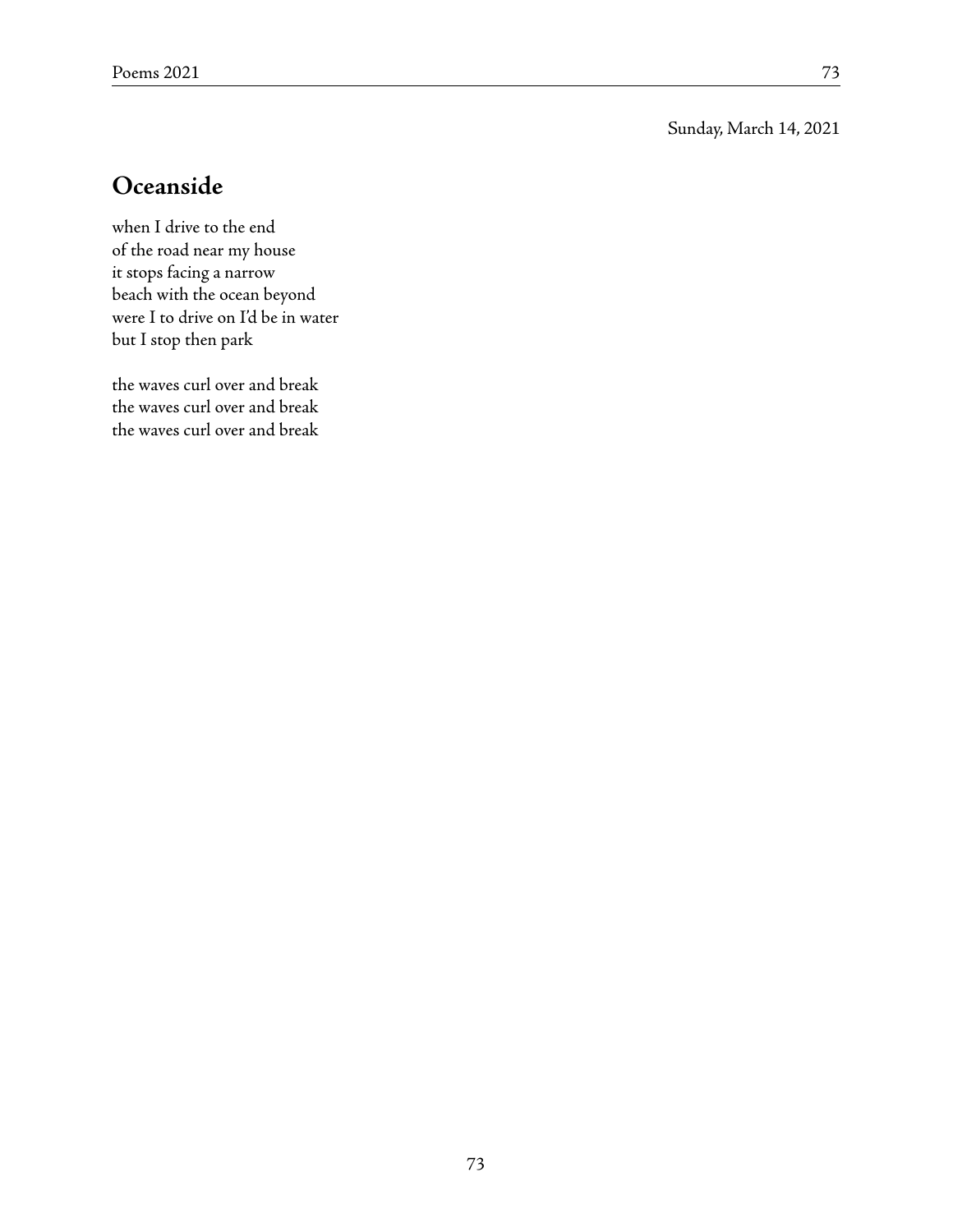Sunday, March 14, 2021

## Oceanside

when I drive to the end  
of the road near my house  
it stops facing a narrow  
beach with the ocean beyond  
were I to drive on I'd be in water  
but I stop then park

the waves curl over and break  
the waves curl over and break  
the waves curl over and break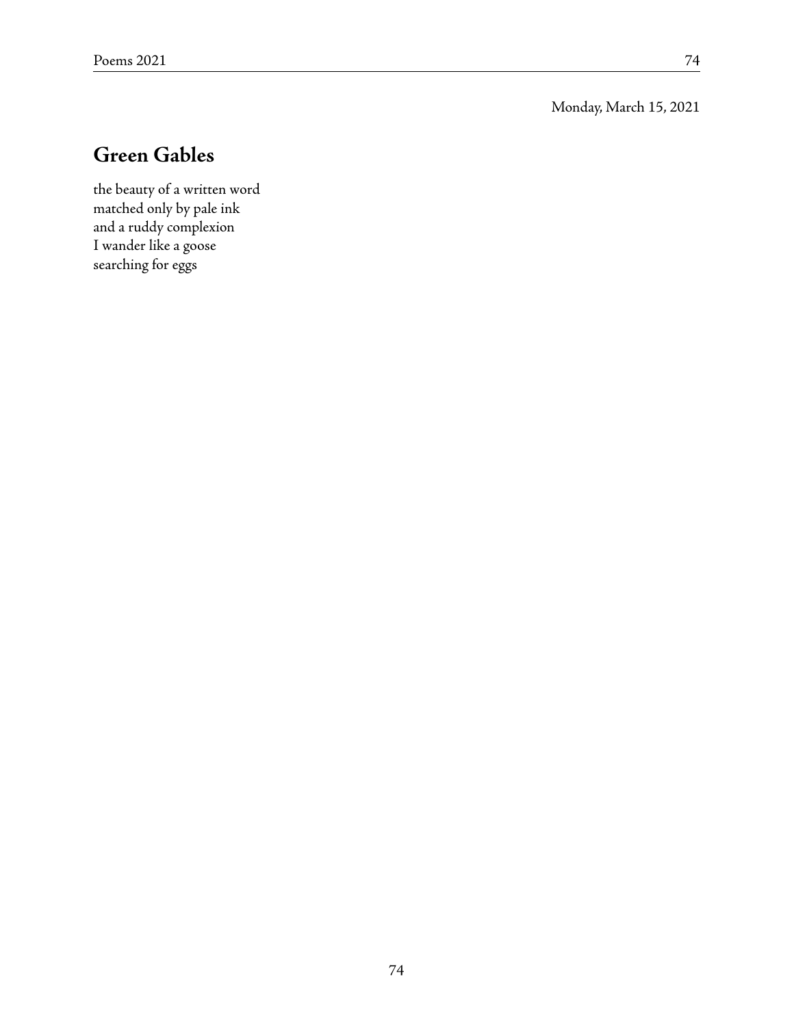Monday, March 15, 2021

## Green Gables

the beauty of a written word  
matched only by pale ink  
and a ruddy complexion  
I wander like a goose  
searching for eggs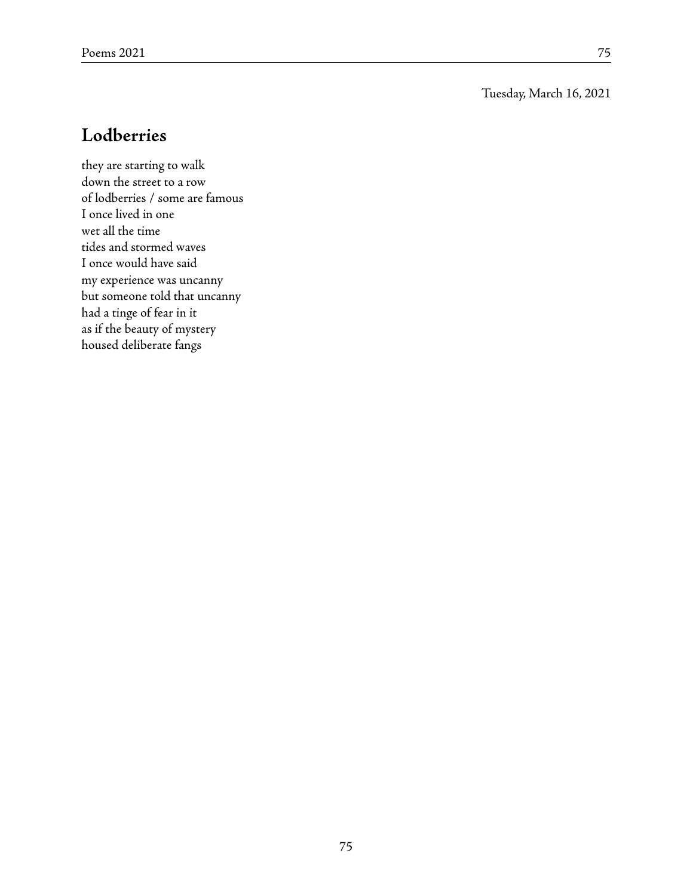Tuesday, March 16, 2021

## Lodberries

they are starting to walk  
down the street to a row  
of lodberries / some are famous  
I once lived in one  
wet all the time  
tides and stormed waves  
I once would have said  
my experience was uncanny  
but someone told that uncanny  
had a tinge of fear in it  
as if the beauty of mystery  
housed deliberate fangs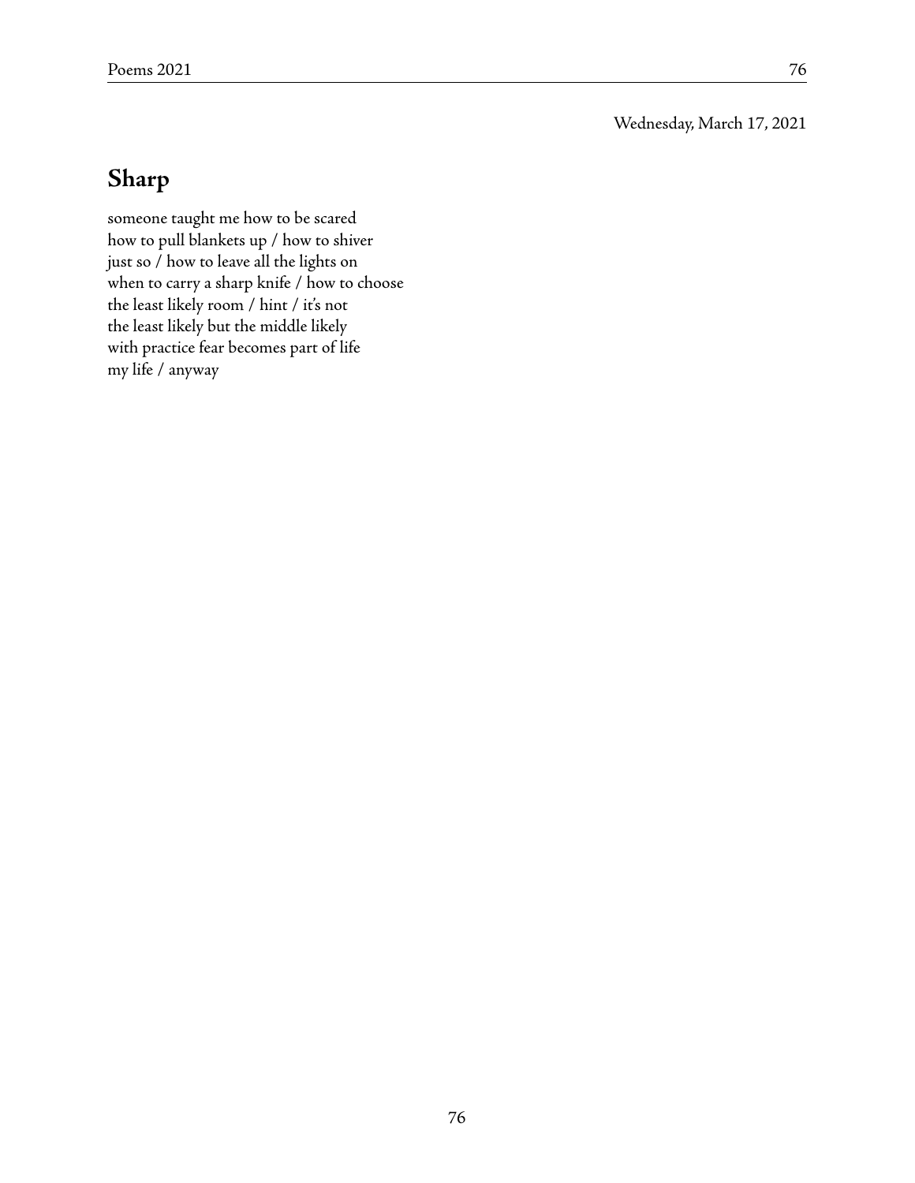Wednesday, March 17, 2021

## Sharp

someone taught me how to be scared  
how to pull blankets up / how to shiver  
just so / how to leave all the lights on  
when to carry a sharp knife / how to choose  
the least likely room / hint / it's not  
the least likely but the middle likely  
with practice fear becomes part of life  
my life / anyway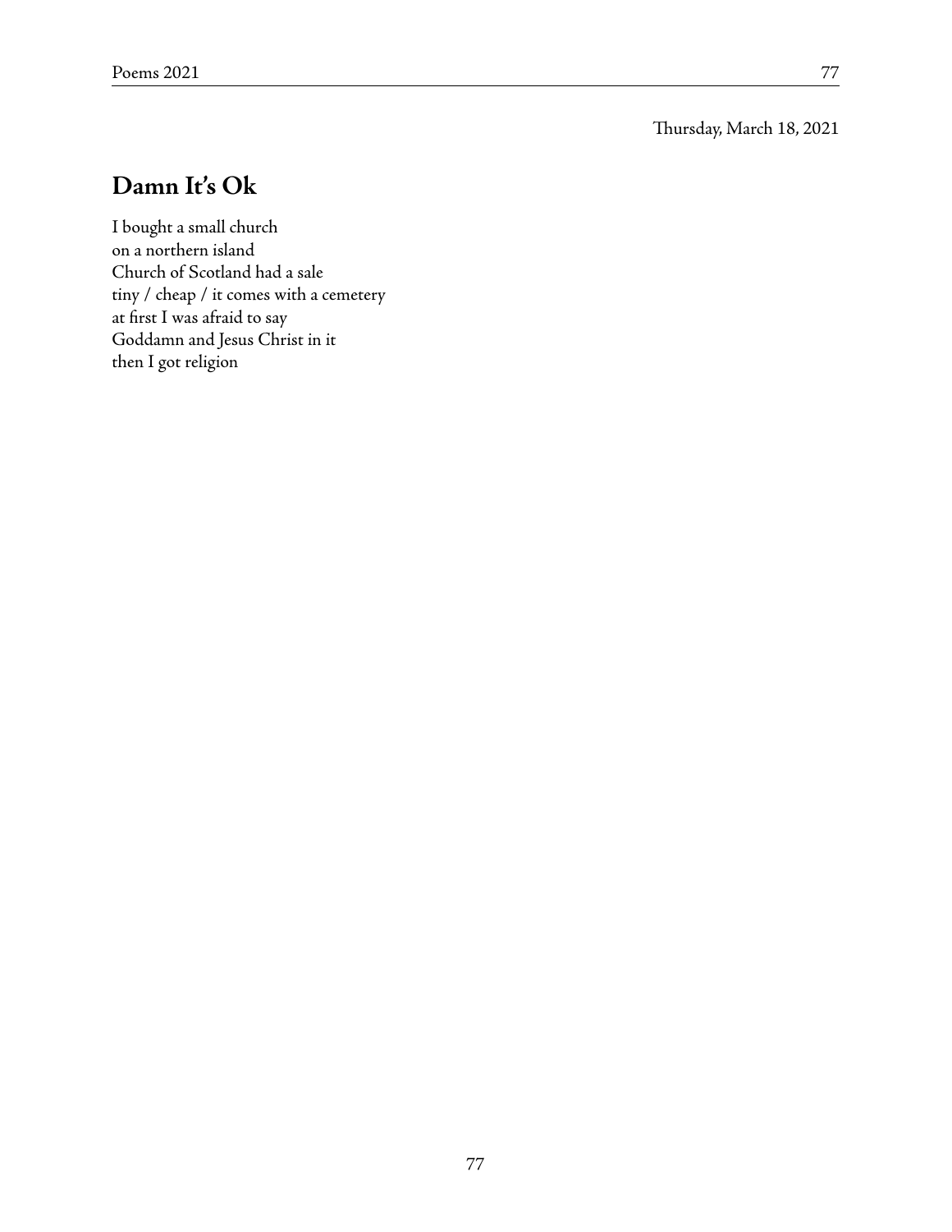Thursday, March 18, 2021

## Damn It's Ok

I bought a small church  
on a northern island  
Church of Scotland had a sale  
tiny / cheap / it comes with a cemetery  
at first I was afraid to say  
Goddamn and Jesus Christ in it  
then I got religion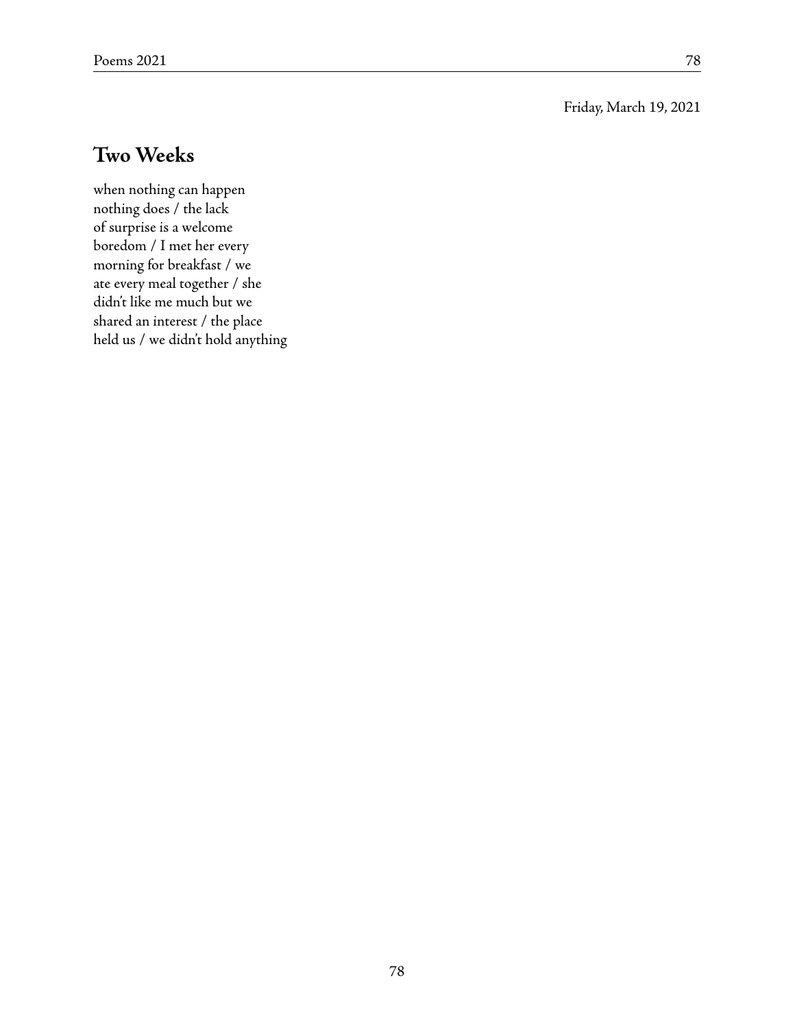Friday, March 19, 2021

## Two Weeks

when nothing can happen  
nothing does / the lack  
of surprise is a welcome  
boredom / I met her every  
morning for breakfast / we  
ate every meal together / she  
didn't like me much but we  
shared an interest / the place  
held us / we didn't hold anything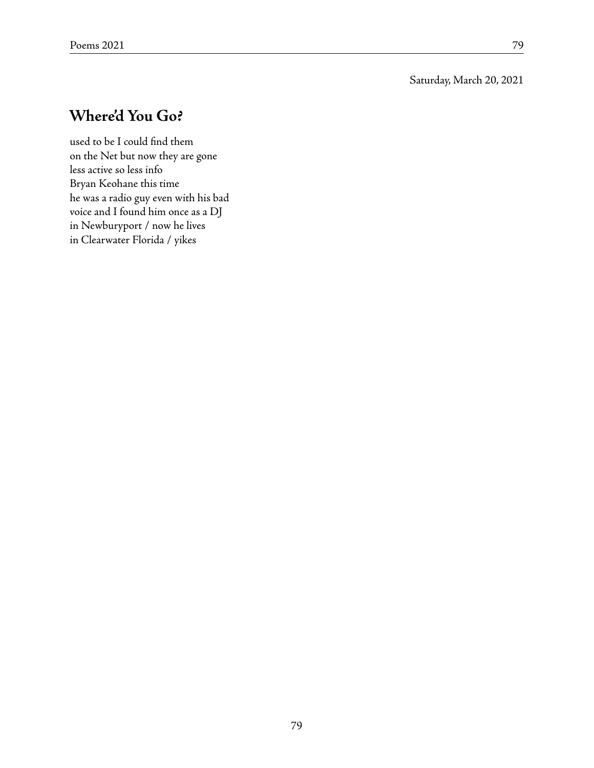Saturday, March 20, 2021

## Where'd You Go?

used to be I could find them  
on the Net but now they are gone  
less active so less info  
Bryan Keohane this time  
he was a radio guy even with his bad  
voice and I found him once as a DJ  
in Newburyport / now he lives  
in Clearwater Florida / yikes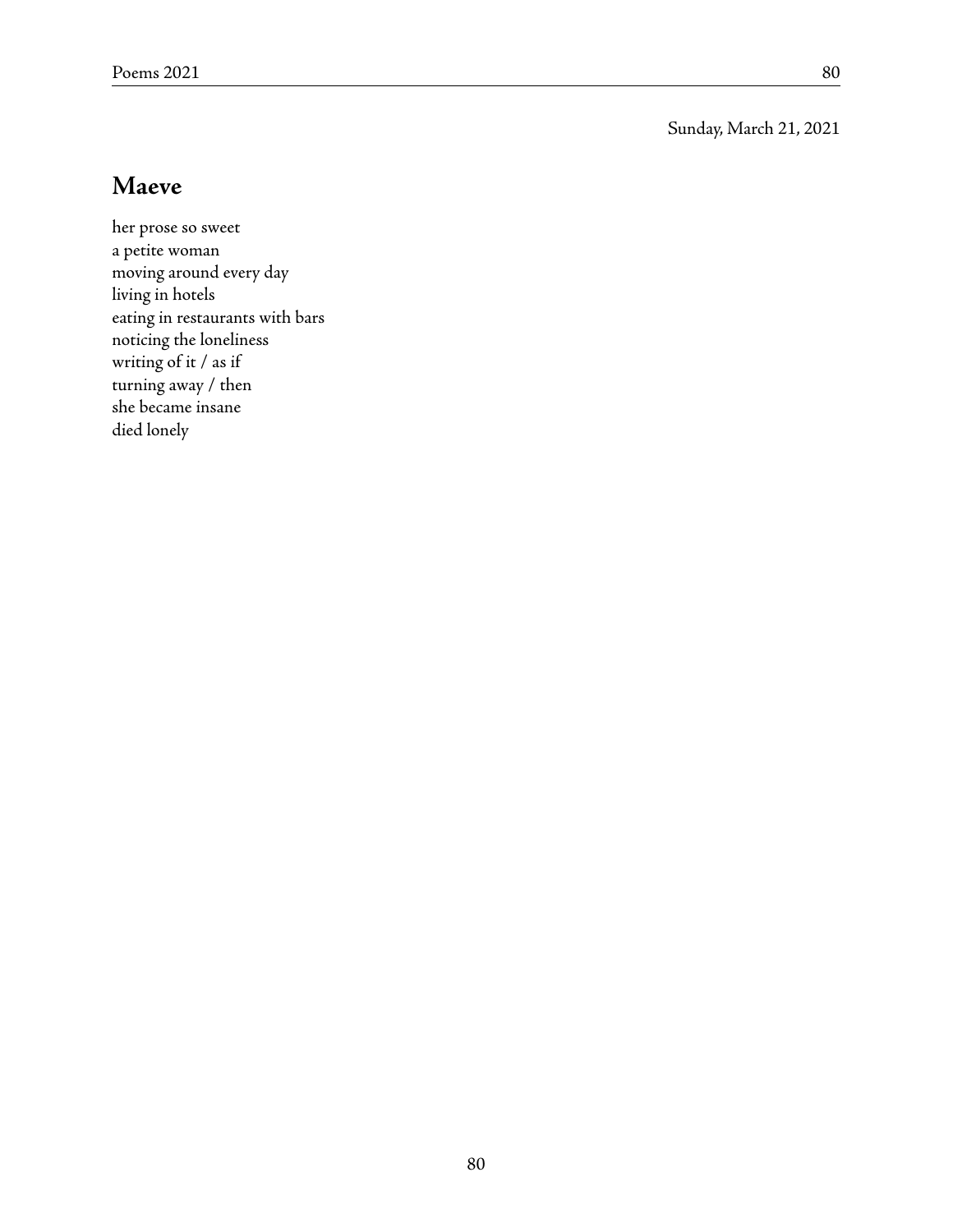Sunday, March 21, 2021

## Maeve

her prose so sweet  
a petite woman  
moving around every day  
living in hotels  
eating in restaurants with bars  
noticing the loneliness  
writing of it / as if  
turning away / then  
she became insane  
died lonely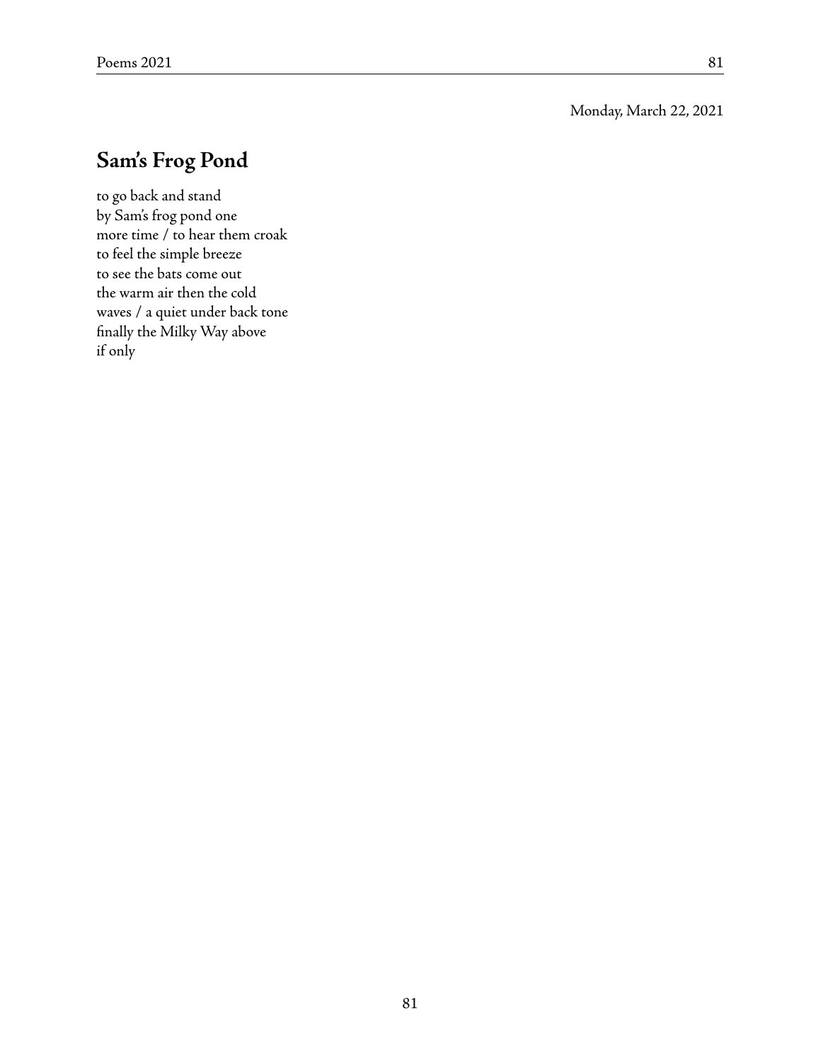Monday, March 22, 2021

## Sam's Frog Pond

to go back and stand  
by Sam's frog pond one  
more time / to hear them croak  
to feel the simple breeze  
to see the bats come out  
the warm air then the cold  
waves / a quiet under back tone  
finally the Milky Way above  
if only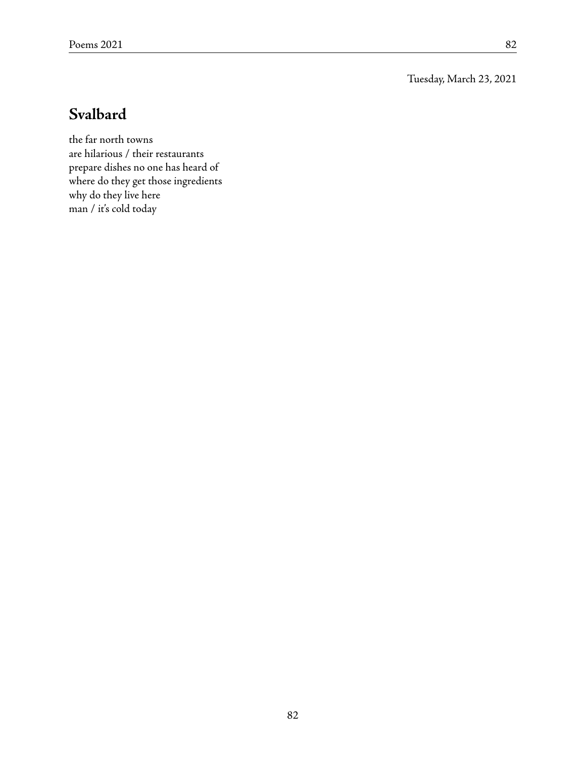Tuesday, March 23, 2021

## Svalbard

the far north towns  
are hilarious / their restaurants  
prepare dishes no one has heard of  
where do they get those ingredients  
why do they live here  
man / it's cold today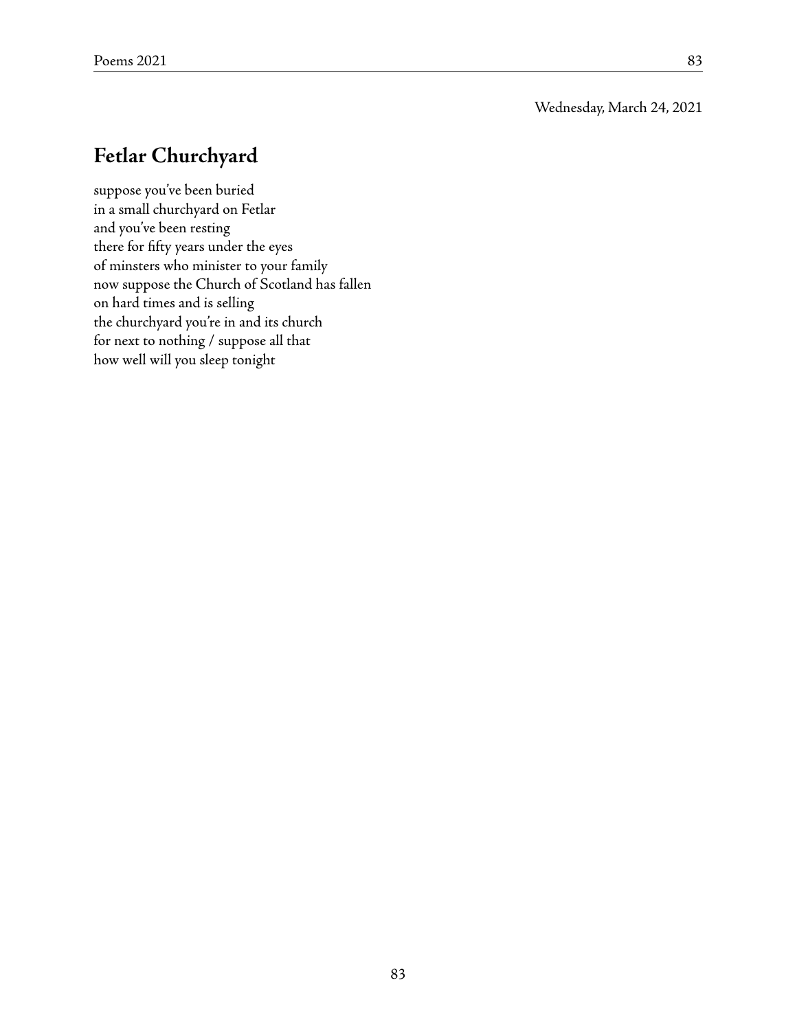Wednesday, March 24, 2021

## Fetlar Churchyard

suppose you've been buried  
in a small churchyard on Fetlar  
and you've been resting  
there for fifty years under the eyes  
of minsters who minister to your family  
now suppose the Church of Scotland has fallen  
on hard times and is selling  
the churchyard you're in and its church  
for next to nothing / suppose all that  
how well will you sleep tonight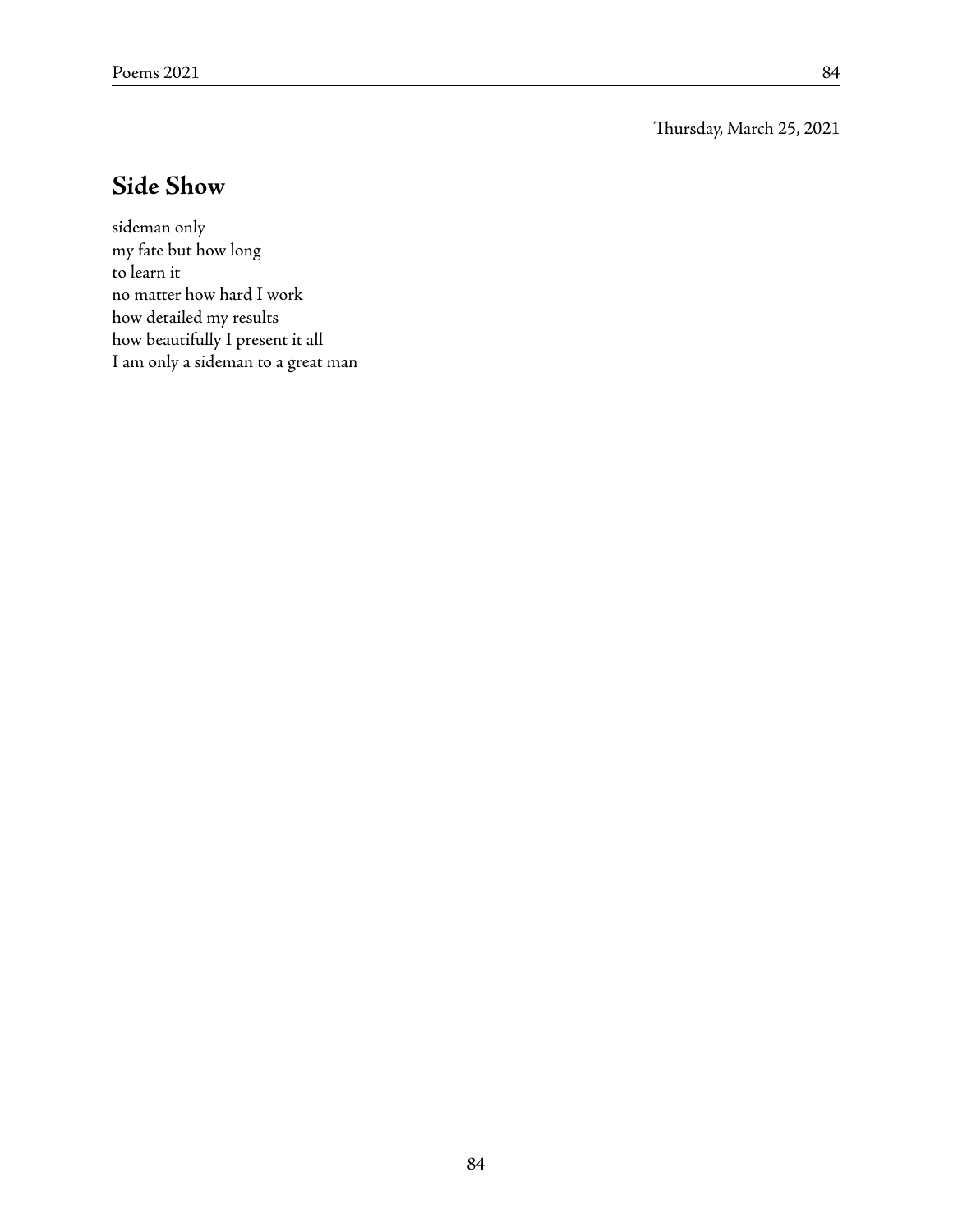Thursday, March 25, 2021

## Side Show

sideman only  
my fate but how long  
to learn it  
no matter how hard I work  
how detailed my results  
how beautifully I present it all  
I am only a sideman to a great man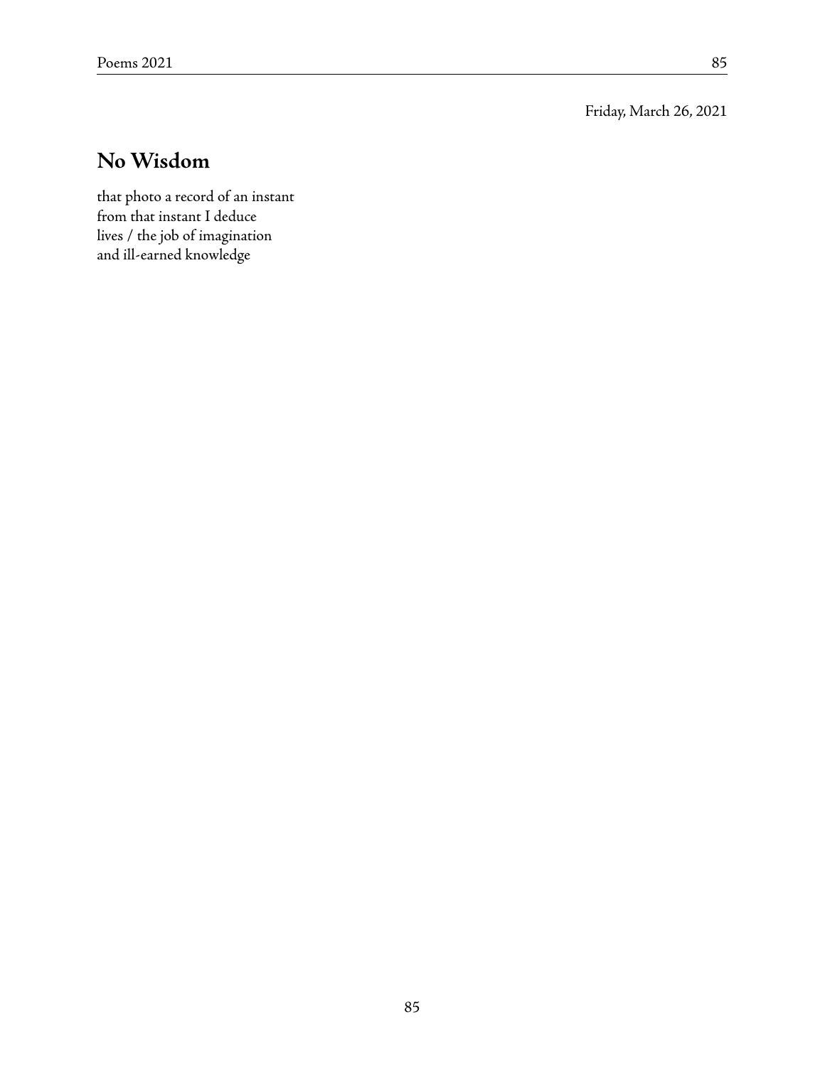Friday, March 26, 2021

## No Wisdom

that photo a record of an instant  
from that instant I deduce  
lives / the job of imagination  
and ill-earned knowledge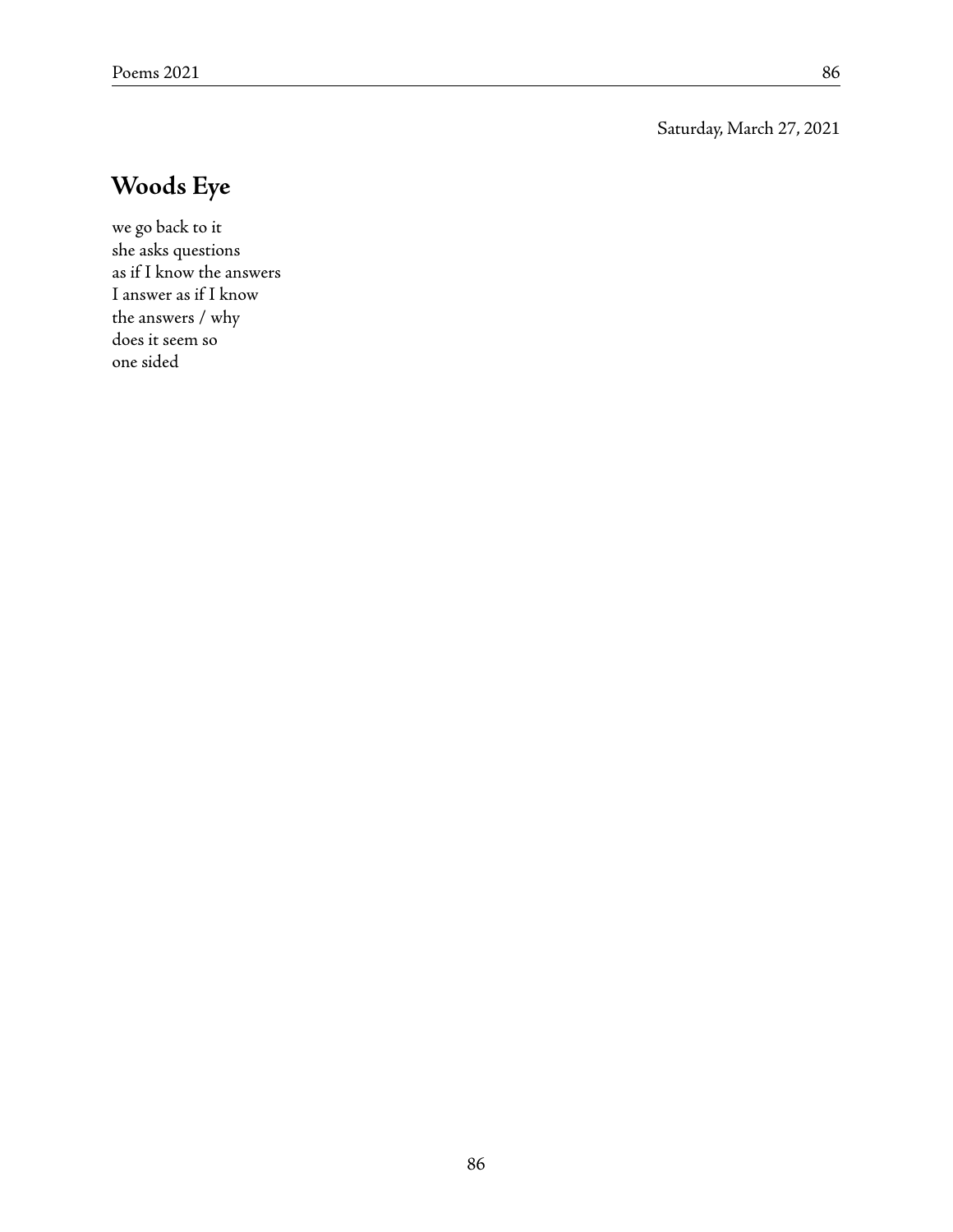Saturday, March 27, 2021

## Woods Eye

we go back to it  
she asks questions  
as if I know the answers  
I answer as if I know  
the answers / why  
does it seem so  
one sided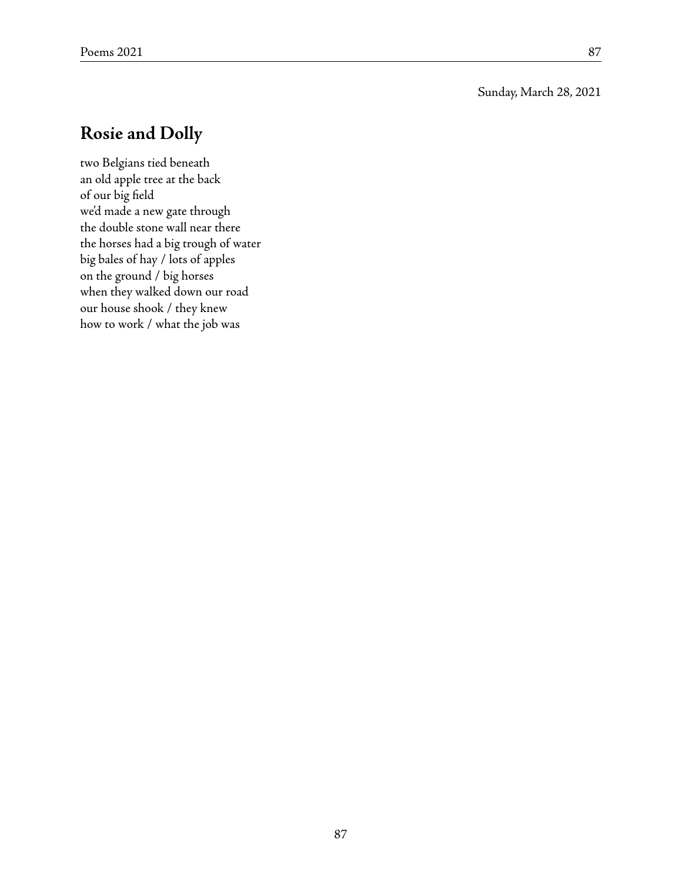Sunday, March 28, 2021

## Rosie and Dolly

two Belgians tied beneath
an old apple tree at the back
of our big field
we'd made a new gate through
the double stone wall near there
the horses had a big trough of water
big bales of hay / lots of apples
on the ground / big horses
when they walked down our road
our house shook / they knew
how to work / what the job was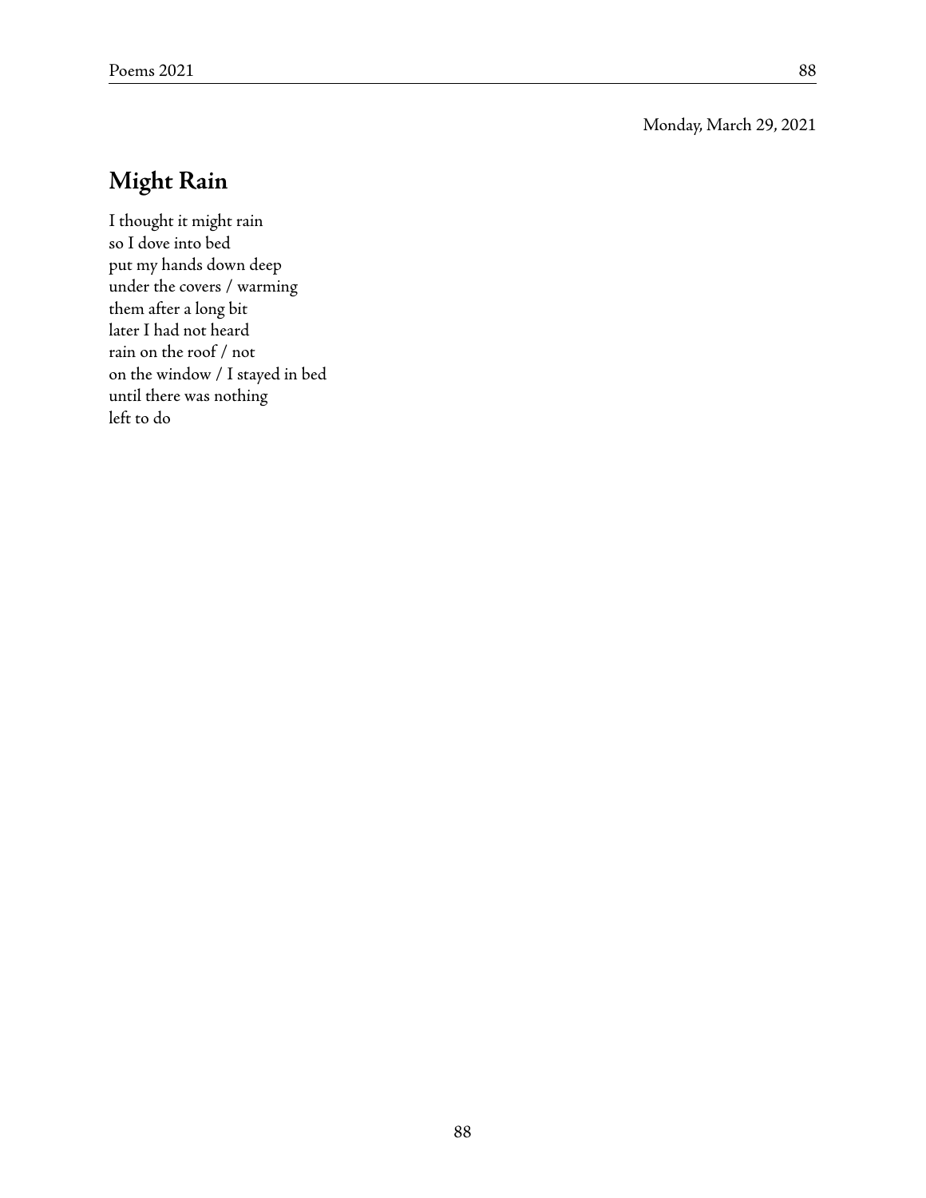Monday, March 29, 2021

## Might Rain

I thought it might rain  
so I dove into bed  
put my hands down deep  
under the covers / warming  
them after a long bit  
later I had not heard  
rain on the roof / not  
on the window / I stayed in bed  
until there was nothing  
left to do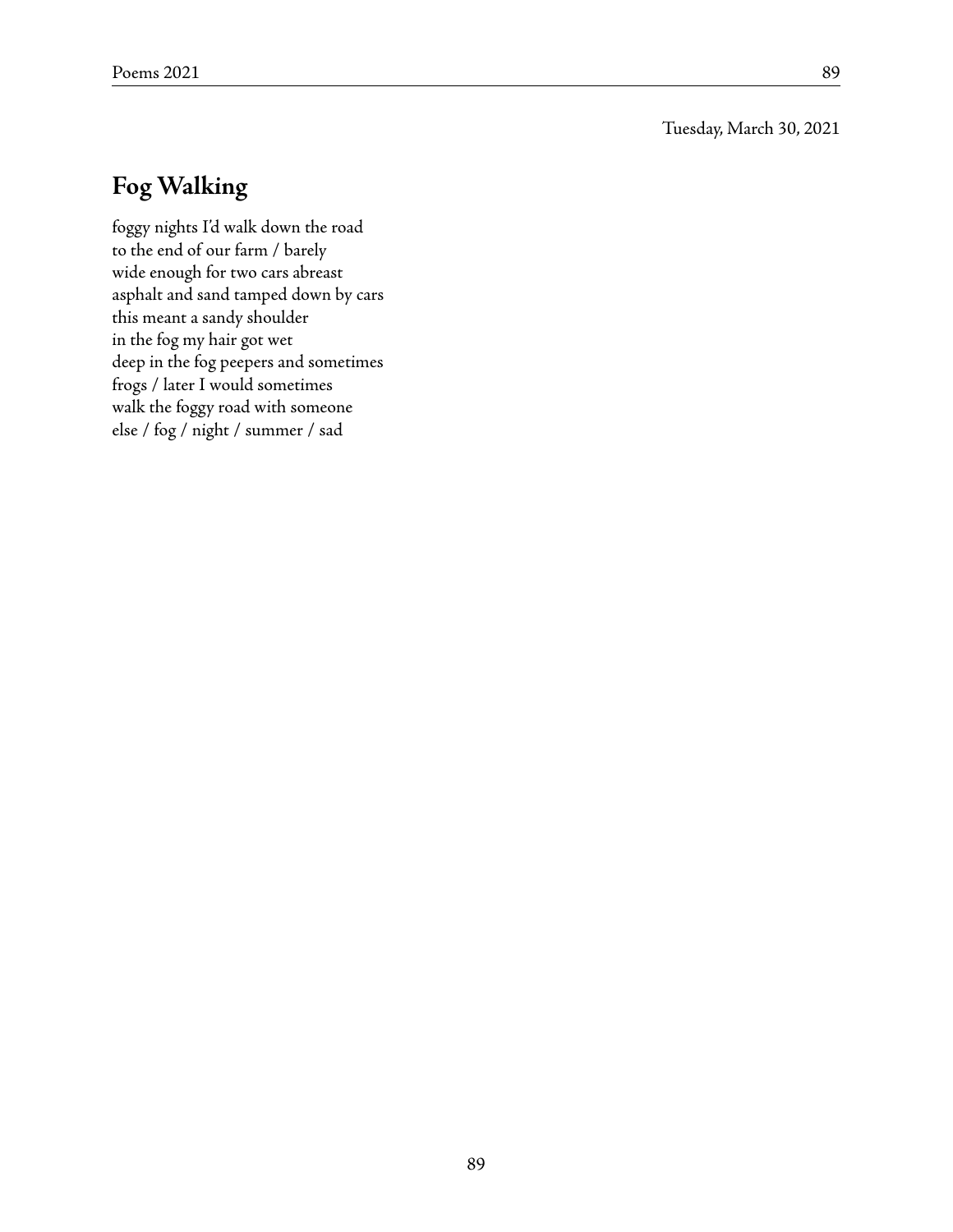Tuesday, March 30, 2021

## Fog Walking

foggy nights I'd walk down the road  
to the end of our farm / barely  
wide enough for two cars abreast  
asphalt and sand tamped down by cars  
this meant a sandy shoulder  
in the fog my hair got wet  
deep in the fog peepers and sometimes  
frogs / later I would sometimes  
walk the foggy road with someone  
else / fog / night / summer / sad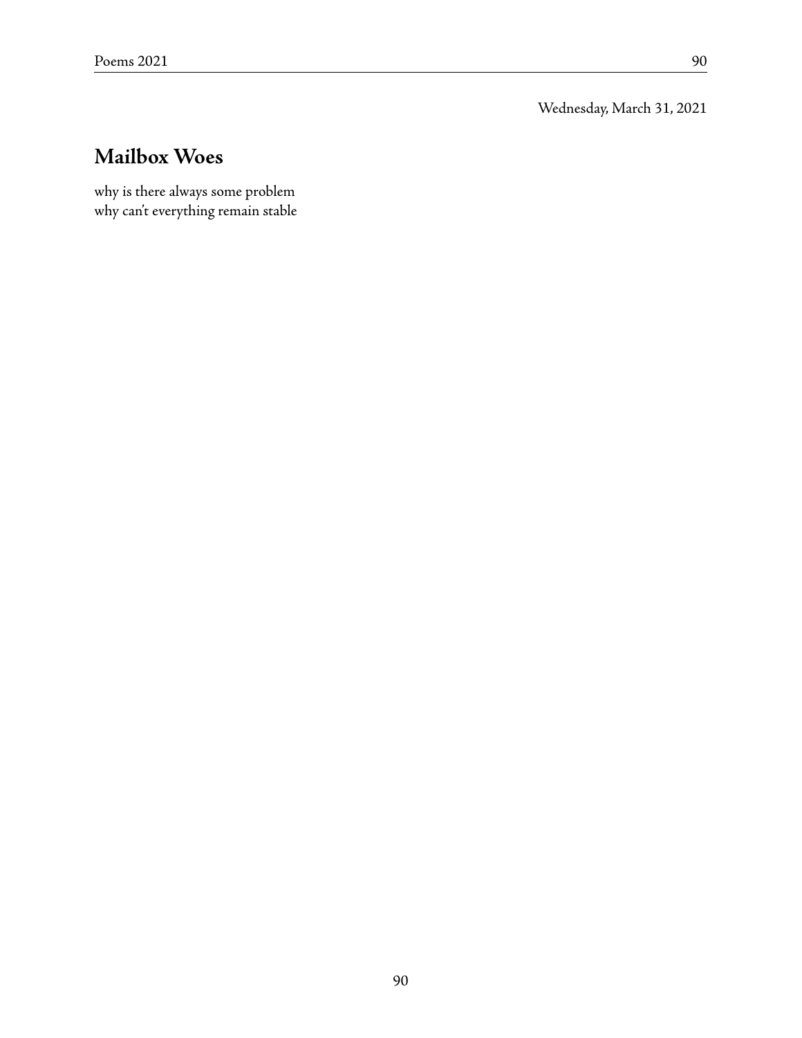Wednesday, March 31, 2021

## Mailbox Woes

why is there always some problem
why can't everything remain stable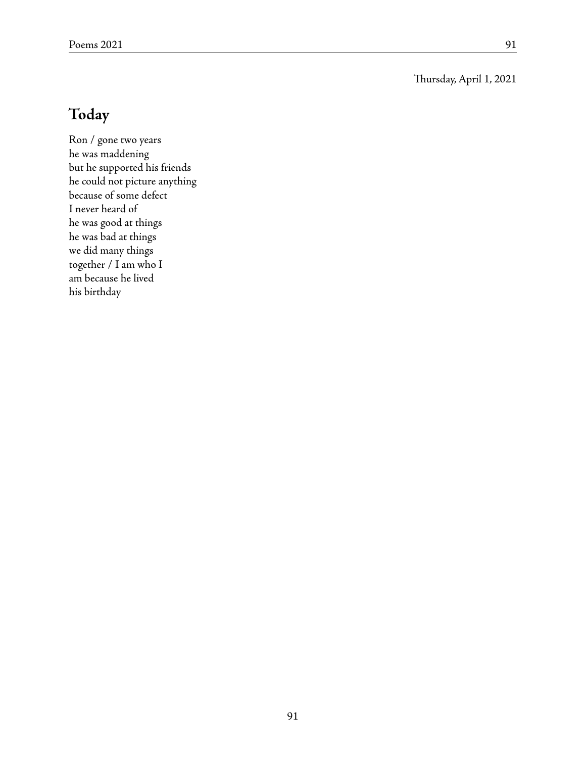Thursday, April 1, 2021

## Today

Ron / gone two years  
he was maddening  
but he supported his friends  
he could not picture anything  
because of some defect  
I never heard of  
he was good at things  
he was bad at things  
we did many things  
together / I am who I  
am because he lived  
his birthday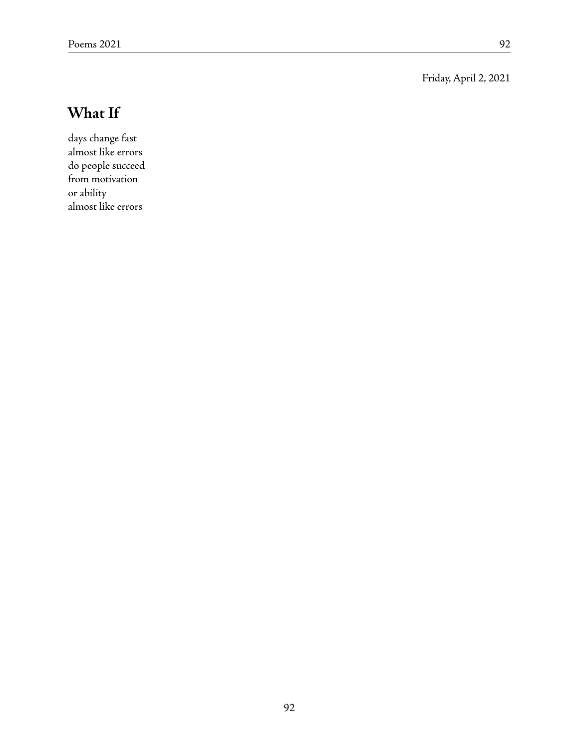Friday, April 2, 2021

## What If

days change fast  
almost like errors  
do people succeed  
from motivation  
or ability  
almost like errors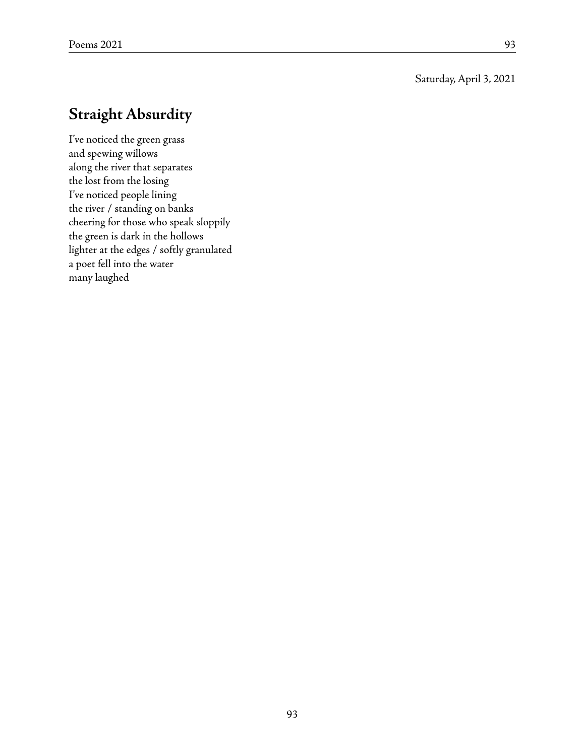Saturday, April 3, 2021

## Straight Absurdity

I've noticed the green grass  
and spewing willows  
along the river that separates  
the lost from the losing  
I've noticed people lining  
the river / standing on banks  
cheering for those who speak sloppily  
the green is dark in the hollows  
lighter at the edges / softly granulated  
a poet fell into the water  
many laughed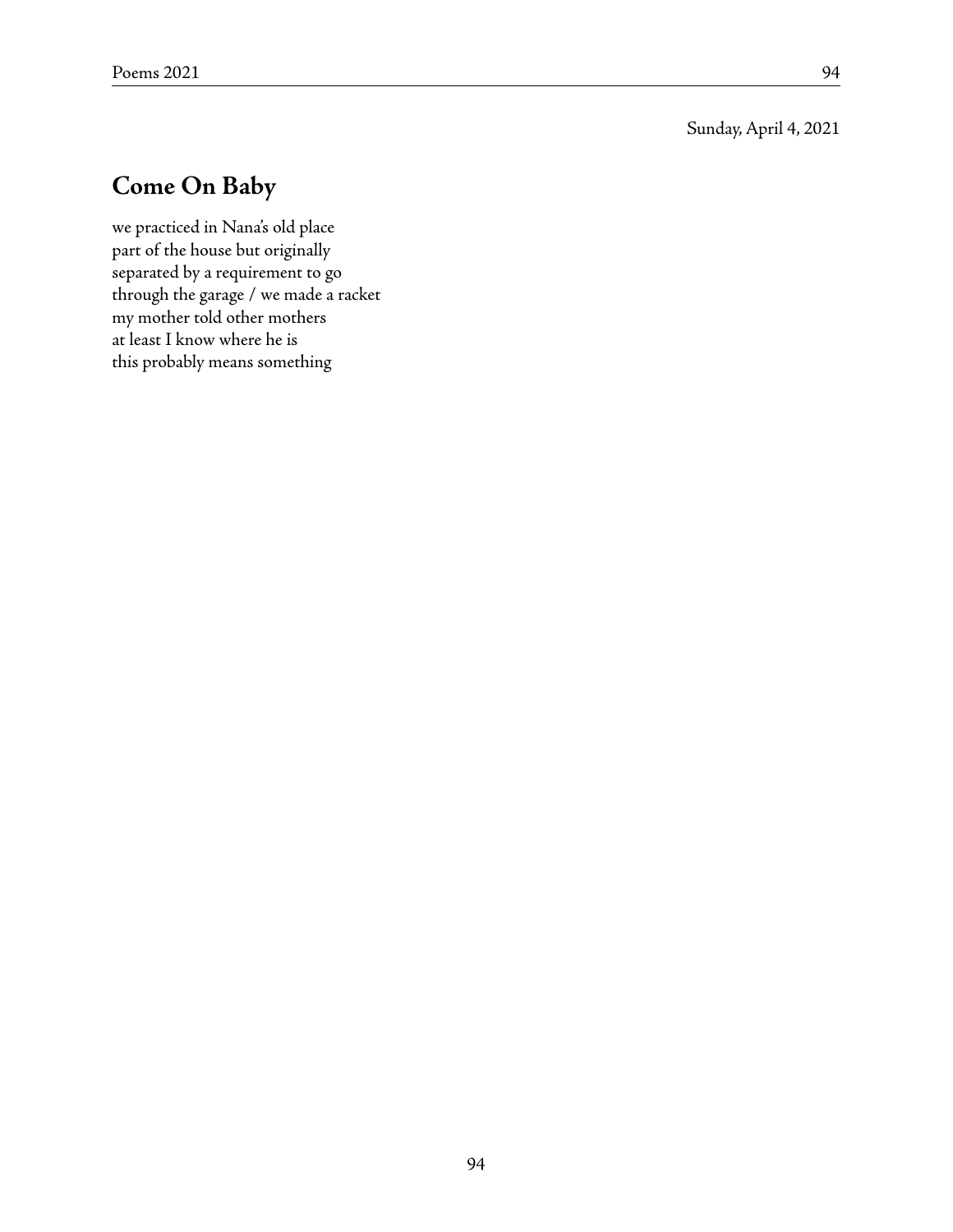Sunday, April 4, 2021

## Come On Baby

we practiced in Nana's old place  
part of the house but originally  
separated by a requirement to go  
through the garage / we made a racket  
my mother told other mothers  
at least I know where he is  
this probably means something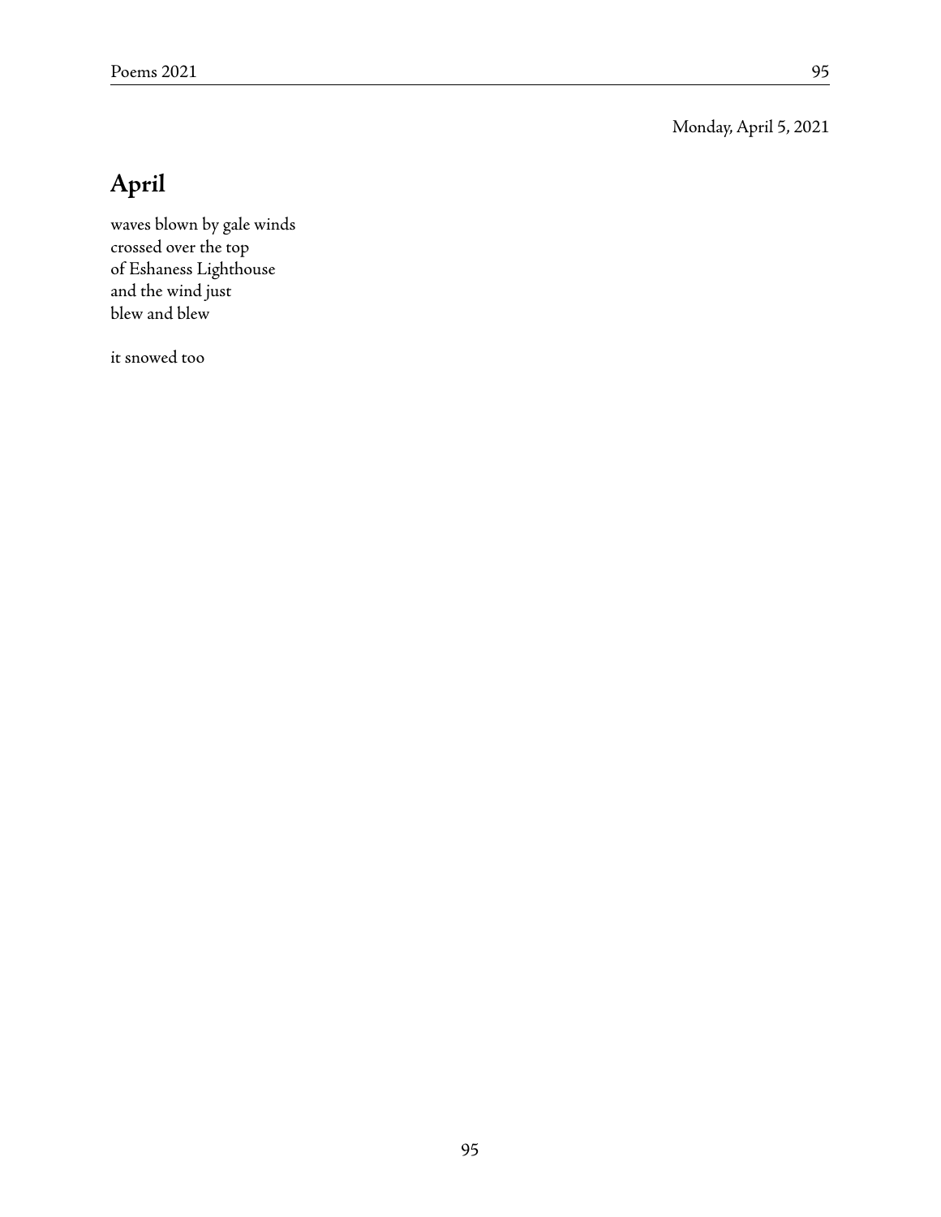Monday, April 5, 2021

## April

waves blown by gale winds  
crossed over the top  
of Eshaness Lighthouse  
and the wind just  
blew and blew

it snowed too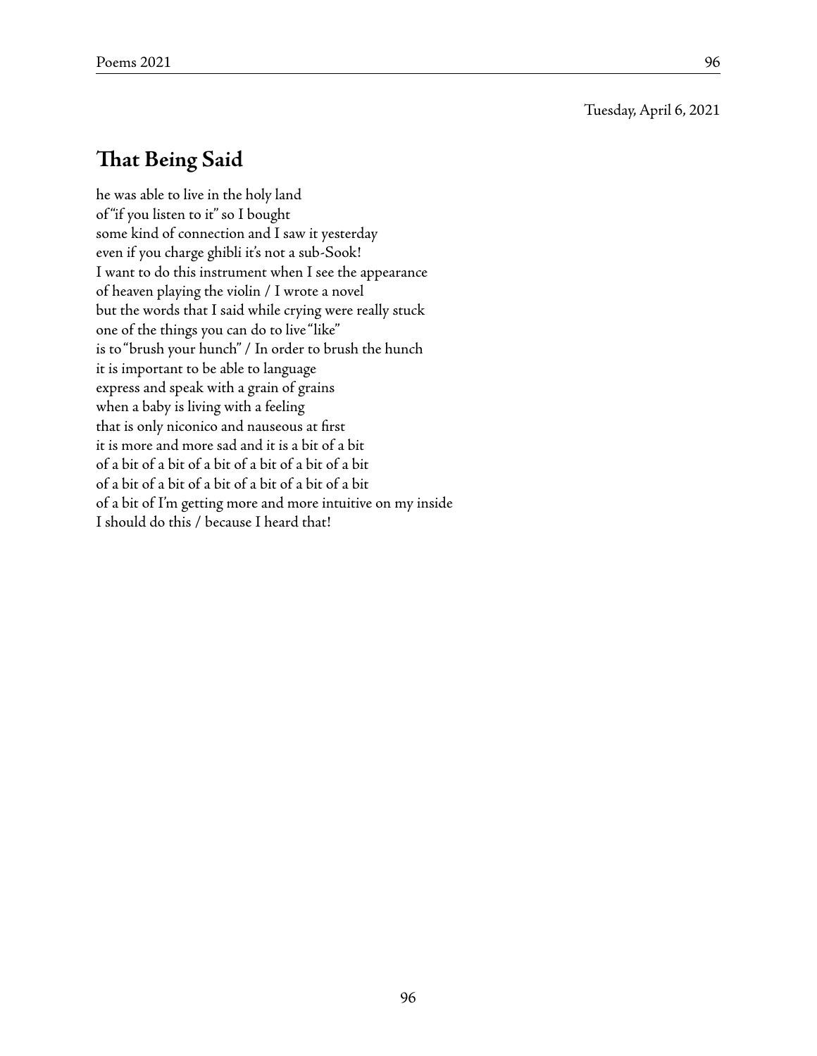Tuesday, April 6, 2021

## That Being Said

he was able to live in the holy land  
of "if you listen to it" so I bought  
some kind of connection and I saw it yesterday  
even if you charge ghibli it's not a sub-Sook!  
I want to do this instrument when I see the appearance  
of heaven playing the violin / I wrote a novel  
but the words that I said while crying were really stuck  
one of the things you can do to live "like"  
is to "brush your hunch" / In order to brush the hunch  
it is important to be able to language  
express and speak with a grain of grains  
when a baby is living with a feeling  
that is only niconico and nauseous at first  
it is more and more sad and it is a bit of a bit  
of a bit of a bit of a bit of a bit of a bit of a bit  
of a bit of a bit of a bit of a bit of a bit of a bit  
of a bit of I'm getting more and more intuitive on my inside  
I should do this / because I heard that!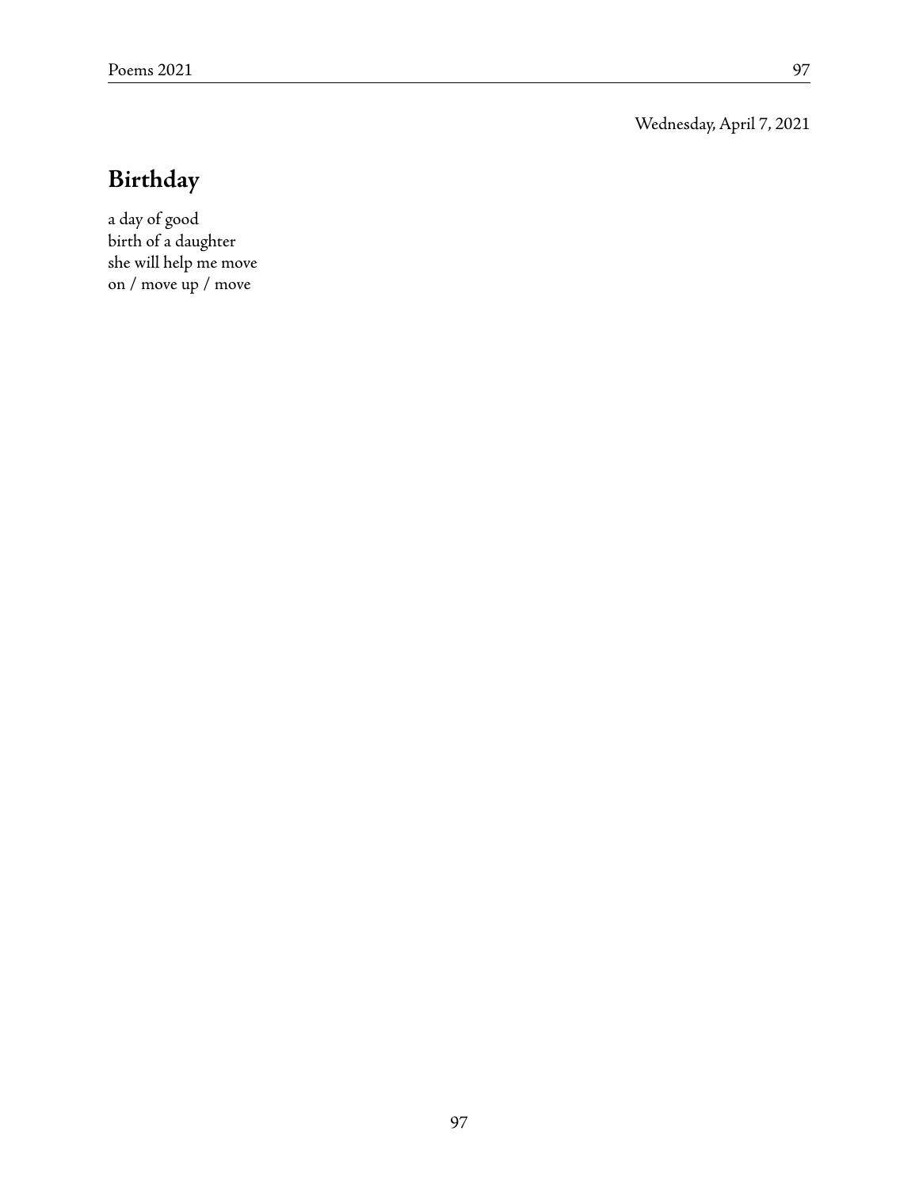Wednesday, April 7, 2021

## Birthday

a day of good  
birth of a daughter  
she will help me move  
on / move up / move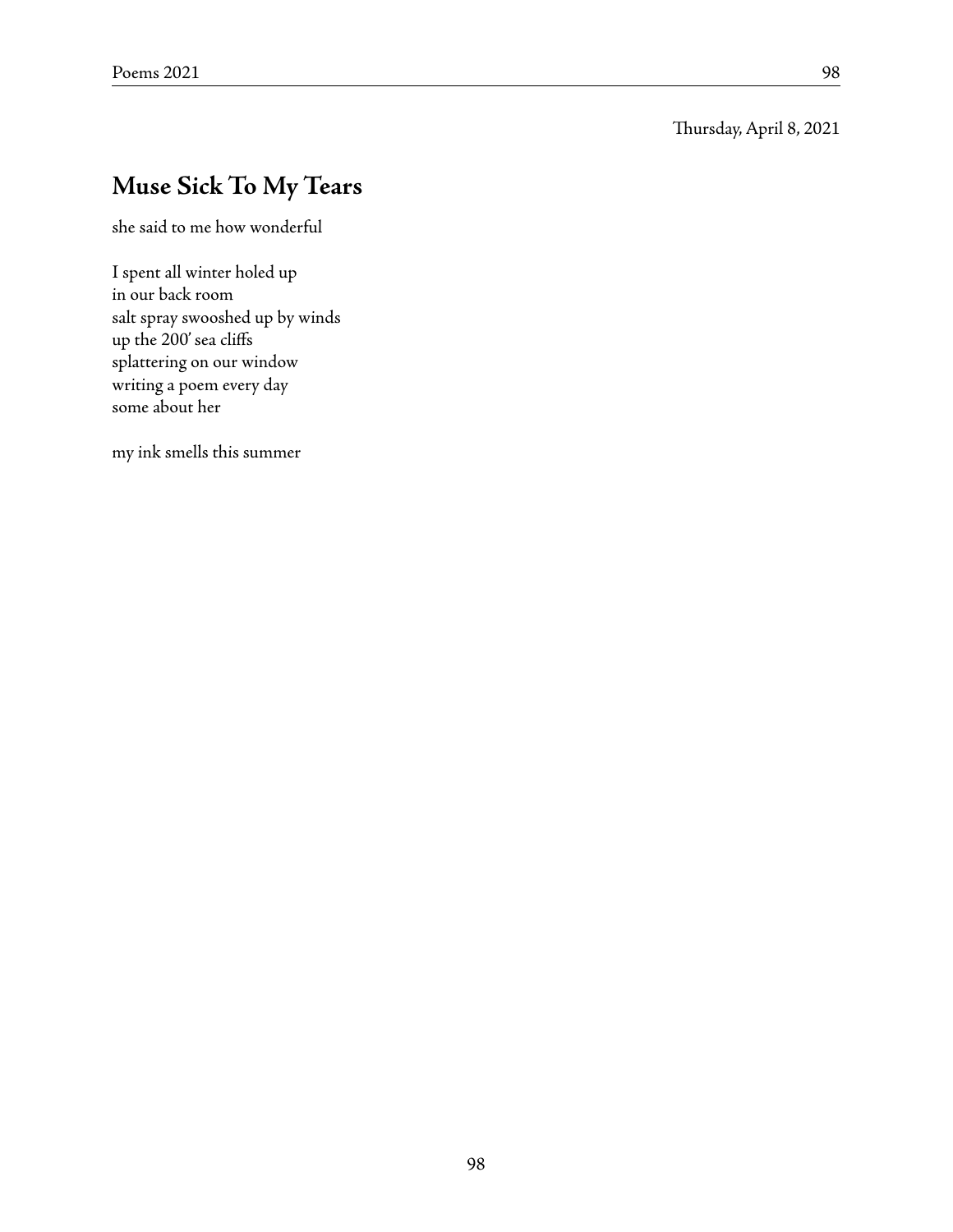Thursday, April 8, 2021

## Muse Sick To My Tears

she said to me how wonderful

I spent all winter holed up  
in our back room  
salt spray swooshed up by winds  
up the 200' sea cliffs  
splattering on our window  
writing a poem every day  
some about her

my ink smells this summer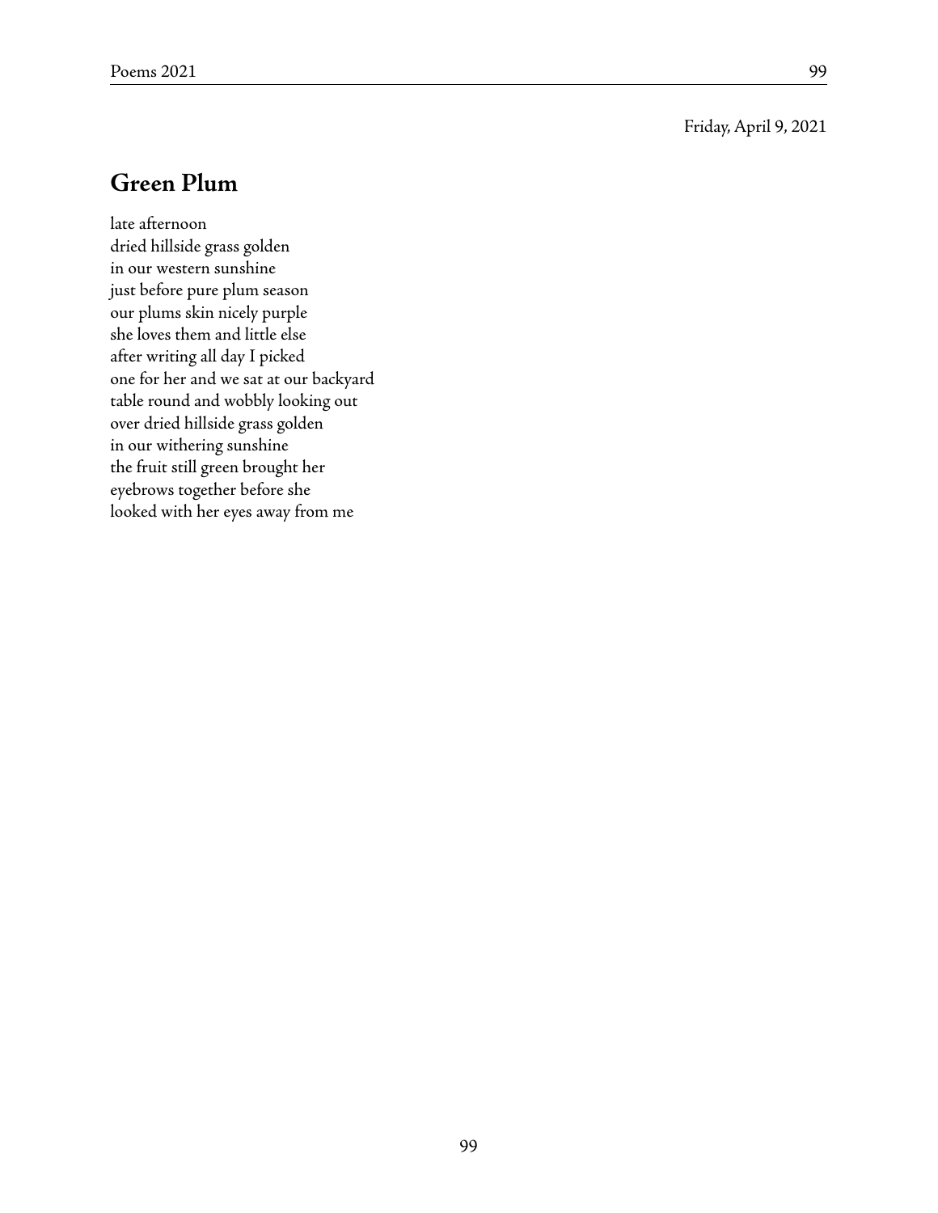Friday, April 9, 2021

## Green Plum

late afternoon  
dried hillside grass golden  
in our western sunshine  
just before pure plum season  
our plums skin nicely purple  
she loves them and little else  
after writing all day I picked  
one for her and we sat at our backyard  
table round and wobbly looking out  
over dried hillside grass golden  
in our withering sunshine  
the fruit still green brought her  
eyebrows together before she  
looked with her eyes away from me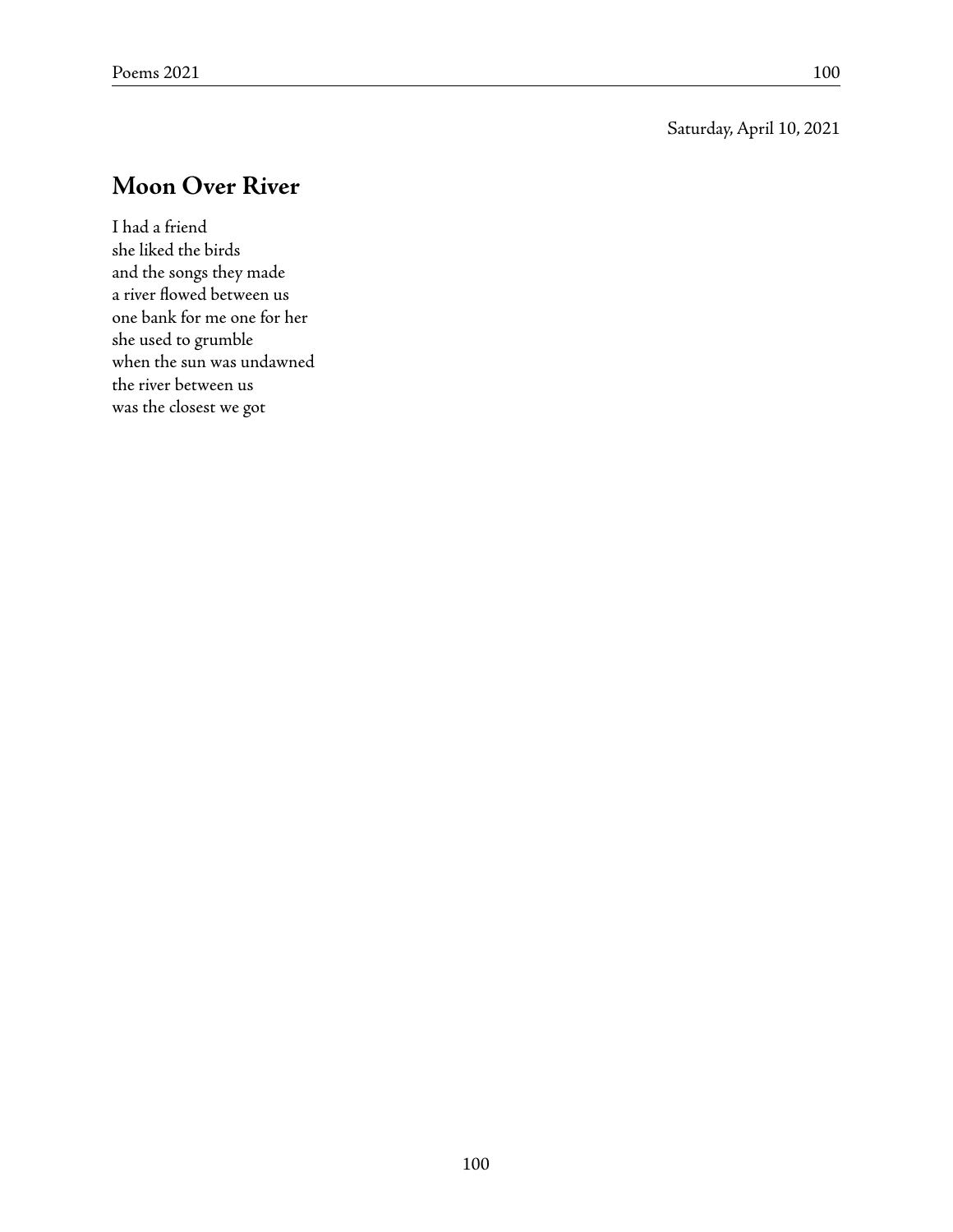Saturday, April 10, 2021

## Moon Over River

I had a friend  
she liked the birds  
and the songs they made  
a river flowed between us  
one bank for me one for her  
she used to grumble  
when the sun was undawned  
the river between us  
was the closest we got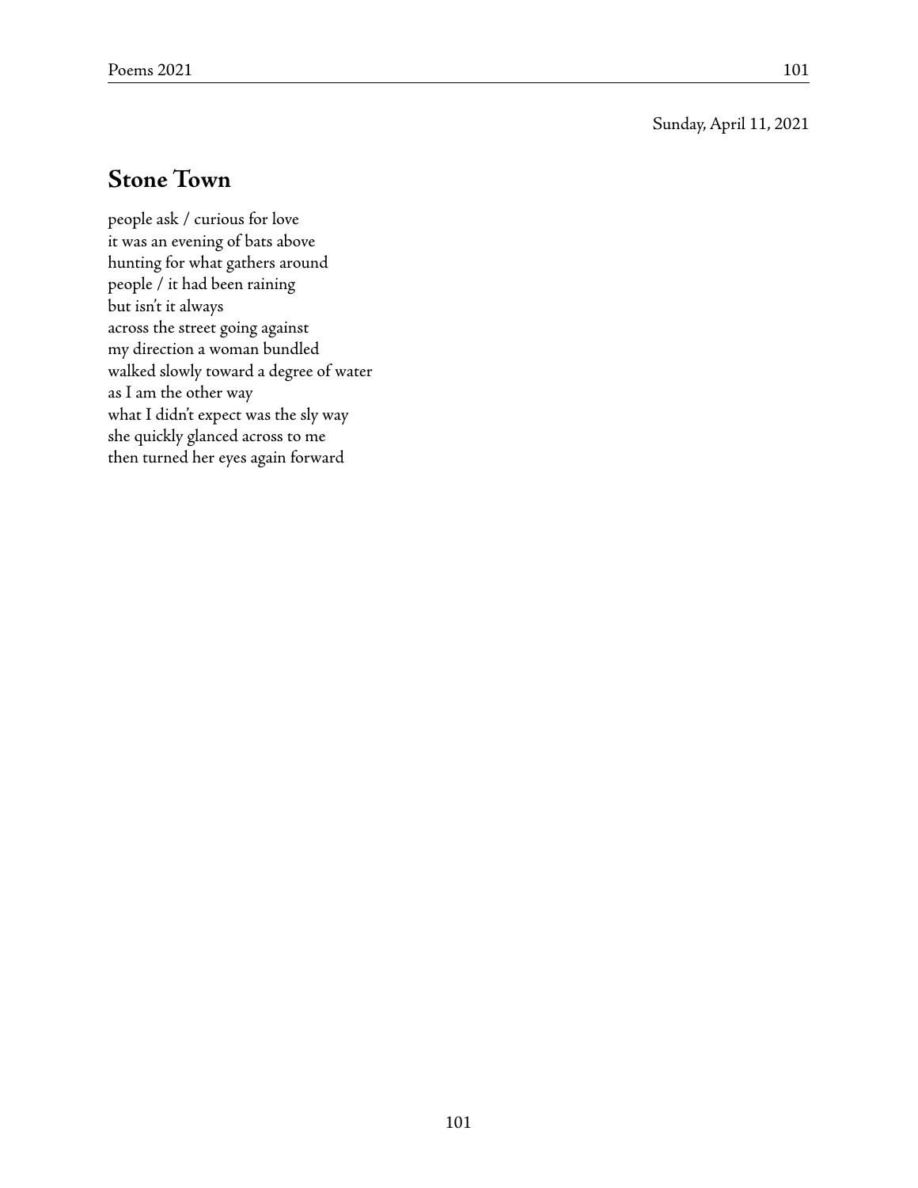Sunday, April 11, 2021

## Stone Town

people ask / curious for love
it was an evening of bats above
hunting for what gathers around
people / it had been raining
but isn't it always
across the street going against
my direction a woman bundled
walked slowly toward a degree of water
as I am the other way
what I didn't expect was the sly way
she quickly glanced across to me
then turned her eyes again forward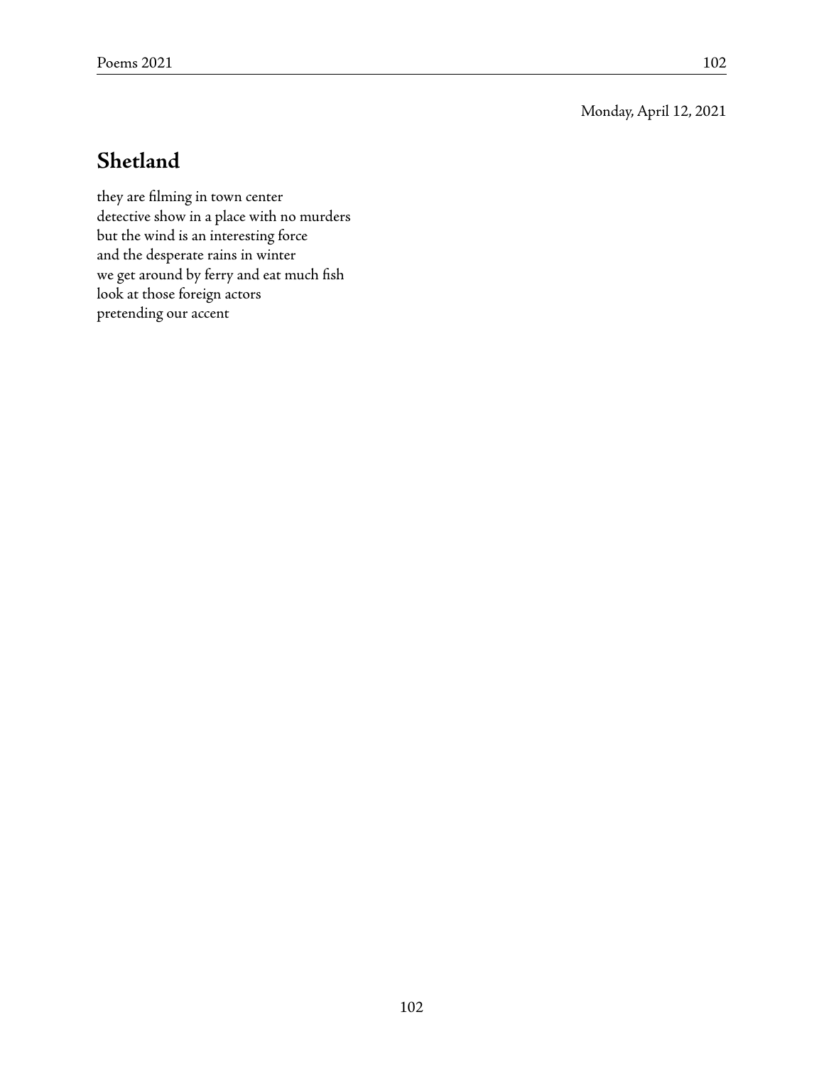Monday, April 12, 2021

## Shetland

they are filming in town center  
detective show in a place with no murders  
but the wind is an interesting force  
and the desperate rains in winter  
we get around by ferry and eat much fish  
look at those foreign actors  
pretending our accent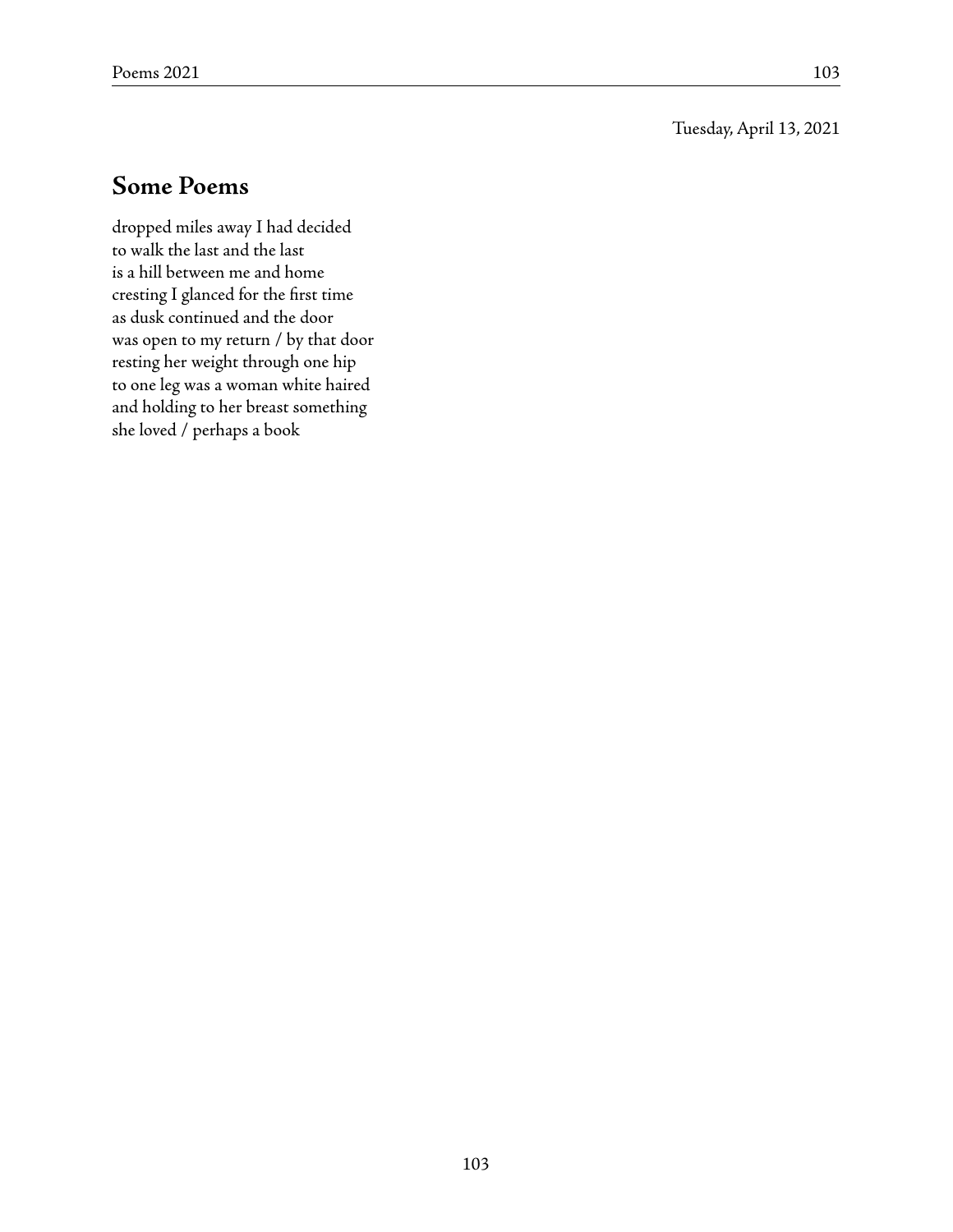Tuesday, April 13, 2021

## Some Poems

dropped miles away I had decided  
to walk the last and the last  
is a hill between me and home  
cresting I glanced for the first time  
as dusk continued and the door  
was open to my return / by that door  
resting her weight through one hip  
to one leg was a woman white haired  
and holding to her breast something  
she loved / perhaps a book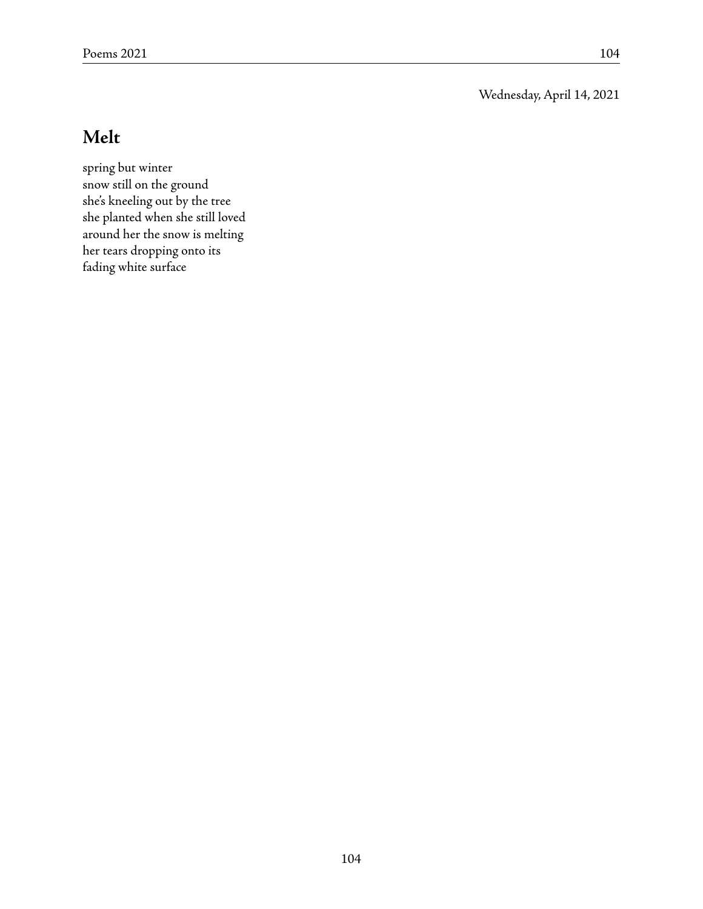Wednesday, April 14, 2021

## Melt

spring but winter  
snow still on the ground  
she's kneeling out by the tree  
she planted when she still loved  
around her the snow is melting  
her tears dropping onto its  
fading white surface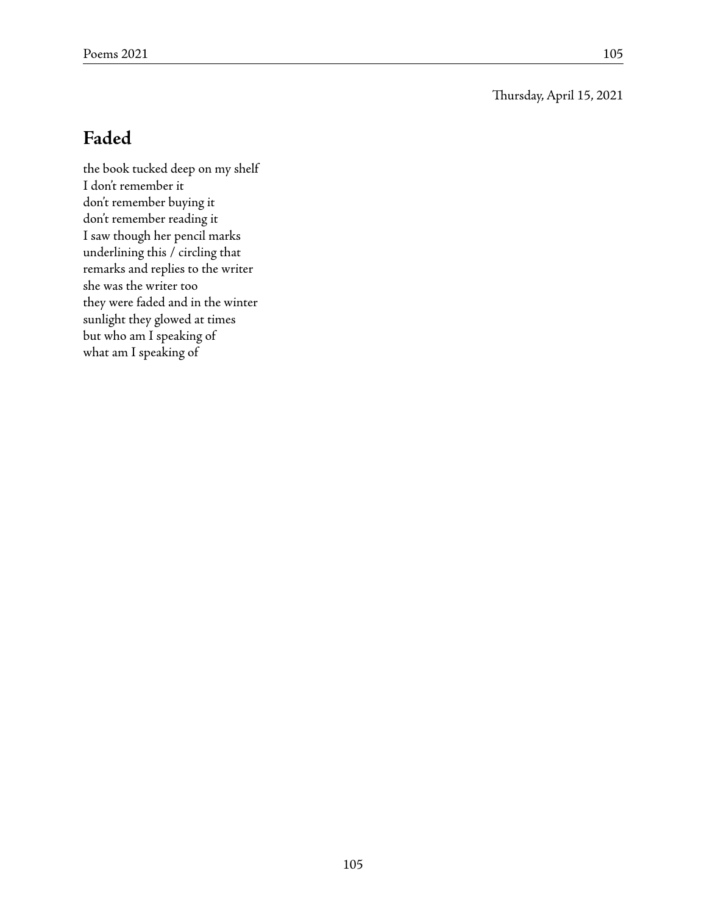Thursday, April 15, 2021

## Faded

the book tucked deep on my shelf  
I don't remember it  
don't remember buying it  
don't remember reading it  
I saw though her pencil marks  
underlining this / circling that  
remarks and replies to the writer  
she was the writer too  
they were faded and in the winter  
sunlight they glowed at times  
but who am I speaking of  
what am I speaking of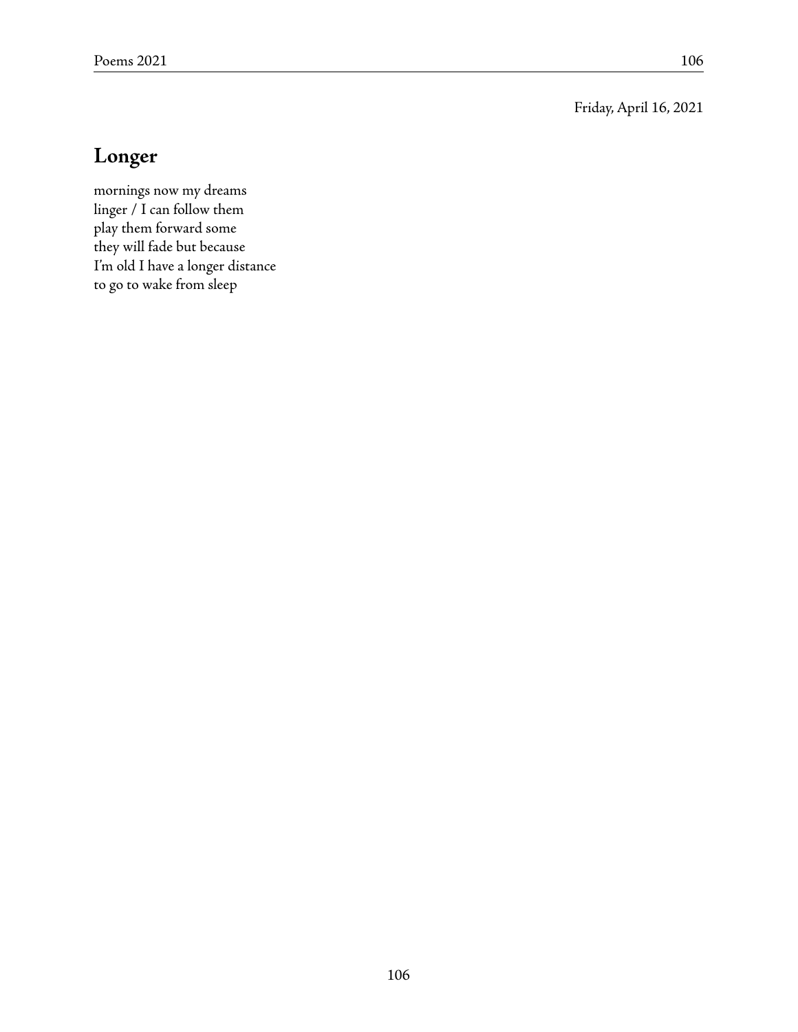Friday, April 16, 2021

## Longer

mornings now my dreams
linger / I can follow them
play them forward some
they will fade but because
I'm old I have a longer distance
to go to wake from sleep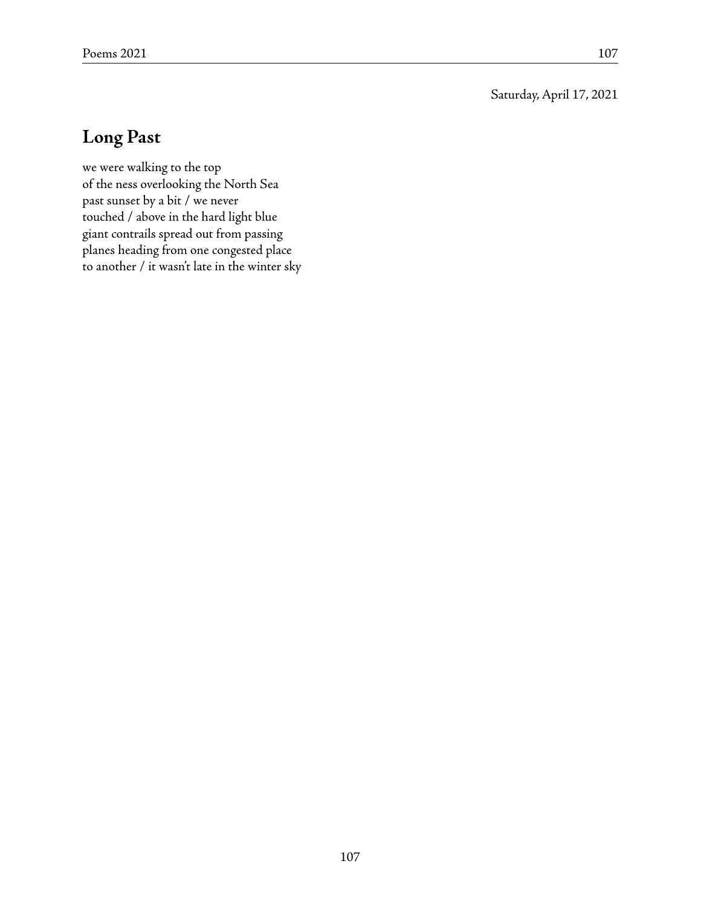Saturday, April 17, 2021

## Long Past

we were walking to the top  
of the ness overlooking the North Sea  
past sunset by a bit / we never  
touched / above in the hard light blue  
giant contrails spread out from passing  
planes heading from one congested place  
to another / it wasn't late in the winter sky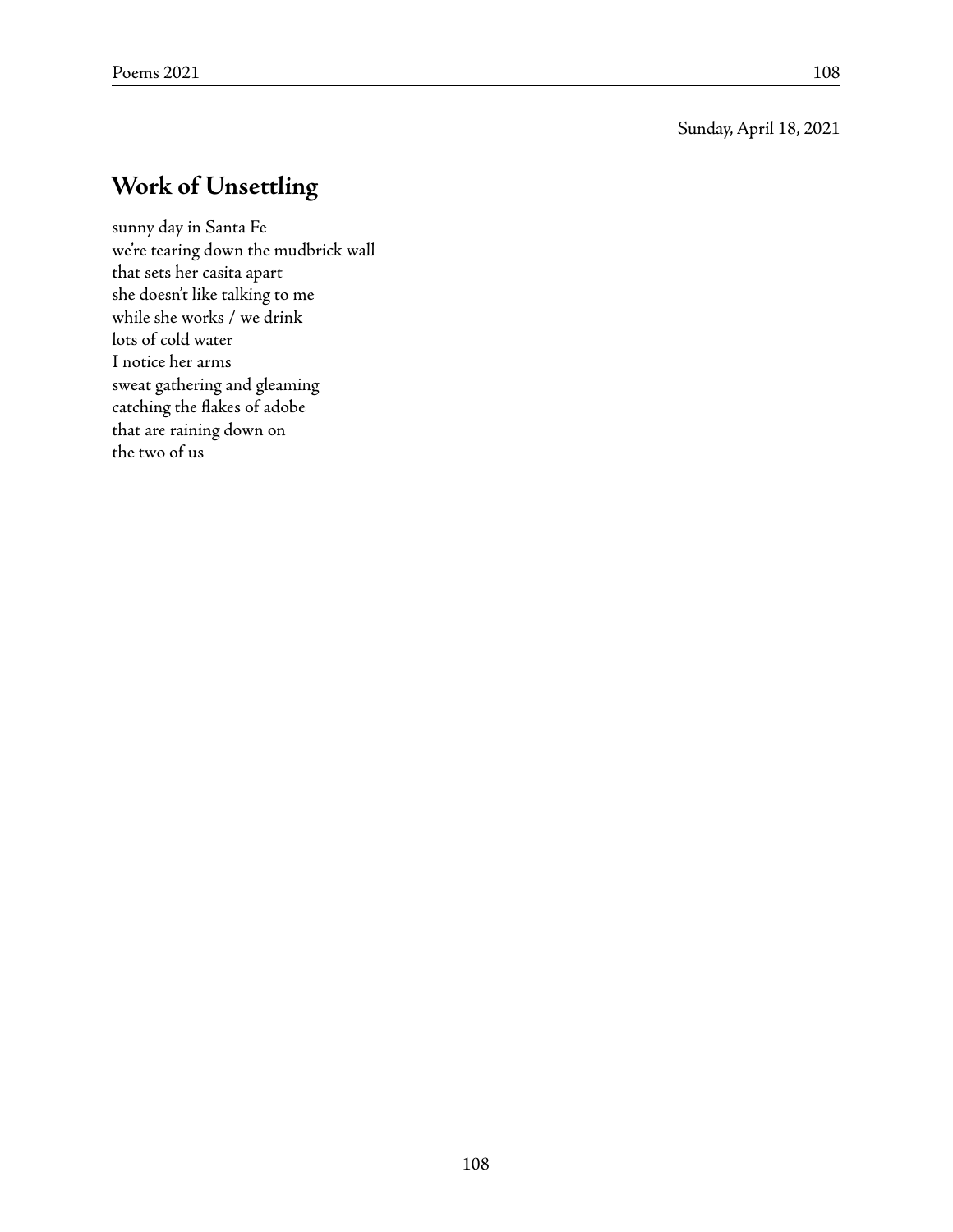Sunday, April 18, 2021

## Work of Unsettling

sunny day in Santa Fe  
we're tearing down the mudbrick wall  
that sets her casita apart  
she doesn't like talking to me  
while she works / we drink  
lots of cold water  
I notice her arms  
sweat gathering and gleaming  
catching the flakes of adobe  
that are raining down on  
the two of us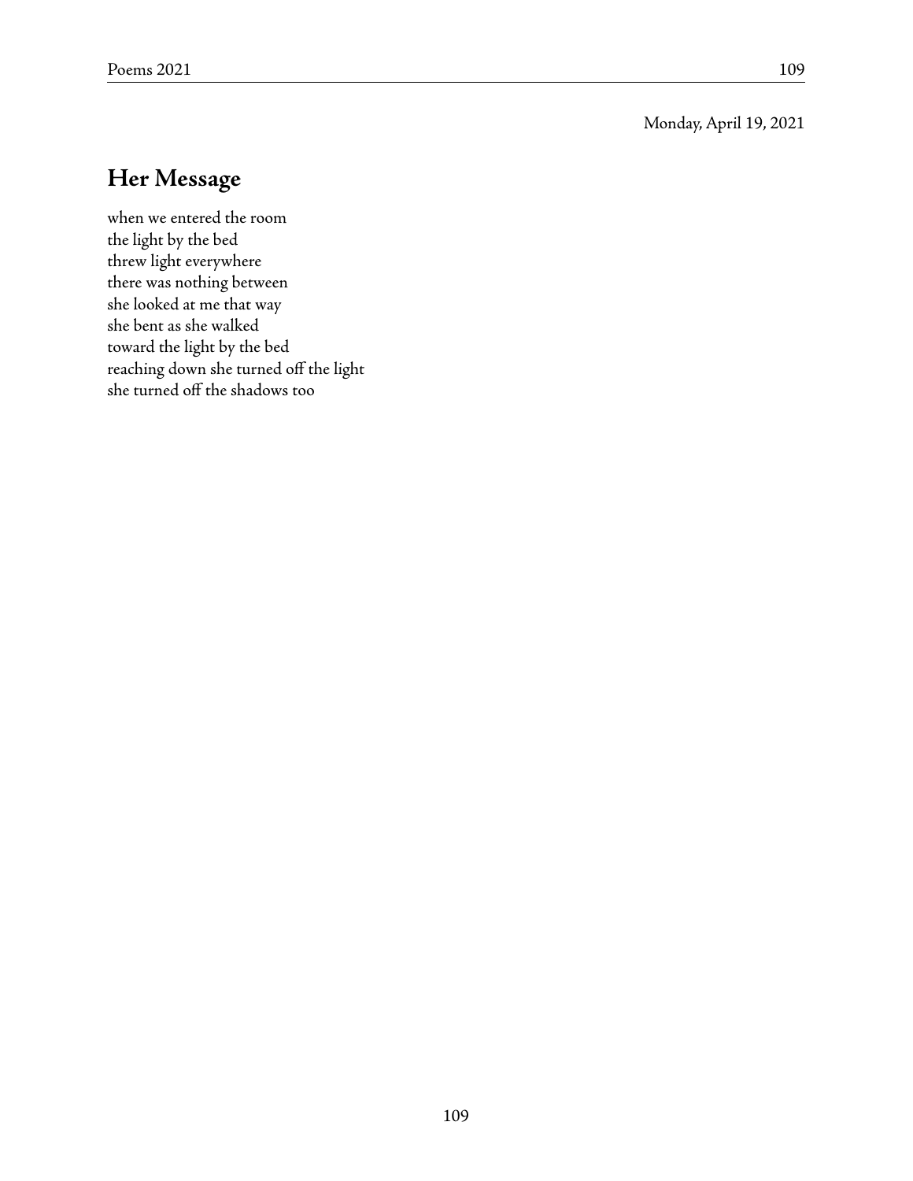Monday, April 19, 2021

## Her Message

when we entered the room  
the light by the bed  
threw light everywhere  
there was nothing between  
she looked at me that way  
she bent as she walked  
toward the light by the bed  
reaching down she turned off the light  
she turned off the shadows too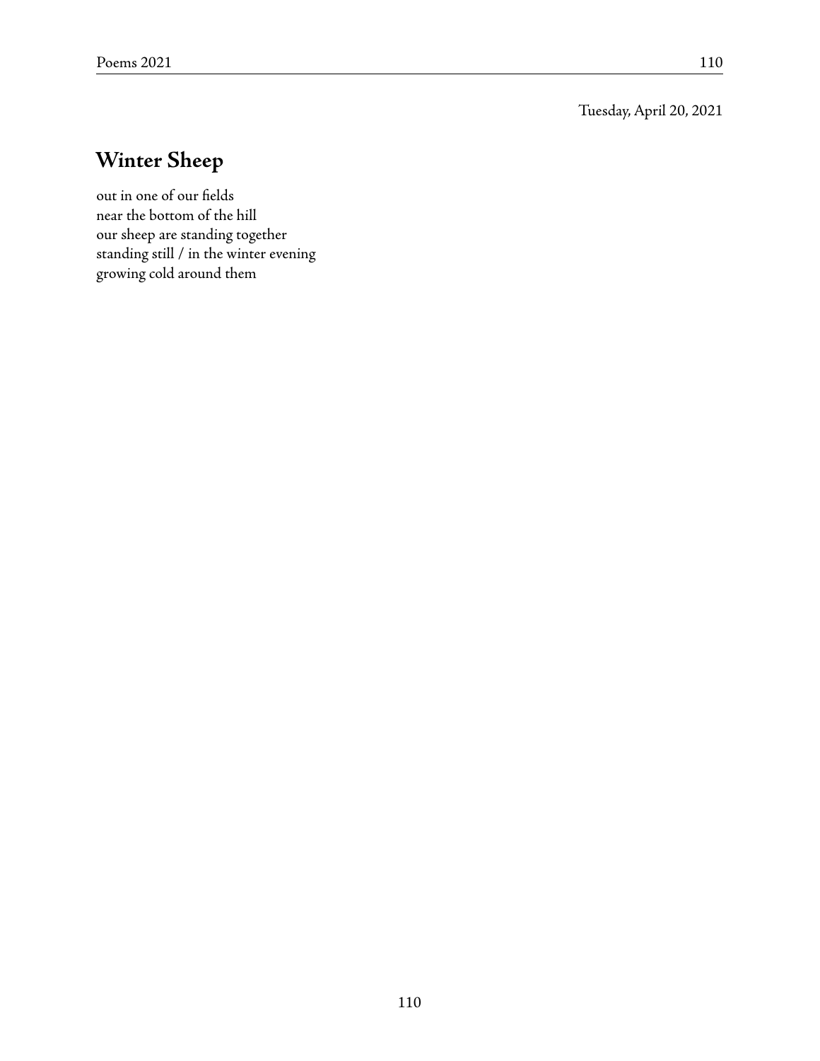Tuesday, April 20, 2021

## Winter Sheep

out in one of our fields
near the bottom of the hill
our sheep are standing together
standing still / in the winter evening
growing cold around them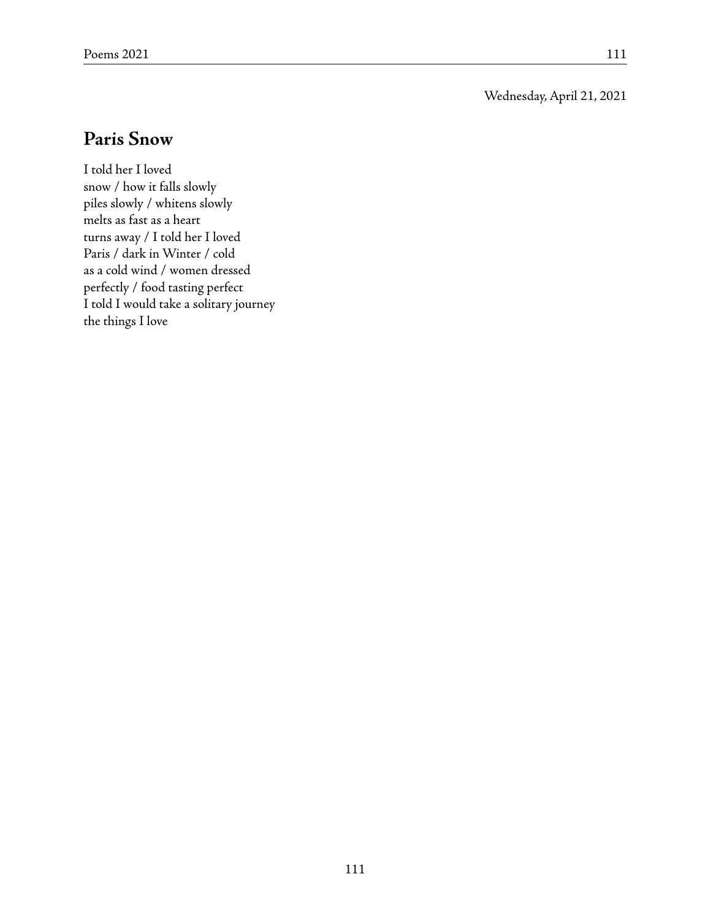Wednesday, April 21, 2021

## Paris Snow

I told her I loved  
snow / how it falls slowly  
piles slowly / whitens slowly  
melts as fast as a heart  
turns away / I told her I loved  
Paris / dark in Winter / cold  
as a cold wind / women dressed  
perfectly / food tasting perfect  
I told I would take a solitary journey  
the things I love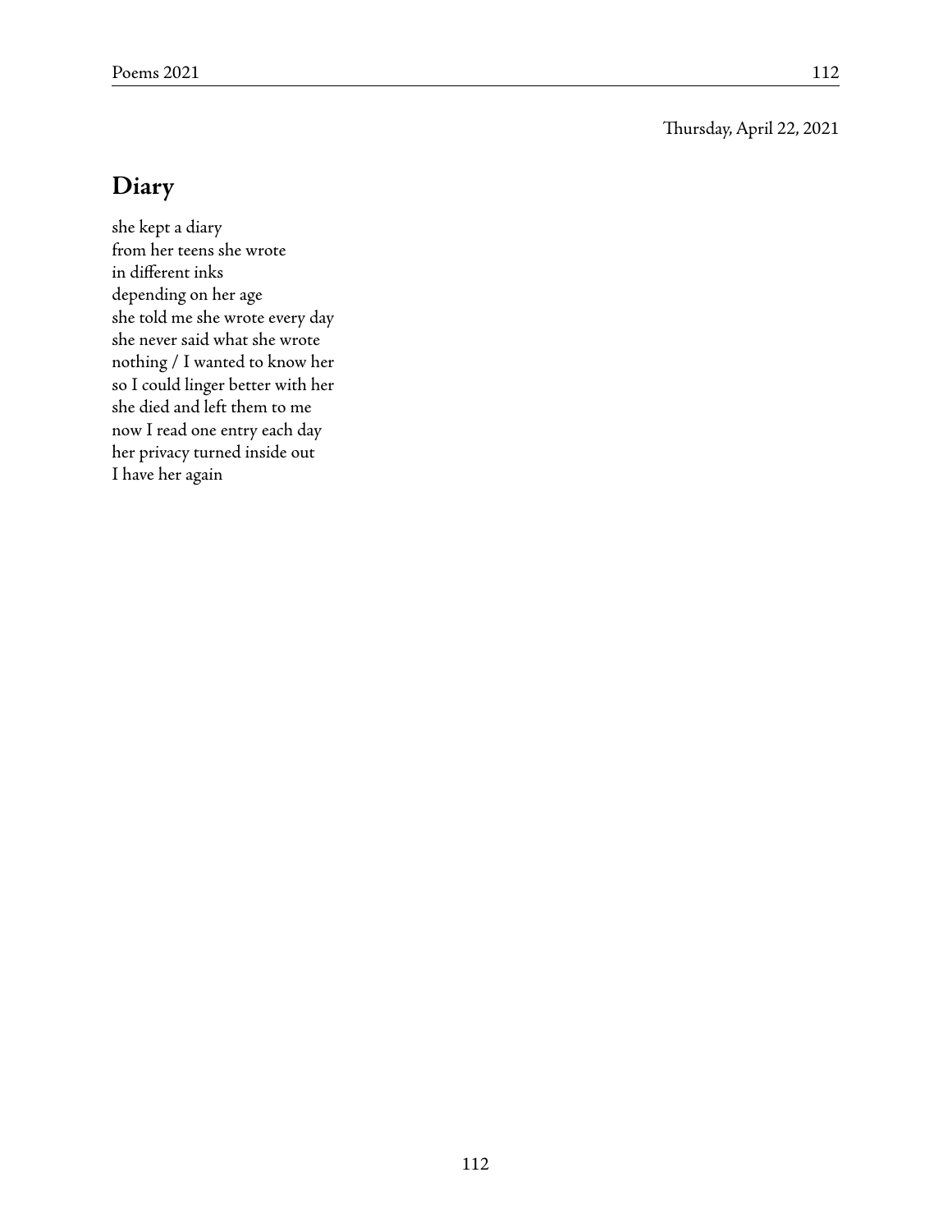Thursday, April 22, 2021

## Diary

she kept a diary  
from her teens she wrote  
in different inks  
depending on her age  
she told me she wrote every day  
she never said what she wrote  
nothing / I wanted to know her  
so I could linger better with her  
she died and left them to me  
now I read one entry each day  
her privacy turned inside out  
I have her again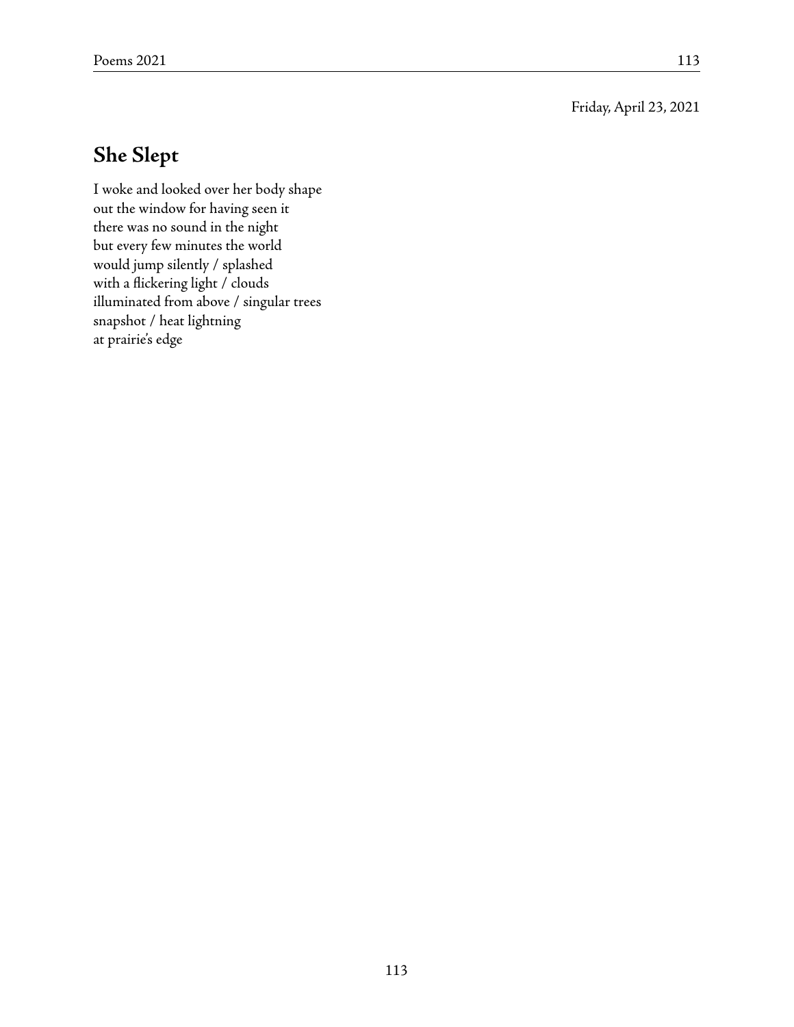Friday, April 23, 2021

## She Slept

I woke and looked over her body shape  
out the window for having seen it  
there was no sound in the night  
but every few minutes the world  
would jump silently / splashed  
with a flickering light / clouds  
illuminated from above / singular trees  
snapshot / heat lightning  
at prairie's edge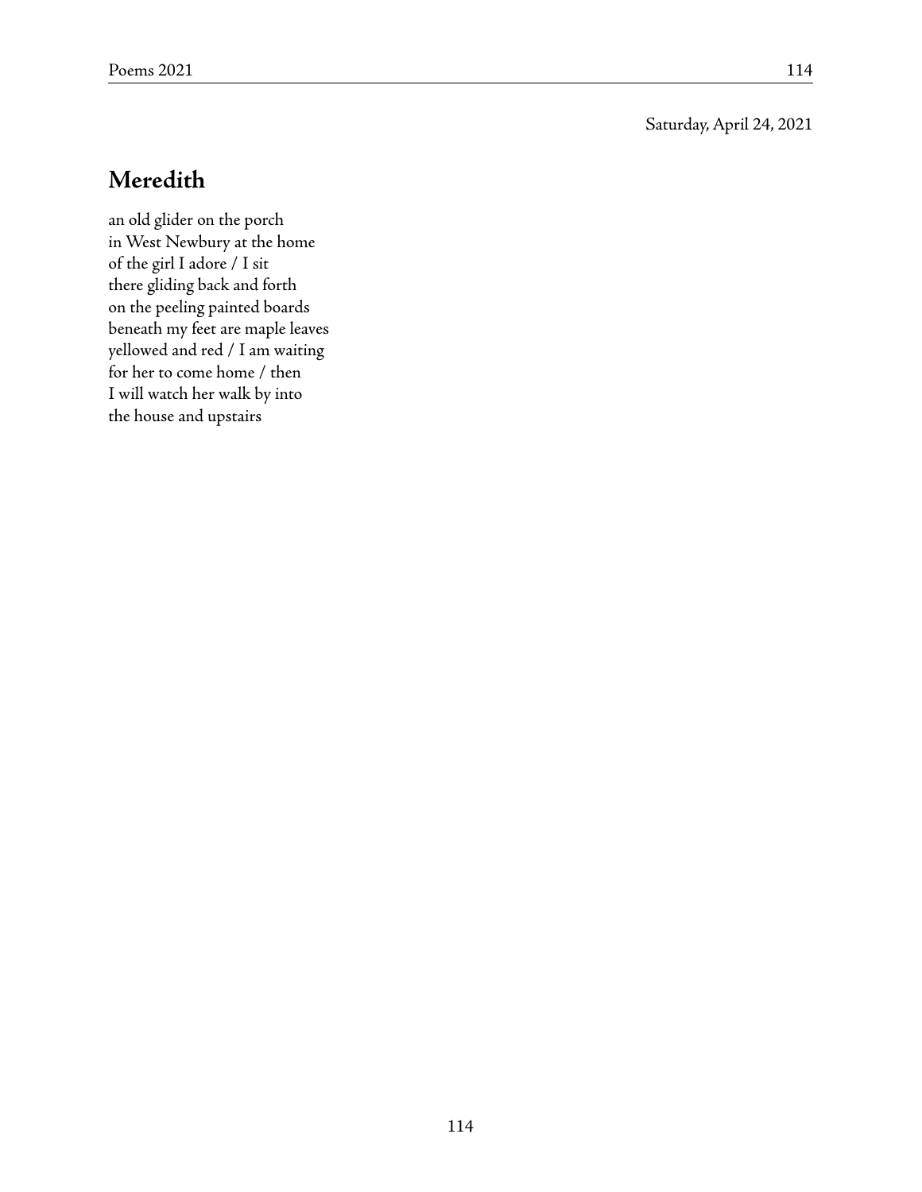Saturday, April 24, 2021

## Meredith

an old glider on the porch  
in West Newbury at the home  
of the girl I adore / I sit  
there gliding back and forth  
on the peeling painted boards  
beneath my feet are maple leaves  
yellowed and red / I am waiting  
for her to come home / then  
I will watch her walk by into  
the house and upstairs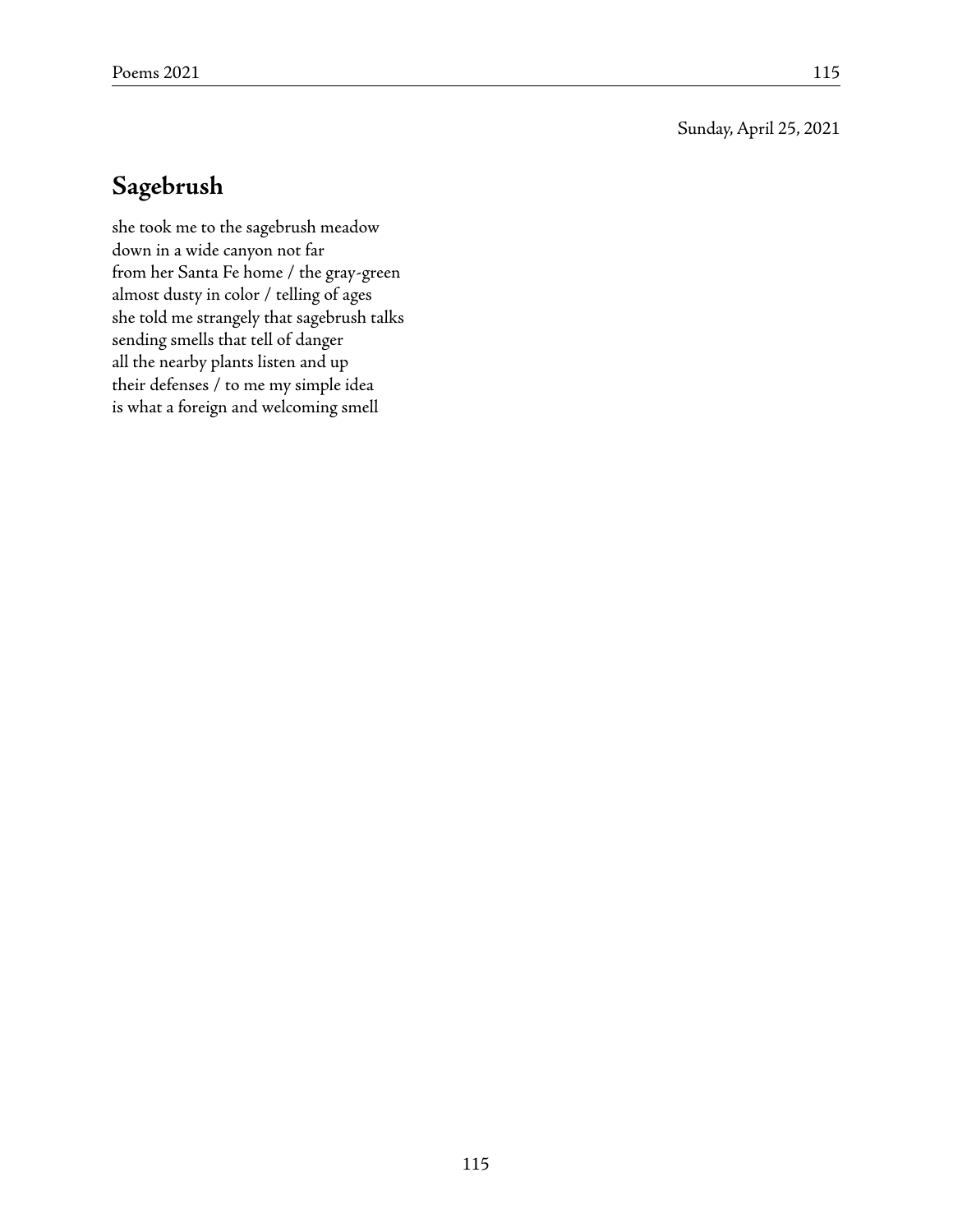Sunday, April 25, 2021

## Sagebrush

she took me to the sagebrush meadow  
down in a wide canyon not far  
from her Santa Fe home / the gray-green  
almost dusty in color / telling of ages  
she told me strangely that sagebrush talks  
sending smells that tell of danger  
all the nearby plants listen and up  
their defenses / to me my simple idea  
is what a foreign and welcoming smell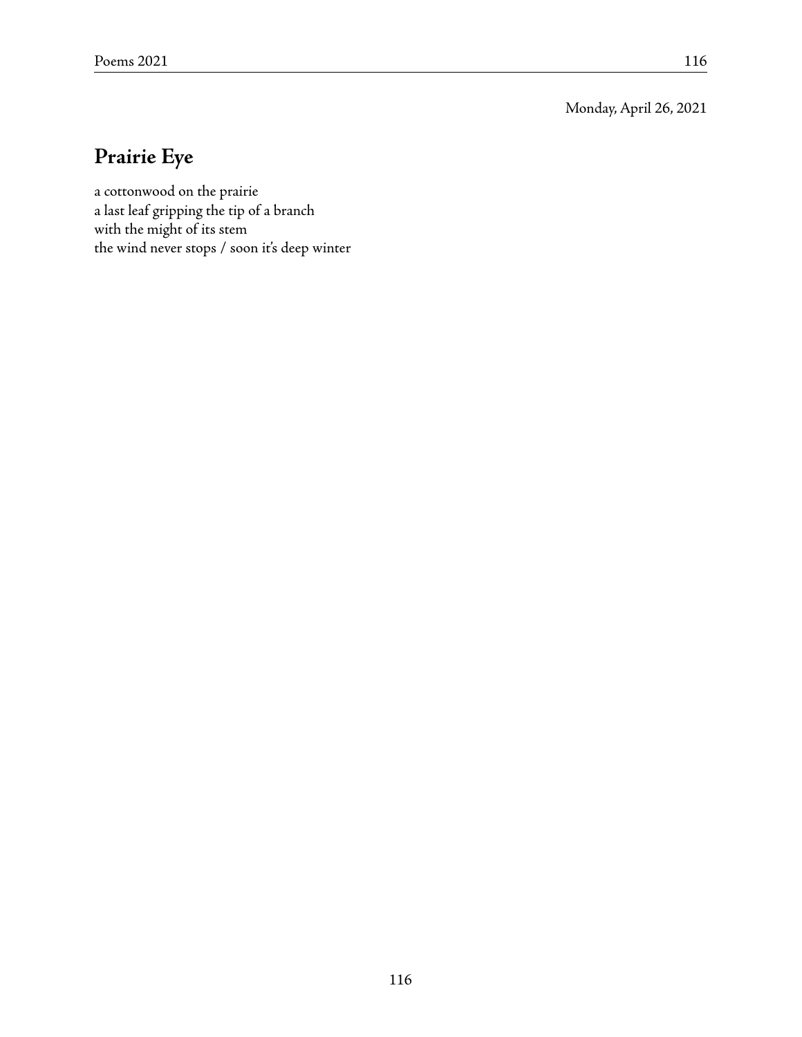Monday, April 26, 2021

## Prairie Eye

a cottonwood on the prairie  
a last leaf gripping the tip of a branch  
with the might of its stem  
the wind never stops / soon it's deep winter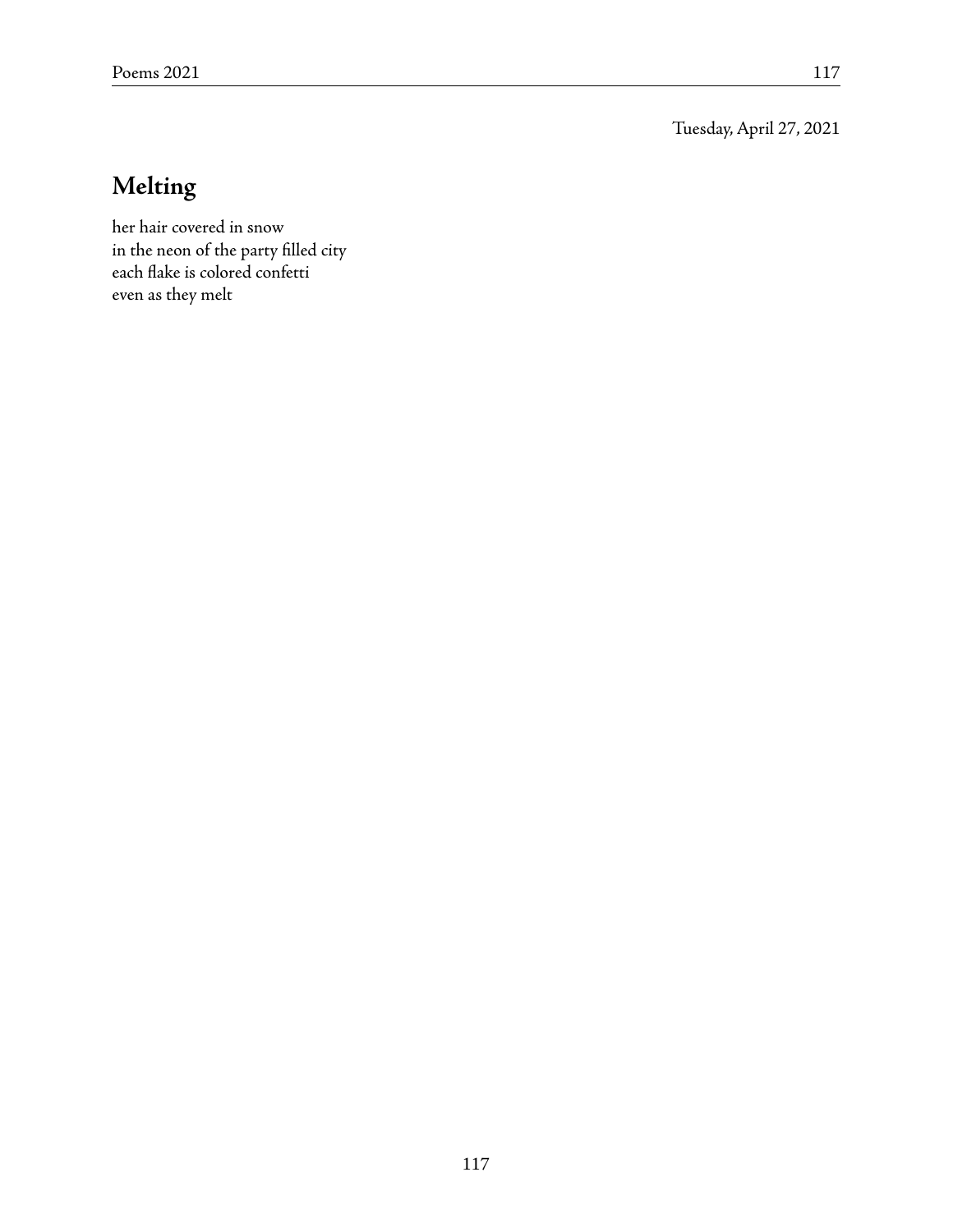Tuesday, April 27, 2021

## Melting

her hair covered in snow  
in the neon of the party filled city  
each flake is colored confetti  
even as they melt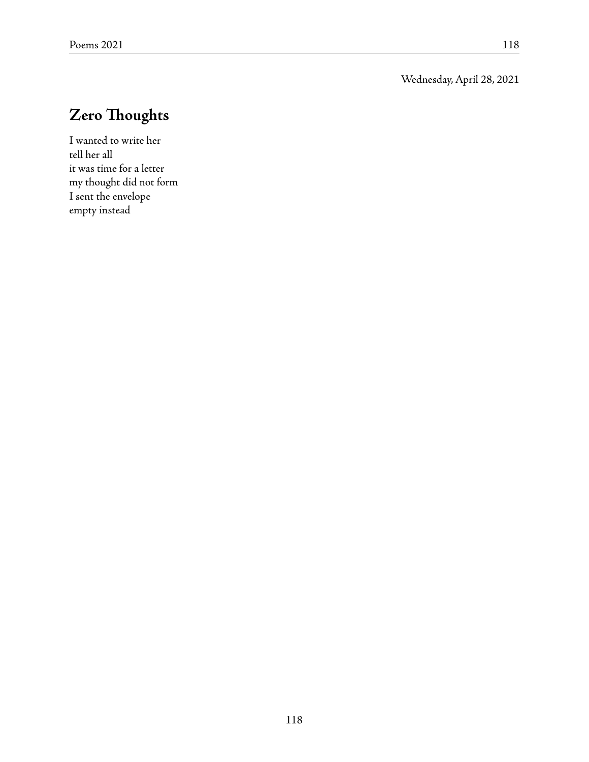Wednesday, April 28, 2021

## Zero Thoughts

I wanted to write her  
tell her all  
it was time for a letter  
my thought did not form  
I sent the envelope  
empty instead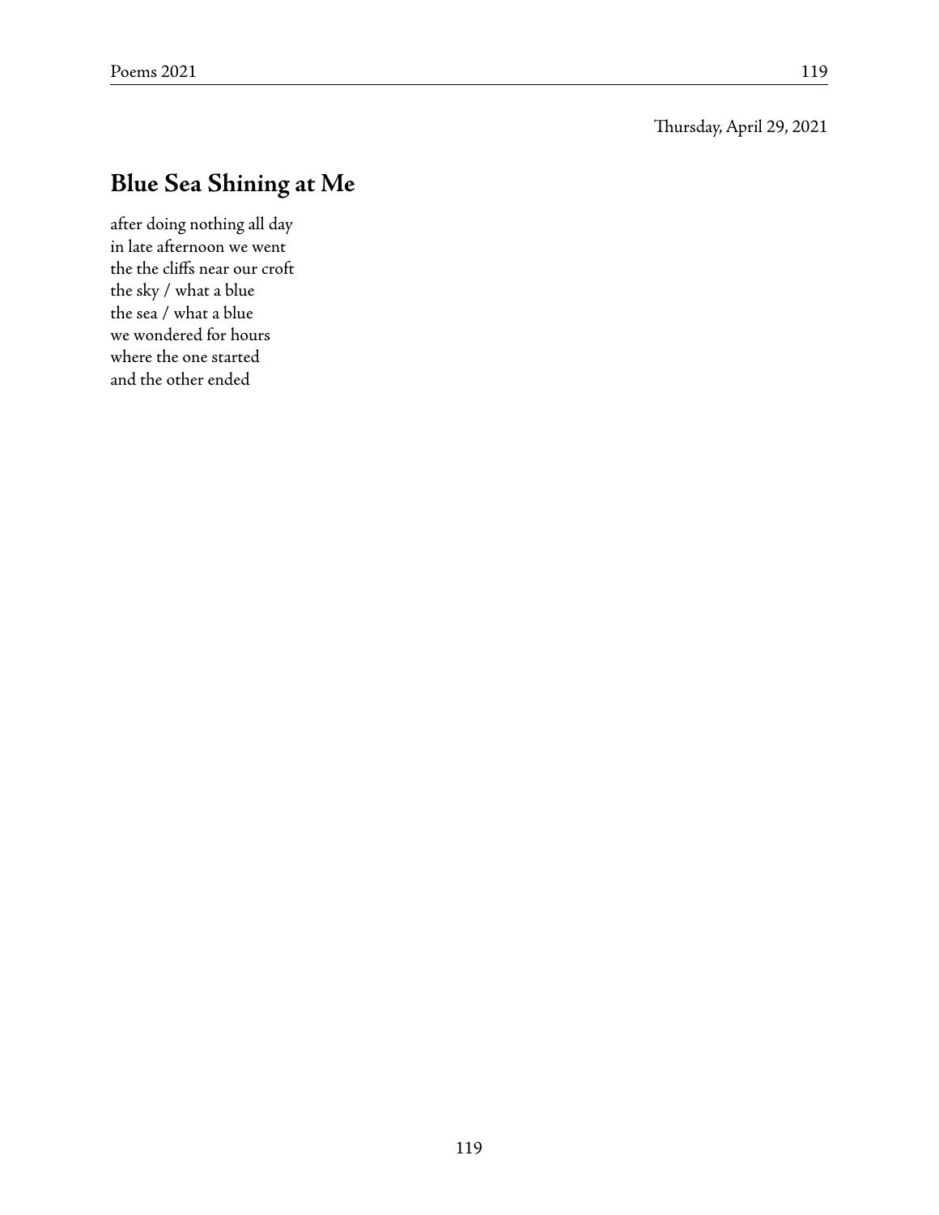Thursday, April 29, 2021

## Blue Sea Shining at Me

after doing nothing all day  
in late afternoon we went  
the the cliffs near our croft  
the sky / what a blue  
the sea / what a blue  
we wondered for hours  
where the one started  
and the other ended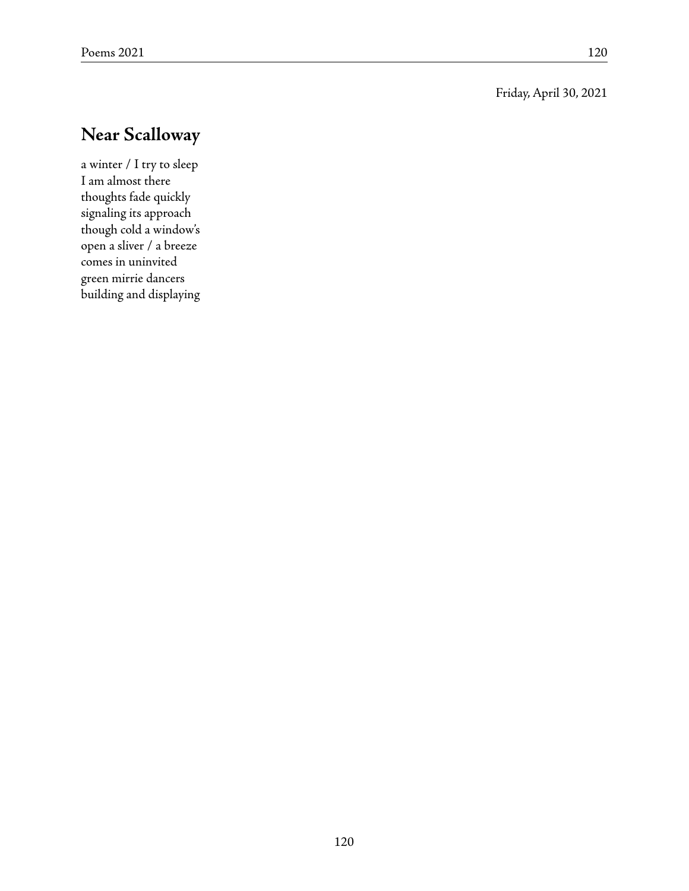Friday, April 30, 2021

## Near Scalloway

a winter / I try to sleep  
I am almost there  
thoughts fade quickly  
signaling its approach  
though cold a window's  
open a sliver / a breeze  
comes in uninvited  
green mirrie dancers  
building and displaying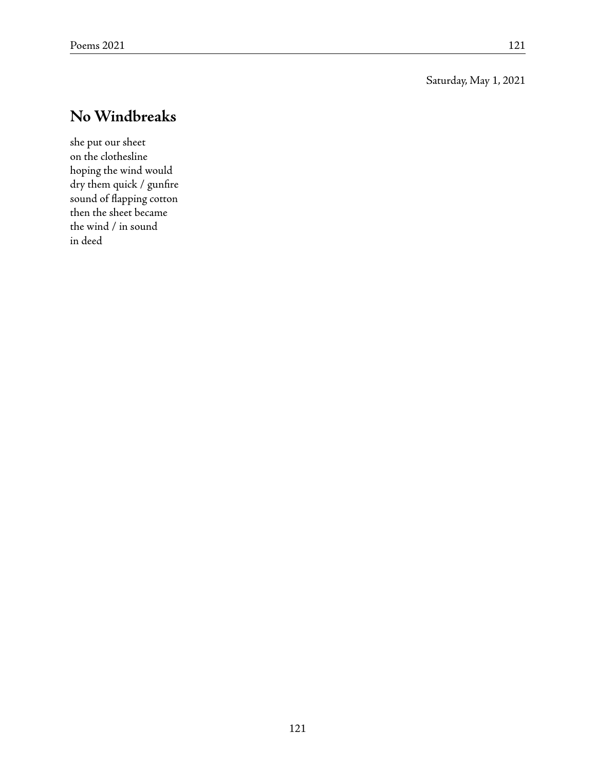Saturday, May 1, 2021

## No Windbreaks

she put our sheet  
on the clothesline  
hoping the wind would  
dry them quick / gunfire  
sound of flapping cotton  
then the sheet became  
the wind / in sound  
in deed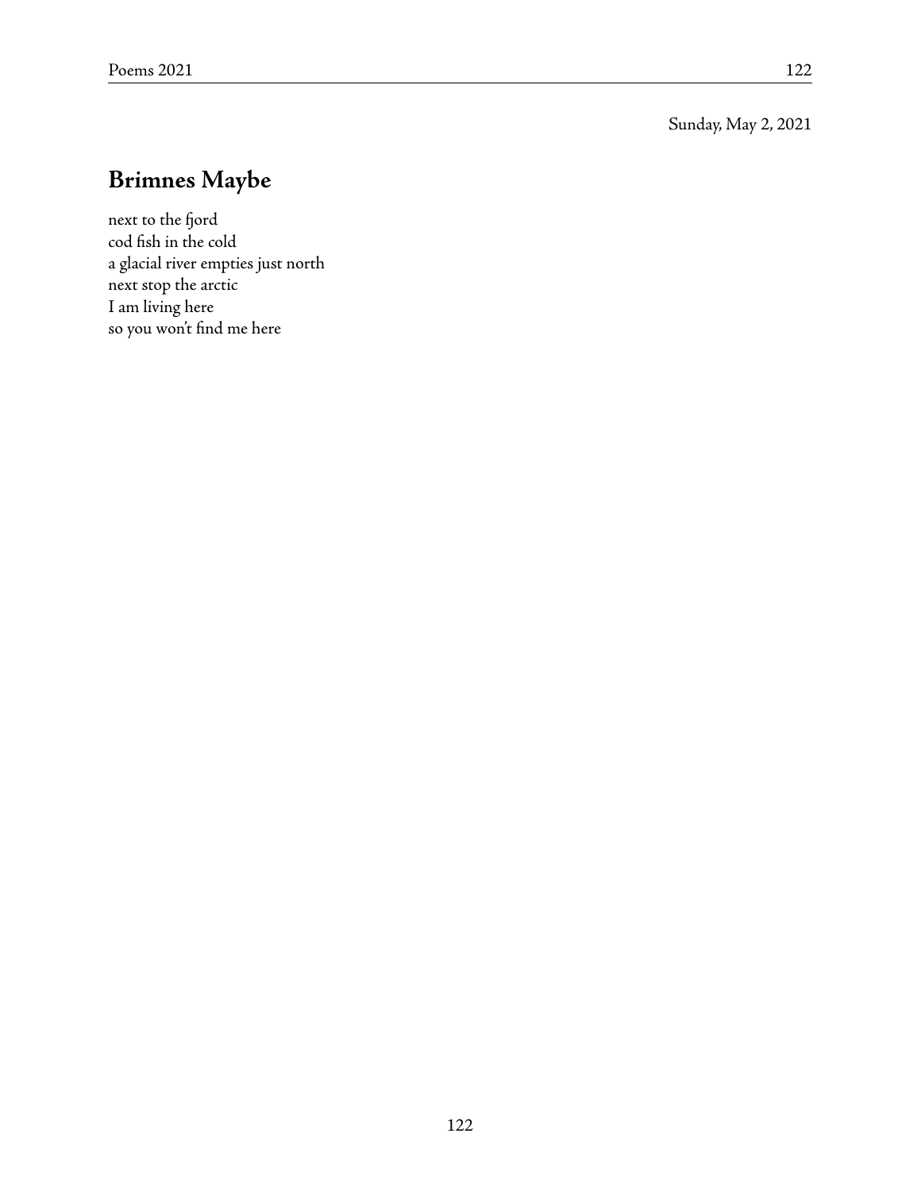Sunday, May 2, 2021

## Brimnes Maybe

next to the fjord  
cod fish in the cold  
a glacial river empties just north  
next stop the arctic  
I am living here  
so you won't find me here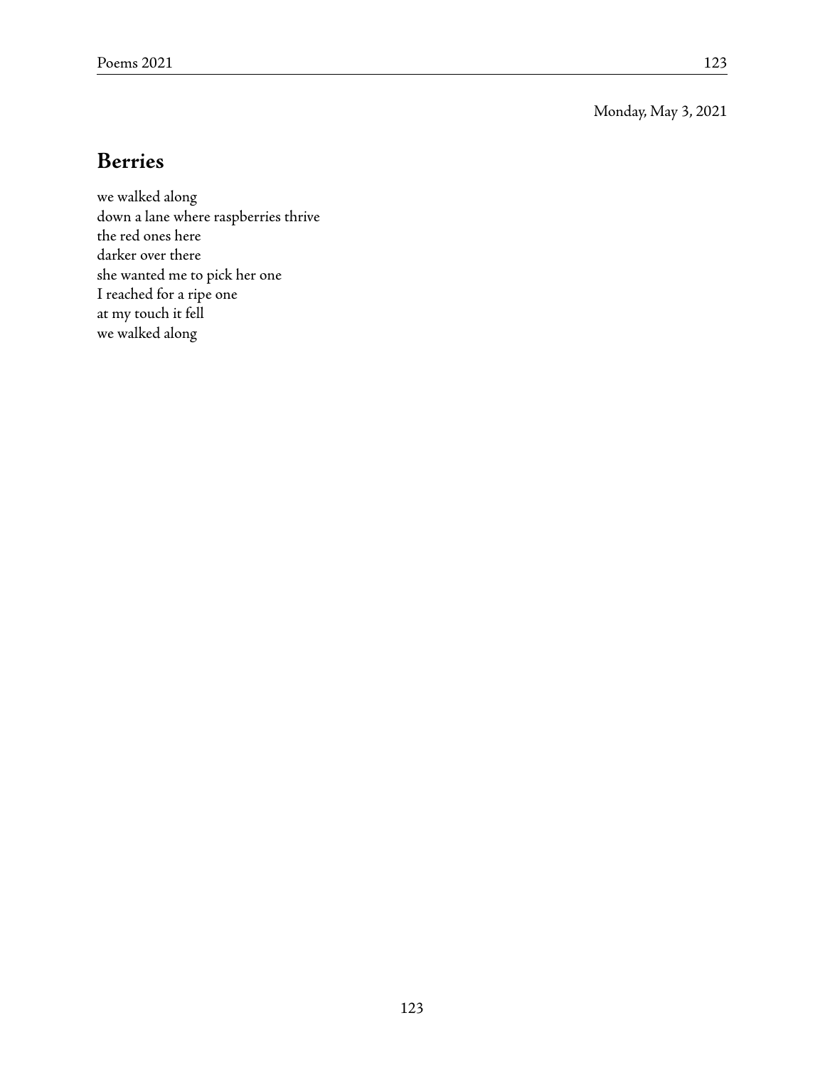Monday, May 3, 2021

## Berries

we walked along
down a lane where raspberries thrive
the red ones here
darker over there
she wanted me to pick her one
I reached for a ripe one
at my touch it fell
we walked along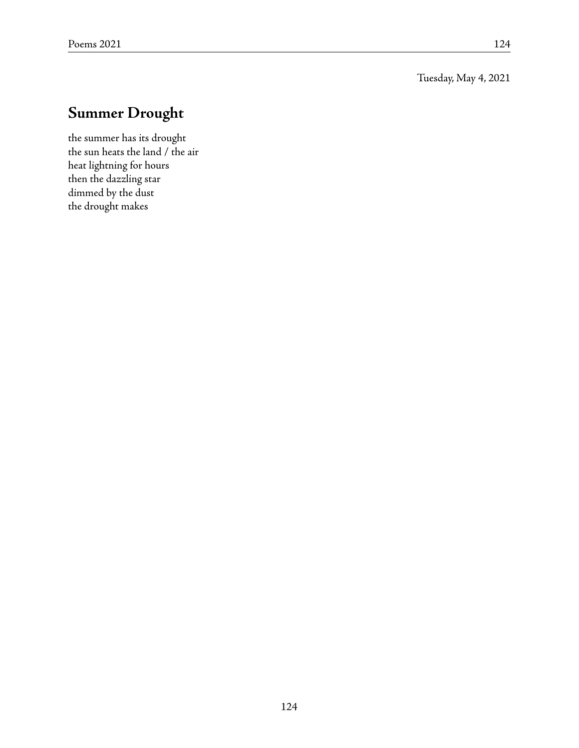Tuesday, May 4, 2021

## Summer Drought

the summer has its drought  
the sun heats the land / the air  
heat lightning for hours  
then the dazzling star  
dimmed by the dust  
the drought makes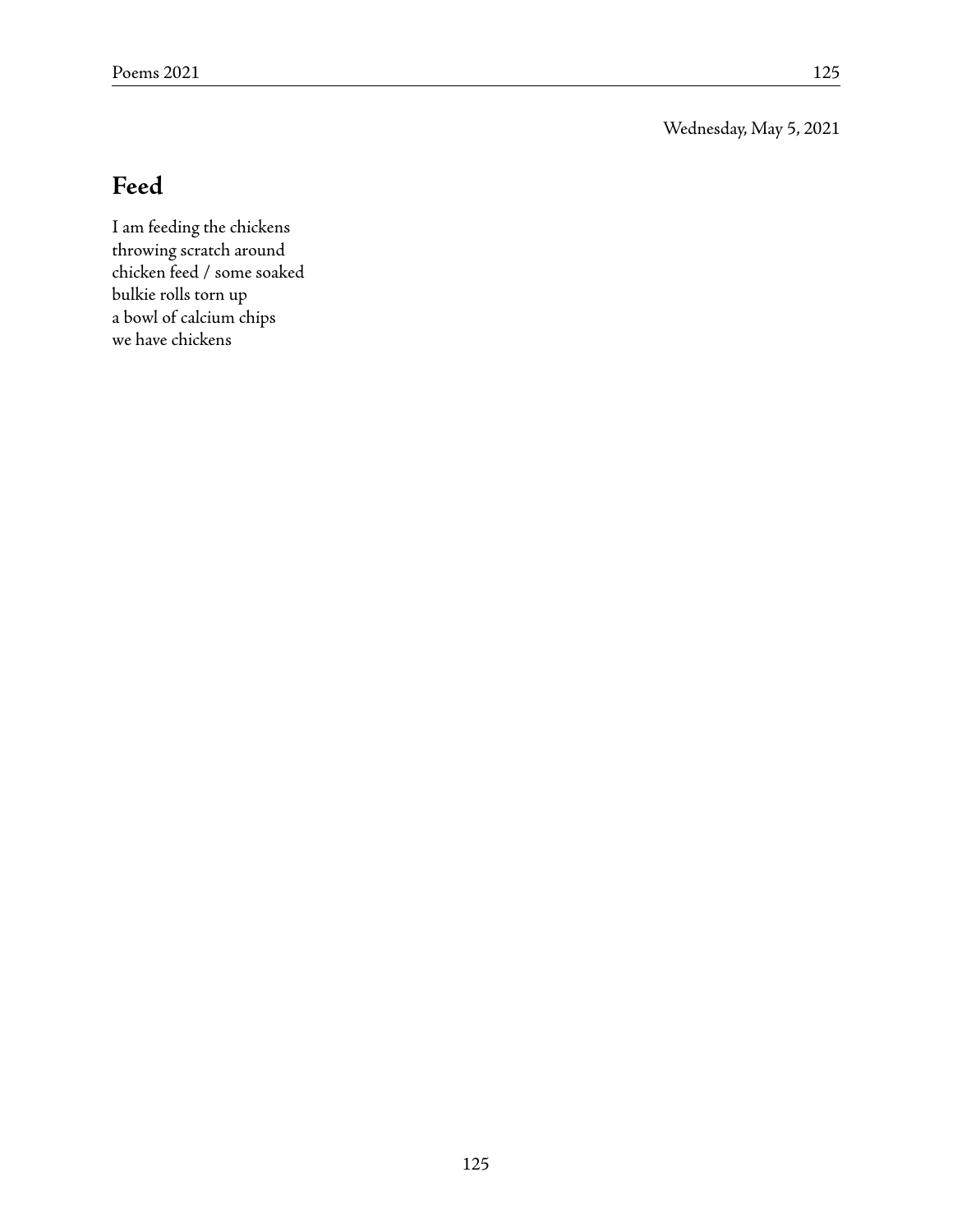Wednesday, May 5, 2021

## Feed

I am feeding the chickens  
throwing scratch around  
chicken feed / some soaked  
bulkie rolls torn up  
a bowl of calcium chips  
we have chickens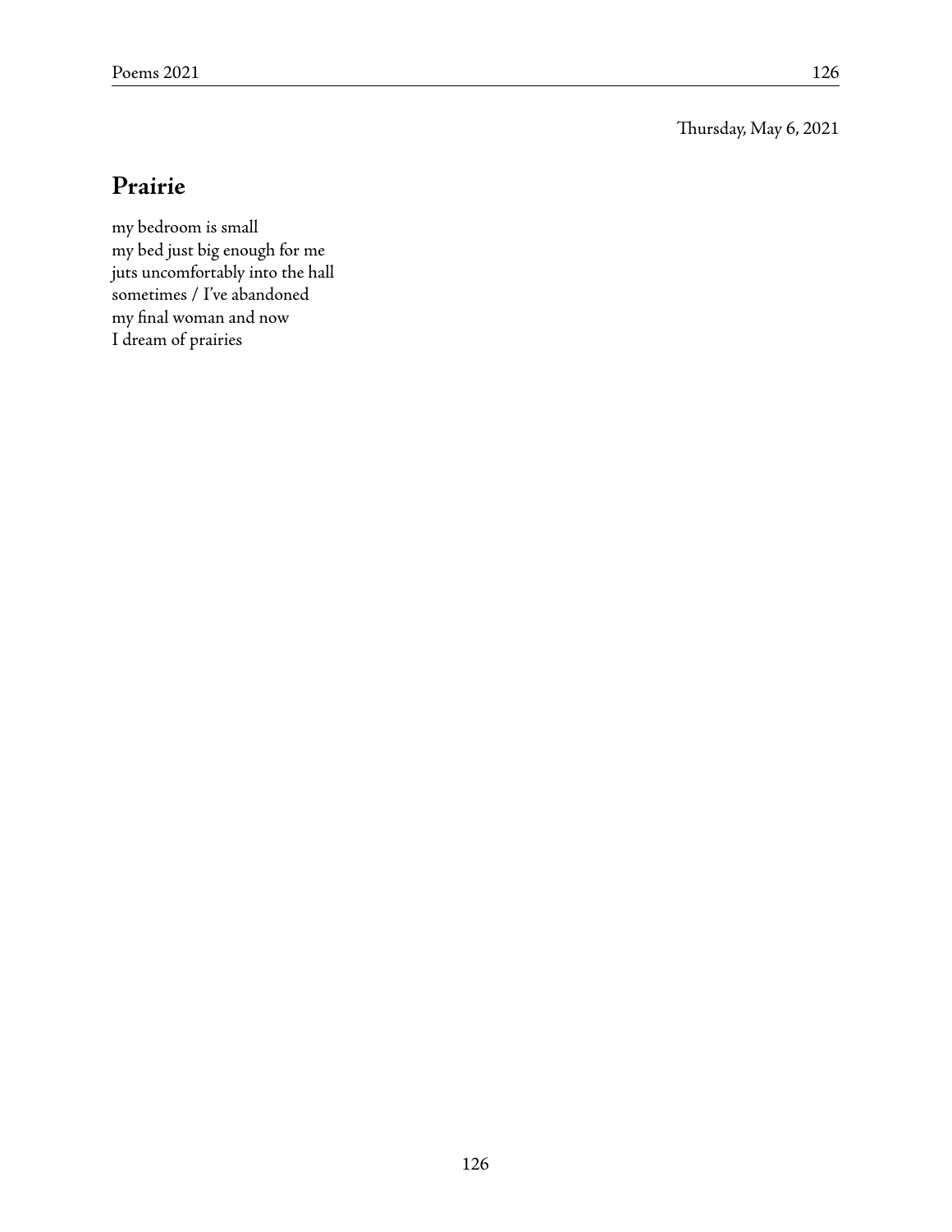Thursday, May 6, 2021

## Prairie

my bedroom is small  
my bed just big enough for me  
juts uncomfortably into the hall  
sometimes / I've abandoned  
my final woman and now  
I dream of prairies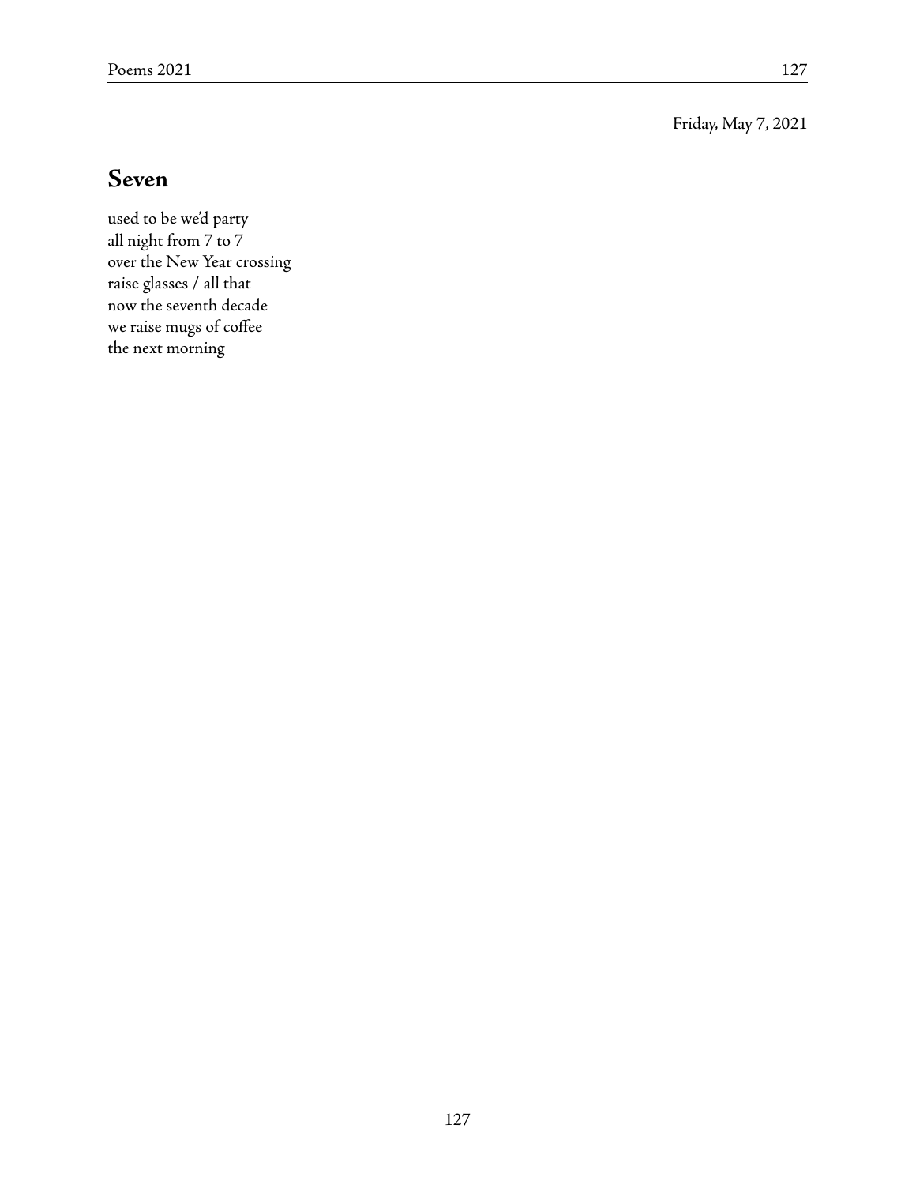Friday, May 7, 2021

## Seven

used to be we'd party  
all night from 7 to 7  
over the New Year crossing  
raise glasses / all that  
now the seventh decade  
we raise mugs of coffee  
the next morning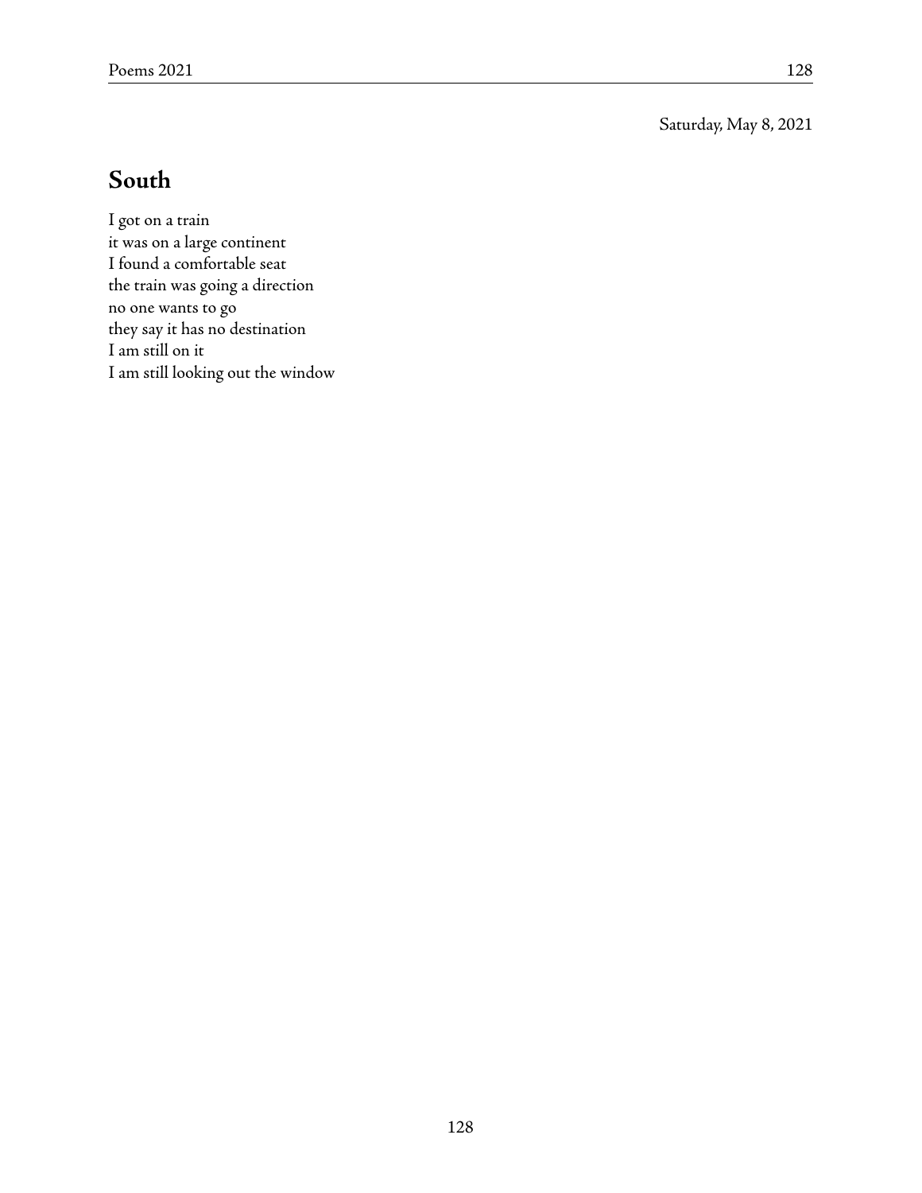Saturday, May 8, 2021

## South

I got on a train  
it was on a large continent  
I found a comfortable seat  
the train was going a direction  
no one wants to go  
they say it has no destination  
I am still on it  
I am still looking out the window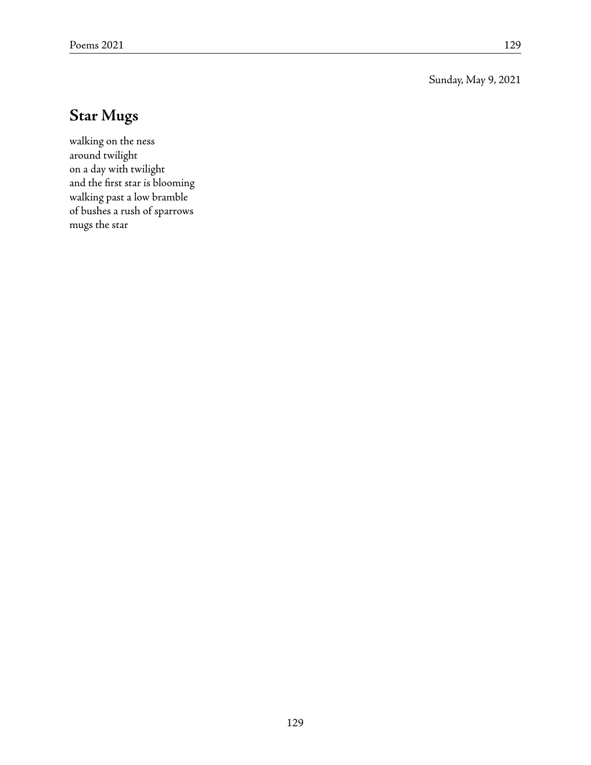Sunday, May 9, 2021

## Star Mugs

walking on the ness  
around twilight  
on a day with twilight  
and the first star is blooming  
walking past a low bramble  
of bushes a rush of sparrows  
mugs the star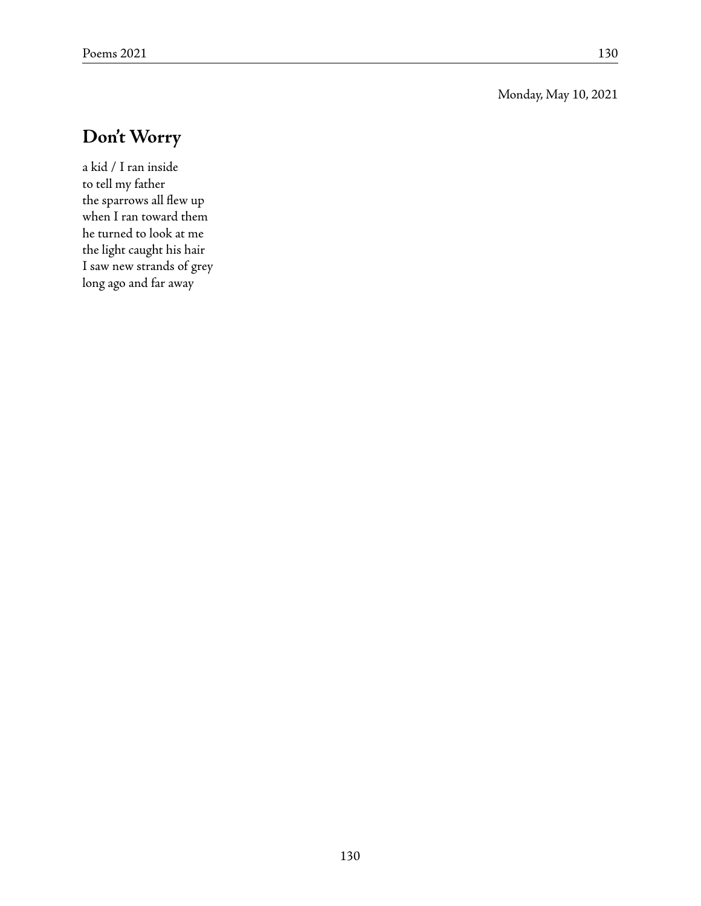Monday, May 10, 2021

## Don't Worry

a kid / I ran inside  
to tell my father  
the sparrows all flew up  
when I ran toward them  
he turned to look at me  
the light caught his hair  
I saw new strands of grey  
long ago and far away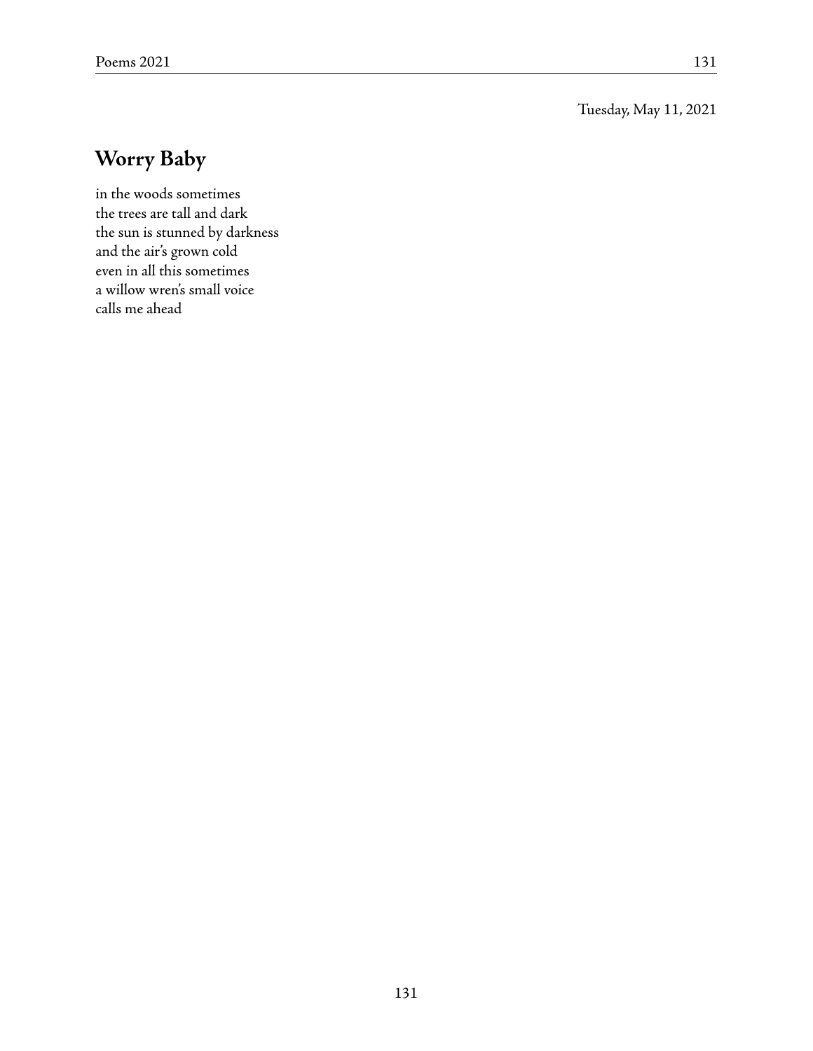Tuesday, May 11, 2021

## Worry Baby

in the woods sometimes
the trees are tall and dark
the sun is stunned by darkness
and the air's grown cold
even in all this sometimes
a willow wren's small voice
calls me ahead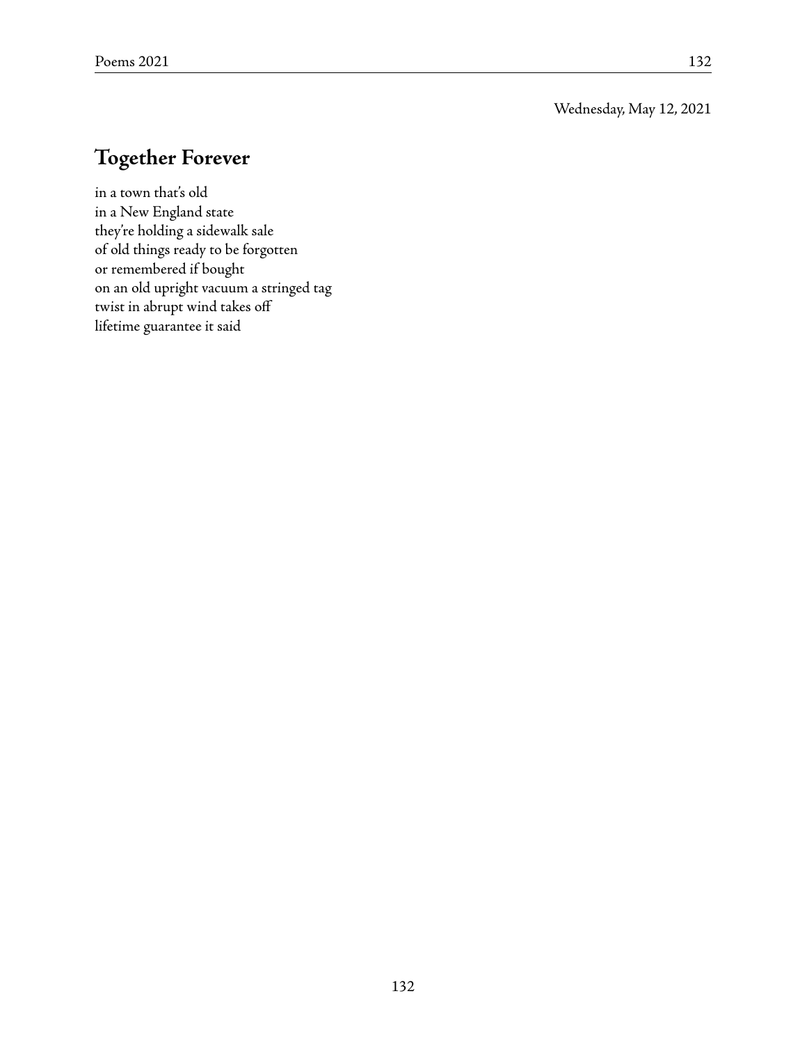Wednesday, May 12, 2021

## Together Forever

in a town that's old  
in a New England state  
they're holding a sidewalk sale  
of old things ready to be forgotten  
or remembered if bought  
on an old upright vacuum a stringed tag  
twist in abrupt wind takes off  
lifetime guarantee it said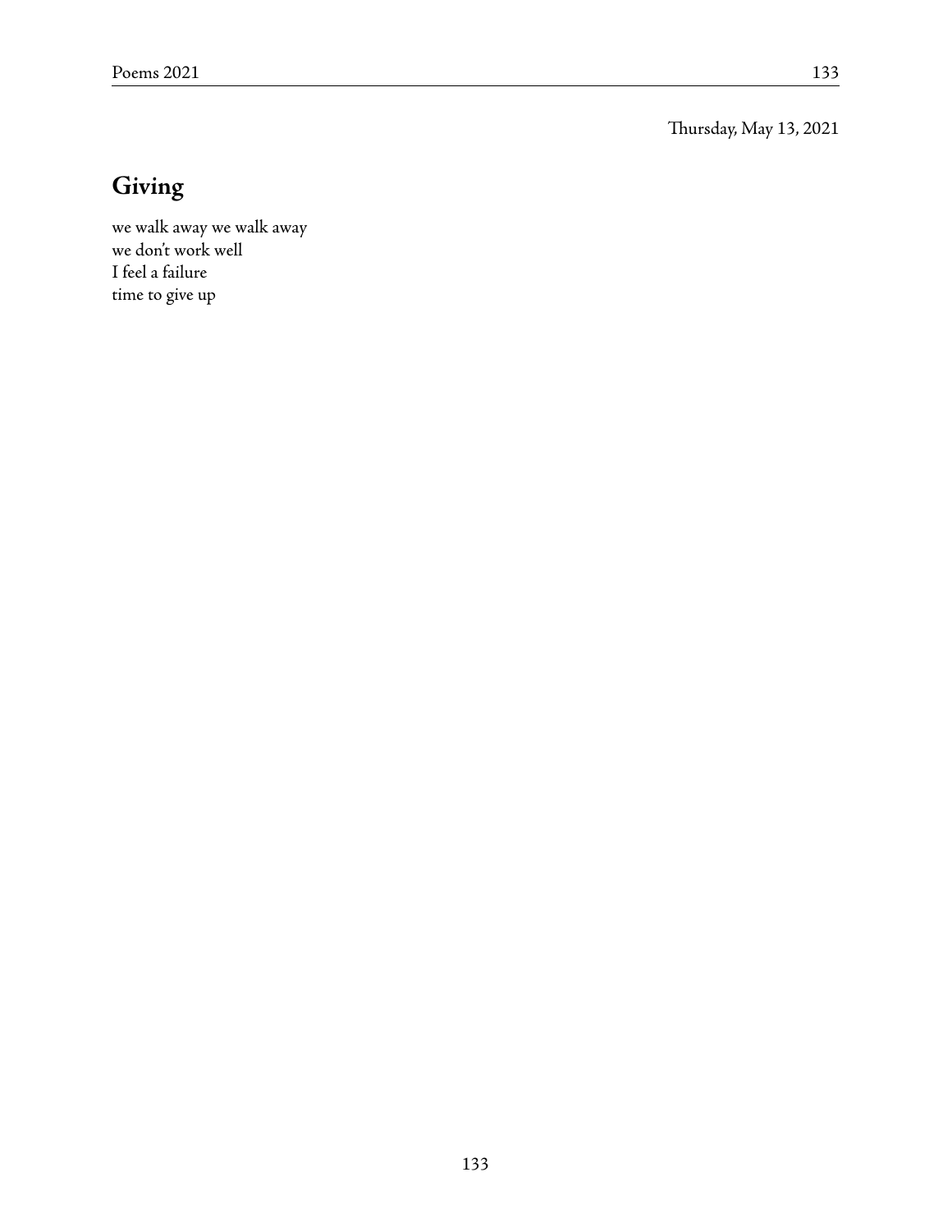Thursday, May 13, 2021

## Giving

we walk away we walk away  
we don't work well  
I feel a failure  
time to give up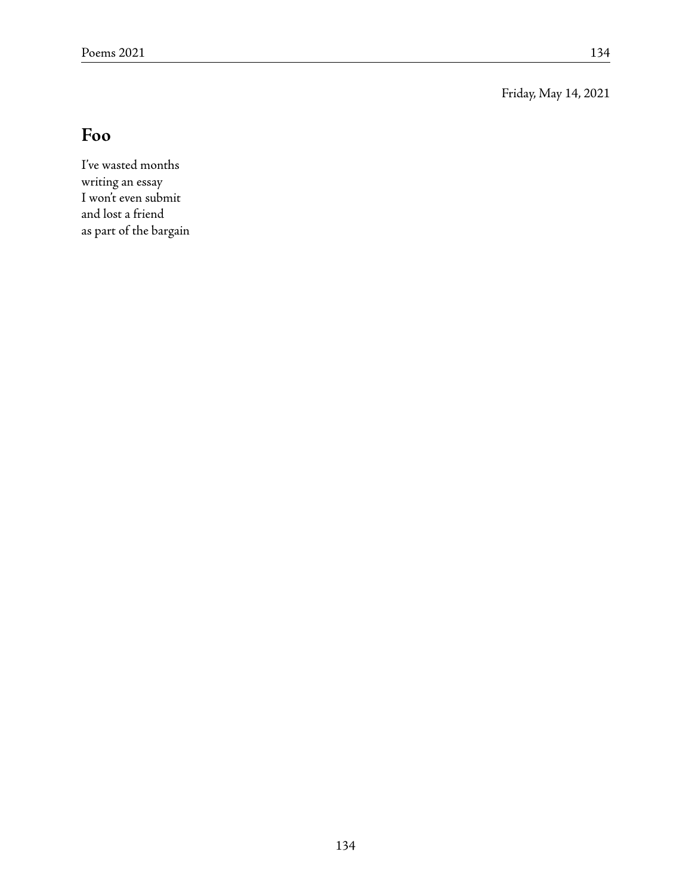Friday, May 14, 2021

## Foo

I've wasted months  
writing an essay  
I won't even submit  
and lost a friend  
as part of the bargain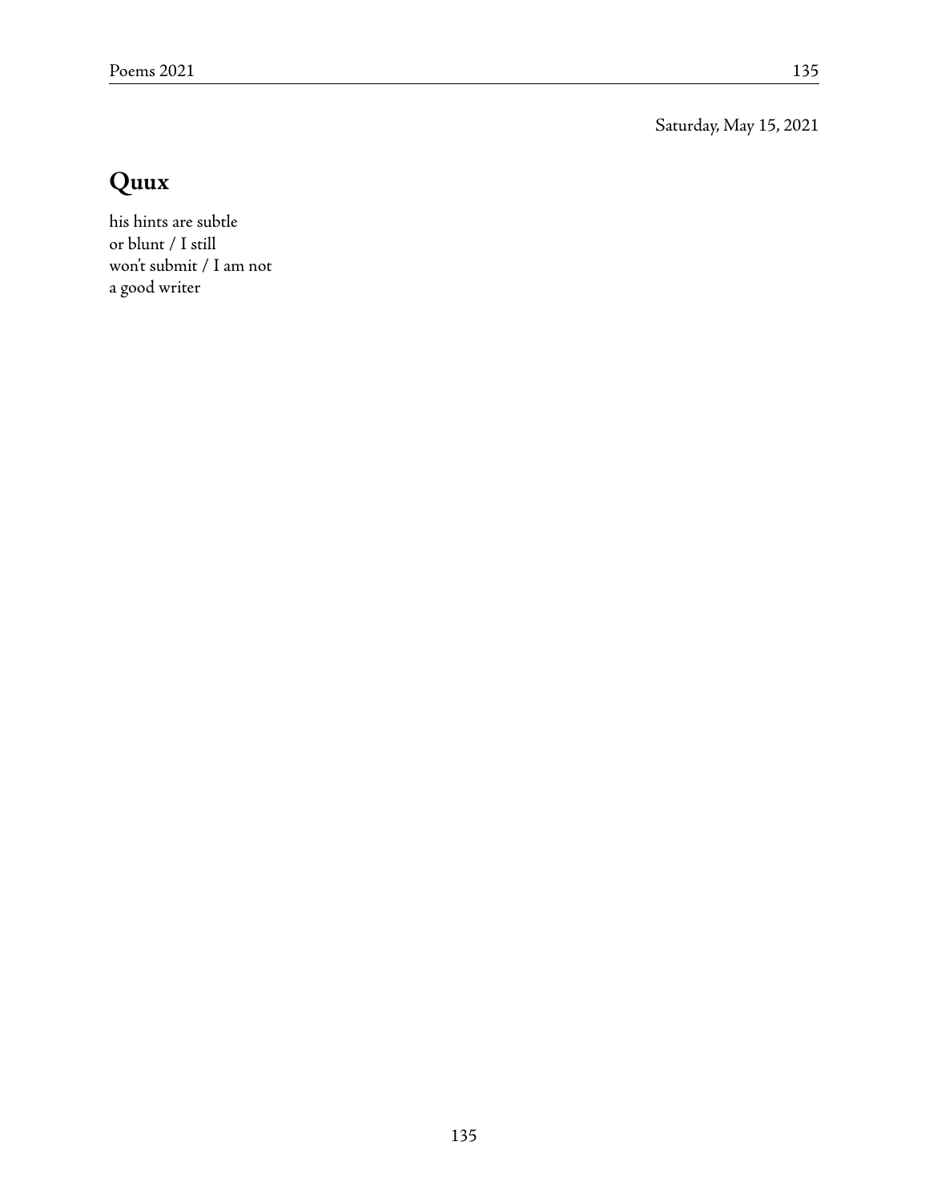Saturday, May 15, 2021

# Quux

his hints are subtle
or blunt / I still
won't submit / I am not
a good writer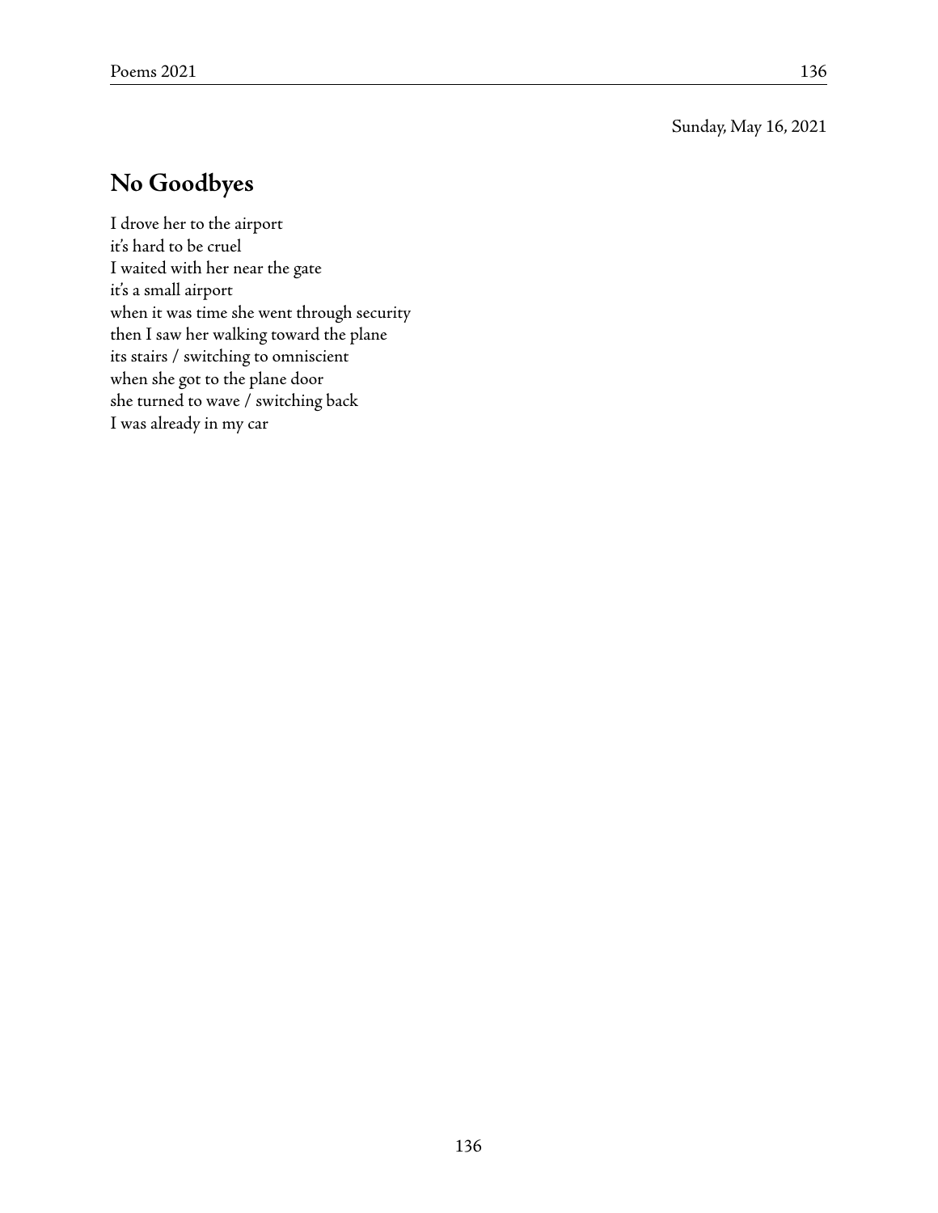Sunday, May 16, 2021

## No Goodbyes

I drove her to the airport  
it's hard to be cruel  
I waited with her near the gate  
it's a small airport  
when it was time she went through security  
then I saw her walking toward the plane  
its stairs / switching to omniscient  
when she got to the plane door  
she turned to wave / switching back  
I was already in my car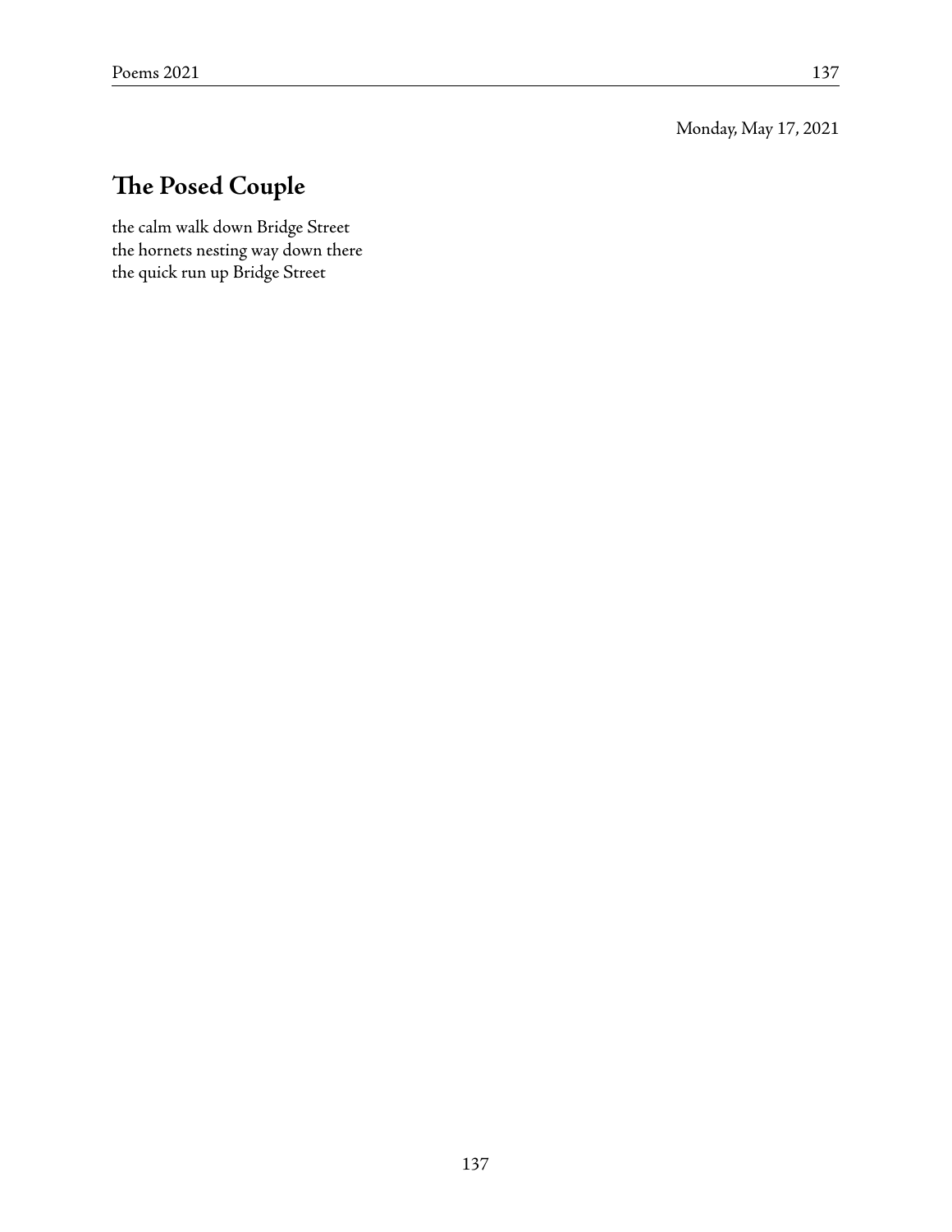Monday, May 17, 2021

## The Posed Couple

the calm walk down Bridge Street
the hornets nesting way down there
the quick run up Bridge Street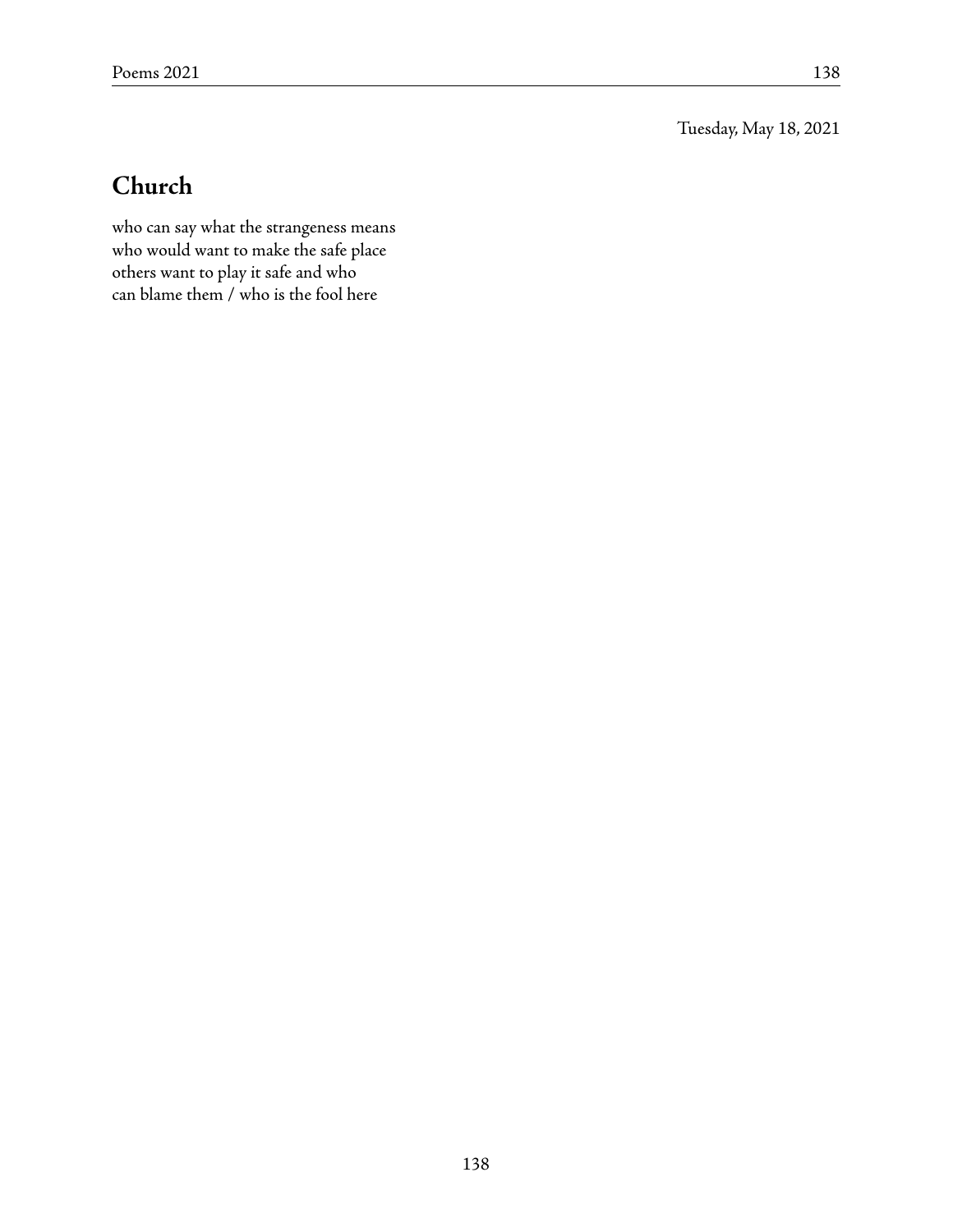Tuesday, May 18, 2021

## Church

who can say what the strangeness means
who would want to make the safe place
others want to play it safe and who
can blame them / who is the fool here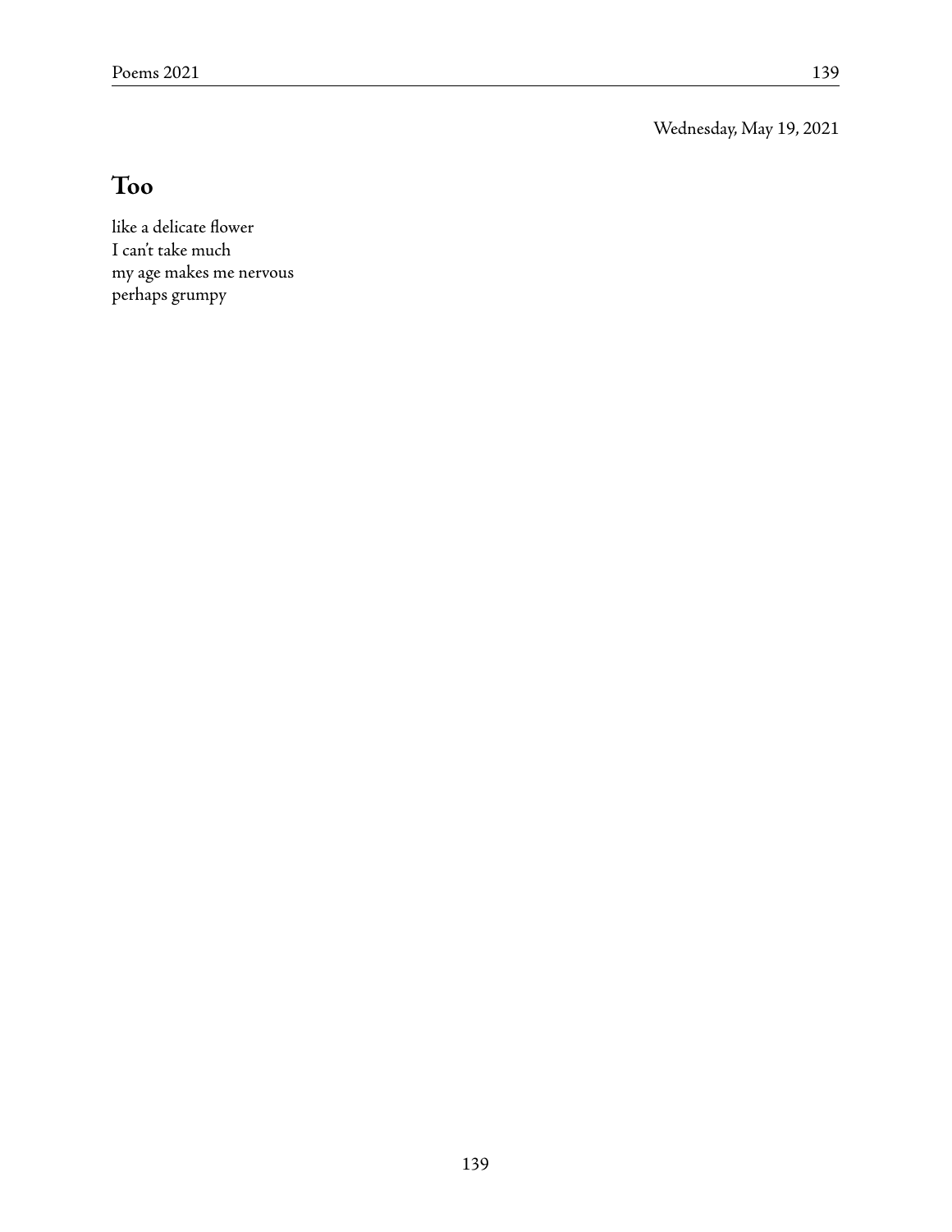Wednesday, May 19, 2021

## Too

like a delicate flower  
I can't take much  
my age makes me nervous  
perhaps grumpy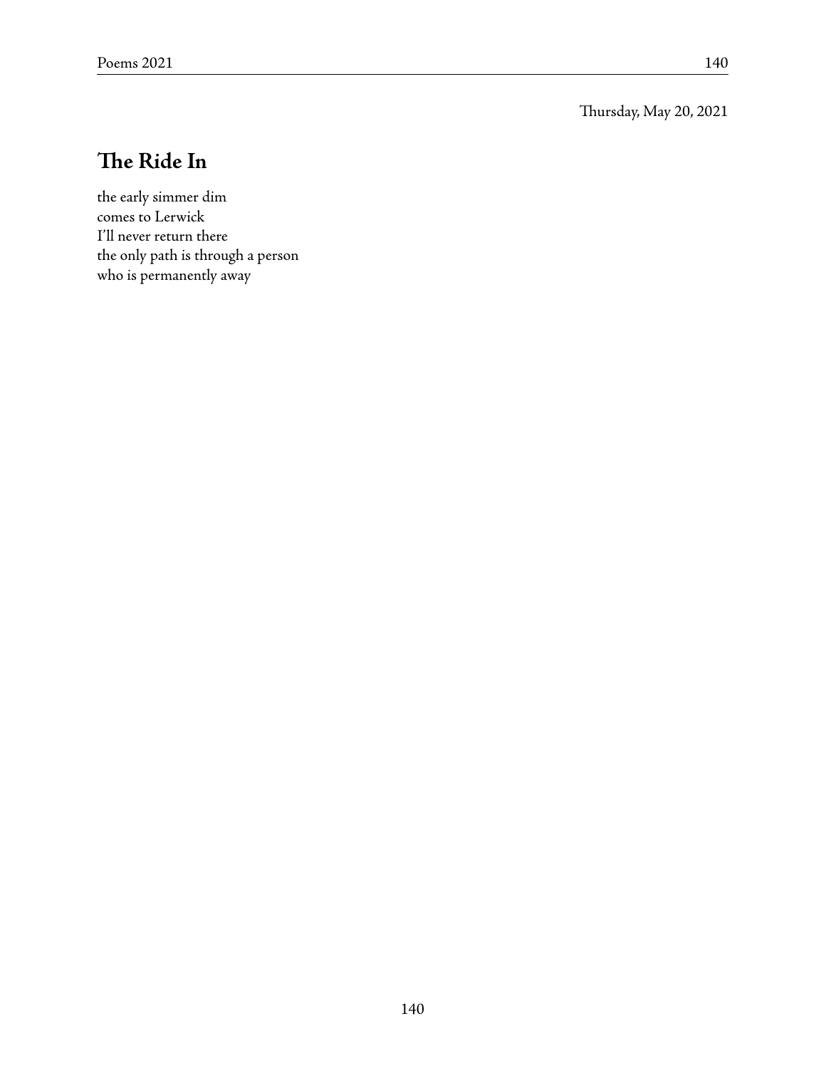Thursday, May 20, 2021

## The Ride In

the early simmer dim  
comes to Lerwick  
I'll never return there  
the only path is through a person  
who is permanently away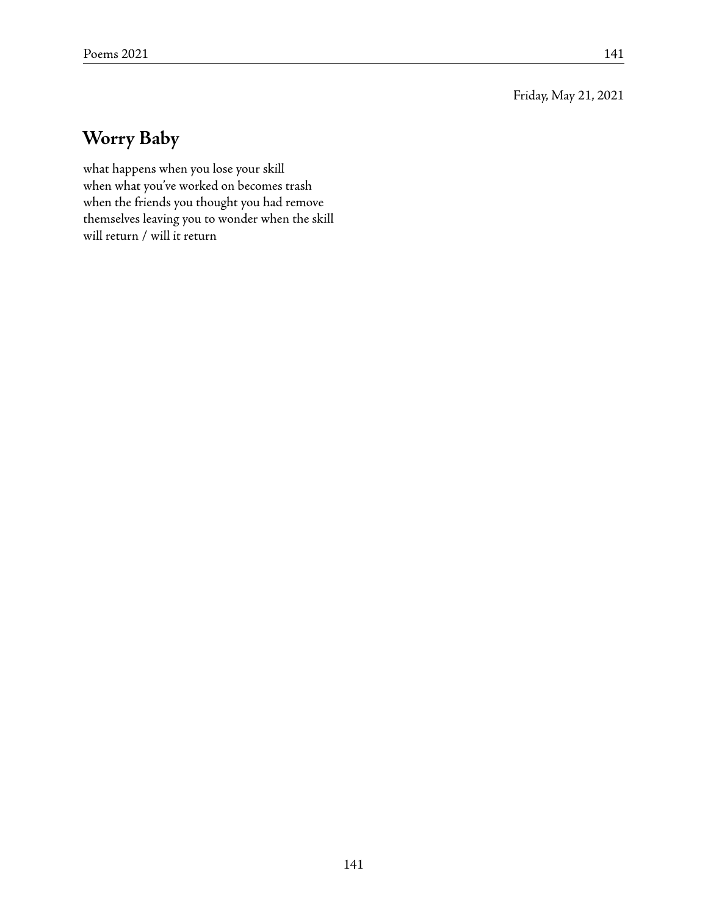Friday, May 21, 2021

## Worry Baby

what happens when you lose your skill  
when what you've worked on becomes trash  
when the friends you thought you had remove  
themselves leaving you to wonder when the skill  
will return / will it return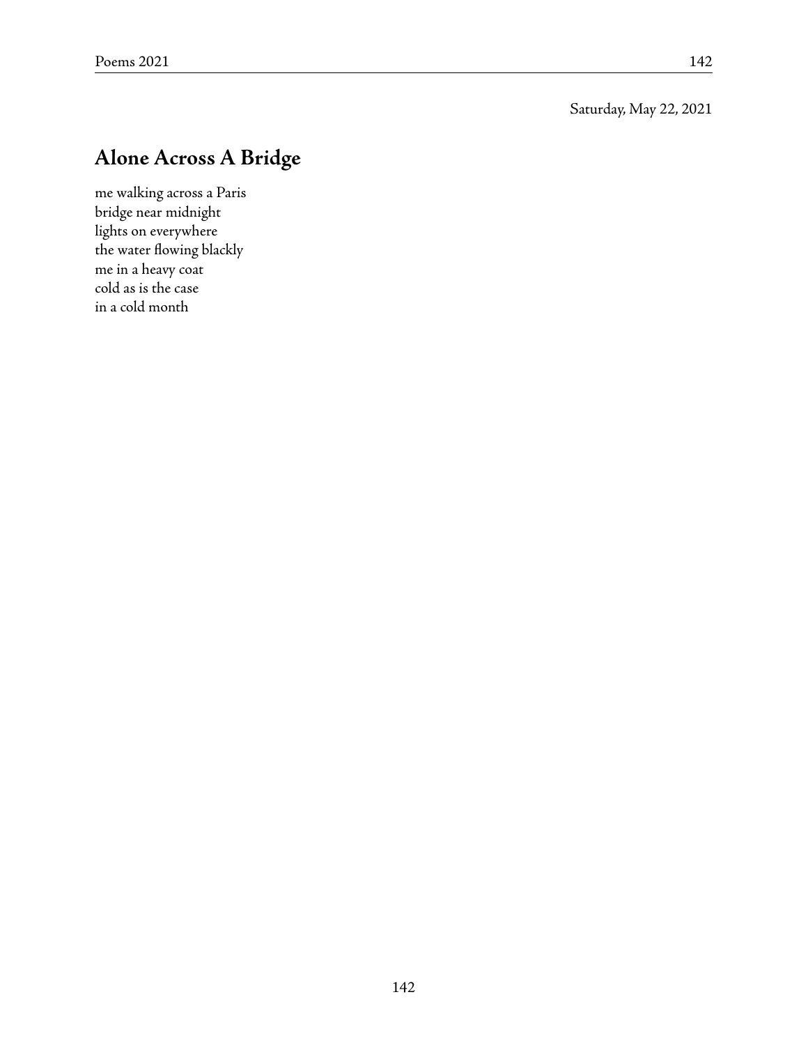Saturday, May 22, 2021

## Alone Across A Bridge

me walking across a Paris
bridge near midnight
lights on everywhere
the water flowing blackly
me in a heavy coat
cold as is the case
in a cold month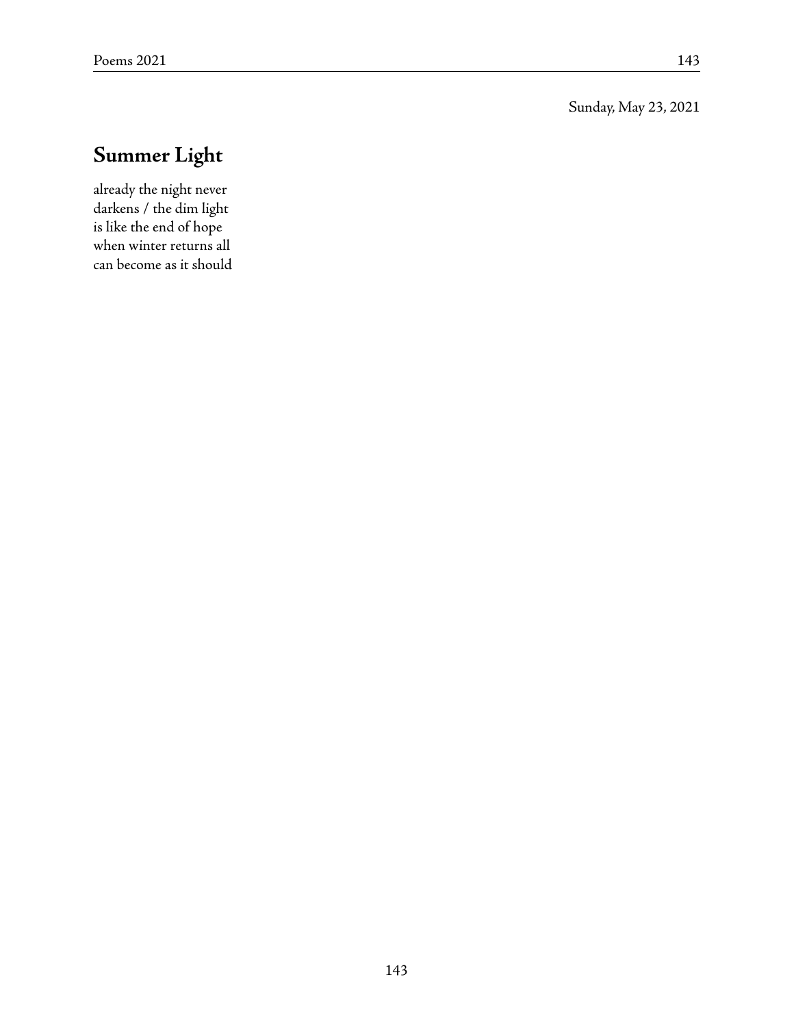Sunday, May 23, 2021

## Summer Light

already the night never
darkens / the dim light
is like the end of hope
when winter returns all
can become as it should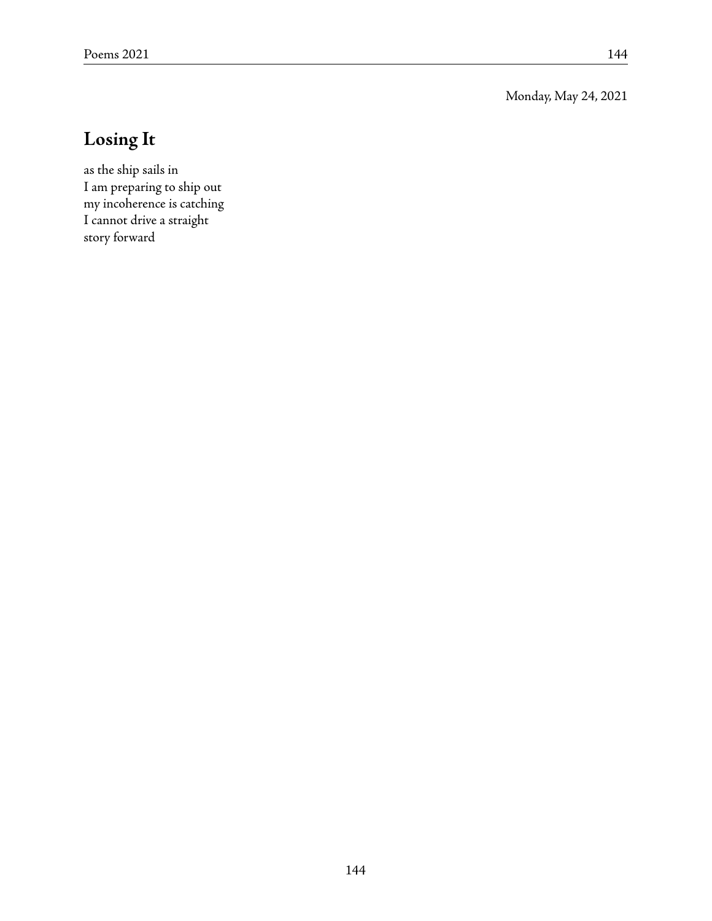Monday, May 24, 2021

## Losing It

as the ship sails in  
I am preparing to ship out  
my incoherence is catching  
I cannot drive a straight  
story forward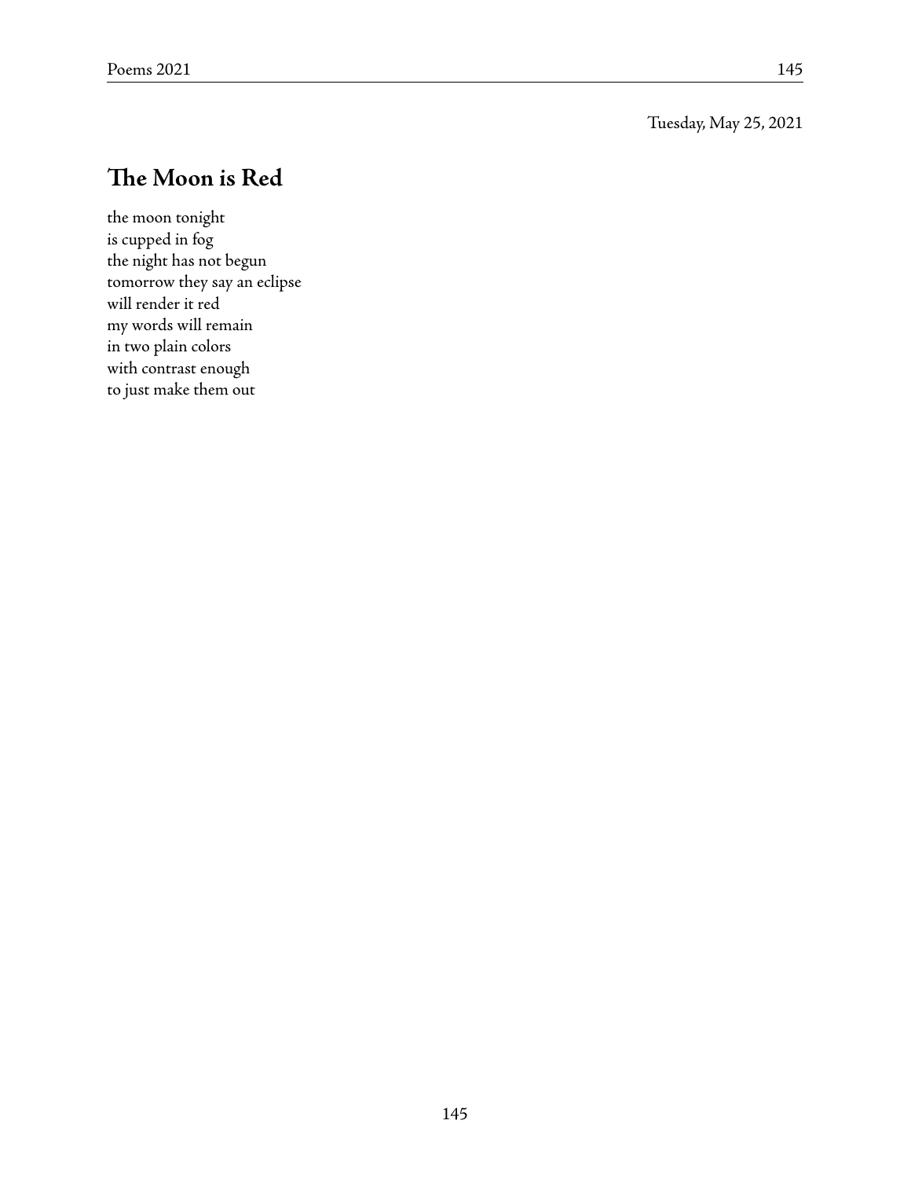Tuesday, May 25, 2021

## The Moon is Red

the moon tonight
is cupped in fog
the night has not begun
tomorrow they say an eclipse
will render it red
my words will remain
in two plain colors
with contrast enough
to just make them out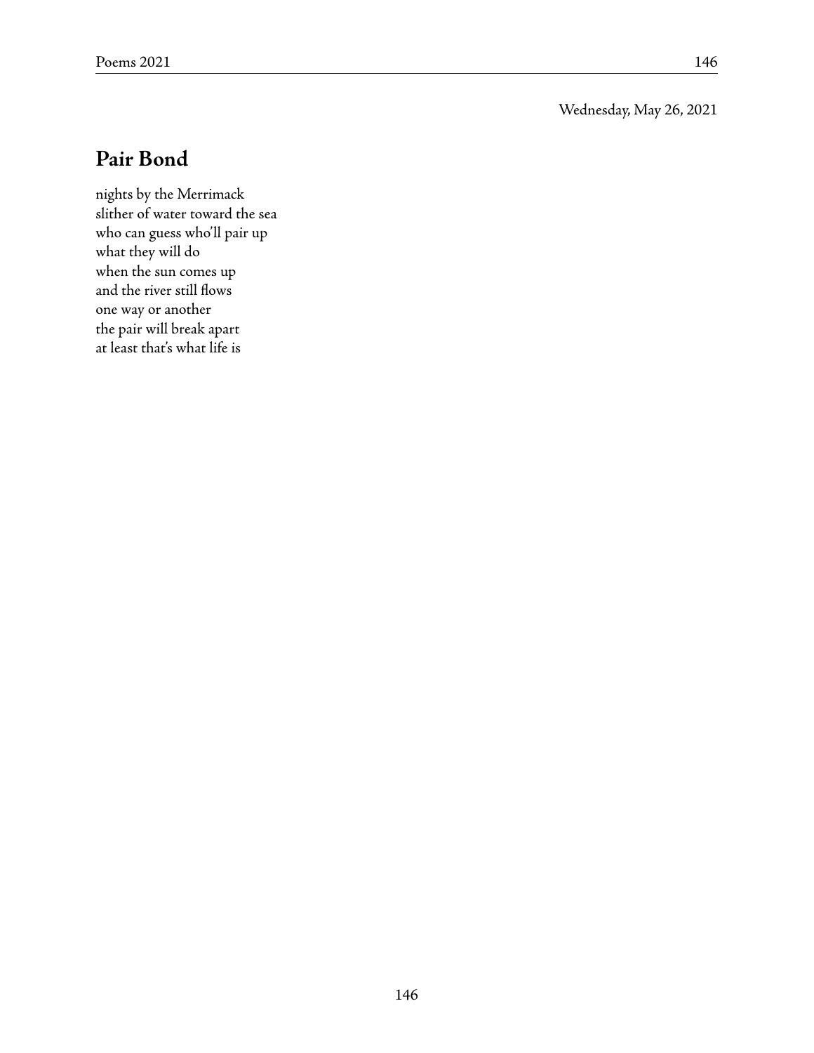Wednesday, May 26, 2021

## Pair Bond

nights by the Merrimack
slither of water toward the sea
who can guess who'll pair up
what they will do
when the sun comes up
and the river still flows
one way or another
the pair will break apart
at least that's what life is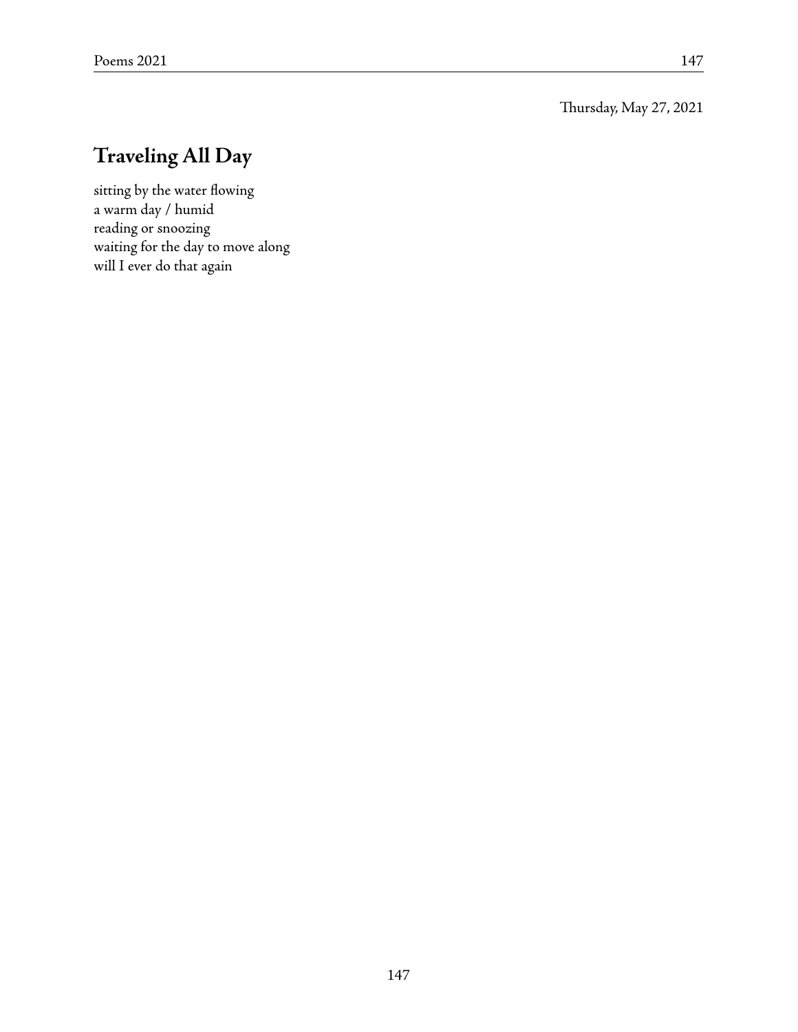Thursday, May 27, 2021

## Traveling All Day

sitting by the water flowing  
a warm day / humid  
reading or snoozing  
waiting for the day to move along  
will I ever do that again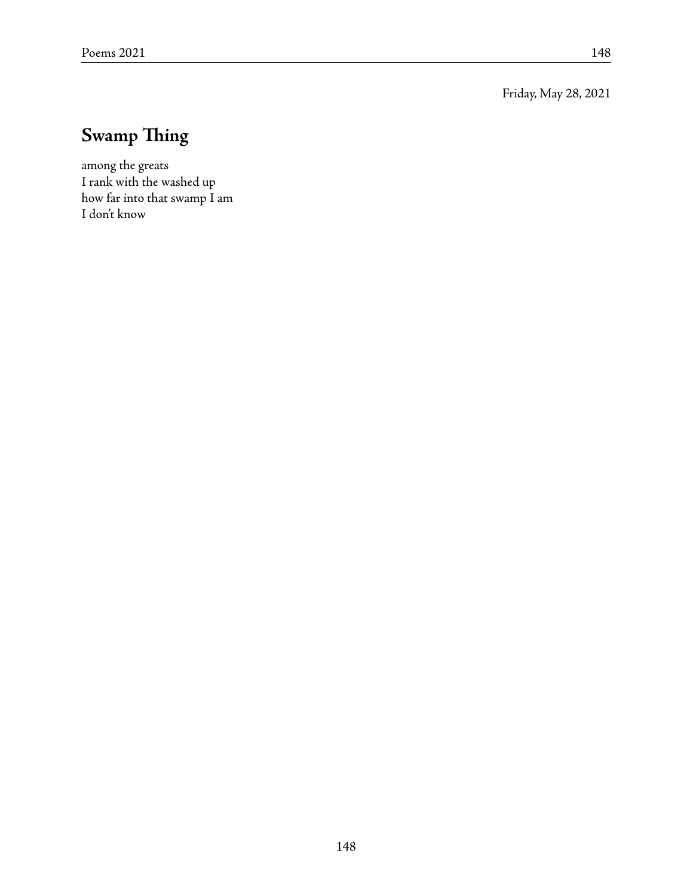Friday, May 28, 2021

## Swamp Thing

among the greats  
I rank with the washed up  
how far into that swamp I am  
I don't know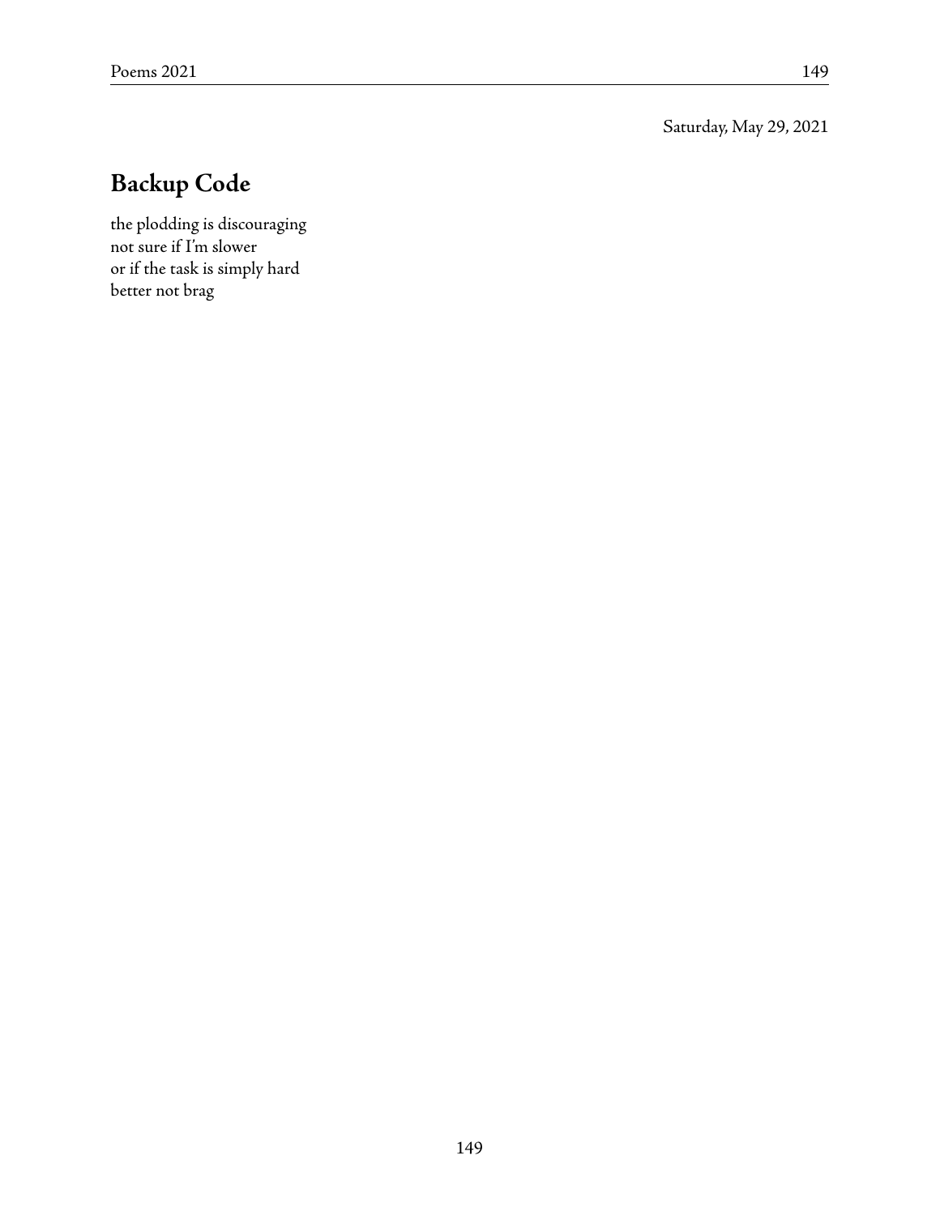Saturday, May 29, 2021

## Backup Code

the plodding is discouraging  
not sure if I'm slower  
or if the task is simply hard  
better not brag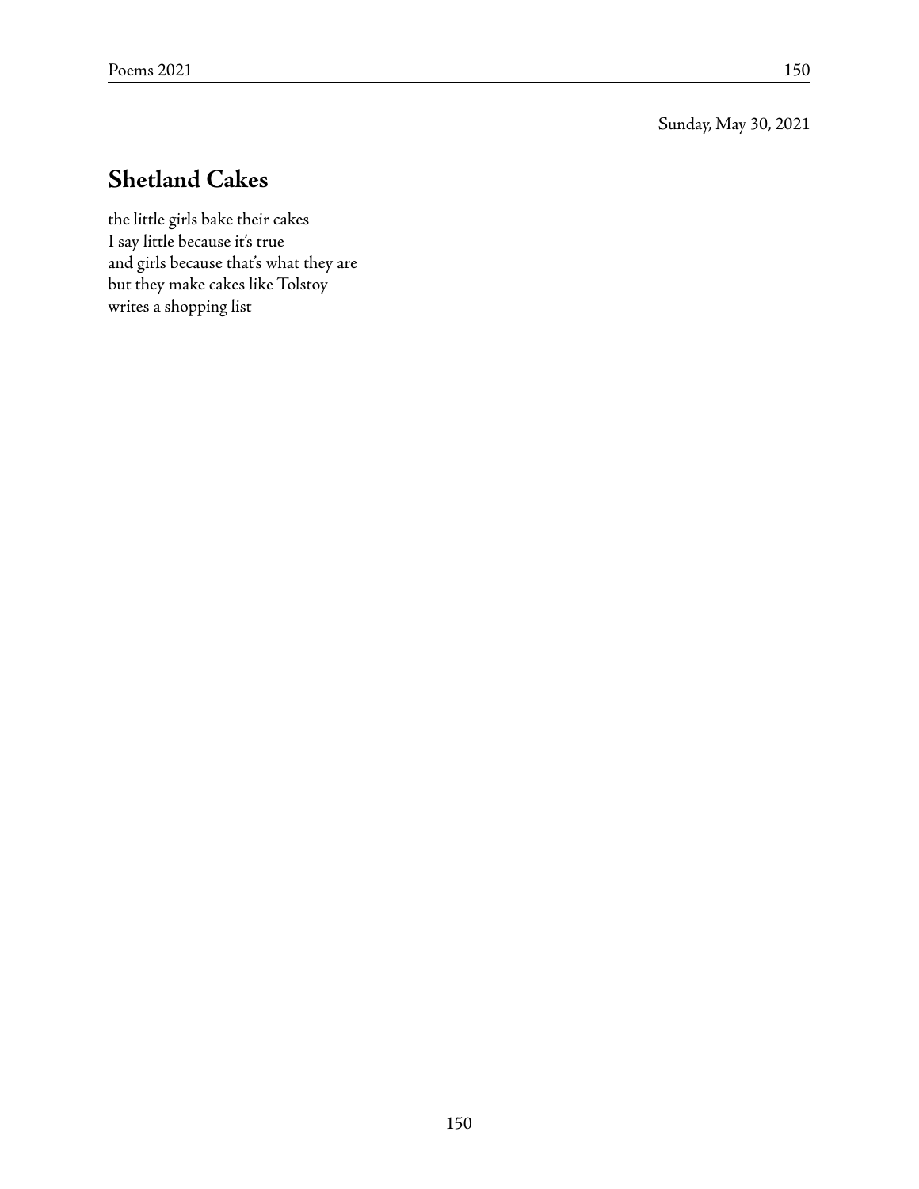Sunday, May 30, 2021

## Shetland Cakes

the little girls bake their cakes  
I say little because it's true  
and girls because that's what they are  
but they make cakes like Tolstoy  
writes a shopping list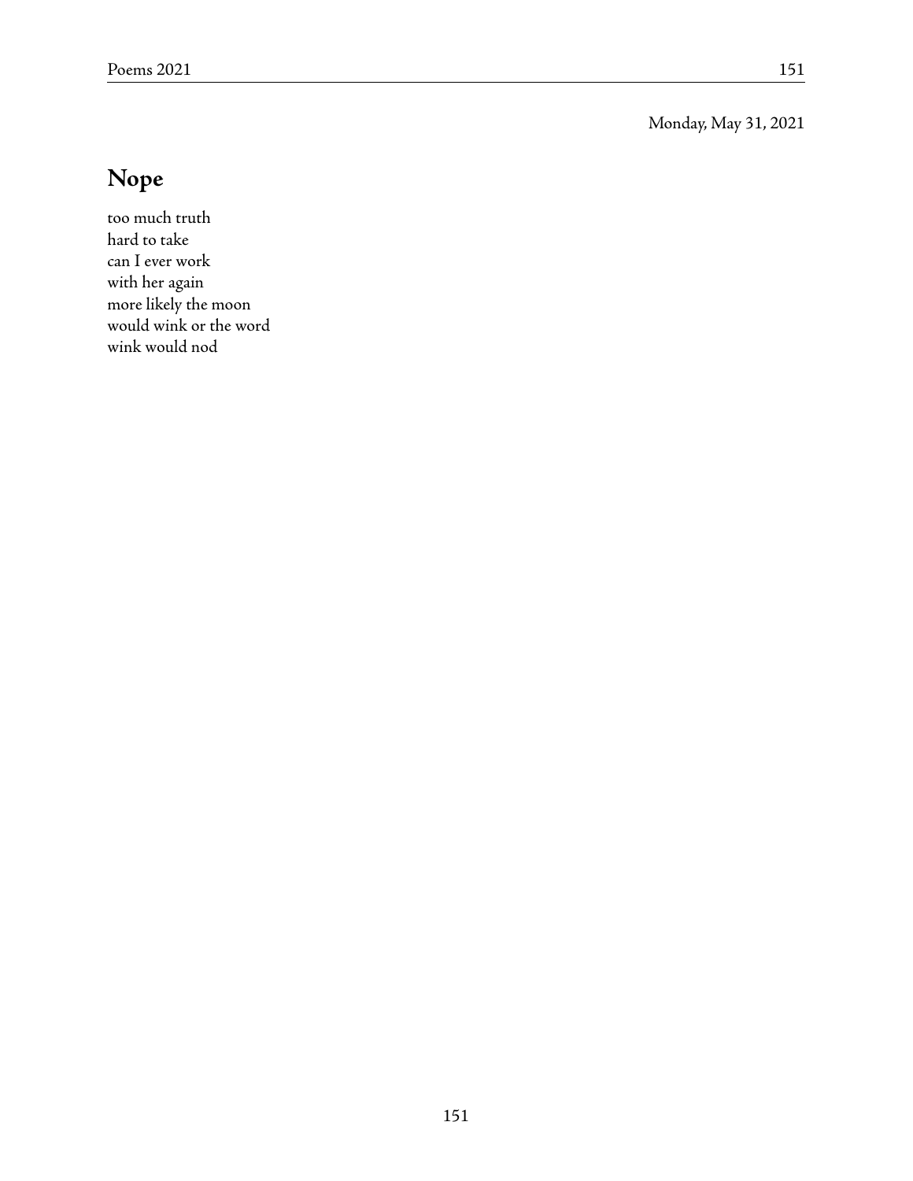Monday, May 31, 2021

## Nope

too much truth  
hard to take  
can I ever work  
with her again  
more likely the moon  
would wink or the word  
wink would nod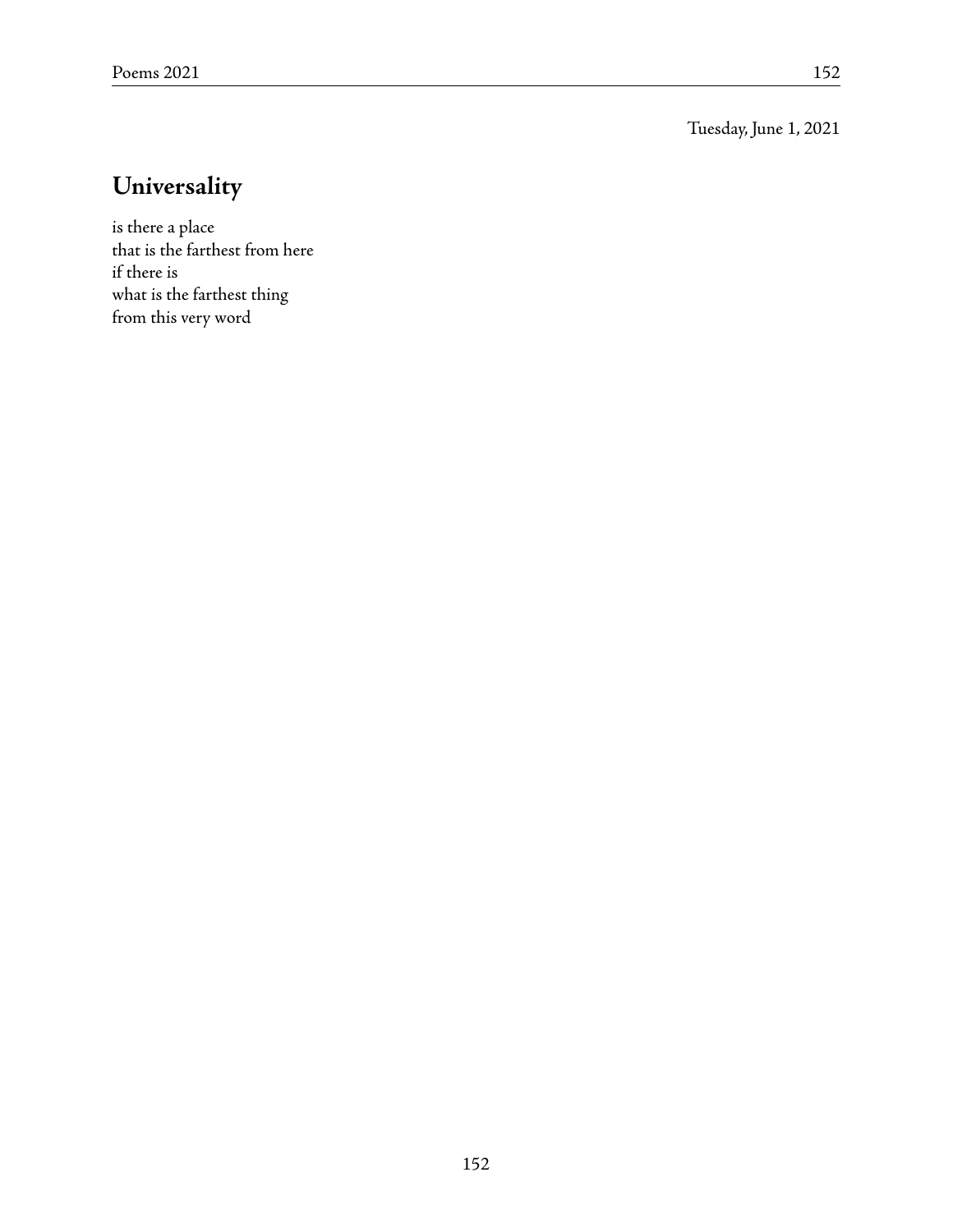Tuesday, June 1, 2021

## Universality

is there a place  
that is the farthest from here  
if there is  
what is the farthest thing  
from this very word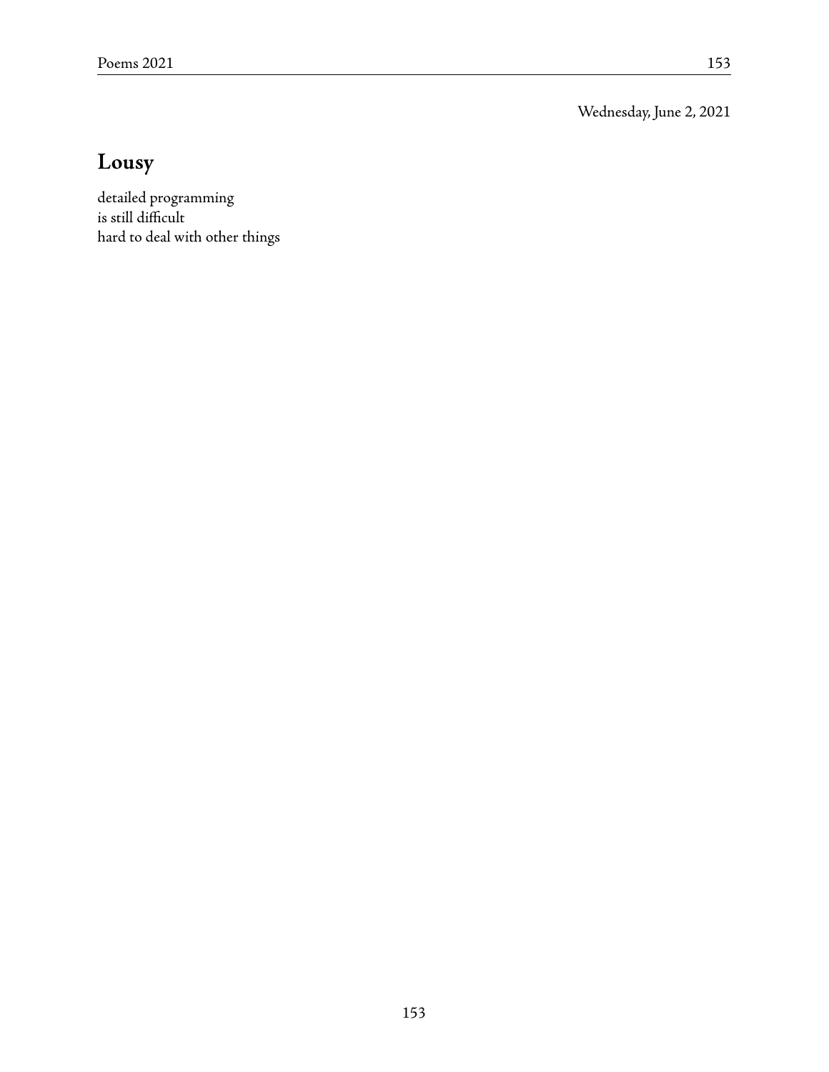Wednesday, June 2, 2021

## Lousy

detailed programming
is still difficult
hard to deal with other things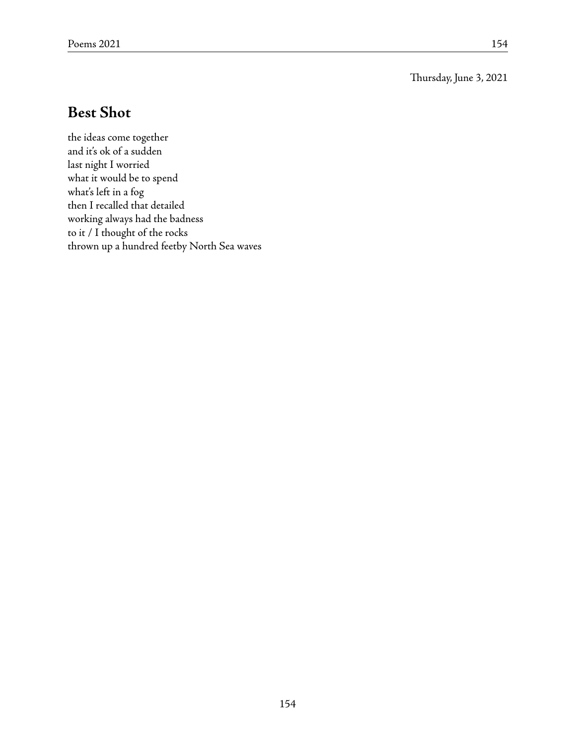Thursday, June 3, 2021

## Best Shot

the ideas come together  
and it's ok of a sudden  
last night I worried  
what it would be to spend  
what's left in a fog  
then I recalled that detailed  
working always had the badness  
to it / I thought of the rocks  
thrown up a hundred feetby North Sea waves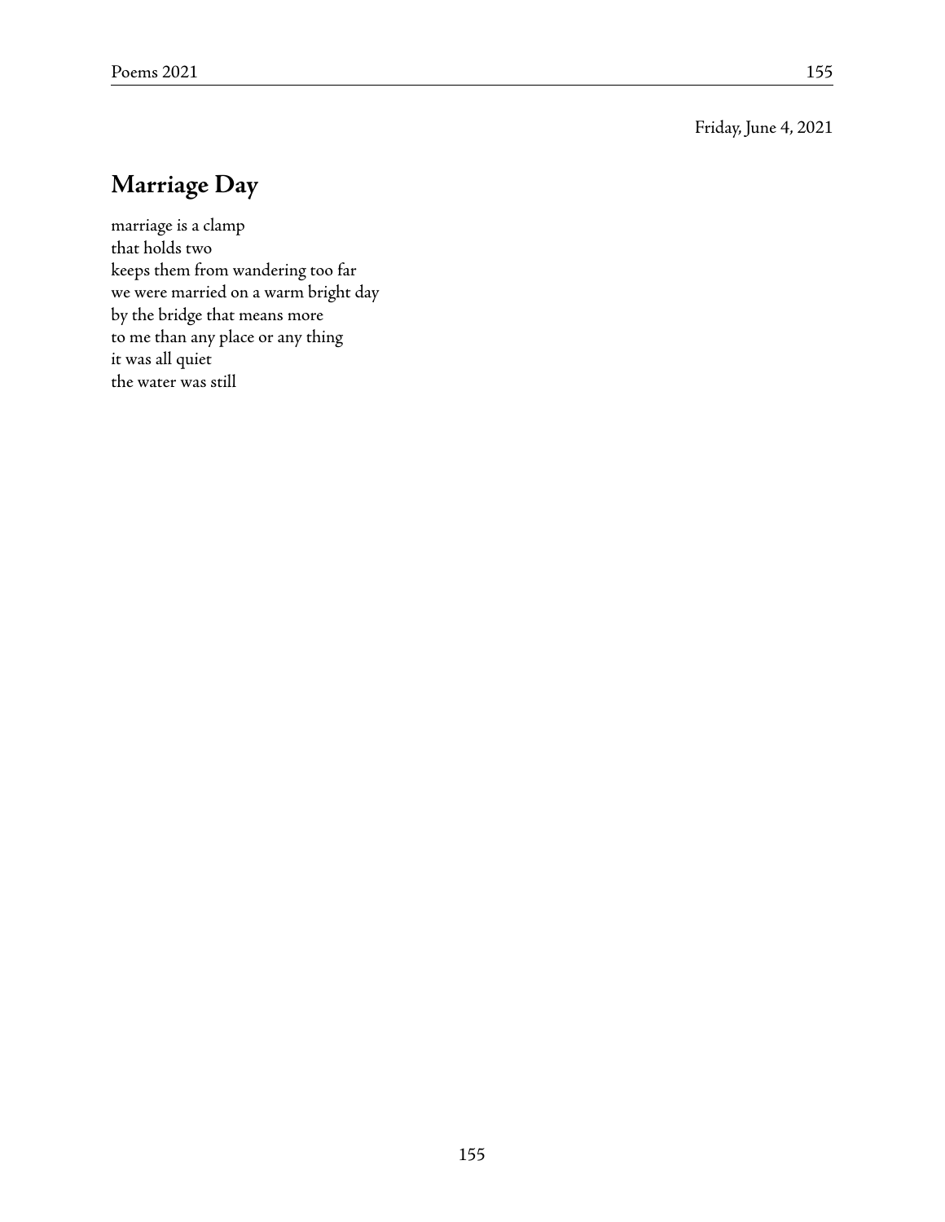Friday, June 4, 2021

## Marriage Day

marriage is a clamp  
that holds two  
keeps them from wandering too far  
we were married on a warm bright day  
by the bridge that means more  
to me than any place or any thing  
it was all quiet  
the water was still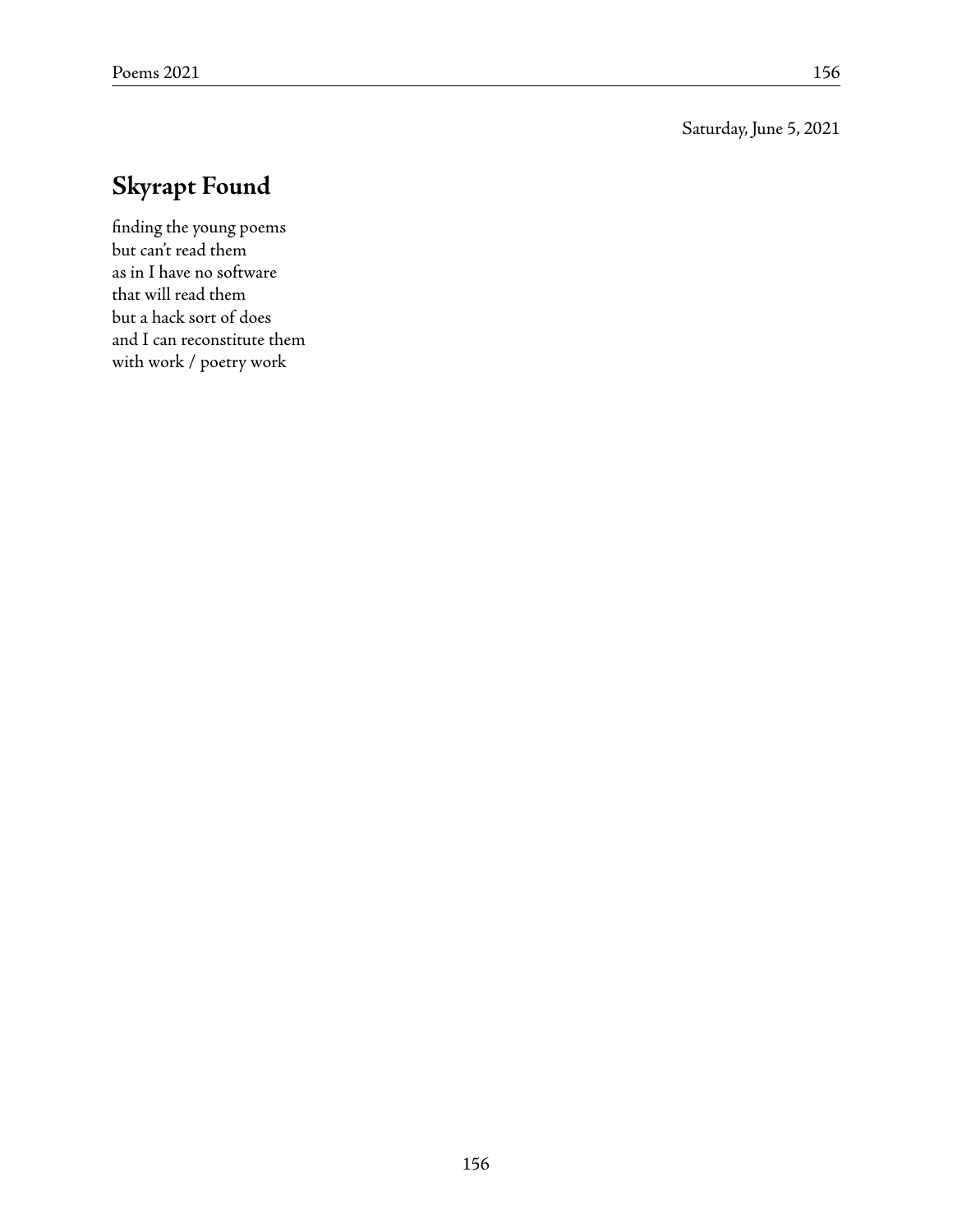Saturday, June 5, 2021

## Skyrapt Found

finding the young poems  
but can't read them  
as in I have no software  
that will read them  
but a hack sort of does  
and I can reconstitute them  
with work / poetry work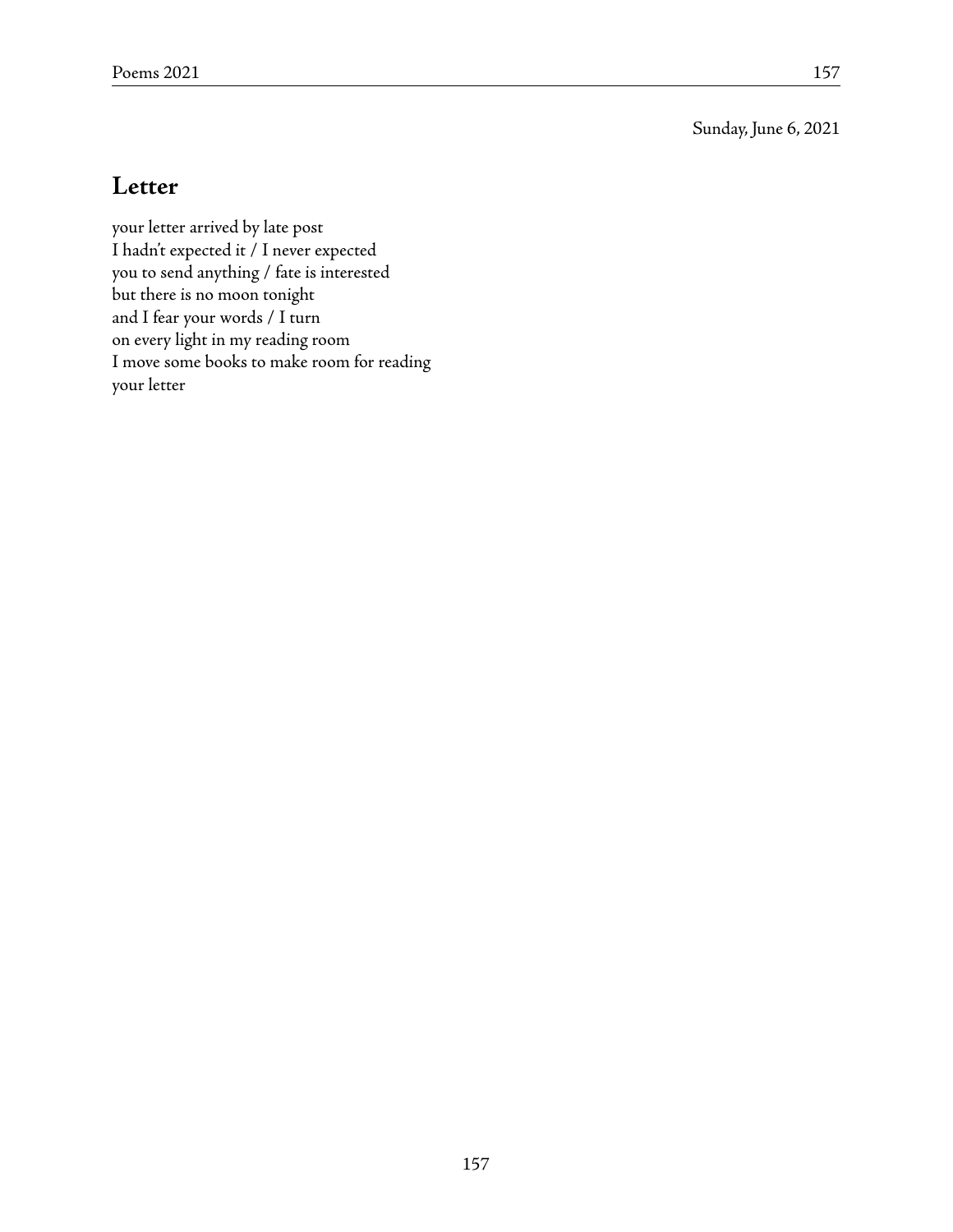Sunday, June 6, 2021

## Letter

your letter arrived by late post  
I hadn't expected it / I never expected  
you to send anything / fate is interested  
but there is no moon tonight  
and I fear your words / I turn  
on every light in my reading room  
I move some books to make room for reading  
your letter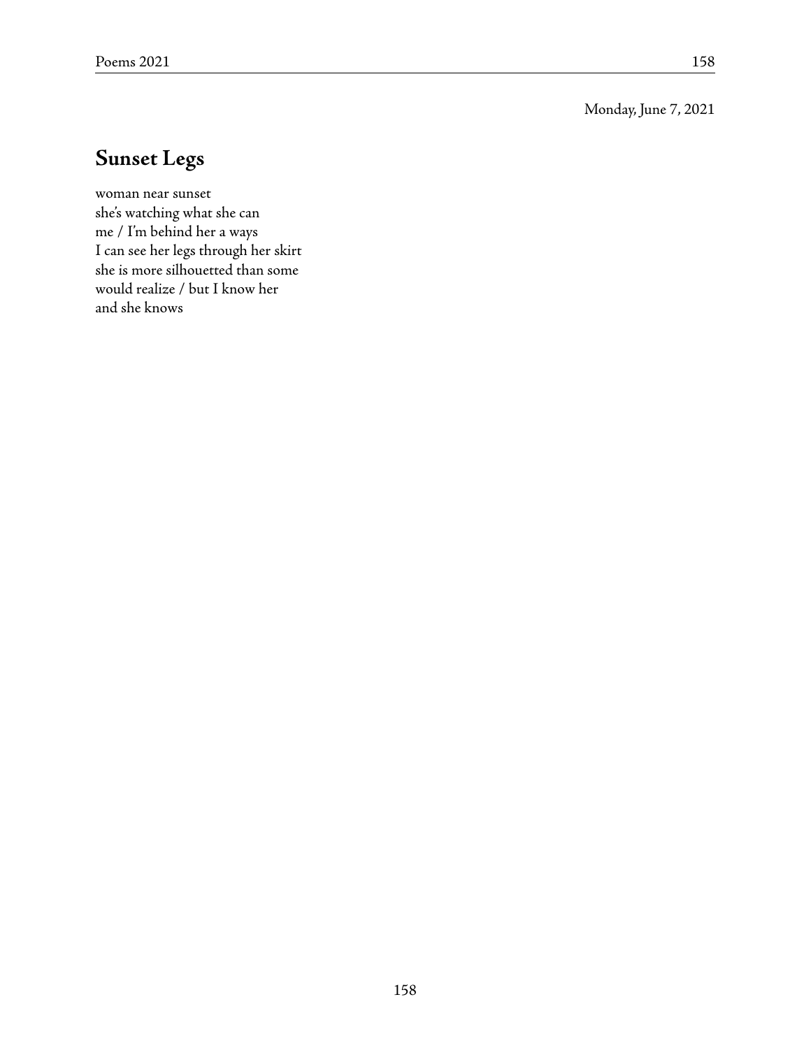Monday, June 7, 2021

## Sunset Legs

woman near sunset  
she's watching what she can  
me / I'm behind her a ways  
I can see her legs through her skirt  
she is more silhouetted than some  
would realize / but I know her  
and she knows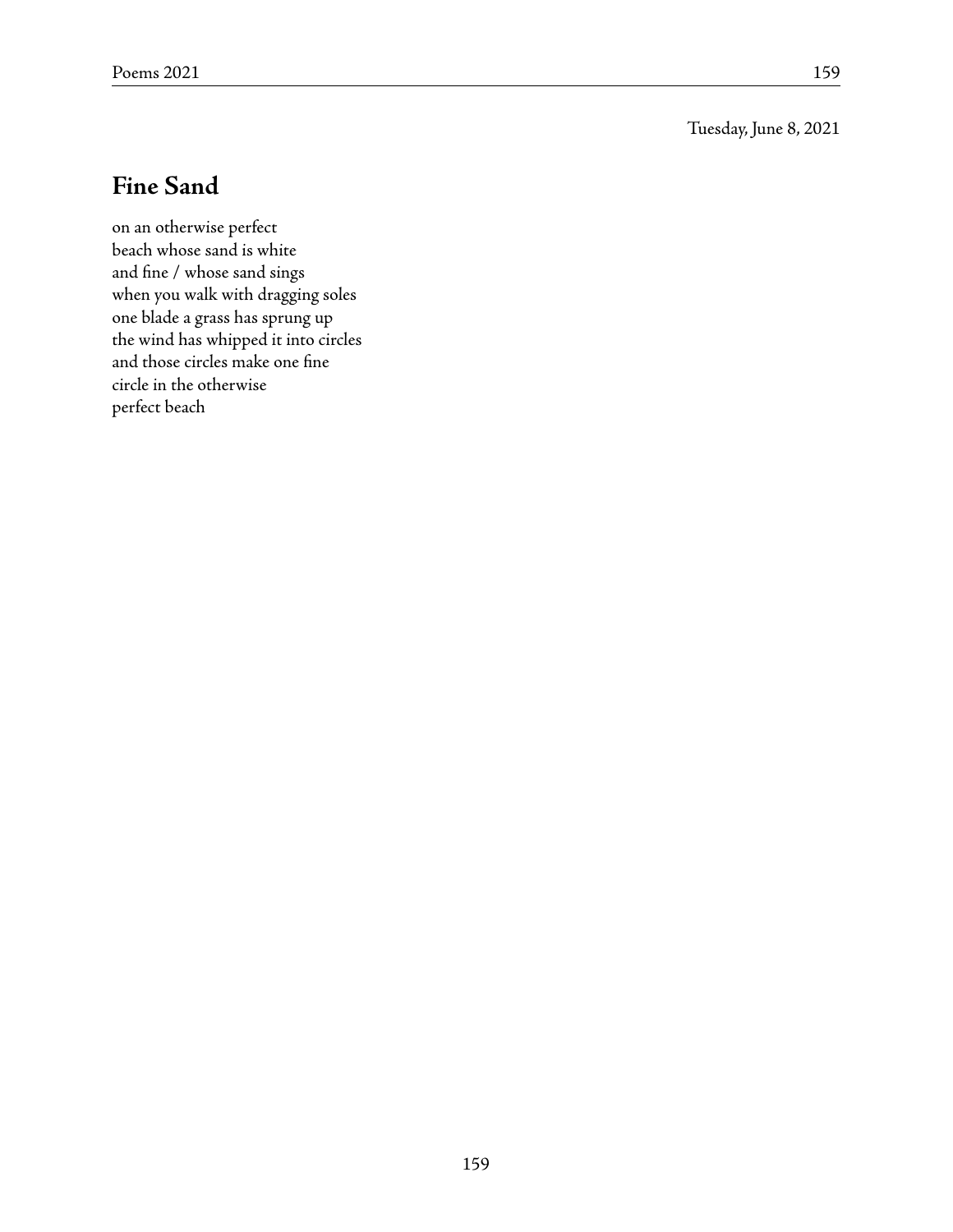Tuesday, June 8, 2021

## Fine Sand

on an otherwise perfect  
beach whose sand is white  
and fine / whose sand sings  
when you walk with dragging soles  
one blade a grass has sprung up  
the wind has whipped it into circles  
and those circles make one fine  
circle in the otherwise  
perfect beach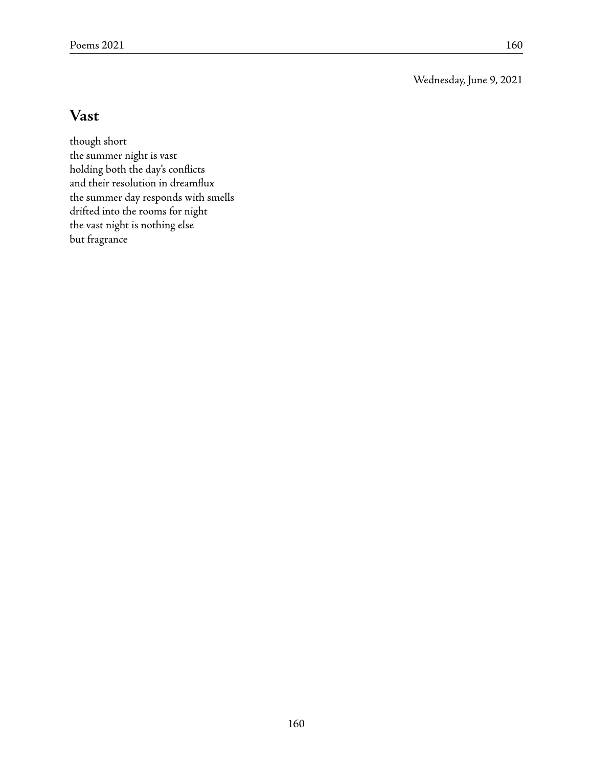Wednesday, June 9, 2021

## Vast

though short  
the summer night is vast  
holding both the day's conflicts  
and their resolution in dreamflux  
the summer day responds with smells  
drifted into the rooms for night  
the vast night is nothing else  
but fragrance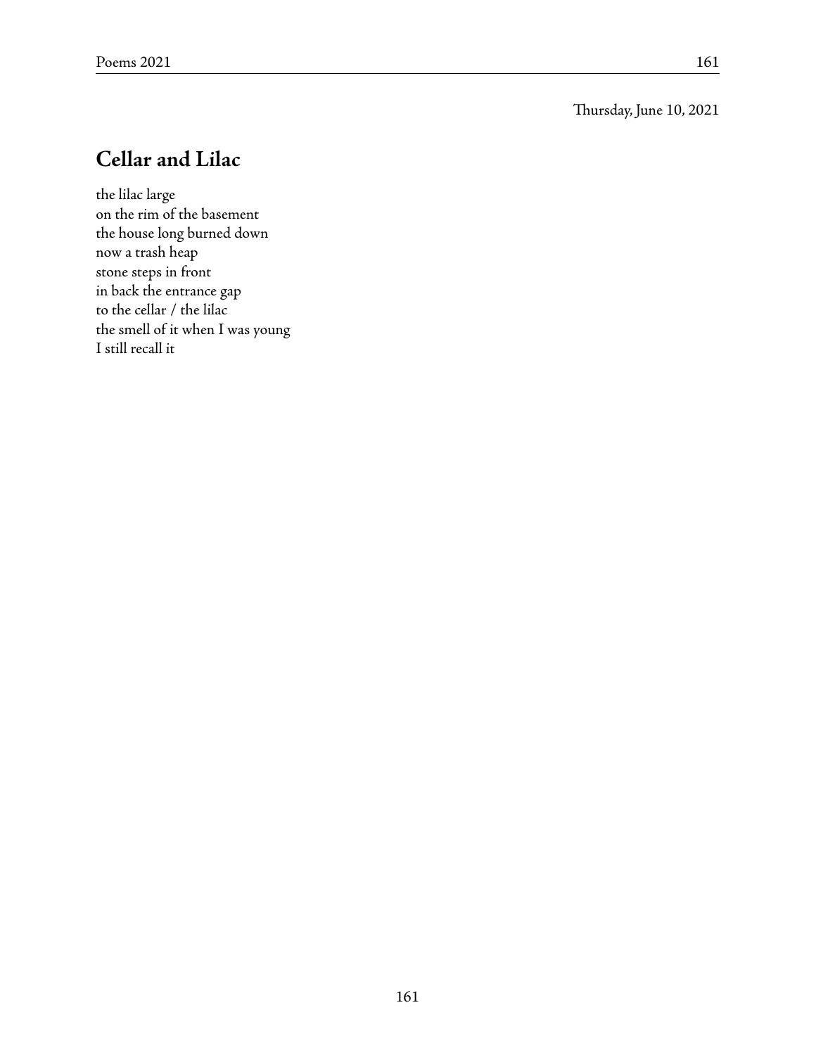Thursday, June 10, 2021

## Cellar and Lilac

the lilac large  
on the rim of the basement  
the house long burned down  
now a trash heap  
stone steps in front  
in back the entrance gap  
to the cellar / the lilac  
the smell of it when I was young  
I still recall it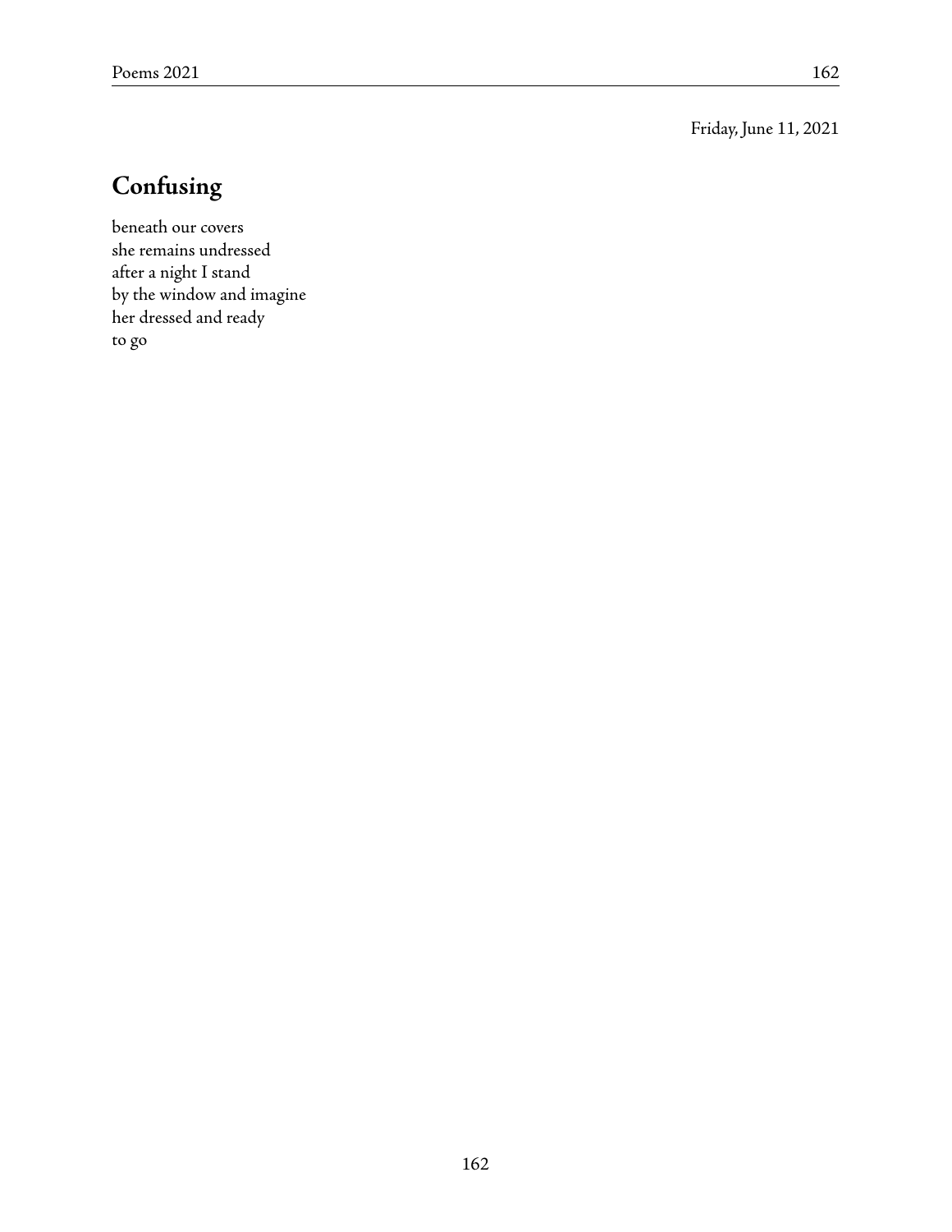Friday, June 11, 2021

## Confusing

beneath our covers  
she remains undressed  
after a night I stand  
by the window and imagine  
her dressed and ready  
to go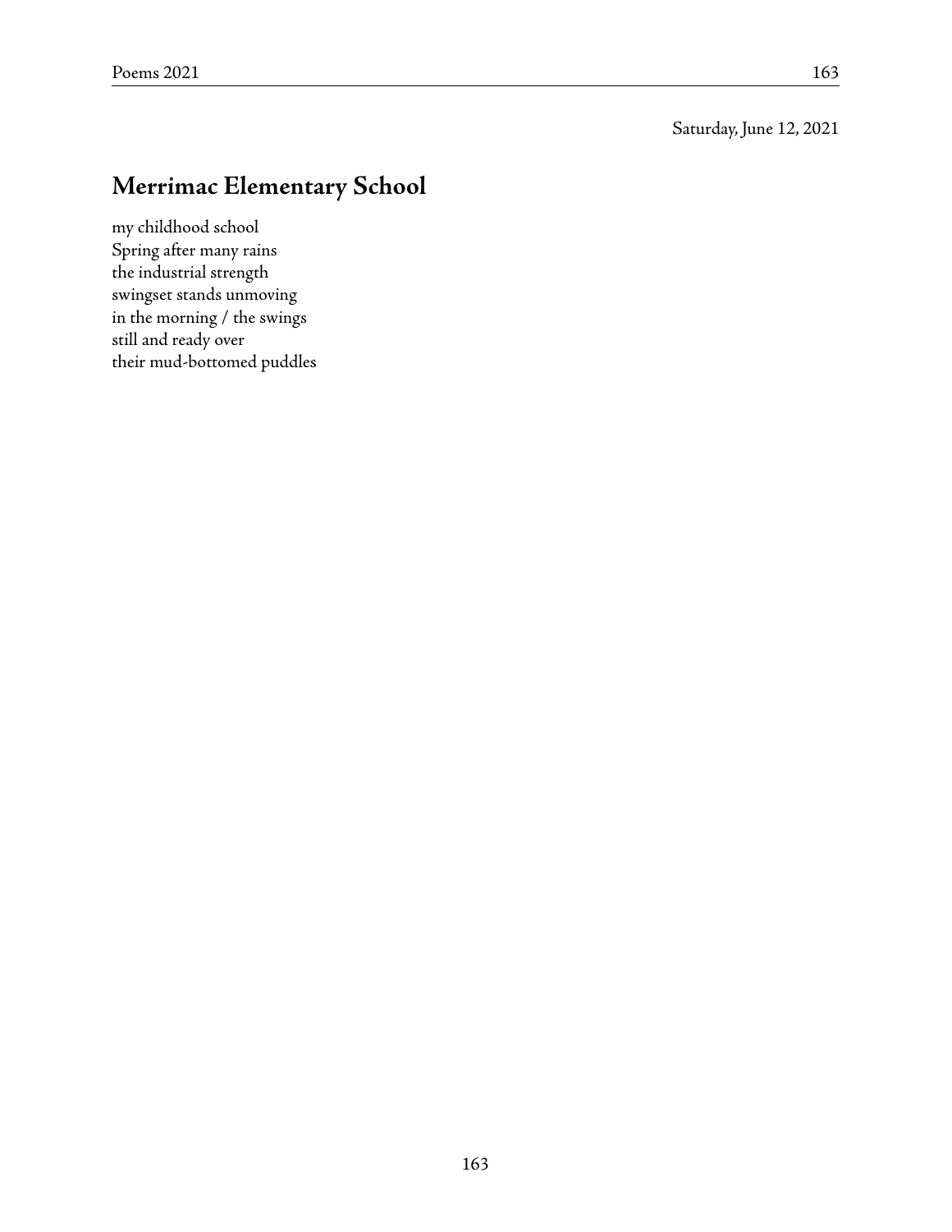Saturday, June 12, 2021

## Merrimac Elementary School

my childhood school  
Spring after many rains  
the industrial strength  
swingset stands unmoving  
in the morning / the swings  
still and ready over  
their mud-bottomed puddles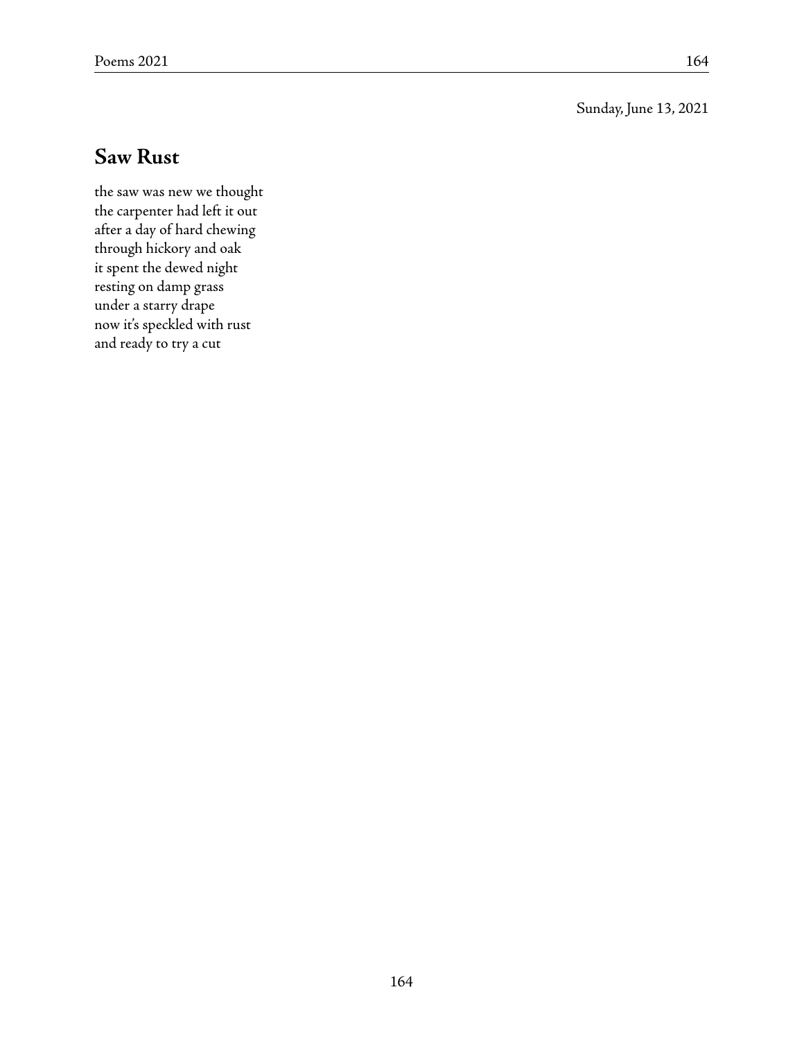Sunday, June 13, 2021

## Saw Rust

the saw was new we thought  
the carpenter had left it out  
after a day of hard chewing  
through hickory and oak  
it spent the dewed night  
resting on damp grass  
under a starry drape  
now it's speckled with rust  
and ready to try a cut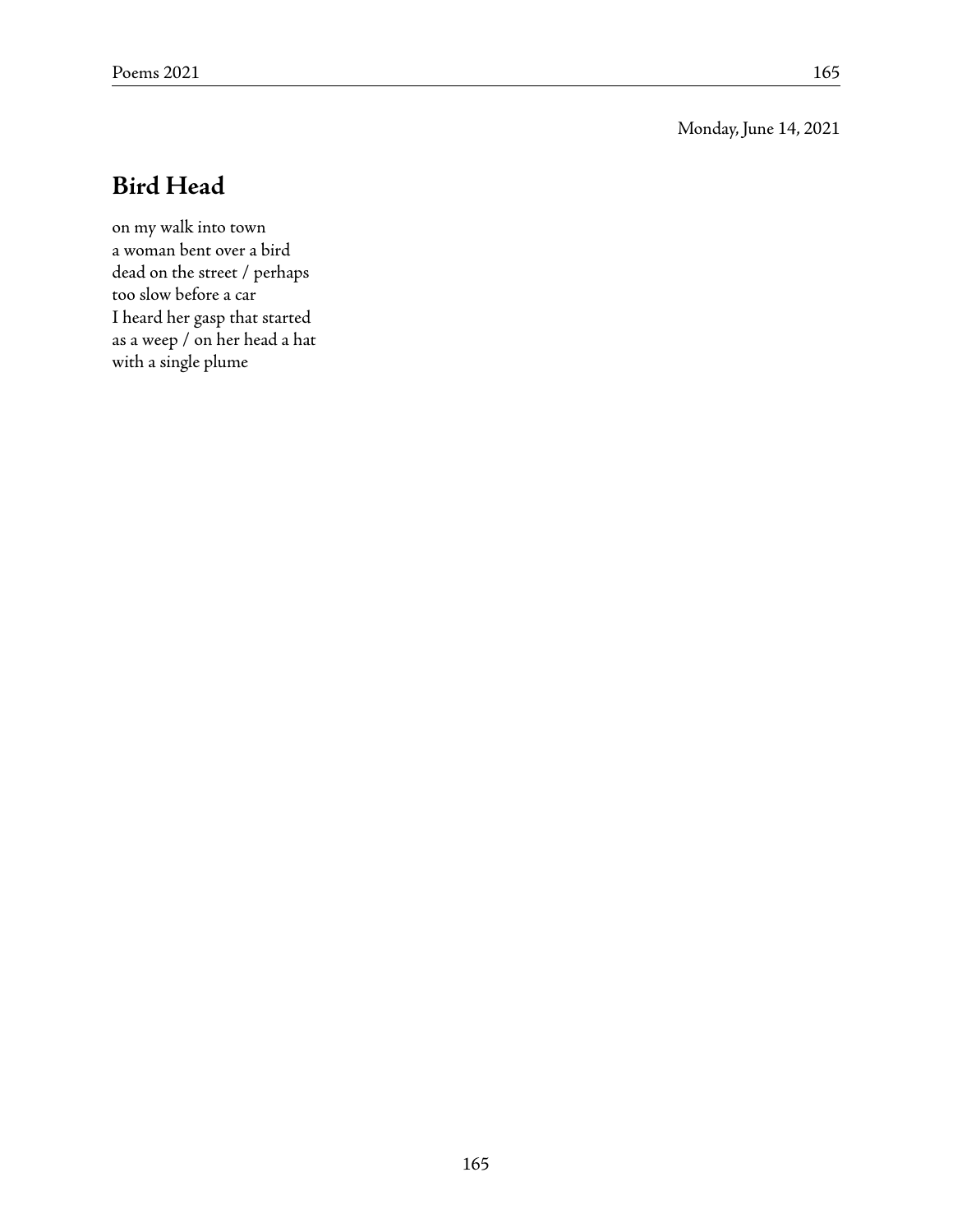Monday, June 14, 2021

## Bird Head

on my walk into town  
a woman bent over a bird  
dead on the street / perhaps  
too slow before a car  
I heard her gasp that started  
as a weep / on her head a hat  
with a single plume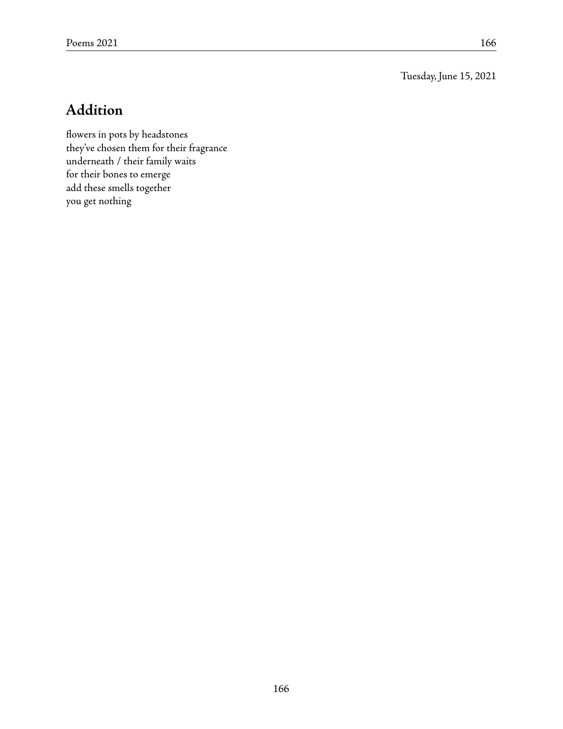Tuesday, June 15, 2021

## Addition

flowers in pots by headstones
they've chosen them for their fragrance
underneath / their family waits
for their bones to emerge
add these smells together
you get nothing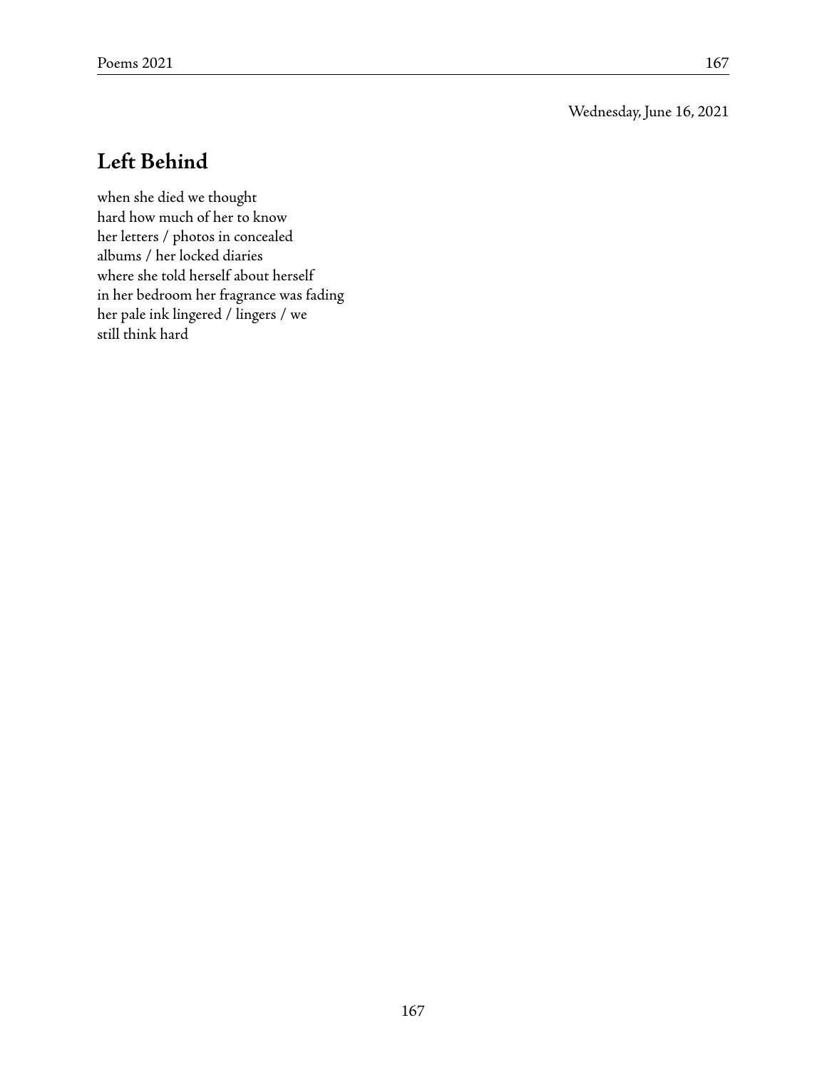Wednesday, June 16, 2021

## Left Behind

when she died we thought  
hard how much of her to know  
her letters / photos in concealed  
albums / her locked diaries  
where she told herself about herself  
in her bedroom her fragrance was fading  
her pale ink lingered / lingers / we  
still think hard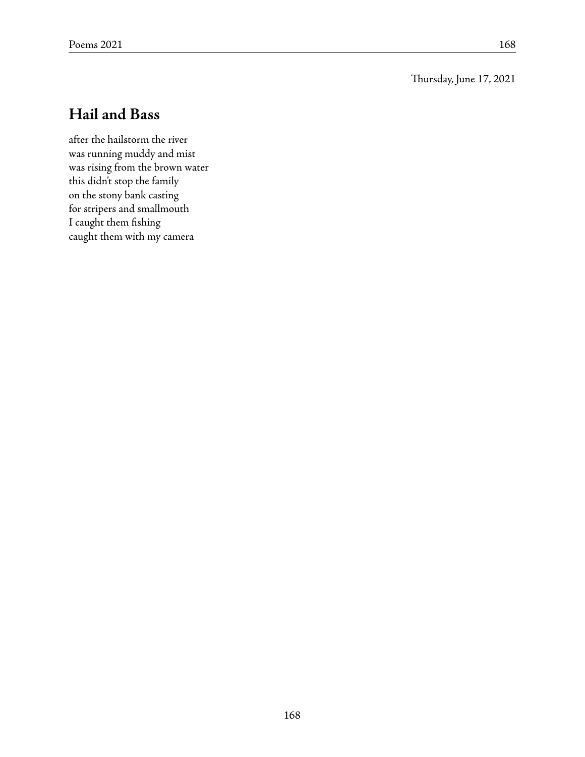Thursday, June 17, 2021

## Hail and Bass

after the hailstorm the river  
was running muddy and mist  
was rising from the brown water  
this didn't stop the family  
on the stony bank casting  
for stripers and smallmouth  
I caught them fishing  
caught them with my camera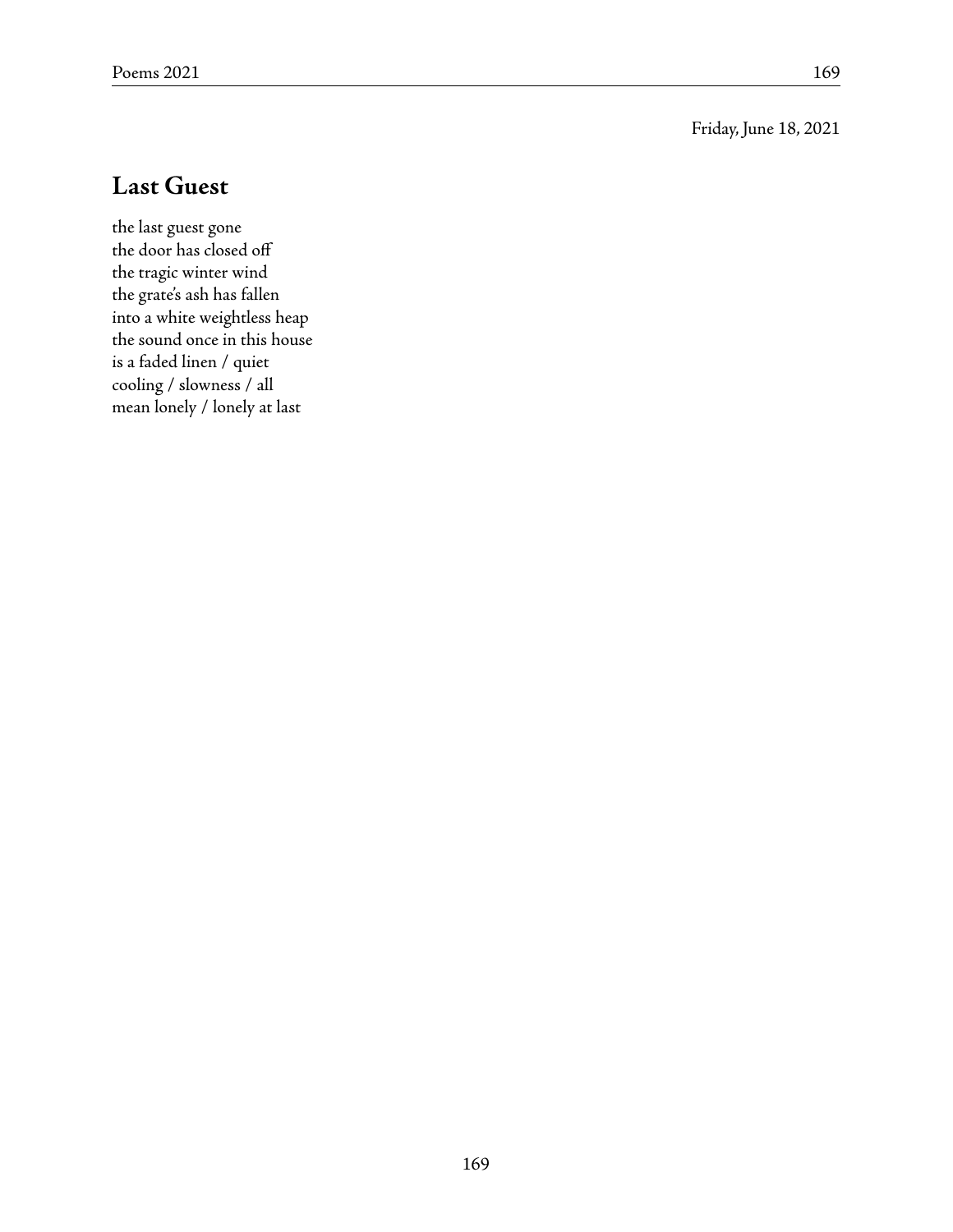Friday, June 18, 2021

## Last Guest

the last guest gone  
the door has closed off  
the tragic winter wind  
the grate's ash has fallen  
into a white weightless heap  
the sound once in this house  
is a faded linen / quiet  
cooling / slowness / all  
mean lonely / lonely at last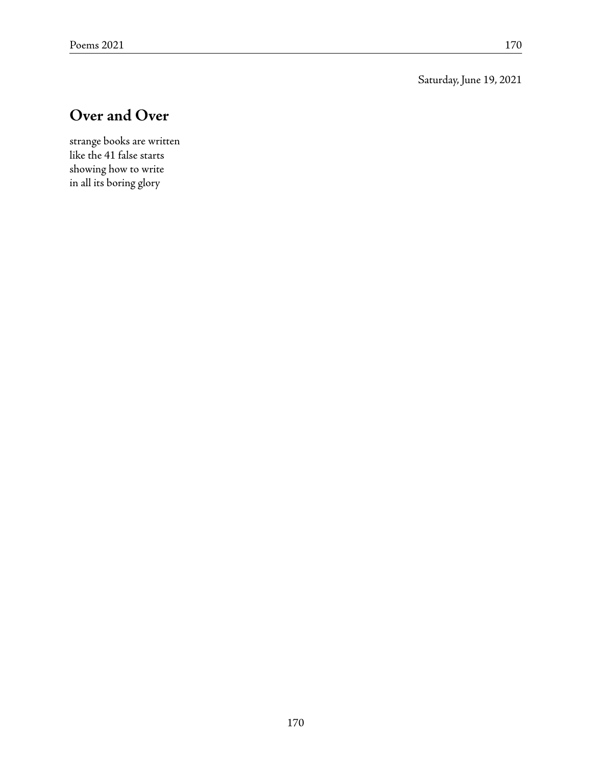Saturday, June 19, 2021

## Over and Over

strange books are written  
like the 41 false starts  
showing how to write  
in all its boring glory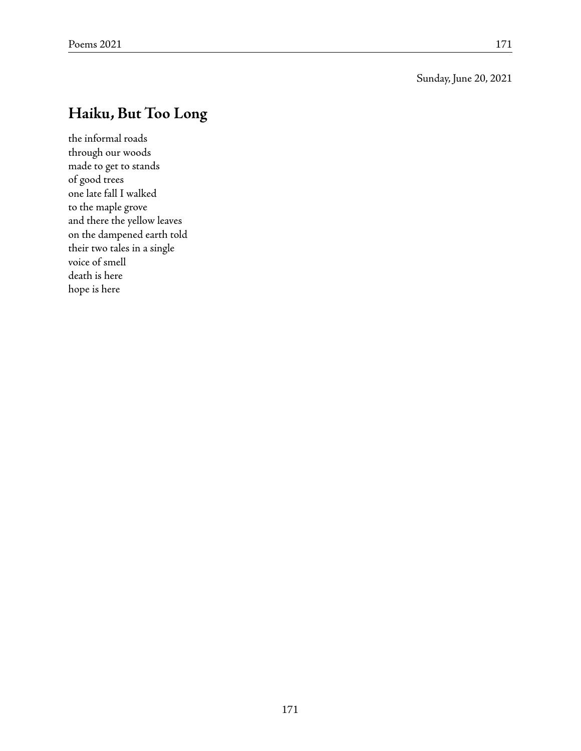Sunday, June 20, 2021

## Haiku, But Too Long

the informal roads  
through our woods  
made to get to stands  
of good trees  
one late fall I walked  
to the maple grove  
and there the yellow leaves  
on the dampened earth told  
their two tales in a single  
voice of smell  
death is here  
hope is here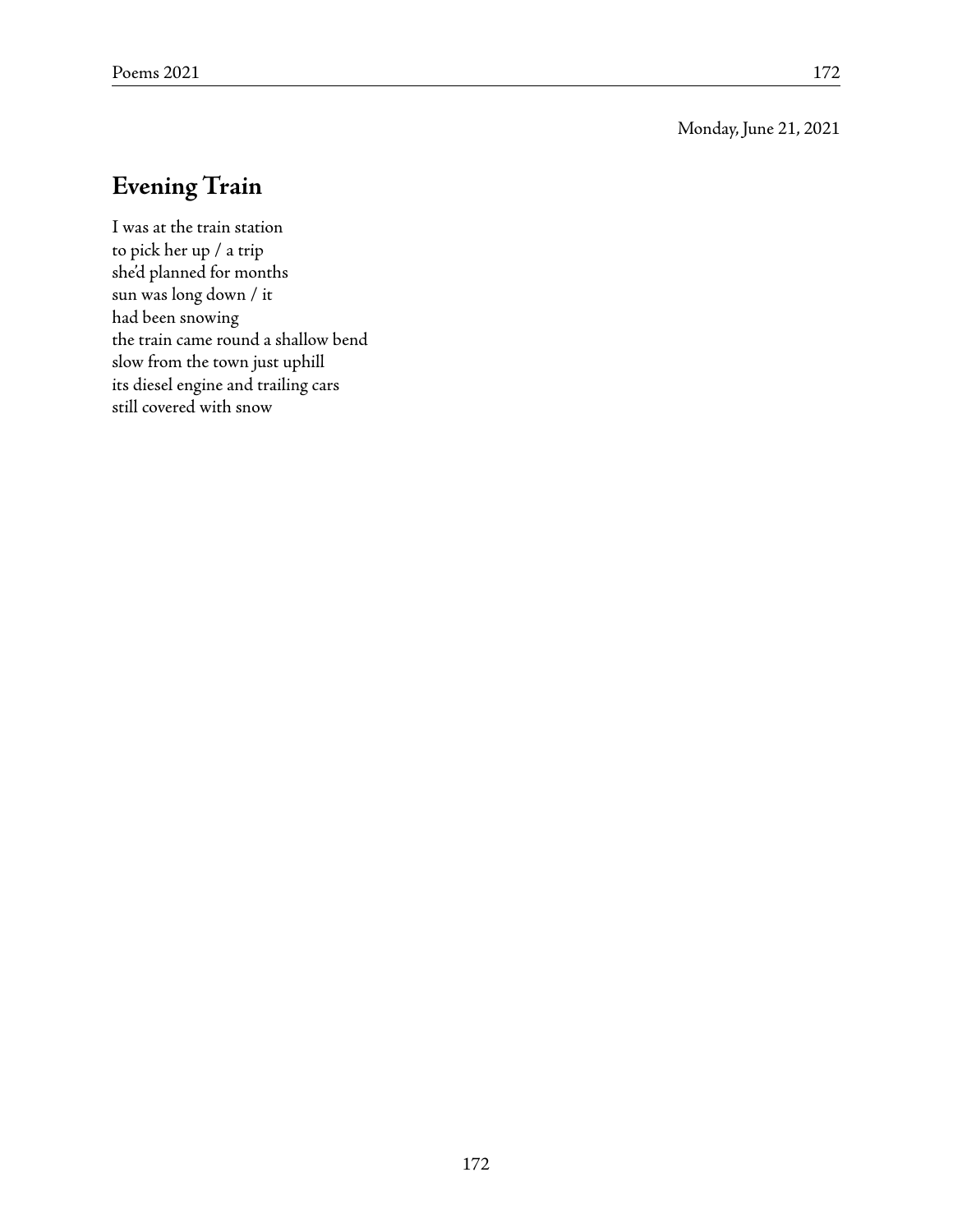Monday, June 21, 2021

## Evening Train

I was at the train station  
to pick her up / a trip  
she'd planned for months  
sun was long down / it  
had been snowing  
the train came round a shallow bend  
slow from the town just uphill  
its diesel engine and trailing cars  
still covered with snow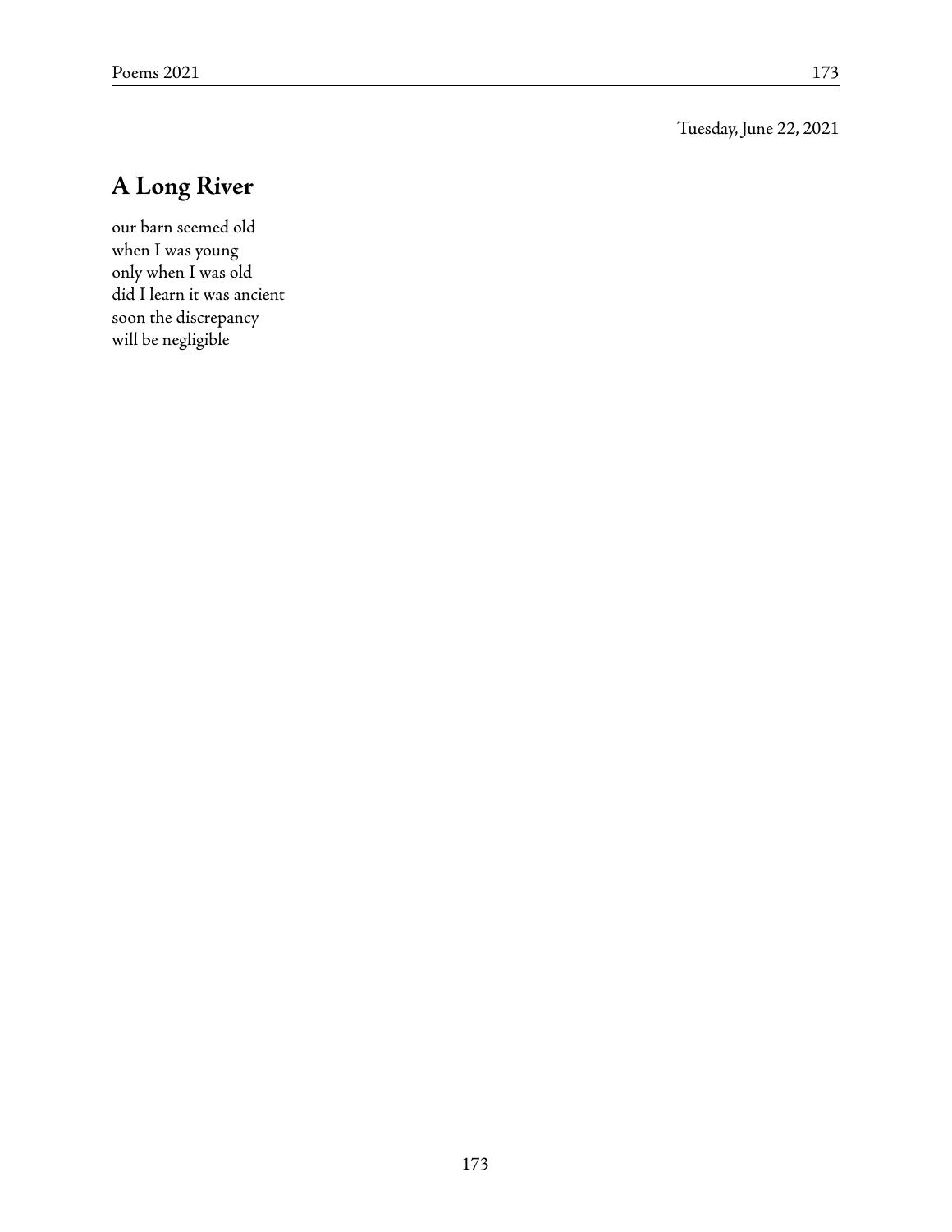Tuesday, June 22, 2021

## A Long River

our barn seemed old  
when I was young  
only when I was old  
did I learn it was ancient  
soon the discrepancy  
will be negligible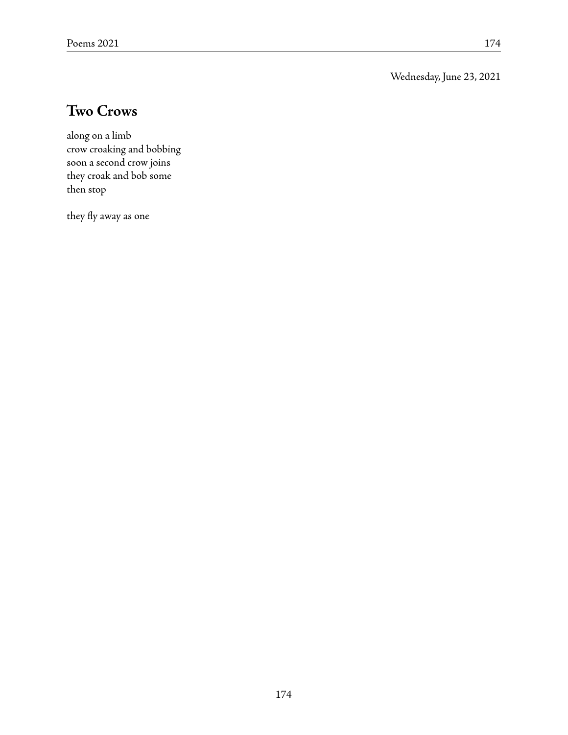Wednesday, June 23, 2021

## Two Crows

along on a limb
crow croaking and bobbing
soon a second crow joins
they croak and bob some
then stop

they fly away as one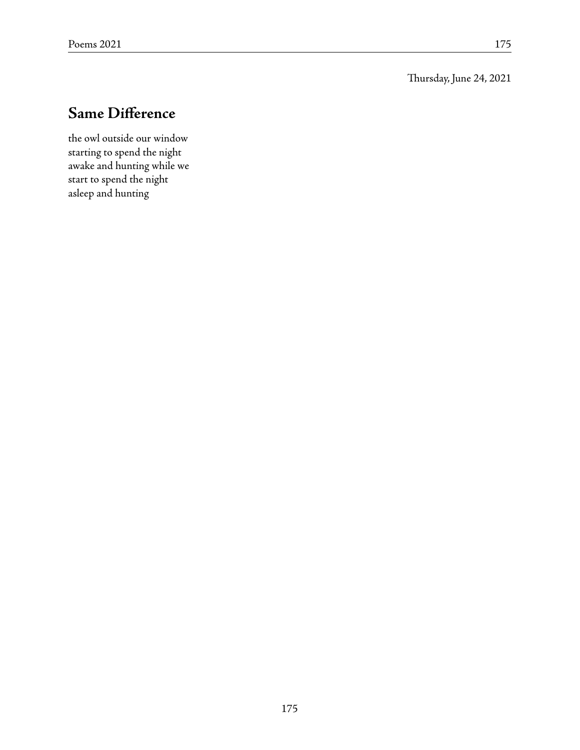Thursday, June 24, 2021

## Same Difference

the owl outside our window  
starting to spend the night  
awake and hunting while we  
start to spend the night  
asleep and hunting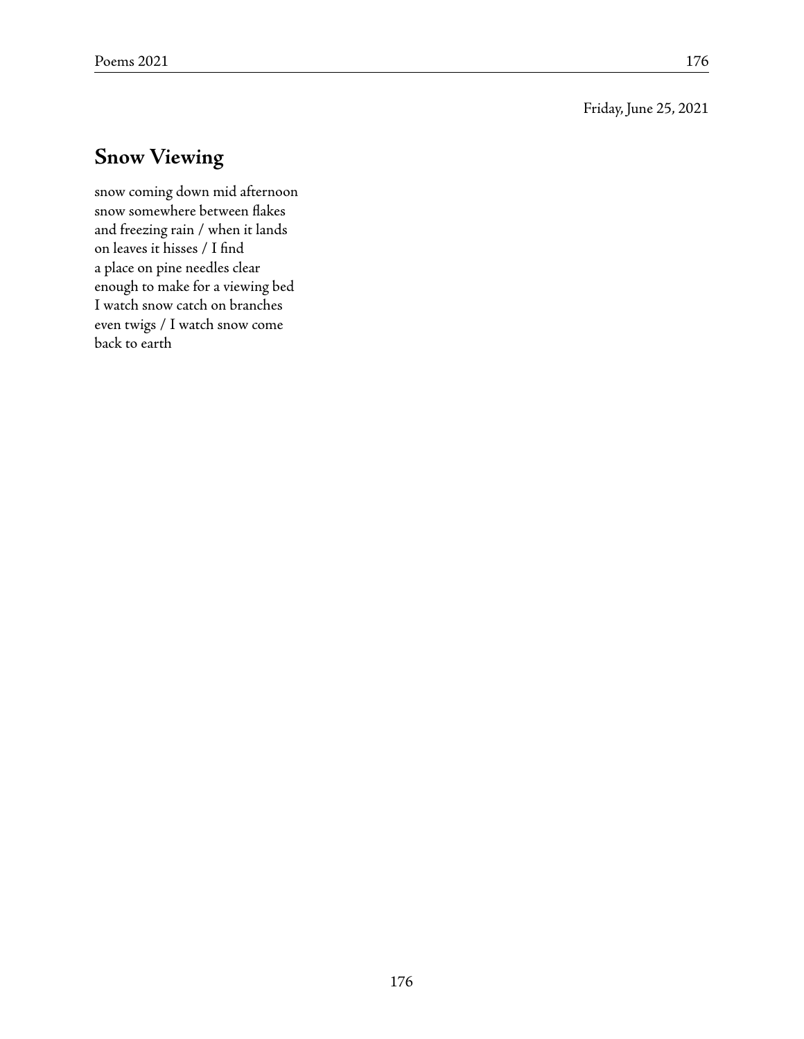Friday, June 25, 2021

## Snow Viewing

snow coming down mid afternoon  
snow somewhere between flakes  
and freezing rain / when it lands  
on leaves it hisses / I find  
a place on pine needles clear  
enough to make for a viewing bed  
I watch snow catch on branches  
even twigs / I watch snow come  
back to earth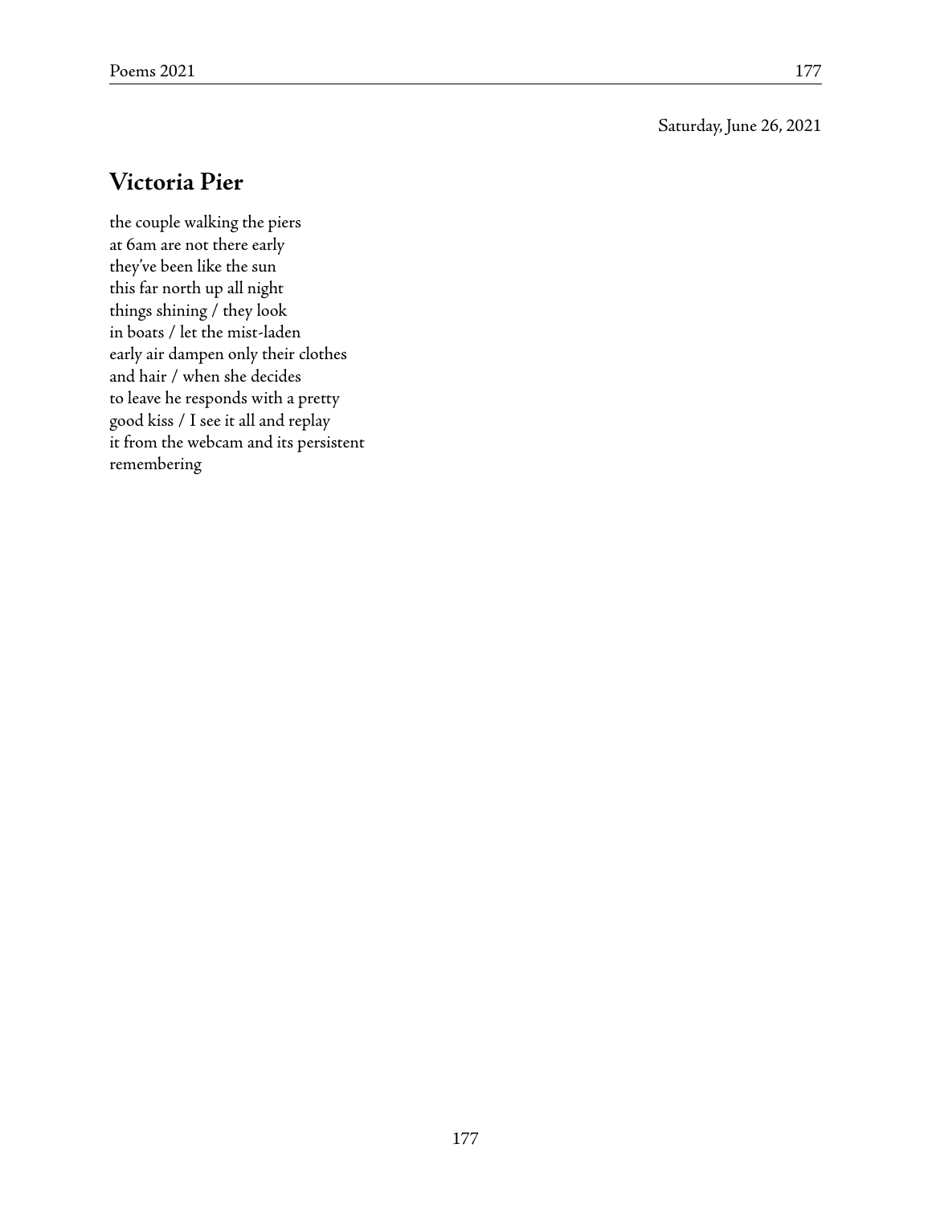Saturday, June 26, 2021

## Victoria Pier

the couple walking the piers  
at 6am are not there early  
they've been like the sun  
this far north up all night  
things shining / they look  
in boats / let the mist-laden  
early air dampen only their clothes  
and hair / when she decides  
to leave he responds with a pretty  
good kiss / I see it all and replay  
it from the webcam and its persistent  
remembering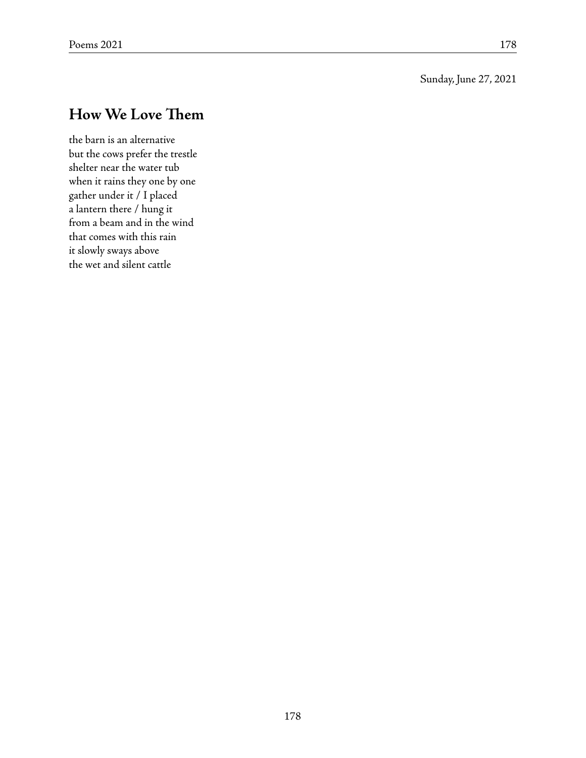Sunday, June 27, 2021

## How We Love Them

the barn is an alternative  
but the cows prefer the trestle  
shelter near the water tub  
when it rains they one by one  
gather under it / I placed  
a lantern there / hung it  
from a beam and in the wind  
that comes with this rain  
it slowly sways above  
the wet and silent cattle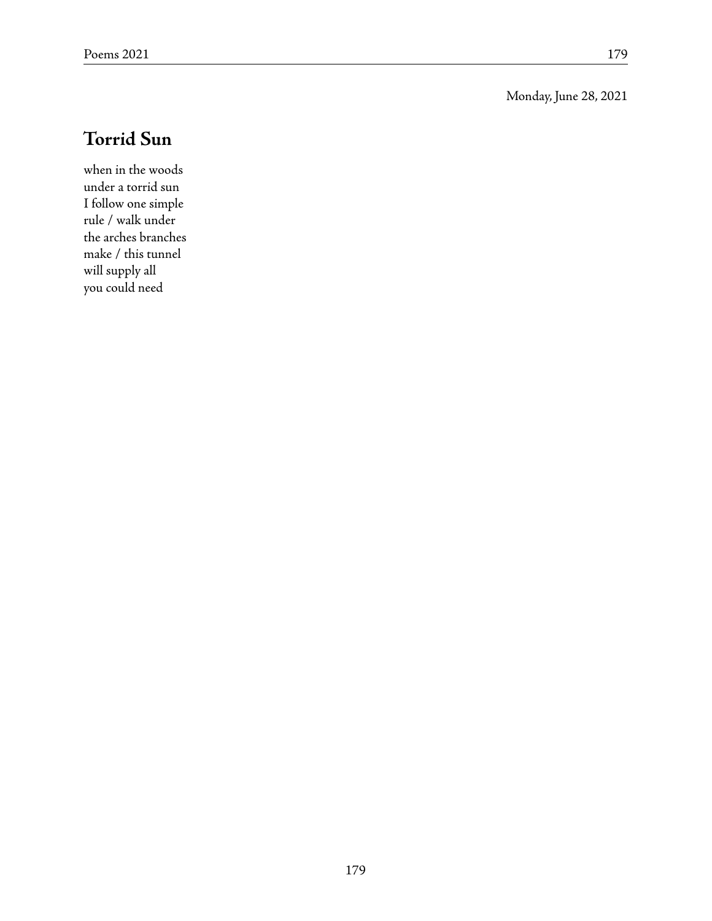Monday, June 28, 2021

## Torrid Sun

when in the woods  
under a torrid sun  
I follow one simple  
rule / walk under  
the arches branches  
make / this tunnel  
will supply all  
you could need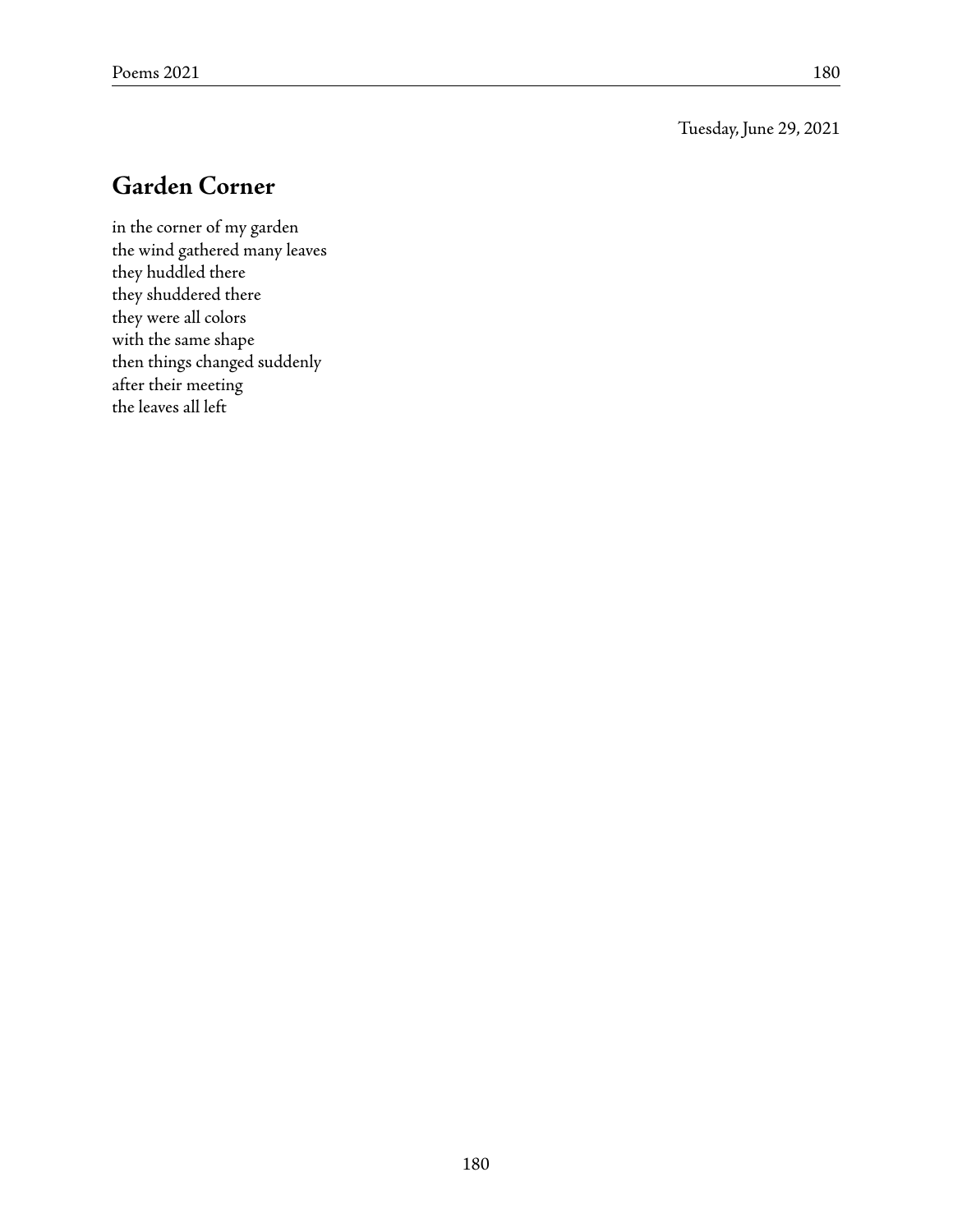Tuesday, June 29, 2021

## Garden Corner

in the corner of my garden  
the wind gathered many leaves  
they huddled there  
they shuddered there  
they were all colors  
with the same shape  
then things changed suddenly  
after their meeting  
the leaves all left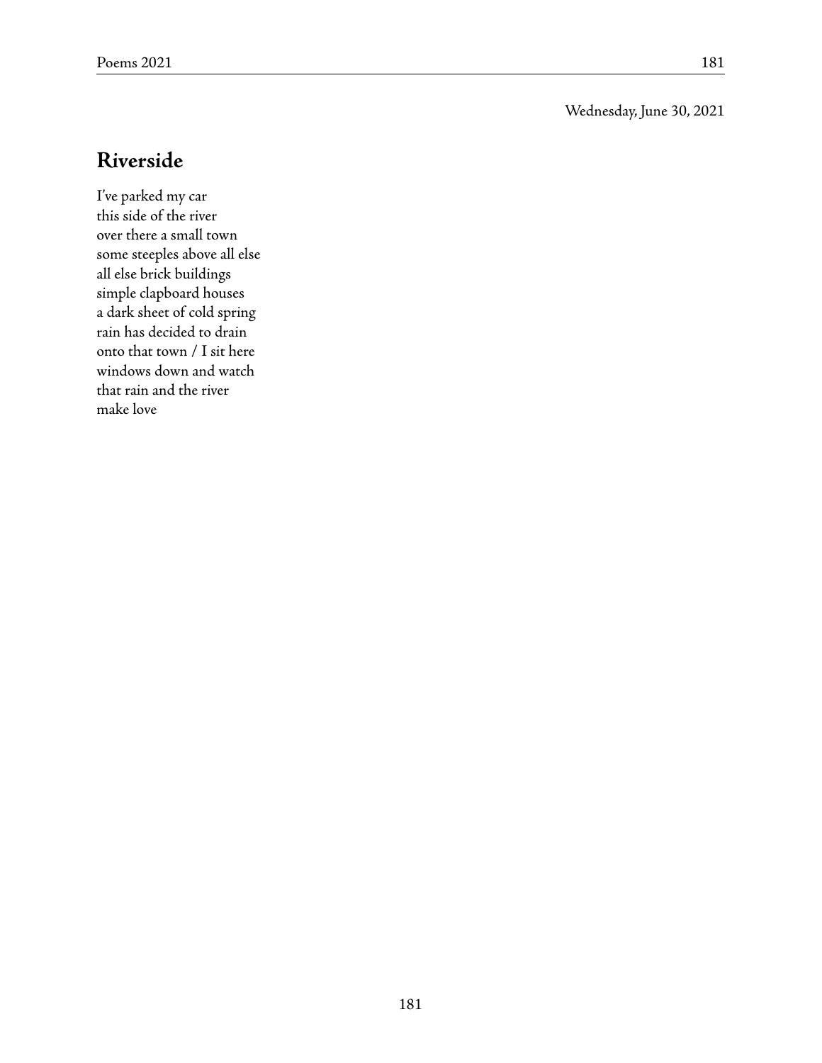Wednesday, June 30, 2021

## Riverside

I've parked my car  
this side of the river  
over there a small town  
some steeples above all else  
all else brick buildings  
simple clapboard houses  
a dark sheet of cold spring  
rain has decided to drain  
onto that town / I sit here  
windows down and watch  
that rain and the river  
make love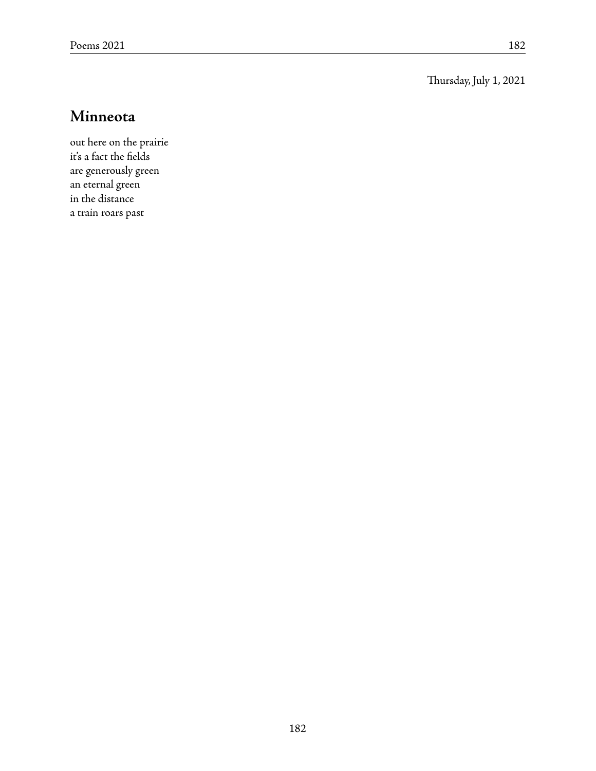Thursday, July 1, 2021

## Minneota

out here on the prairie  
it's a fact the fields  
are generously green  
an eternal green  
in the distance  
a train roars past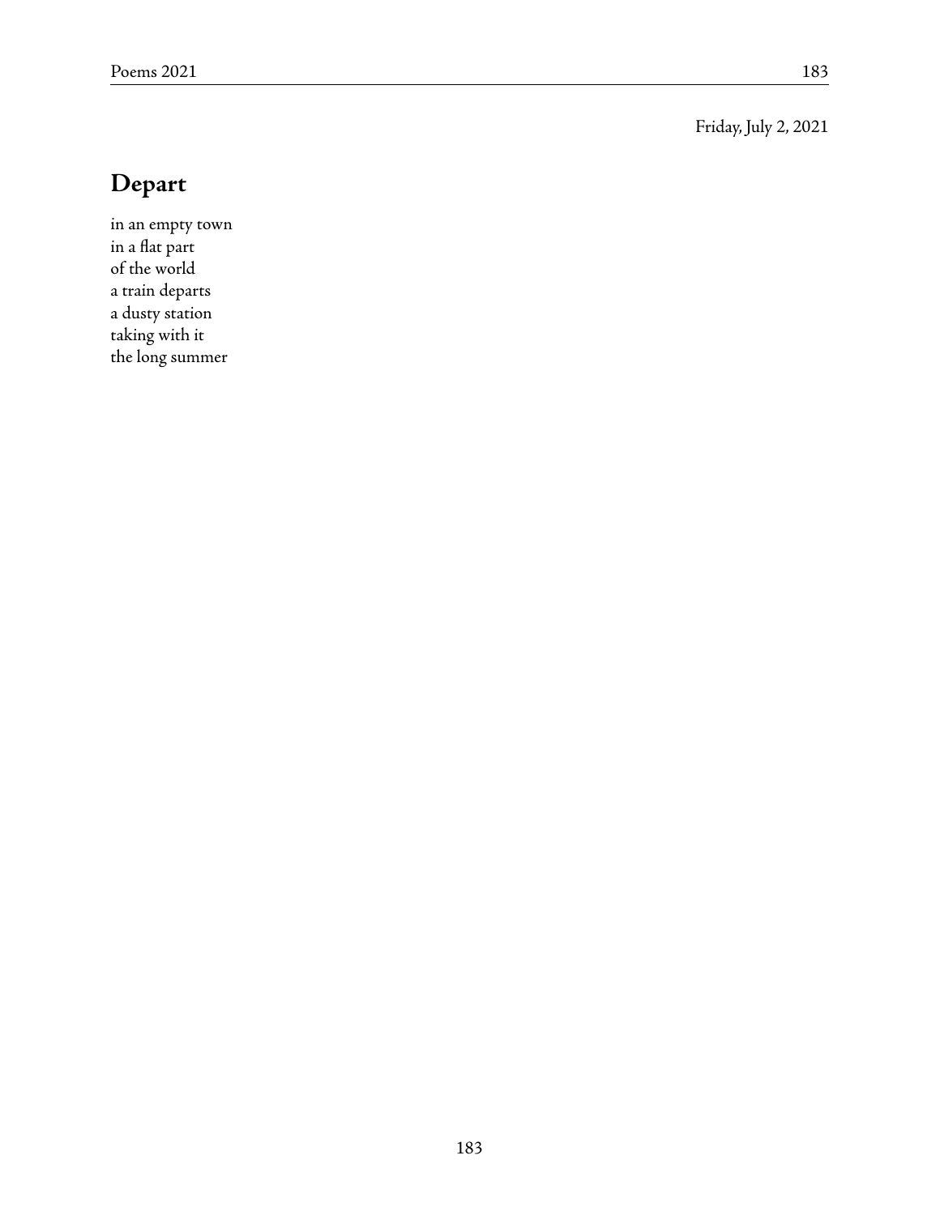Friday, July 2, 2021

# Depart

in an empty town  
in a flat part  
of the world  
a train departs  
a dusty station  
taking with it  
the long summer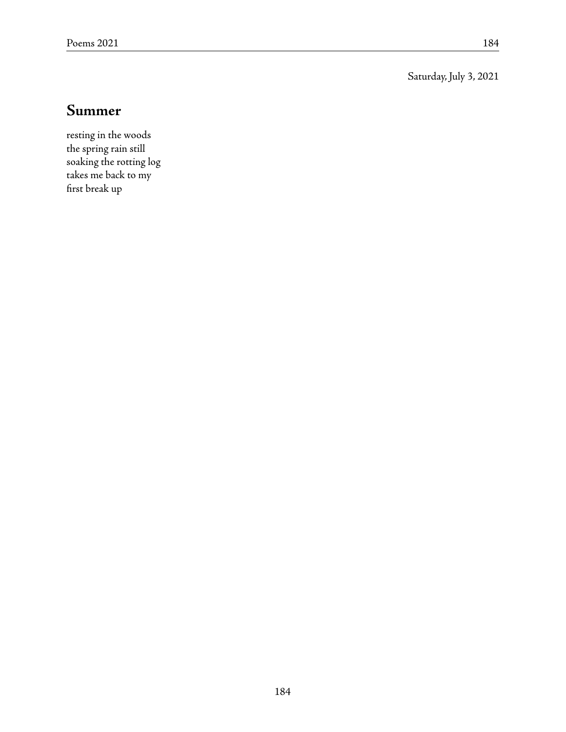Saturday, July 3, 2021

## Summer

resting in the woods
the spring rain still
soaking the rotting log
takes me back to my
first break up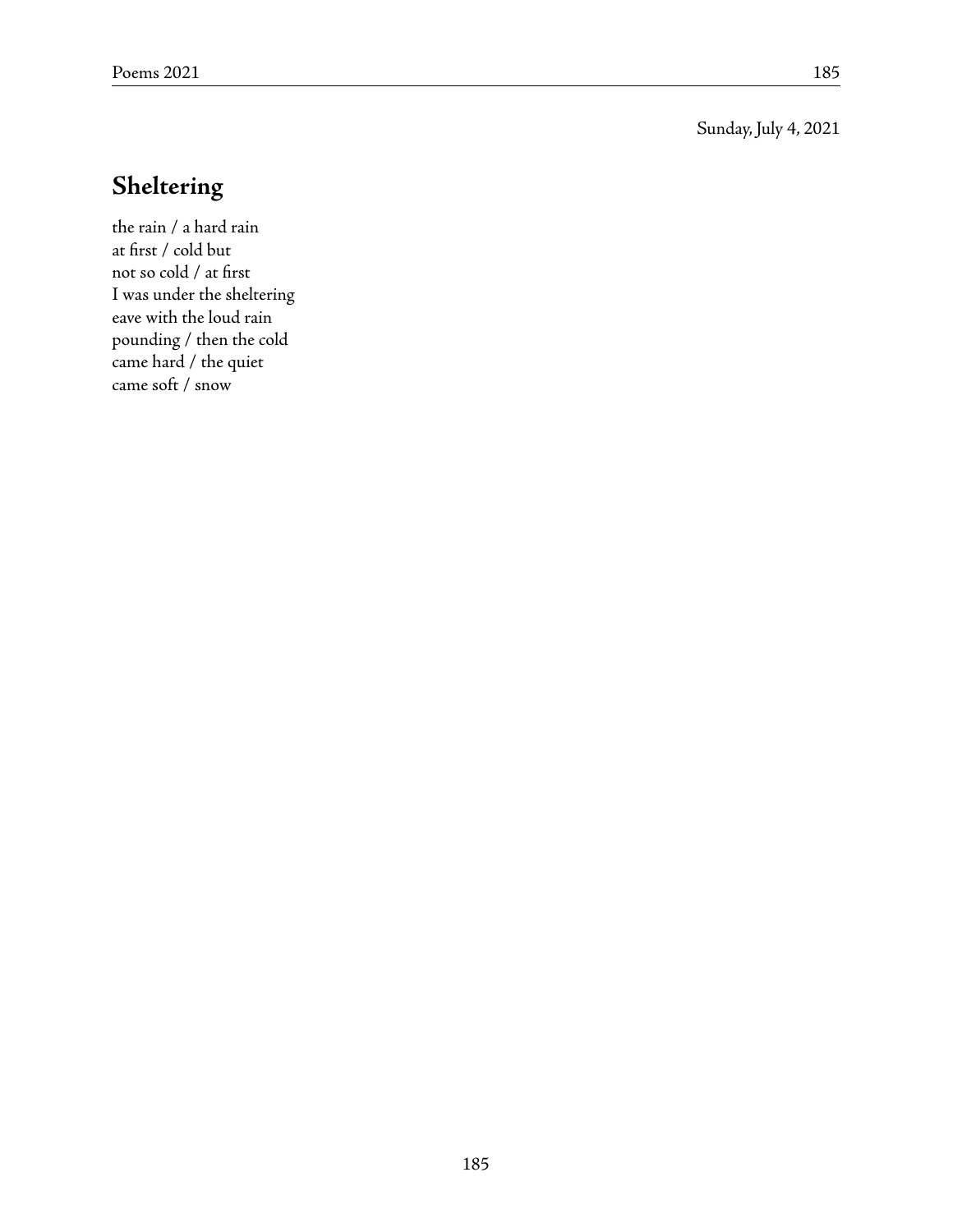Sunday, July 4, 2021

## Sheltering

the rain / a hard rain  
at first / cold but  
not so cold / at first  
I was under the sheltering  
eave with the loud rain  
pounding / then the cold  
came hard / the quiet  
came soft / snow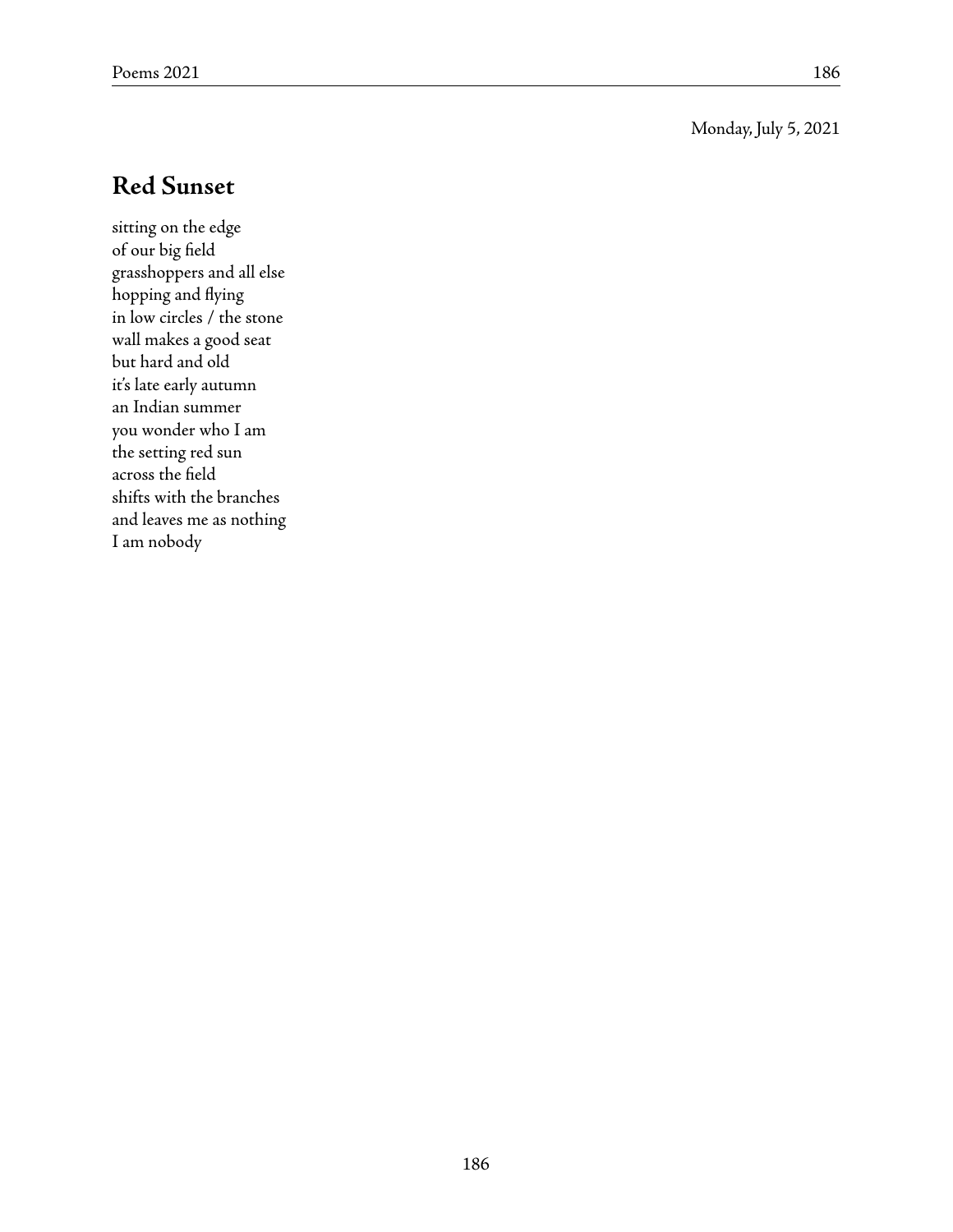Monday, July 5, 2021

## Red Sunset

sitting on the edge  
of our big field  
grasshoppers and all else  
hopping and flying  
in low circles / the stone  
wall makes a good seat  
but hard and old  
it's late early autumn  
an Indian summer  
you wonder who I am  
the setting red sun  
across the field  
shifts with the branches  
and leaves me as nothing  
I am nobody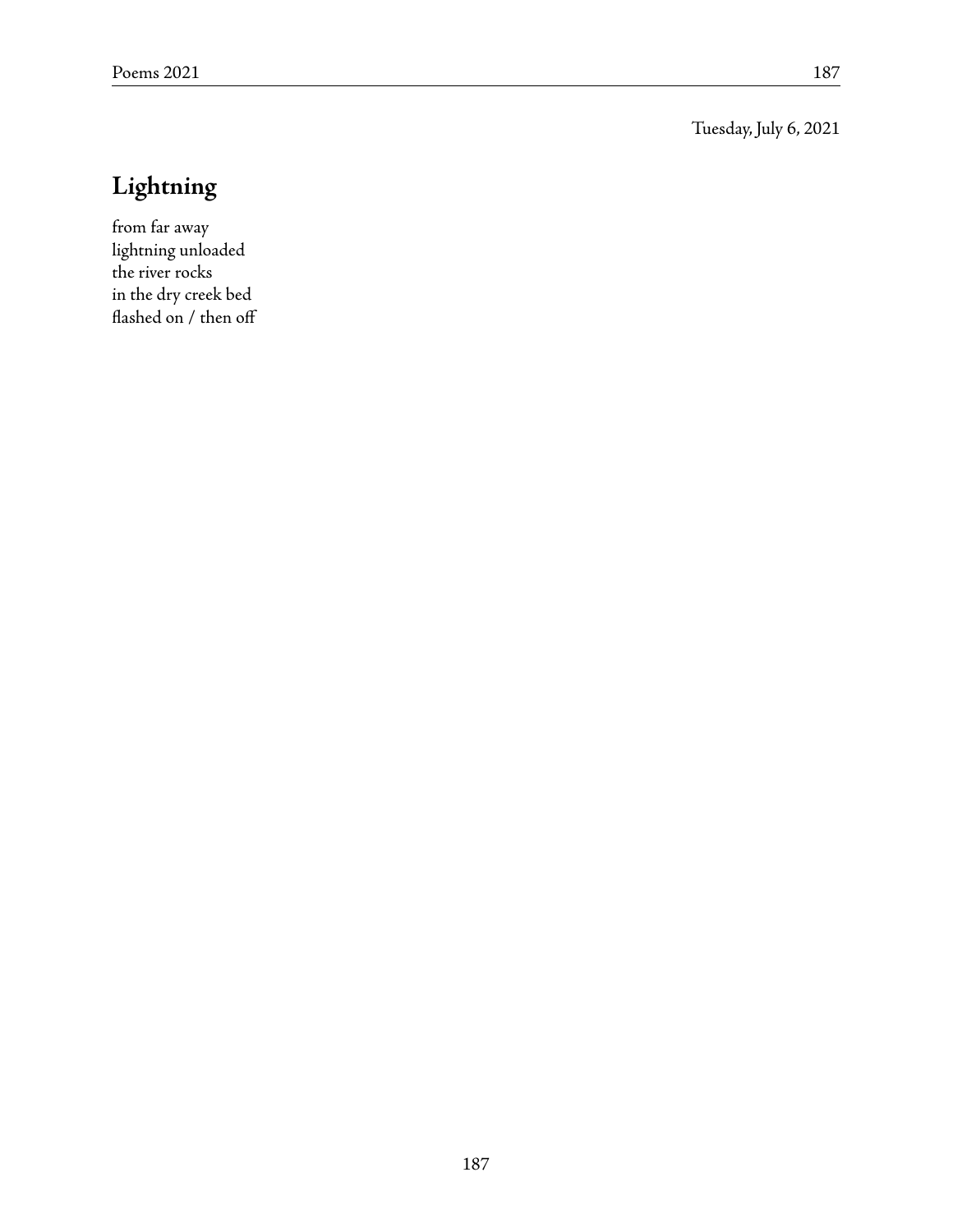Tuesday, July 6, 2021

## Lightning

from far away  
lightning unloaded  
the river rocks  
in the dry creek bed  
flashed on / then off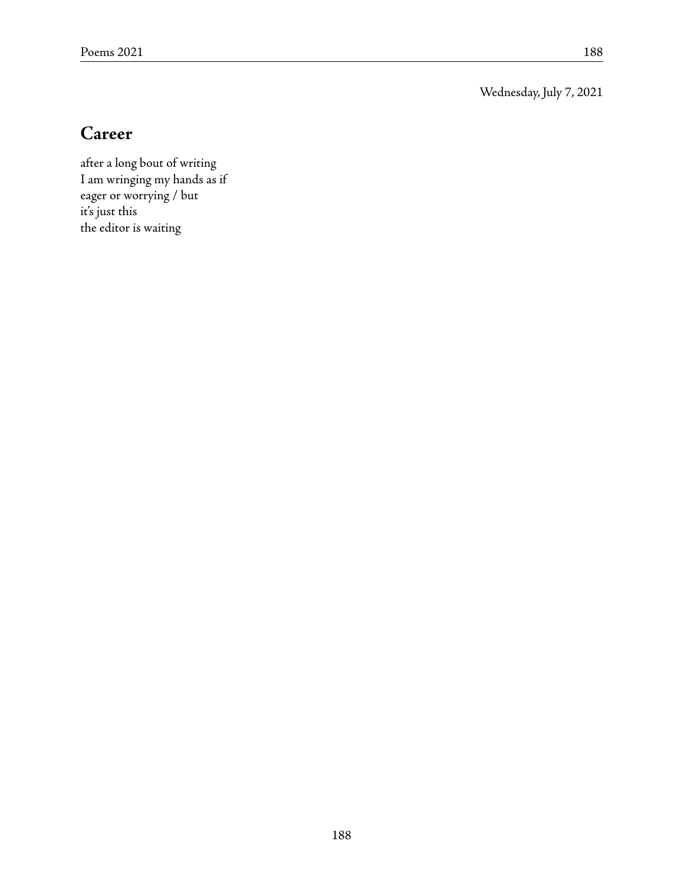Wednesday, July 7, 2021

## Career

after a long bout of writing  
I am wringing my hands as if  
eager or worrying / but  
it's just this  
the editor is waiting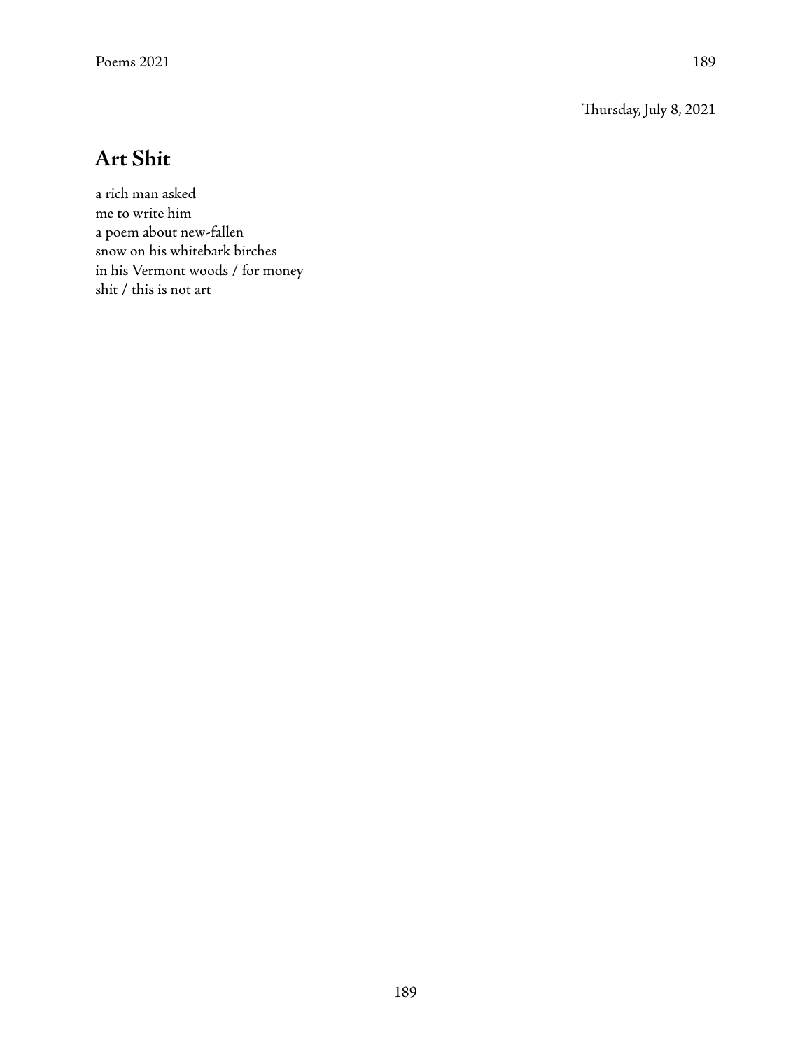Thursday, July 8, 2021

## Art Shit

a rich man asked  
me to write him  
a poem about new-fallen  
snow on his whitebark birches  
in his Vermont woods / for money  
shit / this is not art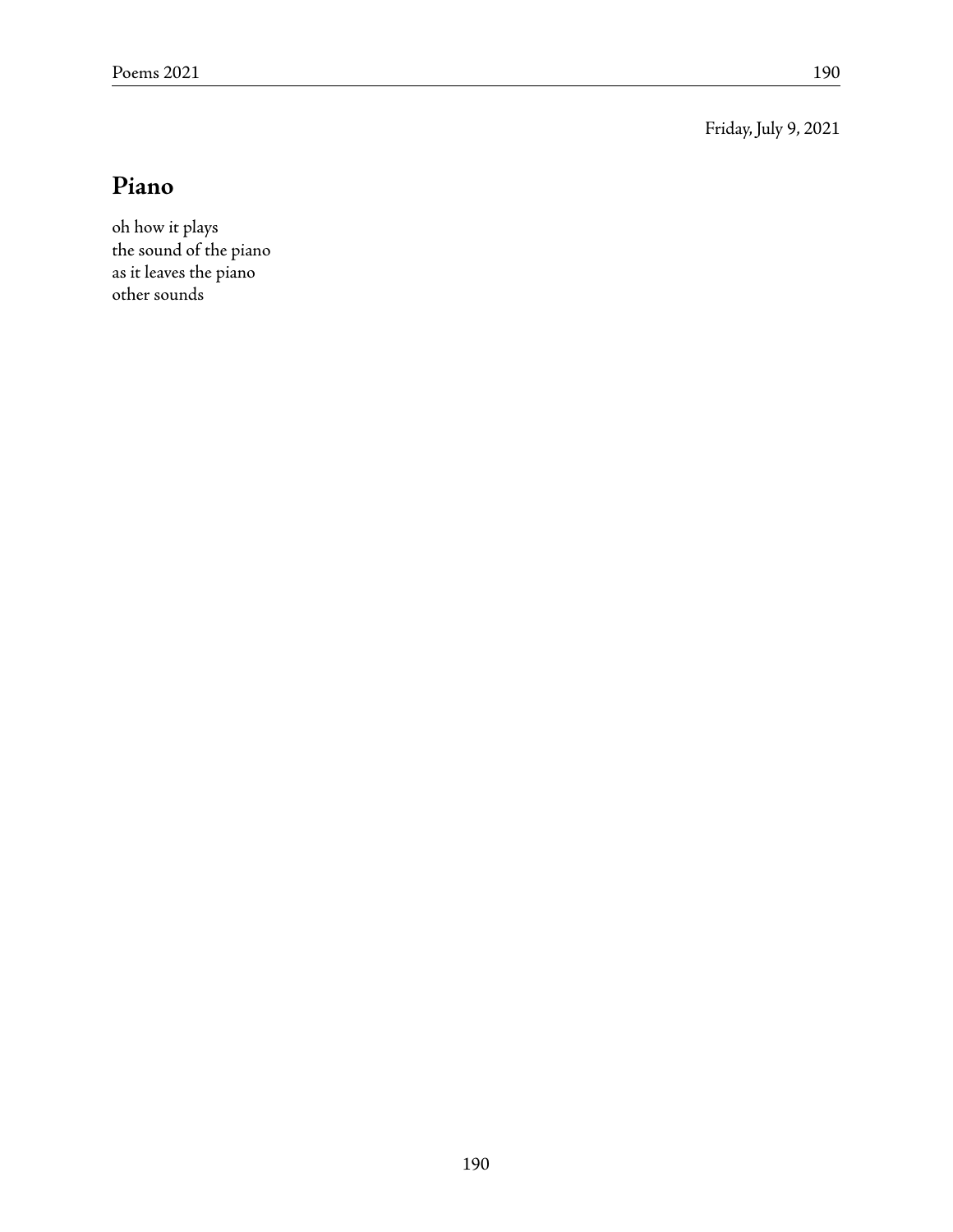Friday, July 9, 2021

## Piano

oh how it plays  
the sound of the piano  
as it leaves the piano  
other sounds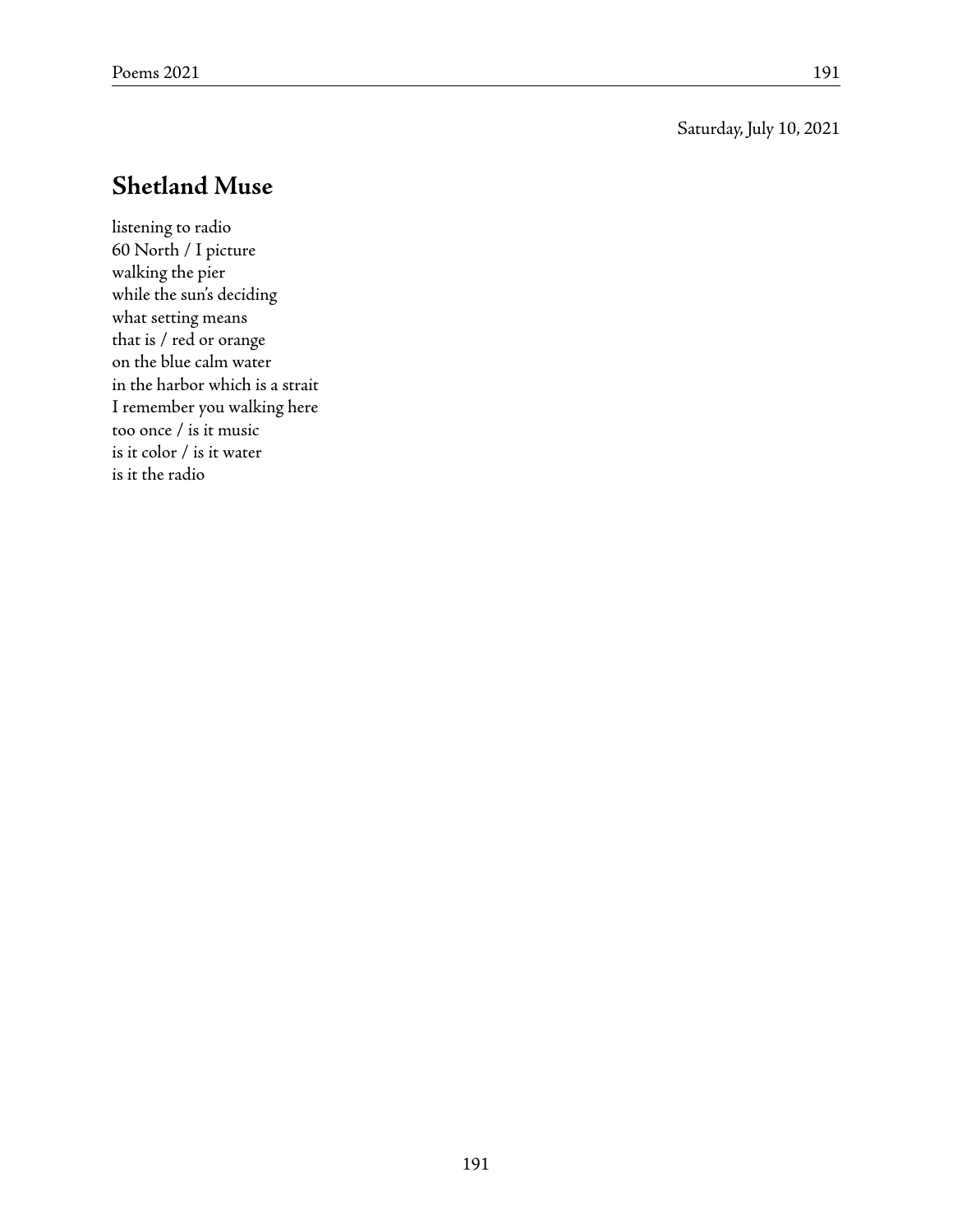Saturday, July 10, 2021

## Shetland Muse

listening to radio  
60 North / I picture  
walking the pier  
while the sun's deciding  
what setting means  
that is / red or orange  
on the blue calm water  
in the harbor which is a strait  
I remember you walking here  
too once / is it music  
is it color / is it water  
is it the radio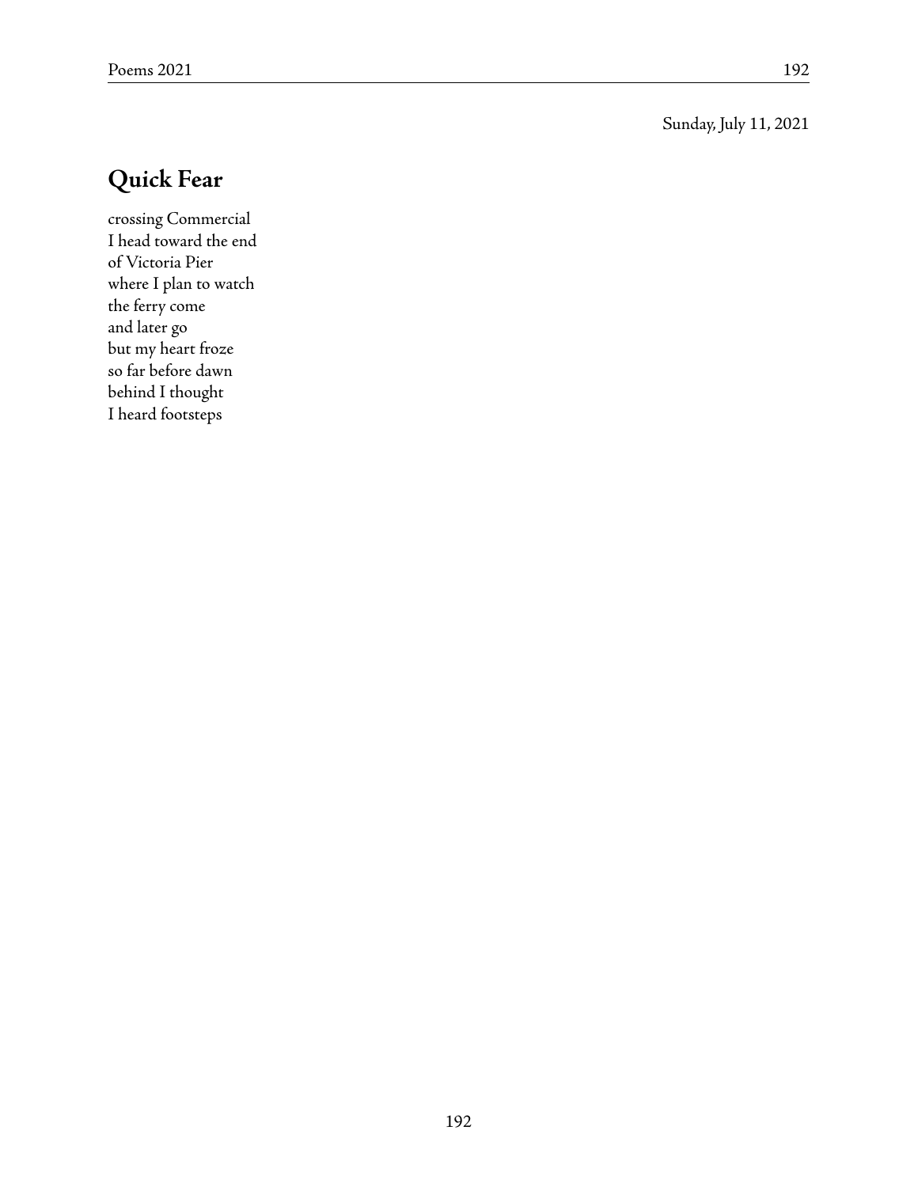Sunday, July 11, 2021

## Quick Fear

crossing Commercial  
I head toward the end  
of Victoria Pier  
where I plan to watch  
the ferry come  
and later go  
but my heart froze  
so far before dawn  
behind I thought  
I heard footsteps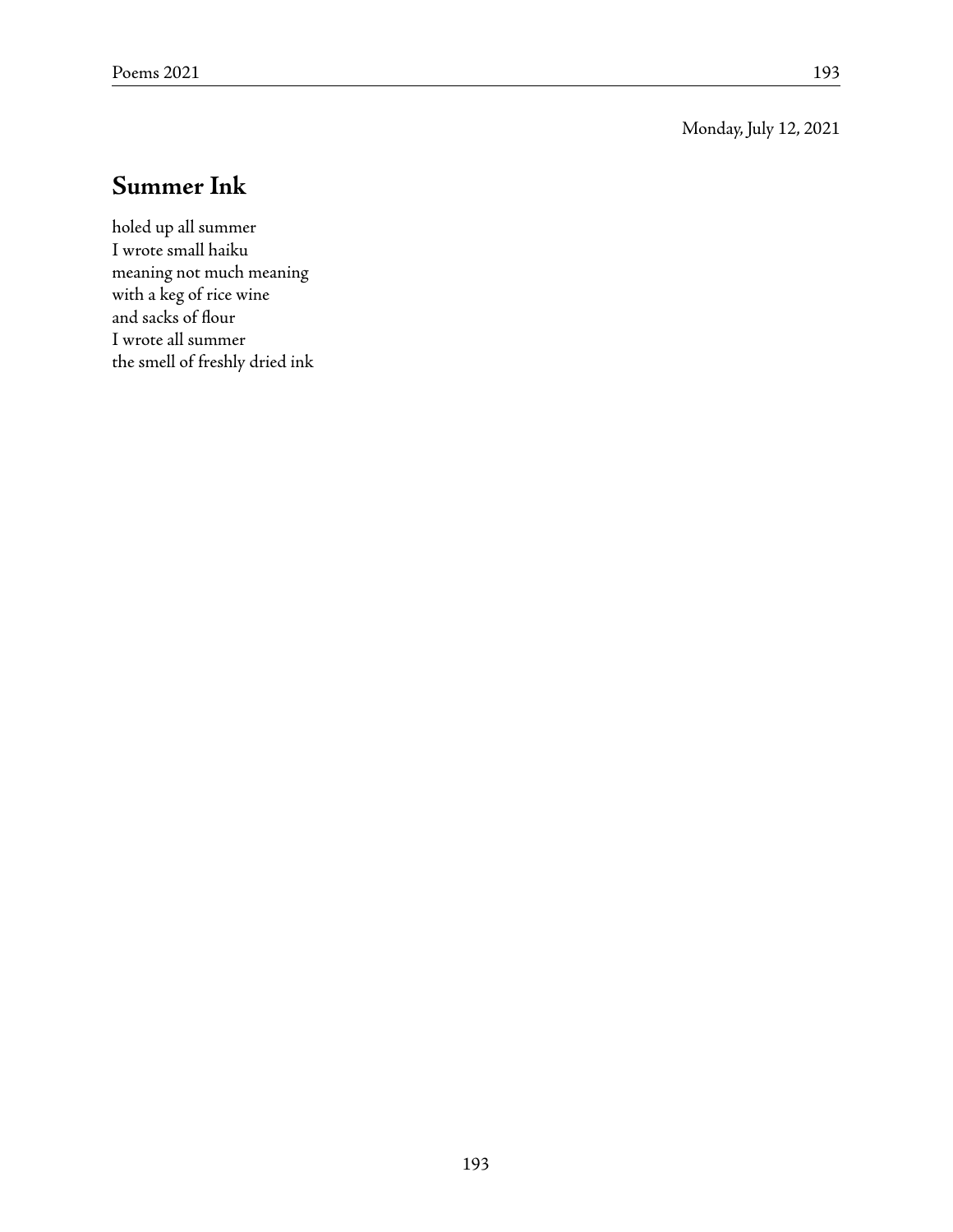Monday, July 12, 2021

## Summer Ink

holed up all summer  
I wrote small haiku  
meaning not much meaning  
with a keg of rice wine  
and sacks of flour  
I wrote all summer  
the smell of freshly dried ink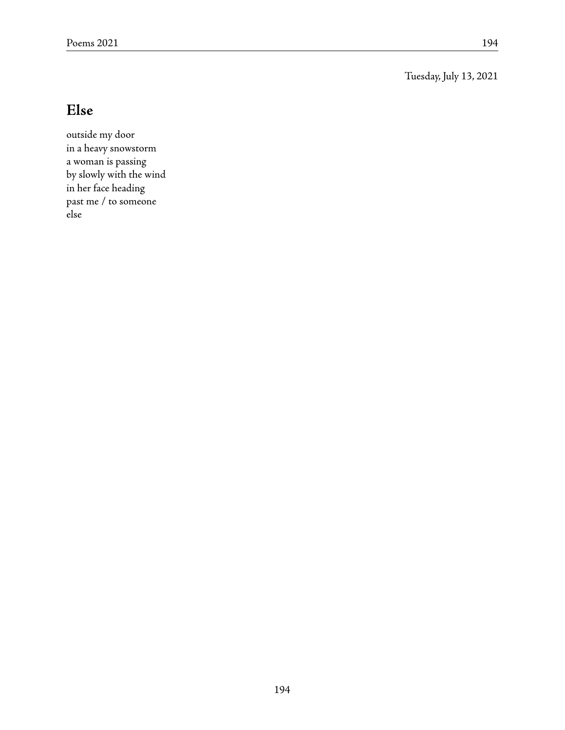Tuesday, July 13, 2021

## Else

outside my door  
in a heavy snowstorm  
a woman is passing  
by slowly with the wind  
in her face heading  
past me / to someone  
else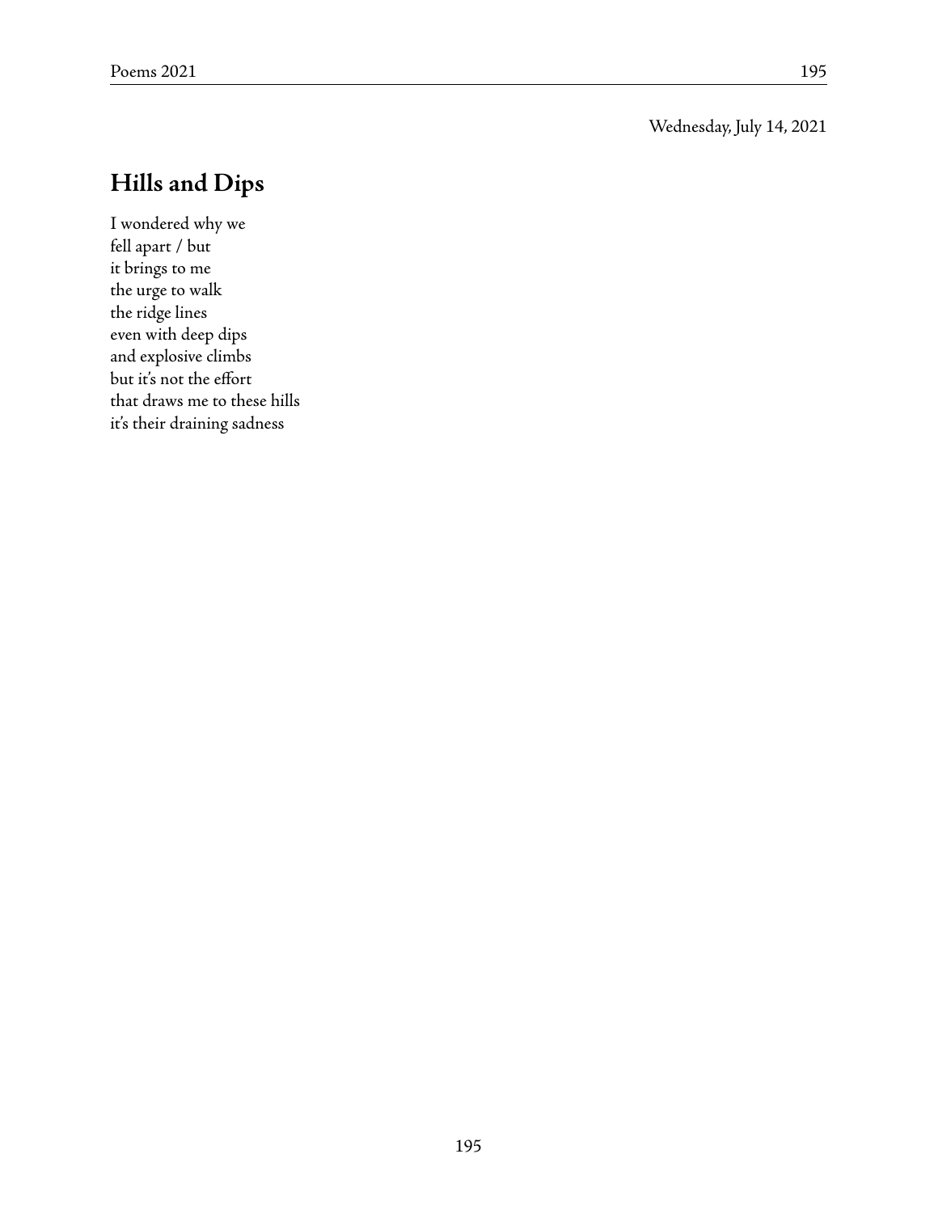Wednesday, July 14, 2021

## Hills and Dips

I wondered why we  
fell apart / but  
it brings to me  
the urge to walk  
the ridge lines  
even with deep dips  
and explosive climbs  
but it's not the effort  
that draws me to these hills  
it's their draining sadness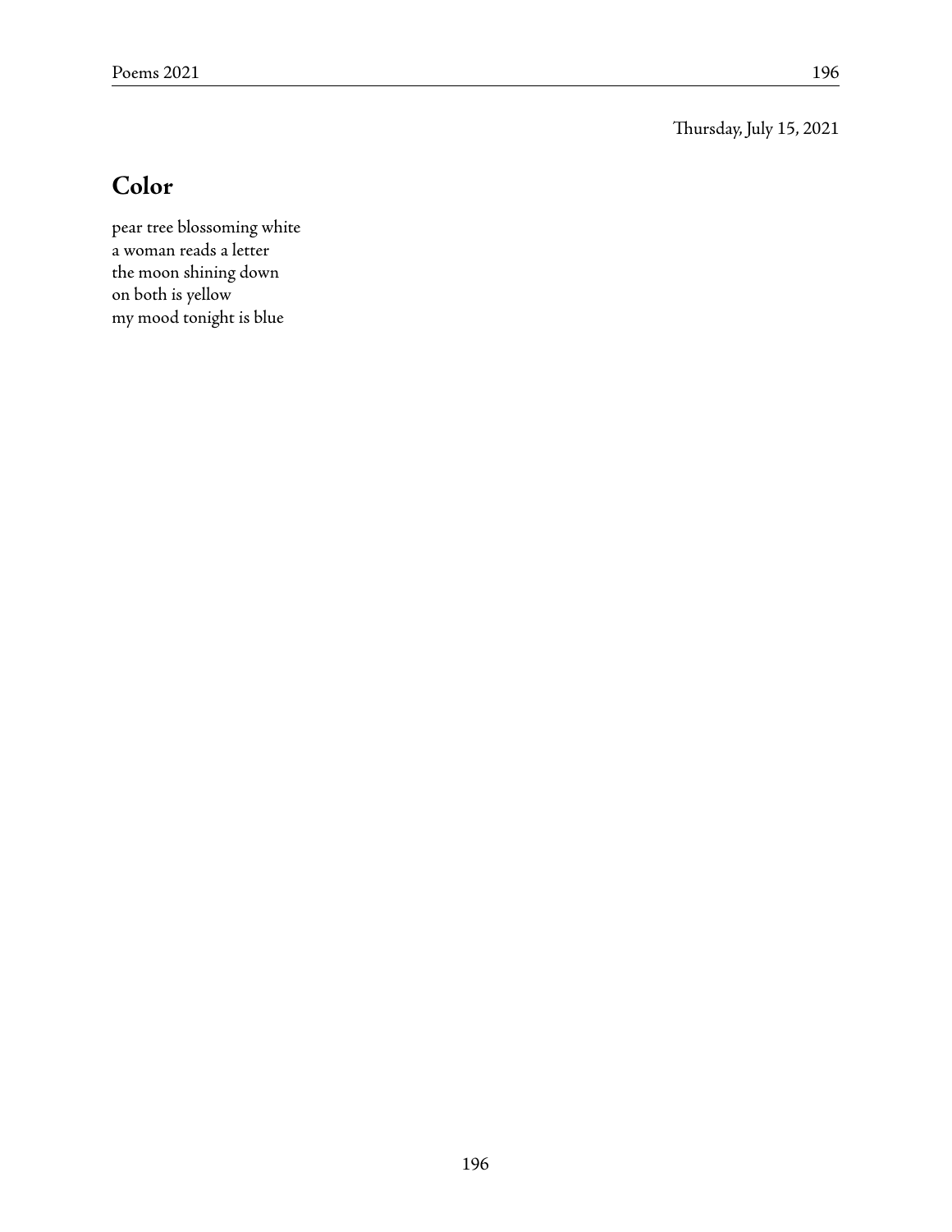Thursday, July 15, 2021

## Color

pear tree blossoming white  
a woman reads a letter  
the moon shining down  
on both is yellow  
my mood tonight is blue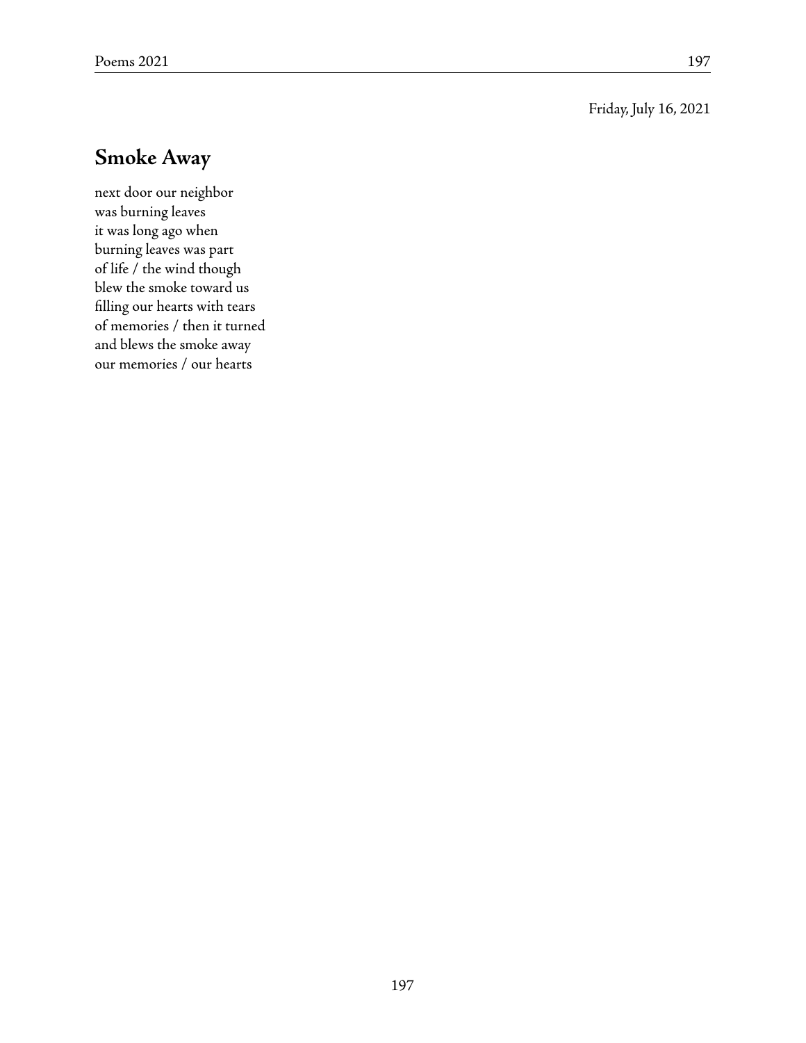Friday, July 16, 2021

## Smoke Away

next door our neighbor  
was burning leaves  
it was long ago when  
burning leaves was part  
of life / the wind though  
blew the smoke toward us  
filling our hearts with tears  
of memories / then it turned  
and blews the smoke away  
our memories / our hearts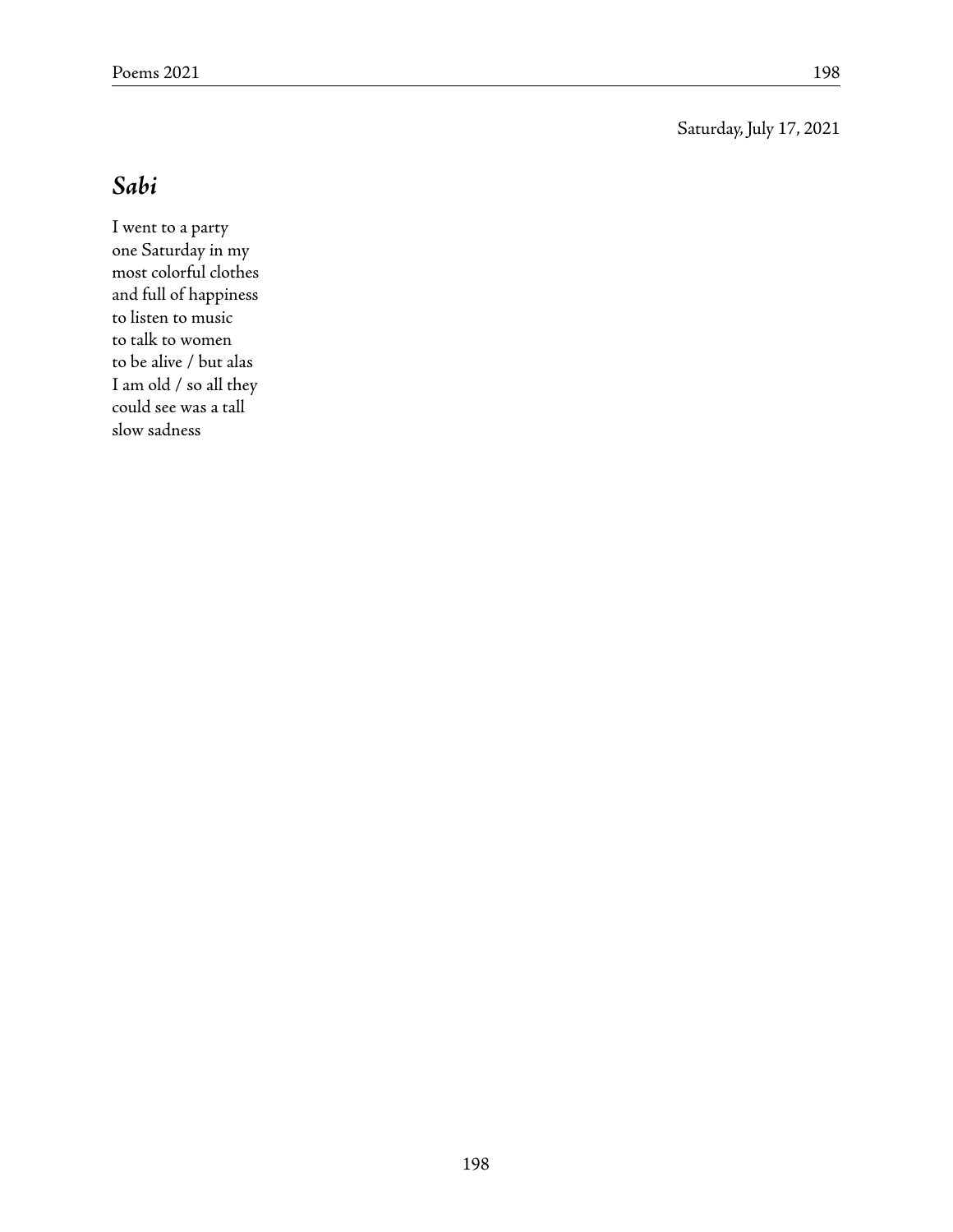Saturday, July 17, 2021

## *Sabi*

I went to a party  
one Saturday in my  
most colorful clothes  
and full of happiness  
to listen to music  
to talk to women  
to be alive / but alas  
I am old / so all they  
could see was a tall  
slow sadness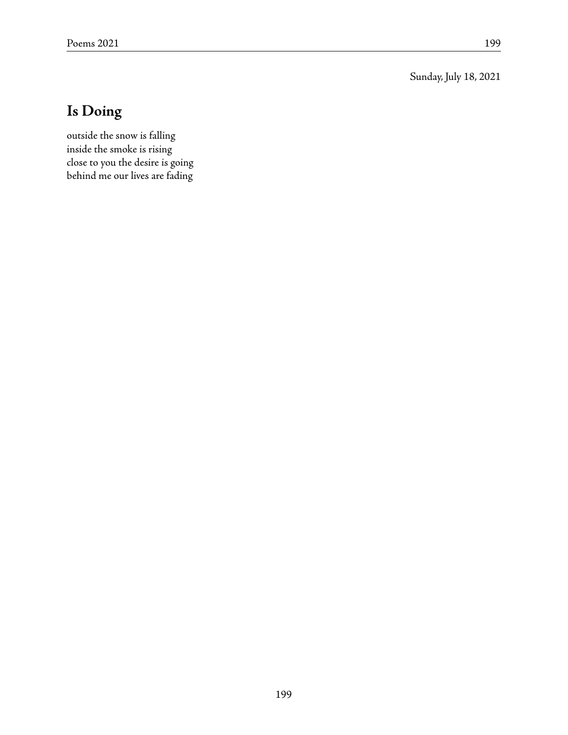Sunday, July 18, 2021

## Is Doing

outside the snow is falling  
inside the smoke is rising  
close to you the desire is going  
behind me our lives are fading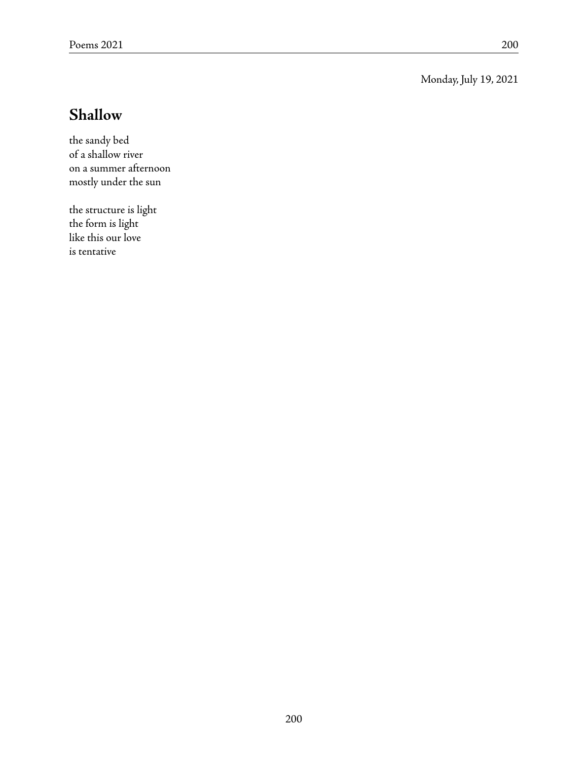Monday, July 19, 2021

## Shallow

the sandy bed  
of a shallow river  
on a summer afternoon  
mostly under the sun

the structure is light  
the form is light  
like this our love  
is tentative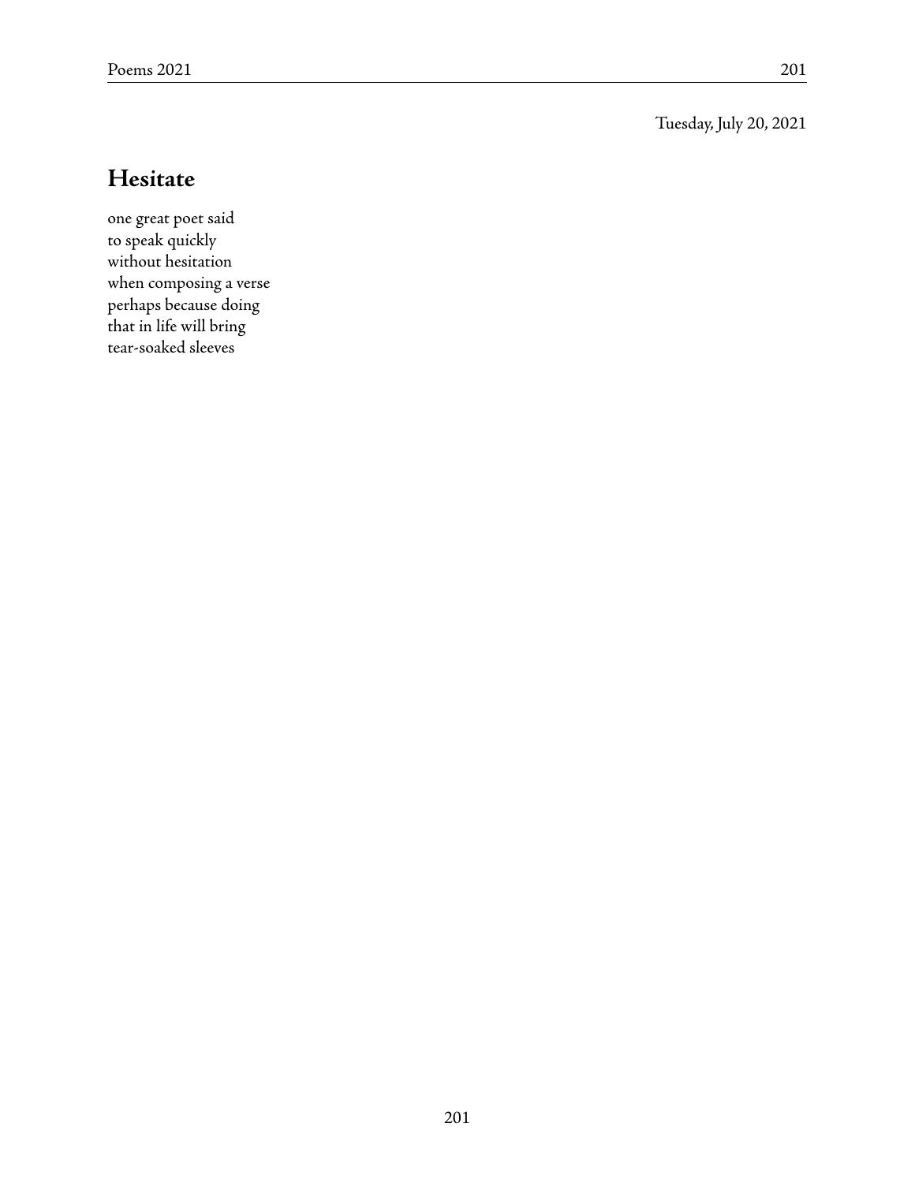Tuesday, July 20, 2021

## Hesitate

one great poet said  
to speak quickly  
without hesitation  
when composing a verse  
perhaps because doing  
that in life will bring  
tear-soaked sleeves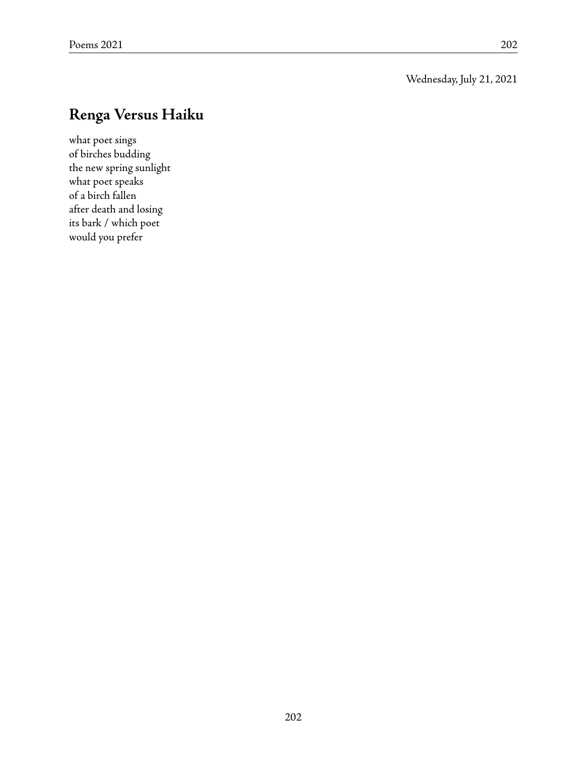Wednesday, July 21, 2021

## Renga Versus Haiku

what poet sings  
of birches budding  
the new spring sunlight  
what poet speaks  
of a birch fallen  
after death and losing  
its bark / which poet  
would you prefer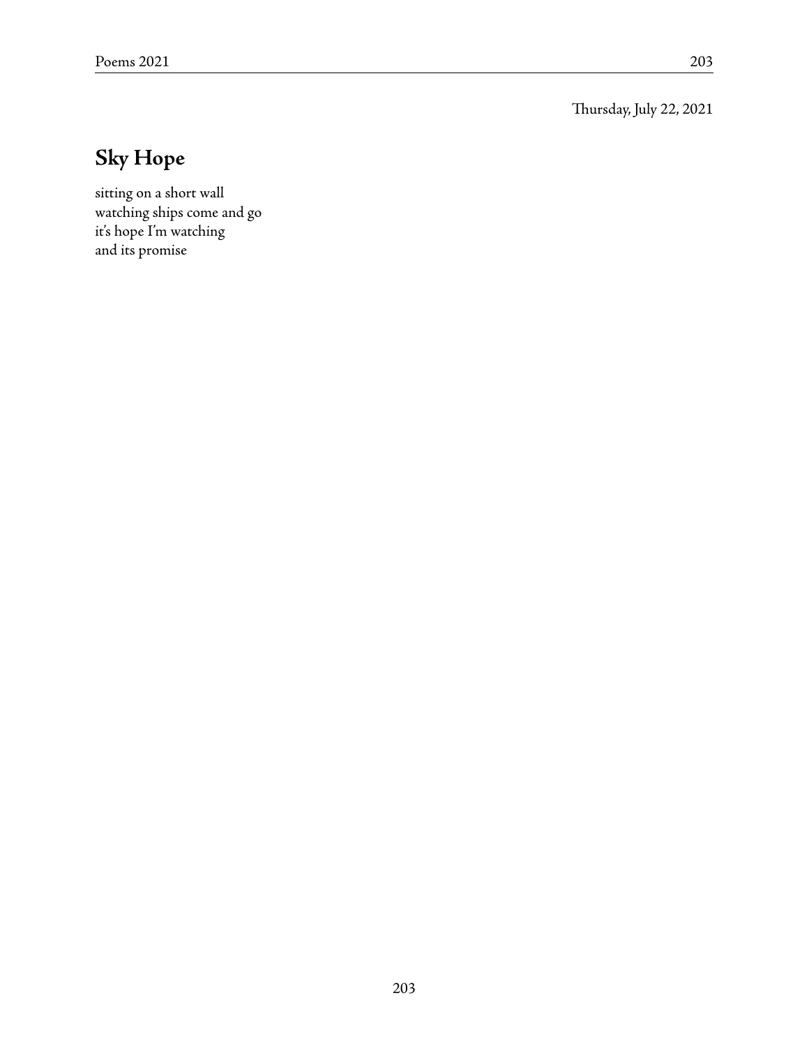Thursday, July 22, 2021

## Sky Hope

sitting on a short wall  
watching ships come and go  
it's hope I'm watching  
and its promise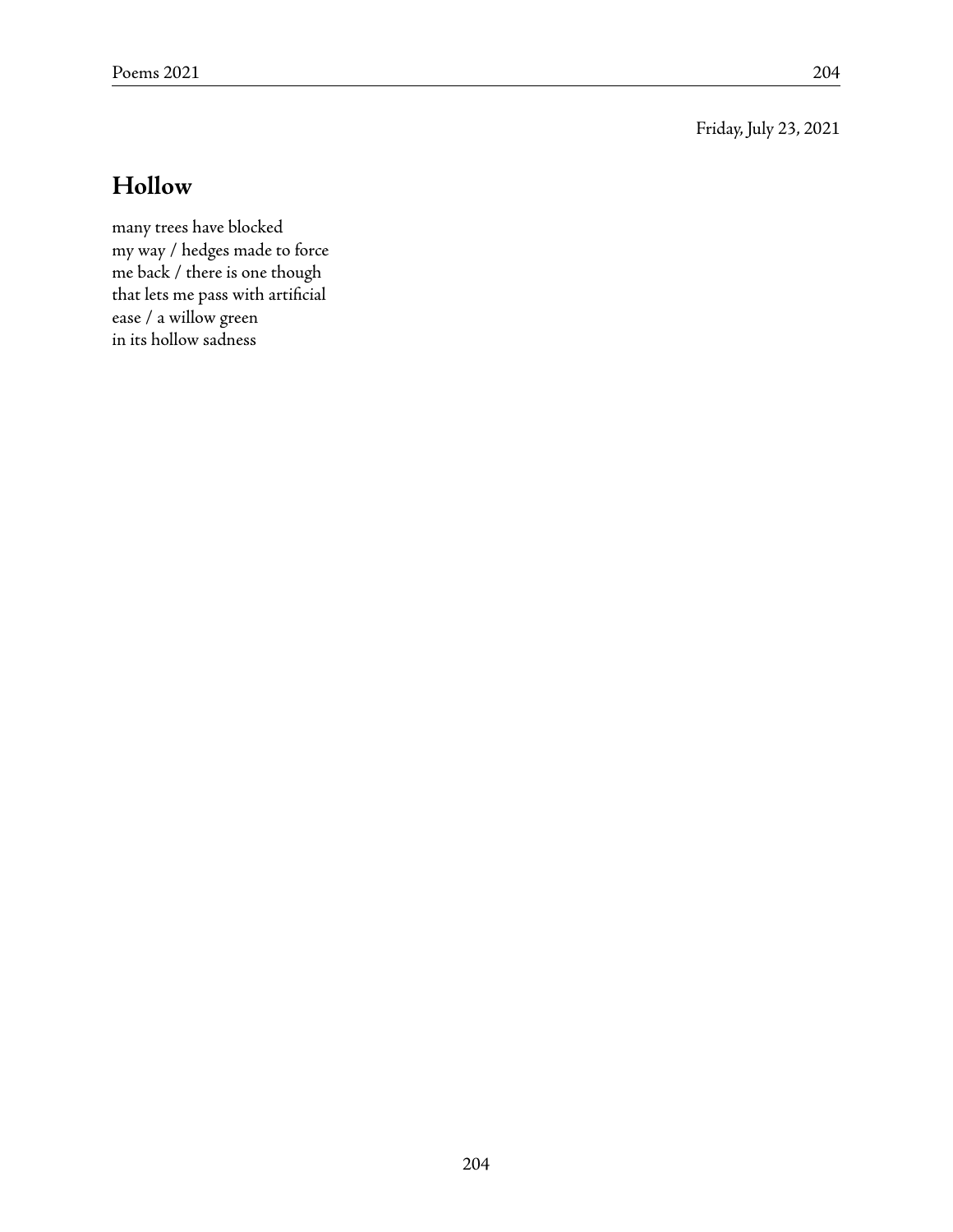Friday, July 23, 2021

## Hollow

many trees have blocked  
my way / hedges made to force  
me back / there is one though  
that lets me pass with artificial  
ease / a willow green  
in its hollow sadness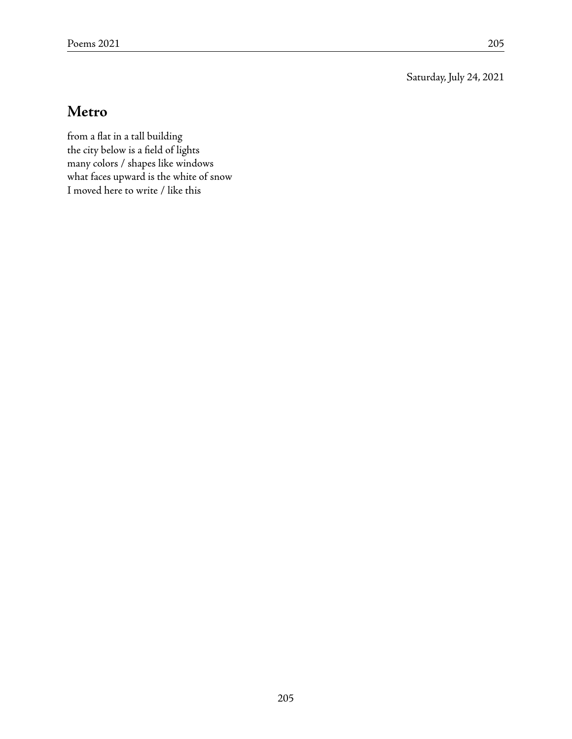Saturday, July 24, 2021

## Metro

from a flat in a tall building  
the city below is a field of lights  
many colors / shapes like windows  
what faces upward is the white of snow  
I moved here to write / like this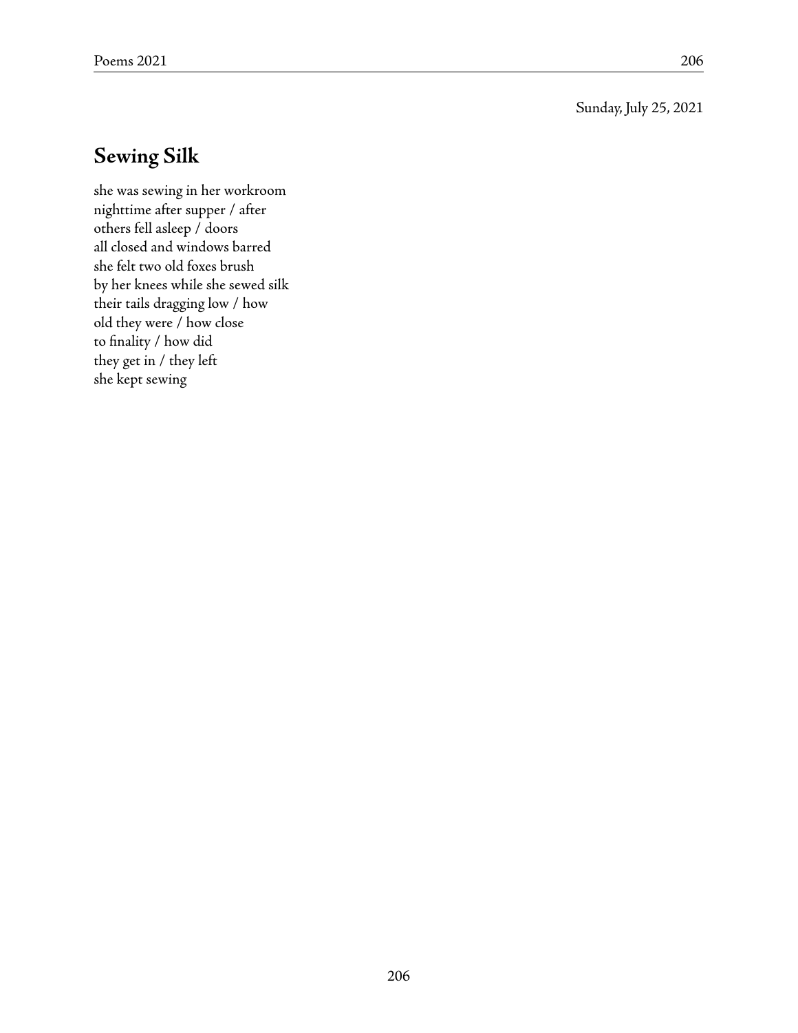Sunday, July 25, 2021

## Sewing Silk

she was sewing in her workroom  
nighttime after supper / after  
others fell asleep / doors  
all closed and windows barred  
she felt two old foxes brush  
by her knees while she sewed silk  
their tails dragging low / how  
old they were / how close  
to finality / how did  
they get in / they left  
she kept sewing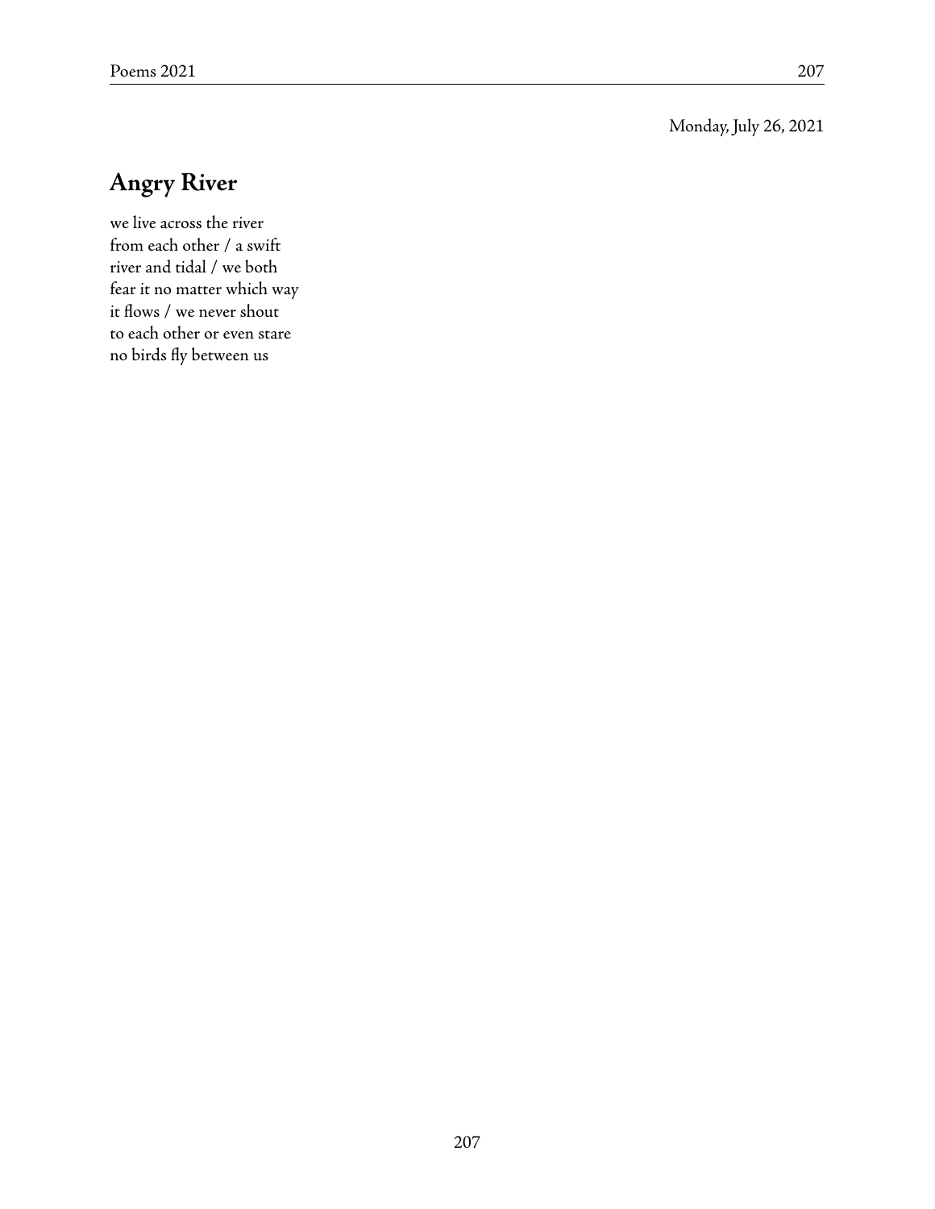Monday, July 26, 2021

## Angry River

we live across the river
from each other / a swift
river and tidal / we both
fear it no matter which way
it flows / we never shout
to each other or even stare
no birds fly between us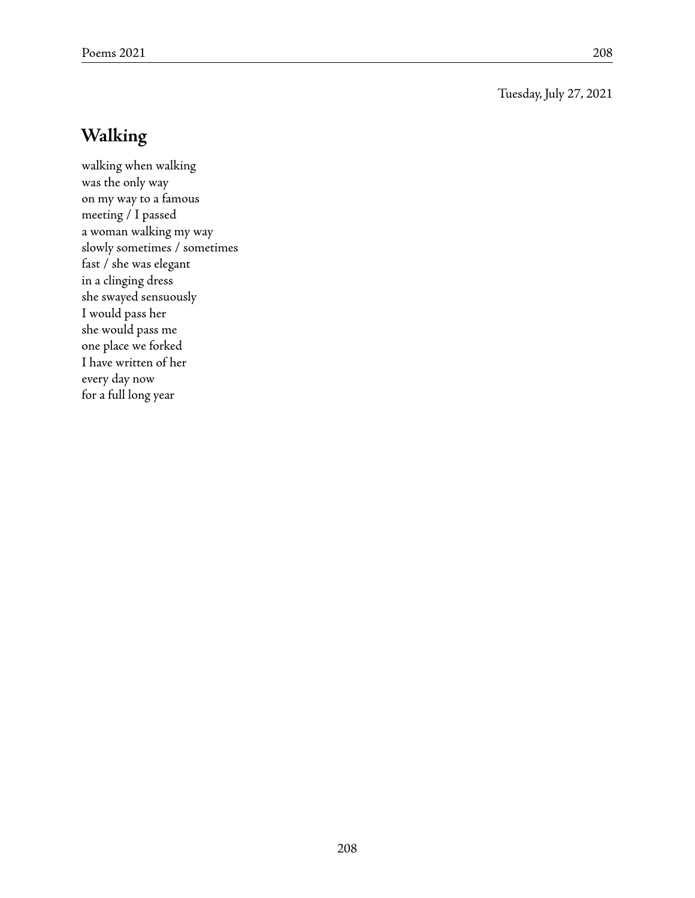Tuesday, July 27, 2021

## Walking

walking when walking  
was the only way  
on my way to a famous  
meeting / I passed  
a woman walking my way  
slowly sometimes / sometimes  
fast / she was elegant  
in a clinging dress  
she swayed sensuously  
I would pass her  
she would pass me  
one place we forked  
I have written of her  
every day now  
for a full long year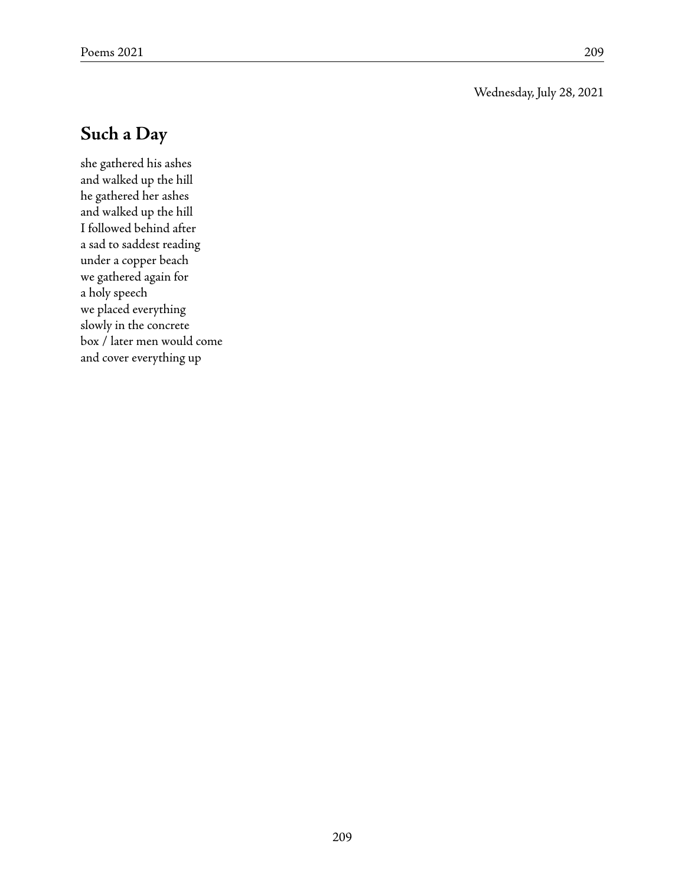Wednesday, July 28, 2021

## Such a Day

she gathered his ashes  
and walked up the hill  
he gathered her ashes  
and walked up the hill  
I followed behind after  
a sad to saddest reading  
under a copper beach  
we gathered again for  
a holy speech  
we placed everything  
slowly in the concrete  
box / later men would come  
and cover everything up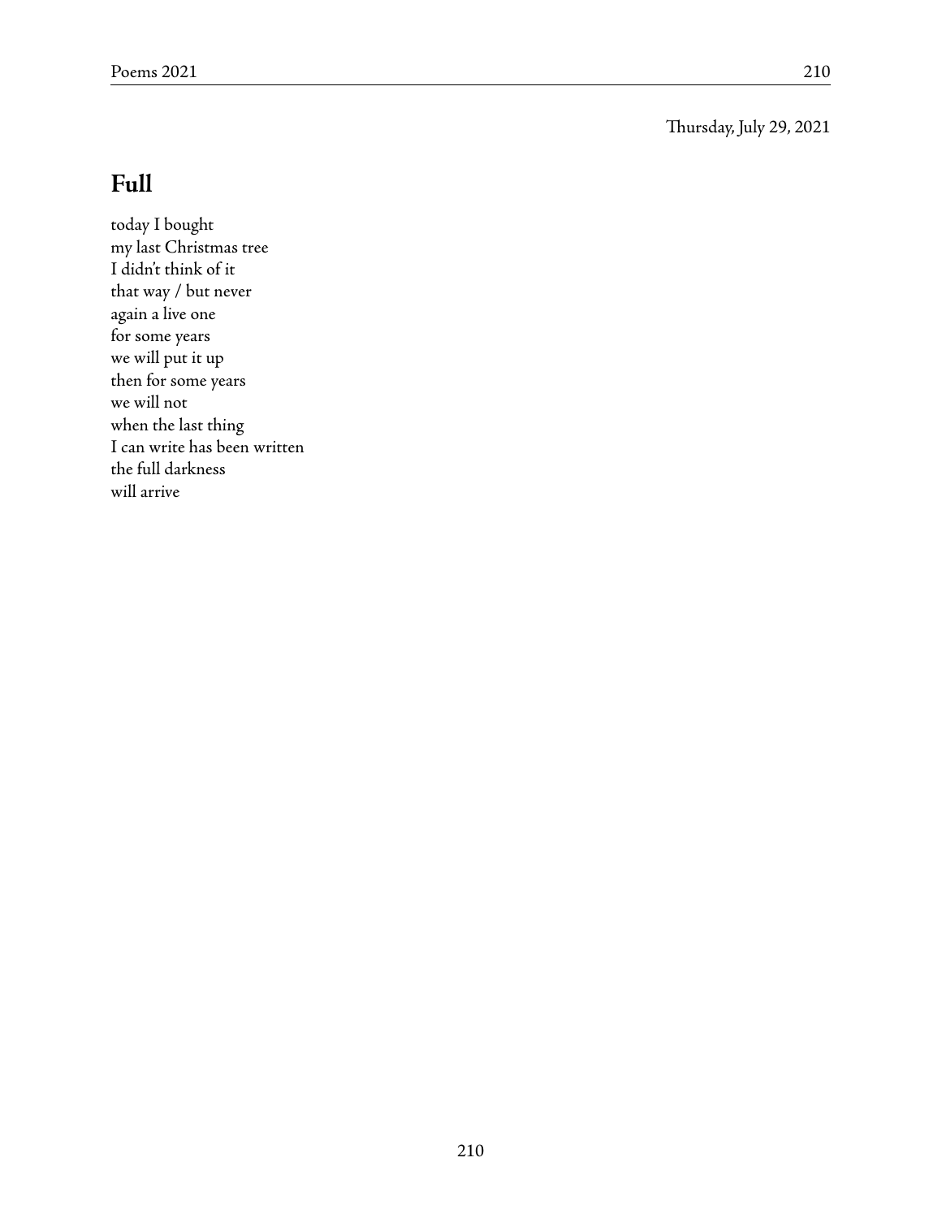Thursday, July 29, 2021

## Full

today I bought  
my last Christmas tree  
I didn't think of it  
that way / but never  
again a live one  
for some years  
we will put it up  
then for some years  
we will not  
when the last thing  
I can write has been written  
the full darkness  
will arrive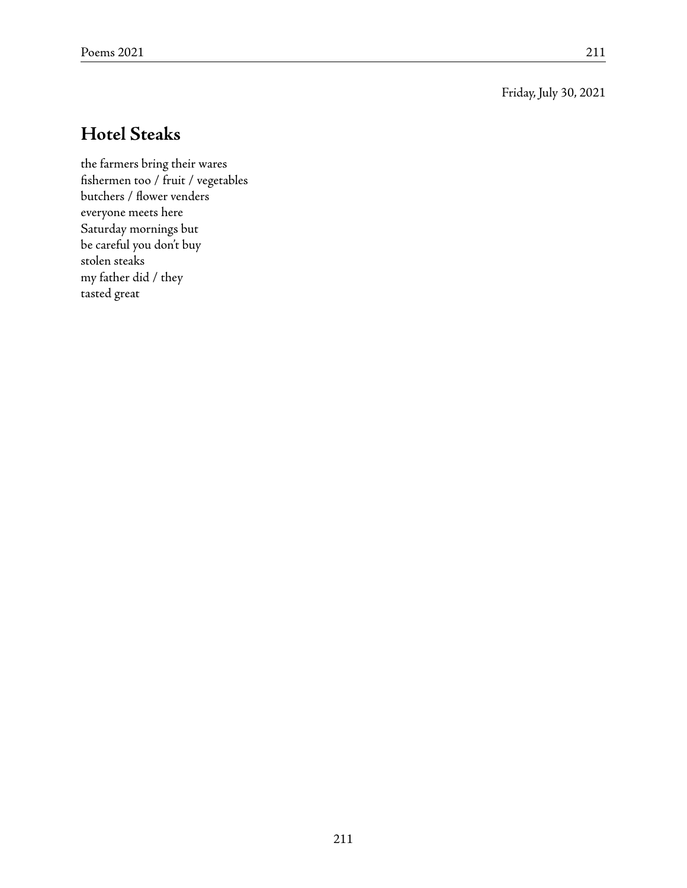Friday, July 30, 2021

## Hotel Steaks

the farmers bring their wares  
fishermen too / fruit / vegetables  
butchers / flower venders  
everyone meets here  
Saturday mornings but  
be careful you don't buy  
stolen steaks  
my father did / they  
tasted great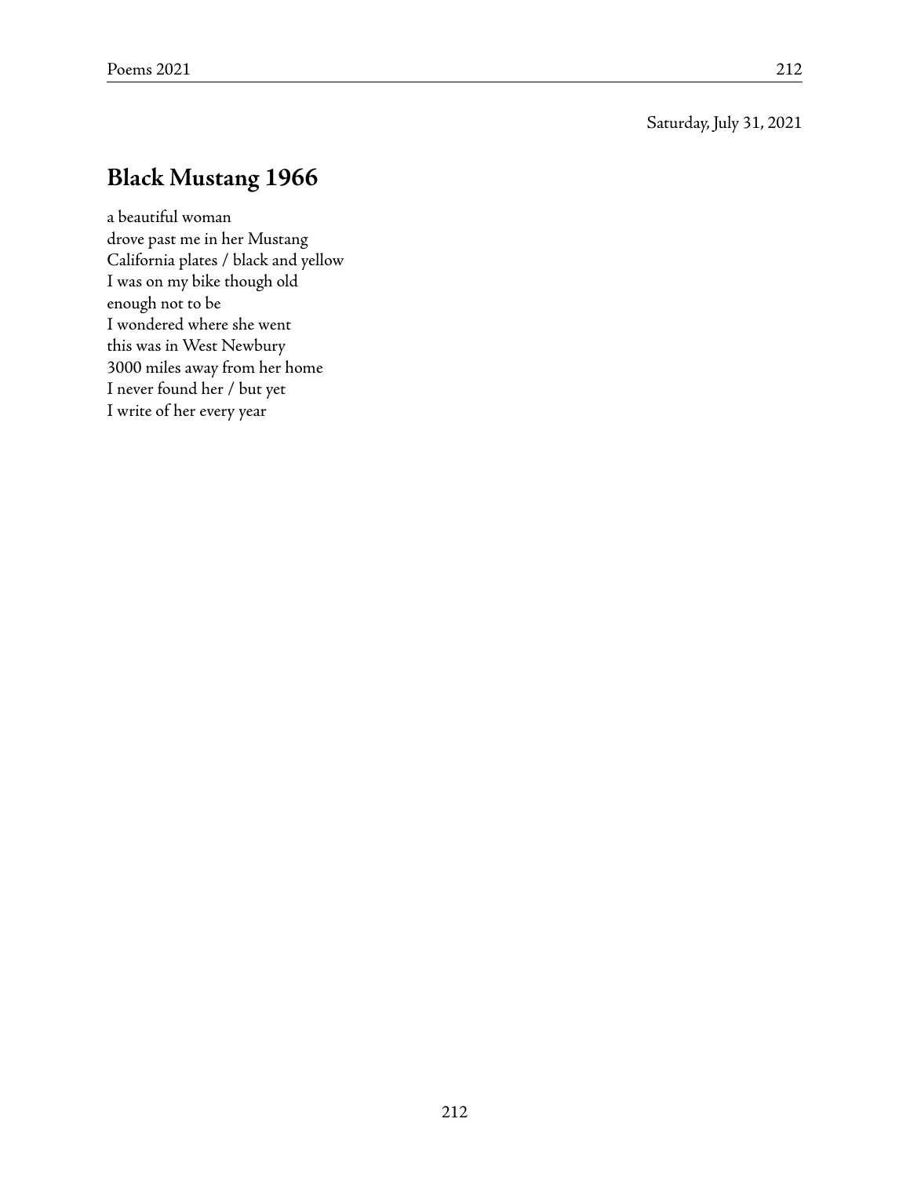Saturday, July 31, 2021

## Black Mustang 1966

a beautiful woman  
drove past me in her Mustang  
California plates / black and yellow  
I was on my bike though old  
enough not to be  
I wondered where she went  
this was in West Newbury  
3000 miles away from her home  
I never found her / but yet  
I write of her every year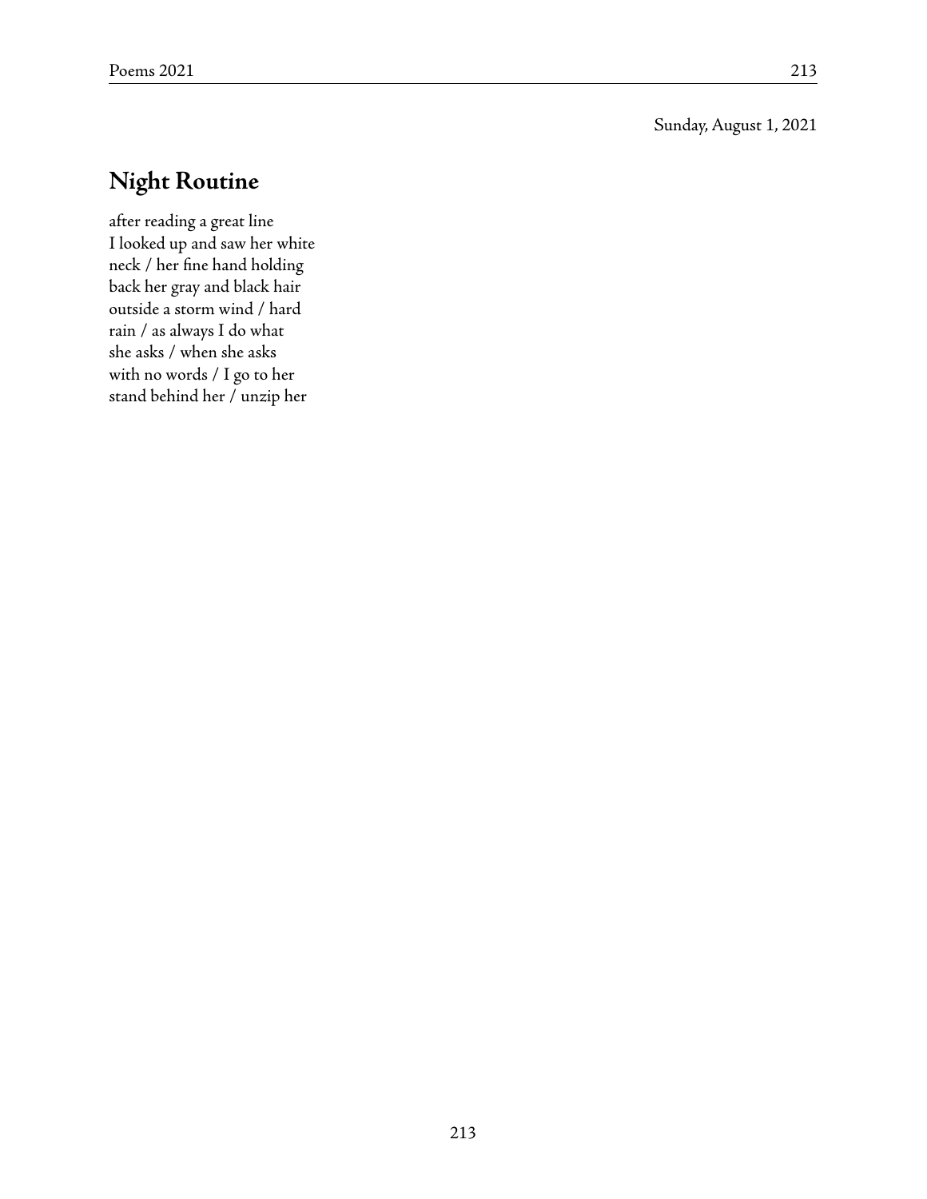Sunday, August 1, 2021

## Night Routine

after reading a great line  
I looked up and saw her white  
neck / her fine hand holding  
back her gray and black hair  
outside a storm wind / hard  
rain / as always I do what  
she asks / when she asks  
with no words / I go to her  
stand behind her / unzip her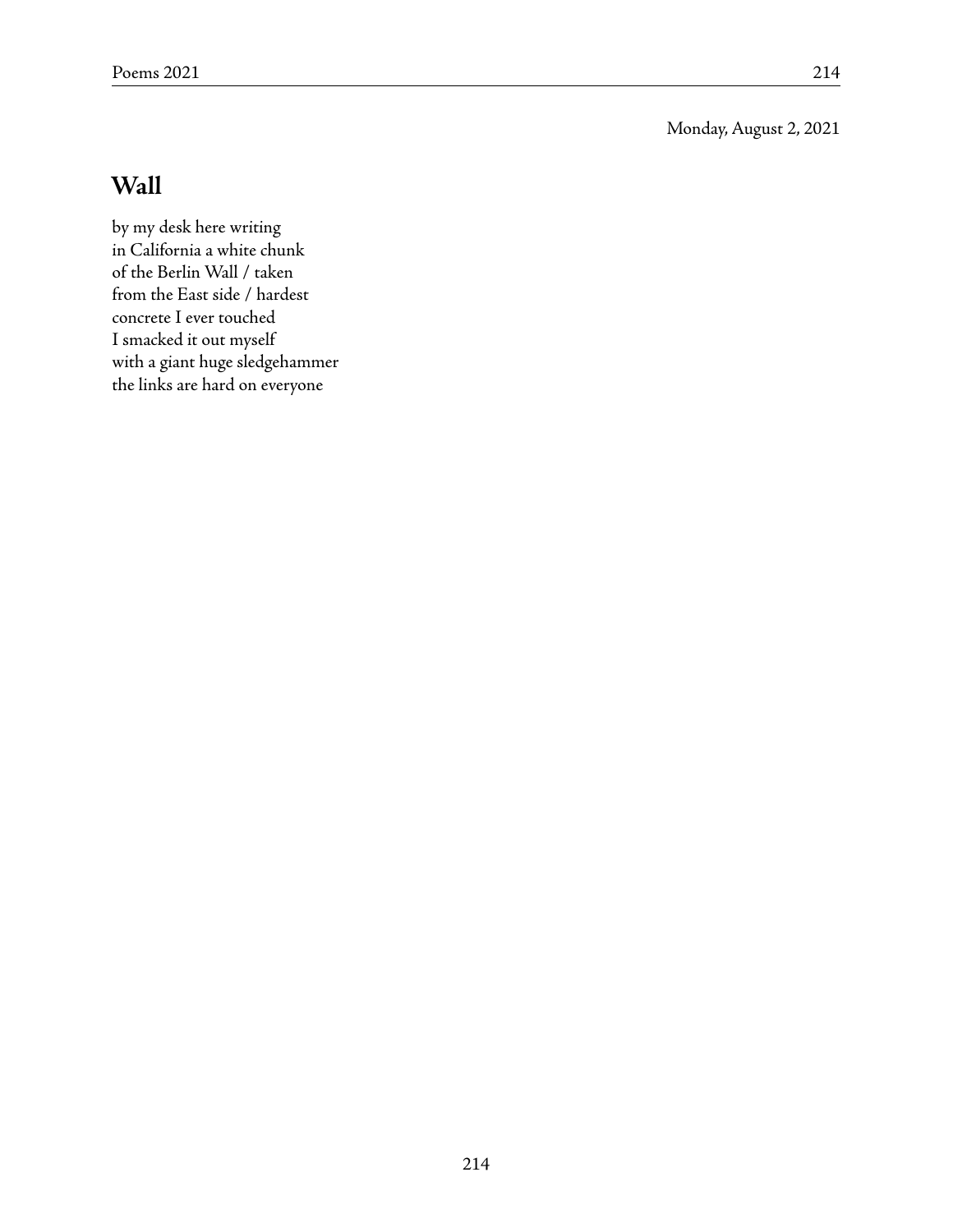Monday, August 2, 2021

## Wall

by my desk here writing
in California a white chunk
of the Berlin Wall / taken
from the East side / hardest
concrete I ever touched
I smacked it out myself
with a giant huge sledgehammer
the links are hard on everyone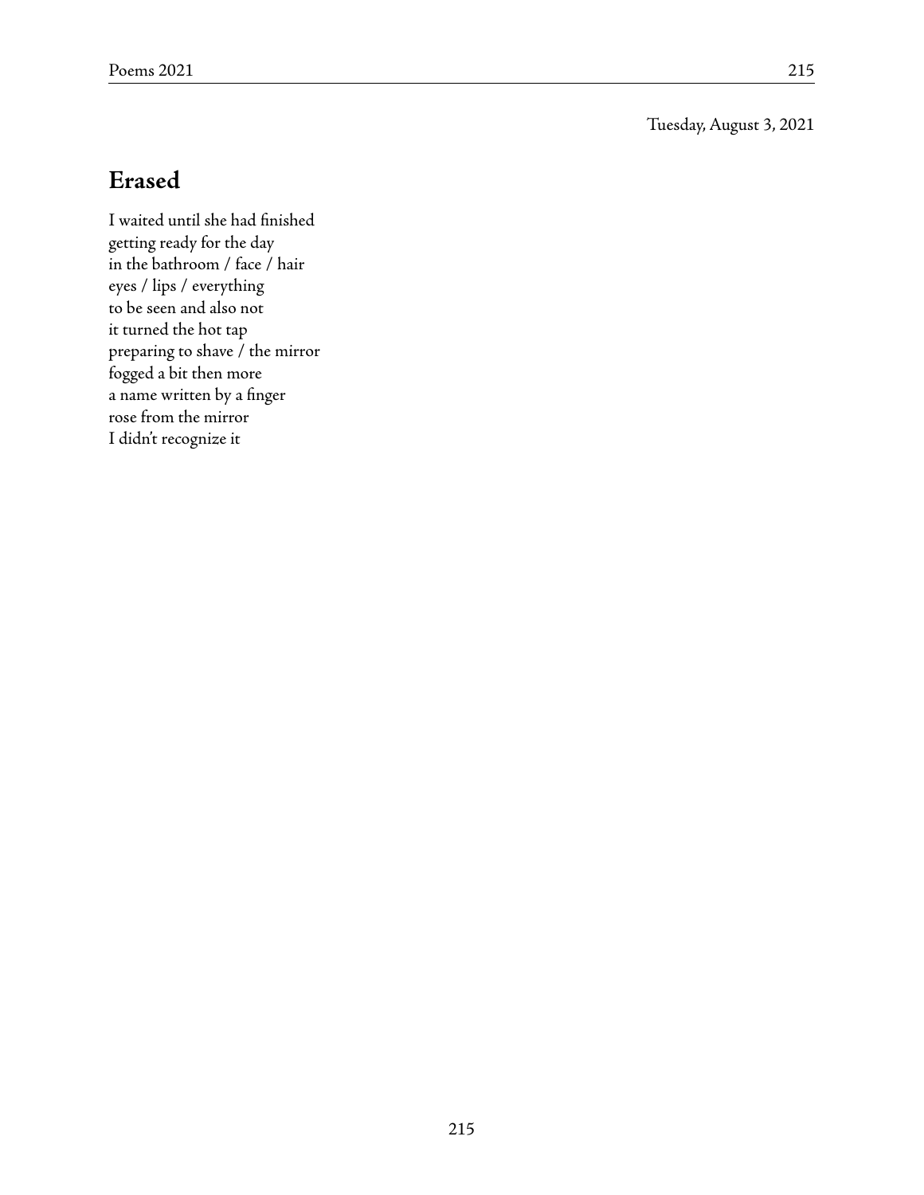Tuesday, August 3, 2021

## Erased

I waited until she had finished  
getting ready for the day  
in the bathroom / face / hair  
eyes / lips / everything  
to be seen and also not  
it turned the hot tap  
preparing to shave / the mirror  
fogged a bit then more  
a name written by a finger  
rose from the mirror  
I didn't recognize it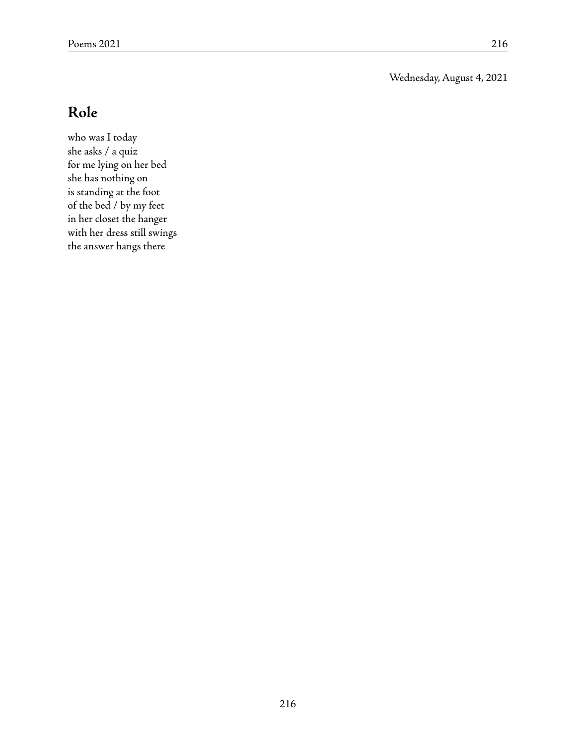Wednesday, August 4, 2021

## Role

who was I today  
she asks / a quiz  
for me lying on her bed  
she has nothing on  
is standing at the foot  
of the bed / by my feet  
in her closet the hanger  
with her dress still swings  
the answer hangs there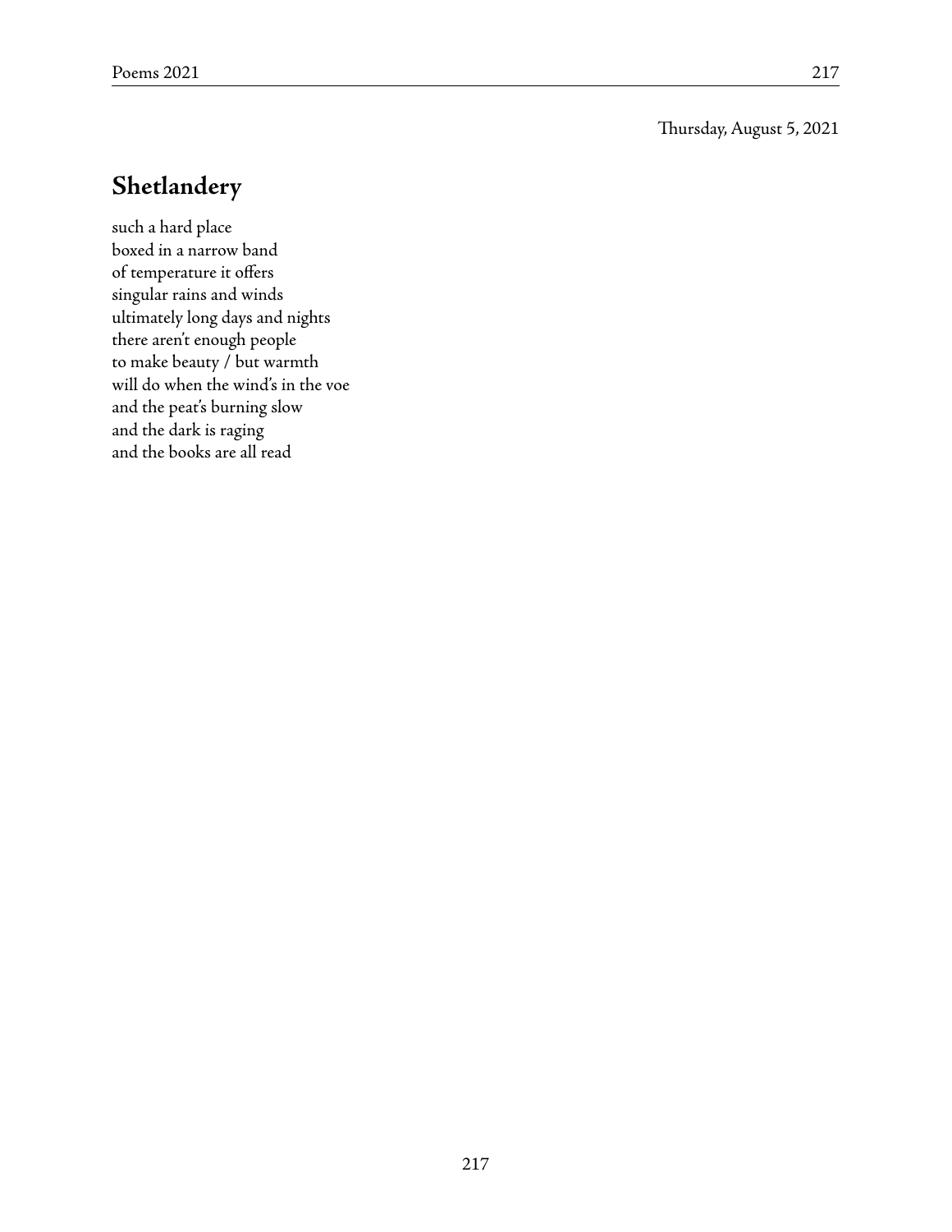Thursday, August 5, 2021

## Shetlandery

such a hard place  
boxed in a narrow band  
of temperature it offers  
singular rains and winds  
ultimately long days and nights  
there aren't enough people  
to make beauty / but warmth  
will do when the wind's in the voe  
and the peat's burning slow  
and the dark is raging  
and the books are all read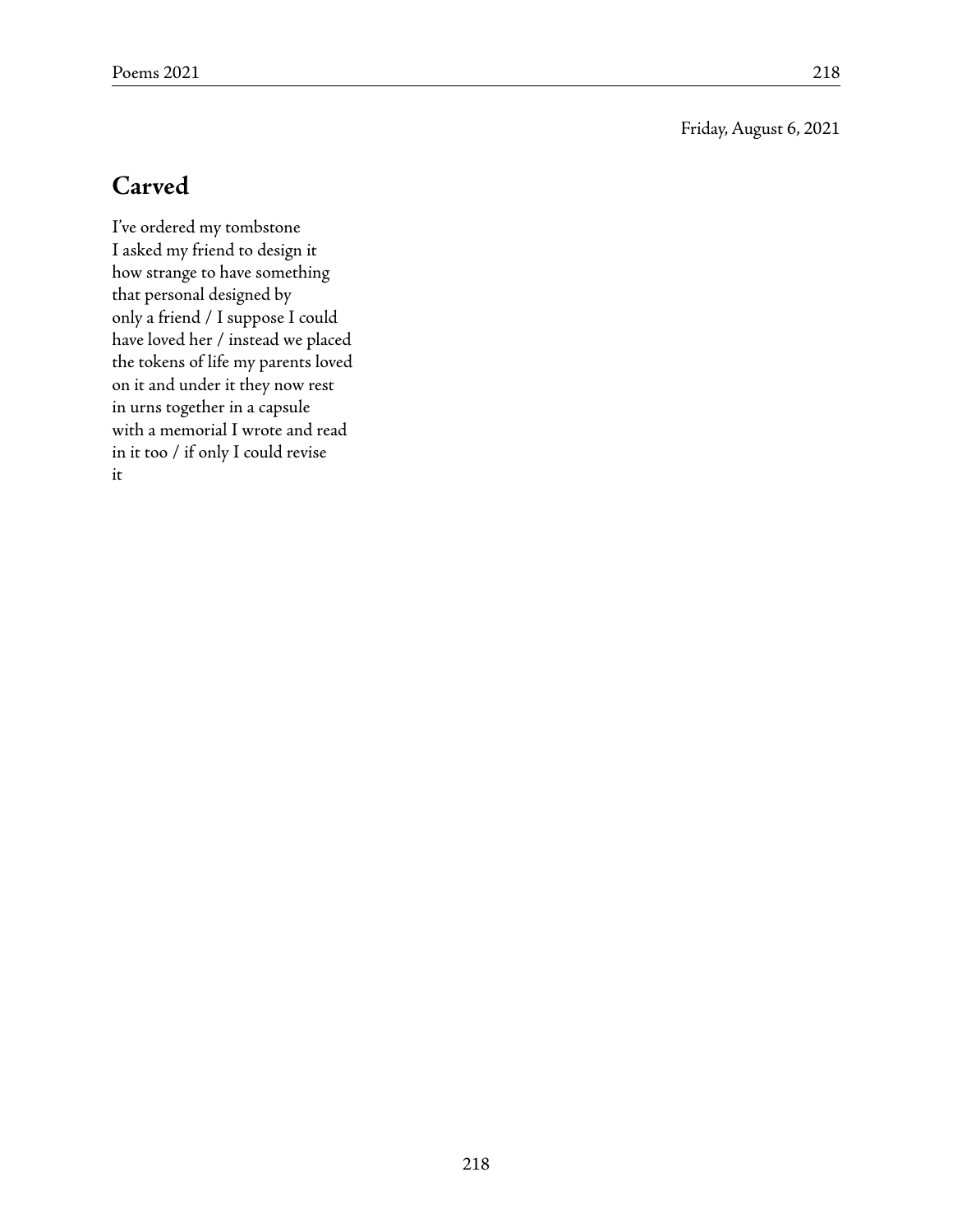Friday, August 6, 2021

## Carved

I've ordered my tombstone  
I asked my friend to design it  
how strange to have something  
that personal designed by  
only a friend / I suppose I could  
have loved her / instead we placed  
the tokens of life my parents loved  
on it and under it they now rest  
in urns together in a capsule  
with a memorial I wrote and read  
in it too / if only I could revise  
it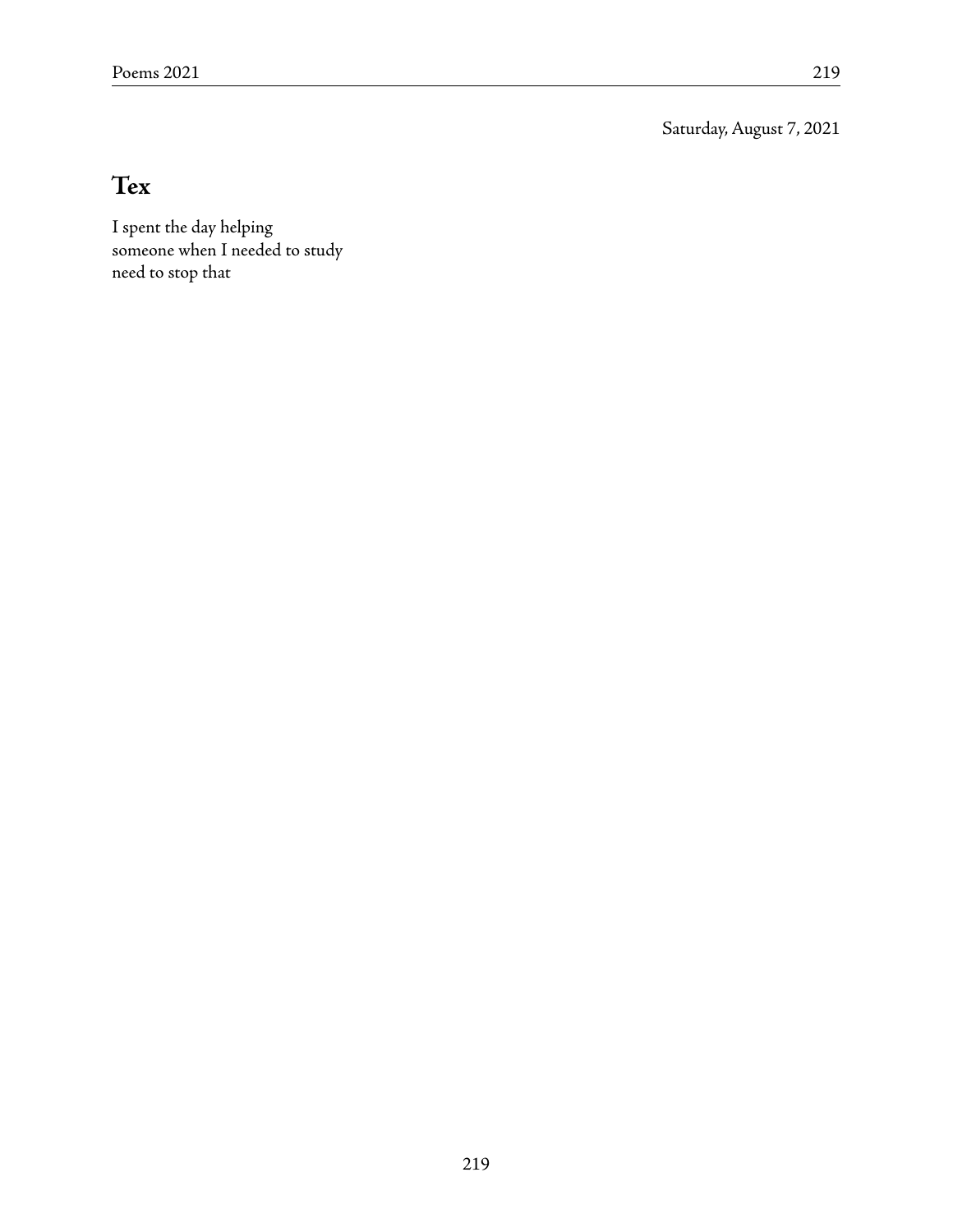Saturday, August 7, 2021

## Tex

I spent the day helping  
someone when I needed to study  
need to stop that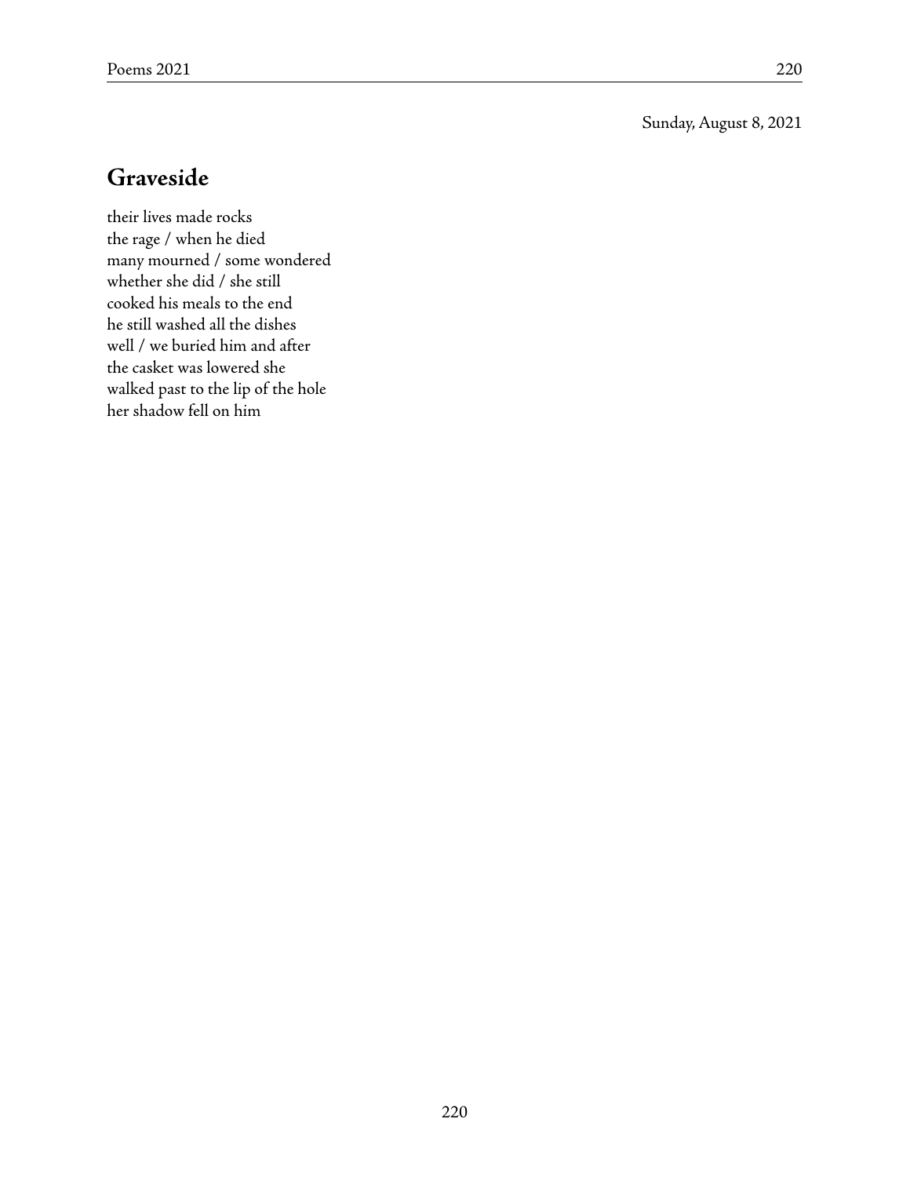Sunday, August 8, 2021

## Graveside

their lives made rocks  
the rage / when he died  
many mourned / some wondered  
whether she did / she still  
cooked his meals to the end  
he still washed all the dishes  
well / we buried him and after  
the casket was lowered she  
walked past to the lip of the hole  
her shadow fell on him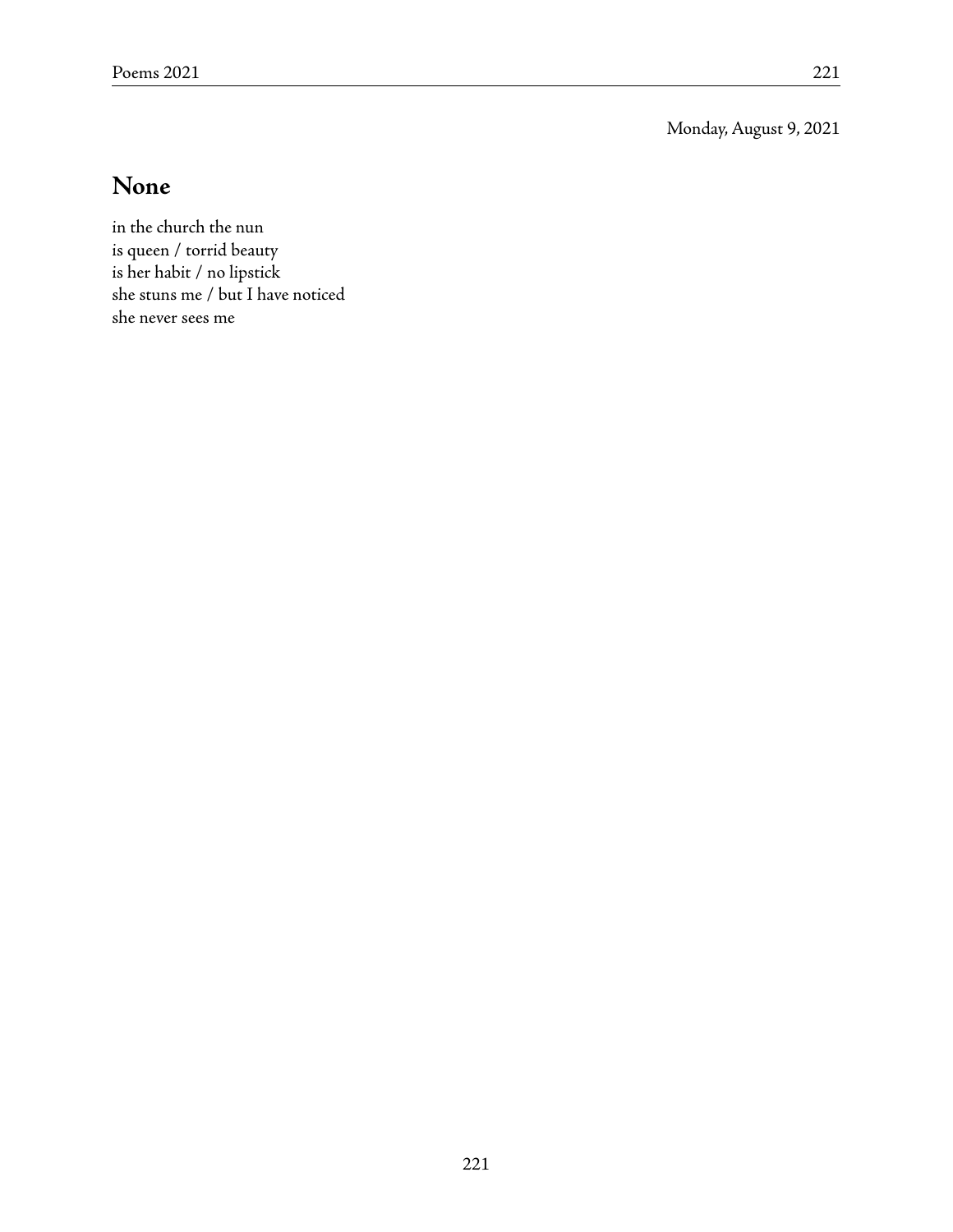Monday, August 9, 2021

## None

in the church the nun  
is queen / torrid beauty  
is her habit / no lipstick  
she stuns me / but I have noticed  
she never sees me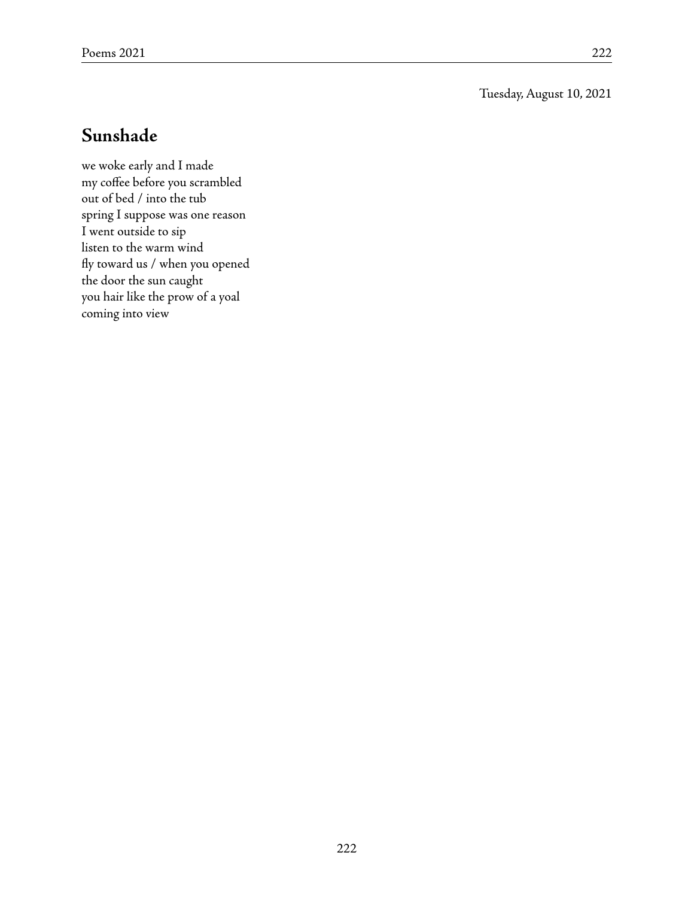Tuesday, August 10, 2021

## Sunshade

we woke early and I made  
my coffee before you scrambled  
out of bed / into the tub  
spring I suppose was one reason  
I went outside to sip  
listen to the warm wind  
fly toward us / when you opened  
the door the sun caught  
you hair like the prow of a yoal  
coming into view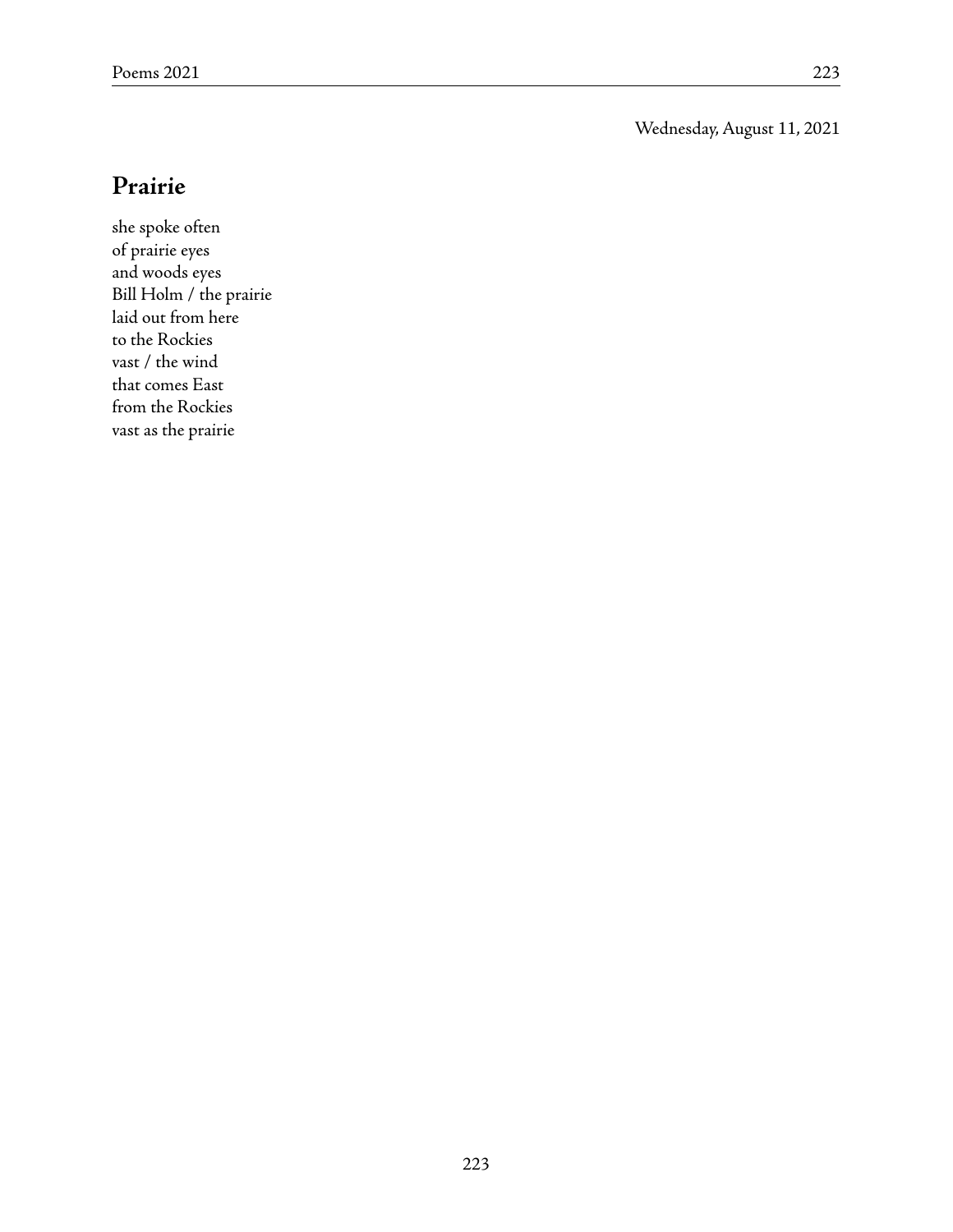Wednesday, August 11, 2021

## Prairie

she spoke often  
of prairie eyes  
and woods eyes  
Bill Holm / the prairie  
laid out from here  
to the Rockies  
vast / the wind  
that comes East  
from the Rockies  
vast as the prairie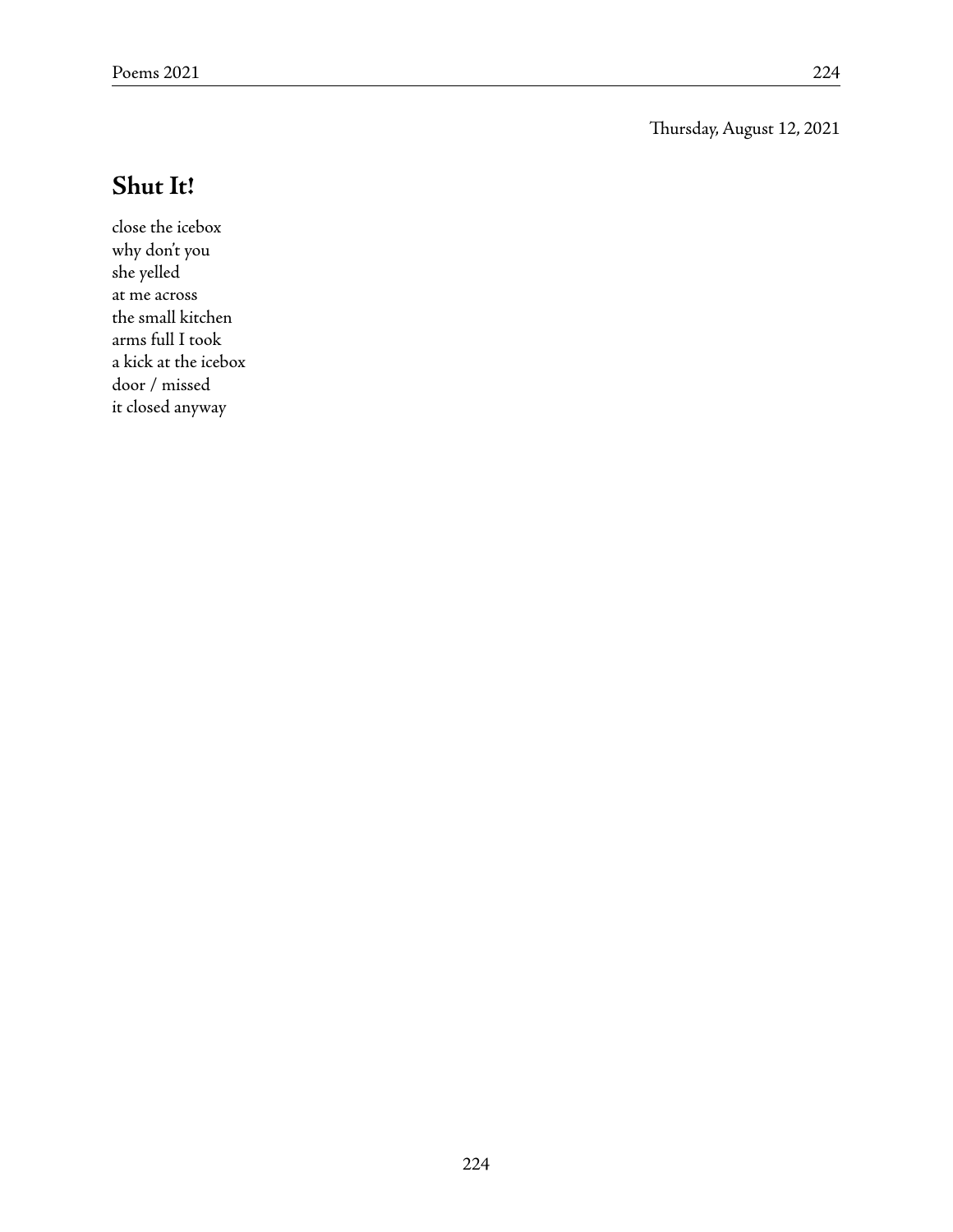Thursday, August 12, 2021

## Shut It!

close the icebox  
why don't you  
she yelled  
at me across  
the small kitchen  
arms full I took  
a kick at the icebox  
door / missed  
it closed anyway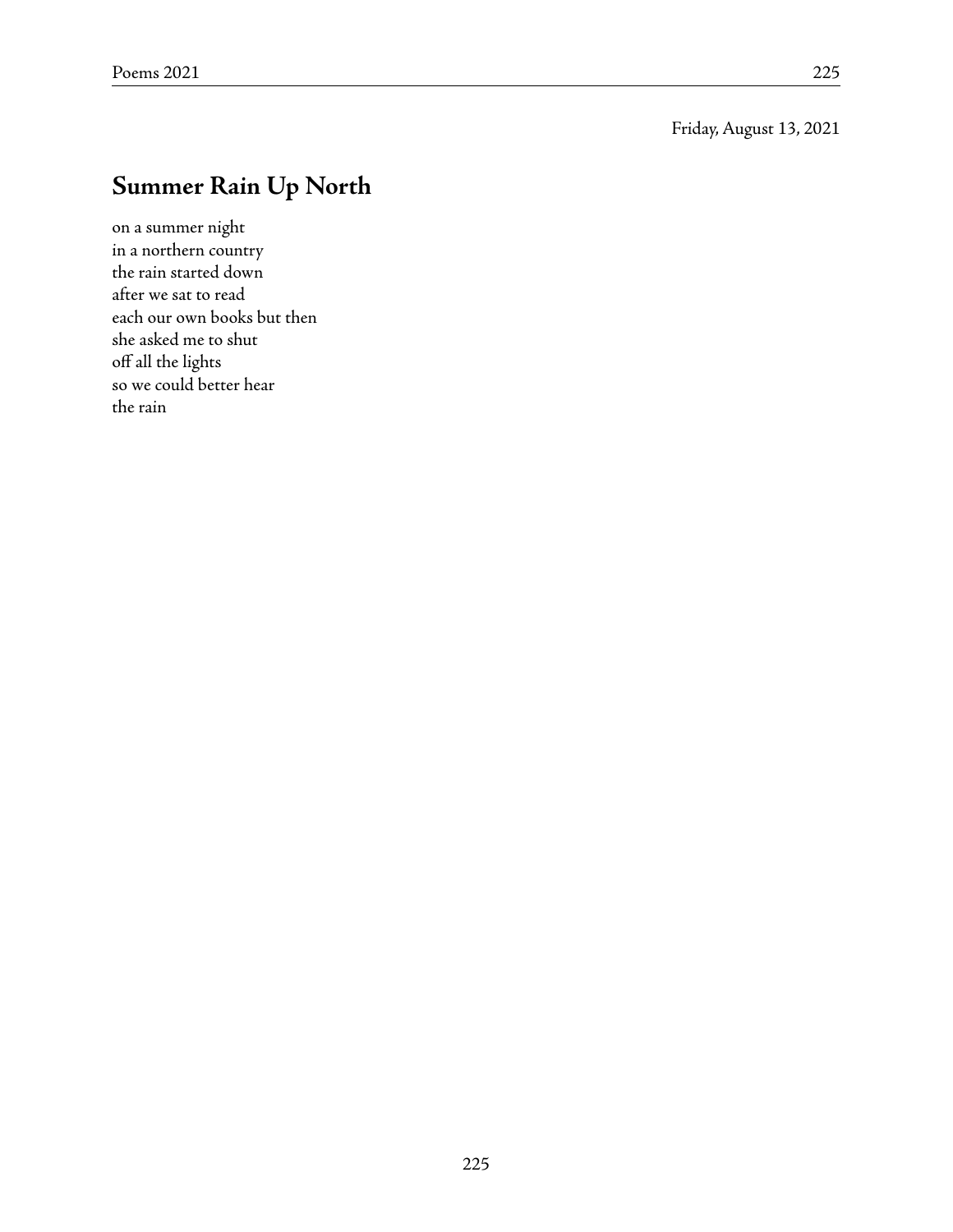Friday, August 13, 2021

## Summer Rain Up North

on a summer night  
in a northern country  
the rain started down  
after we sat to read  
each our own books but then  
she asked me to shut  
off all the lights  
so we could better hear  
the rain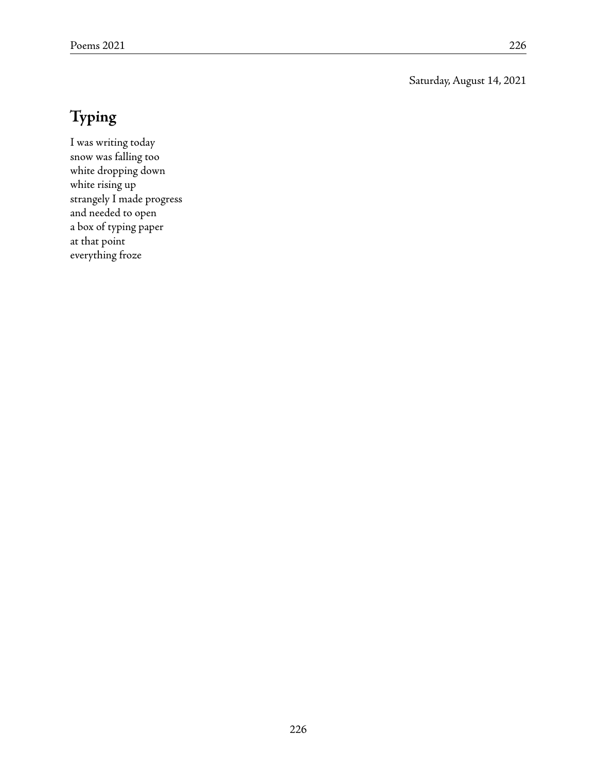Saturday, August 14, 2021

## Typing

I was writing today  
snow was falling too  
white dropping down  
white rising up  
strangely I made progress  
and needed to open  
a box of typing paper  
at that point  
everything froze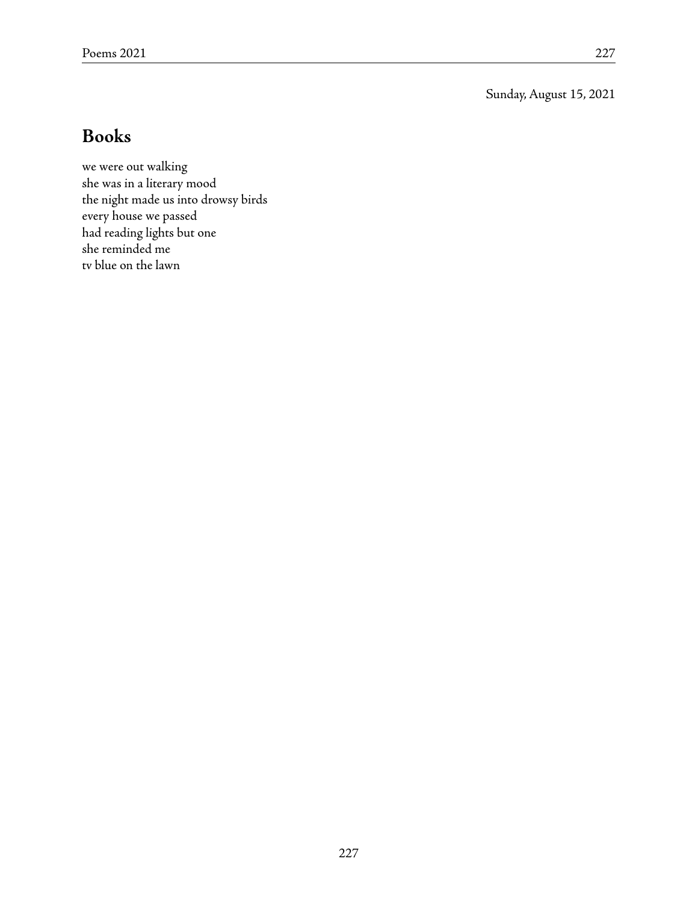Sunday, August 15, 2021

## Books

we were out walking  
she was in a literary mood  
the night made us into drowsy birds  
every house we passed  
had reading lights but one  
she reminded me  
tv blue on the lawn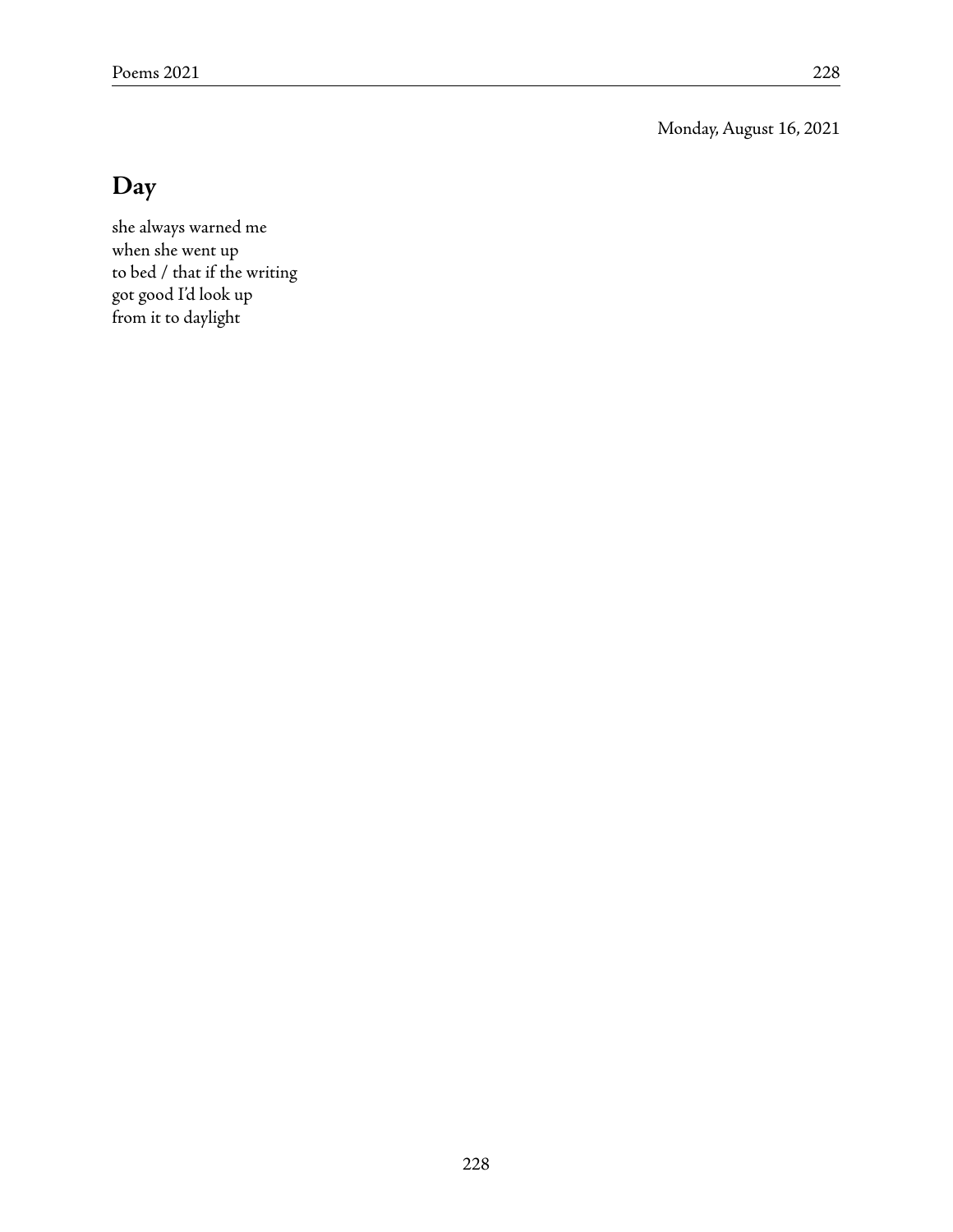Monday, August 16, 2021

## Day

she always warned me  
when she went up  
to bed / that if the writing  
got good I'd look up  
from it to daylight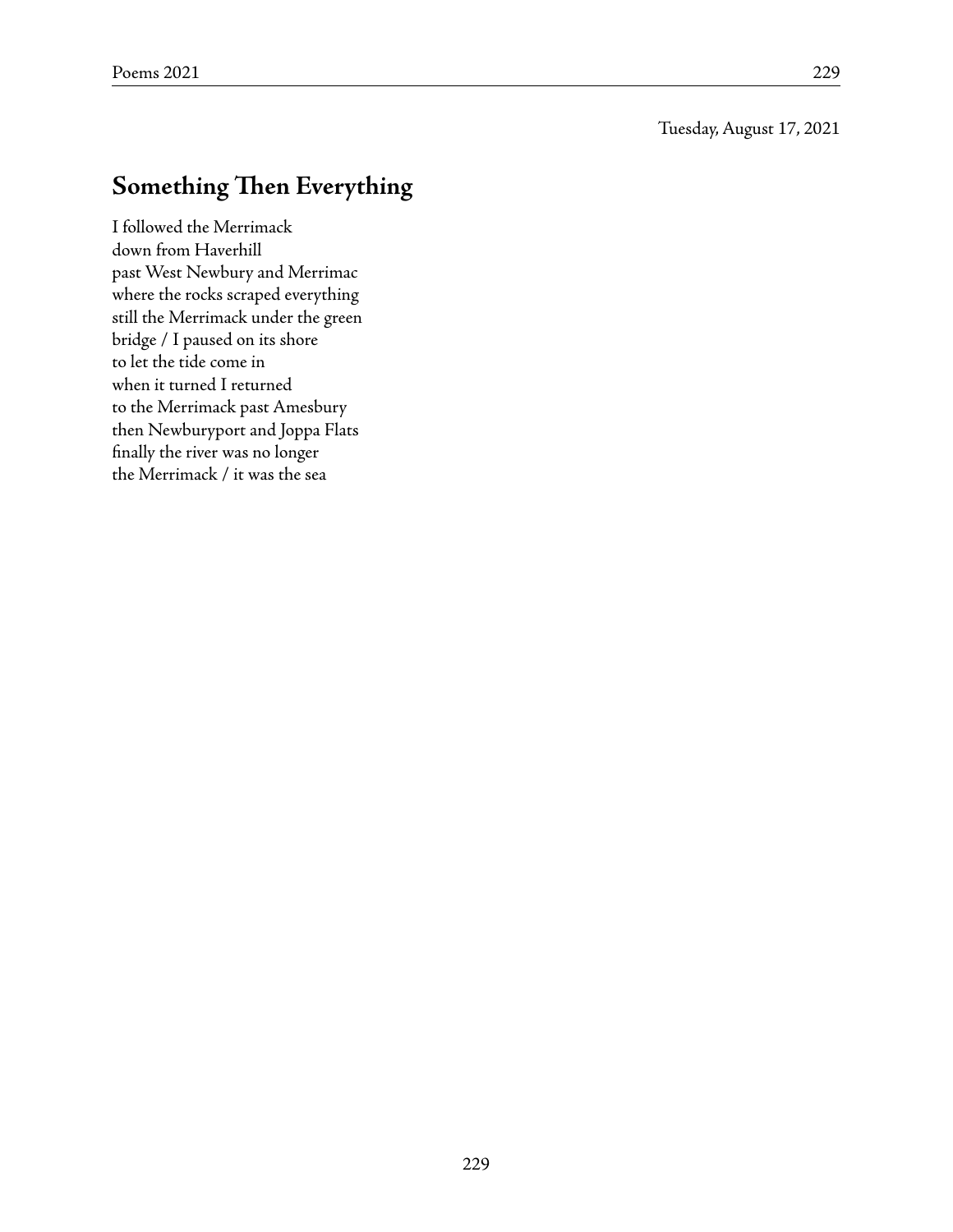Tuesday, August 17, 2021

## Something Then Everything

I followed the Merrimack  
down from Haverhill  
past West Newbury and Merrimac  
where the rocks scraped everything  
still the Merrimack under the green  
bridge / I paused on its shore  
to let the tide come in  
when it turned I returned  
to the Merrimack past Amesbury  
then Newburyport and Joppa Flats  
finally the river was no longer  
the Merrimack / it was the sea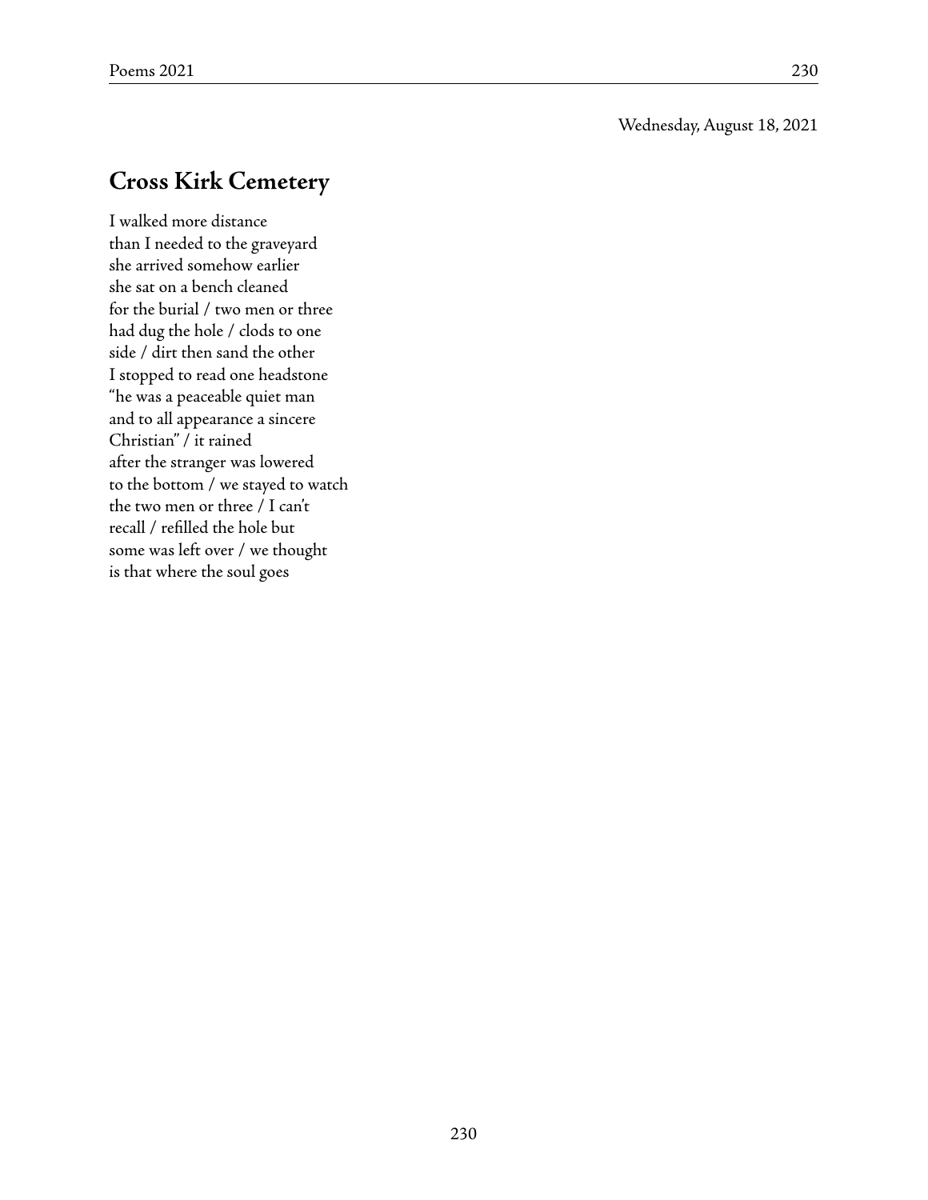Wednesday, August 18, 2021

## Cross Kirk Cemetery

I walked more distance  
than I needed to the graveyard  
she arrived somehow earlier  
she sat on a bench cleaned  
for the burial / two men or three  
had dug the hole / clods to one  
side / dirt then sand the other  
I stopped to read one headstone  
"he was a peaceable quiet man  
and to all appearance a sincere  
Christian" / it rained  
after the stranger was lowered  
to the bottom / we stayed to watch  
the two men or three / I can't  
recall / refilled the hole but  
some was left over / we thought  
is that where the soul goes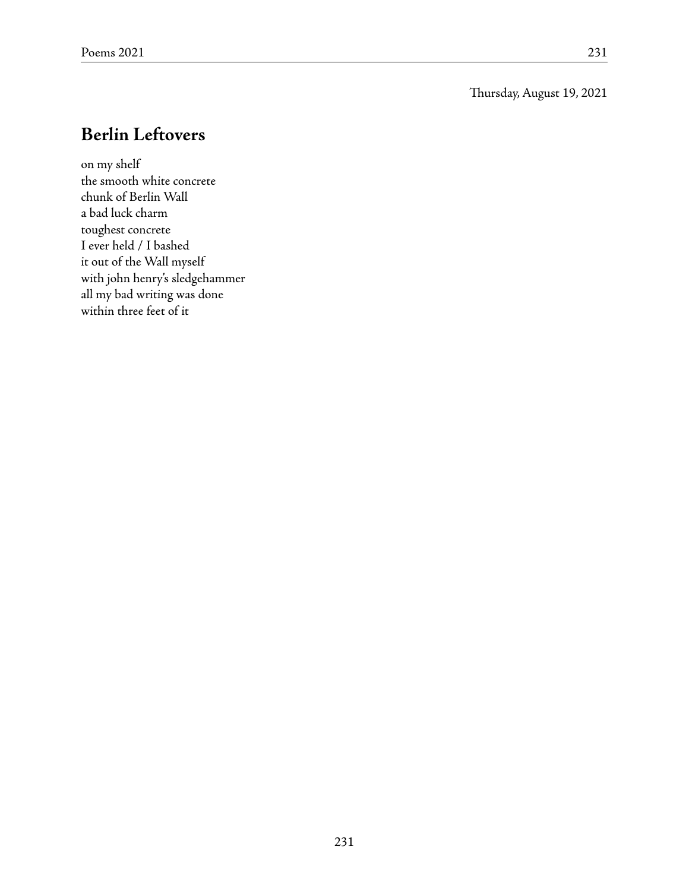Thursday, August 19, 2021

## Berlin Leftovers

on my shelf  
the smooth white concrete  
chunk of Berlin Wall  
a bad luck charm  
toughest concrete  
I ever held / I bashed  
it out of the Wall myself  
with john henry's sledgehammer  
all my bad writing was done  
within three feet of it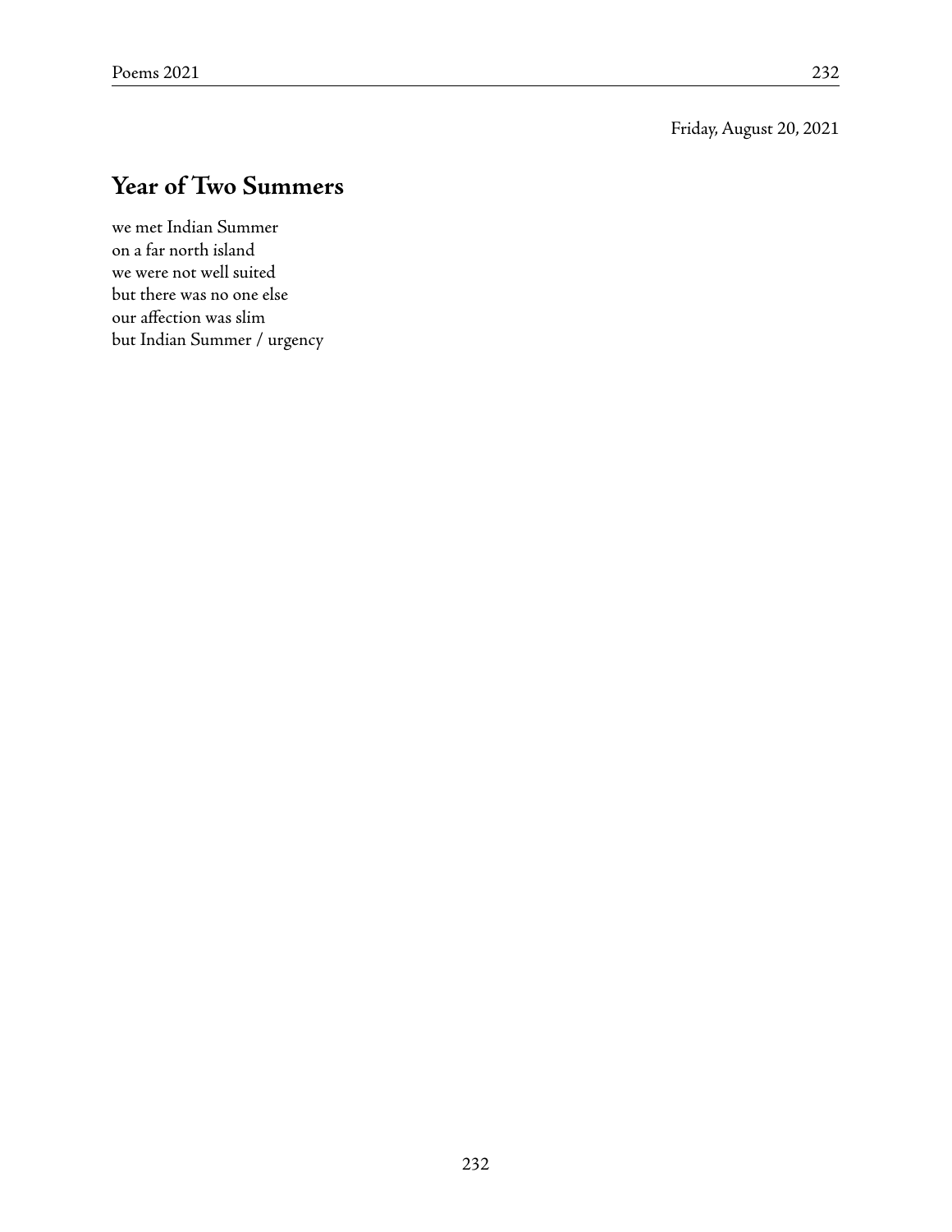Friday, August 20, 2021

## Year of Two Summers

we met Indian Summer  
on a far north island  
we were not well suited  
but there was no one else  
our affection was slim  
but Indian Summer / urgency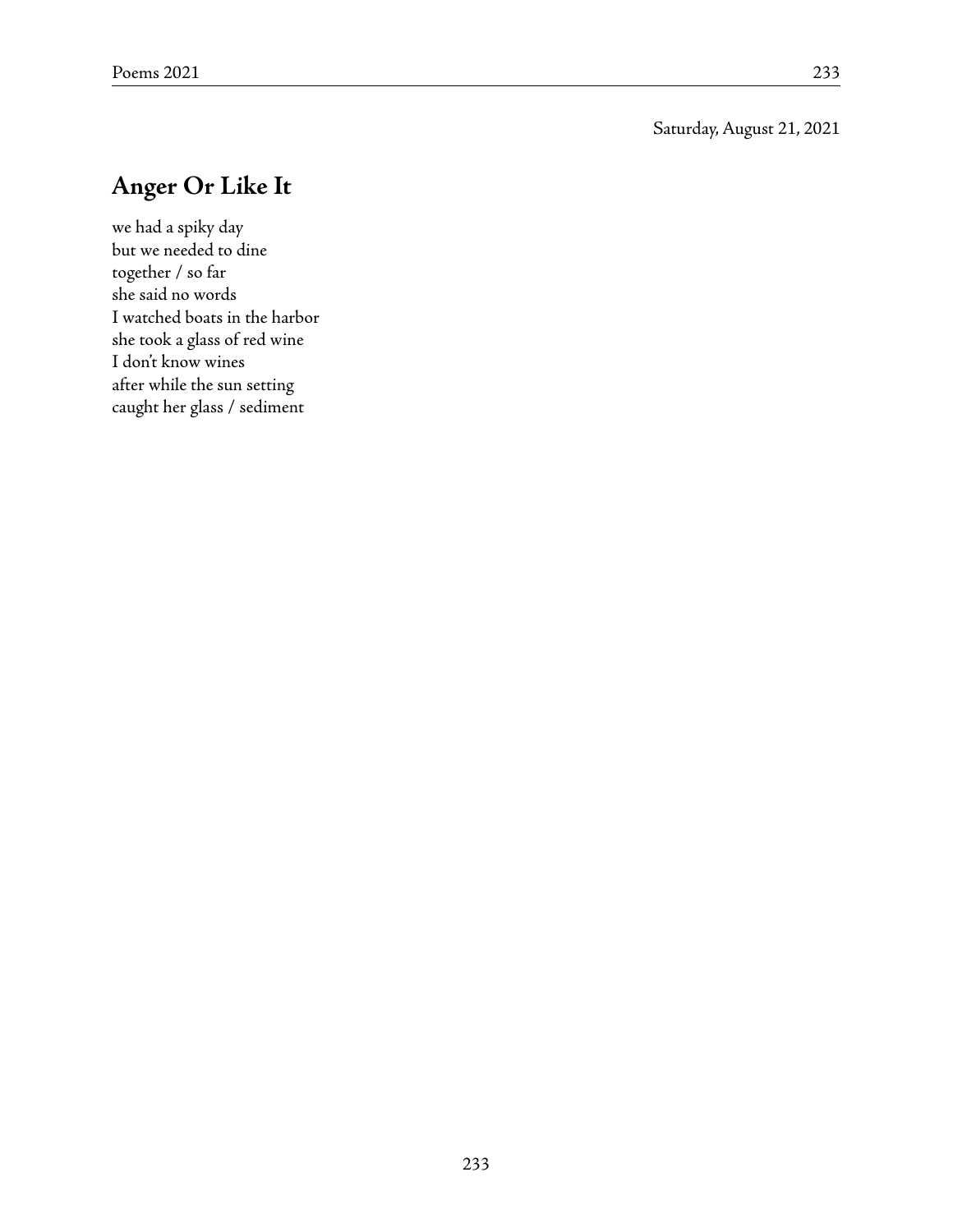Saturday, August 21, 2021

## Anger Or Like It

we had a spiky day  
but we needed to dine  
together / so far  
she said no words  
I watched boats in the harbor  
she took a glass of red wine  
I don't know wines  
after while the sun setting  
caught her glass / sediment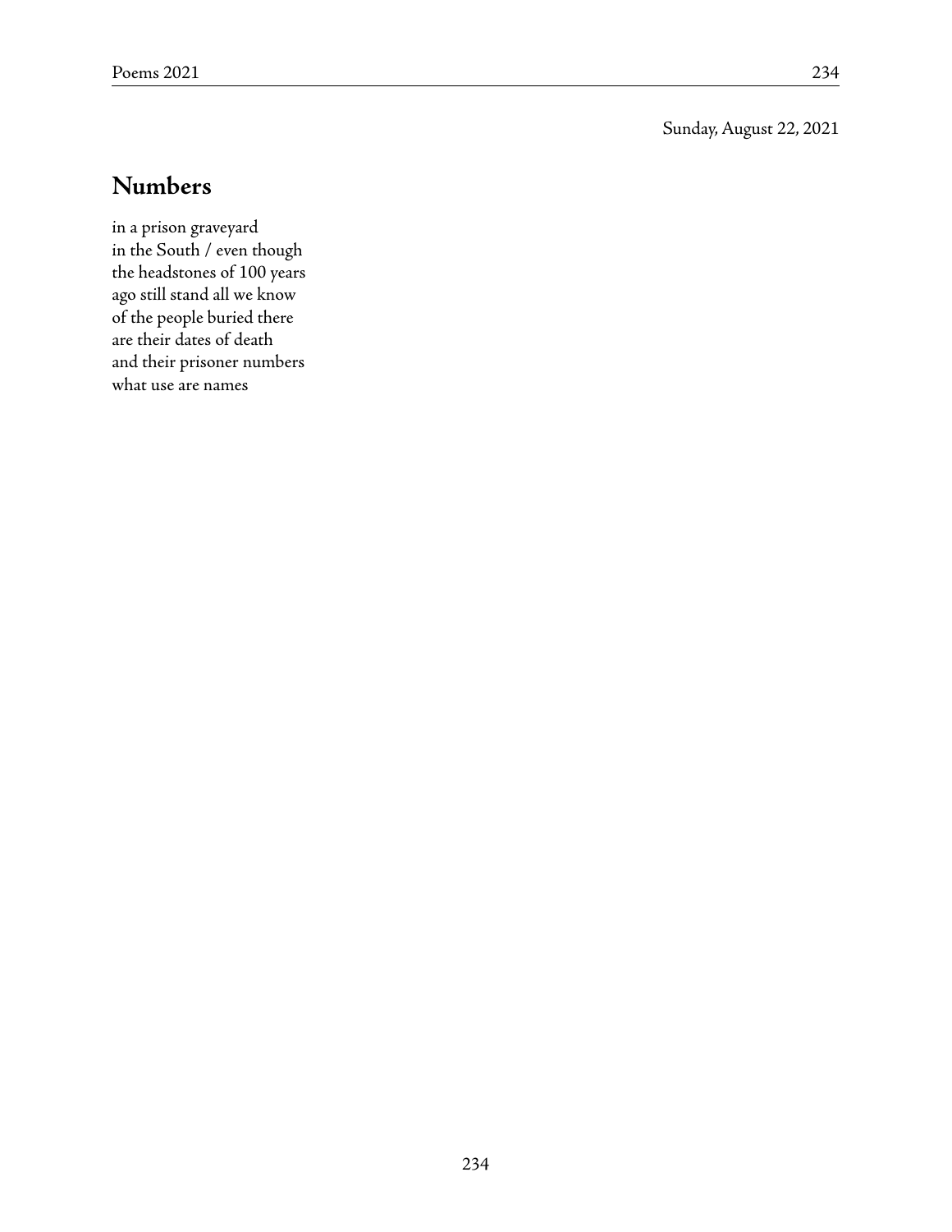Sunday, August 22, 2021

## Numbers

in a prison graveyard  
in the South / even though  
the headstones of 100 years  
ago still stand all we know  
of the people buried there  
are their dates of death  
and their prisoner numbers  
what use are names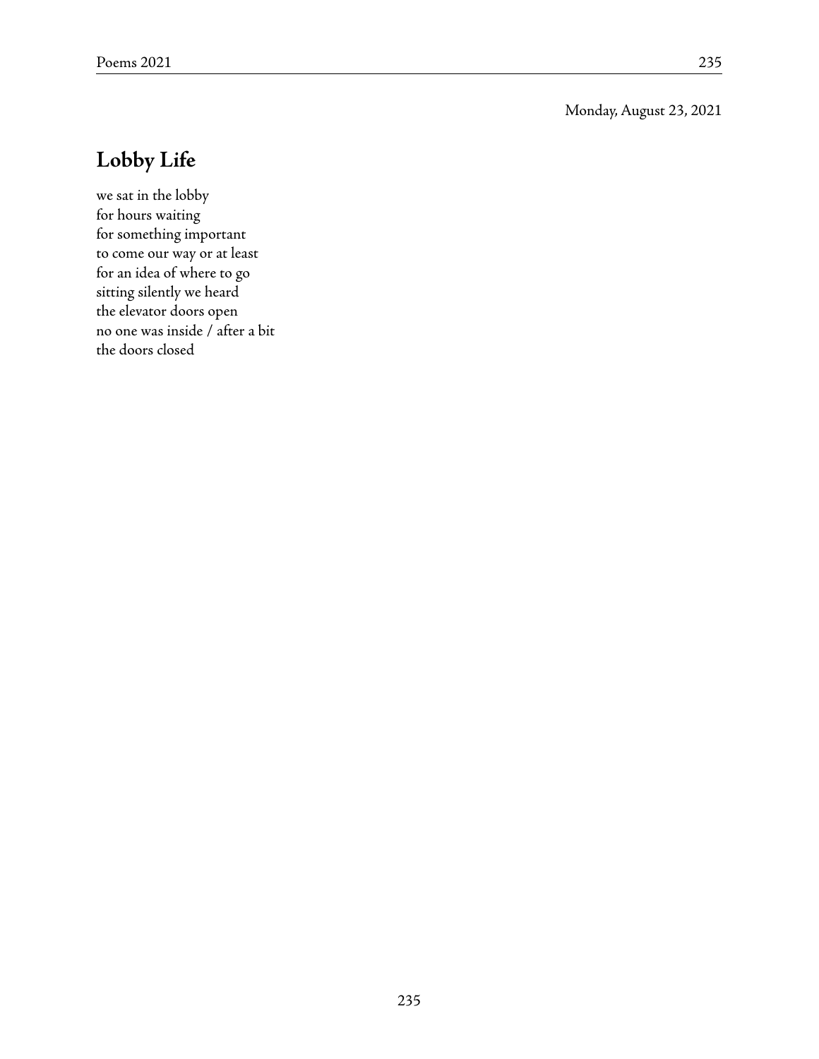Monday, August 23, 2021

## Lobby Life

we sat in the lobby  
for hours waiting  
for something important  
to come our way or at least  
for an idea of where to go  
sitting silently we heard  
the elevator doors open  
no one was inside / after a bit  
the doors closed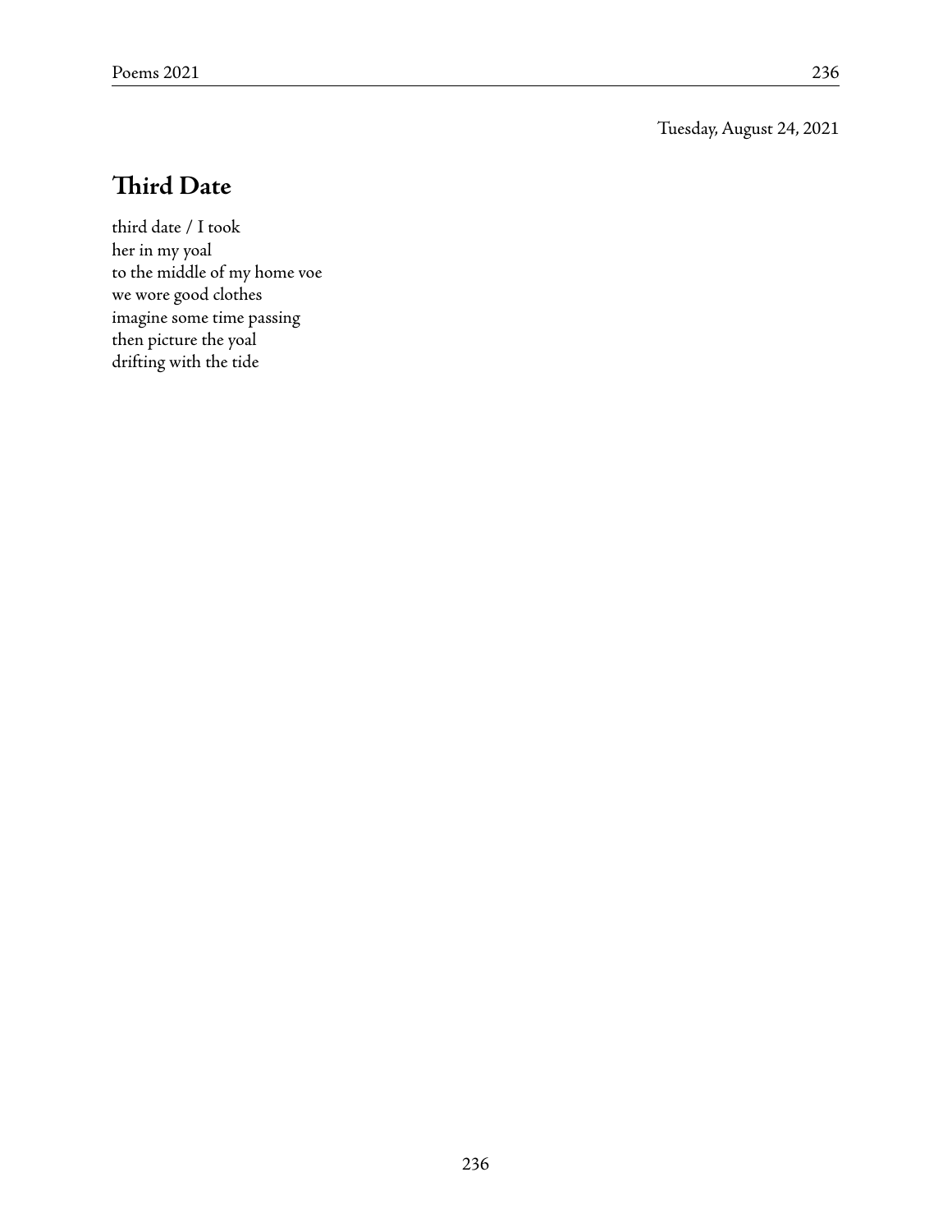Tuesday, August 24, 2021

## Third Date

third date / I took  
her in my yoal  
to the middle of my home voe  
we wore good clothes  
imagine some time passing  
then picture the yoal  
drifting with the tide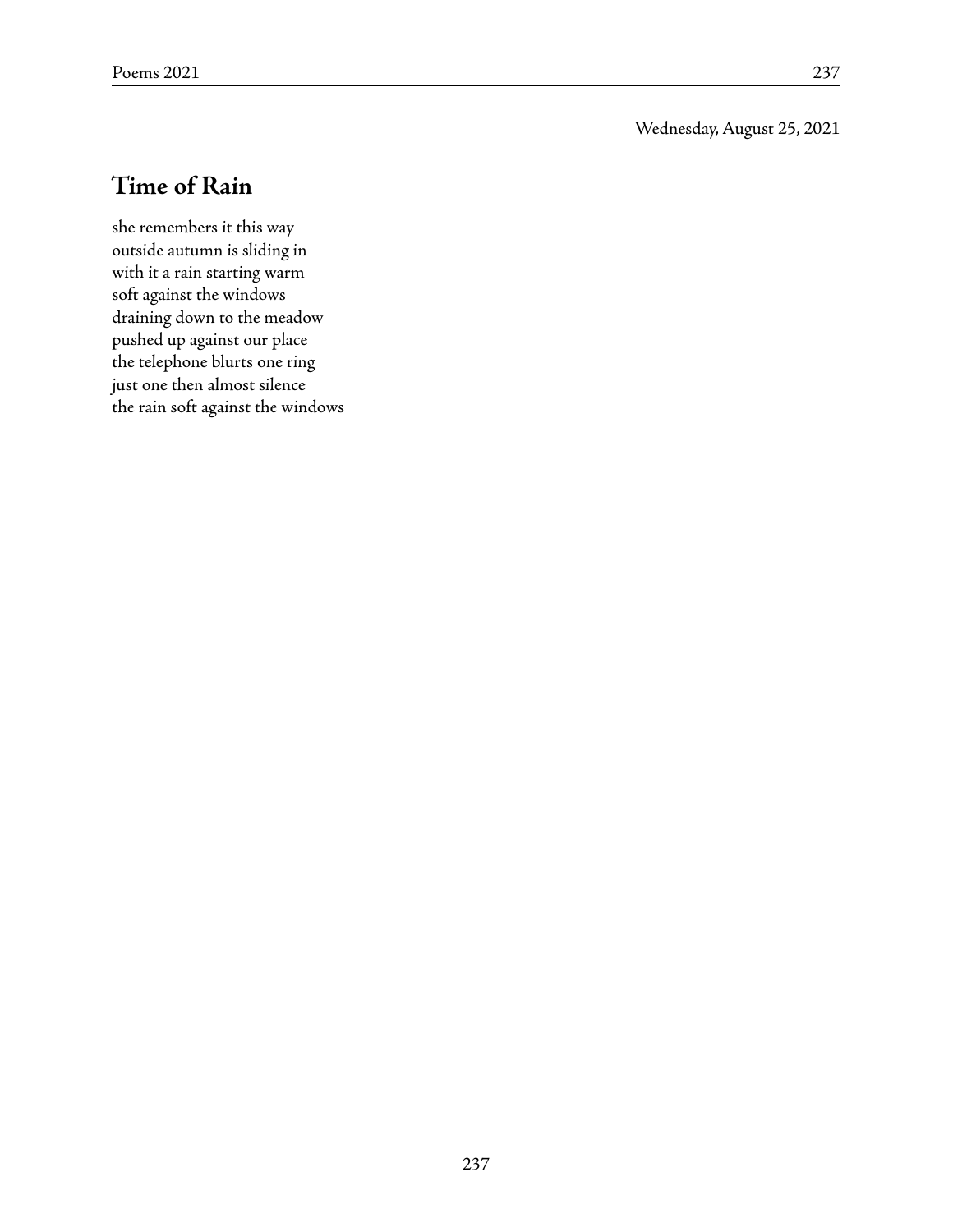Wednesday, August 25, 2021

## Time of Rain

she remembers it this way  
outside autumn is sliding in  
with it a rain starting warm  
soft against the windows  
draining down to the meadow  
pushed up against our place  
the telephone blurts one ring  
just one then almost silence  
the rain soft against the windows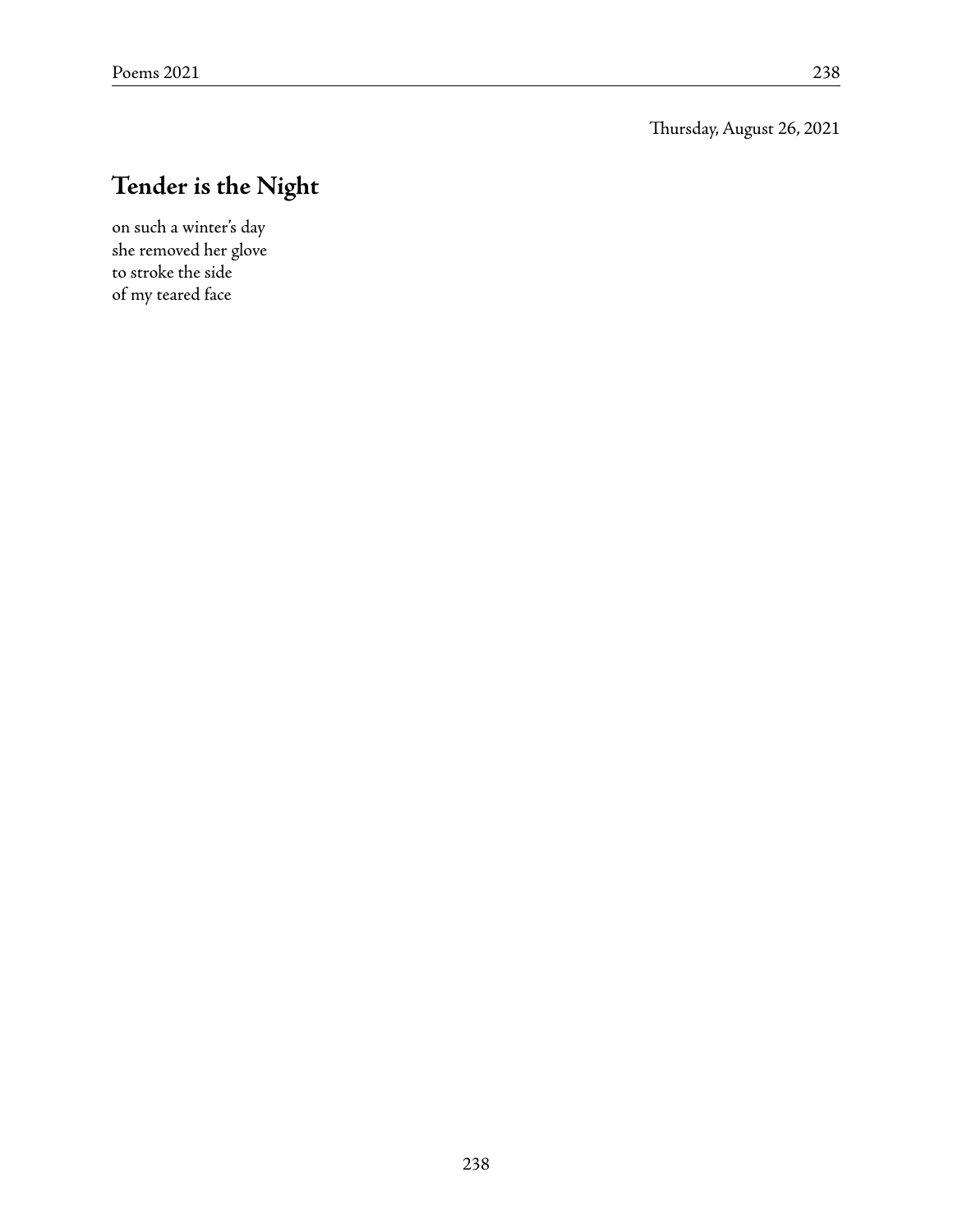Thursday, August 26, 2021

## Tender is the Night

on such a winter's day  
she removed her glove  
to stroke the side  
of my teared face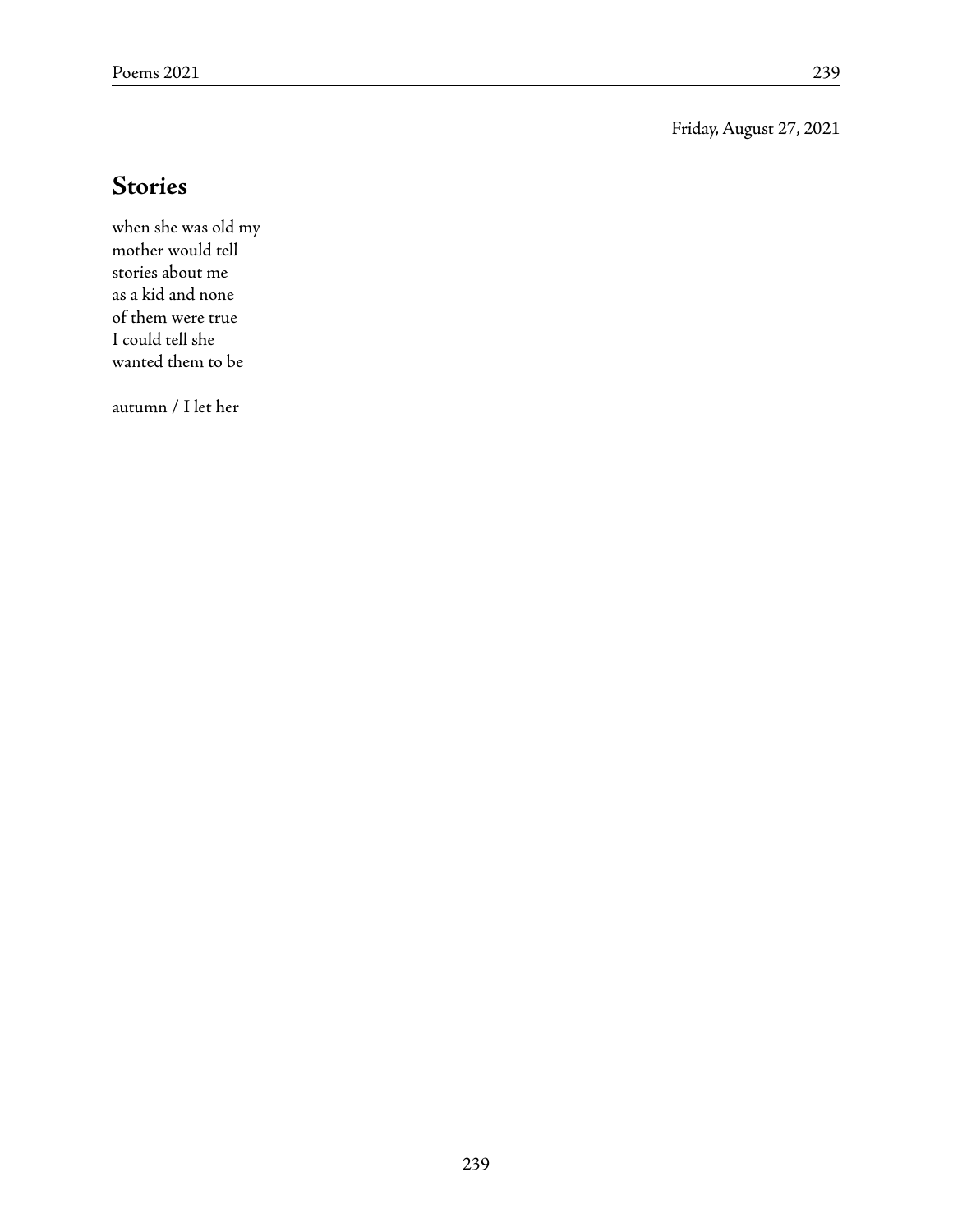Friday, August 27, 2021

## Stories

when she was old my  
mother would tell  
stories about me  
as a kid and none  
of them were true  
I could tell she  
wanted them to be

autumn / I let her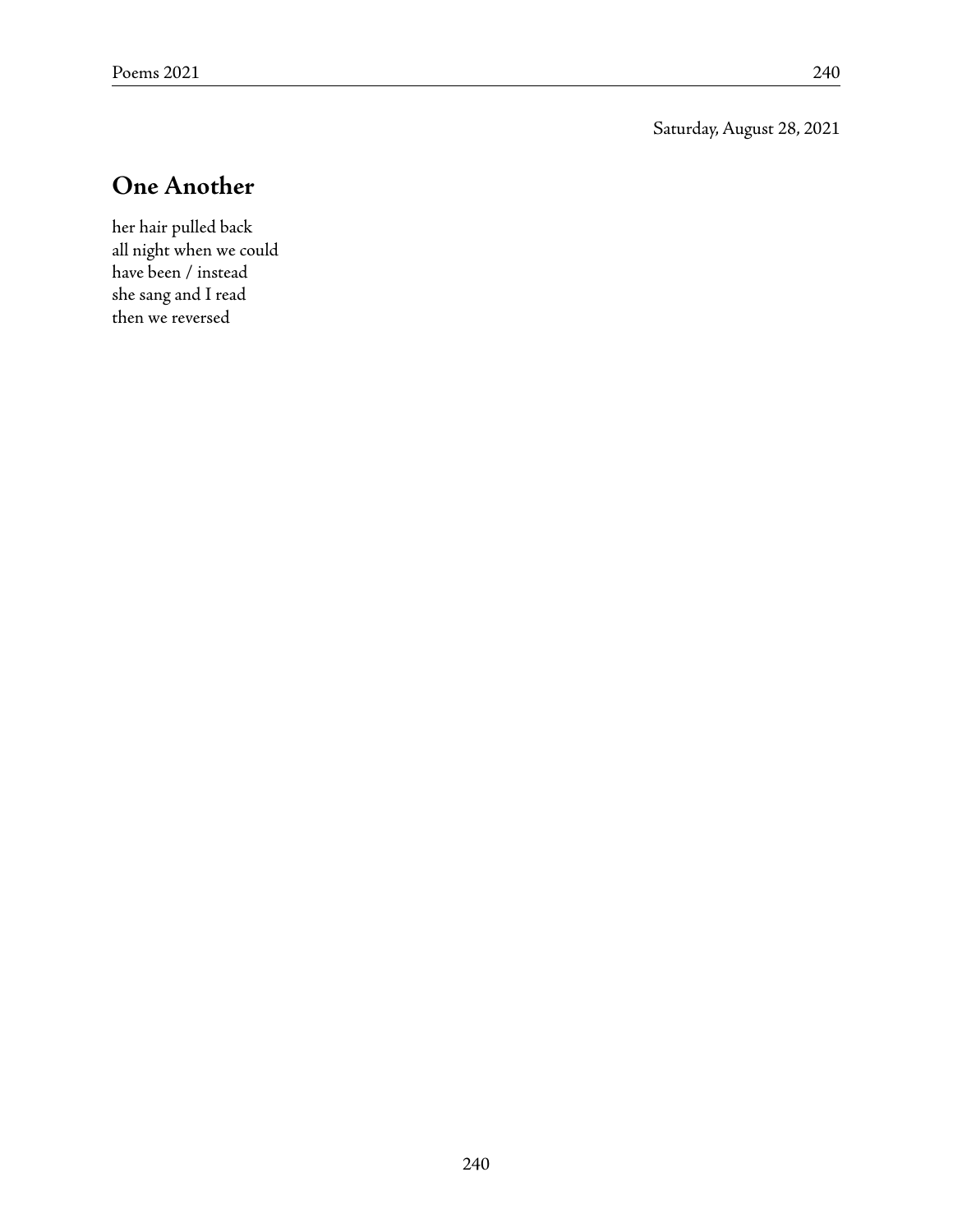Saturday, August 28, 2021

## One Another

her hair pulled back  
all night when we could  
have been / instead  
she sang and I read  
then we reversed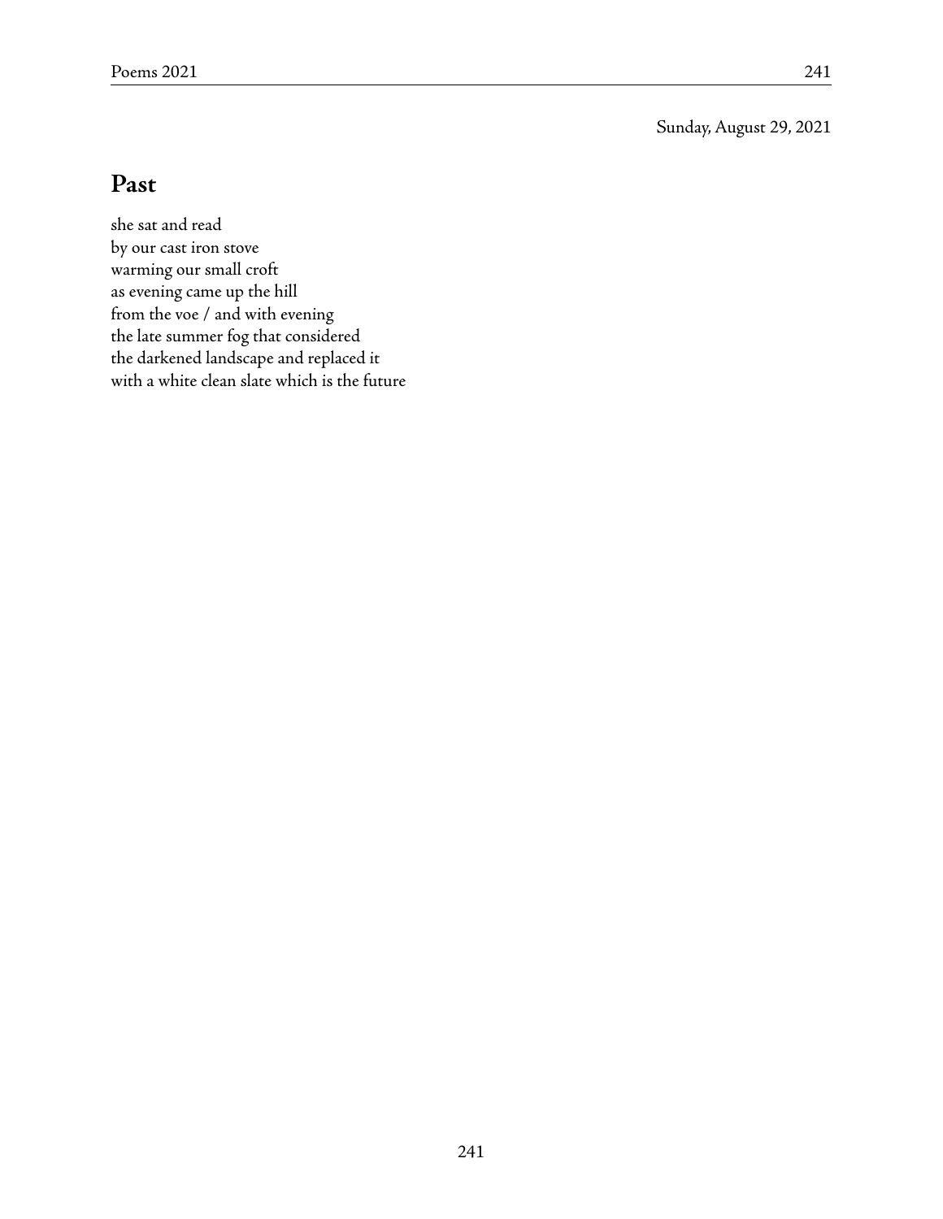Sunday, August 29, 2021

## Past

she sat and read  
by our cast iron stove  
warming our small croft  
as evening came up the hill  
from the voe / and with evening  
the late summer fog that considered  
the darkened landscape and replaced it  
with a white clean slate which is the future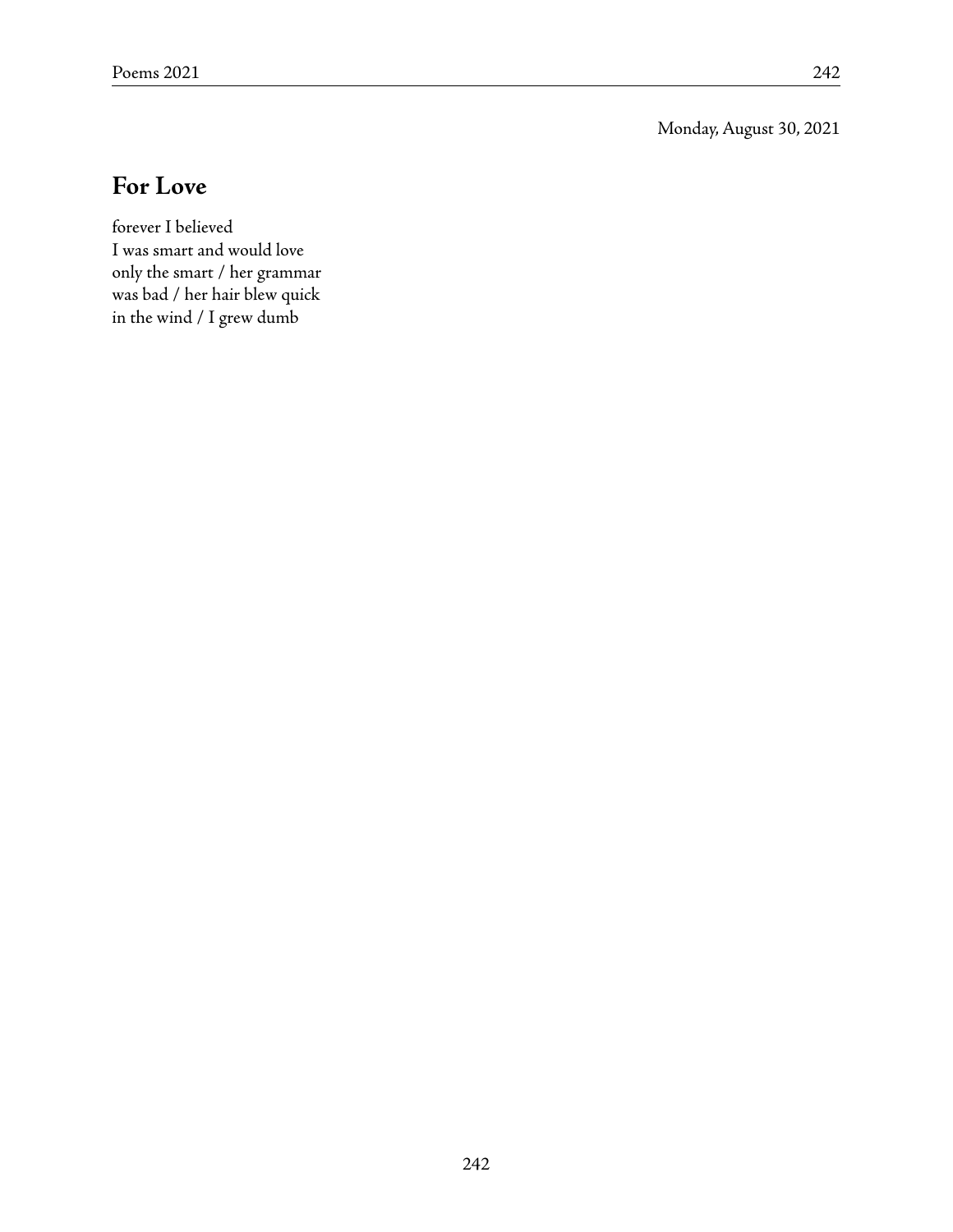Monday, August 30, 2021

## For Love

forever I believed
I was smart and would love
only the smart / her grammar
was bad / her hair blew quick
in the wind / I grew dumb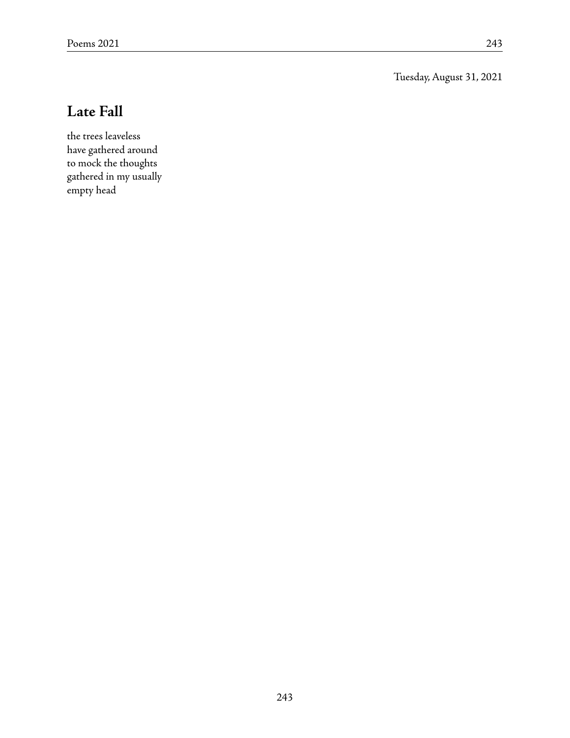Tuesday, August 31, 2021

## Late Fall

the trees leaveless  
have gathered around  
to mock the thoughts  
gathered in my usually  
empty head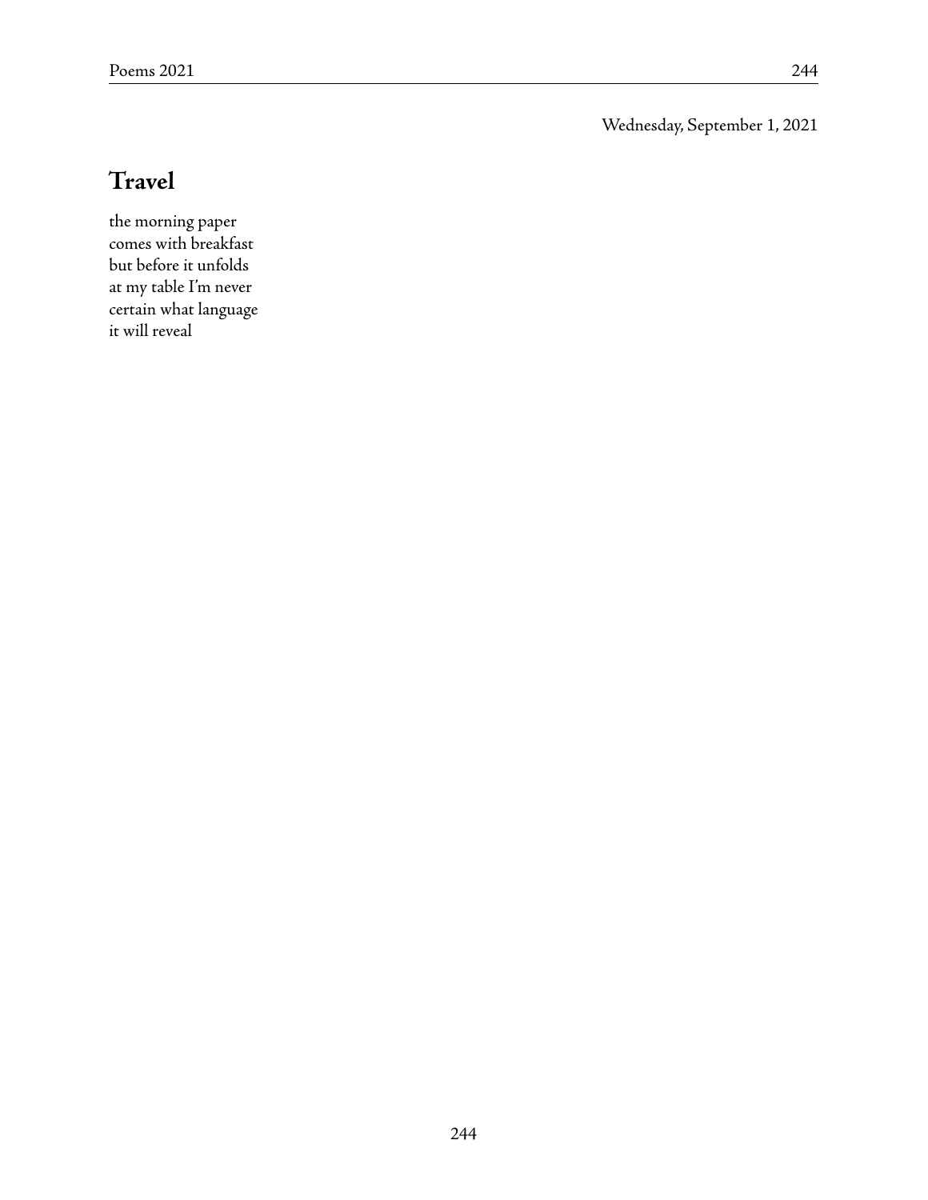Wednesday, September 1, 2021

## Travel

the morning paper  
comes with breakfast  
but before it unfolds  
at my table I'm never  
certain what language  
it will reveal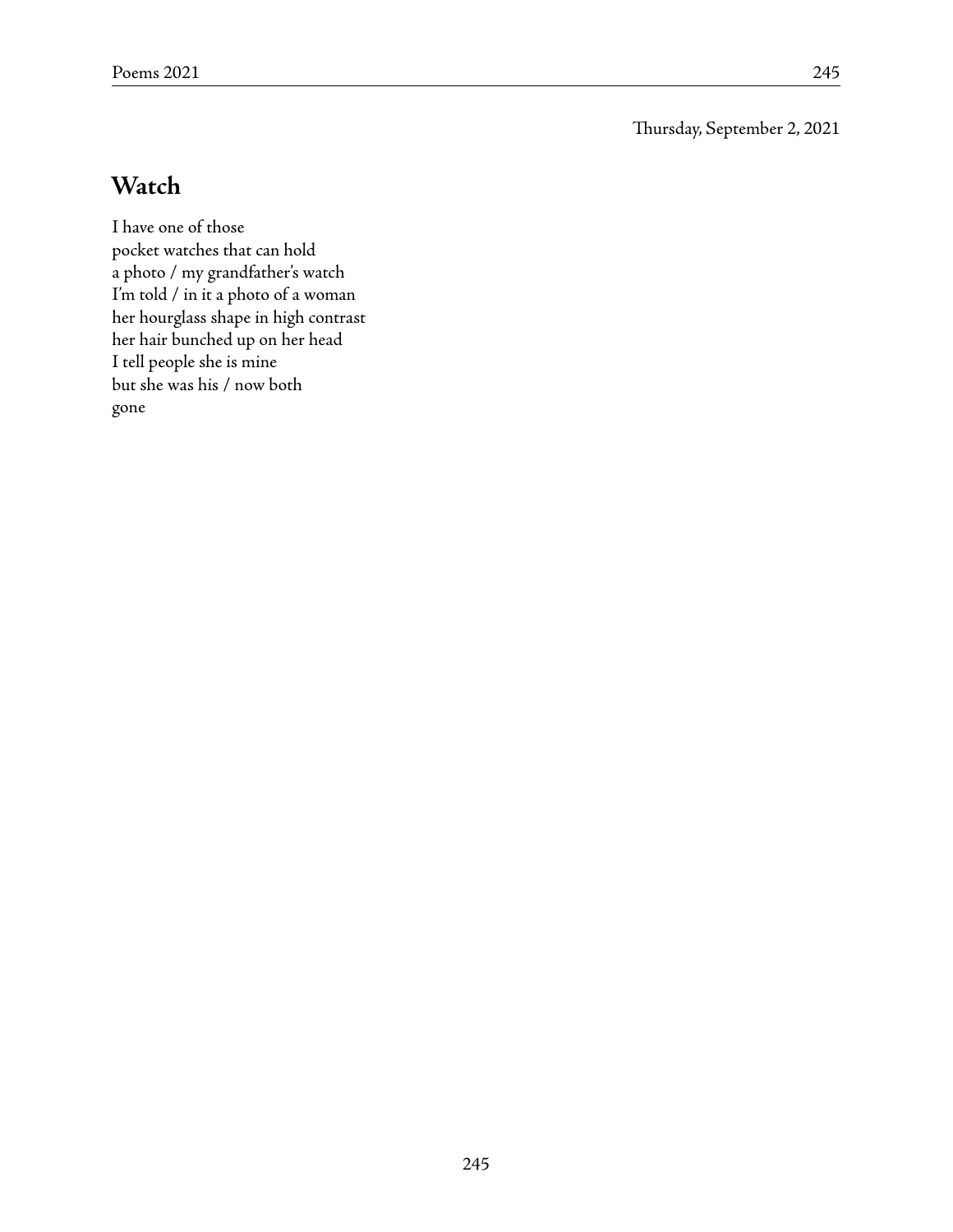Thursday, September 2, 2021

## Watch

I have one of those  
pocket watches that can hold  
a photo / my grandfather's watch  
I'm told / in it a photo of a woman  
her hourglass shape in high contrast  
her hair bunched up on her head  
I tell people she is mine  
but she was his / now both  
gone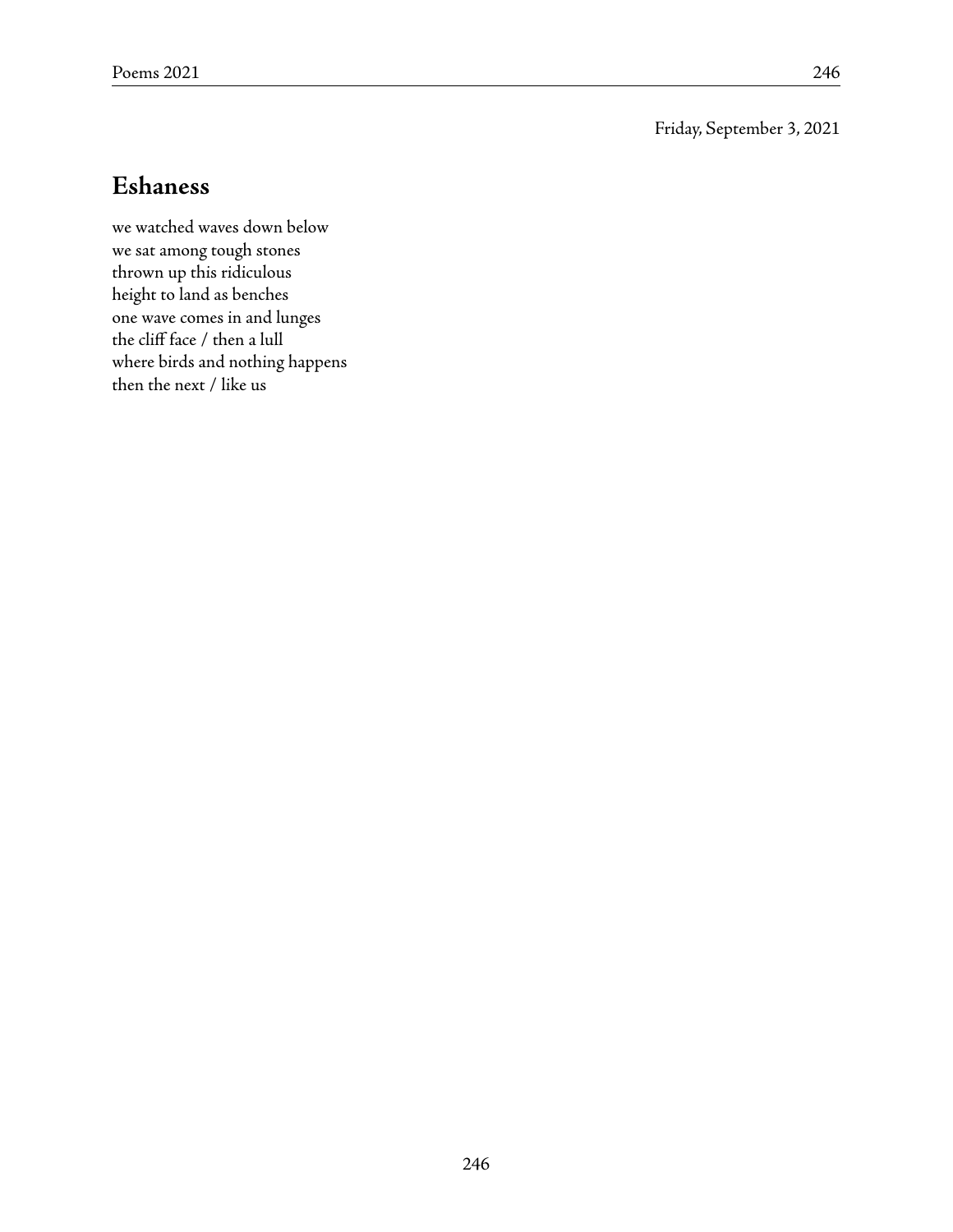Friday, September 3, 2021

## Eshaness

we watched waves down below  
we sat among tough stones  
thrown up this ridiculous  
height to land as benches  
one wave comes in and lunges  
the cliff face / then a lull  
where birds and nothing happens  
then the next / like us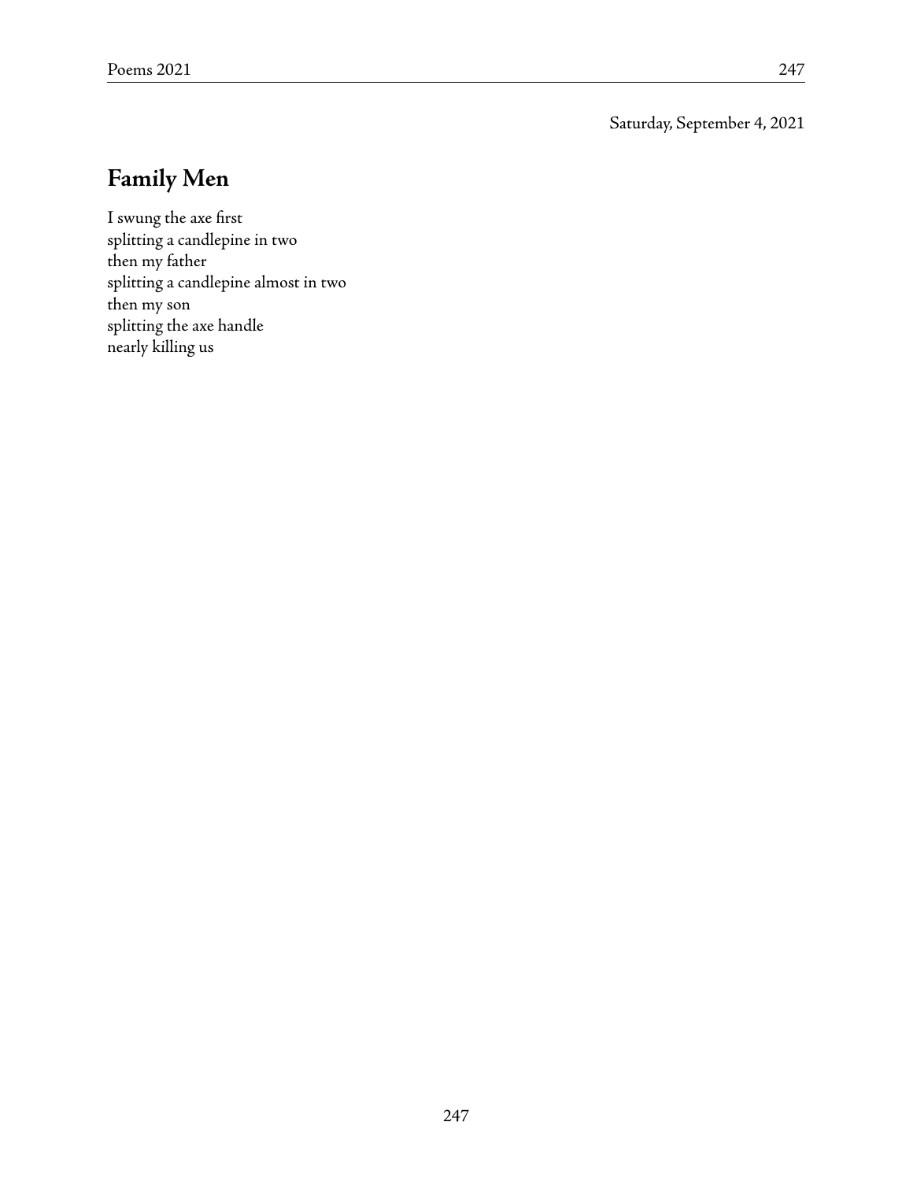Saturday, September 4, 2021

## Family Men

I swung the axe first  
splitting a candlepine in two  
then my father  
splitting a candlepine almost in two  
then my son  
splitting the axe handle  
nearly killing us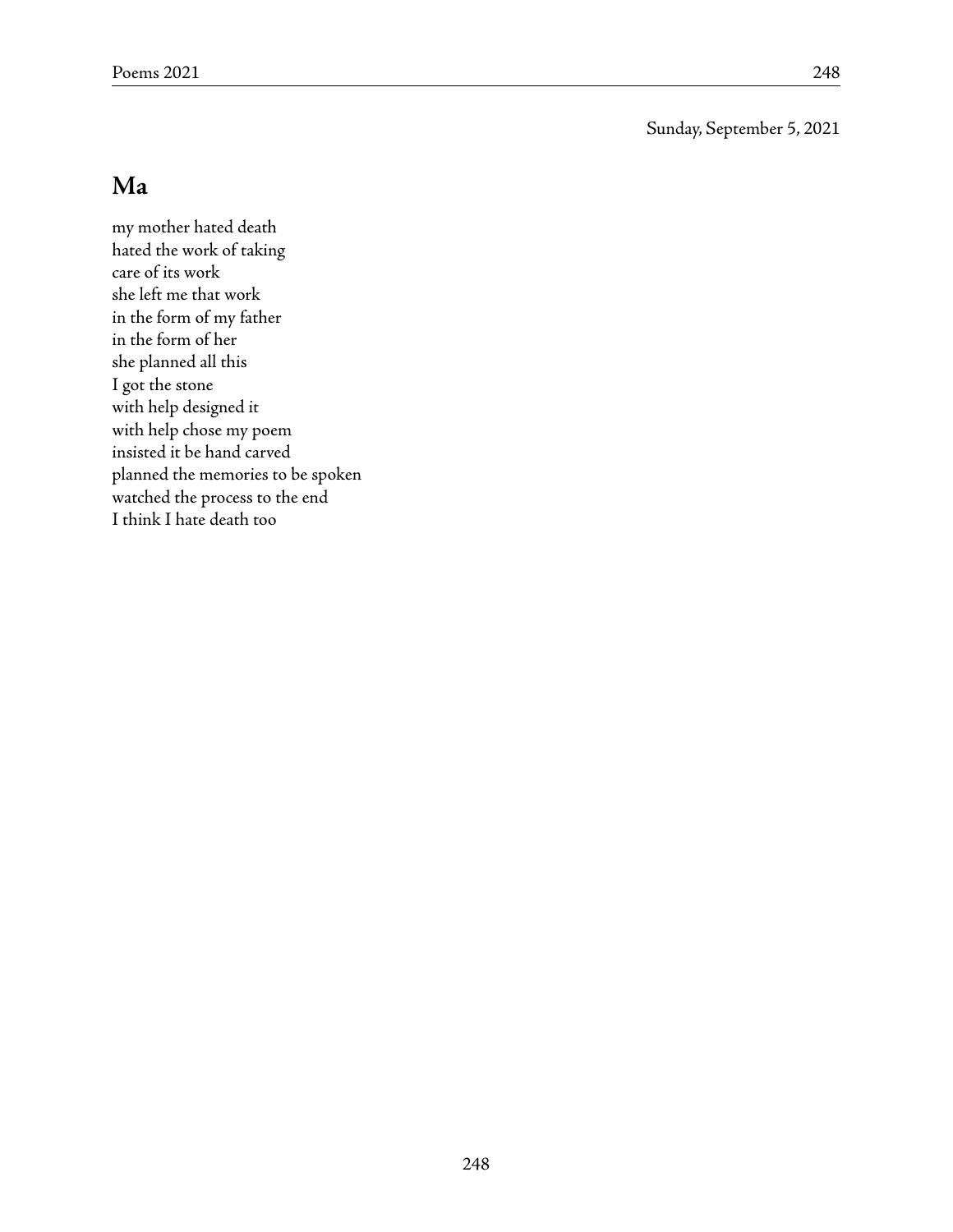Sunday, September 5, 2021

## Ma

my mother hated death  
hated the work of taking  
care of its work  
she left me that work  
in the form of my father  
in the form of her  
she planned all this  
I got the stone  
with help designed it  
with help chose my poem  
insisted it be hand carved  
planned the memories to be spoken  
watched the process to the end  
I think I hate death too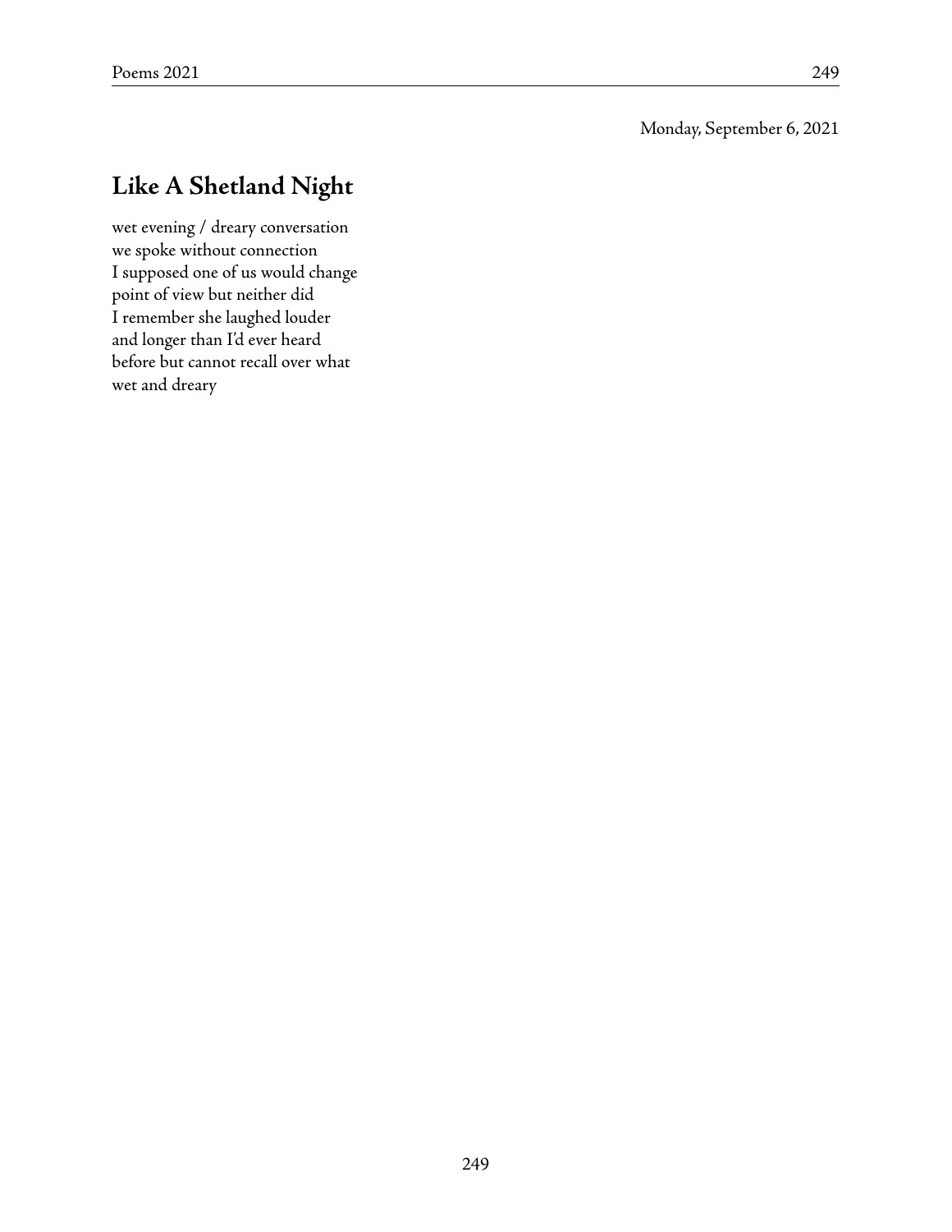Monday, September 6, 2021

## Like A Shetland Night

wet evening / dreary conversation  
we spoke without connection  
I supposed one of us would change  
point of view but neither did  
I remember she laughed louder  
and longer than I'd ever heard  
before but cannot recall over what  
wet and dreary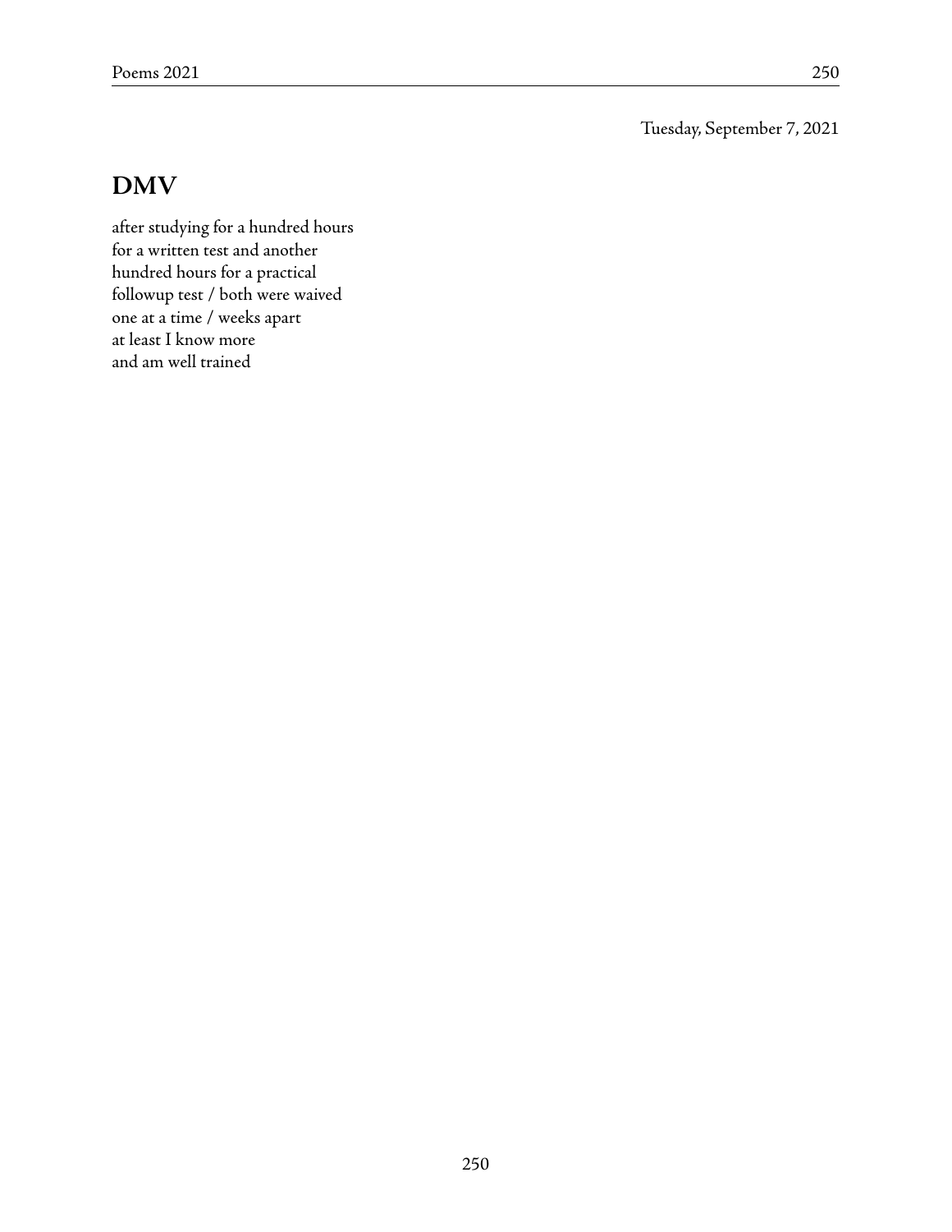Tuesday, September 7, 2021

## DMV

after studying for a hundred hours  
for a written test and another  
hundred hours for a practical  
followup test / both were waived  
one at a time / weeks apart  
at least I know more  
and am well trained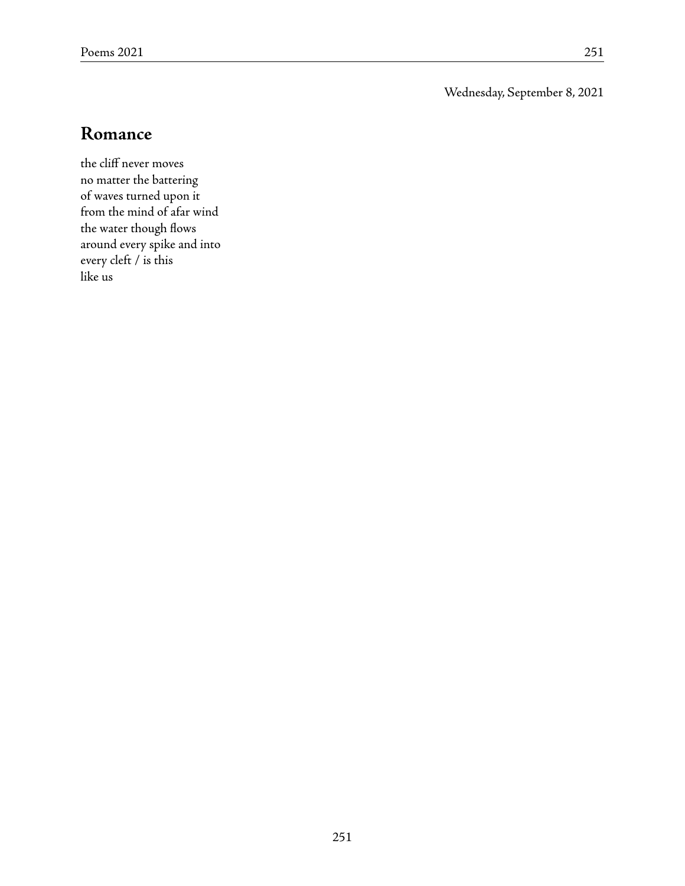Wednesday, September 8, 2021

## Romance

the cliff never moves
no matter the battering
of waves turned upon it
from the mind of afar wind
the water though flows
around every spike and into
every cleft / is this
like us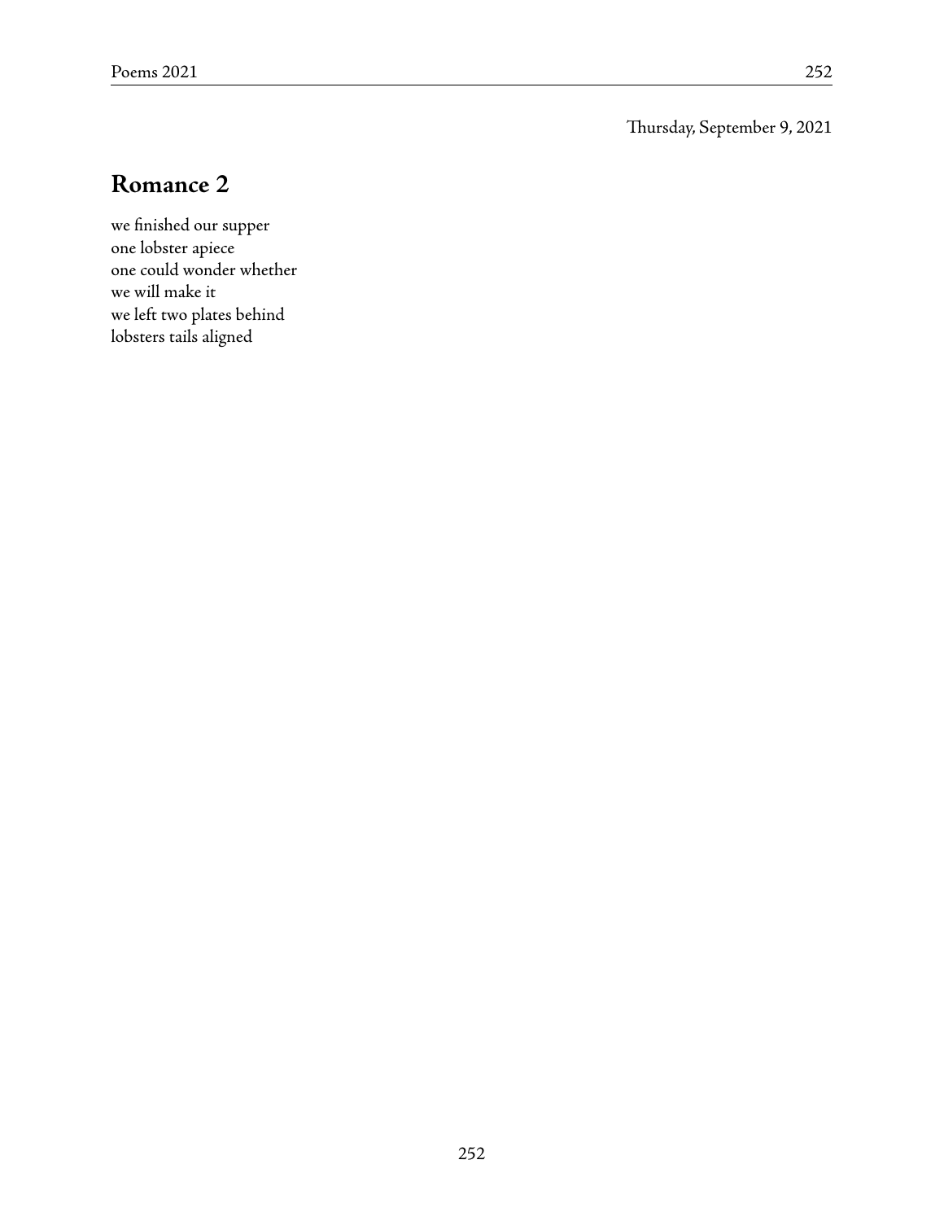Thursday, September 9, 2021

## Romance 2

we finished our supper  
one lobster apiece  
one could wonder whether  
we will make it  
we left two plates behind  
lobsters tails aligned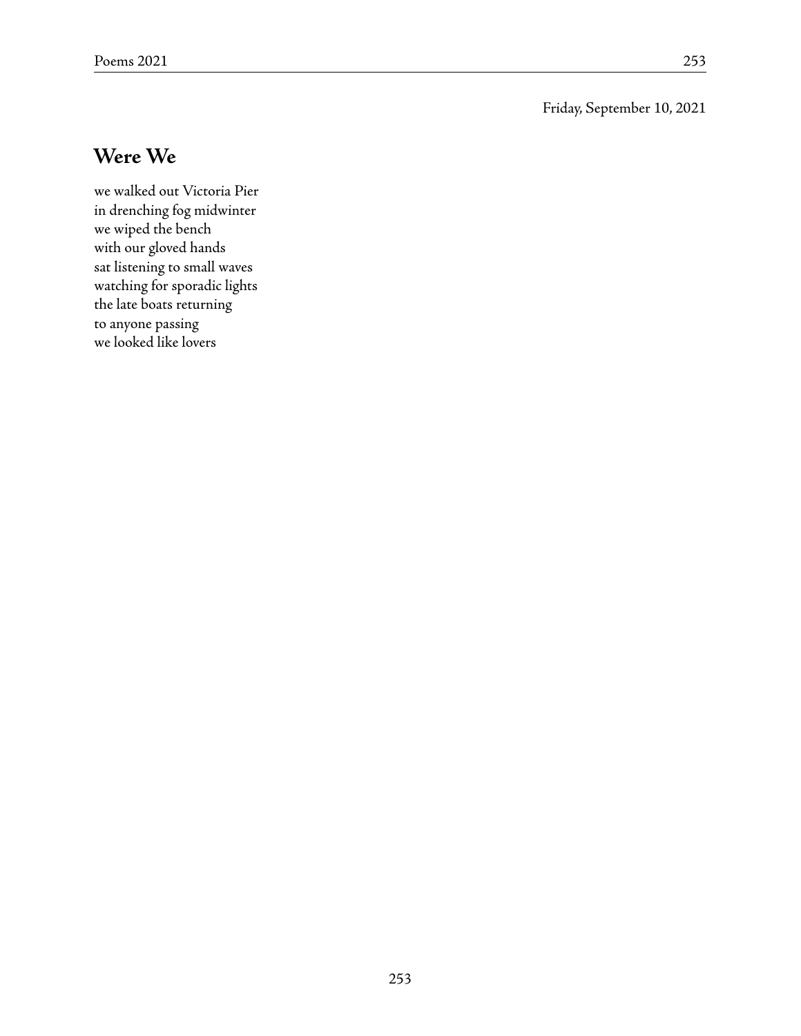Friday, September 10, 2021

## Were We

we walked out Victoria Pier  
in drenching fog midwinter  
we wiped the bench  
with our gloved hands  
sat listening to small waves  
watching for sporadic lights  
the late boats returning  
to anyone passing  
we looked like lovers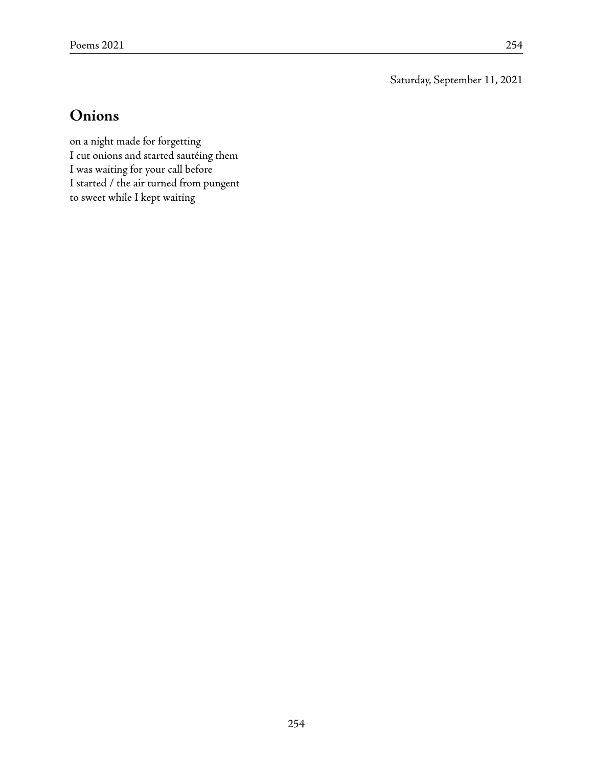Saturday, September 11, 2021

## Onions

on a night made for forgetting
I cut onions and started sautéing them
I was waiting for your call before
I started / the air turned from pungent
to sweet while I kept waiting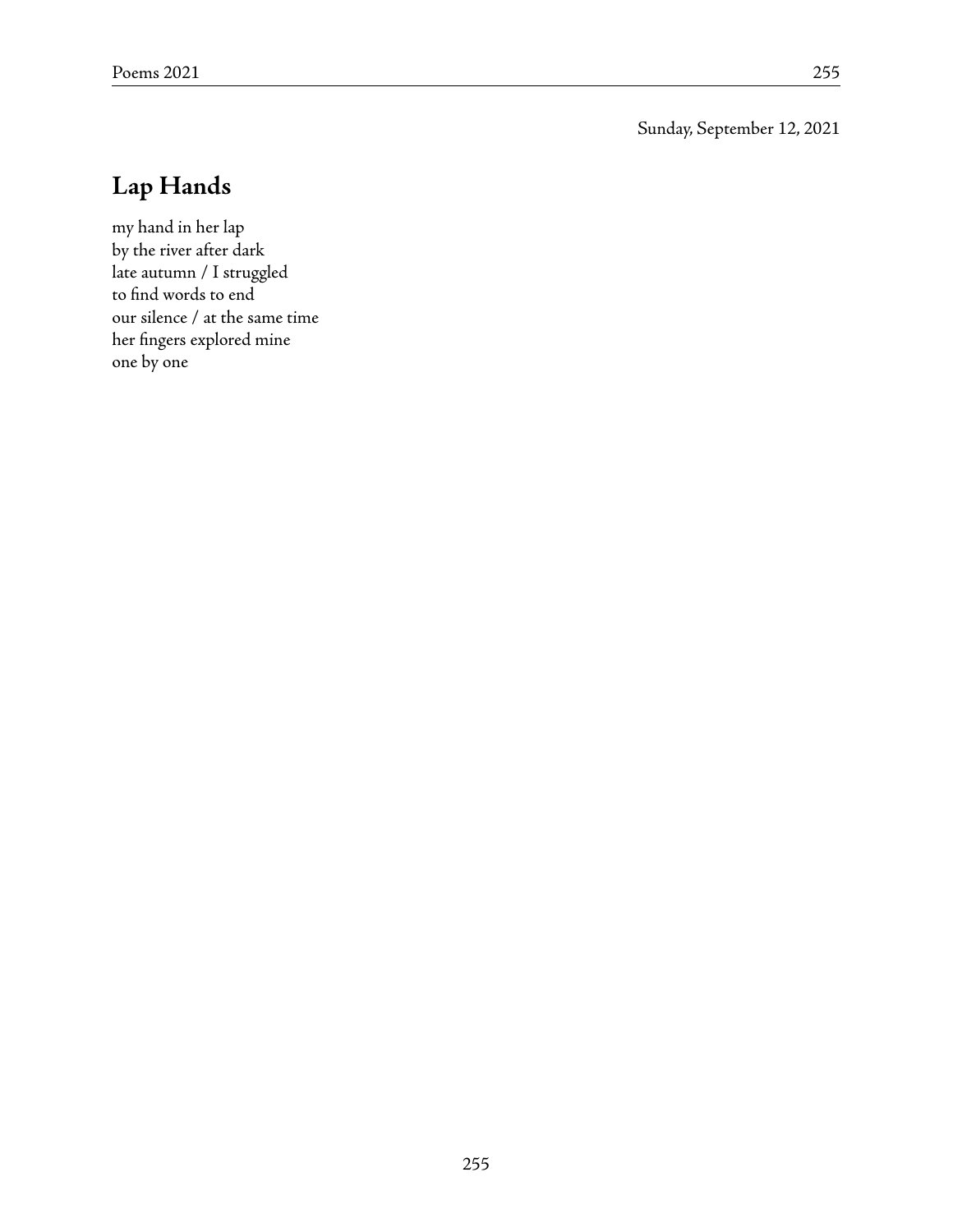Sunday, September 12, 2021

## Lap Hands

my hand in her lap  
by the river after dark  
late autumn / I struggled  
to find words to end  
our silence / at the same time  
her fingers explored mine  
one by one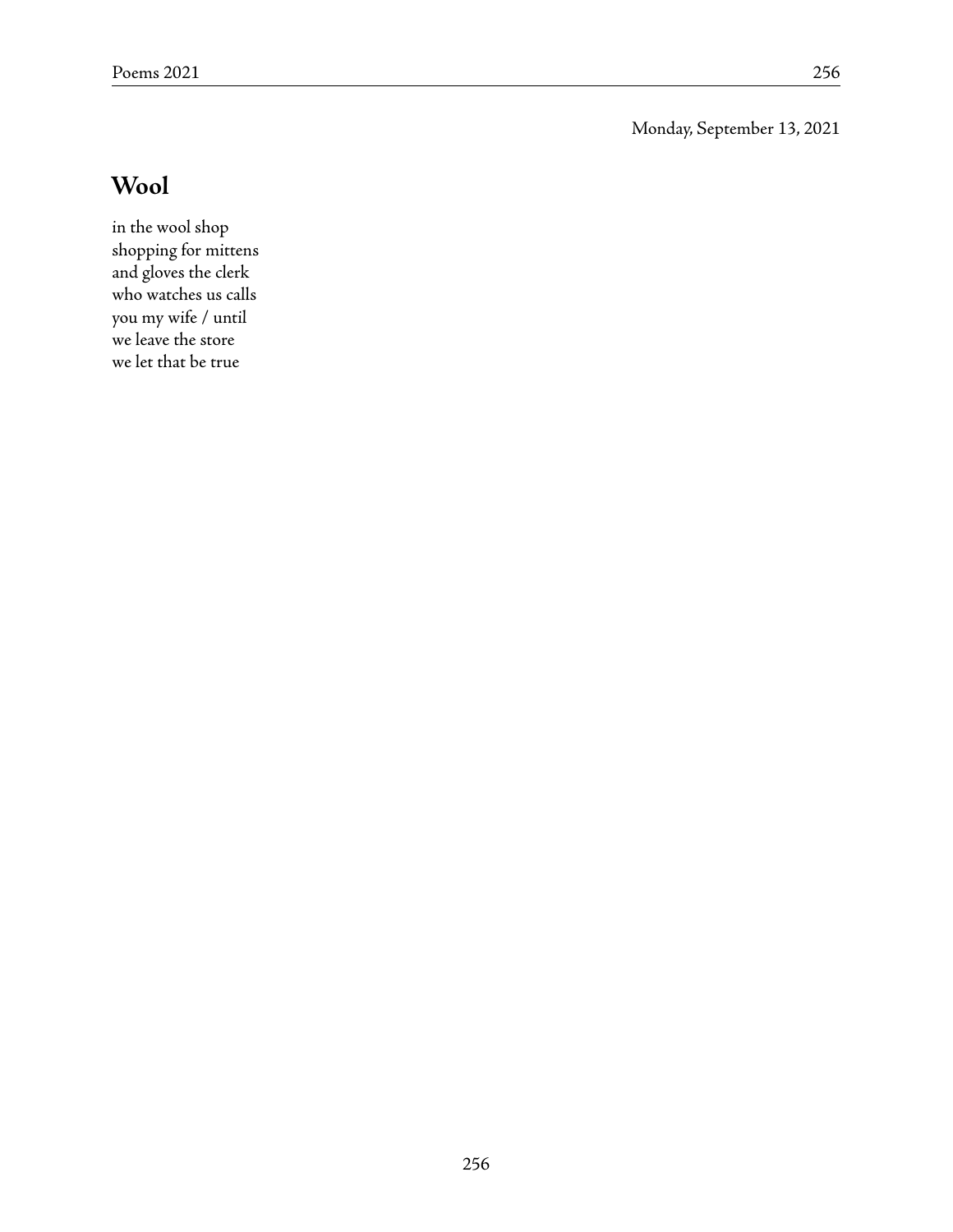Monday, September 13, 2021

## Wool

in the wool shop  
shopping for mittens  
and gloves the clerk  
who watches us calls  
you my wife / until  
we leave the store  
we let that be true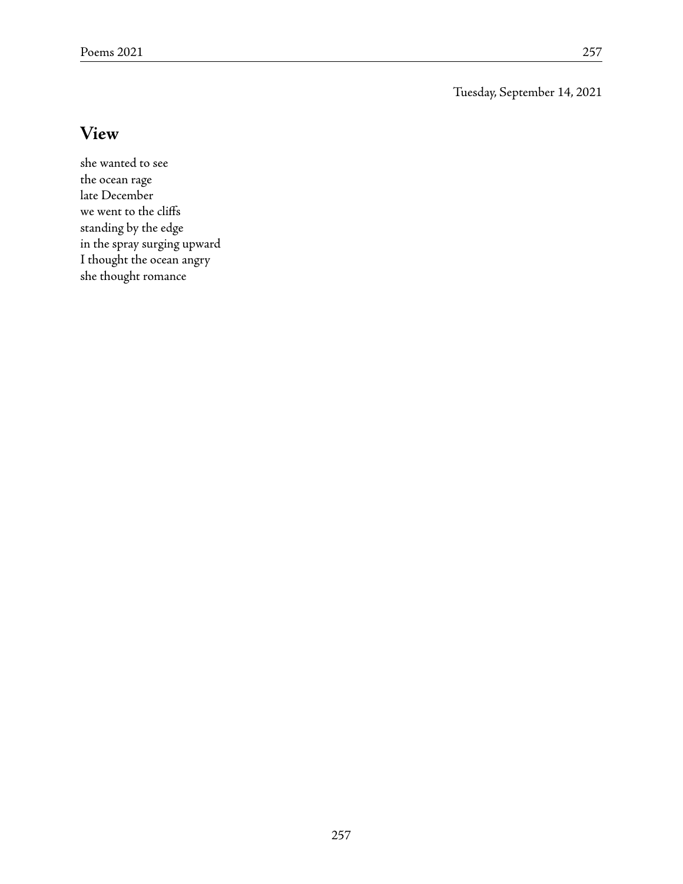Tuesday, September 14, 2021

## View

she wanted to see
the ocean rage
late December
we went to the cliffs
standing by the edge
in the spray surging upward
I thought the ocean angry
she thought romance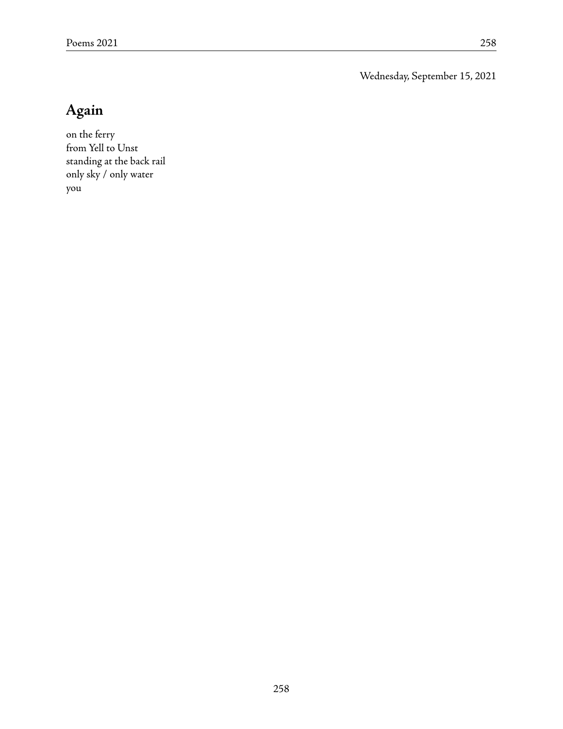Wednesday, September 15, 2021

## Again

on the ferry  
from Yell to Unst  
standing at the back rail  
only sky / only water  
you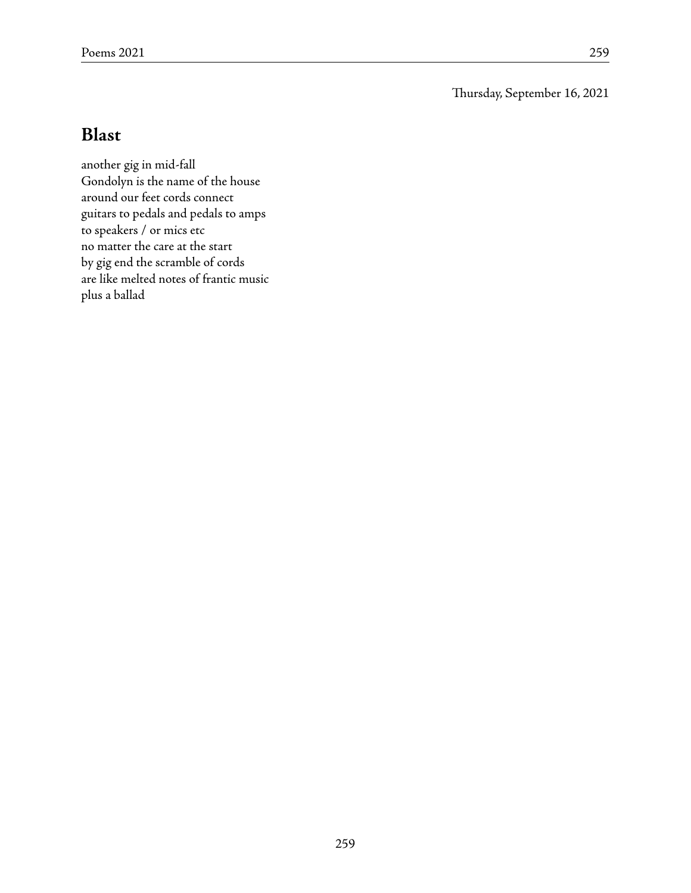Thursday, September 16, 2021

## Blast

another gig in mid-fall  
Gondolyn is the name of the house  
around our feet cords connect  
guitars to pedals and pedals to amps  
to speakers / or mics etc  
no matter the care at the start  
by gig end the scramble of cords  
are like melted notes of frantic music  
plus a ballad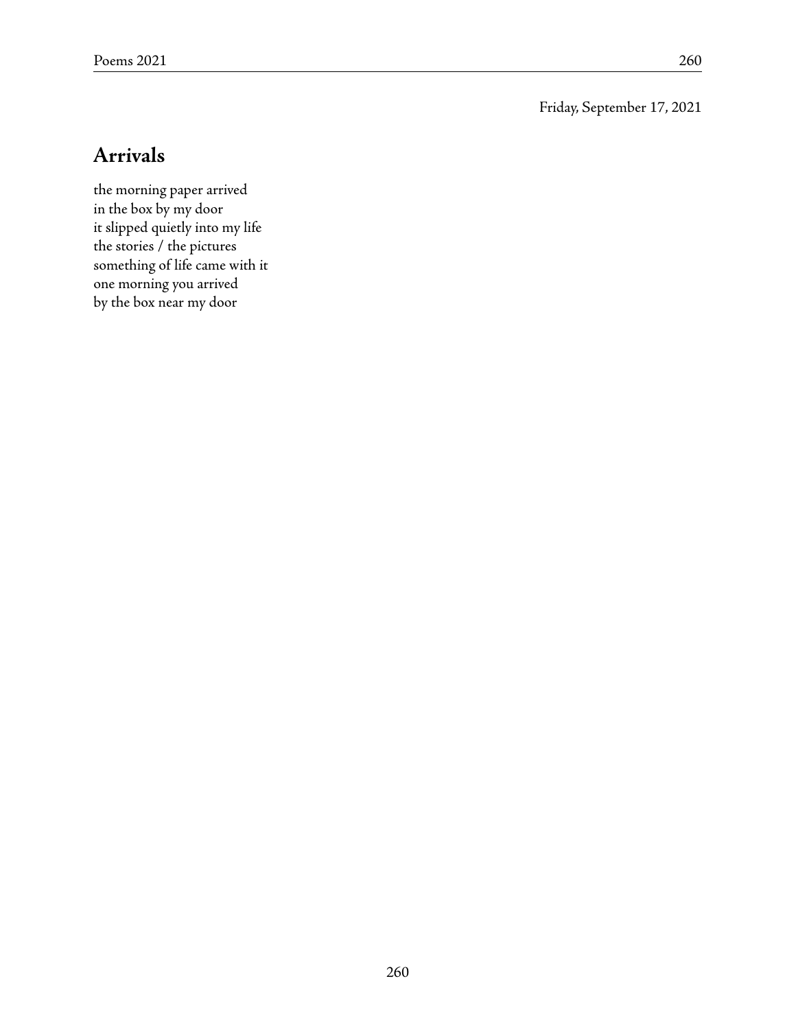Friday, September 17, 2021

## Arrivals

the morning paper arrived
in the box by my door
it slipped quietly into my life
the stories / the pictures
something of life came with it
one morning you arrived
by the box near my door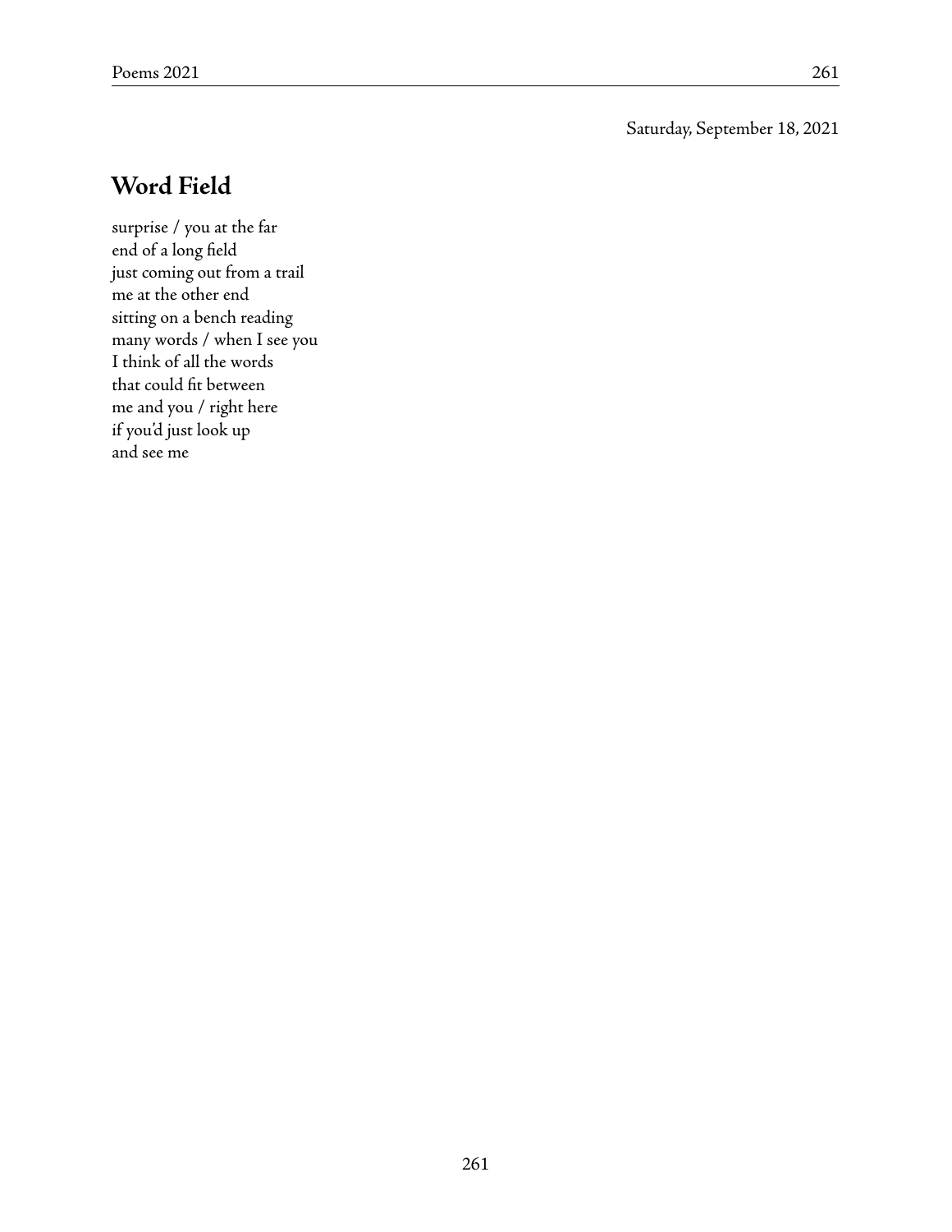Saturday, September 18, 2021

## Word Field

surprise / you at the far  
end of a long field  
just coming out from a trail  
me at the other end  
sitting on a bench reading  
many words / when I see you  
I think of all the words  
that could fit between  
me and you / right here  
if you'd just look up  
and see me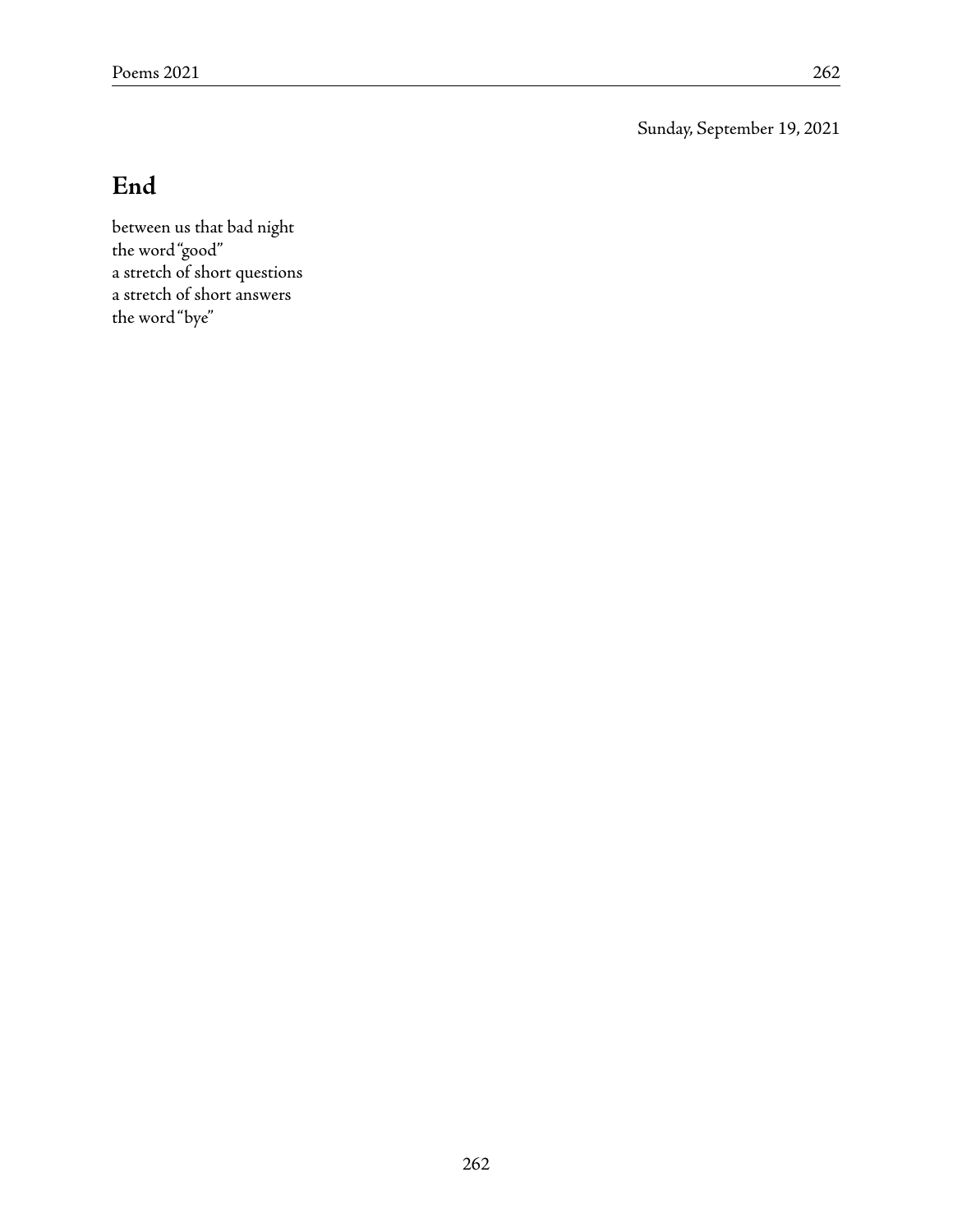Sunday, September 19, 2021

## End

between us that bad night  
the word "good"  
a stretch of short questions  
a stretch of short answers  
the word "bye"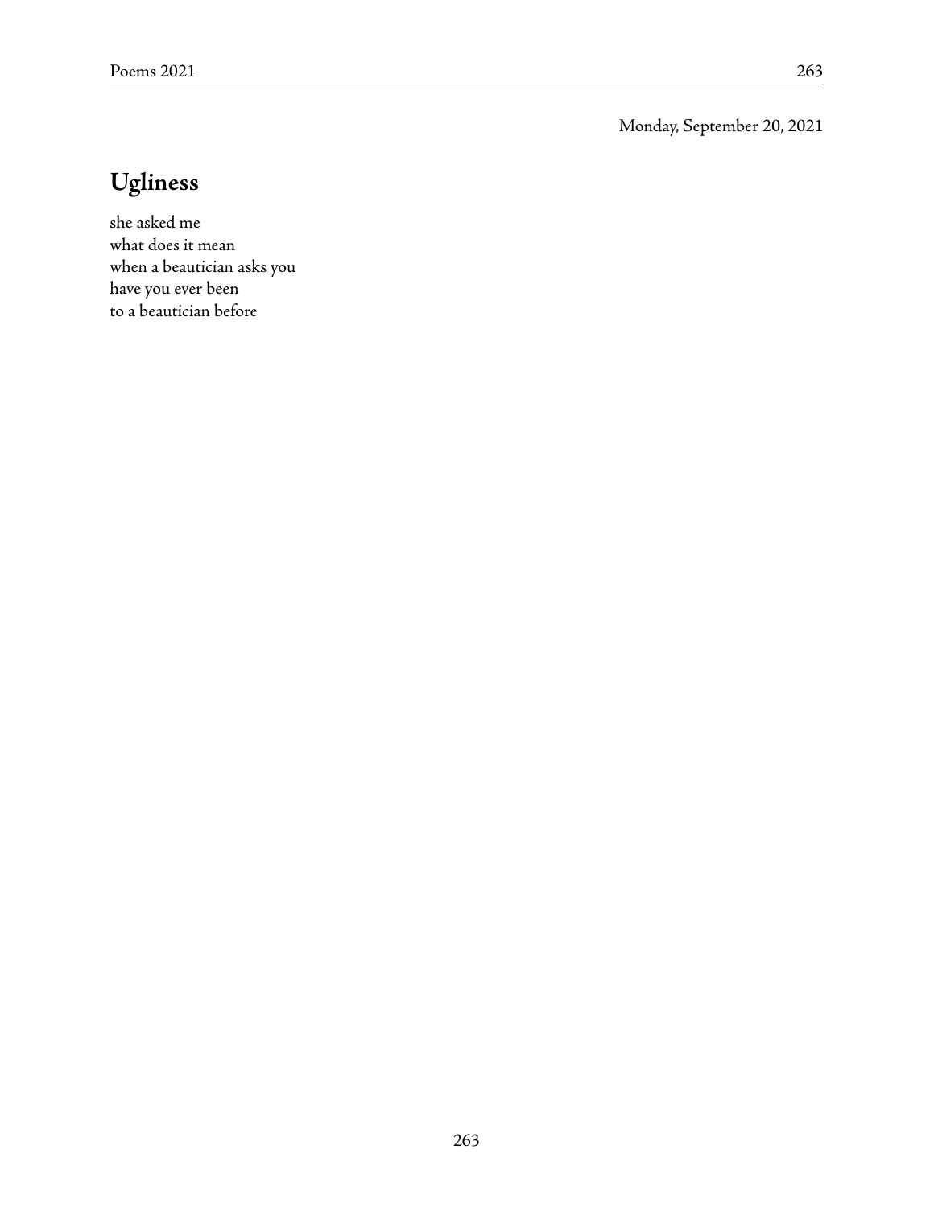Monday, September 20, 2021

## Ugliness

she asked me
what does it mean
when a beautician asks you
have you ever been
to a beautician before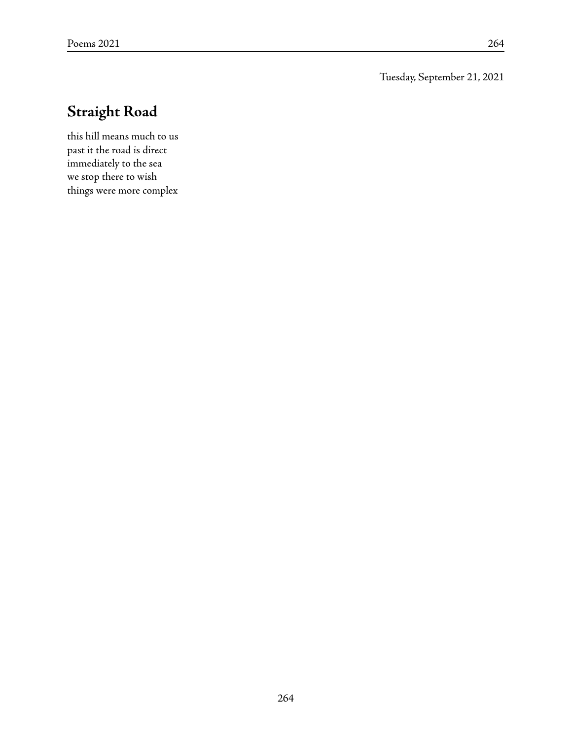Tuesday, September 21, 2021

## Straight Road

this hill means much to us  
past it the road is direct  
immediately to the sea  
we stop there to wish  
things were more complex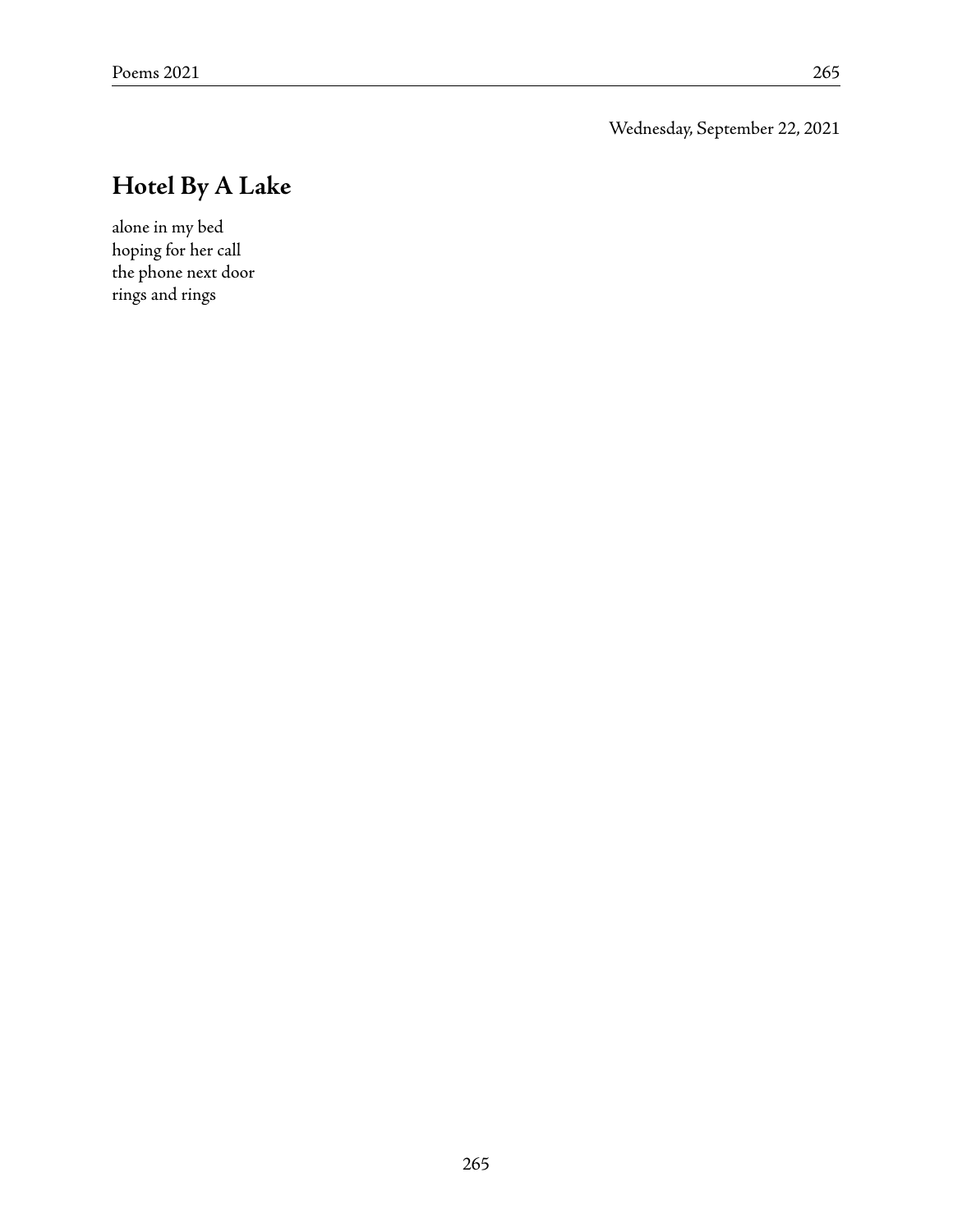Wednesday, September 22, 2021

## Hotel By A Lake

alone in my bed  
hoping for her call  
the phone next door  
rings and rings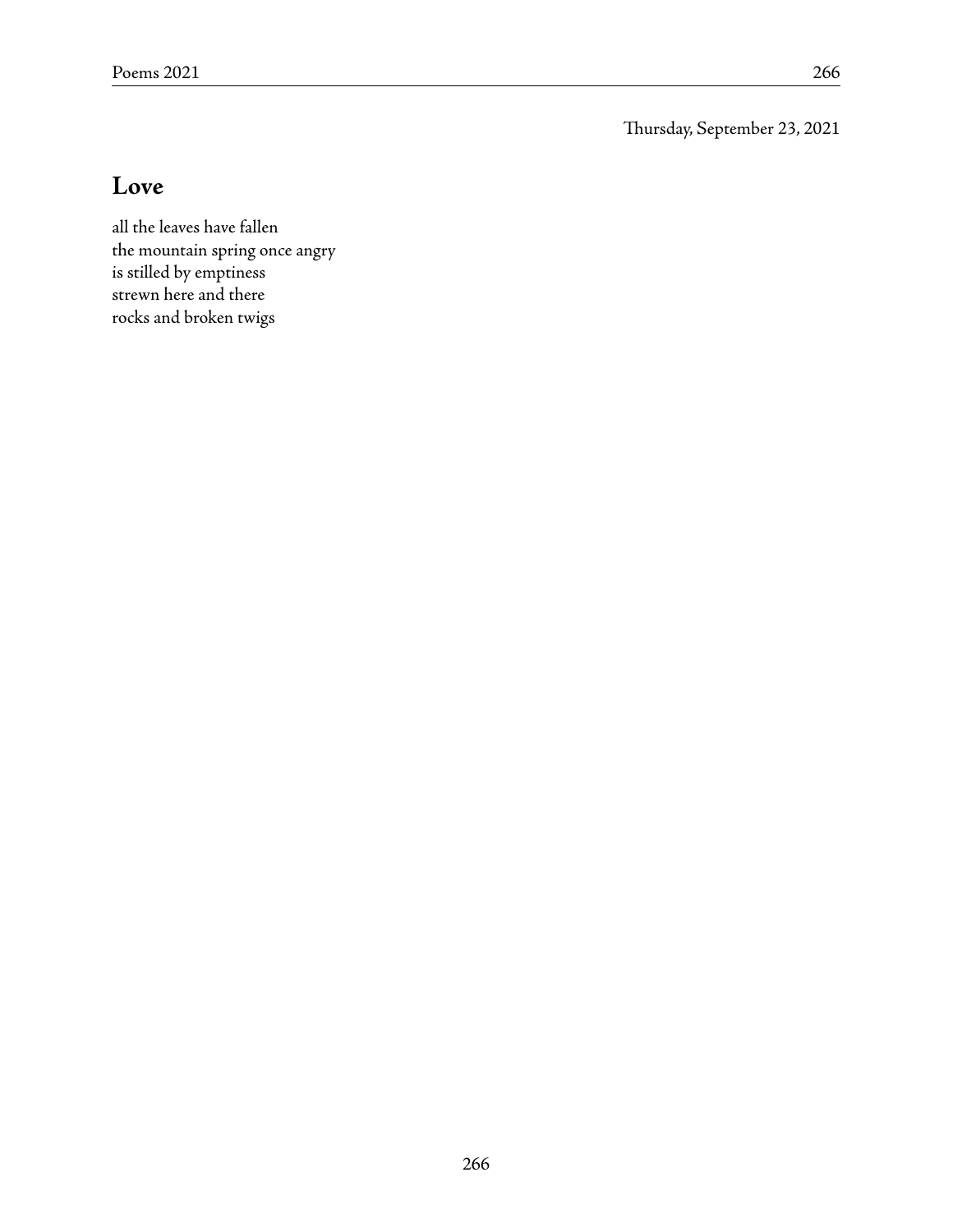Thursday, September 23, 2021

## Love

all the leaves have fallen  
the mountain spring once angry  
is stilled by emptiness  
strewn here and there  
rocks and broken twigs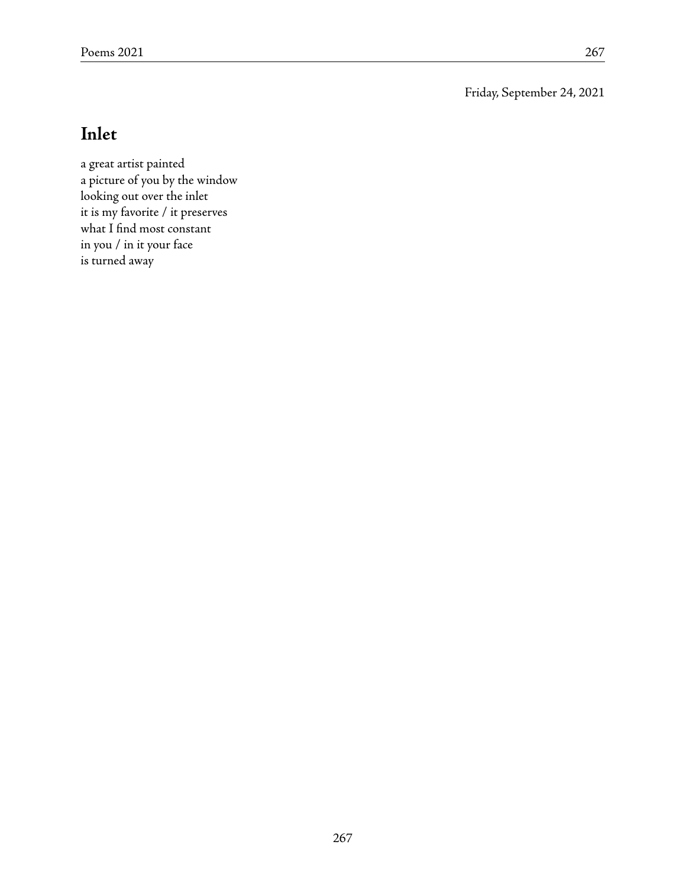Friday, September 24, 2021

## Inlet

a great artist painted  
a picture of you by the window  
looking out over the inlet  
it is my favorite / it preserves  
what I find most constant  
in you / in it your face  
is turned away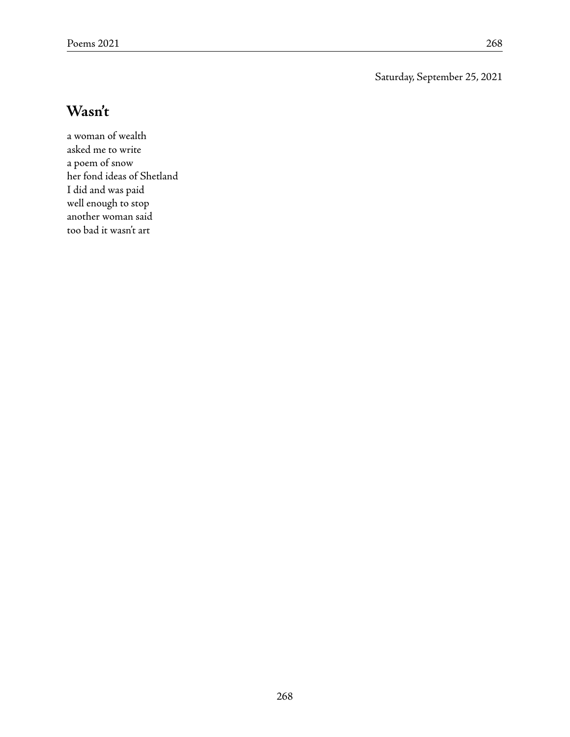Saturday, September 25, 2021

## Wasn't

a woman of wealth  
asked me to write  
a poem of snow  
her fond ideas of Shetland  
I did and was paid  
well enough to stop  
another woman said  
too bad it wasn't art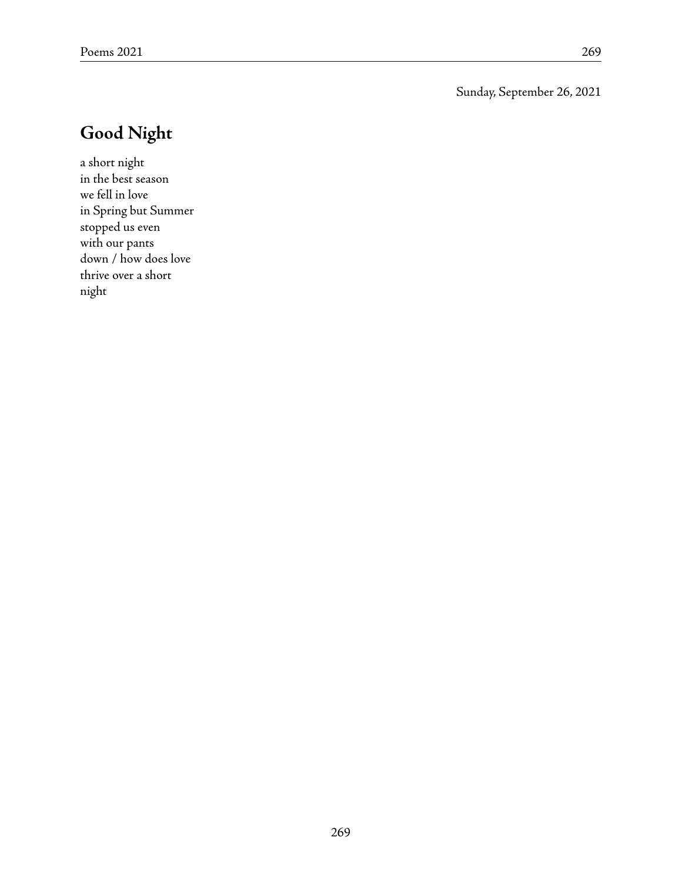Sunday, September 26, 2021

## Good Night

a short night  
in the best season  
we fell in love  
in Spring but Summer  
stopped us even  
with our pants  
down / how does love  
thrive over a short  
night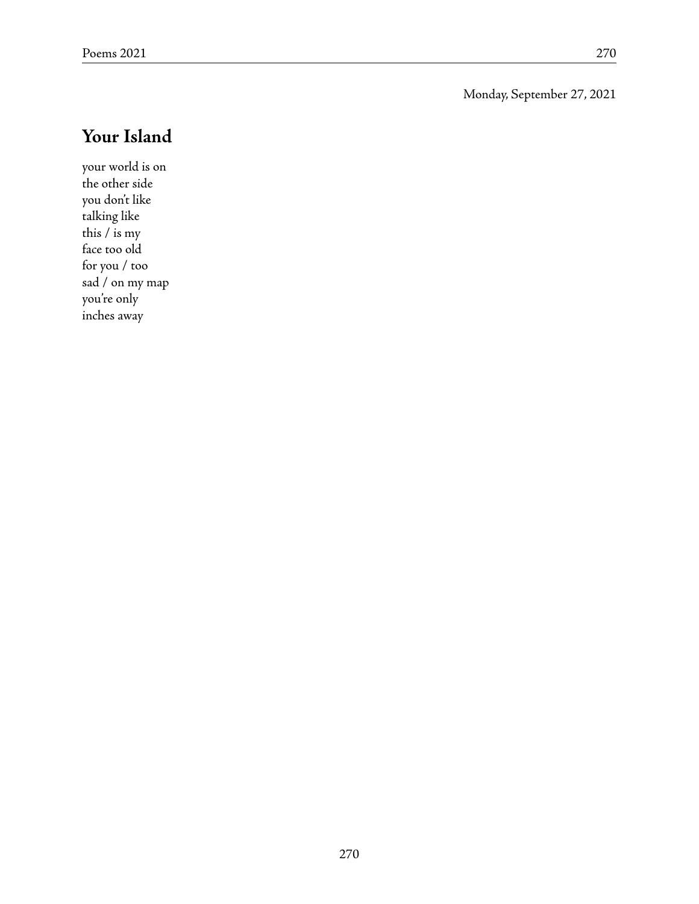Monday, September 27, 2021

## Your Island

your world is on  
the other side  
you don't like  
talking like  
this / is my  
face too old  
for you / too  
sad / on my map  
you're only  
inches away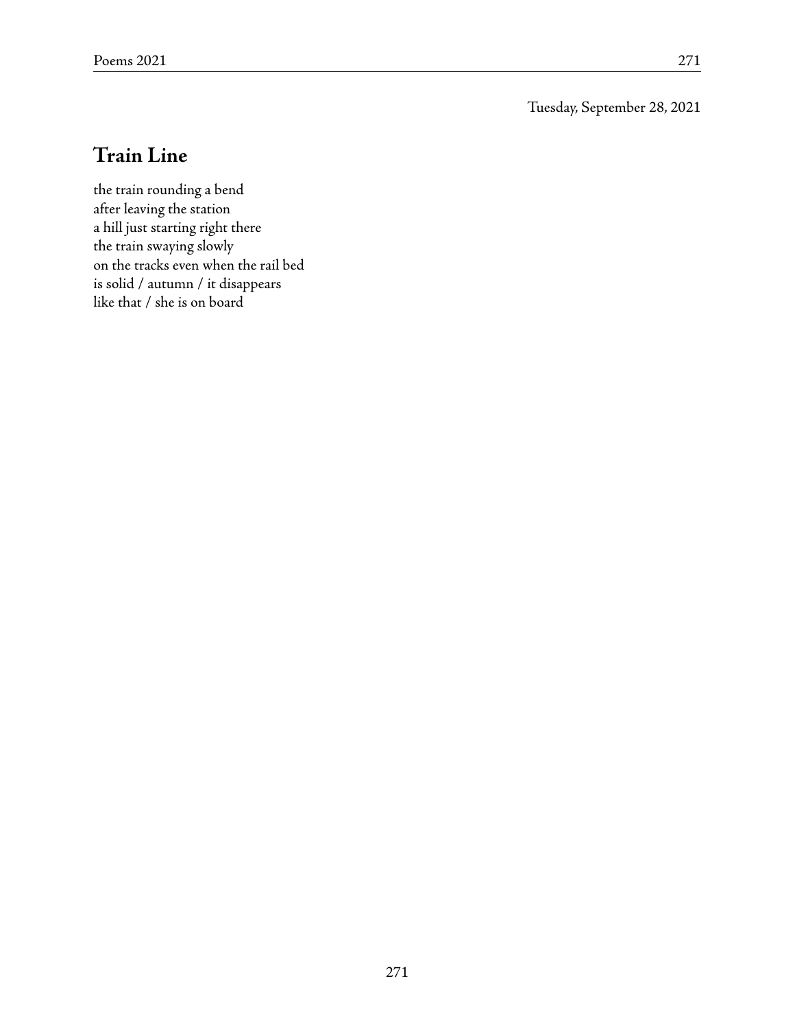Tuesday, September 28, 2021

## Train Line

the train rounding a bend  
after leaving the station  
a hill just starting right there  
the train swaying slowly  
on the tracks even when the rail bed  
is solid / autumn / it disappears  
like that / she is on board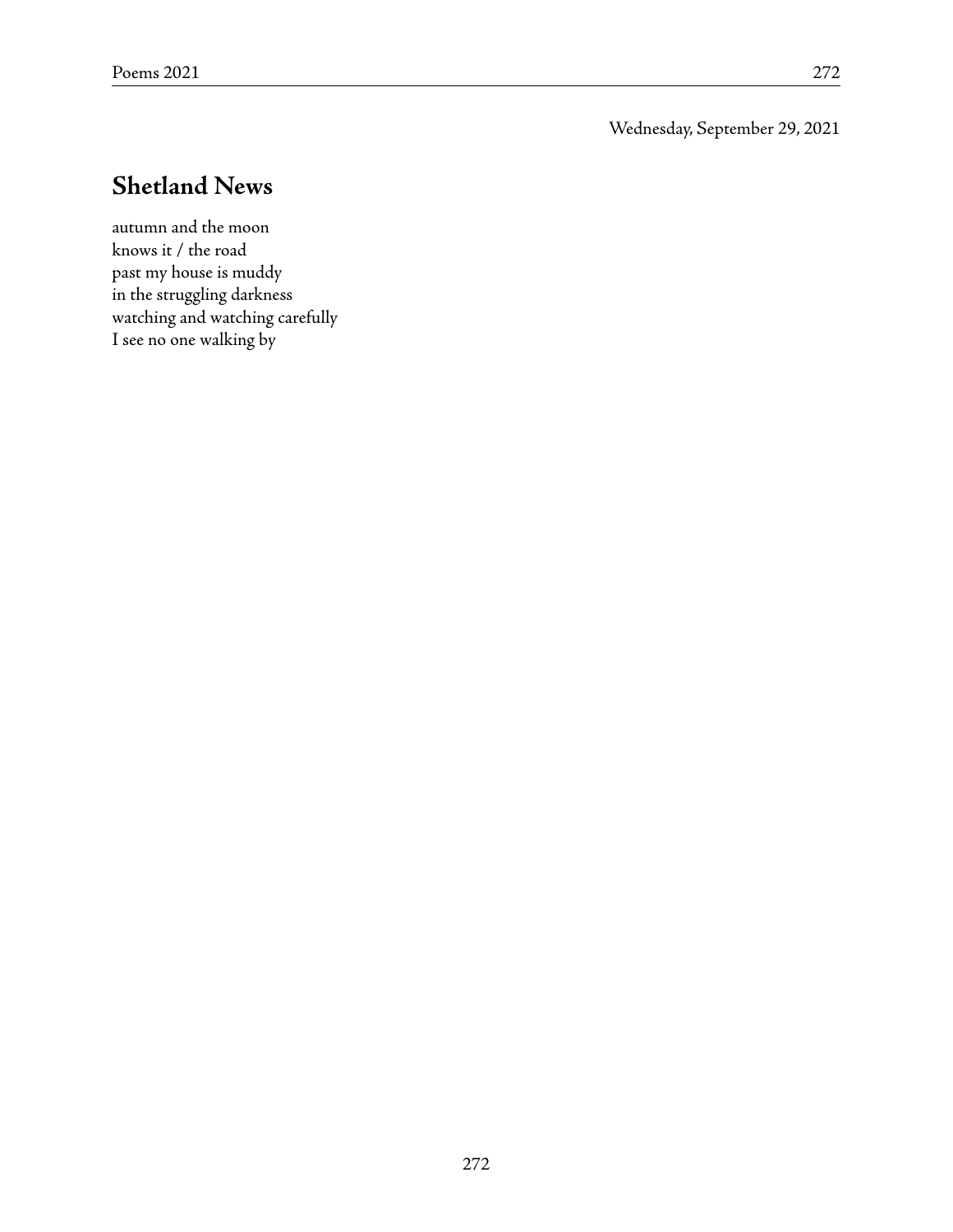Wednesday, September 29, 2021

## Shetland News

autumn and the moon  
knows it / the road  
past my house is muddy  
in the struggling darkness  
watching and watching carefully  
I see no one walking by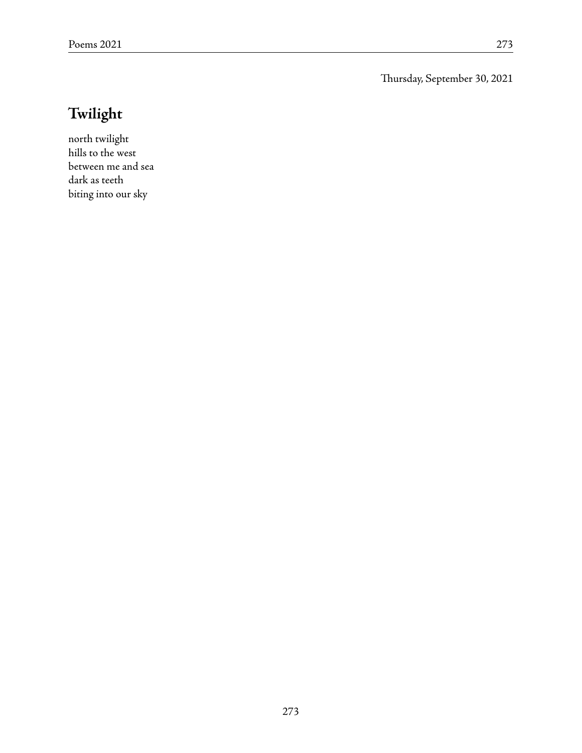Thursday, September 30, 2021

## Twilight

north twilight  
hills to the west  
between me and sea  
dark as teeth  
biting into our sky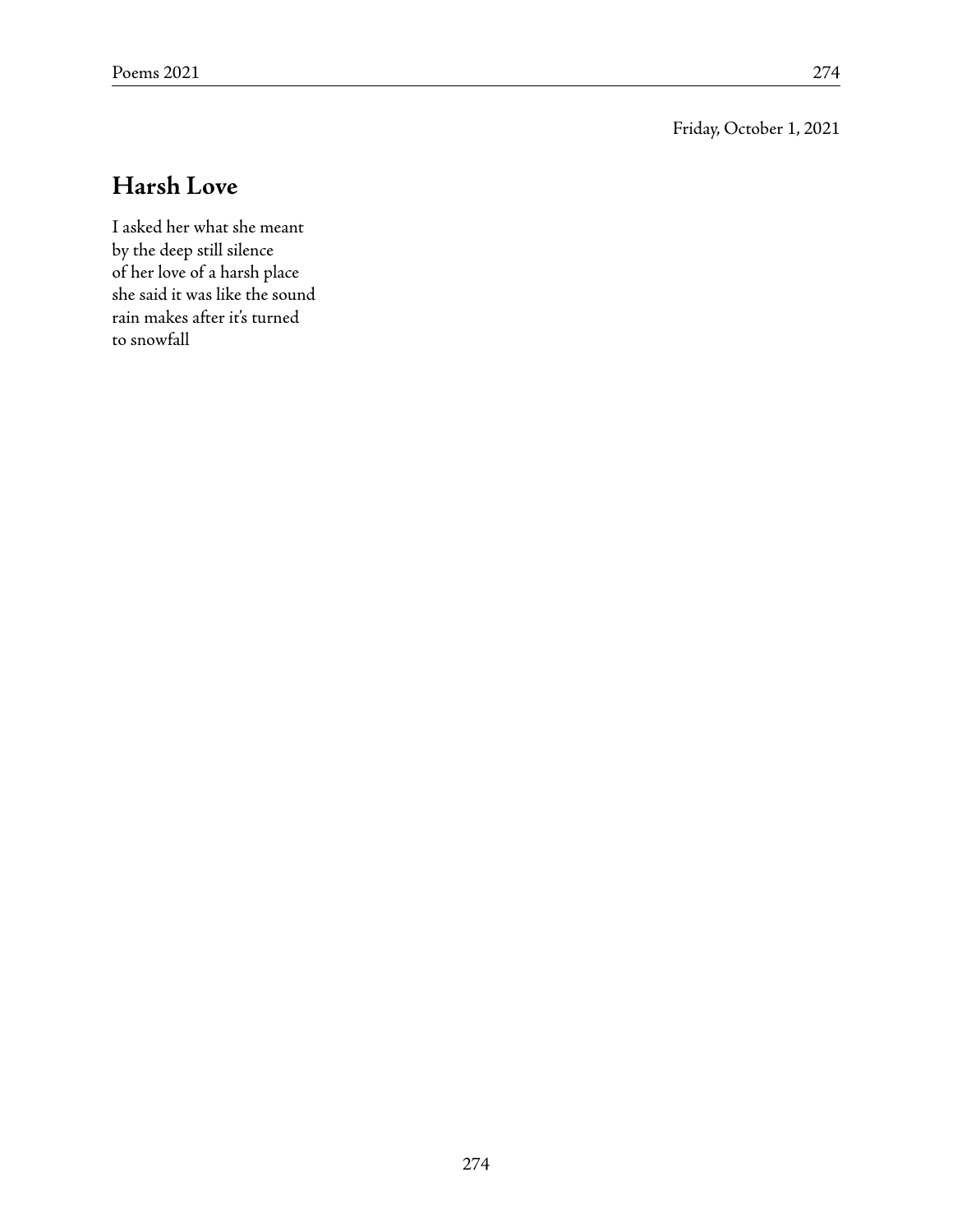Friday, October 1, 2021

## Harsh Love

I asked her what she meant
by the deep still silence
of her love of a harsh place
she said it was like the sound
rain makes after it's turned
to snowfall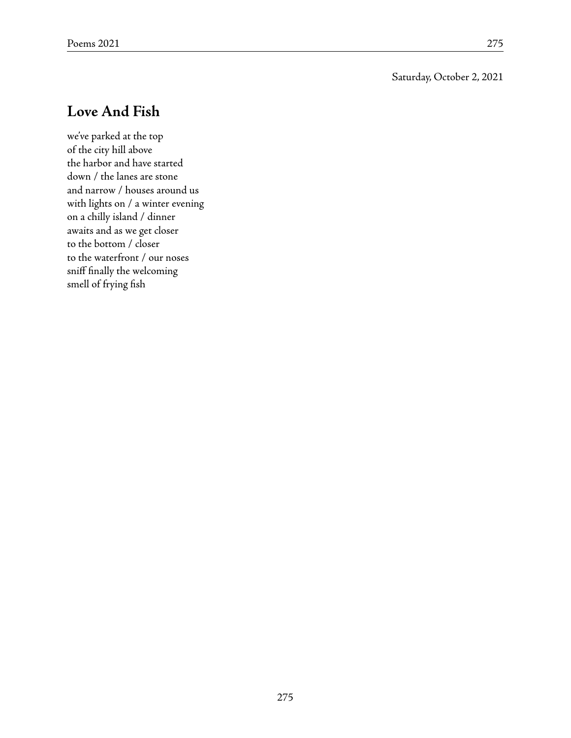Saturday, October 2, 2021

## Love And Fish

we've parked at the top
of the city hill above
the harbor and have started
down / the lanes are stone
and narrow / houses around us
with lights on / a winter evening
on a chilly island / dinner
awaits and as we get closer
to the bottom / closer
to the waterfront / our noses
sniff finally the welcoming
smell of frying fish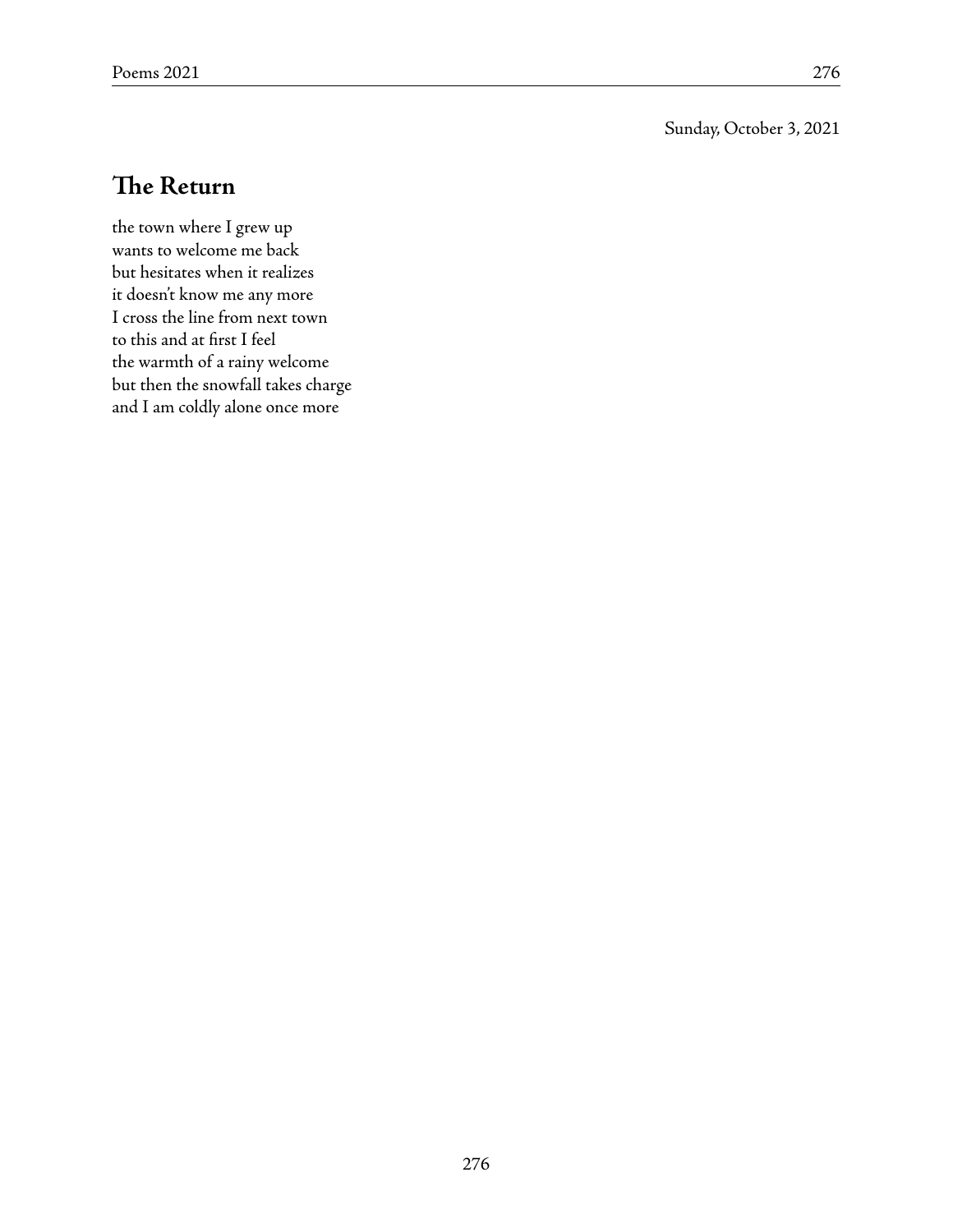Sunday, October 3, 2021

## The Return

the town where I grew up  
wants to welcome me back  
but hesitates when it realizes  
it doesn't know me any more  
I cross the line from next town  
to this and at first I feel  
the warmth of a rainy welcome  
but then the snowfall takes charge  
and I am coldly alone once more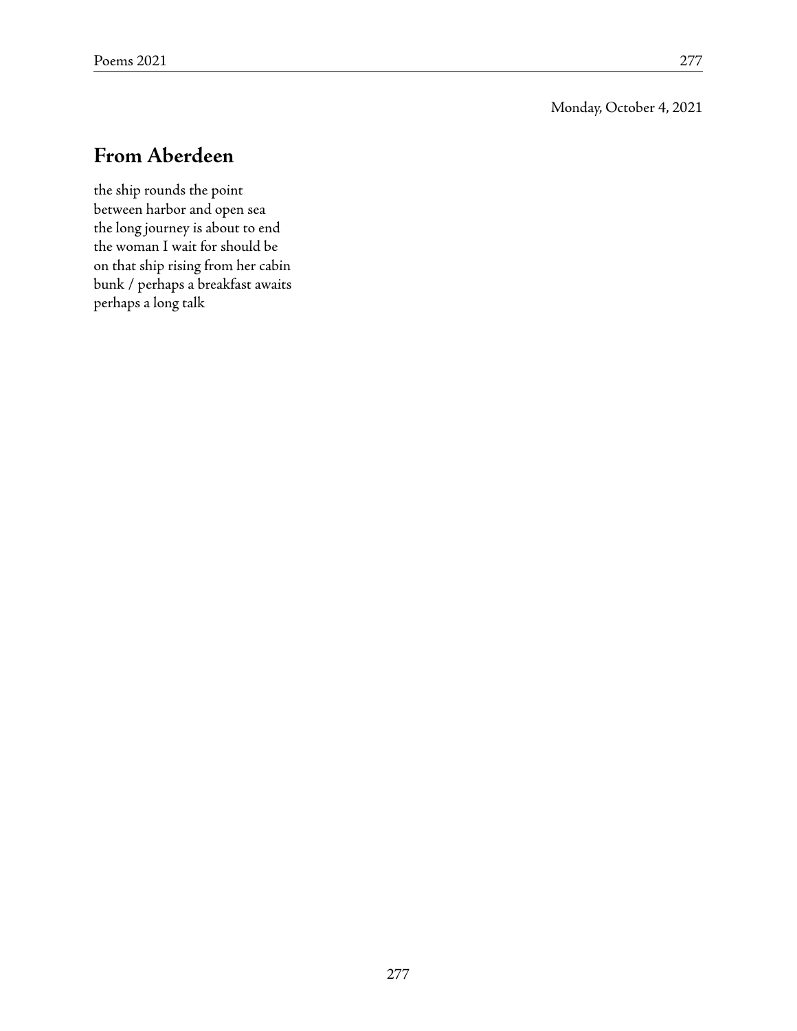Monday, October 4, 2021

## From Aberdeen

the ship rounds the point
between harbor and open sea
the long journey is about to end
the woman I wait for should be
on that ship rising from her cabin
bunk / perhaps a breakfast awaits
perhaps a long talk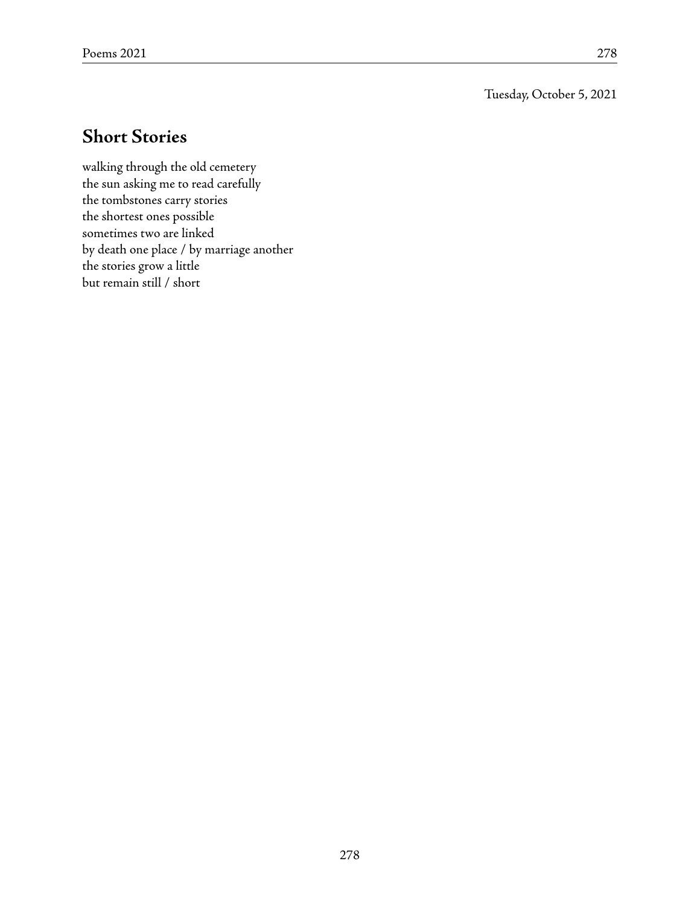Tuesday, October 5, 2021

## Short Stories

walking through the old cemetery  
the sun asking me to read carefully  
the tombstones carry stories  
the shortest ones possible  
sometimes two are linked  
by death one place / by marriage another  
the stories grow a little  
but remain still / short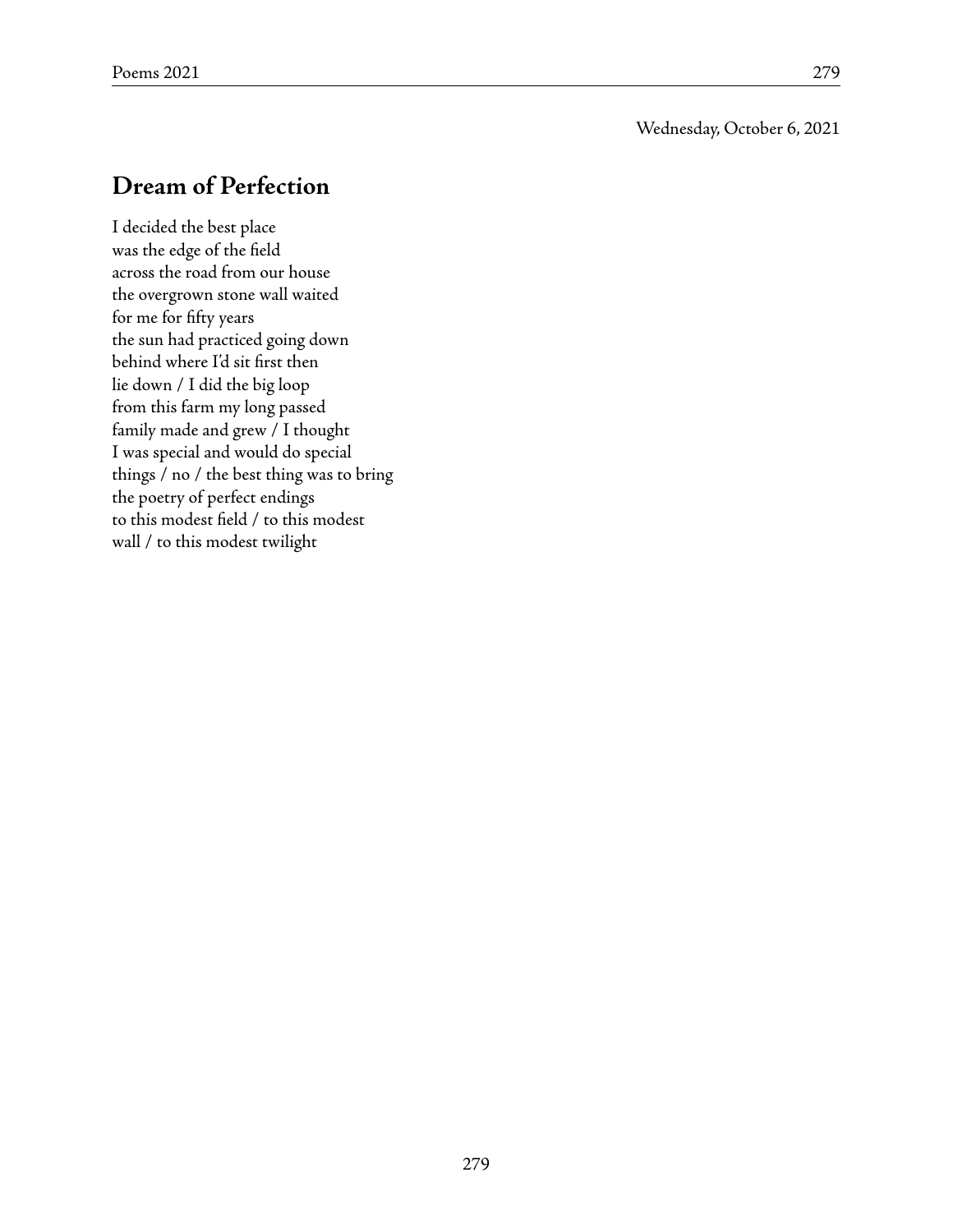Wednesday, October 6, 2021

## Dream of Perfection

I decided the best place  
was the edge of the field  
across the road from our house  
the overgrown stone wall waited  
for me for fifty years  
the sun had practiced going down  
behind where I'd sit first then  
lie down / I did the big loop  
from this farm my long passed  
family made and grew / I thought  
I was special and would do special  
things / no / the best thing was to bring  
the poetry of perfect endings  
to this modest field / to this modest  
wall / to this modest twilight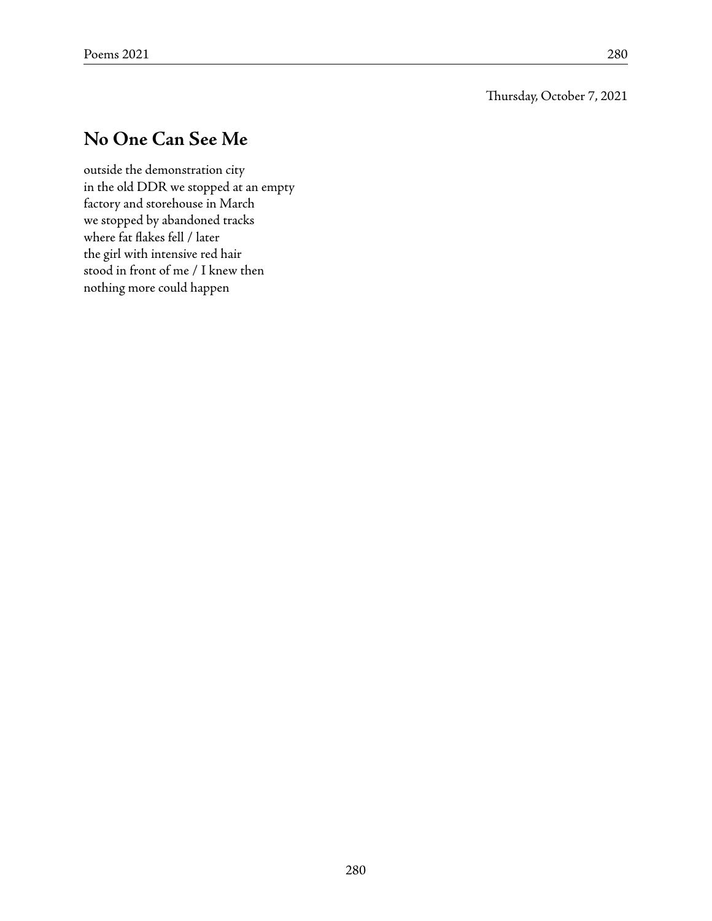Thursday, October 7, 2021

## No One Can See Me

outside the demonstration city
in the old DDR we stopped at an empty
factory and storehouse in March
we stopped by abandoned tracks
where fat flakes fell / later
the girl with intensive red hair
stood in front of me / I knew then
nothing more could happen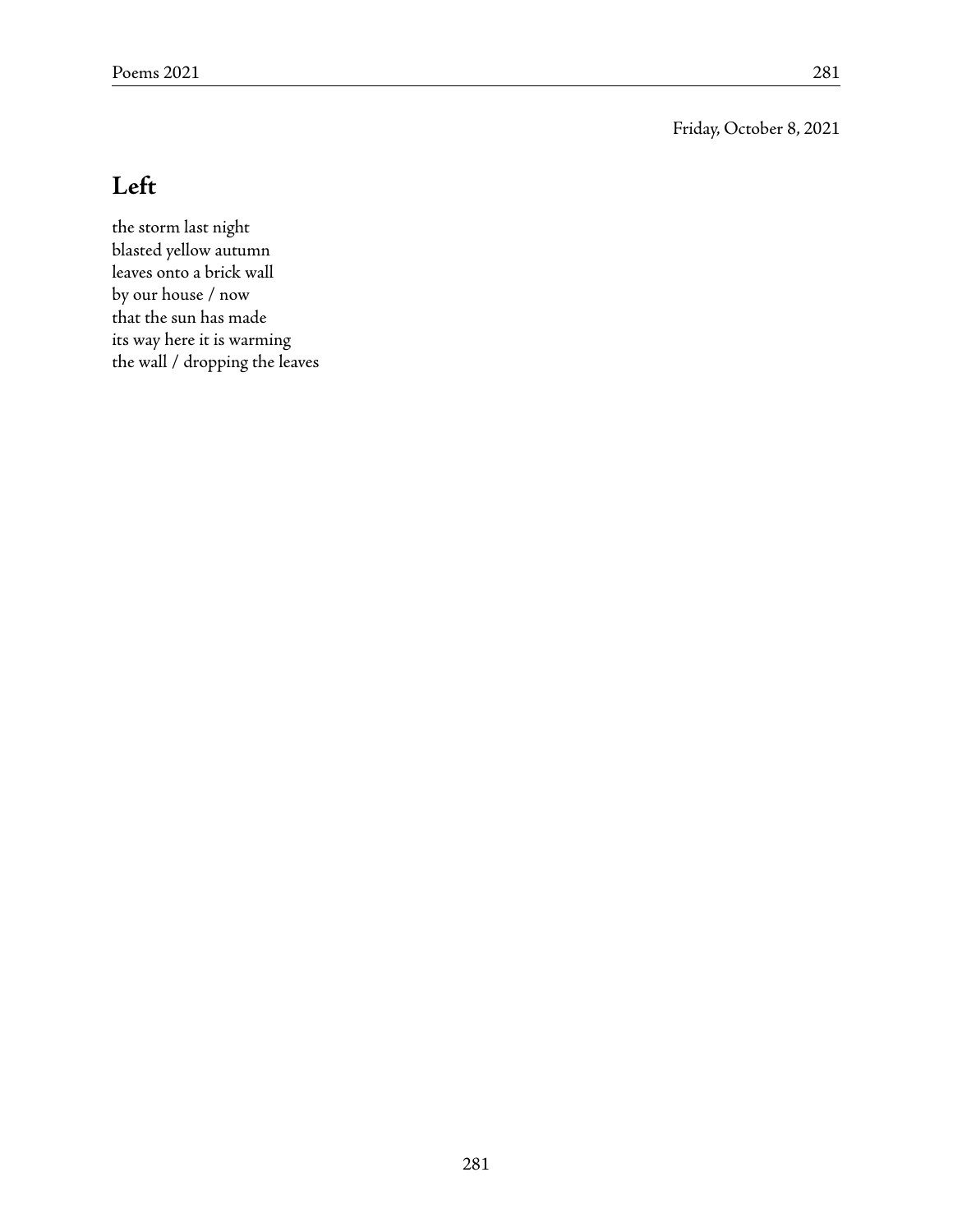Friday, October 8, 2021

## Left

the storm last night  
blasted yellow autumn  
leaves onto a brick wall  
by our house / now  
that the sun has made  
its way here it is warming  
the wall / dropping the leaves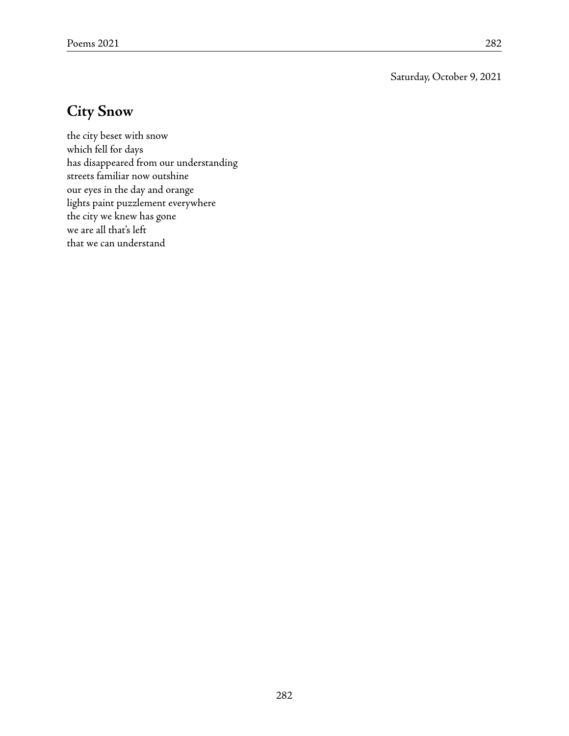Saturday, October 9, 2021

## City Snow

the city beset with snow  
which fell for days  
has disappeared from our understanding  
streets familiar now outshine  
our eyes in the day and orange  
lights paint puzzlement everywhere  
the city we knew has gone  
we are all that's left  
that we can understand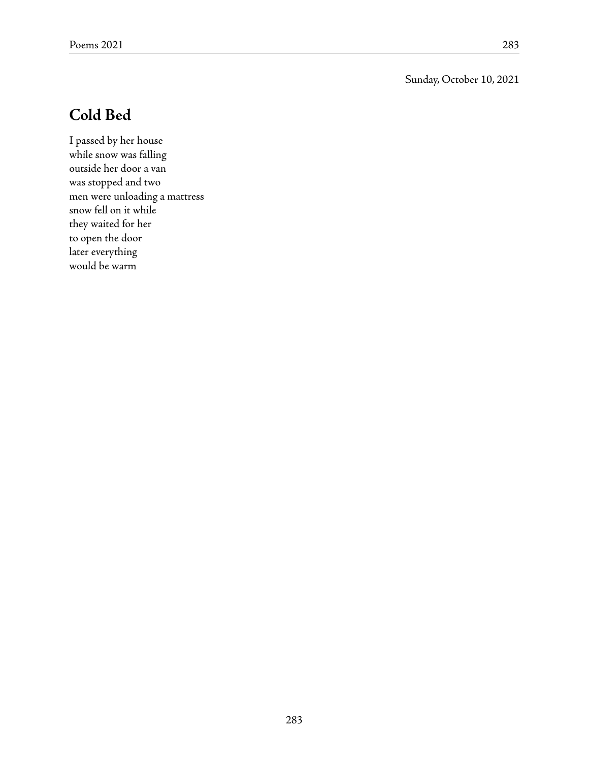Sunday, October 10, 2021

## Cold Bed

I passed by her house  
while snow was falling  
outside her door a van  
was stopped and two  
men were unloading a mattress  
snow fell on it while  
they waited for her  
to open the door  
later everything  
would be warm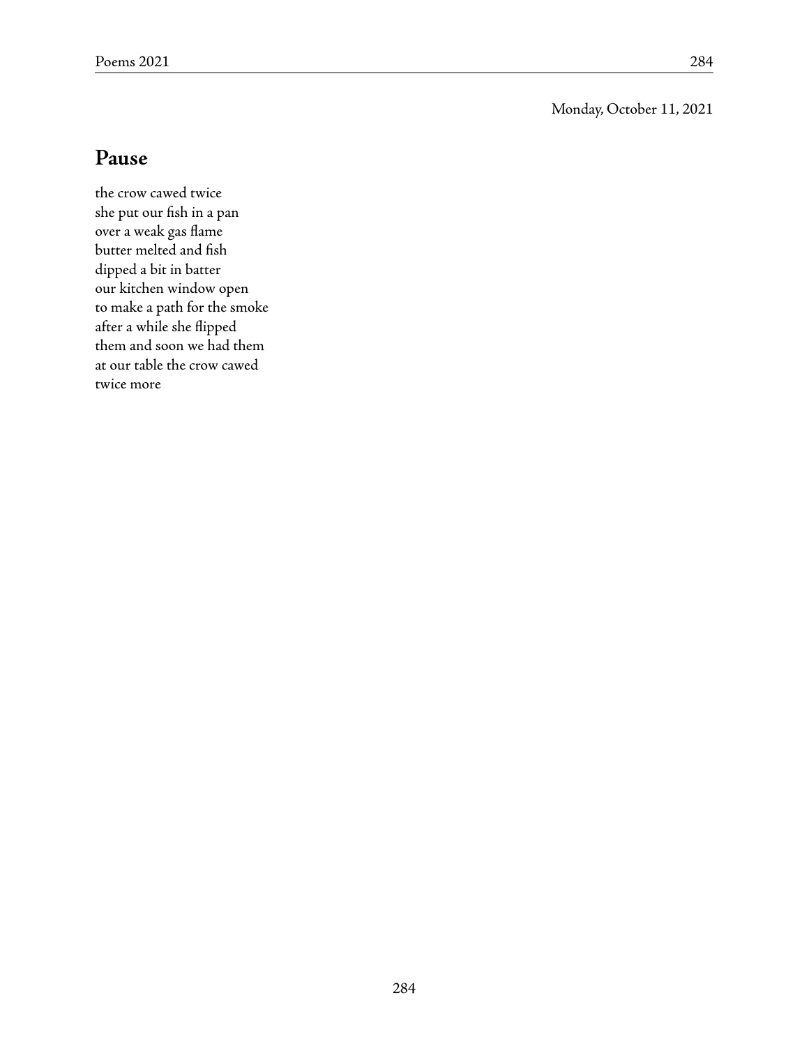Monday, October 11, 2021

## Pause

the crow cawed twice  
she put our fish in a pan  
over a weak gas flame  
butter melted and fish  
dipped a bit in batter  
our kitchen window open  
to make a path for the smoke  
after a while she flipped  
them and soon we had them  
at our table the crow cawed  
twice more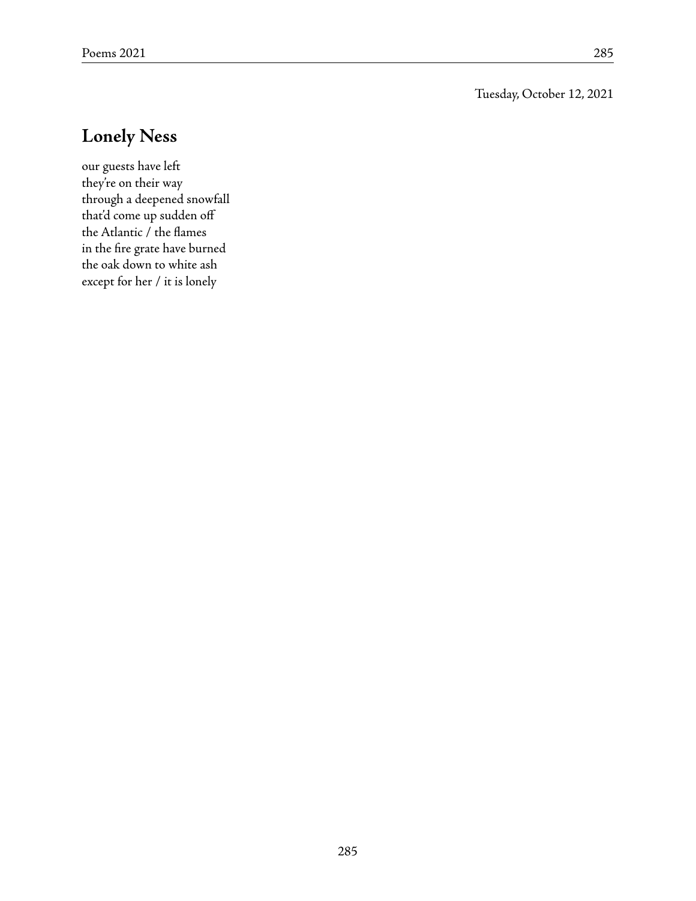Tuesday, October 12, 2021

## Lonely Ness

our guests have left  
they're on their way  
through a deepened snowfall  
that'd come up sudden off  
the Atlantic / the flames  
in the fire grate have burned  
the oak down to white ash  
except for her / it is lonely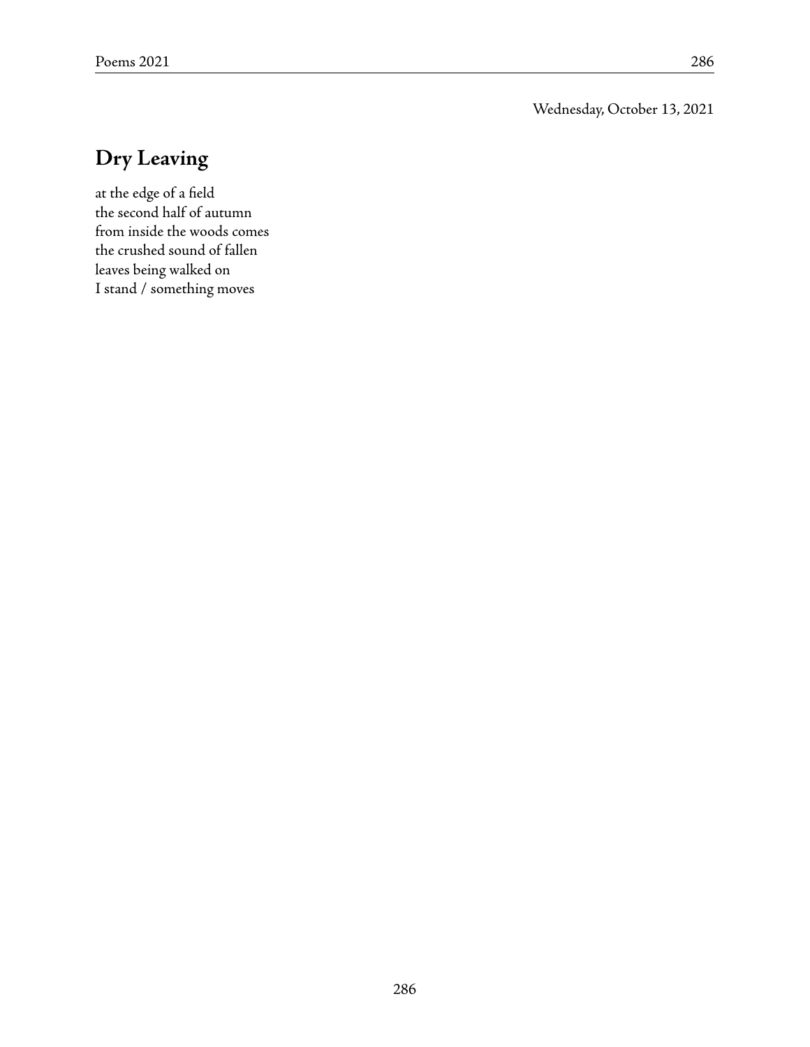Wednesday, October 13, 2021

## Dry Leaving

at the edge of a field  
the second half of autumn  
from inside the woods comes  
the crushed sound of fallen  
leaves being walked on  
I stand / something moves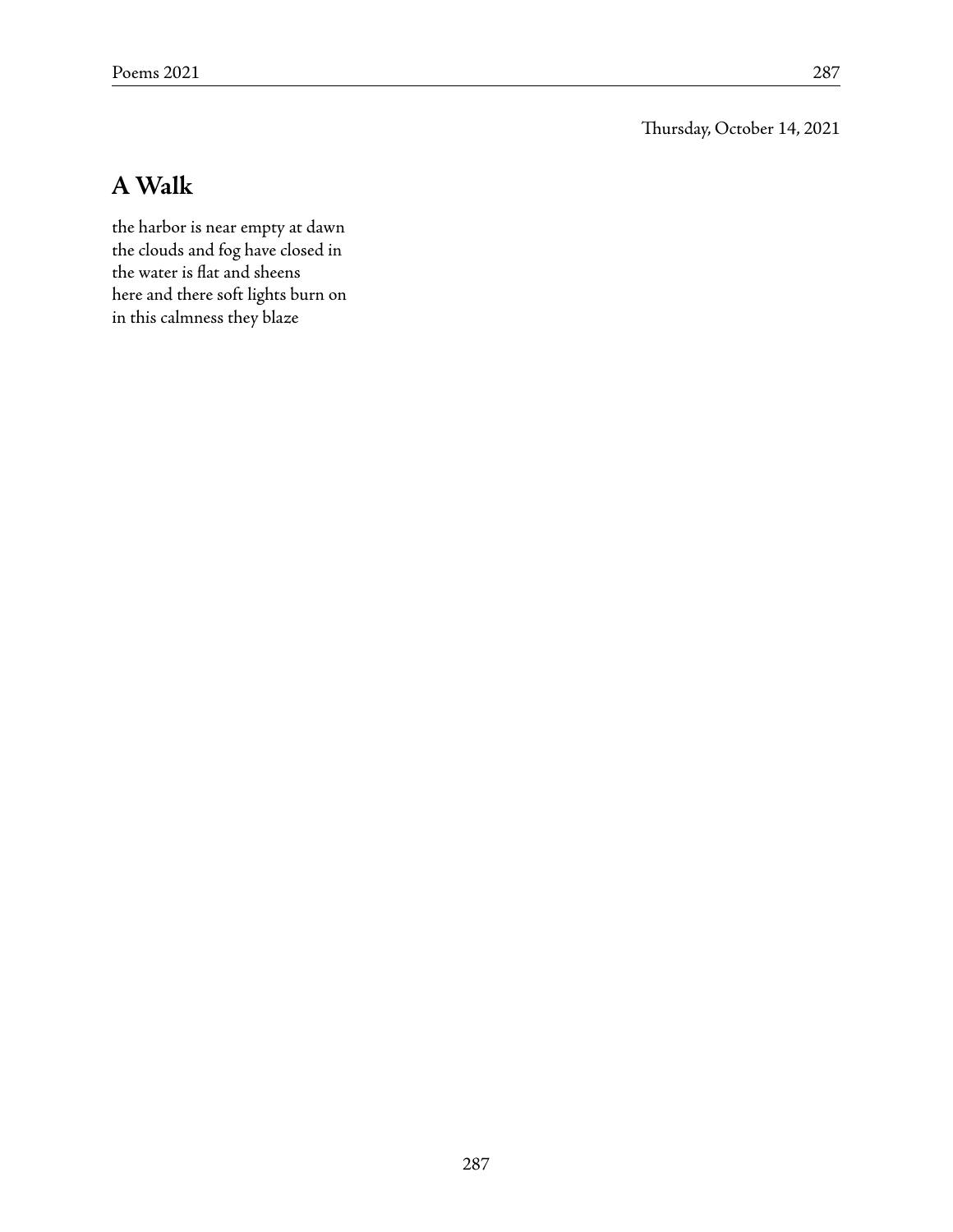Thursday, October 14, 2021

## A Walk

the harbor is near empty at dawn  
the clouds and fog have closed in  
the water is flat and sheens  
here and there soft lights burn on  
in this calmness they blaze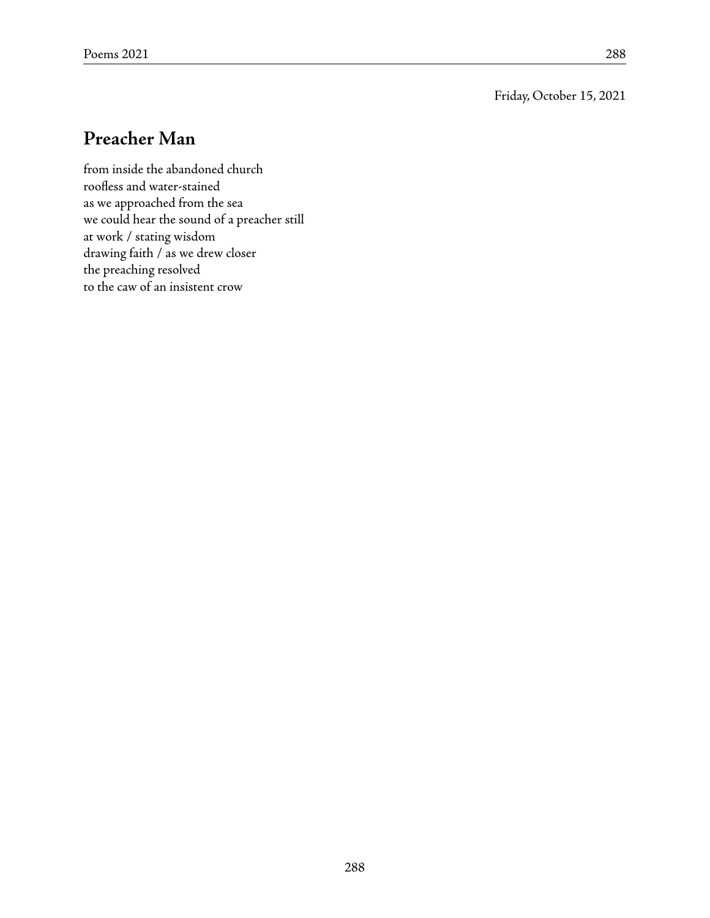Friday, October 15, 2021

## Preacher Man

from inside the abandoned church  
roofless and water-stained  
as we approached from the sea  
we could hear the sound of a preacher still  
at work / stating wisdom  
drawing faith / as we drew closer  
the preaching resolved  
to the caw of an insistent crow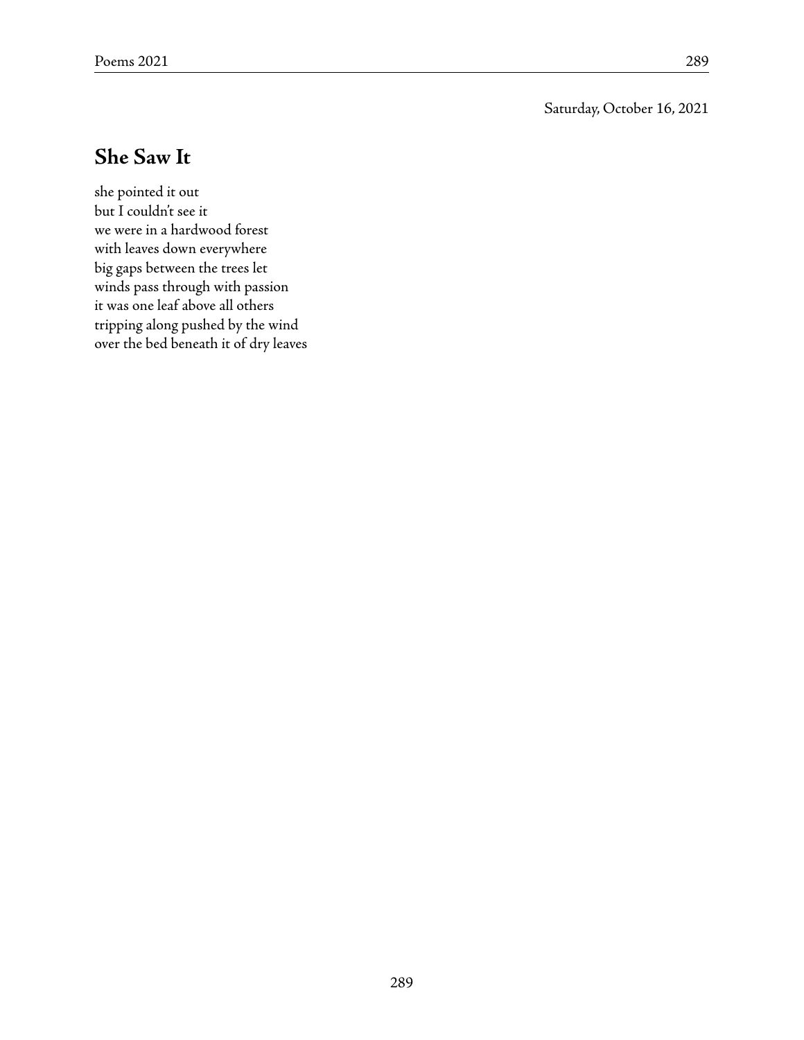Saturday, October 16, 2021

## She Saw It

she pointed it out  
but I couldn't see it  
we were in a hardwood forest  
with leaves down everywhere  
big gaps between the trees let  
winds pass through with passion  
it was one leaf above all others  
tripping along pushed by the wind  
over the bed beneath it of dry leaves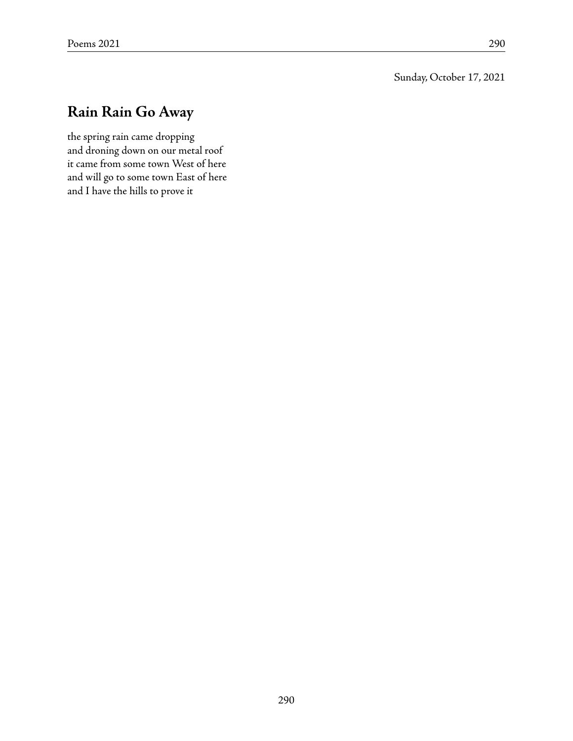Sunday, October 17, 2021

## Rain Rain Go Away

the spring rain came dropping  
and droning down on our metal roof  
it came from some town West of here  
and will go to some town East of here  
and I have the hills to prove it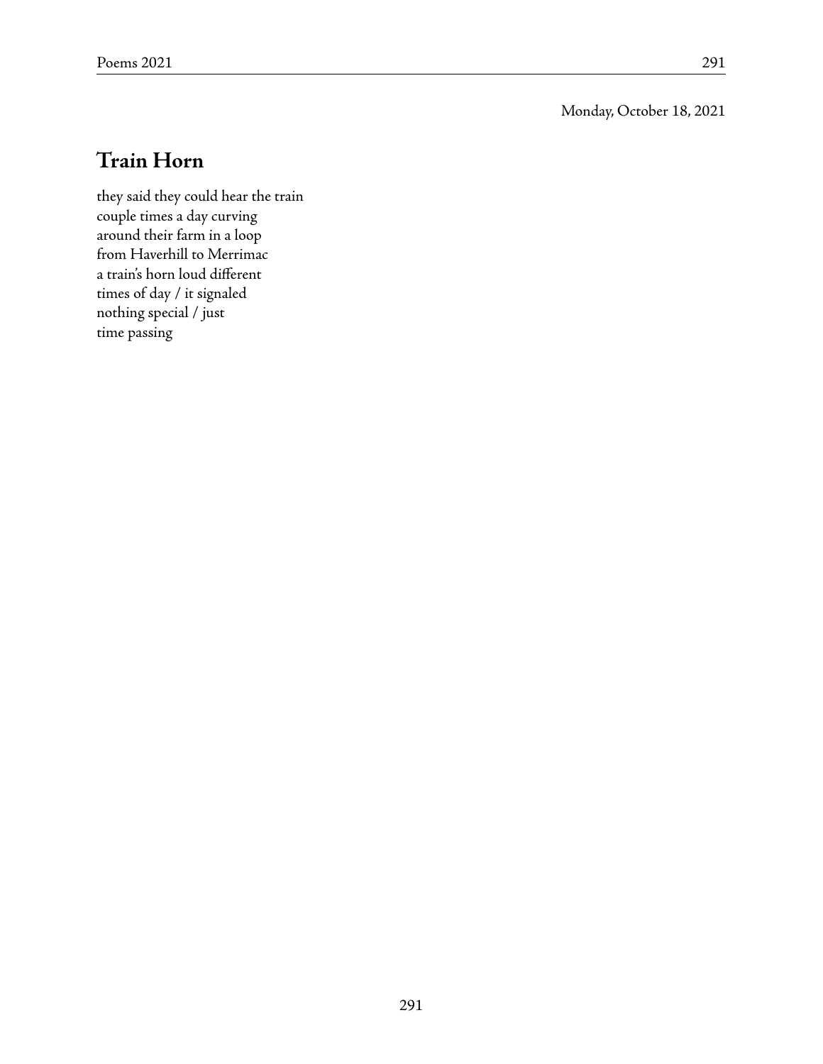Monday, October 18, 2021

## Train Horn

they said they could hear the train
couple times a day curving
around their farm in a loop
from Haverhill to Merrimac
a train's horn loud different
times of day / it signaled
nothing special / just
time passing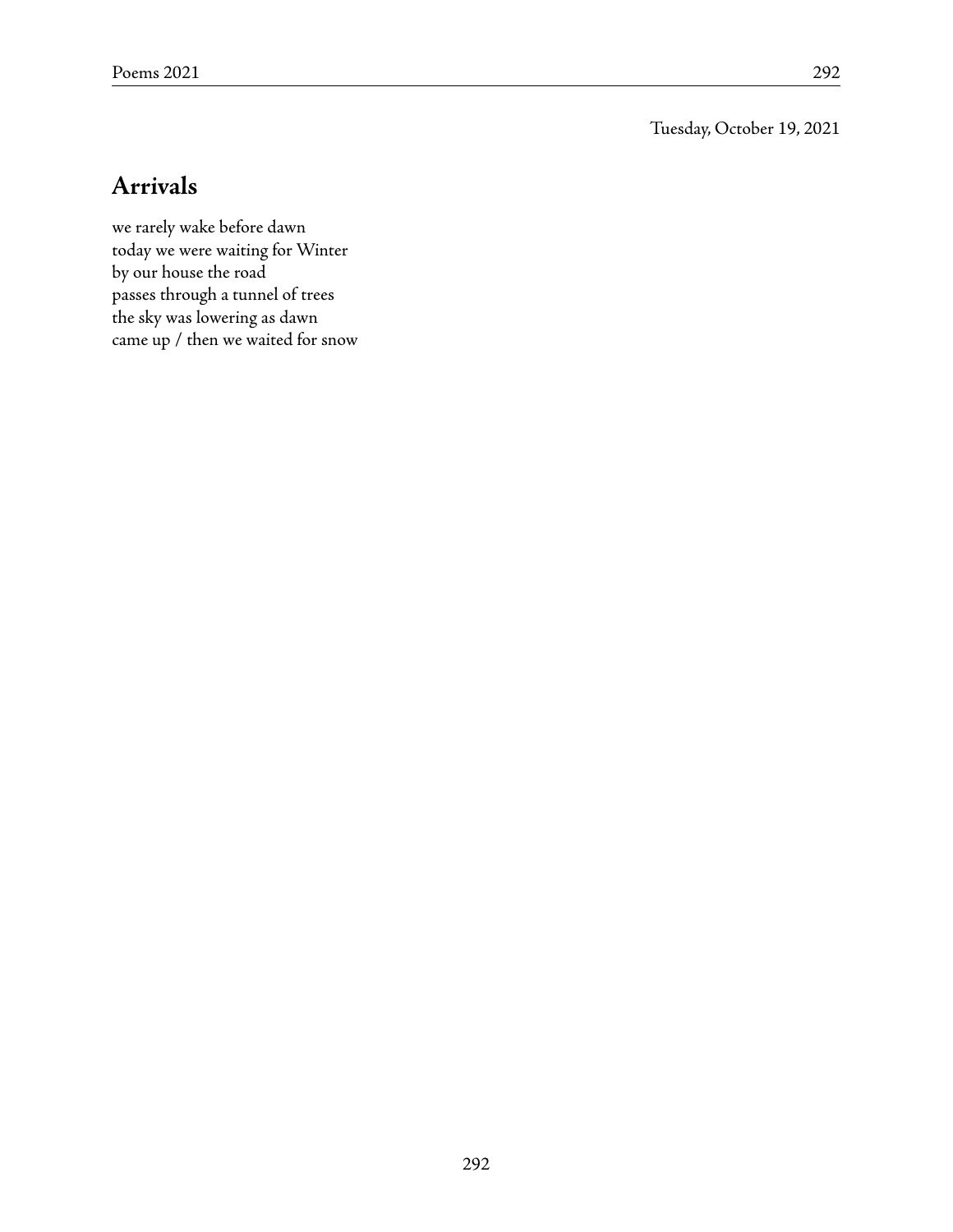Tuesday, October 19, 2021

## Arrivals

we rarely wake before dawn
today we were waiting for Winter
by our house the road
passes through a tunnel of trees
the sky was lowering as dawn
came up / then we waited for snow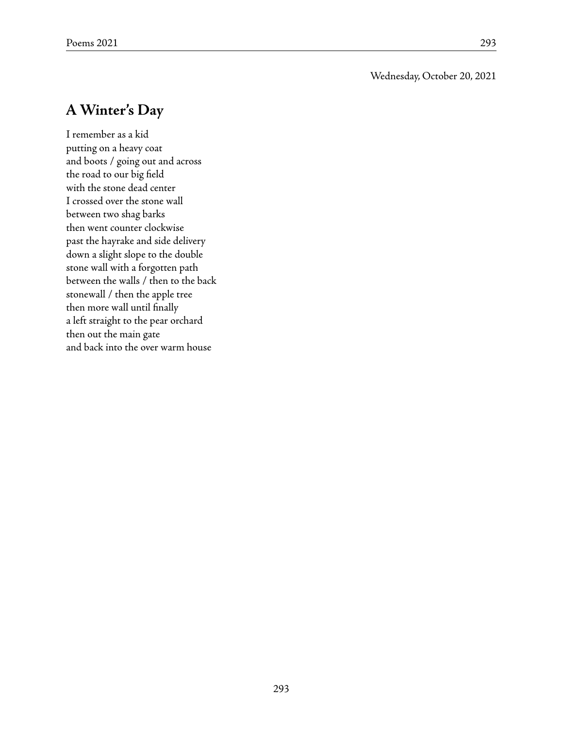Wednesday, October 20, 2021

## A Winter's Day

I remember as a kid  
putting on a heavy coat  
and boots / going out and across  
the road to our big field  
with the stone dead center  
I crossed over the stone wall  
between two shag barks  
then went counter clockwise  
past the hayrake and side delivery  
down a slight slope to the double  
stone wall with a forgotten path  
between the walls / then to the back  
stonewall / then the apple tree  
then more wall until finally  
a left straight to the pear orchard  
then out the main gate  
and back into the over warm house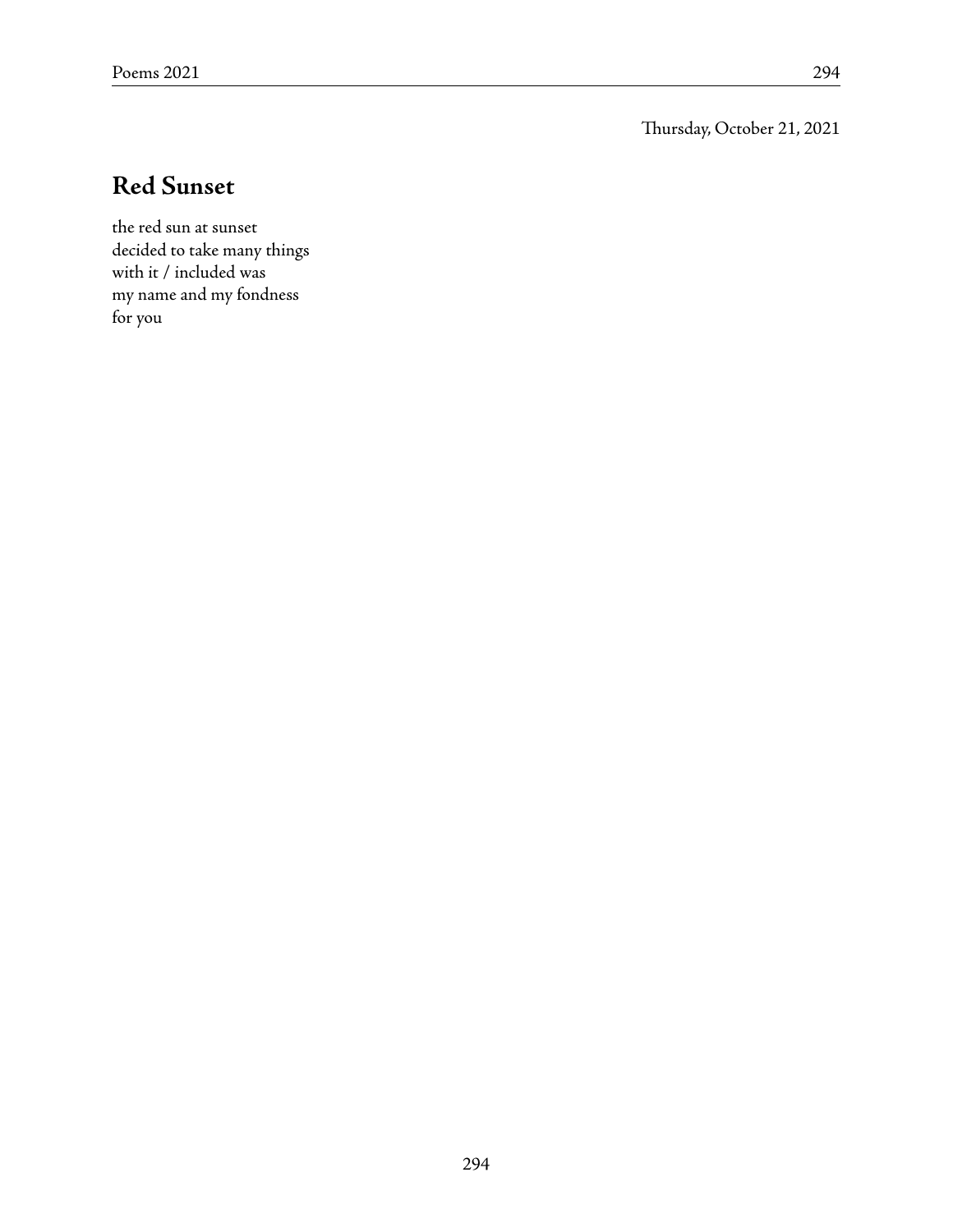Thursday, October 21, 2021

## Red Sunset

the red sun at sunset  
decided to take many things  
with it / included was  
my name and my fondness  
for you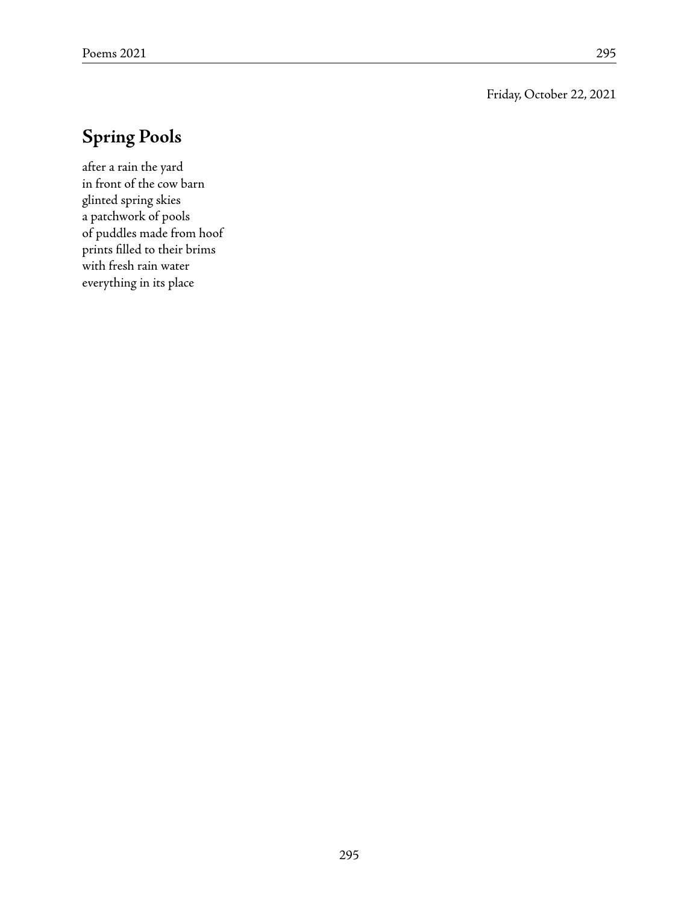Friday, October 22, 2021

## Spring Pools

after a rain the yard  
in front of the cow barn  
glinted spring skies  
a patchwork of pools  
of puddles made from hoof  
prints filled to their brims  
with fresh rain water  
everything in its place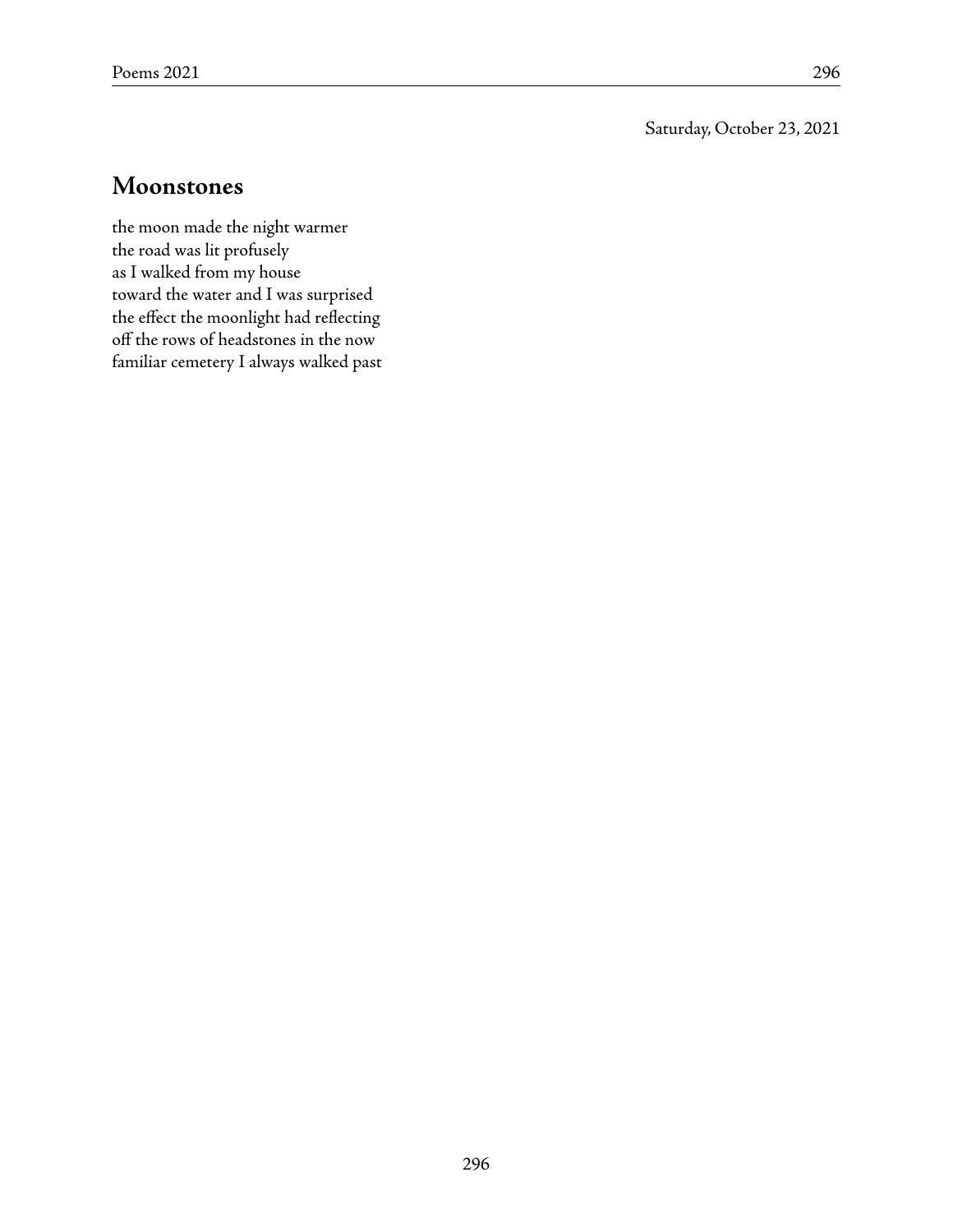Saturday, October 23, 2021

## Moonstones

the moon made the night warmer  
the road was lit profusely  
as I walked from my house  
toward the water and I was surprised  
the effect the moonlight had reflecting  
off the rows of headstones in the now  
familiar cemetery I always walked past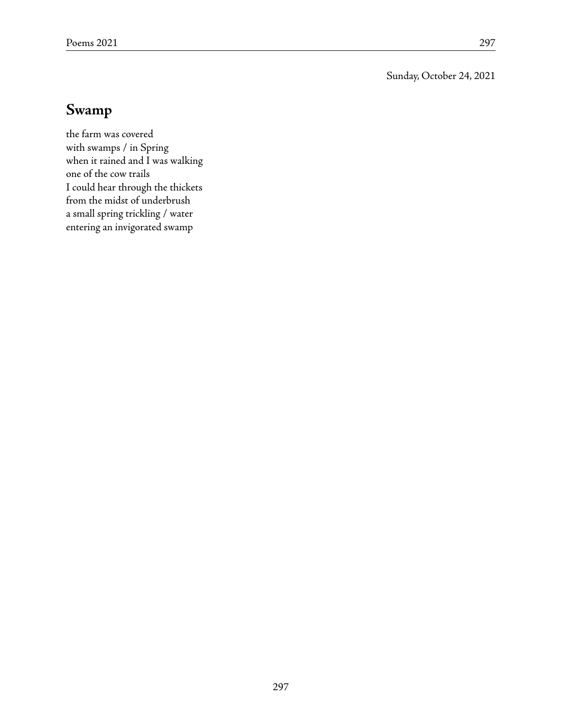Sunday, October 24, 2021

## Swamp

the farm was covered  
with swamps / in Spring  
when it rained and I was walking  
one of the cow trails  
I could hear through the thickets  
from the midst of underbrush  
a small spring trickling / water  
entering an invigorated swamp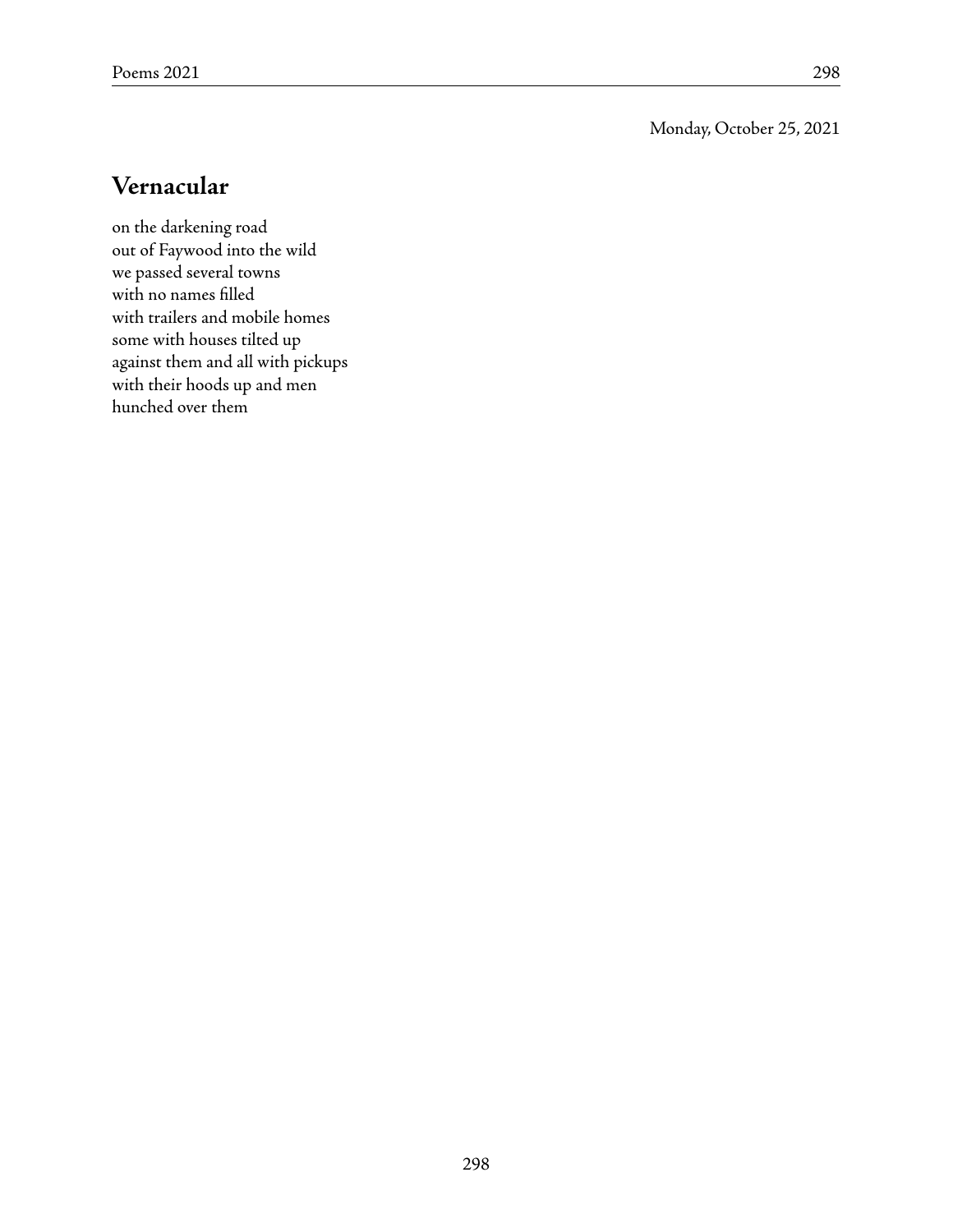Monday, October 25, 2021

## Vernacular

on the darkening road  
out of Faywood into the wild  
we passed several towns  
with no names filled  
with trailers and mobile homes  
some with houses tilted up  
against them and all with pickups  
with their hoods up and men  
hunched over them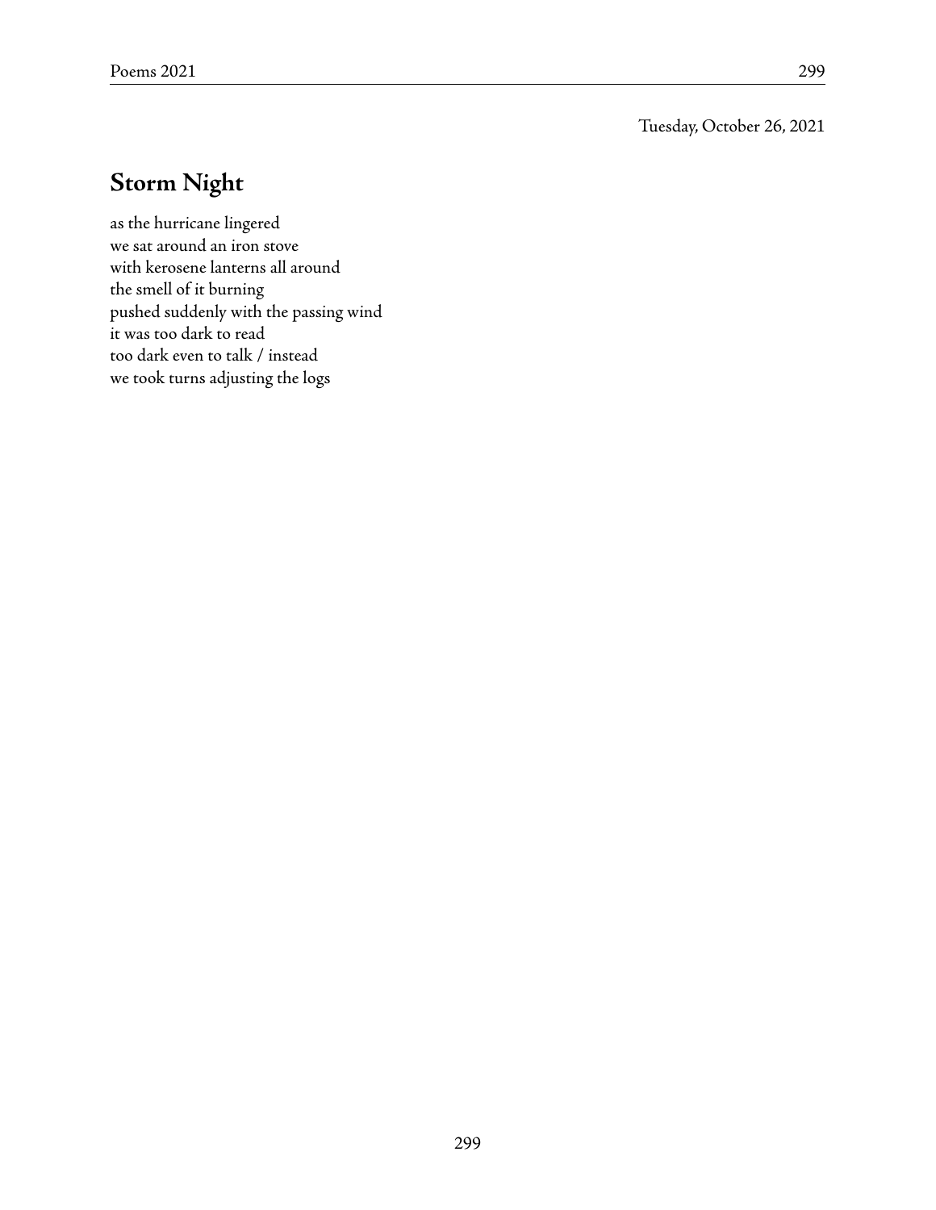Tuesday, October 26, 2021

## Storm Night

as the hurricane lingered  
we sat around an iron stove  
with kerosene lanterns all around  
the smell of it burning  
pushed suddenly with the passing wind  
it was too dark to read  
too dark even to talk / instead  
we took turns adjusting the logs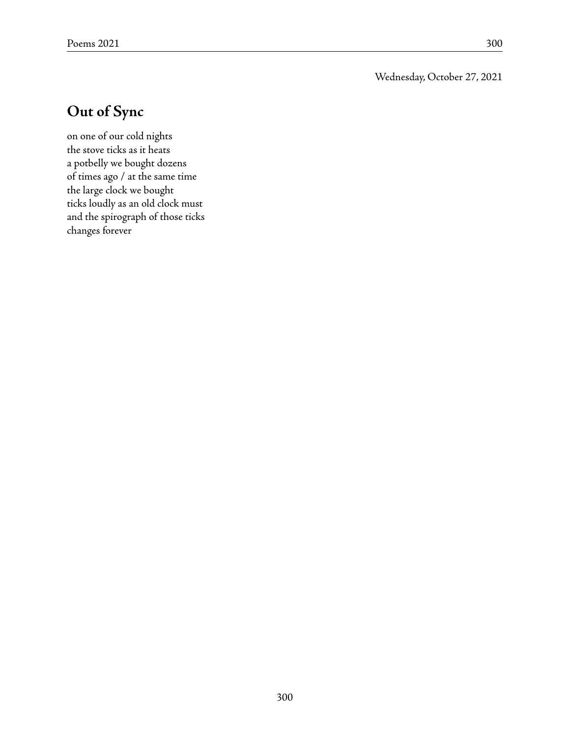Wednesday, October 27, 2021

## Out of Sync

on one of our cold nights  
the stove ticks as it heats  
a potbelly we bought dozens  
of times ago / at the same time  
the large clock we bought  
ticks loudly as an old clock must  
and the spirograph of those ticks  
changes forever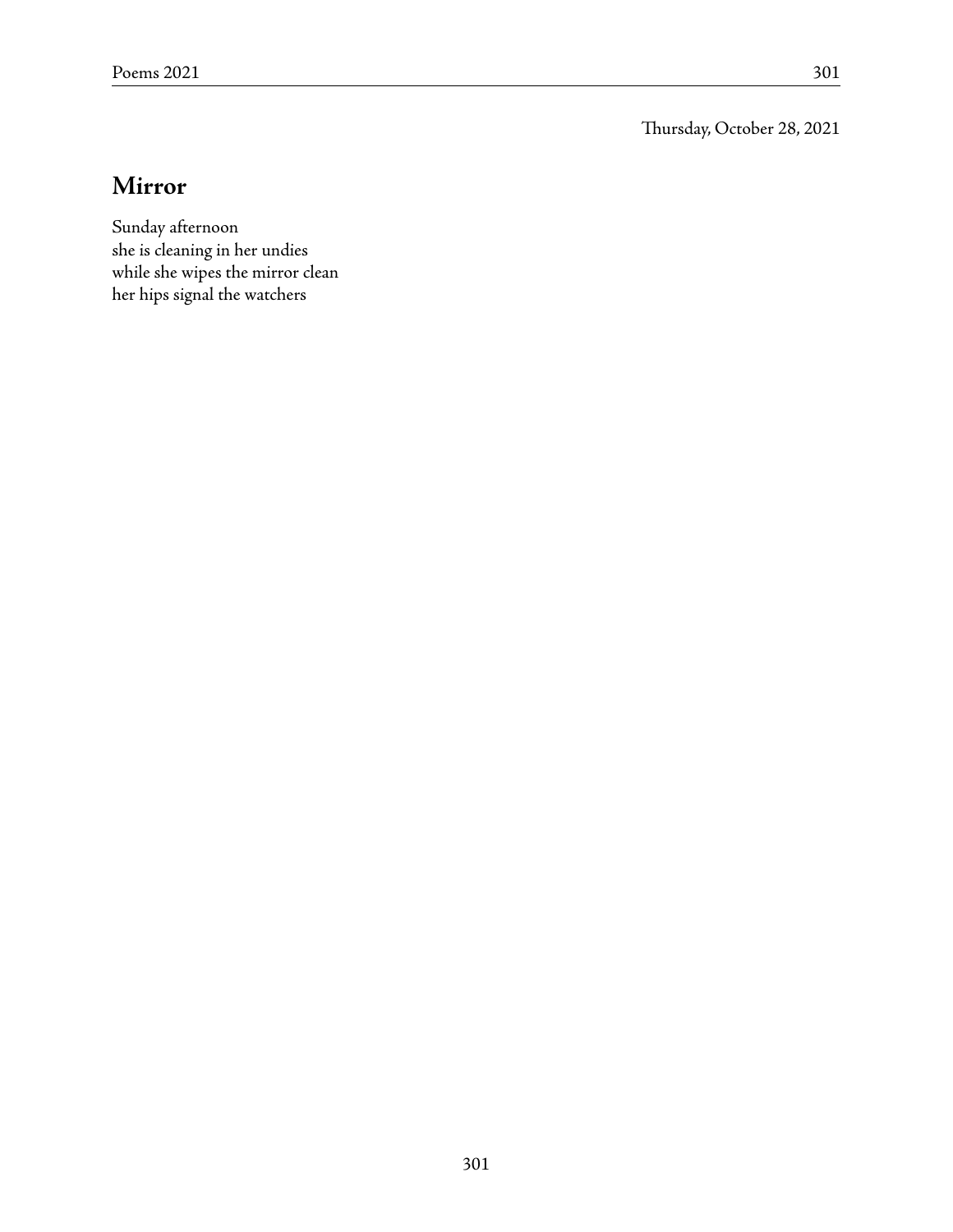Thursday, October 28, 2021

## Mirror

Sunday afternoon  
she is cleaning in her undies  
while she wipes the mirror clean  
her hips signal the watchers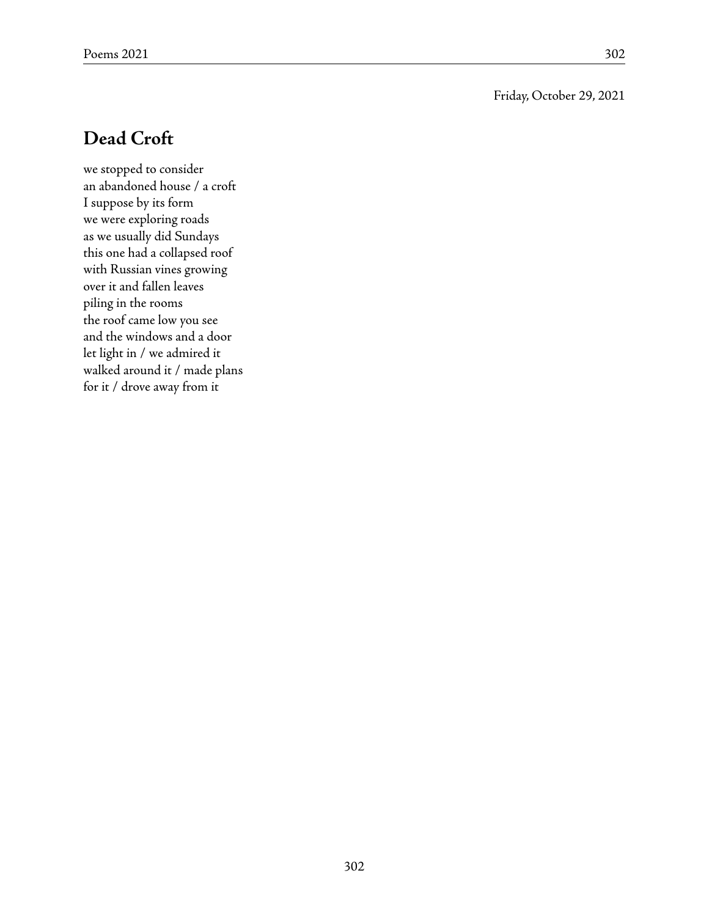Friday, October 29, 2021

## Dead Croft

we stopped to consider  
an abandoned house / a croft  
I suppose by its form  
we were exploring roads  
as we usually did Sundays  
this one had a collapsed roof  
with Russian vines growing  
over it and fallen leaves  
piling in the rooms  
the roof came low you see  
and the windows and a door  
let light in / we admired it  
walked around it / made plans  
for it / drove away from it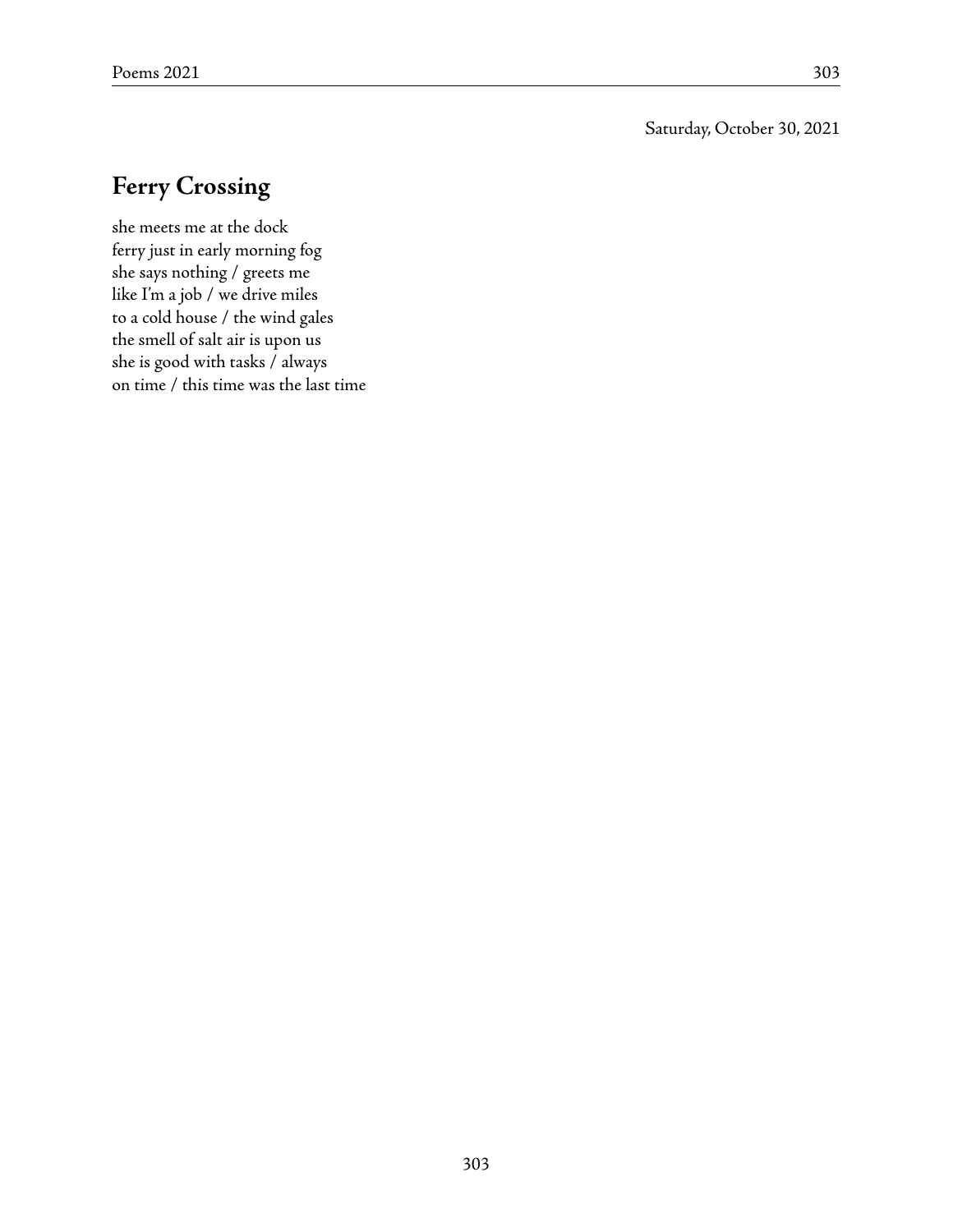Saturday, October 30, 2021

## Ferry Crossing

she meets me at the dock  
ferry just in early morning fog  
she says nothing / greets me  
like I'm a job / we drive miles  
to a cold house / the wind gales  
the smell of salt air is upon us  
she is good with tasks / always  
on time / this time was the last time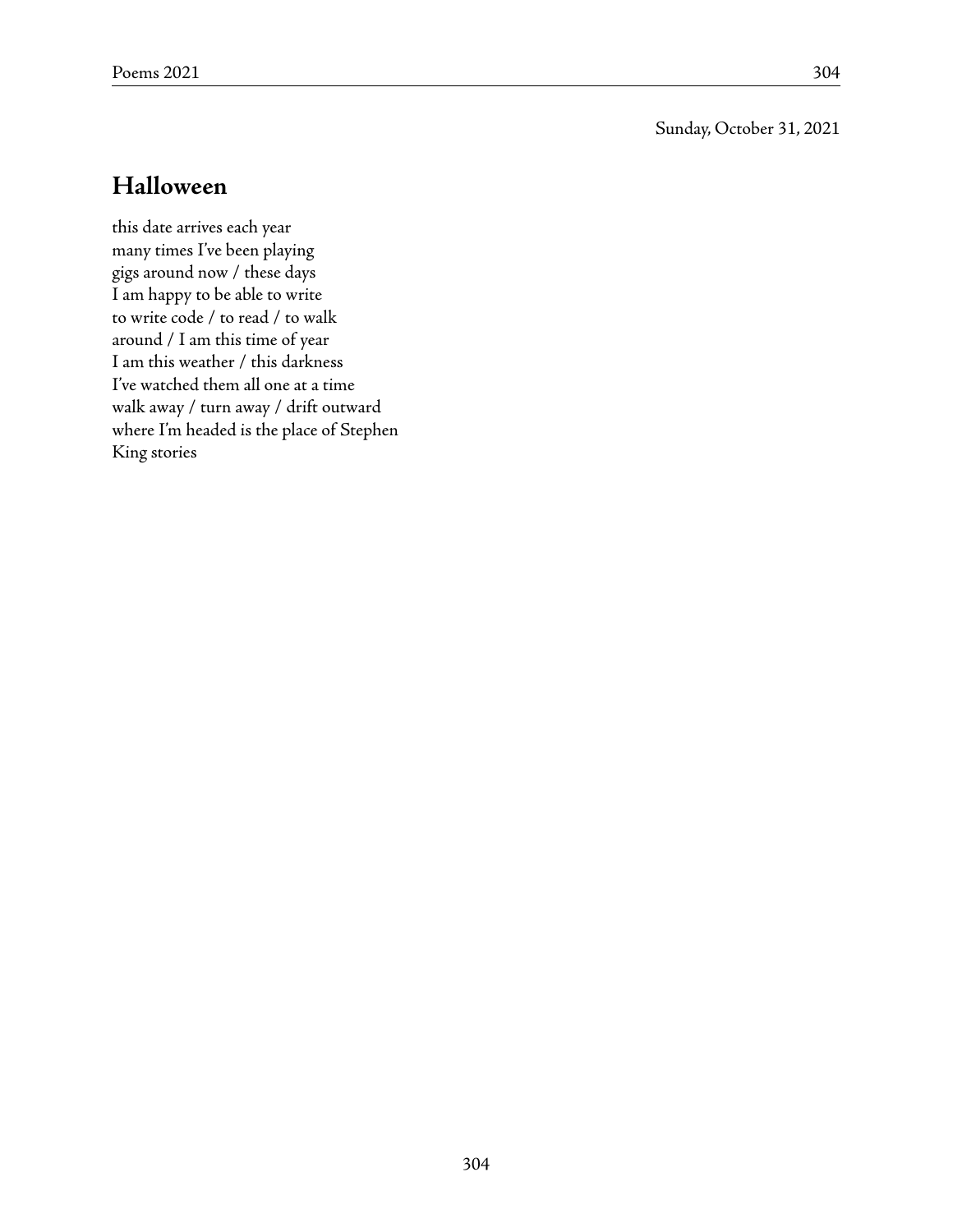Sunday, October 31, 2021

## Halloween

this date arrives each year  
many times I've been playing  
gigs around now / these days  
I am happy to be able to write  
to write code / to read / to walk  
around / I am this time of year  
I am this weather / this darkness  
I've watched them all one at a time  
walk away / turn away / drift outward  
where I'm headed is the place of Stephen  
King stories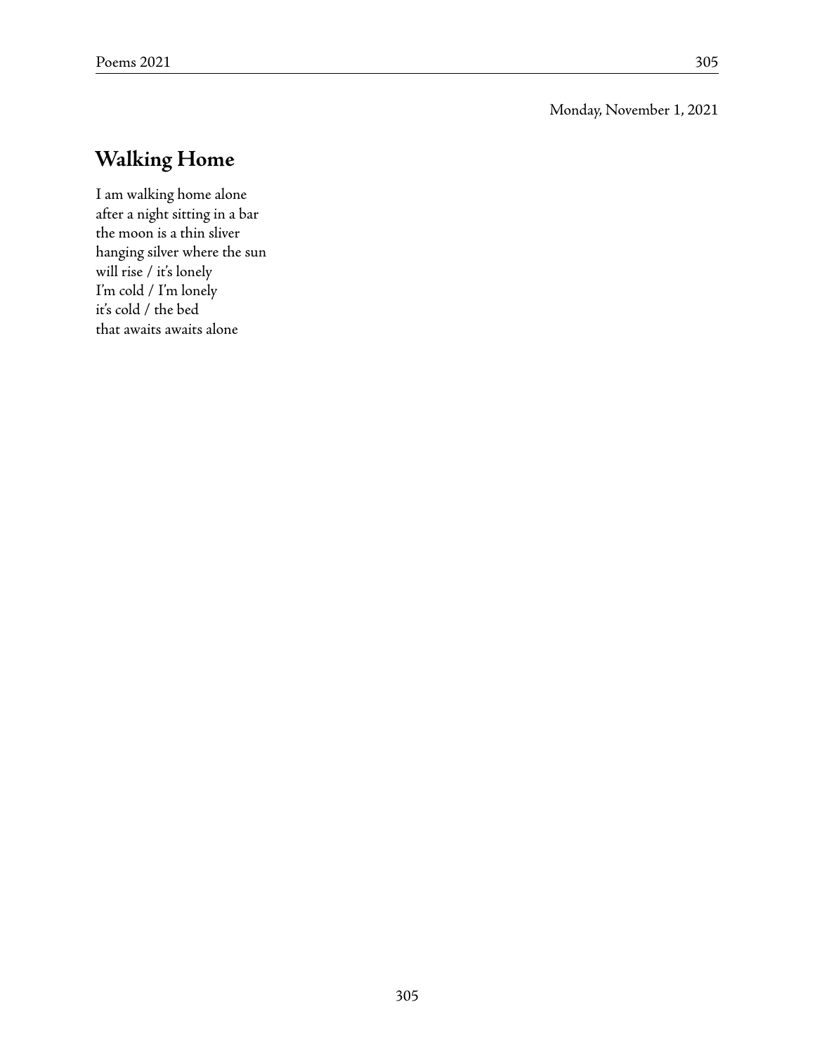Monday, November 1, 2021

## Walking Home

I am walking home alone  
after a night sitting in a bar  
the moon is a thin sliver  
hanging silver where the sun  
will rise / it's lonely  
I'm cold / I'm lonely  
it's cold / the bed  
that awaits awaits alone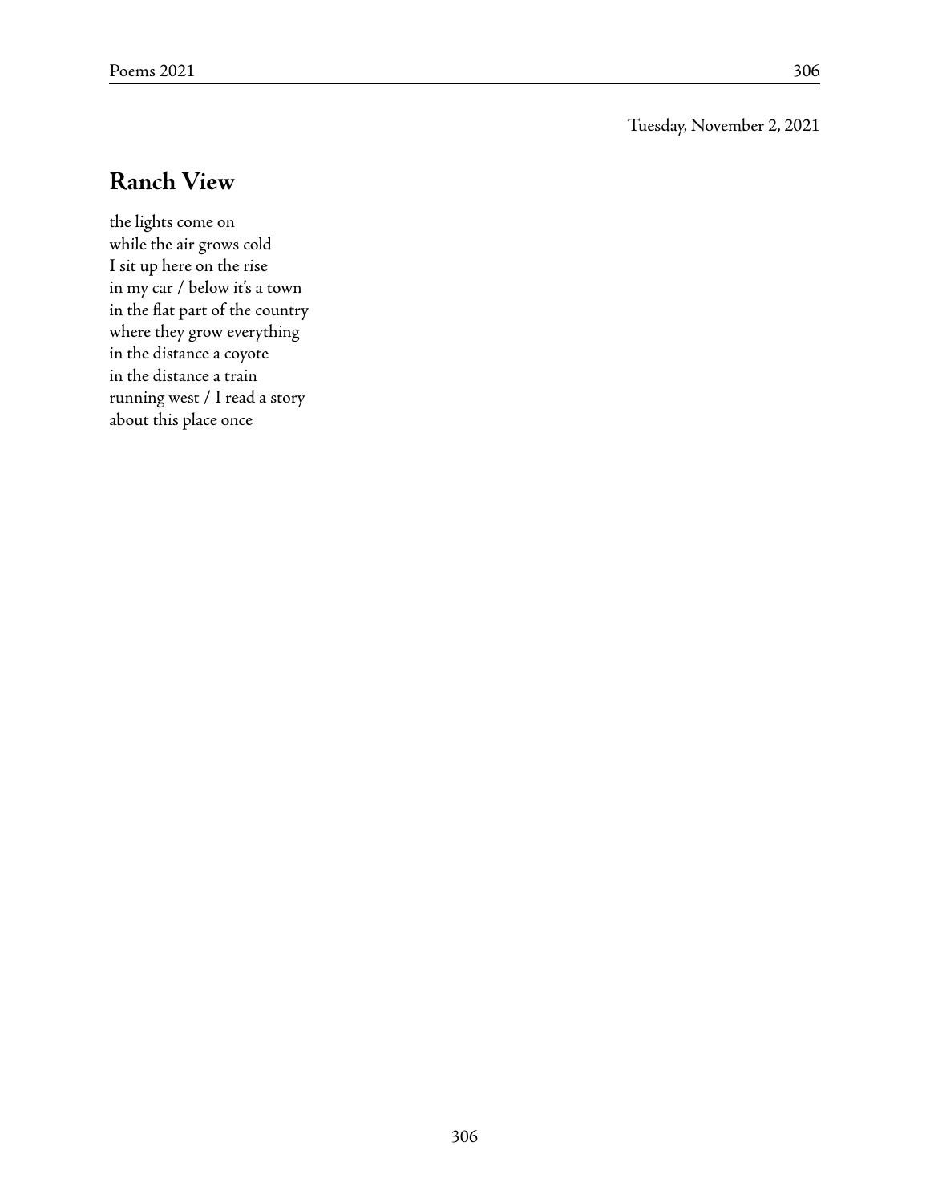Tuesday, November 2, 2021

## Ranch View

the lights come on  
while the air grows cold  
I sit up here on the rise  
in my car / below it's a town  
in the flat part of the country  
where they grow everything  
in the distance a coyote  
in the distance a train  
running west / I read a story  
about this place once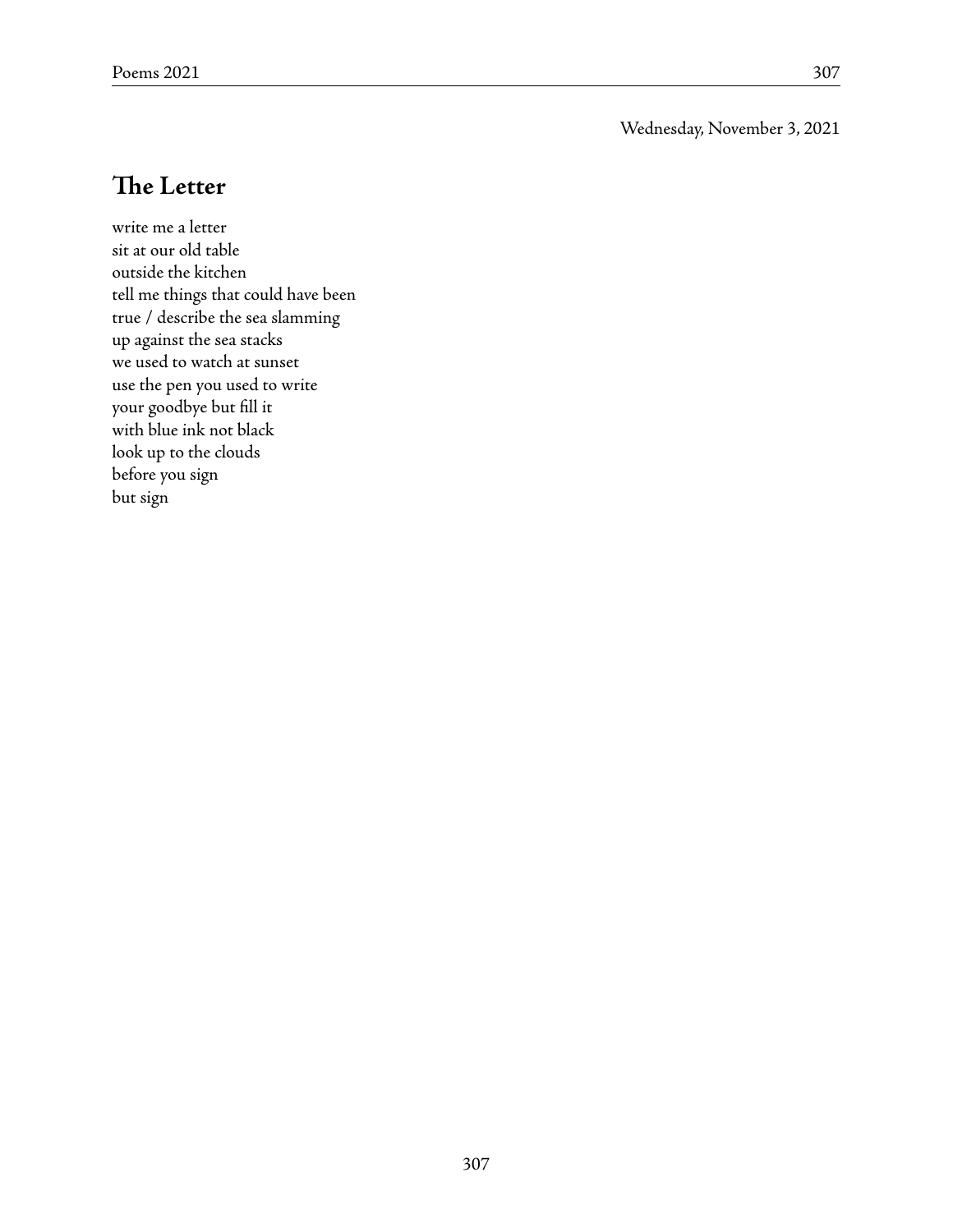Wednesday, November 3, 2021

## The Letter

write me a letter  
sit at our old table  
outside the kitchen  
tell me things that could have been  
true / describe the sea slamming  
up against the sea stacks  
we used to watch at sunset  
use the pen you used to write  
your goodbye but fill it  
with blue ink not black  
look up to the clouds  
before you sign  
but sign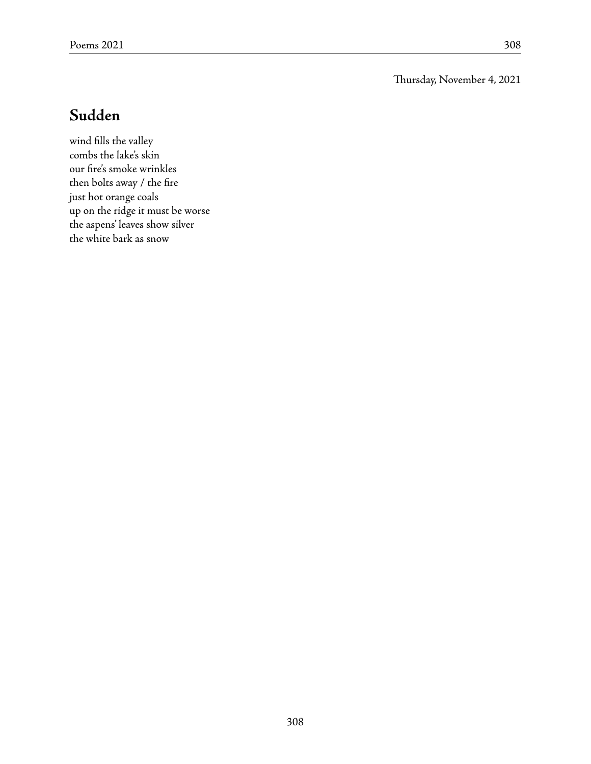Thursday, November 4, 2021

## Sudden

wind fills the valley  
combs the lake's skin  
our fire's smoke wrinkles  
then bolts away / the fire  
just hot orange coals  
up on the ridge it must be worse  
the aspens' leaves show silver  
the white bark as snow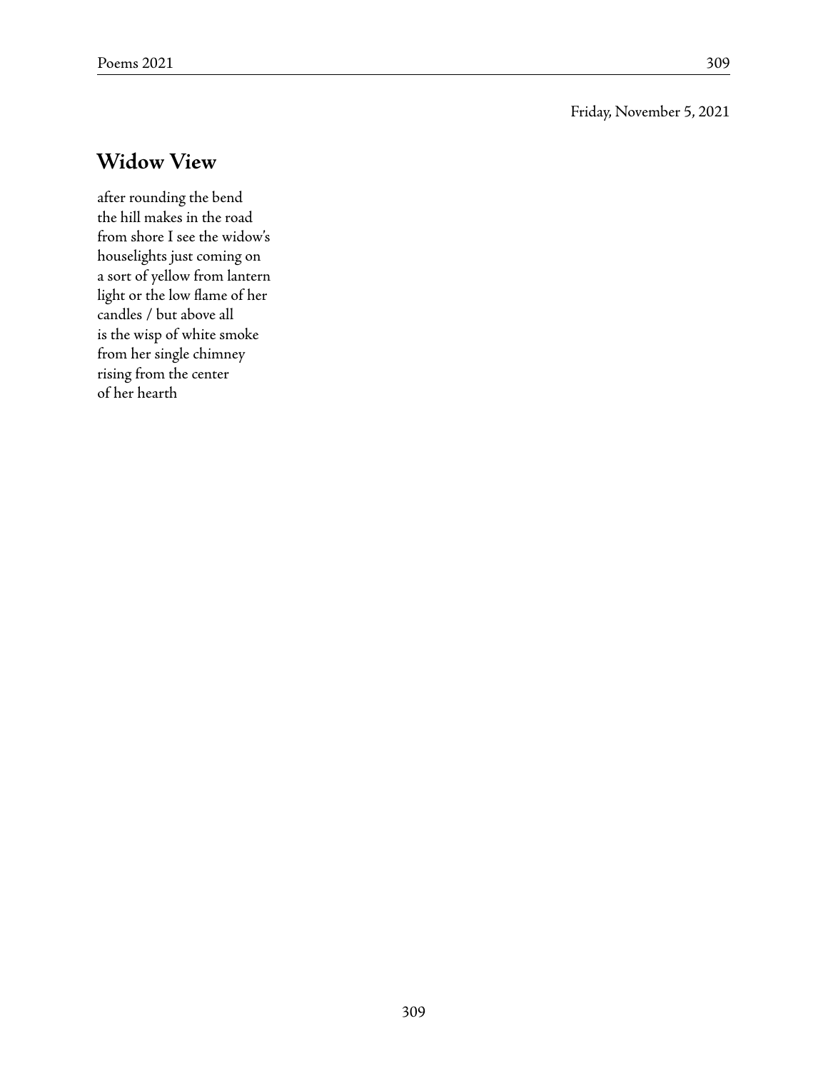Friday, November 5, 2021

## Widow View

after rounding the bend  
the hill makes in the road  
from shore I see the widow's  
houselights just coming on  
a sort of yellow from lantern  
light or the low flame of her  
candles / but above all  
is the wisp of white smoke  
from her single chimney  
rising from the center  
of her hearth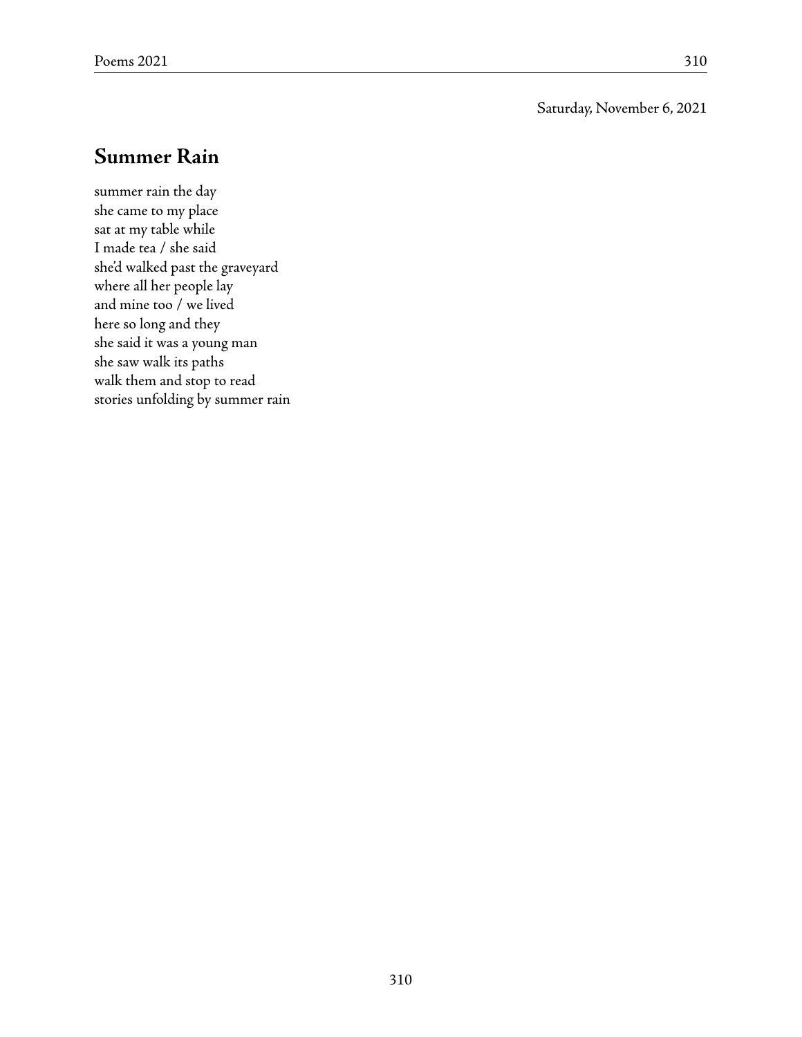Saturday, November 6, 2021

## Summer Rain

summer rain the day
she came to my place
sat at my table while
I made tea / she said
she'd walked past the graveyard
where all her people lay
and mine too / we lived
here so long and they
she said it was a young man
she saw walk its paths
walk them and stop to read
stories unfolding by summer rain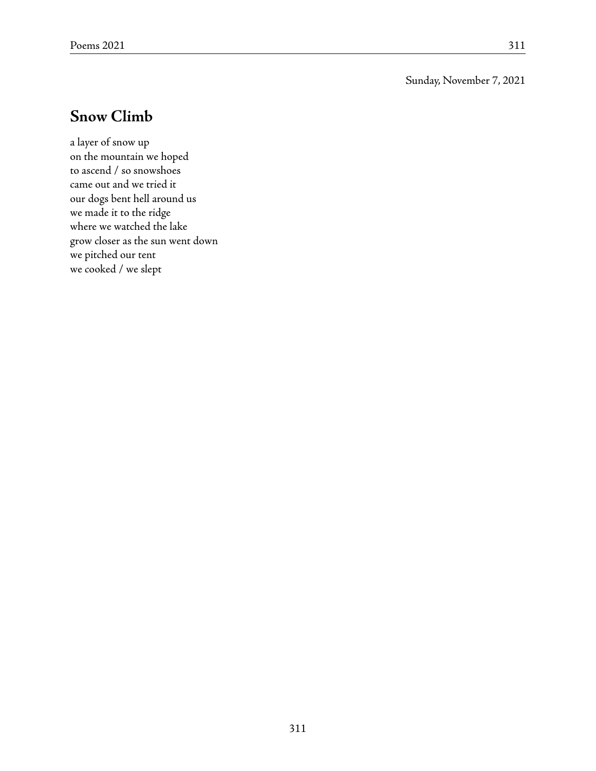Sunday, November 7, 2021

## Snow Climb

a layer of snow up  
on the mountain we hoped  
to ascend / so snowshoes  
came out and we tried it  
our dogs bent hell around us  
we made it to the ridge  
where we watched the lake  
grow closer as the sun went down  
we pitched our tent  
we cooked / we slept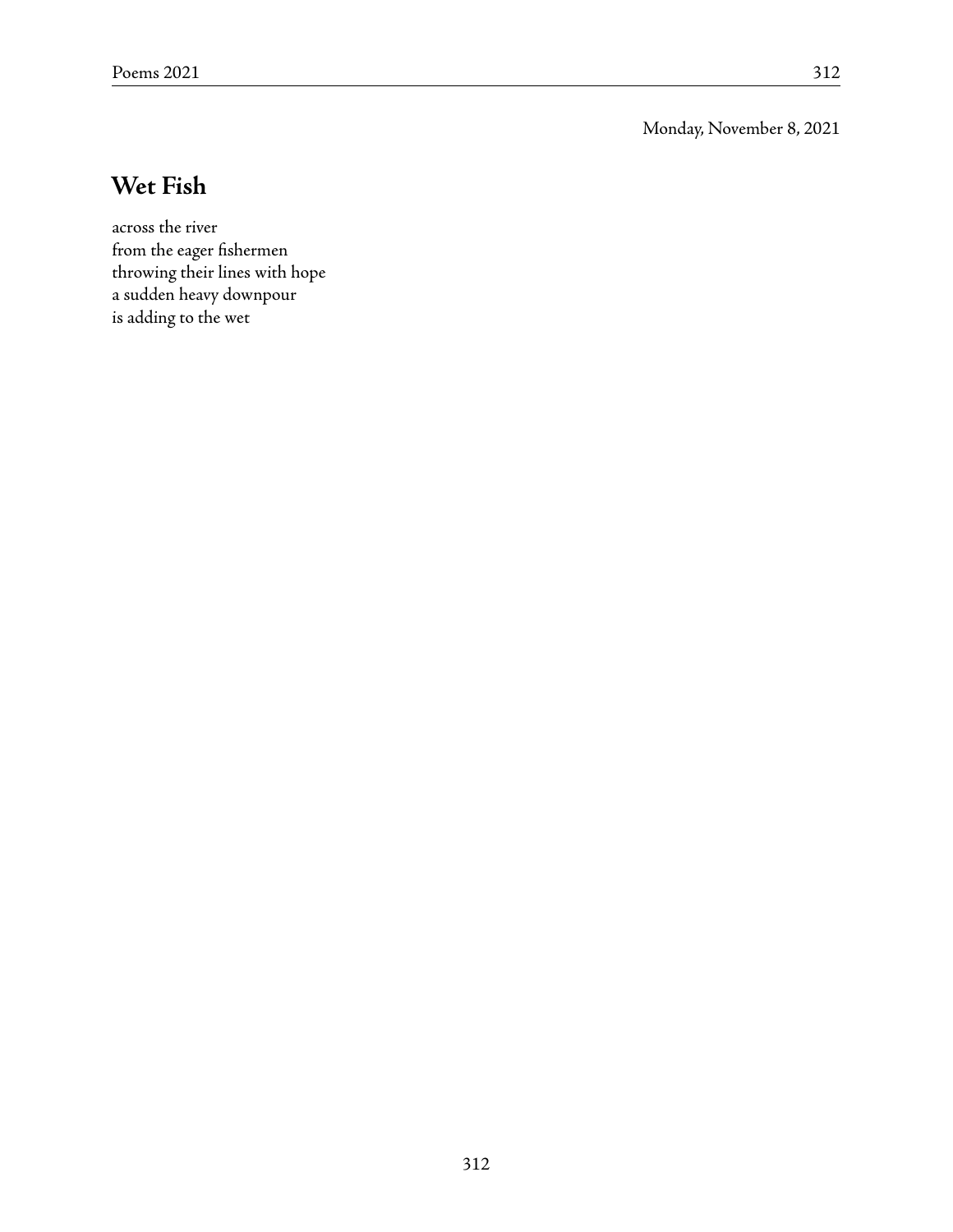Monday, November 8, 2021

## Wet Fish

across the river  
from the eager fishermen  
throwing their lines with hope  
a sudden heavy downpour  
is adding to the wet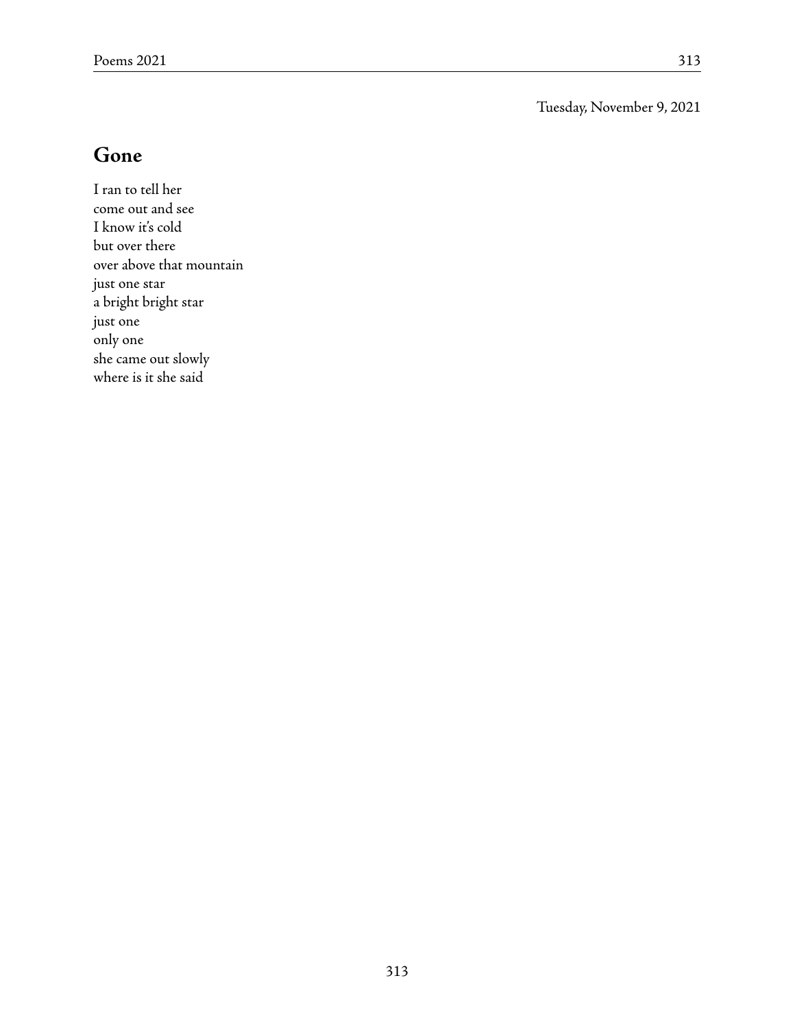Tuesday, November 9, 2021

## Gone

I ran to tell her  
come out and see  
I know it's cold  
but over there  
over above that mountain  
just one star  
a bright bright star  
just one  
only one  
she came out slowly  
where is it she said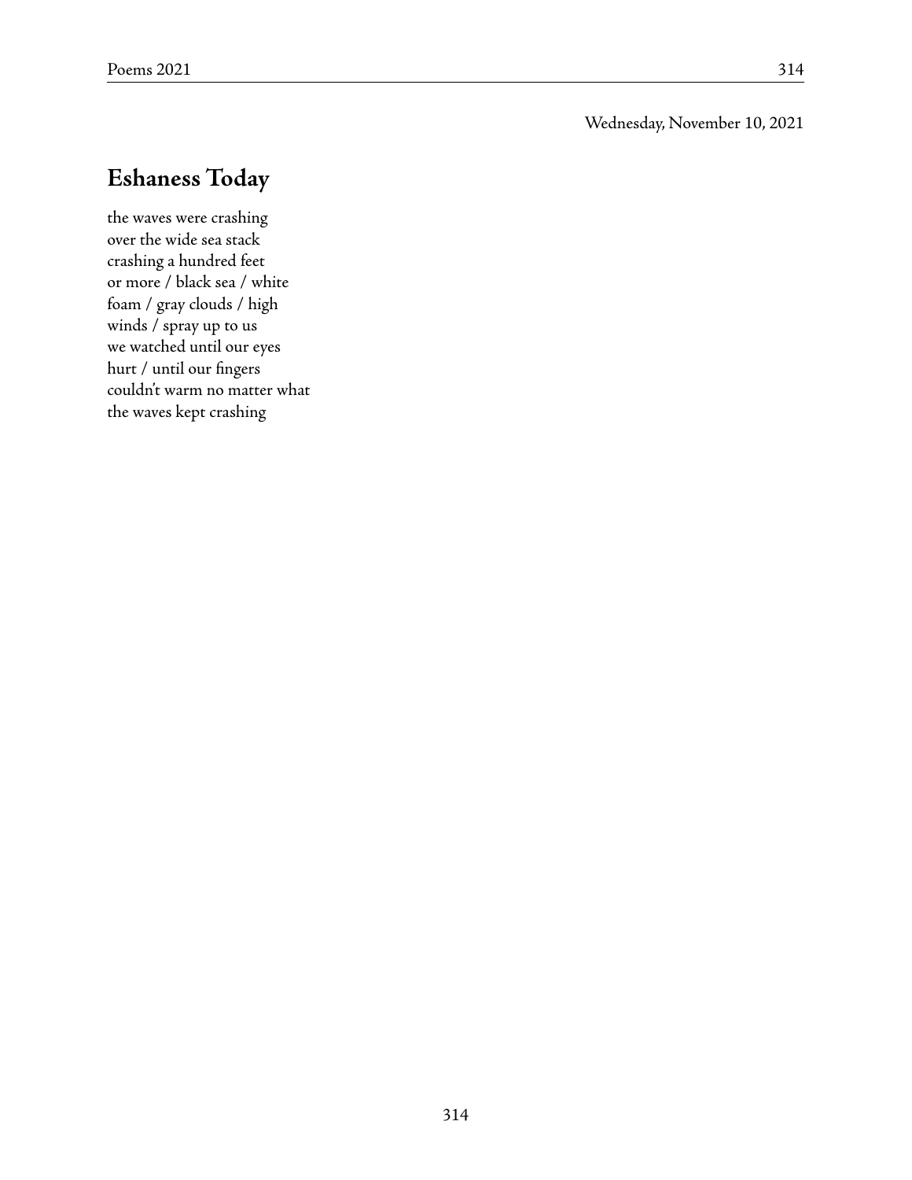Wednesday, November 10, 2021

## Eshaness Today

the waves were crashing  
over the wide sea stack  
crashing a hundred feet  
or more / black sea / white  
foam / gray clouds / high  
winds / spray up to us  
we watched until our eyes  
hurt / until our fingers  
couldn't warm no matter what  
the waves kept crashing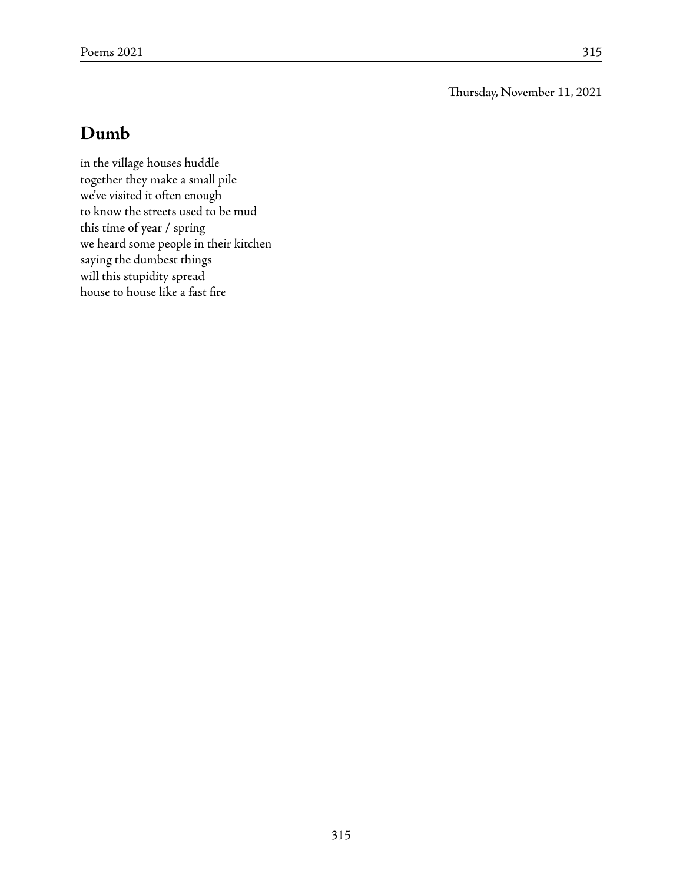Thursday, November 11, 2021

## Dumb

in the village houses huddle
together they make a small pile
we've visited it often enough
to know the streets used to be mud
this time of year / spring
we heard some people in their kitchen
saying the dumbest things
will this stupidity spread
house to house like a fast fire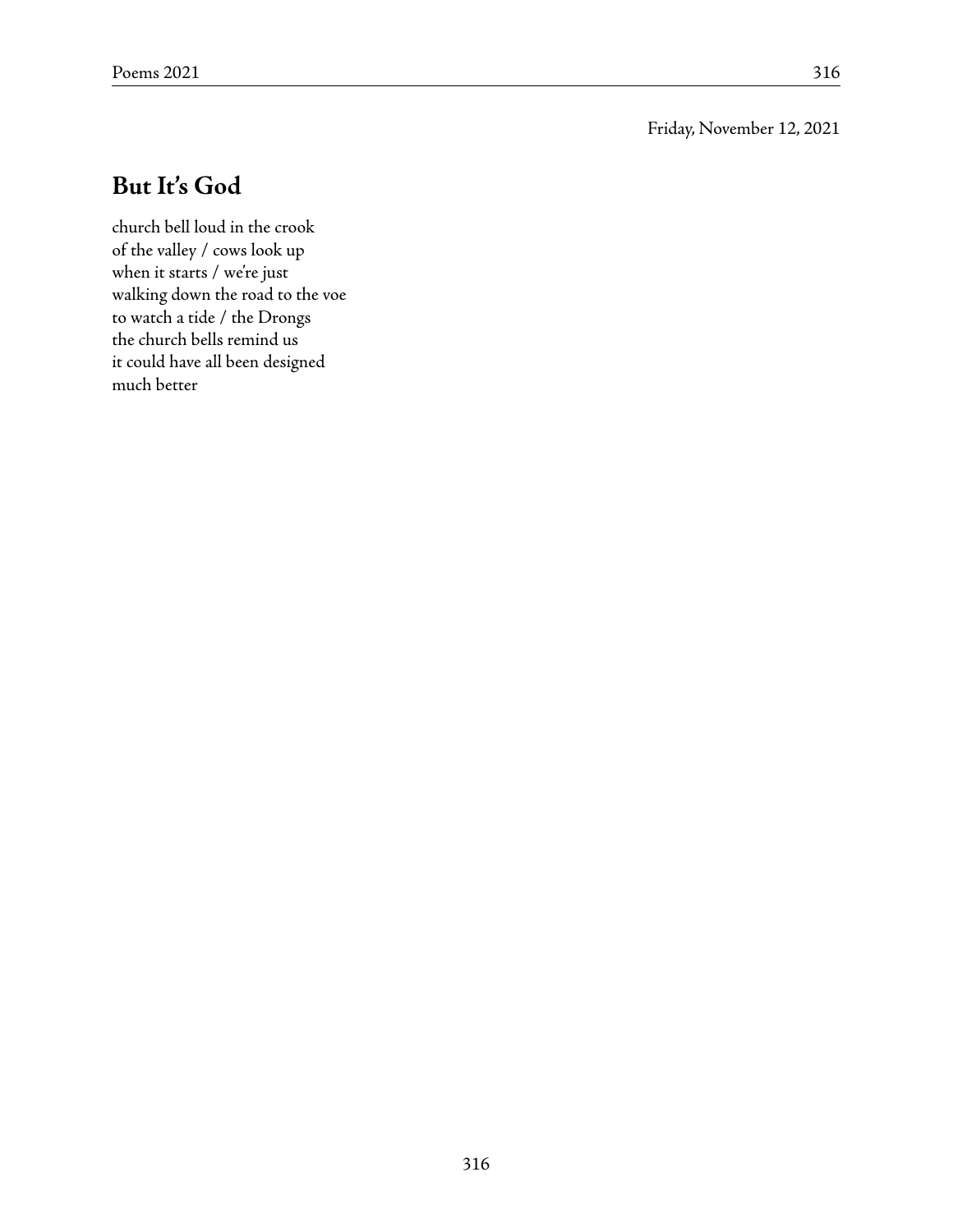Friday, November 12, 2021

## But It's God

church bell loud in the crook  
of the valley / cows look up  
when it starts / we're just  
walking down the road to the voe  
to watch a tide / the Drongs  
the church bells remind us  
it could have all been designed  
much better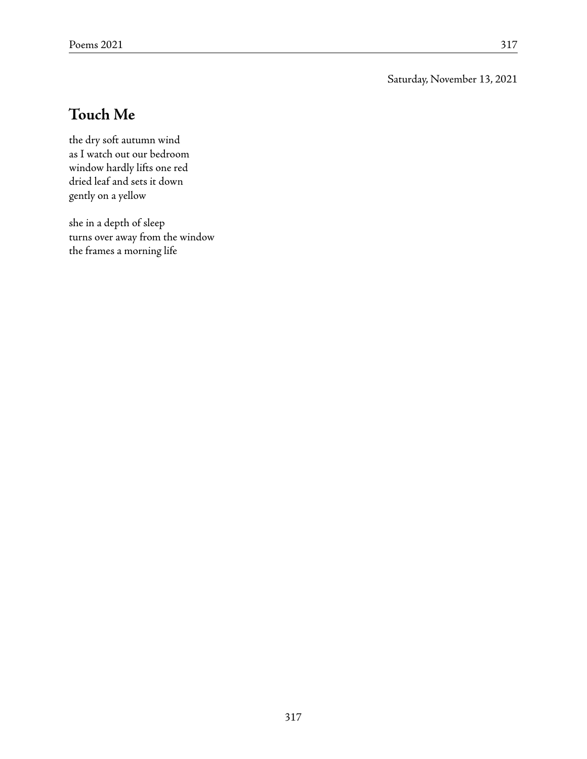Saturday, November 13, 2021

## Touch Me

the dry soft autumn wind  
as I watch out our bedroom  
window hardly lifts one red  
dried leaf and sets it down  
gently on a yellow

she in a depth of sleep  
turns over away from the window  
the frames a morning life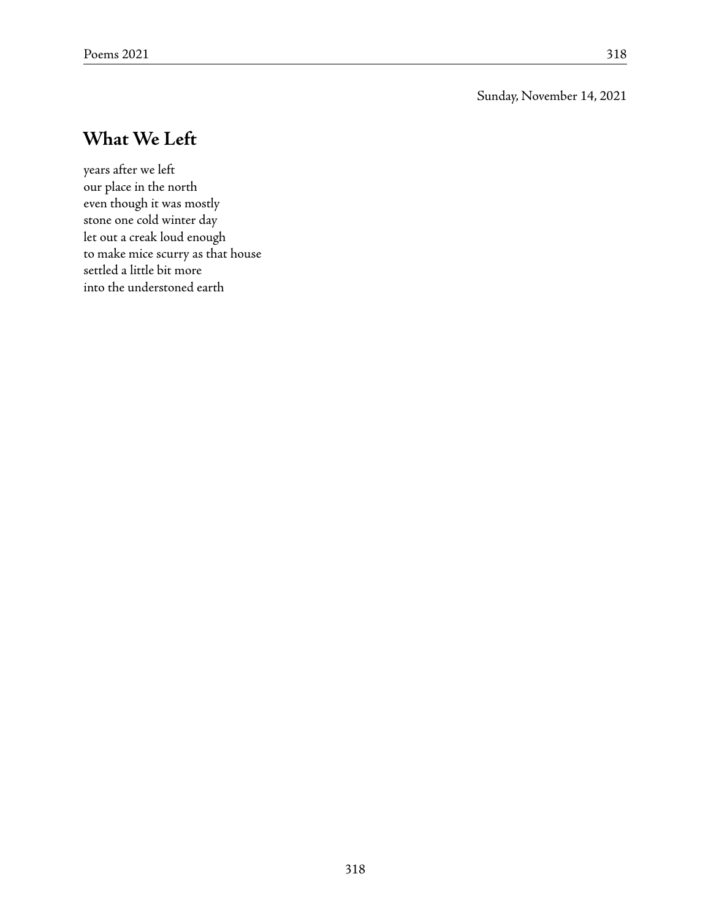Sunday, November 14, 2021

## What We Left

years after we left  
our place in the north  
even though it was mostly  
stone one cold winter day  
let out a creak loud enough  
to make mice scurry as that house  
settled a little bit more  
into the understoned earth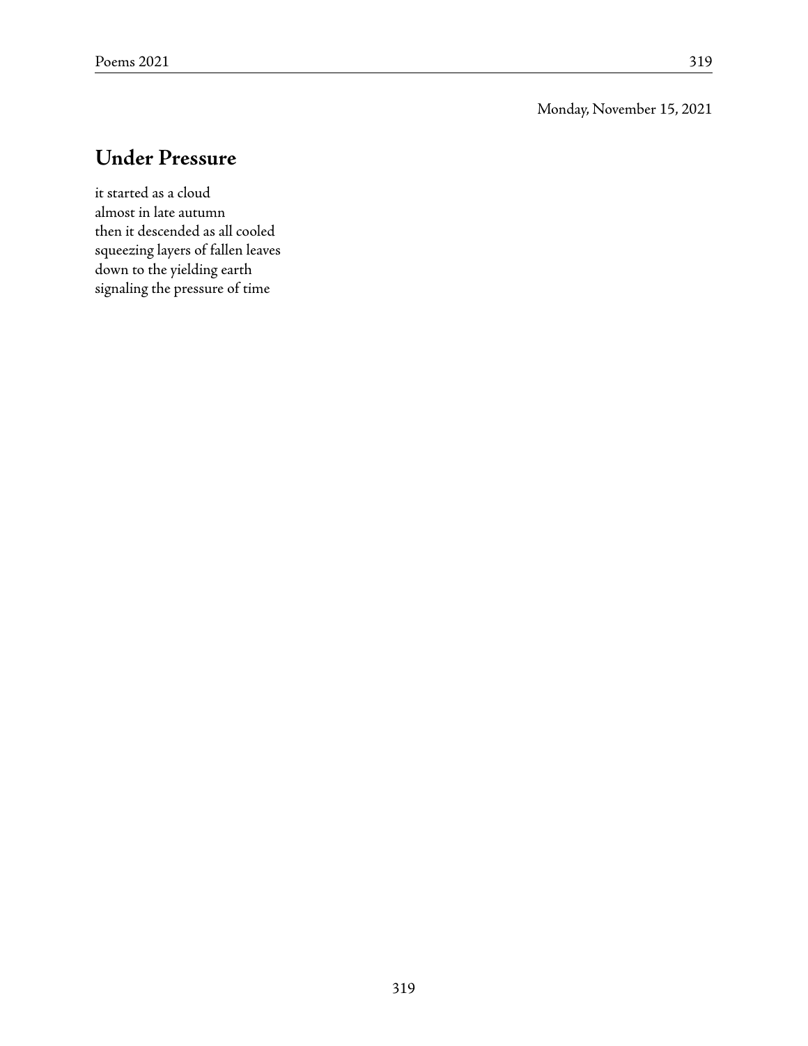Monday, November 15, 2021

## Under Pressure

it started as a cloud
almost in late autumn
then it descended as all cooled
squeezing layers of fallen leaves
down to the yielding earth
signaling the pressure of time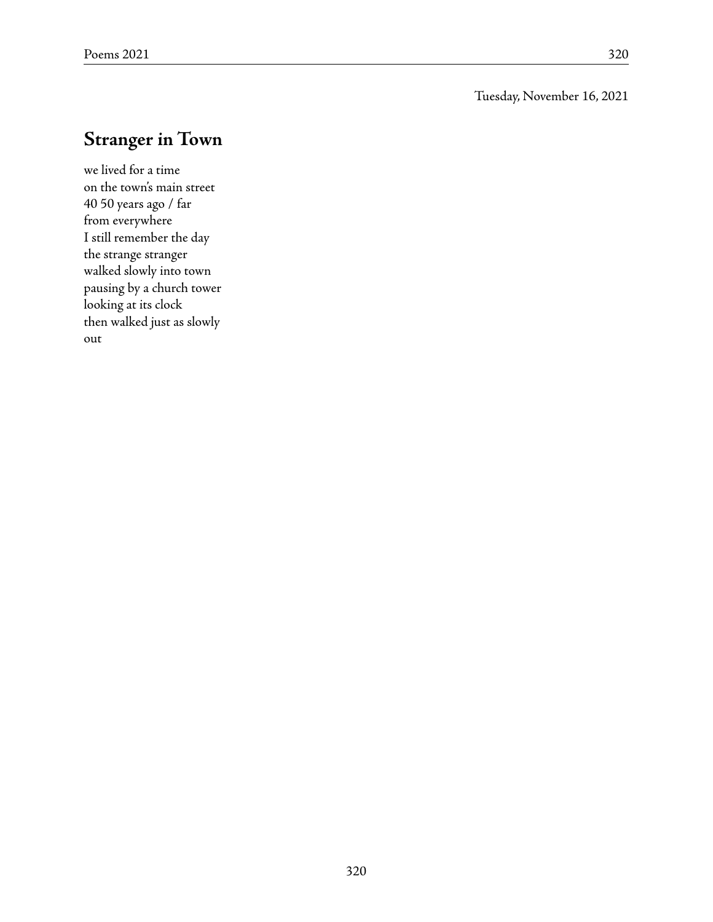Tuesday, November 16, 2021

## Stranger in Town

we lived for a time
on the town's main street
40 50 years ago / far
from everywhere
I still remember the day
the strange stranger
walked slowly into town
pausing by a church tower
looking at its clock
then walked just as slowly
out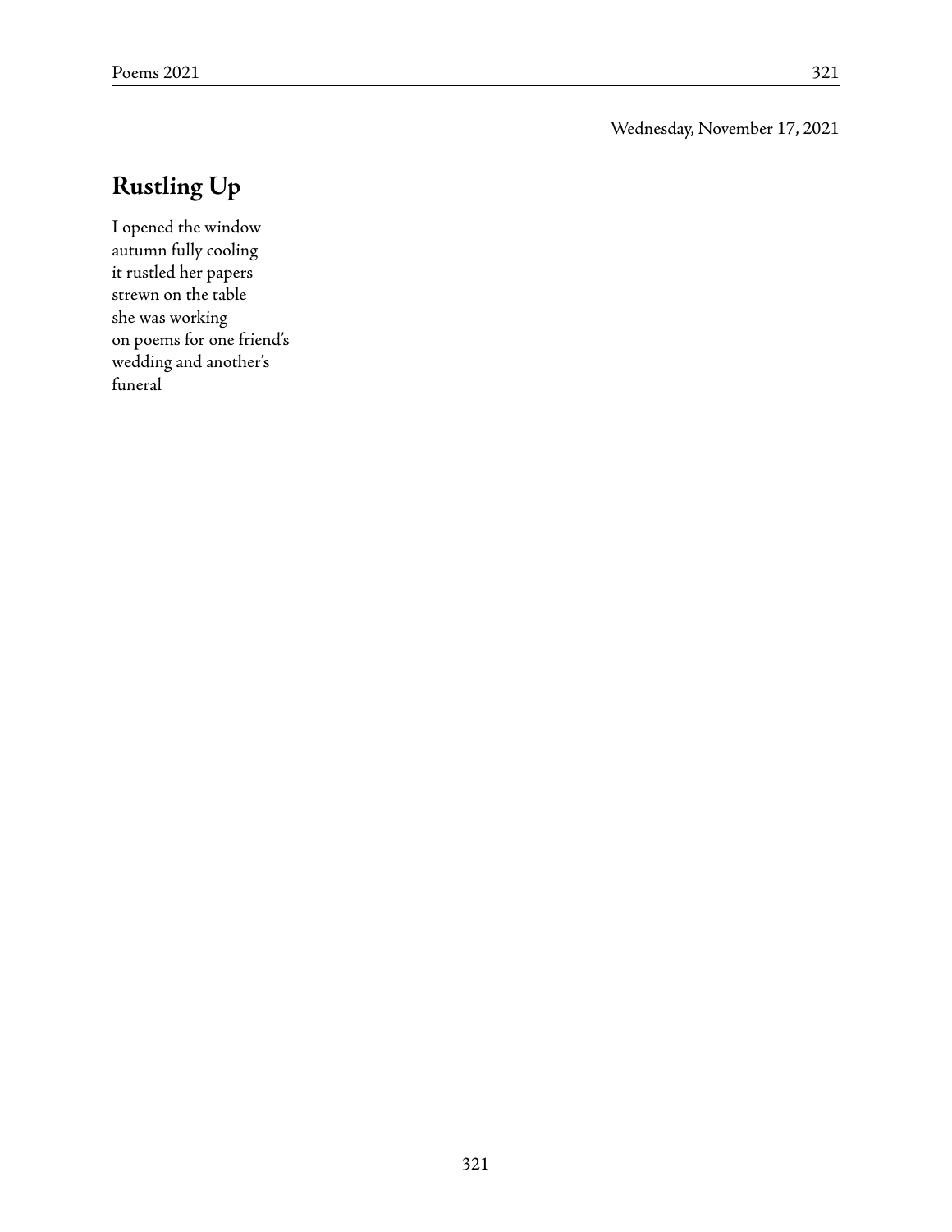Wednesday, November 17, 2021

## Rustling Up

I opened the window  
autumn fully cooling  
it rustled her papers  
strewn on the table  
she was working  
on poems for one friend's  
wedding and another's  
funeral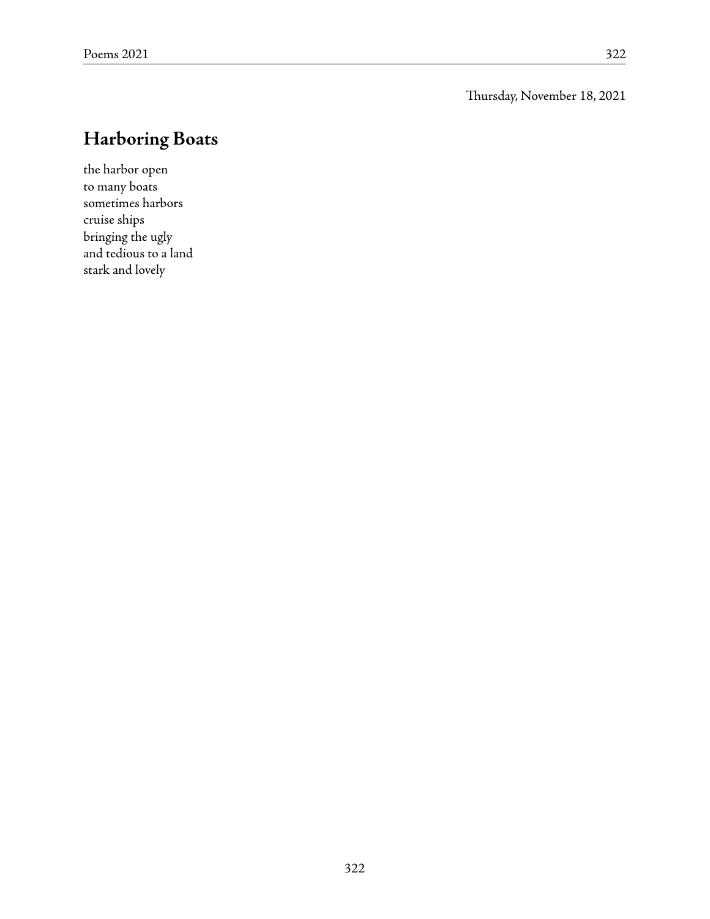Thursday, November 18, 2021

## Harboring Boats

the harbor open  
to many boats  
sometimes harbors  
cruise ships  
bringing the ugly  
and tedious to a land  
stark and lovely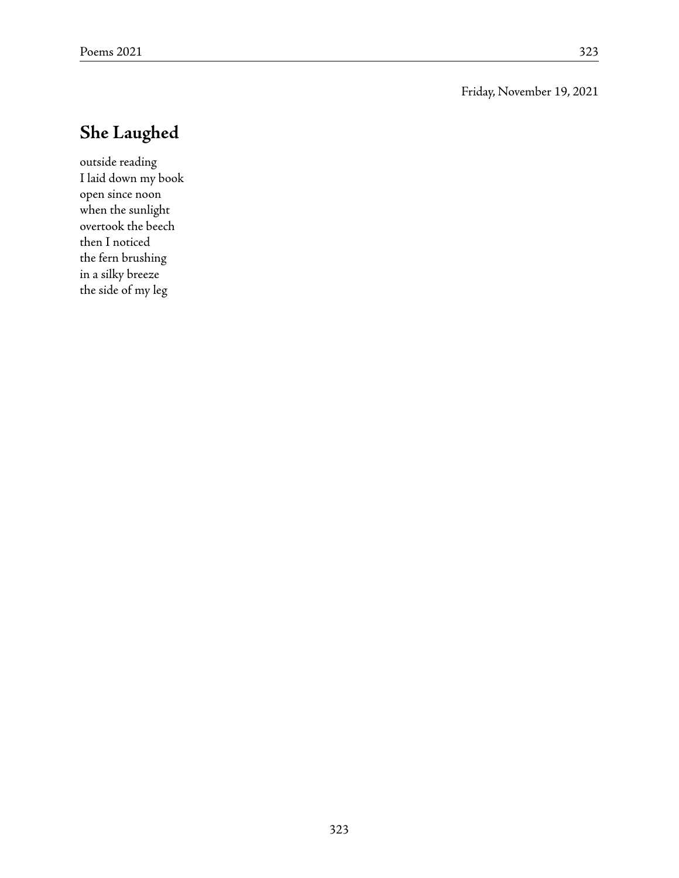Friday, November 19, 2021

## She Laughed

outside reading  
I laid down my book  
open since noon  
when the sunlight  
overtook the beech  
then I noticed  
the fern brushing  
in a silky breeze  
the side of my leg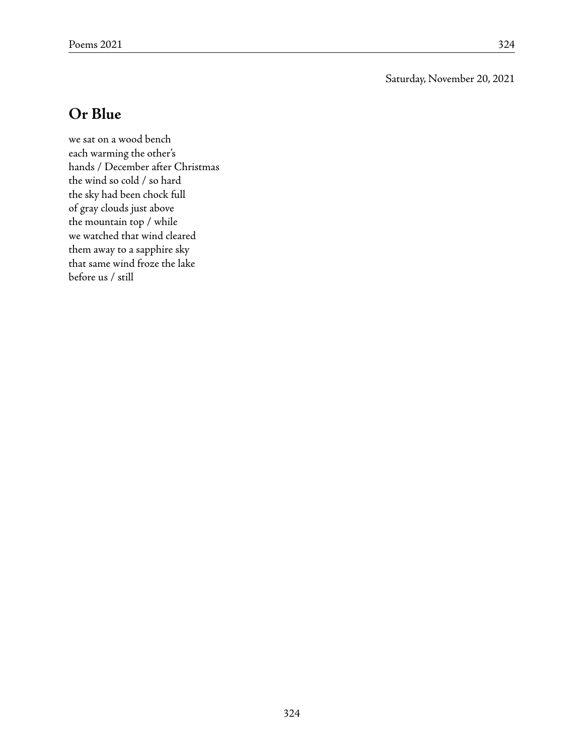Saturday, November 20, 2021

## Or Blue

we sat on a wood bench
each warming the other's
hands / December after Christmas
the wind so cold / so hard
the sky had been chock full
of gray clouds just above
the mountain top / while
we watched that wind cleared
them away to a sapphire sky
that same wind froze the lake
before us / still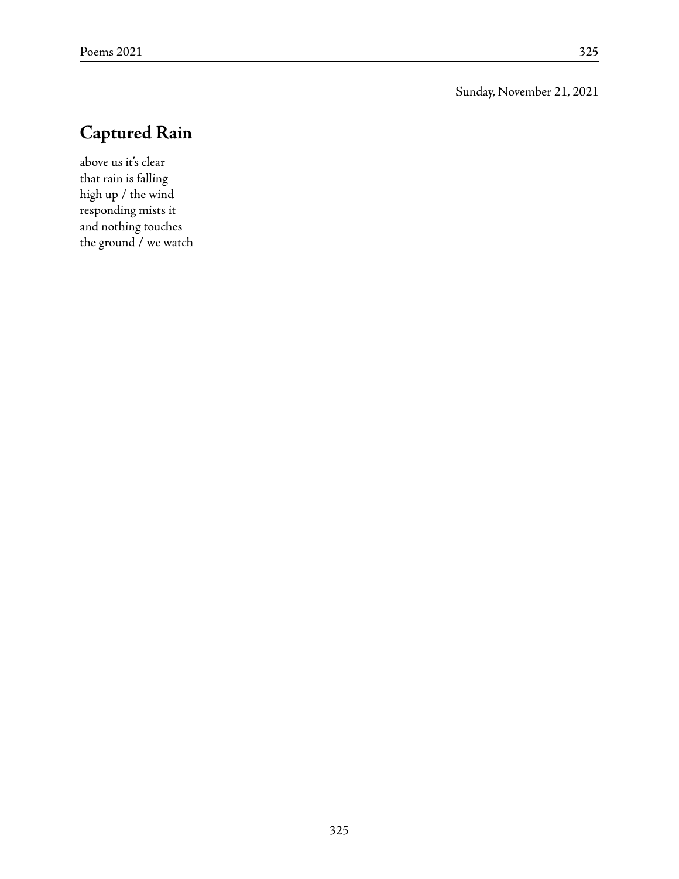Sunday, November 21, 2021

## Captured Rain

above us it's clear  
that rain is falling  
high up / the wind  
responding mists it  
and nothing touches  
the ground / we watch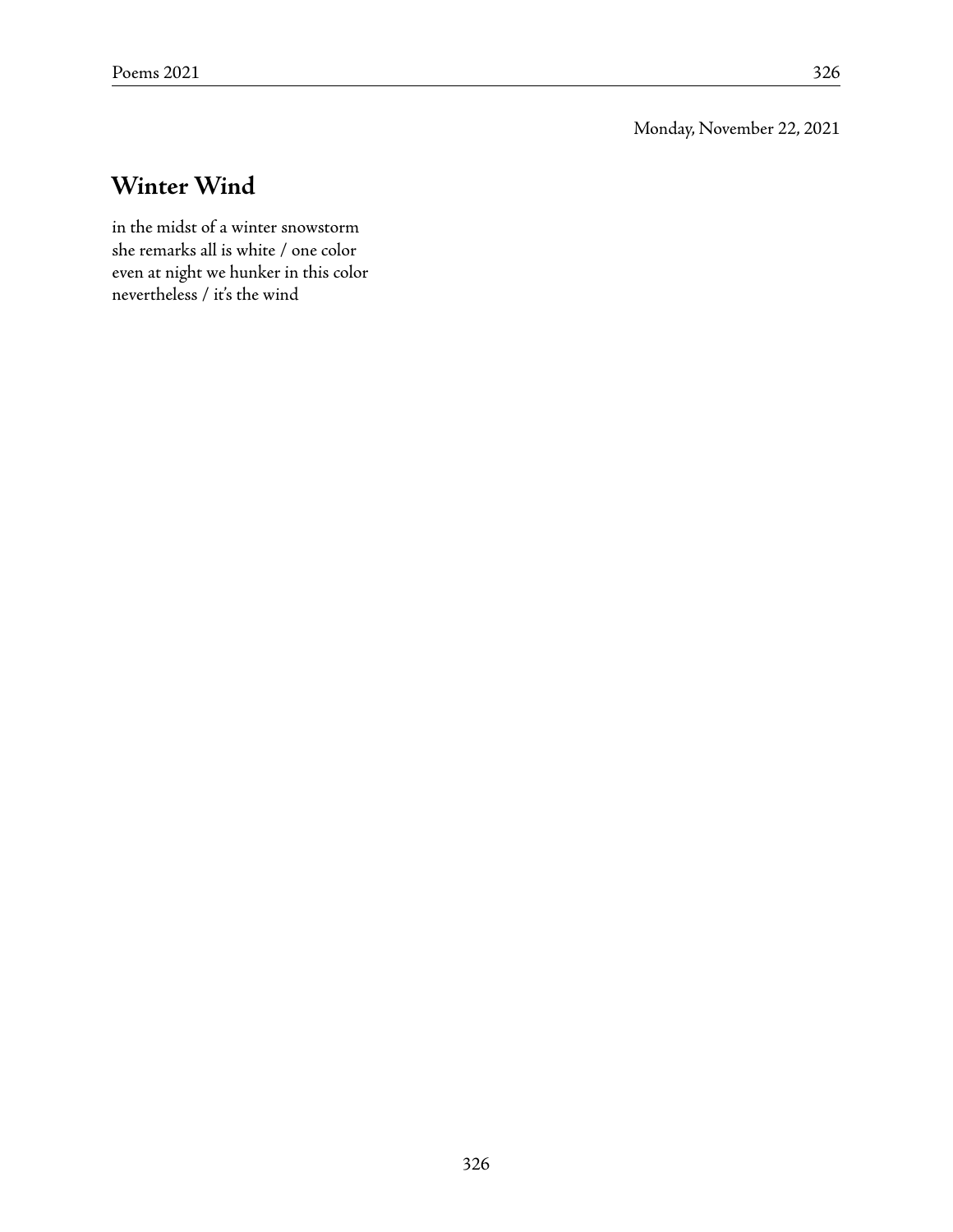Monday, November 22, 2021

## Winter Wind

in the midst of a winter snowstorm
she remarks all is white / one color
even at night we hunker in this color
nevertheless / it's the wind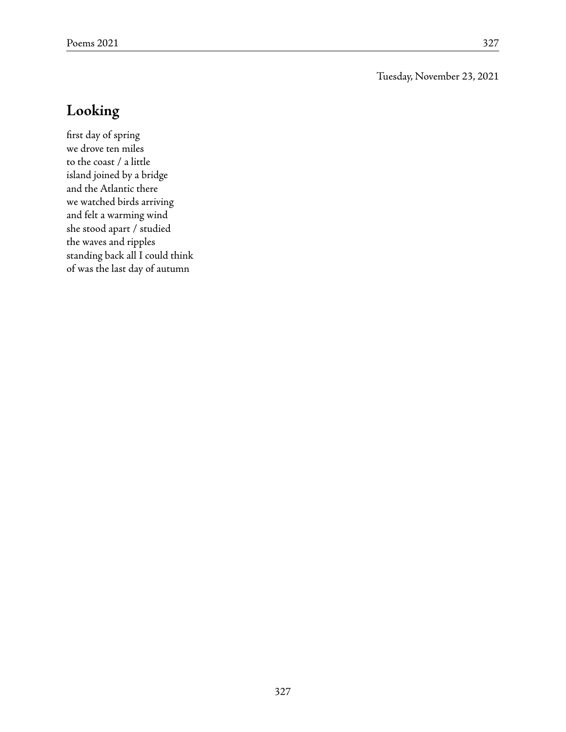Tuesday, November 23, 2021

## Looking

first day of spring  
we drove ten miles  
to the coast / a little  
island joined by a bridge  
and the Atlantic there  
we watched birds arriving  
and felt a warming wind  
she stood apart / studied  
the waves and ripples  
standing back all I could think  
of was the last day of autumn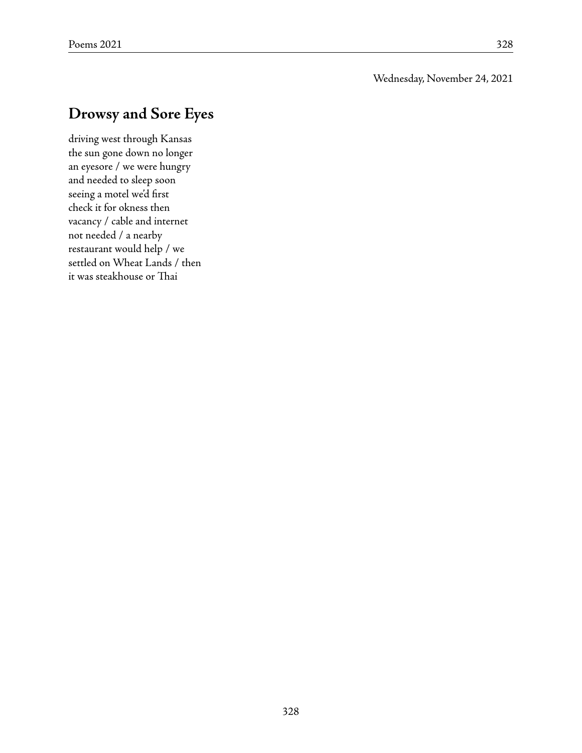Wednesday, November 24, 2021

## Drowsy and Sore Eyes

driving west through Kansas
the sun gone down no longer
an eyesore / we were hungry
and needed to sleep soon
seeing a motel we'd first
check it for okness then
vacancy / cable and internet
not needed / a nearby
restaurant would help / we
settled on Wheat Lands / then
it was steakhouse or Thai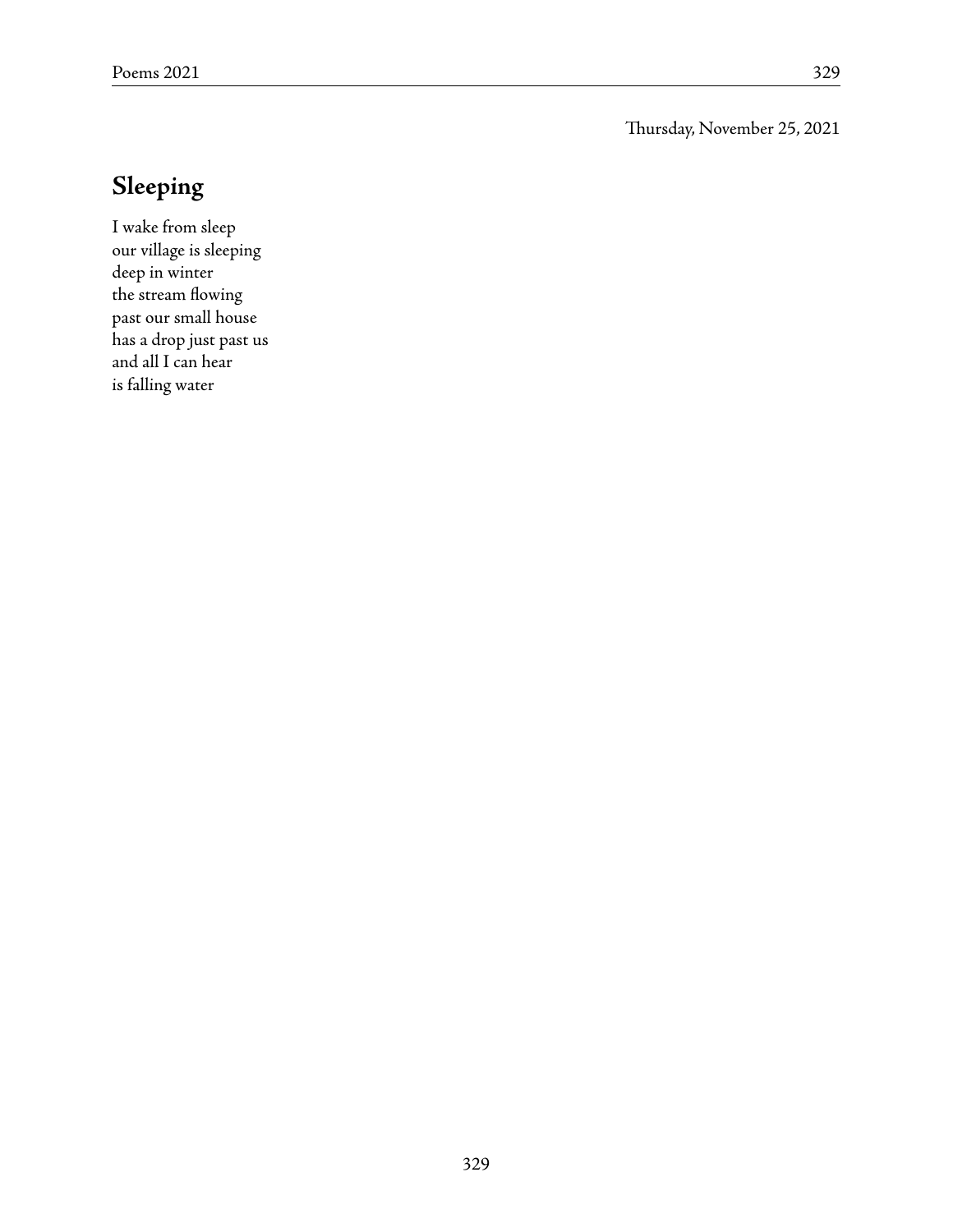Thursday, November 25, 2021

## Sleeping

I wake from sleep  
our village is sleeping  
deep in winter  
the stream flowing  
past our small house  
has a drop just past us  
and all I can hear  
is falling water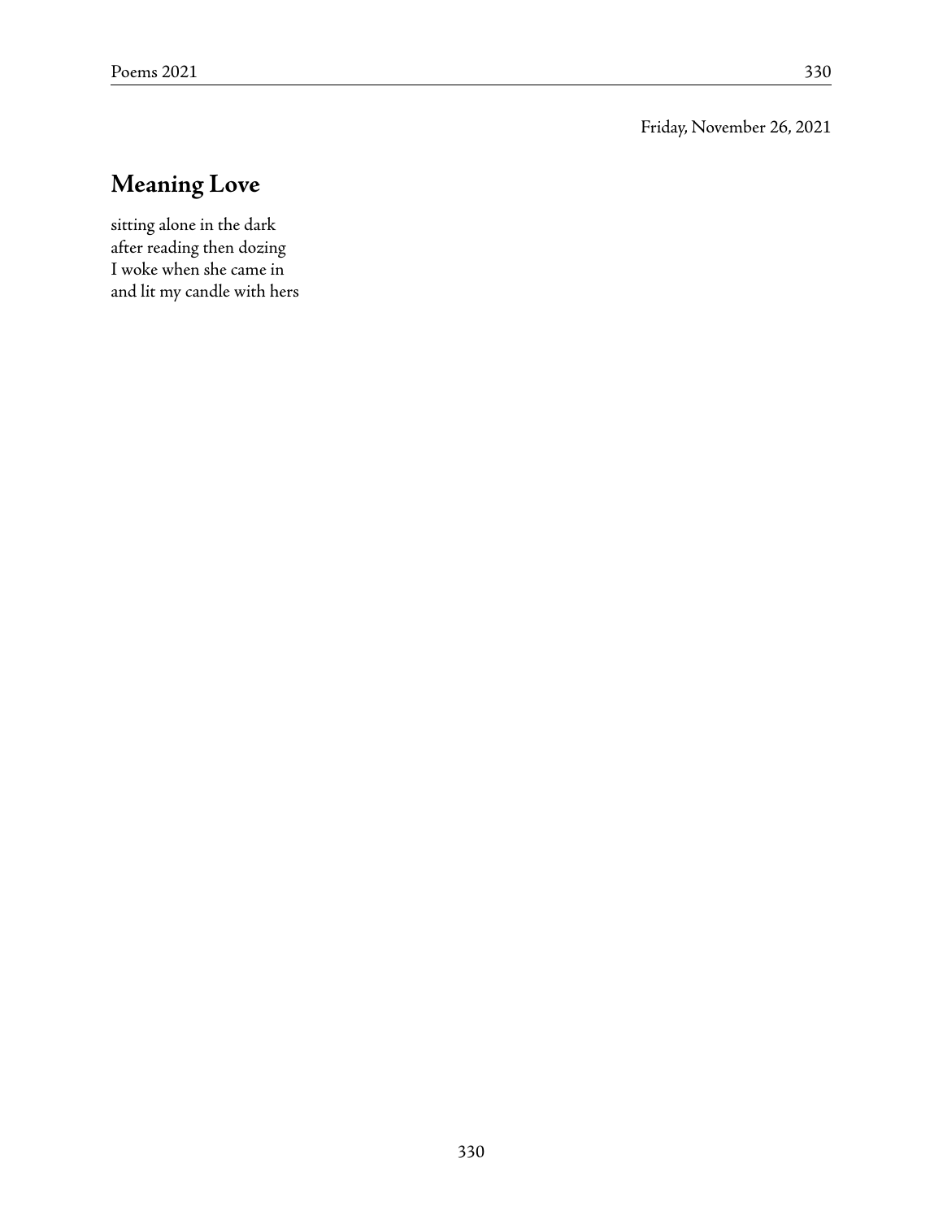Friday, November 26, 2021

## Meaning Love

sitting alone in the dark  
after reading then dozing  
I woke when she came in  
and lit my candle with hers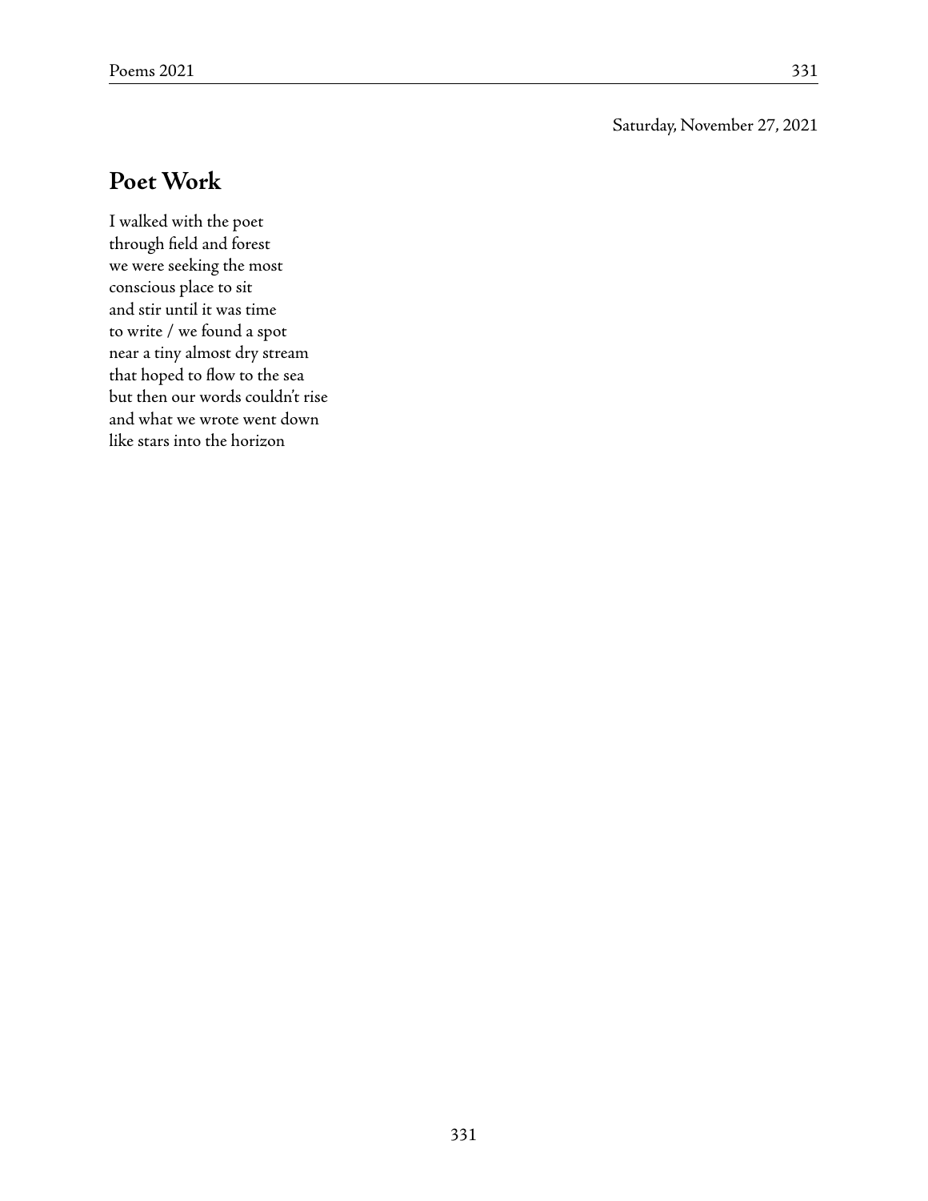Saturday, November 27, 2021

## Poet Work

I walked with the poet  
through field and forest  
we were seeking the most  
conscious place to sit  
and stir until it was time  
to write / we found a spot  
near a tiny almost dry stream  
that hoped to flow to the sea  
but then our words couldn't rise  
and what we wrote went down  
like stars into the horizon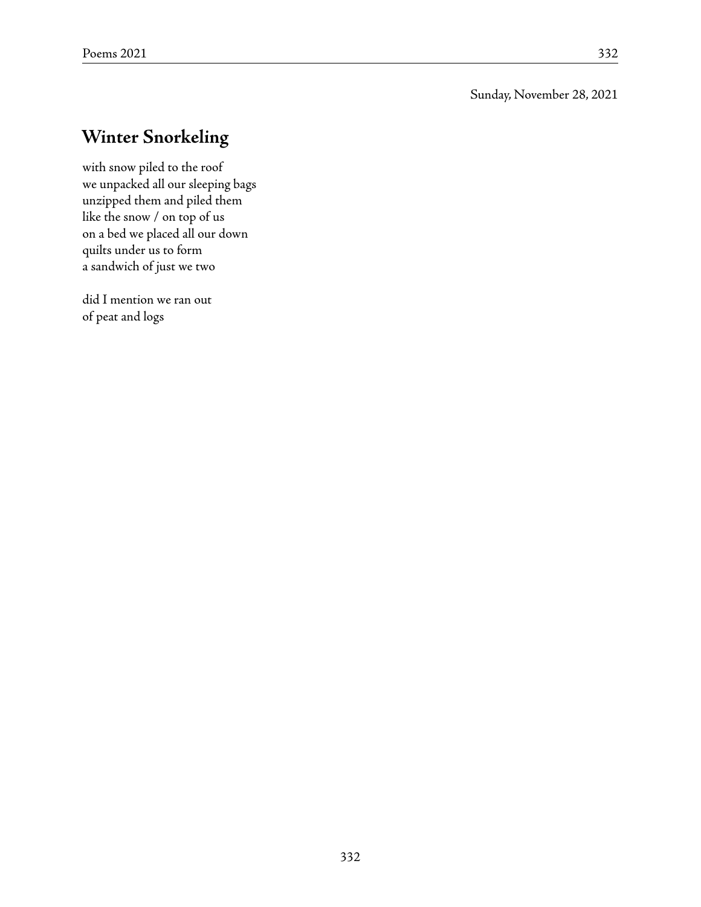Sunday, November 28, 2021

## Winter Snorkeling

with snow piled to the roof  
we unpacked all our sleeping bags  
unzipped them and piled them  
like the snow / on top of us  
on a bed we placed all our down  
quilts under us to form  
a sandwich of just we two

did I mention we ran out  
of peat and logs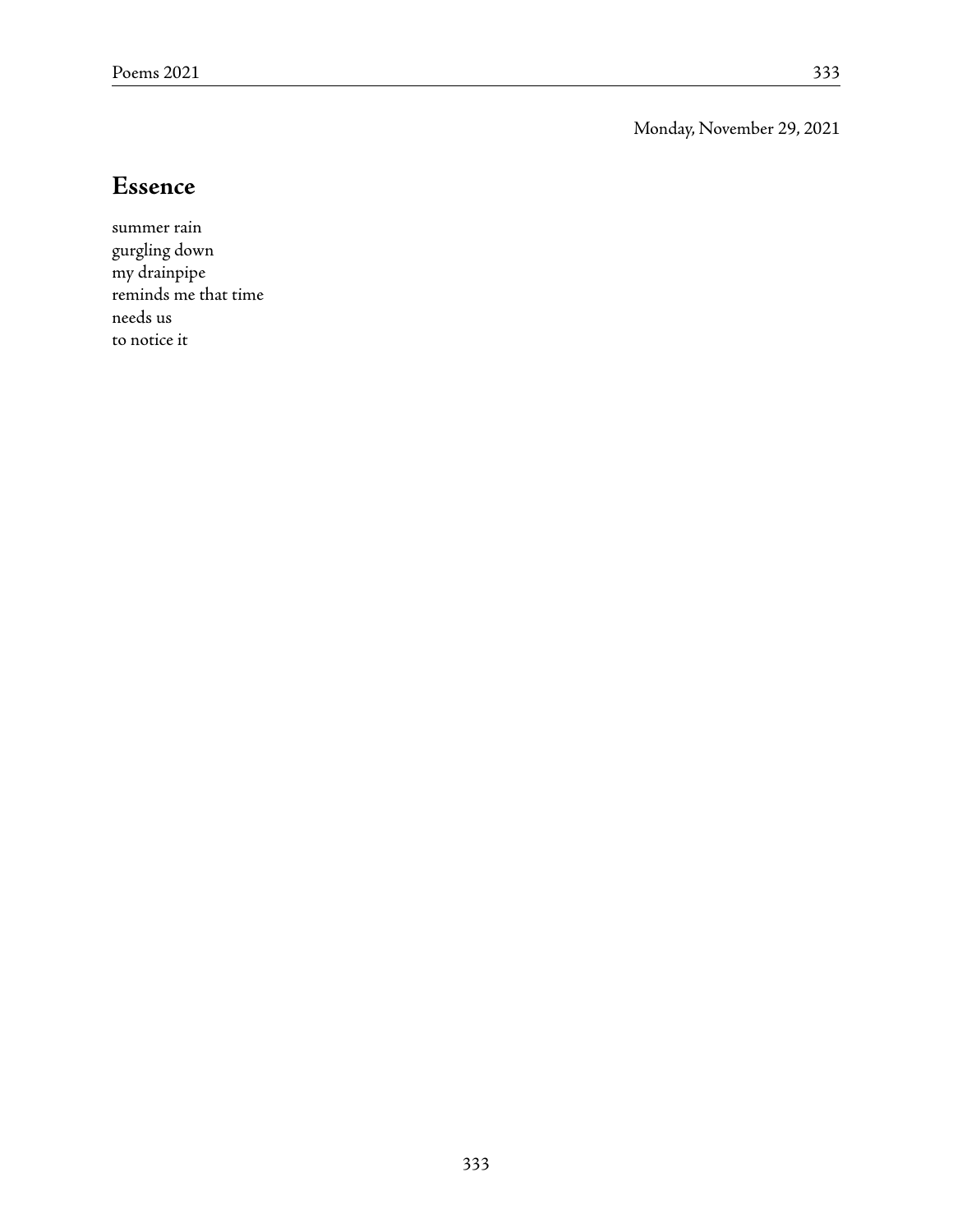Monday, November 29, 2021

## Essence

summer rain  
gurgling down  
my drainpipe  
reminds me that time  
needs us  
to notice it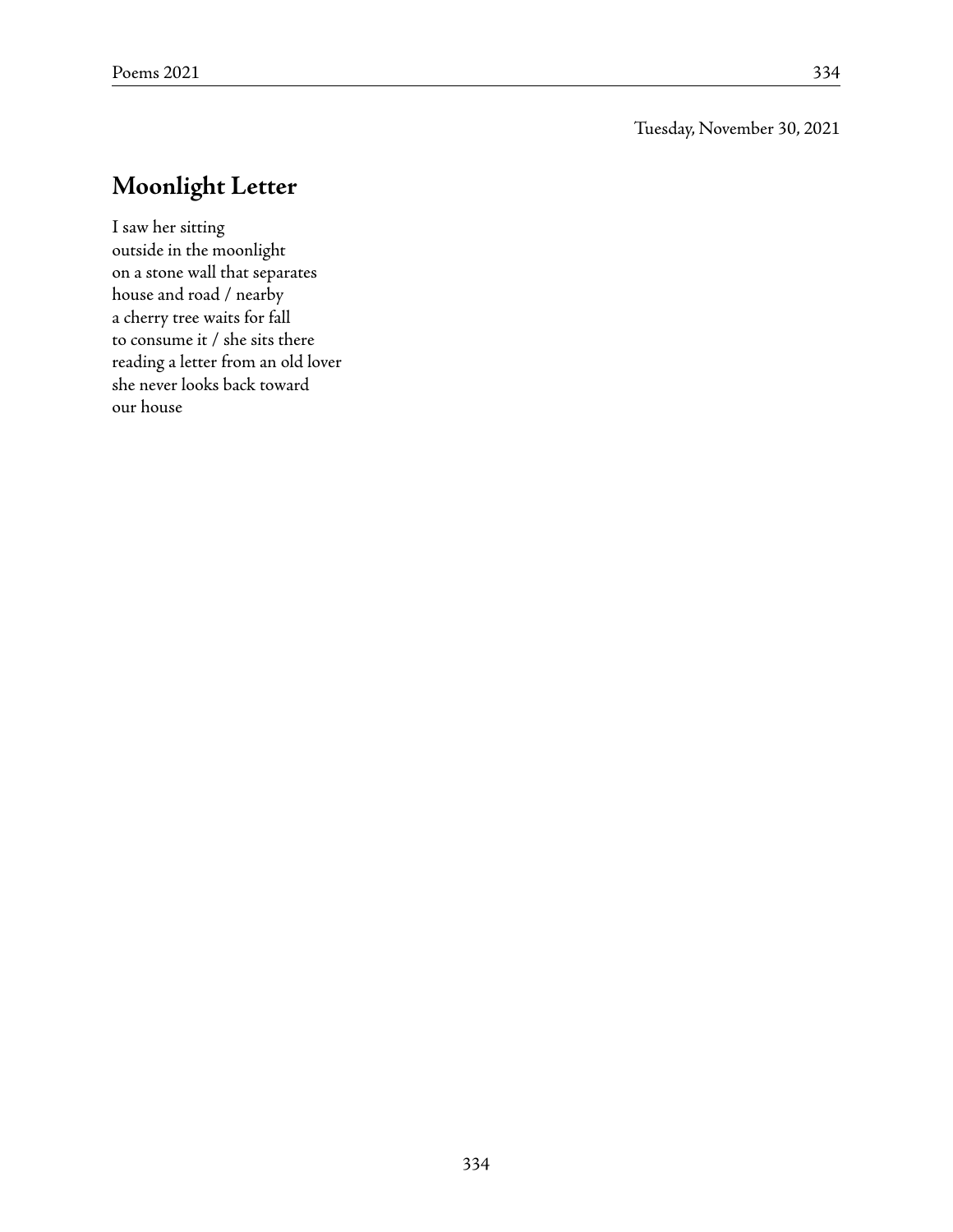Tuesday, November 30, 2021

## Moonlight Letter

I saw her sitting  
outside in the moonlight  
on a stone wall that separates  
house and road / nearby  
a cherry tree waits for fall  
to consume it / she sits there  
reading a letter from an old lover  
she never looks back toward  
our house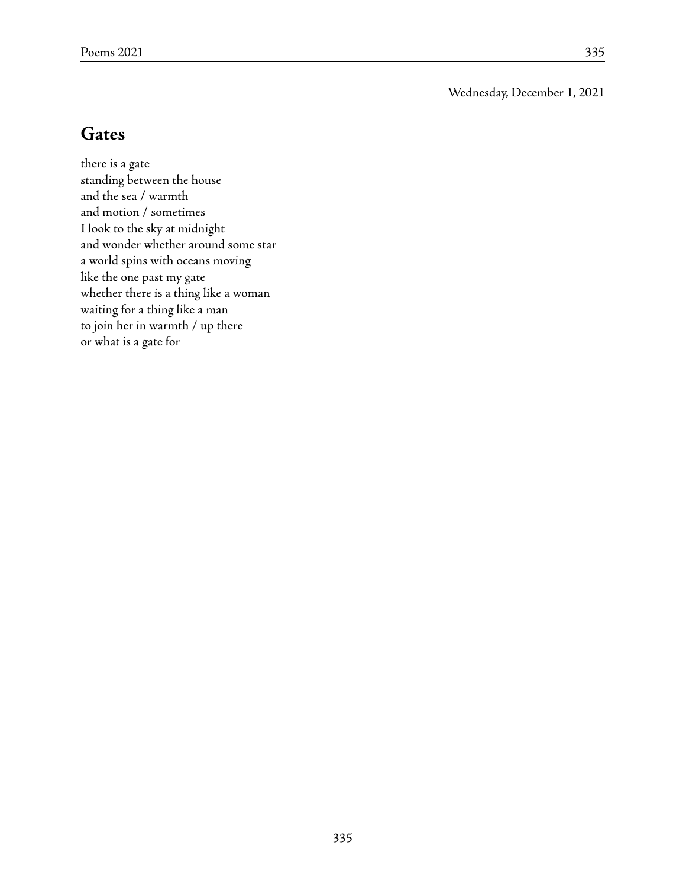Wednesday, December 1, 2021

## Gates

there is a gate  
standing between the house  
and the sea / warmth  
and motion / sometimes  
I look to the sky at midnight  
and wonder whether around some star  
a world spins with oceans moving  
like the one past my gate  
whether there is a thing like a woman  
waiting for a thing like a man  
to join her in warmth / up there  
or what is a gate for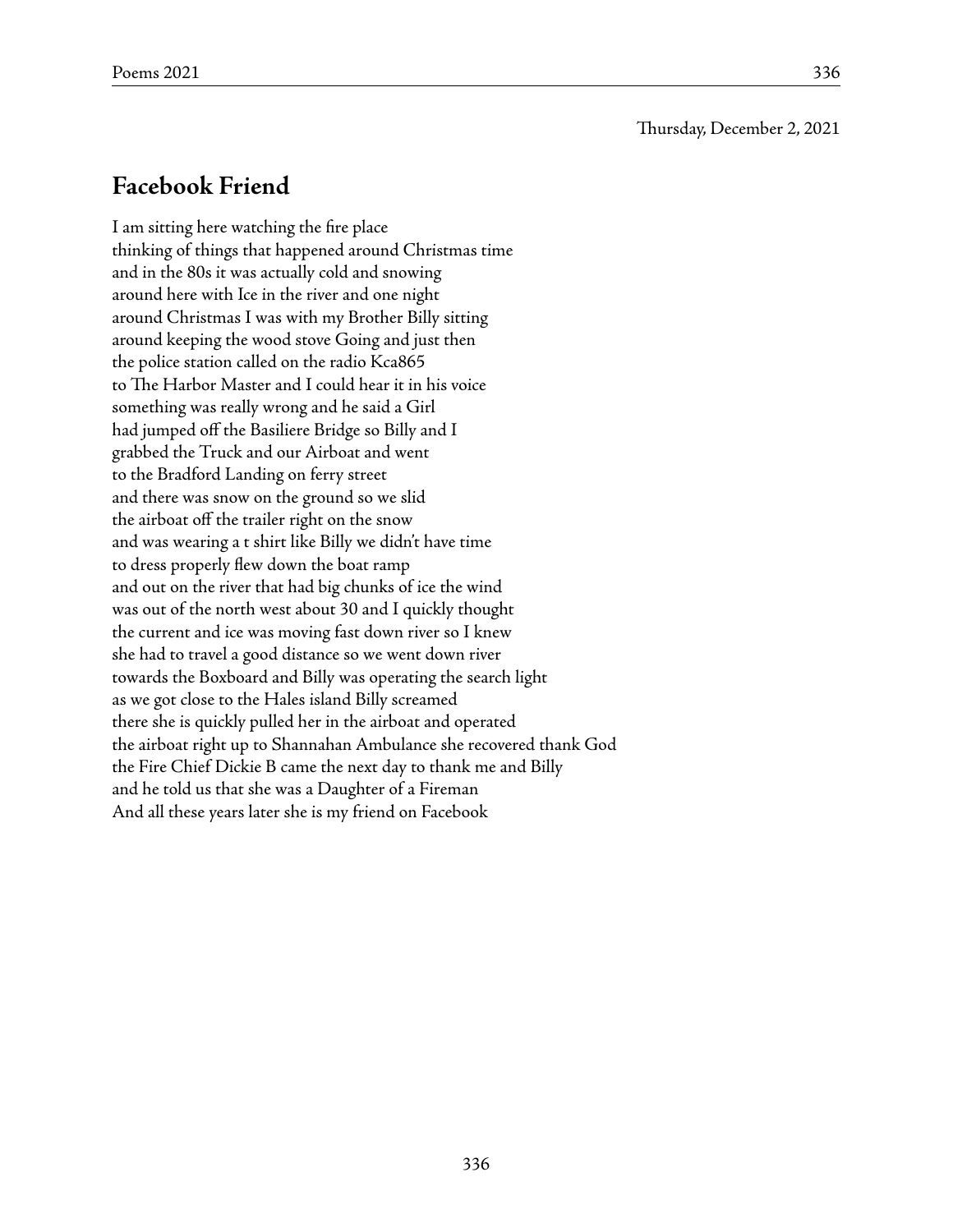Thursday, December 2, 2021

## Facebook Friend

I am sitting here watching the fire place  
thinking of things that happened around Christmas time  
and in the 80s it was actually cold and snowing  
around here with Ice in the river and one night  
around Christmas I was with my Brother Billy sitting  
around keeping the wood stove Going and just then  
the police station called on the radio Kca865  
to The Harbor Master and I could hear it in his voice  
something was really wrong and he said a Girl  
had jumped off the Basiliere Bridge so Billy and I  
grabbed the Truck and our Airboat and went  
to the Bradford Landing on ferry street  
and there was snow on the ground so we slid  
the airboat off the trailer right on the snow  
and was wearing a t shirt like Billy we didn't have time  
to dress properly flew down the boat ramp  
and out on the river that had big chunks of ice the wind  
was out of the north west about 30 and I quickly thought  
the current and ice was moving fast down river so I knew  
she had to travel a good distance so we went down river  
towards the Boxboard and Billy was operating the search light  
as we got close to the Hales island Billy screamed  
there she is quickly pulled her in the airboat and operated  
the airboat right up to Shannahan Ambulance she recovered thank God  
the Fire Chief Dickie B came the next day to thank me and Billy  
and he told us that she was a Daughter of a Fireman  
And all these years later she is my friend on Facebook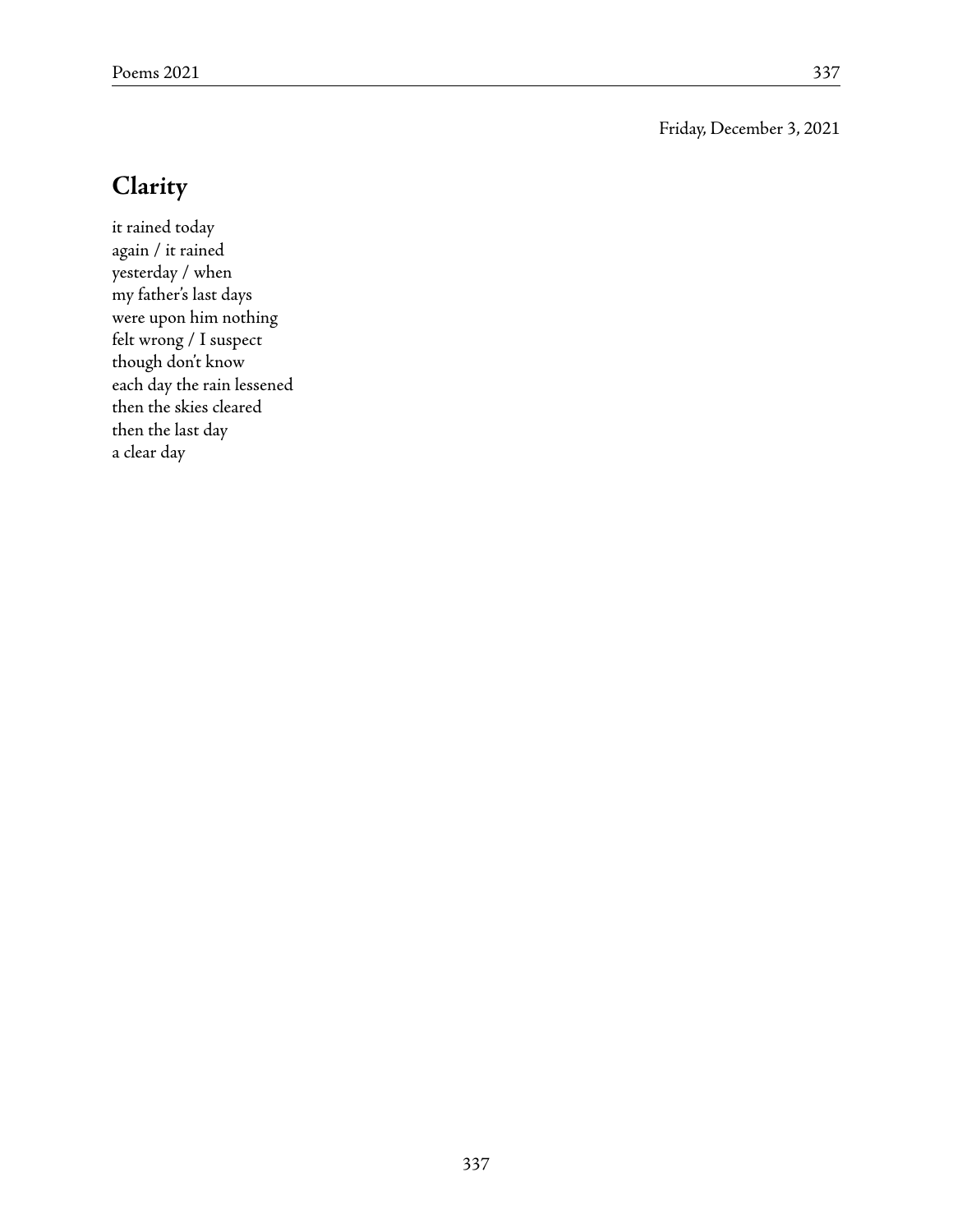Friday, December 3, 2021

## Clarity

it rained today  
again / it rained  
yesterday / when  
my father's last days  
were upon him nothing  
felt wrong / I suspect  
though don't know  
each day the rain lessened  
then the skies cleared  
then the last day  
a clear day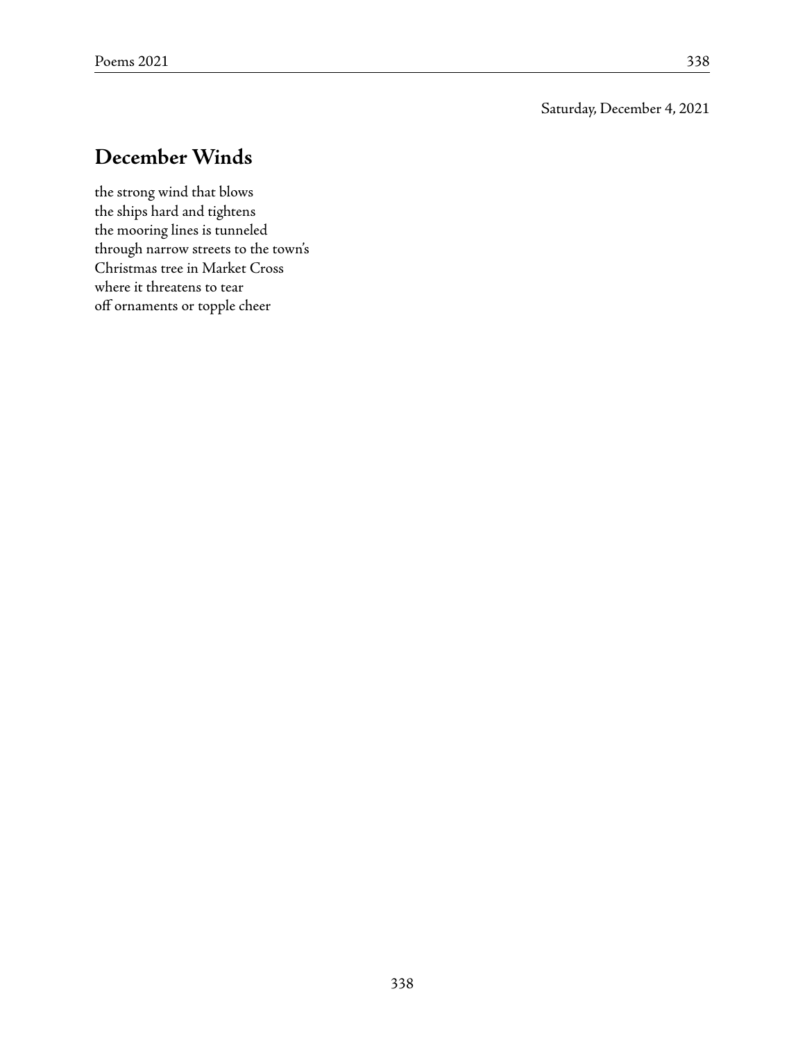Saturday, December 4, 2021

## December Winds

the strong wind that blows  
the ships hard and tightens  
the mooring lines is tunneled  
through narrow streets to the town's  
Christmas tree in Market Cross  
where it threatens to tear  
off ornaments or topple cheer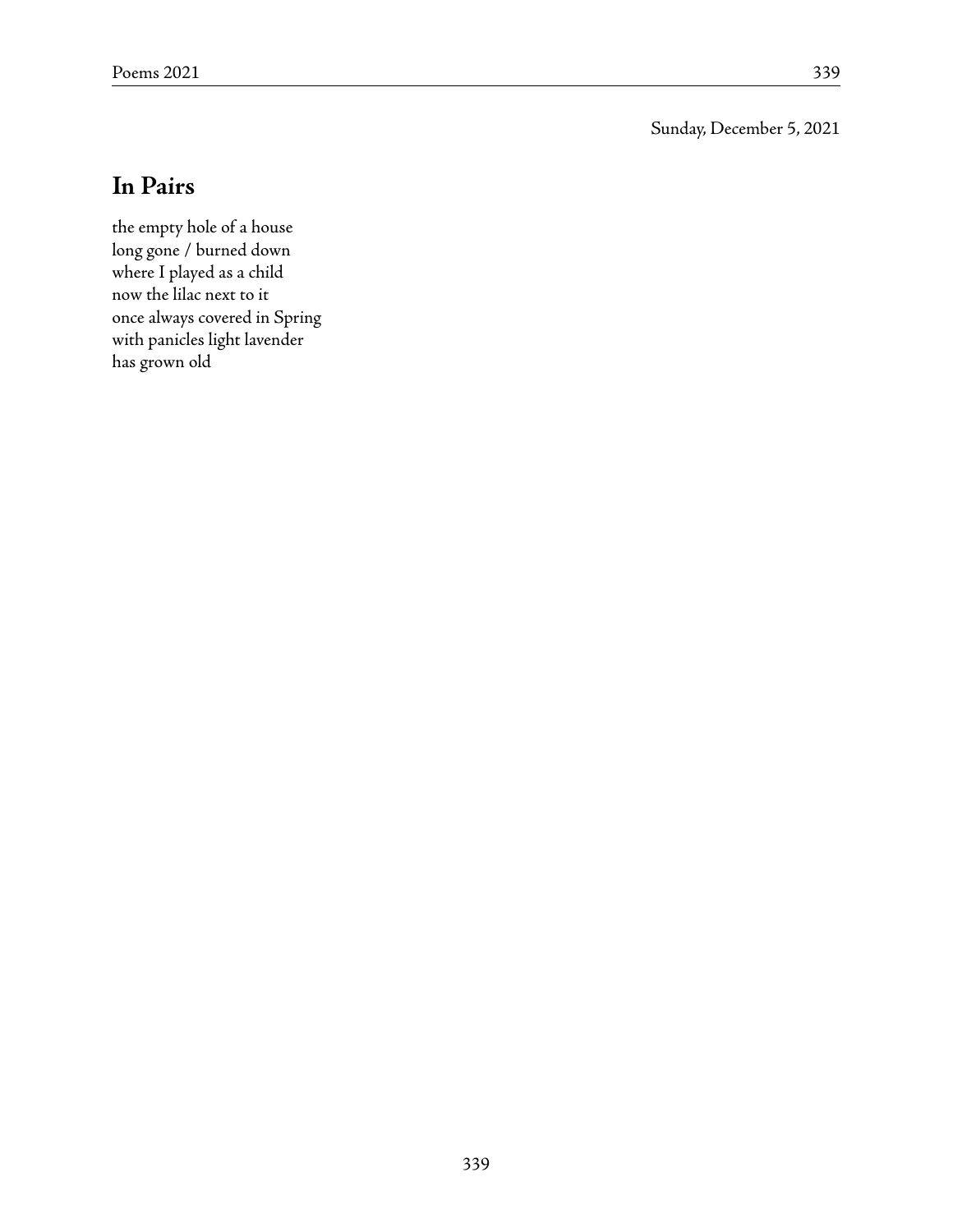Sunday, December 5, 2021

## In Pairs

the empty hole of a house  
long gone / burned down  
where I played as a child  
now the lilac next to it  
once always covered in Spring  
with panicles light lavender  
has grown old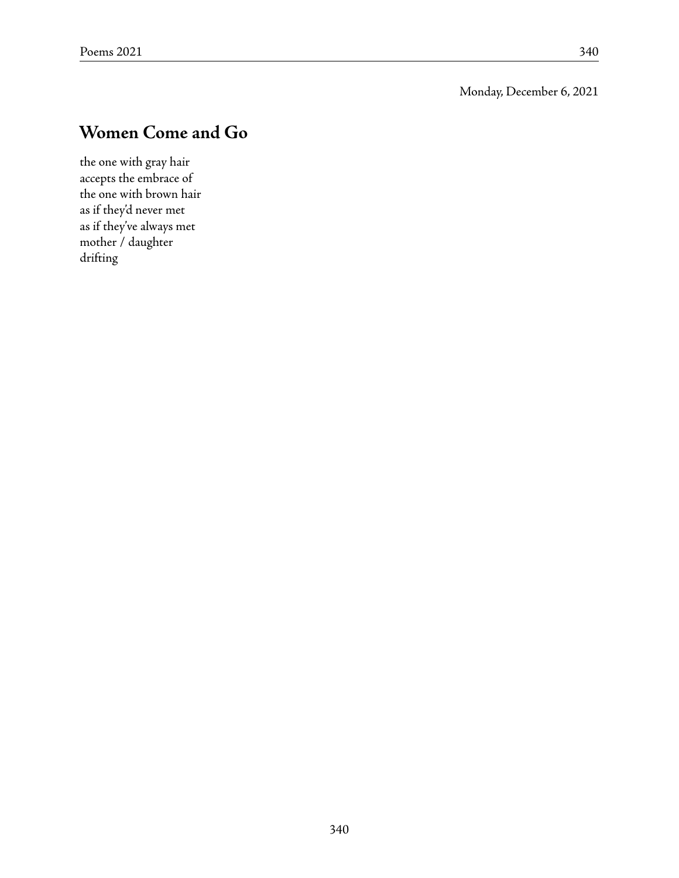Monday, December 6, 2021

## Women Come and Go

the one with gray hair  
accepts the embrace of  
the one with brown hair  
as if they'd never met  
as if they've always met  
mother / daughter  
drifting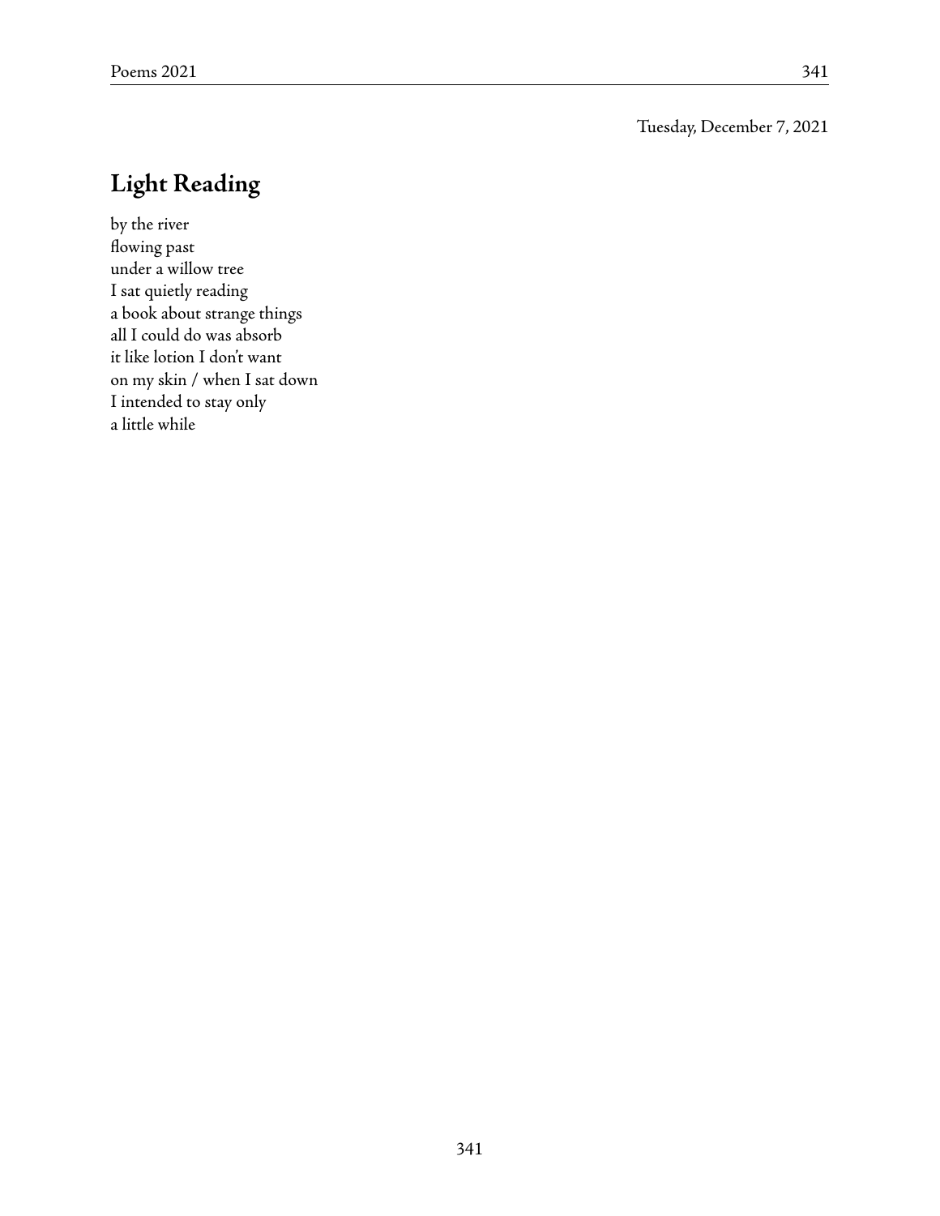Tuesday, December 7, 2021

## Light Reading

by the river  
flowing past  
under a willow tree  
I sat quietly reading  
a book about strange things  
all I could do was absorb  
it like lotion I don't want  
on my skin / when I sat down  
I intended to stay only  
a little while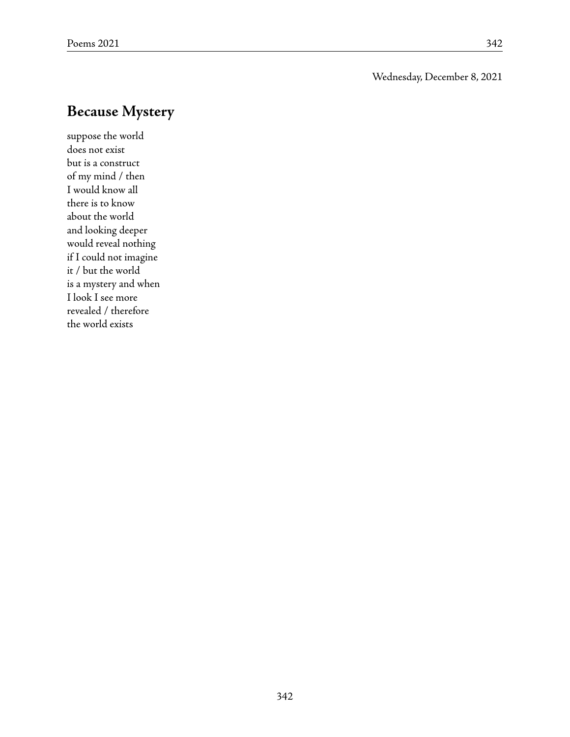Wednesday, December 8, 2021

## Because Mystery

suppose the world  
does not exist  
but is a construct  
of my mind / then  
I would know all  
there is to know  
about the world  
and looking deeper  
would reveal nothing  
if I could not imagine  
it / but the world  
is a mystery and when  
I look I see more  
revealed / therefore  
the world exists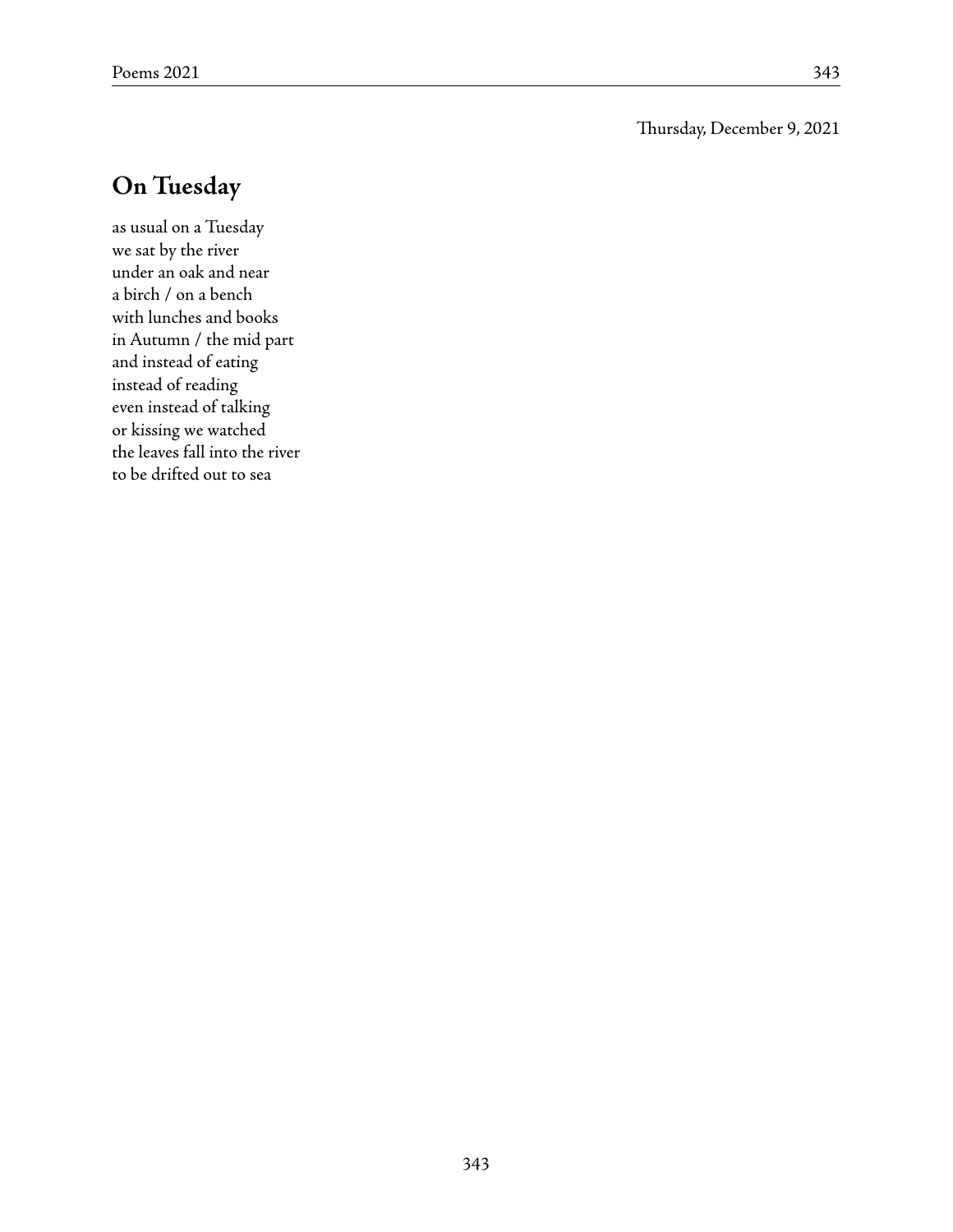Thursday, December 9, 2021

## On Tuesday

as usual on a Tuesday  
we sat by the river  
under an oak and near  
a birch / on a bench  
with lunches and books  
in Autumn / the mid part  
and instead of eating  
instead of reading  
even instead of talking  
or kissing we watched  
the leaves fall into the river  
to be drifted out to sea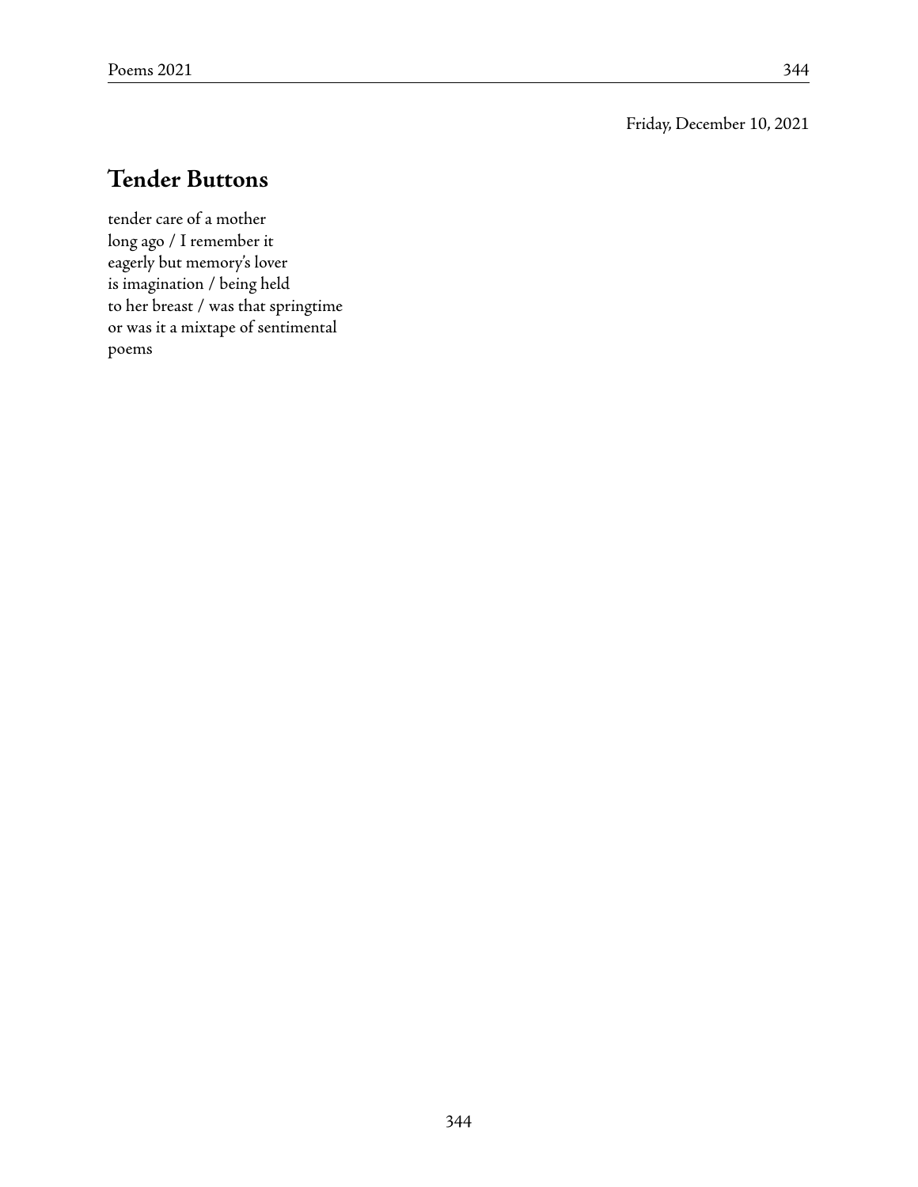Friday, December 10, 2021

## Tender Buttons

tender care of a mother  
long ago / I remember it  
eagerly but memory's lover  
is imagination / being held  
to her breast / was that springtime  
or was it a mixtape of sentimental  
poems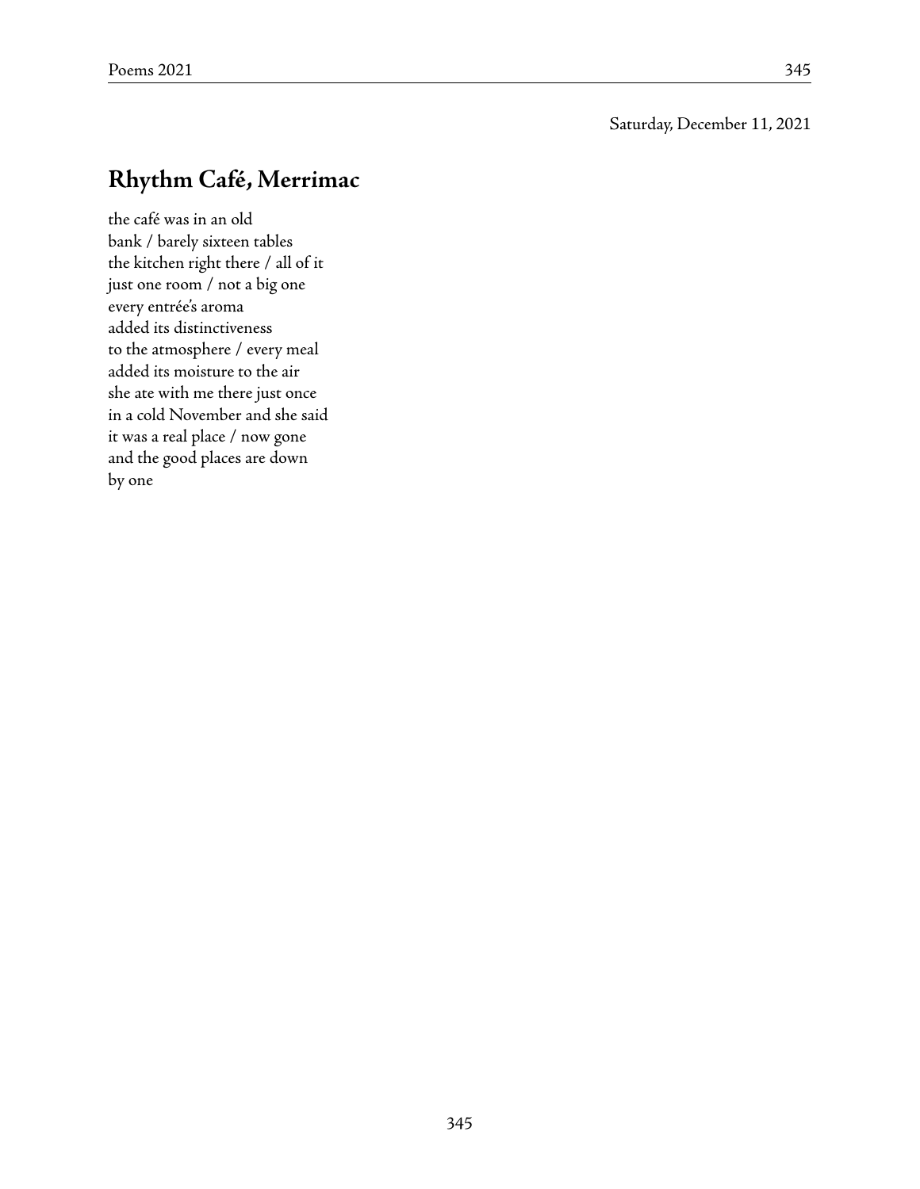Saturday, December 11, 2021

## Rhythm Café, Merrimac

the café was in an old  
bank / barely sixteen tables  
the kitchen right there / all of it  
just one room / not a big one  
every entrée's aroma  
added its distinctiveness  
to the atmosphere / every meal  
added its moisture to the air  
she ate with me there just once  
in a cold November and she said  
it was a real place / now gone  
and the good places are down  
by one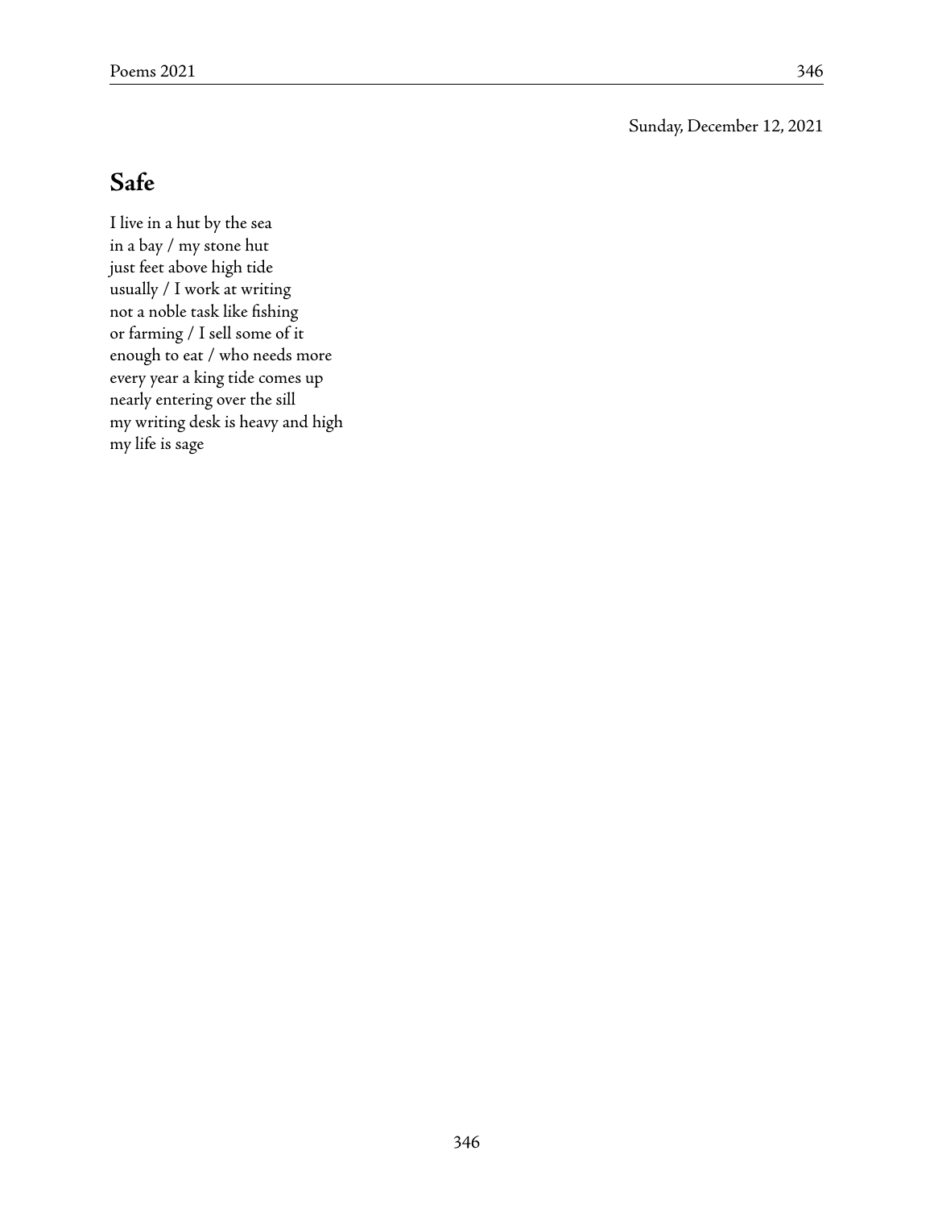Sunday, December 12, 2021

## Safe

I live in a hut by the sea  
in a bay / my stone hut  
just feet above high tide  
usually / I work at writing  
not a noble task like fishing  
or farming / I sell some of it  
enough to eat / who needs more  
every year a king tide comes up  
nearly entering over the sill  
my writing desk is heavy and high  
my life is sage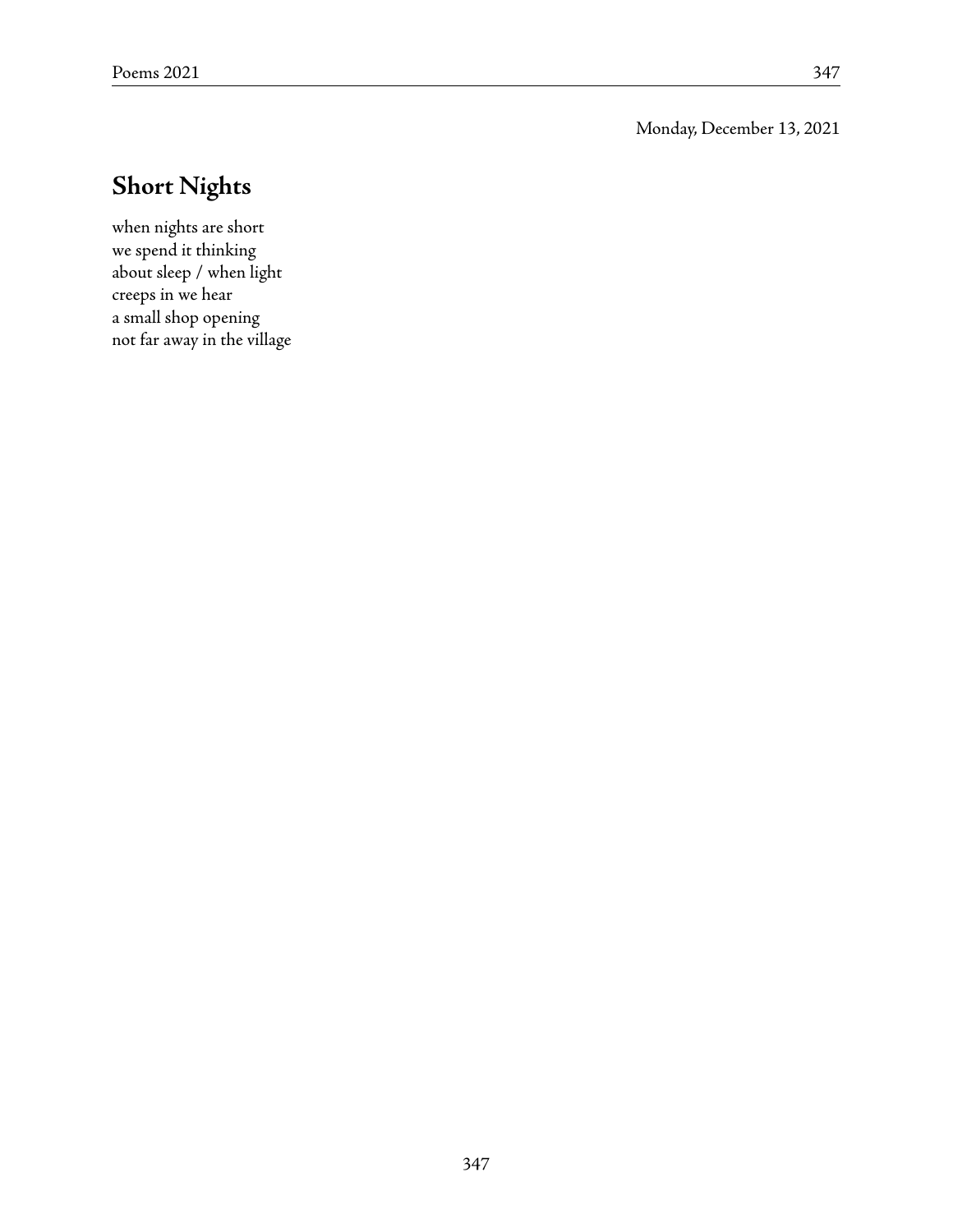Monday, December 13, 2021

## Short Nights

when nights are short
we spend it thinking
about sleep / when light
creeps in we hear
a small shop opening
not far away in the village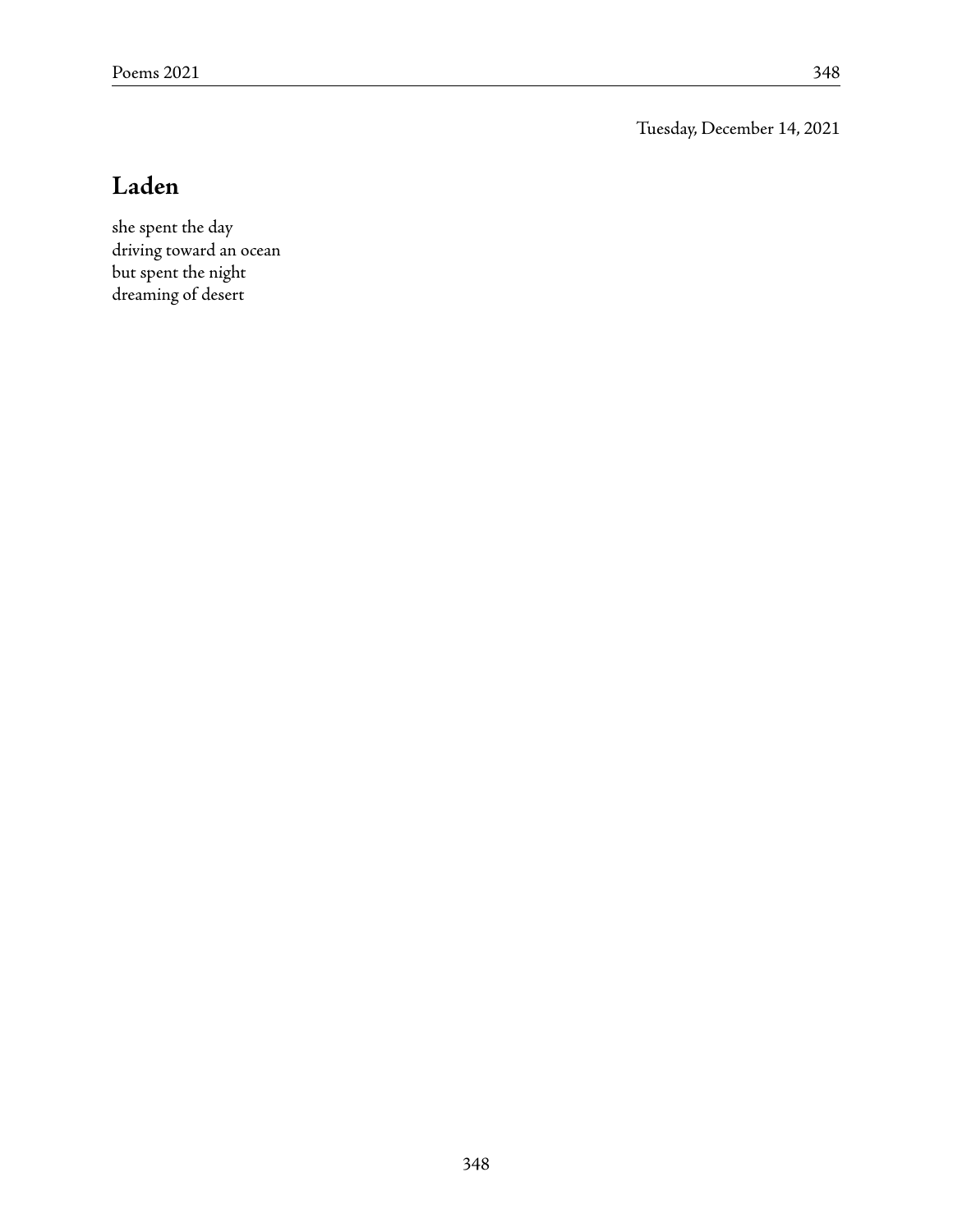Tuesday, December 14, 2021

## Laden

she spent the day
driving toward an ocean
but spent the night
dreaming of desert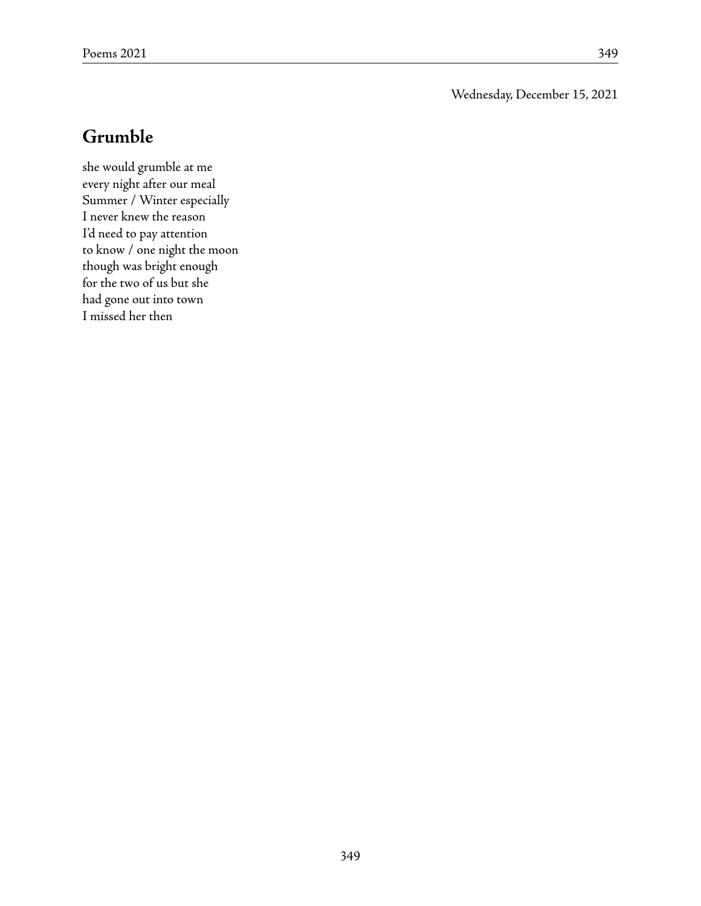Wednesday, December 15, 2021

## Grumble

she would grumble at me  
every night after our meal  
Summer / Winter especially  
I never knew the reason  
I'd need to pay attention  
to know / one night the moon  
though was bright enough  
for the two of us but she  
had gone out into town  
I missed her then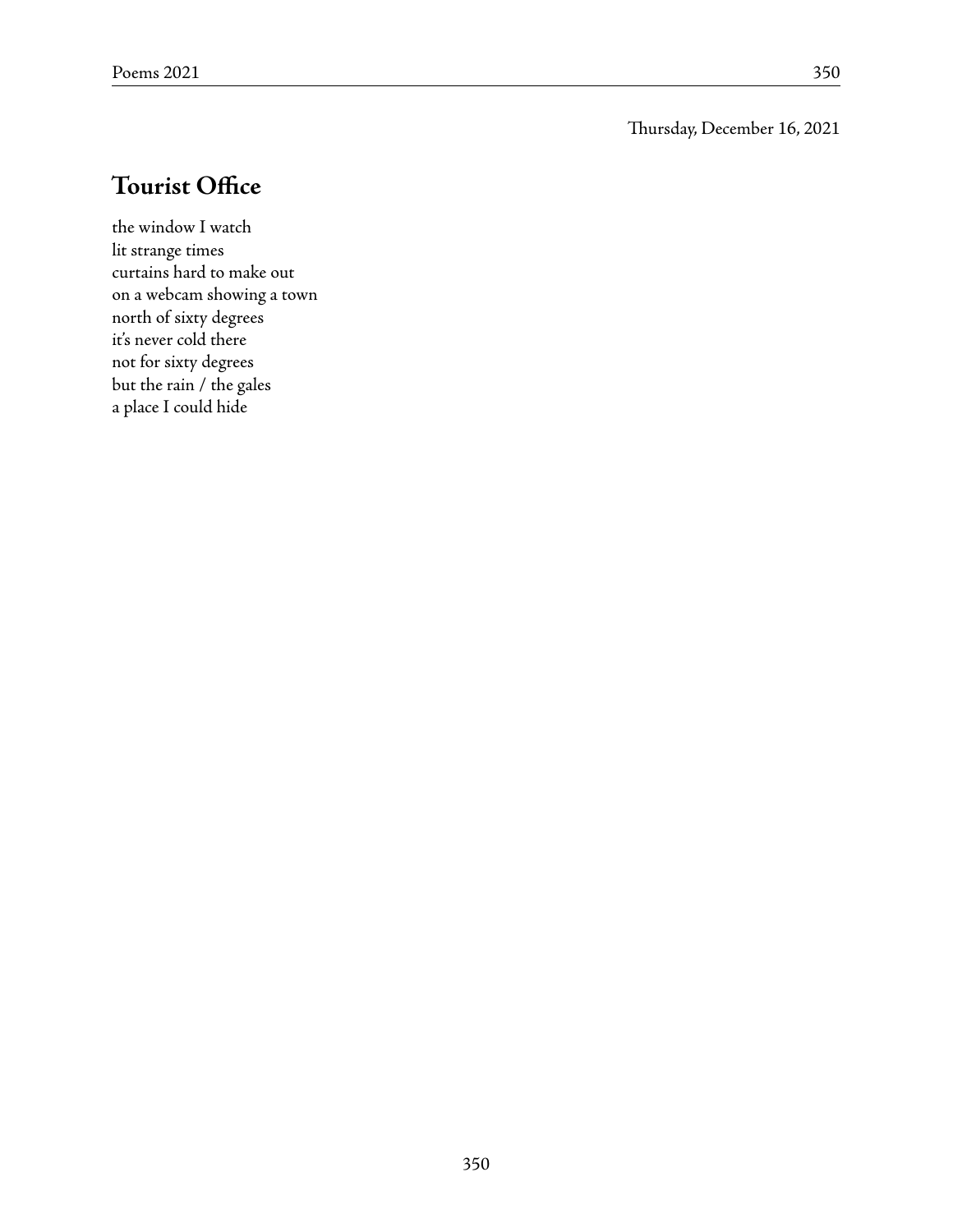Thursday, December 16, 2021

## Tourist Office

the window I watch  
lit strange times  
curtains hard to make out  
on a webcam showing a town  
north of sixty degrees  
it's never cold there  
not for sixty degrees  
but the rain / the gales  
a place I could hide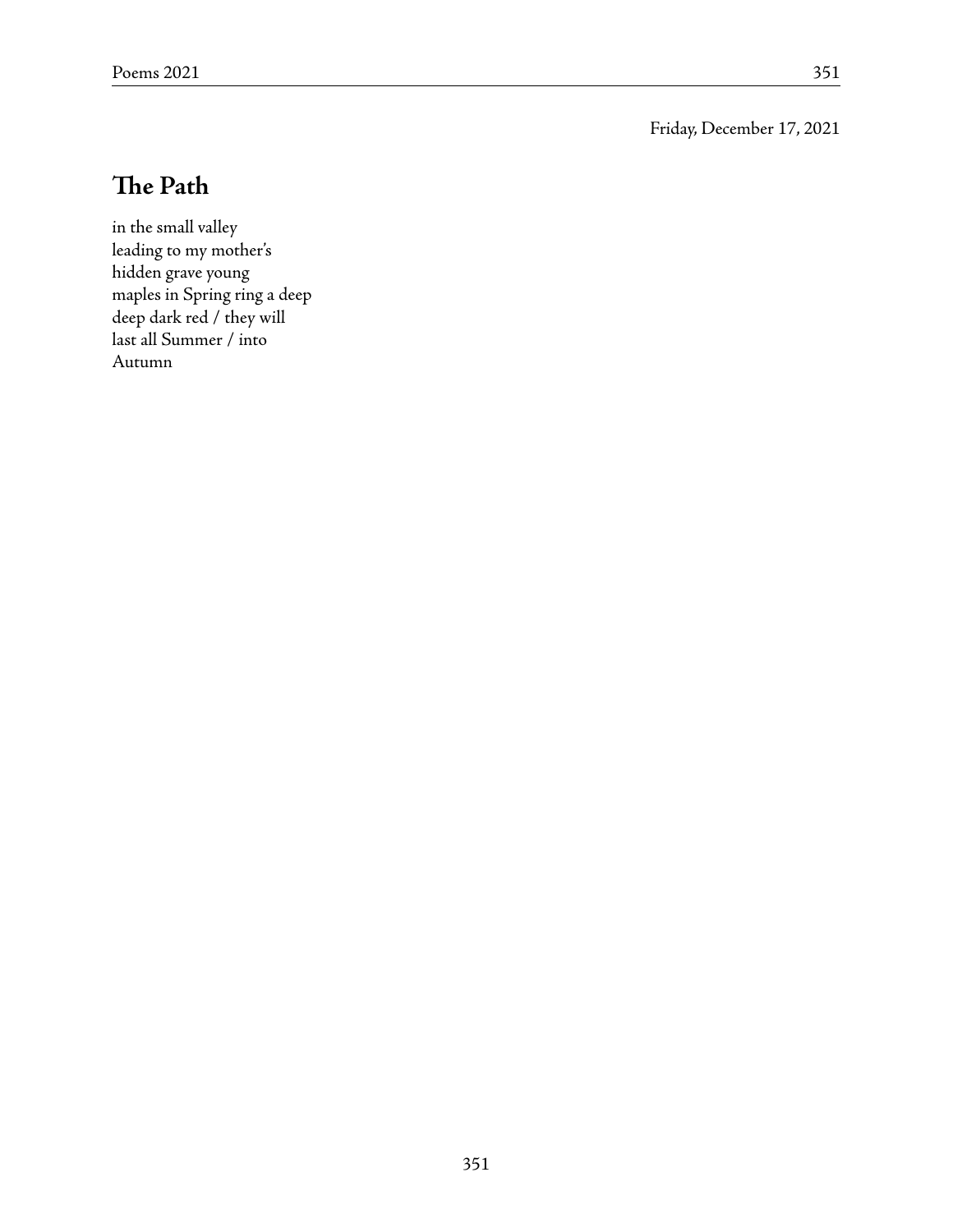Friday, December 17, 2021

## The Path

in the small valley  
leading to my mother's  
hidden grave young  
maples in Spring ring a deep  
deep dark red / they will  
last all Summer / into  
Autumn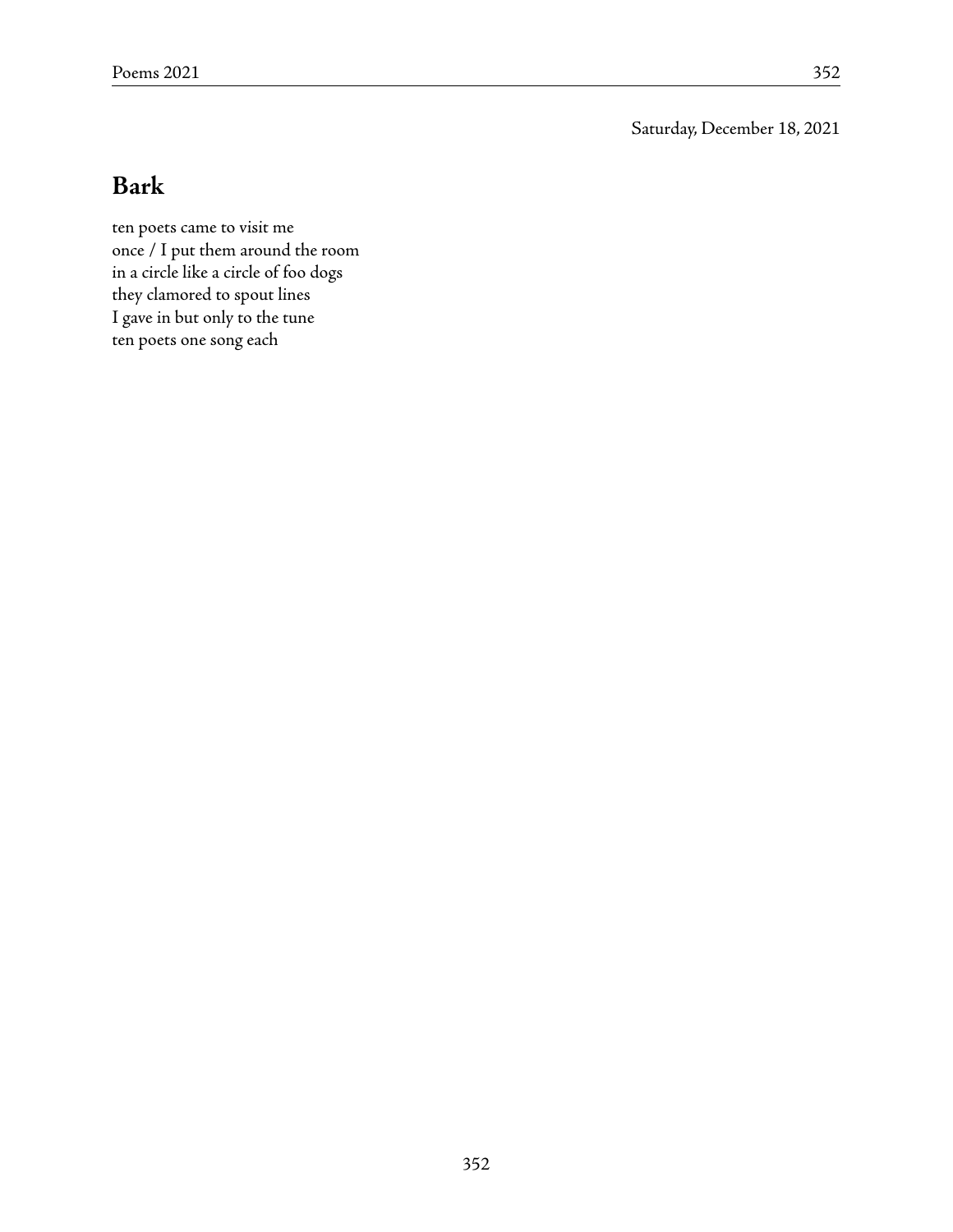Saturday, December 18, 2021

## Bark

ten poets came to visit me  
once / I put them around the room  
in a circle like a circle of foo dogs  
they clamored to spout lines  
I gave in but only to the tune  
ten poets one song each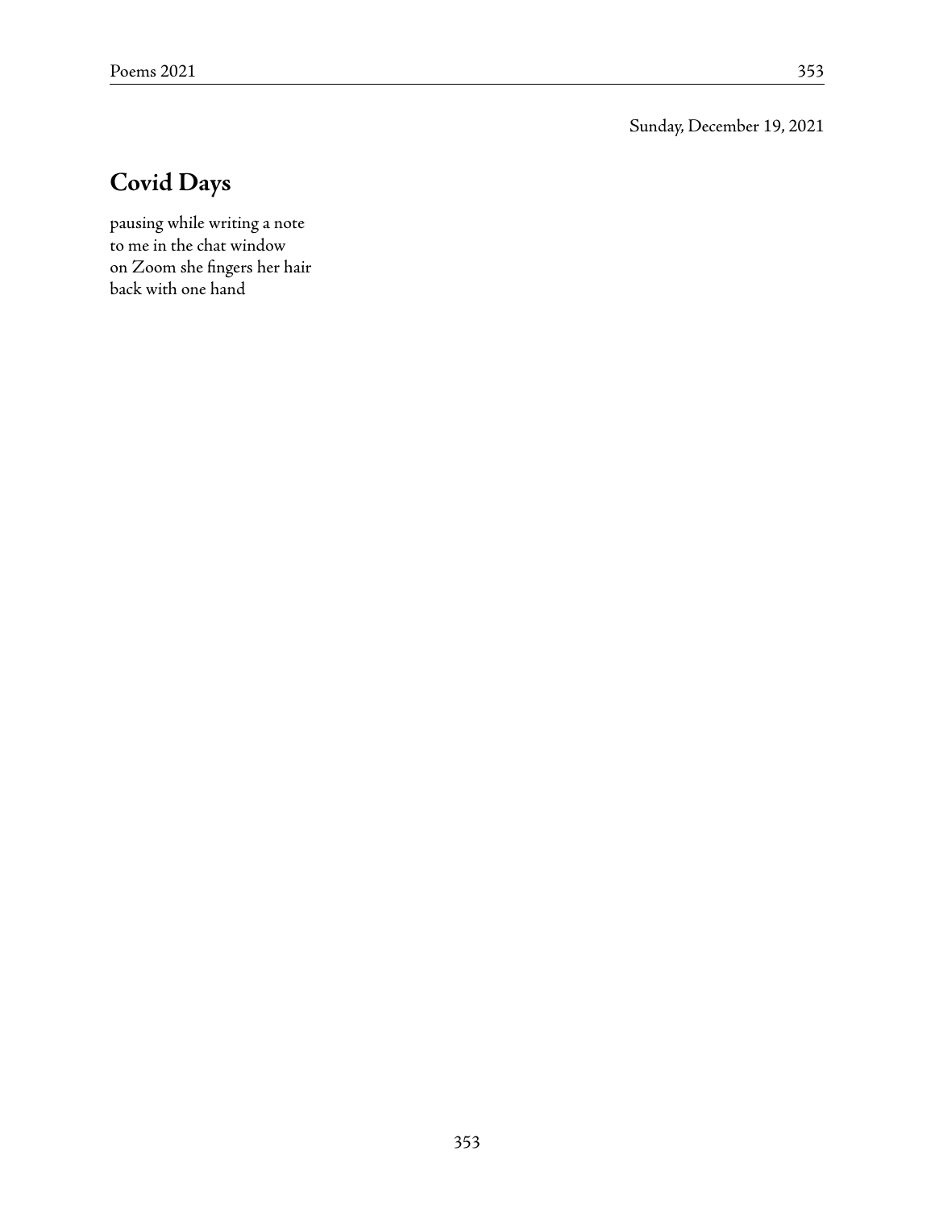Sunday, December 19, 2021

## Covid Days

pausing while writing a note  
to me in the chat window  
on Zoom she fingers her hair  
back with one hand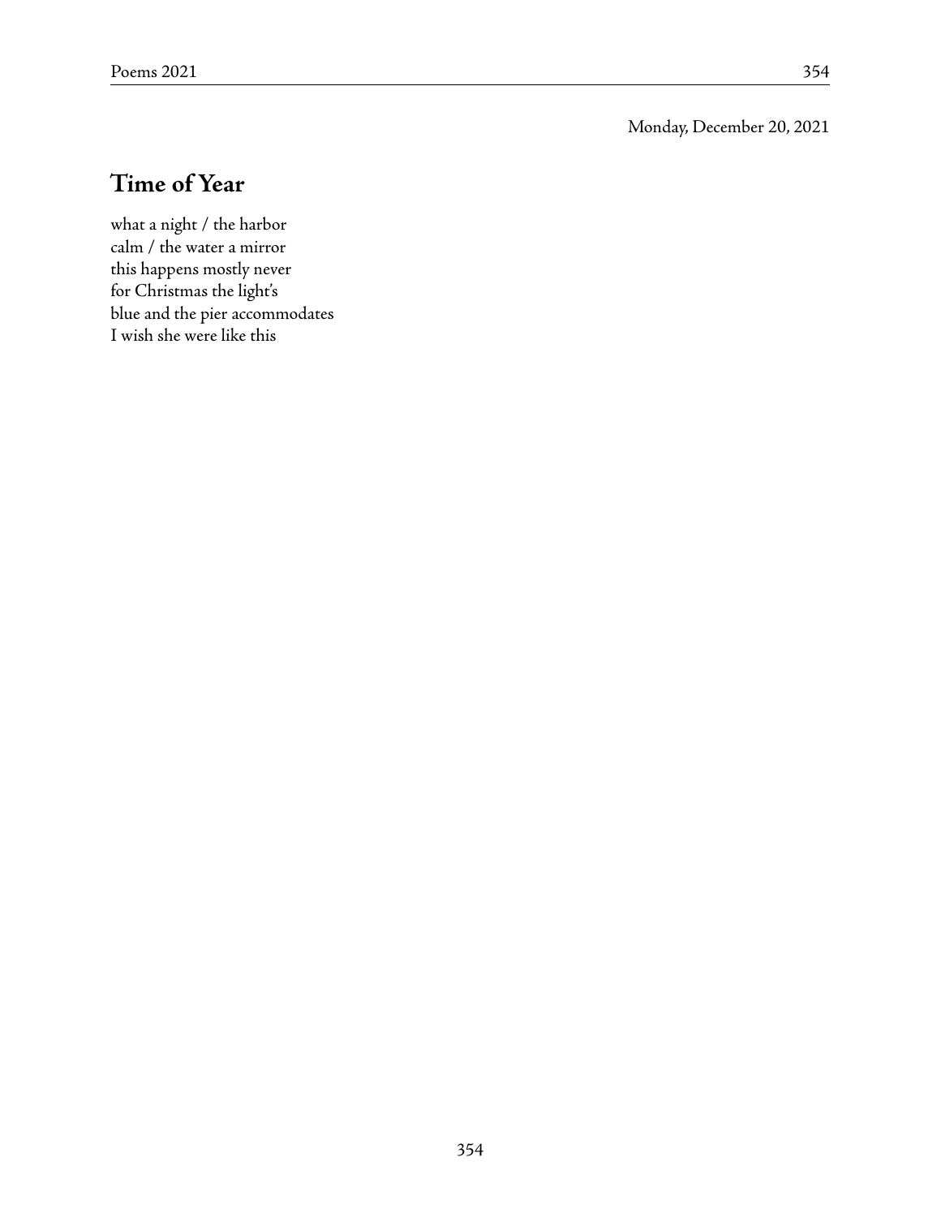Monday, December 20, 2021

## Time of Year

what a night / the harbor  
calm / the water a mirror  
this happens mostly never  
for Christmas the light's  
blue and the pier accommodates  
I wish she were like this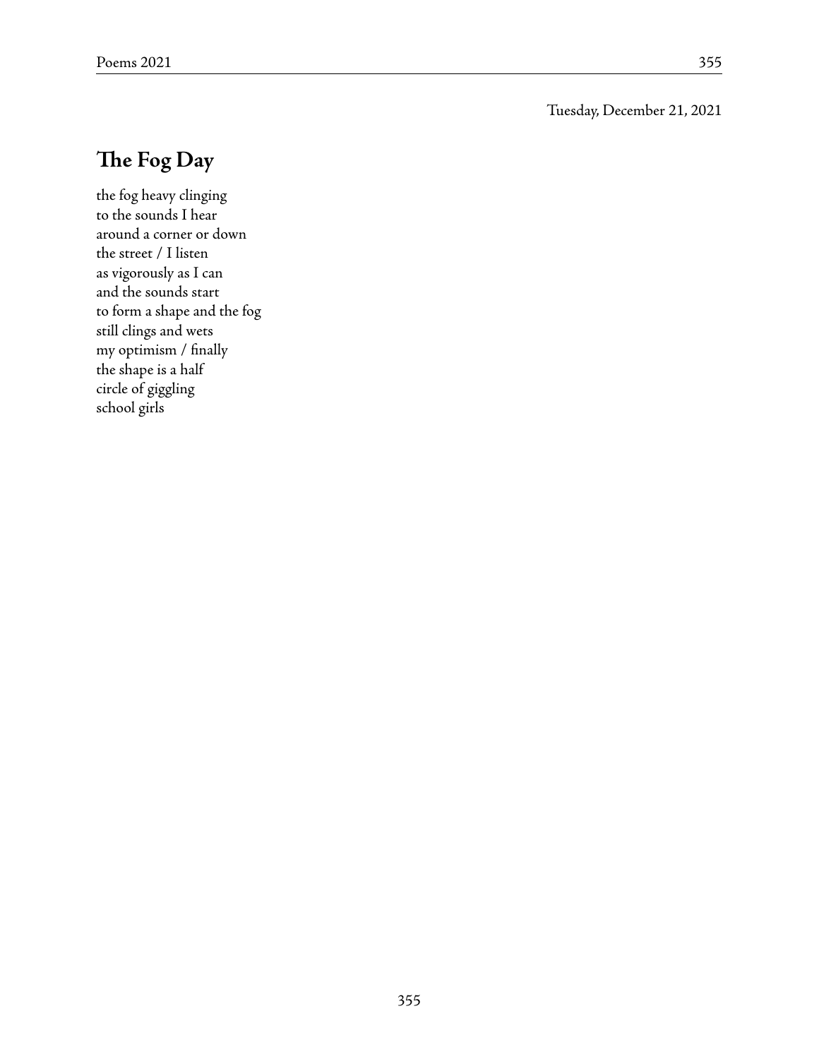Tuesday, December 21, 2021

## The Fog Day

the fog heavy clinging  
to the sounds I hear  
around a corner or down  
the street / I listen  
as vigorously as I can  
and the sounds start  
to form a shape and the fog  
still clings and wets  
my optimism / finally  
the shape is a half  
circle of giggling  
school girls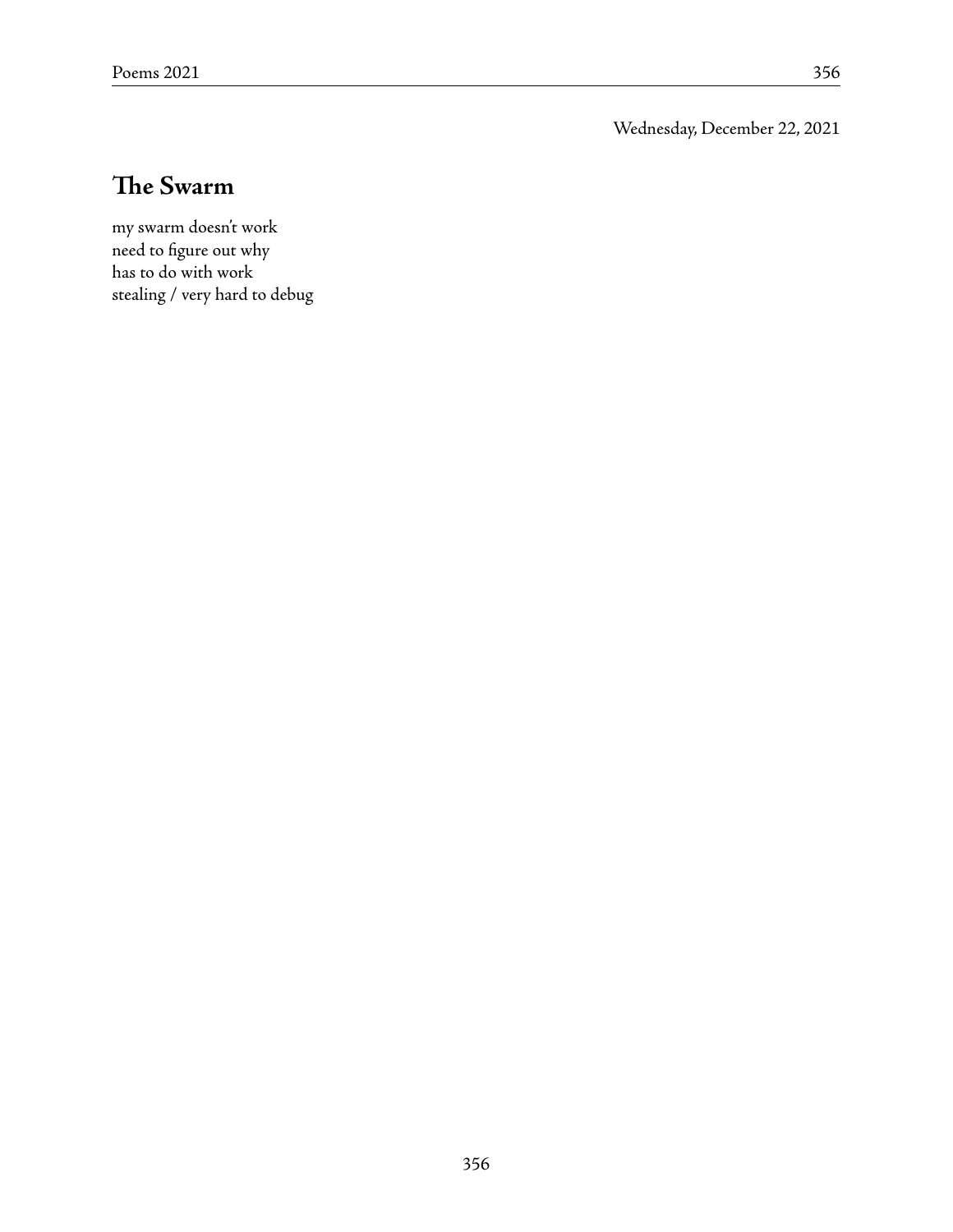Wednesday, December 22, 2021

## The Swarm

my swarm doesn't work  
need to figure out why  
has to do with work  
stealing / very hard to debug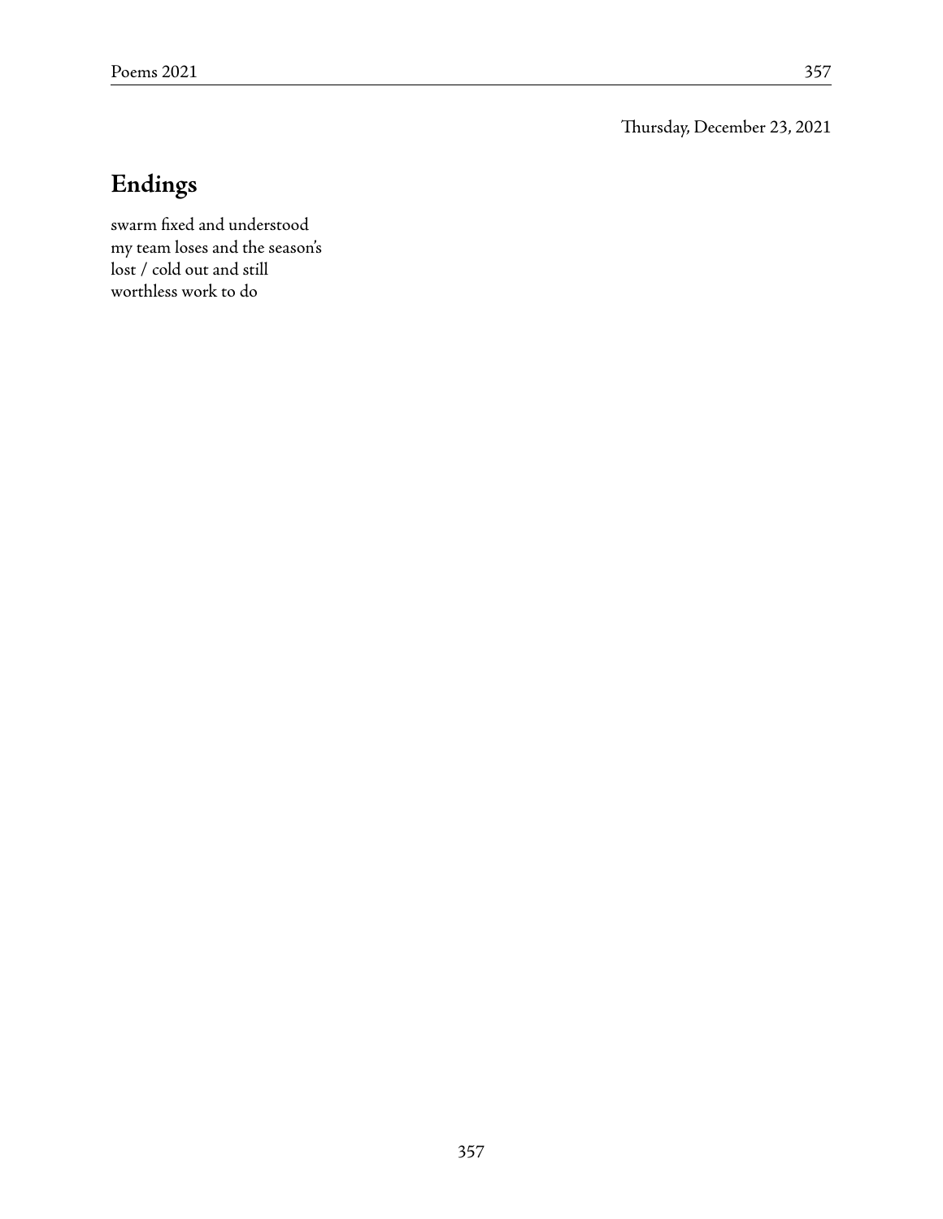Thursday, December 23, 2021

# Endings

swarm fixed and understood  
my team loses and the season's  
lost / cold out and still  
worthless work to do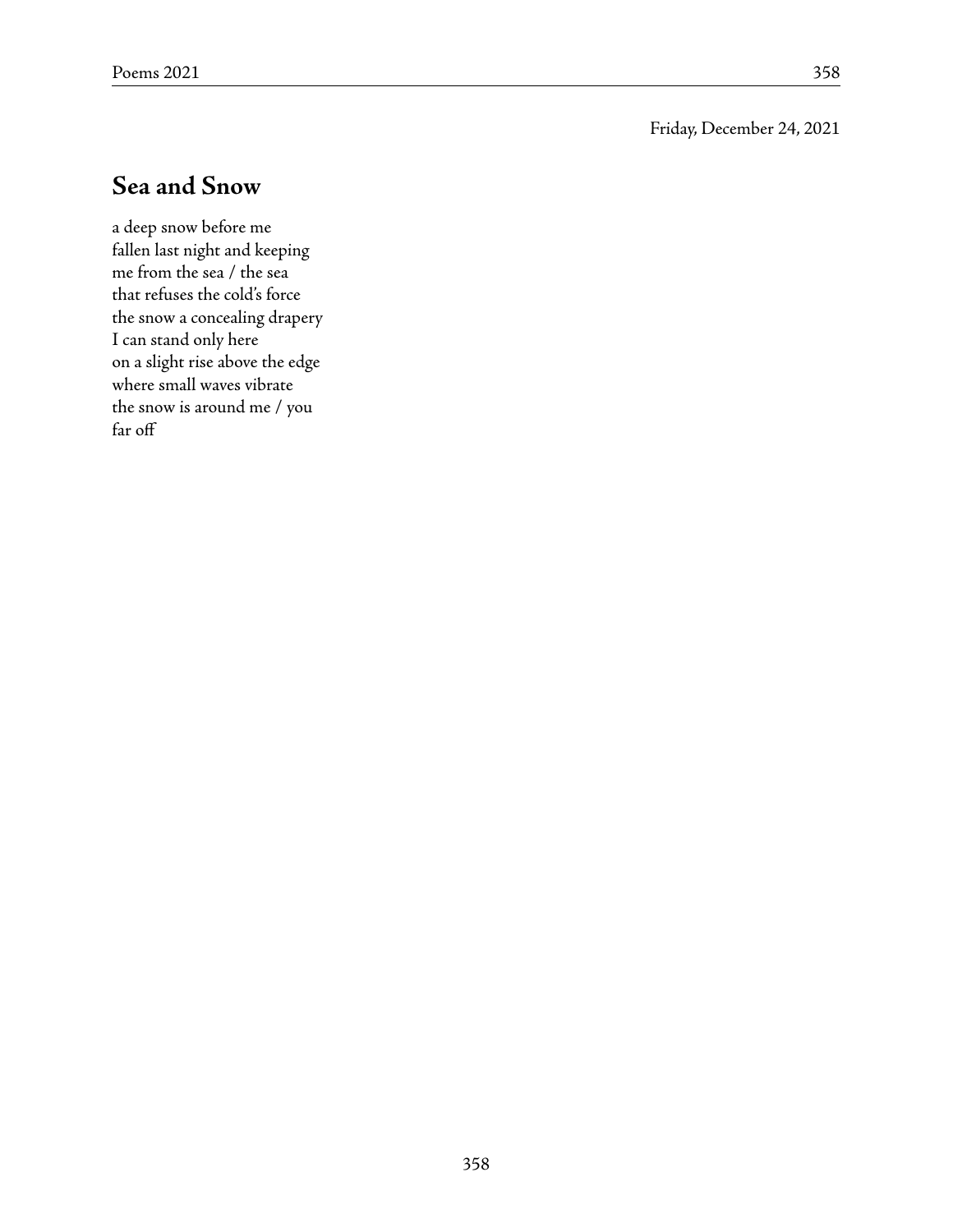Friday, December 24, 2021

## Sea and Snow

a deep snow before me  
fallen last night and keeping  
me from the sea / the sea  
that refuses the cold's force  
the snow a concealing drapery  
I can stand only here  
on a slight rise above the edge  
where small waves vibrate  
the snow is around me / you  
far off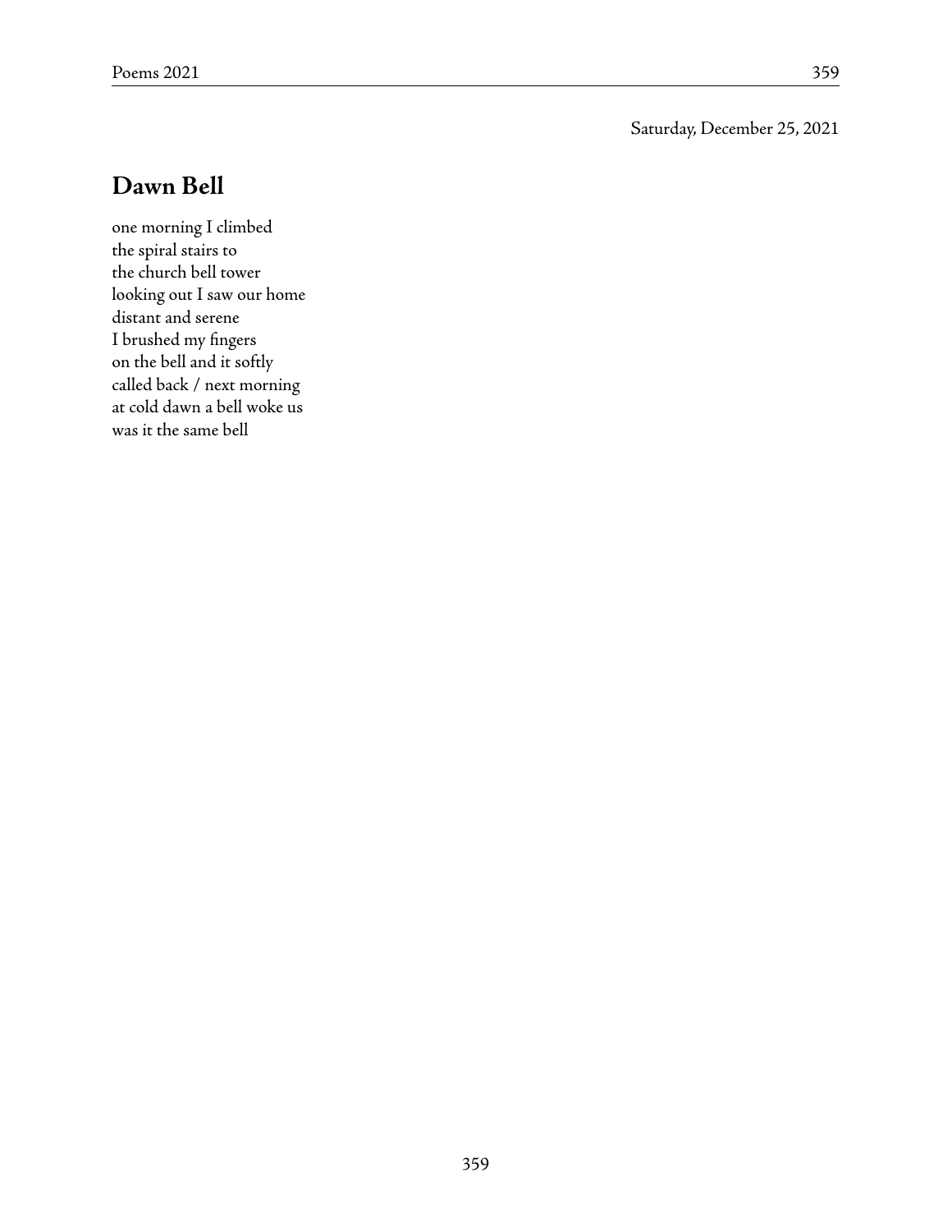Saturday, December 25, 2021

## Dawn Bell

one morning I climbed  
the spiral stairs to  
the church bell tower  
looking out I saw our home  
distant and serene  
I brushed my fingers  
on the bell and it softly  
called back / next morning  
at cold dawn a bell woke us  
was it the same bell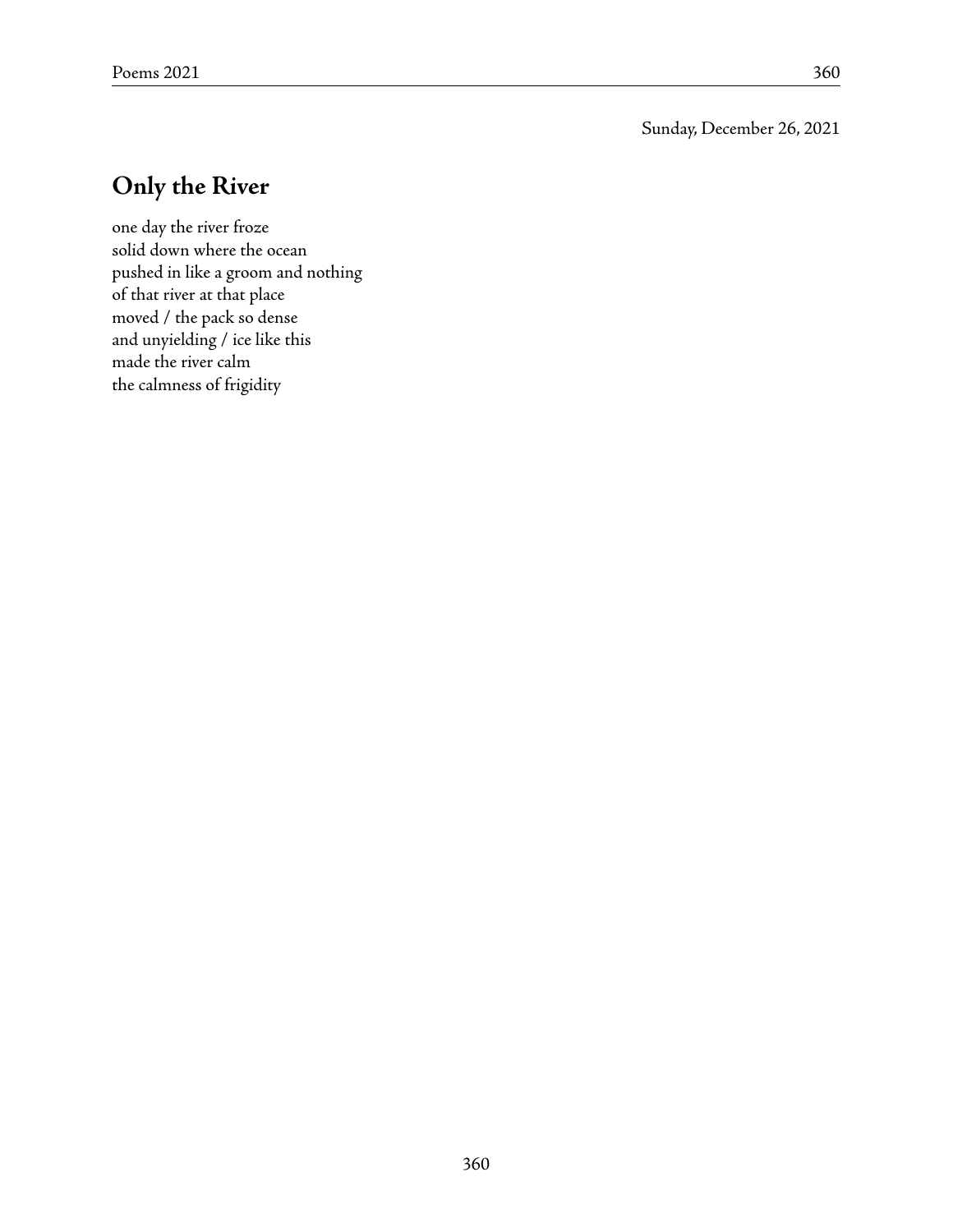Sunday, December 26, 2021

## Only the River

one day the river froze  
solid down where the ocean  
pushed in like a groom and nothing  
of that river at that place  
moved / the pack so dense  
and unyielding / ice like this  
made the river calm  
the calmness of frigidity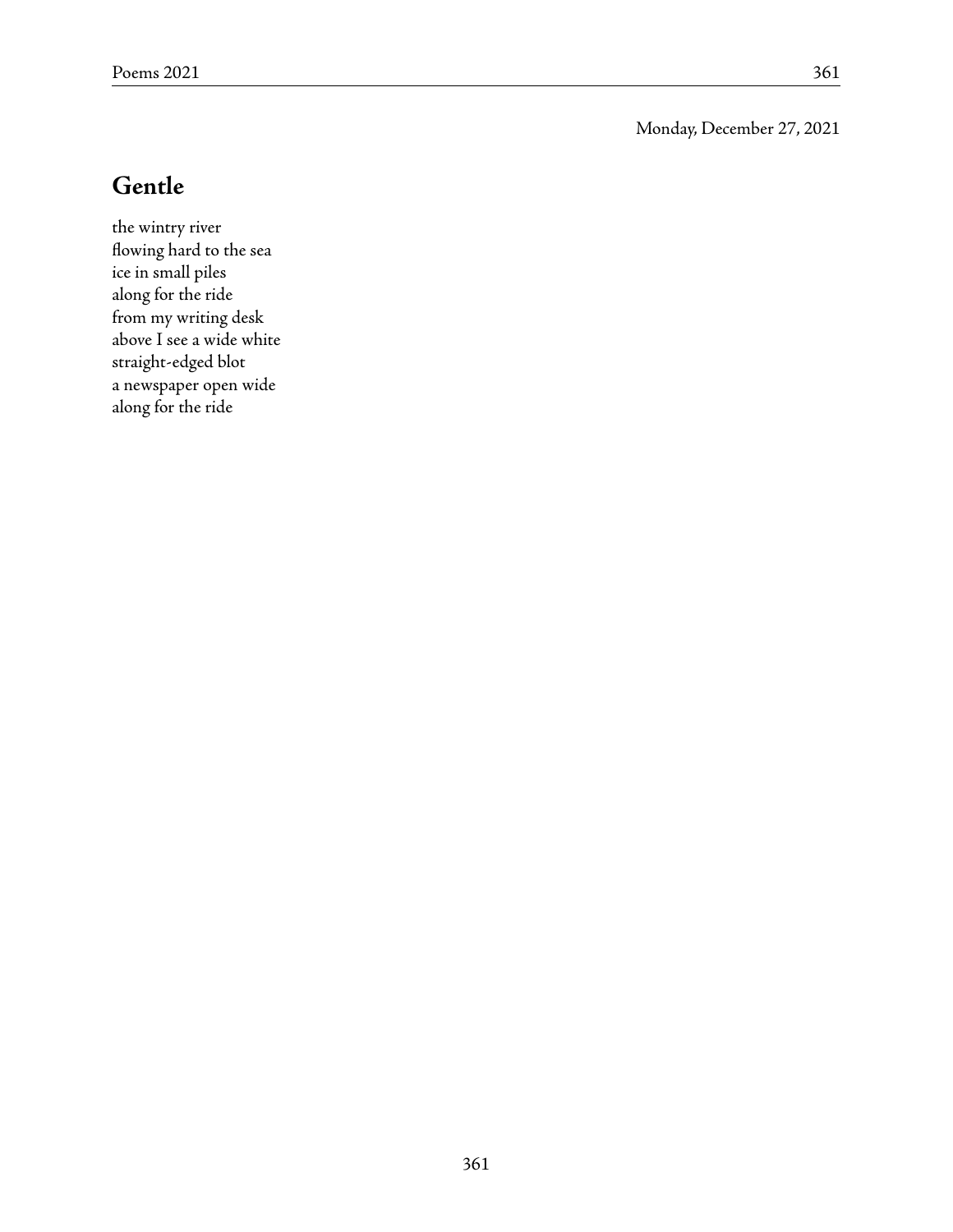Monday, December 27, 2021

## Gentle

the wintry river  
flowing hard to the sea  
ice in small piles  
along for the ride  
from my writing desk  
above I see a wide white  
straight-edged blot  
a newspaper open wide  
along for the ride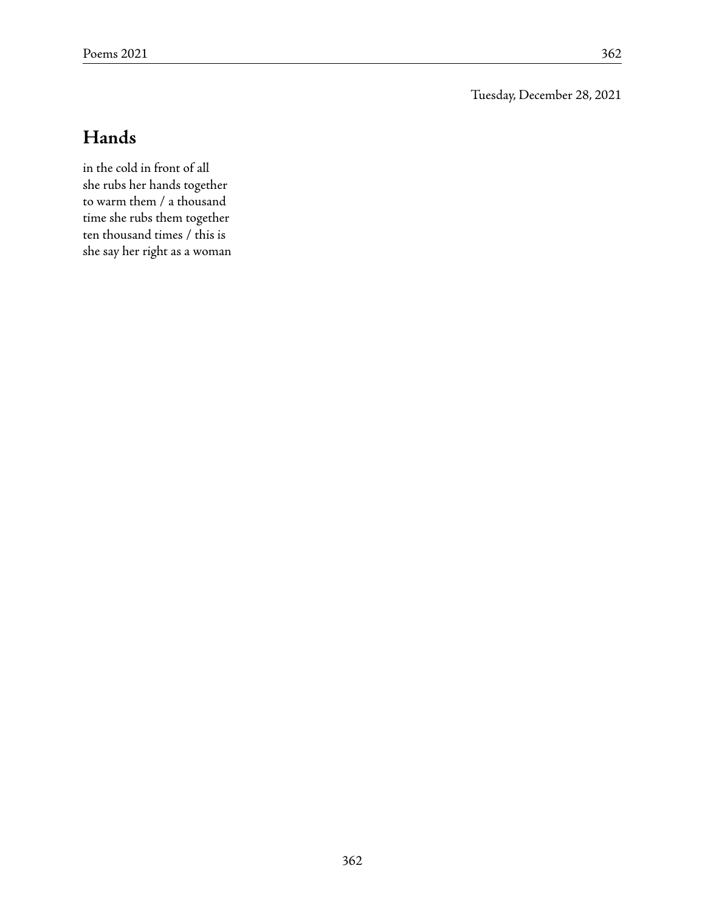Tuesday, December 28, 2021

## Hands

in the cold in front of all  
she rubs her hands together  
to warm them / a thousand  
time she rubs them together  
ten thousand times / this is  
she say her right as a woman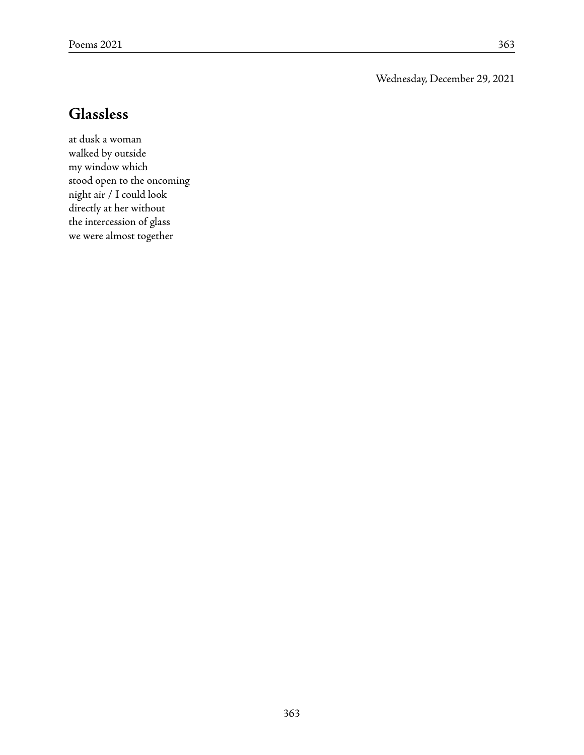Wednesday, December 29, 2021

## Glassless

at dusk a woman  
walked by outside  
my window which  
stood open to the oncoming  
night air / I could look  
directly at her without  
the intercession of glass  
we were almost together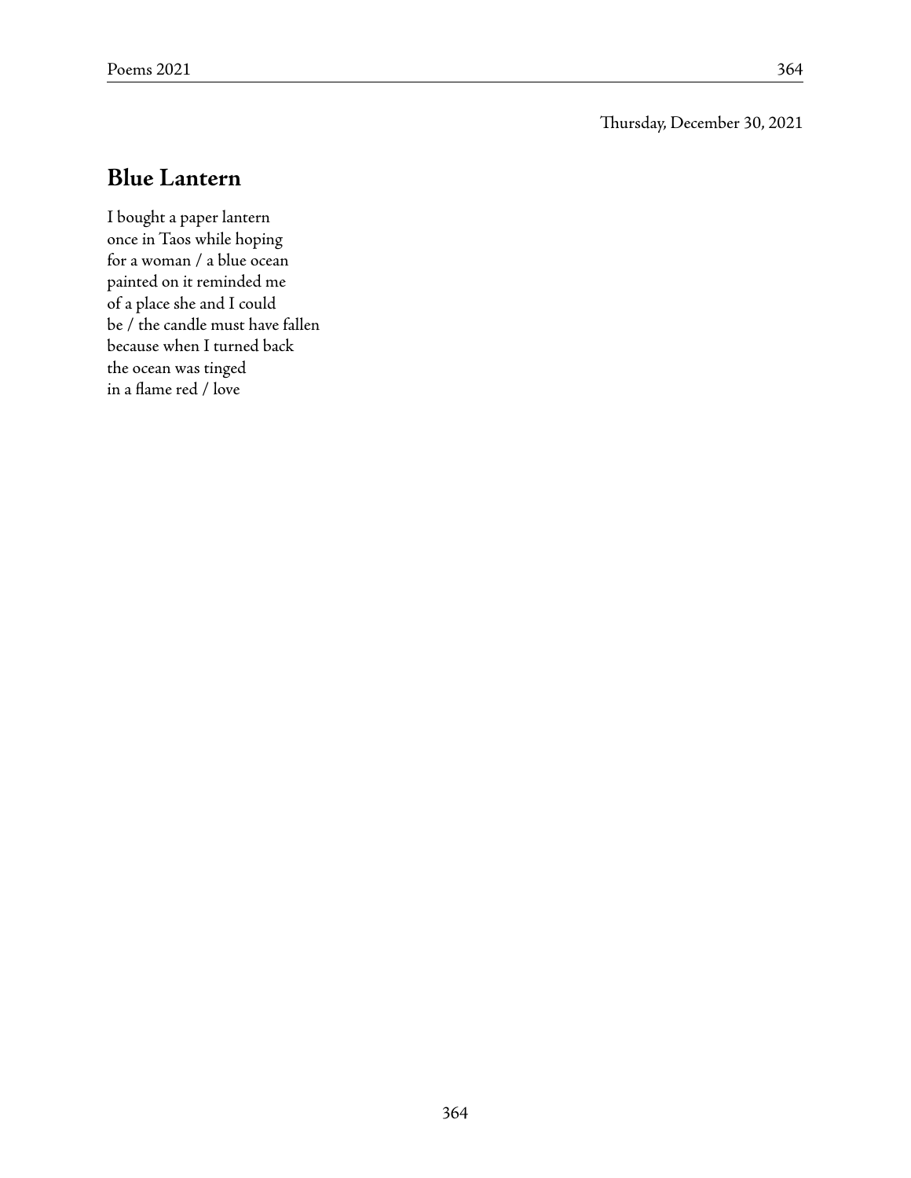Thursday, December 30, 2021

## Blue Lantern

I bought a paper lantern  
once in Taos while hoping  
for a woman / a blue ocean  
painted on it reminded me  
of a place she and I could  
be / the candle must have fallen  
because when I turned back  
the ocean was tinged  
in a flame red / love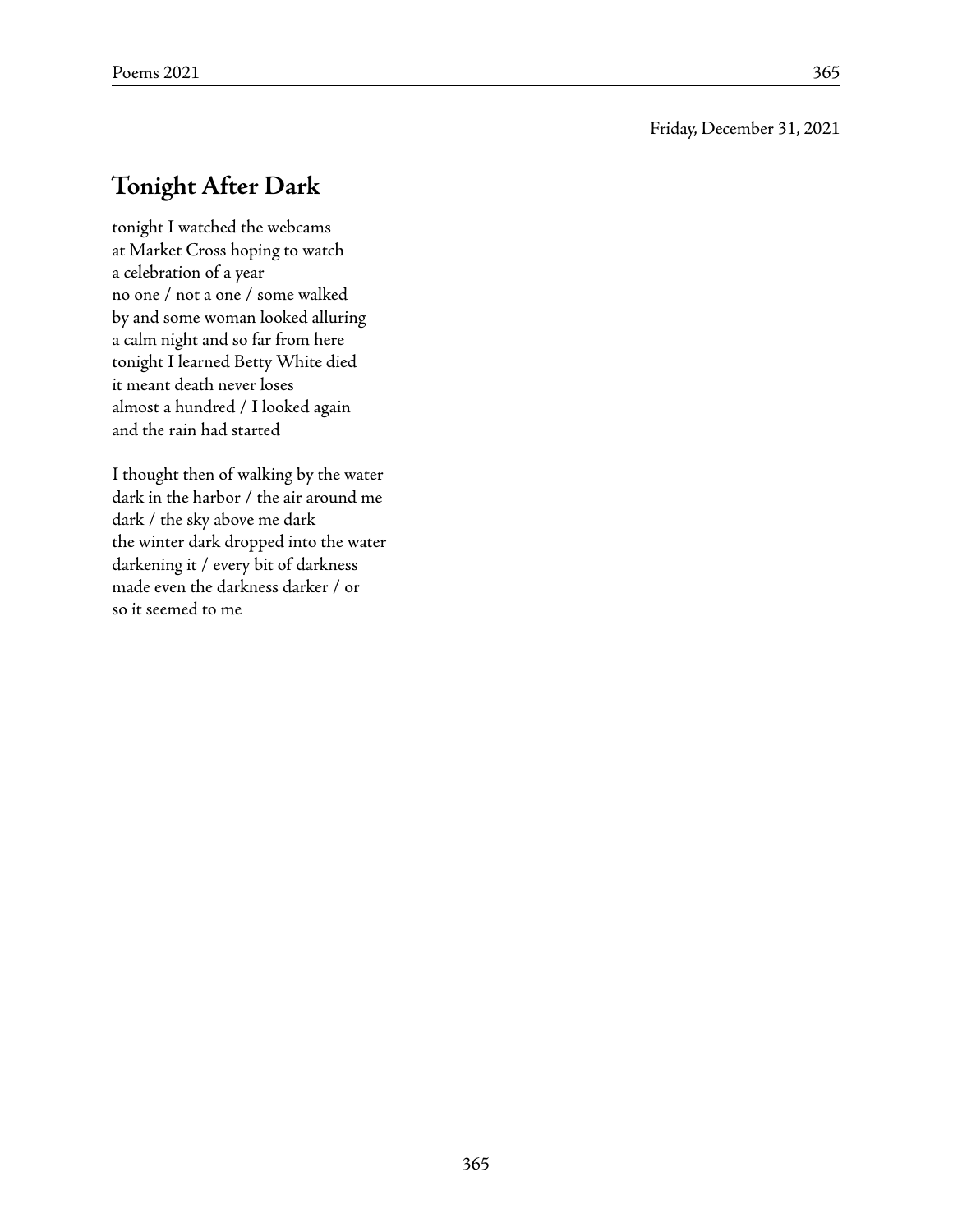Friday, December 31, 2021

## Tonight After Dark

tonight I watched the webcams  
at Market Cross hoping to watch  
a celebration of a year  
no one / not a one / some walked  
by and some woman looked alluring  
a calm night and so far from here  
tonight I learned Betty White died  
it meant death never loses  
almost a hundred / I looked again  
and the rain had started

I thought then of walking by the water  
dark in the harbor / the air around me  
dark / the sky above me dark  
the winter dark dropped into the water  
darkening it / every bit of darkness  
made even the darkness darker / or  
so it seemed to me